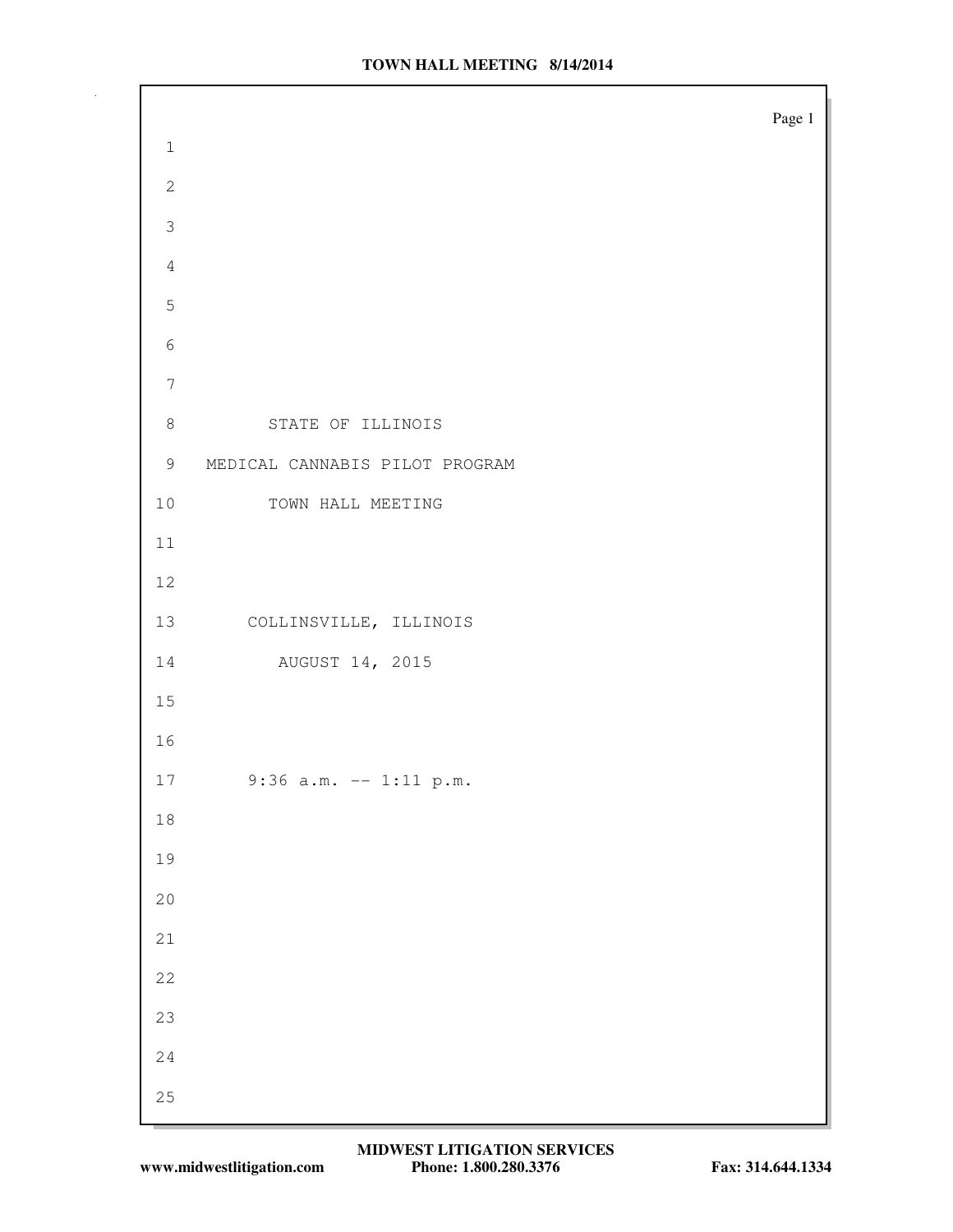STATE OF ILLINOIS

MEDICAL CANNABIS PILOT PROGRAM

TOWN HALL MEETING

COLLINSVILLE, ILLINOIS

AUGUST 14, 2015

9:36 a.m. -- 1:11 p.m.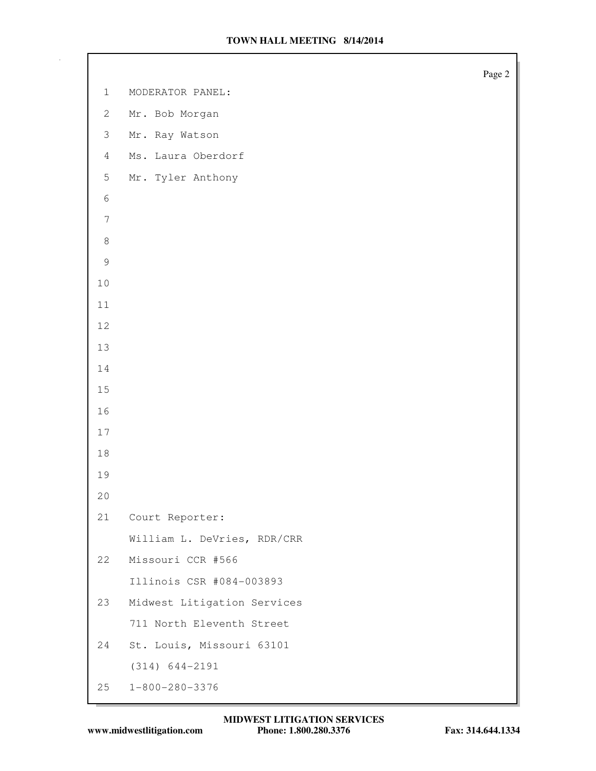MODERATOR PANEL:

Mr. Bob Morgan

Mr. Ray Watson

Ms. Laura Oberdorf

Mr. Tyler Anthony

Court Reporter:
William L. DeVries, RDR/CRR
Missouri CCR #566
Illinois CSR #084-003893
Midwest Litigation Services
711 North Eleventh Street
St. Louis, Missouri 63101
(314) 644-2191
1-800-280-3376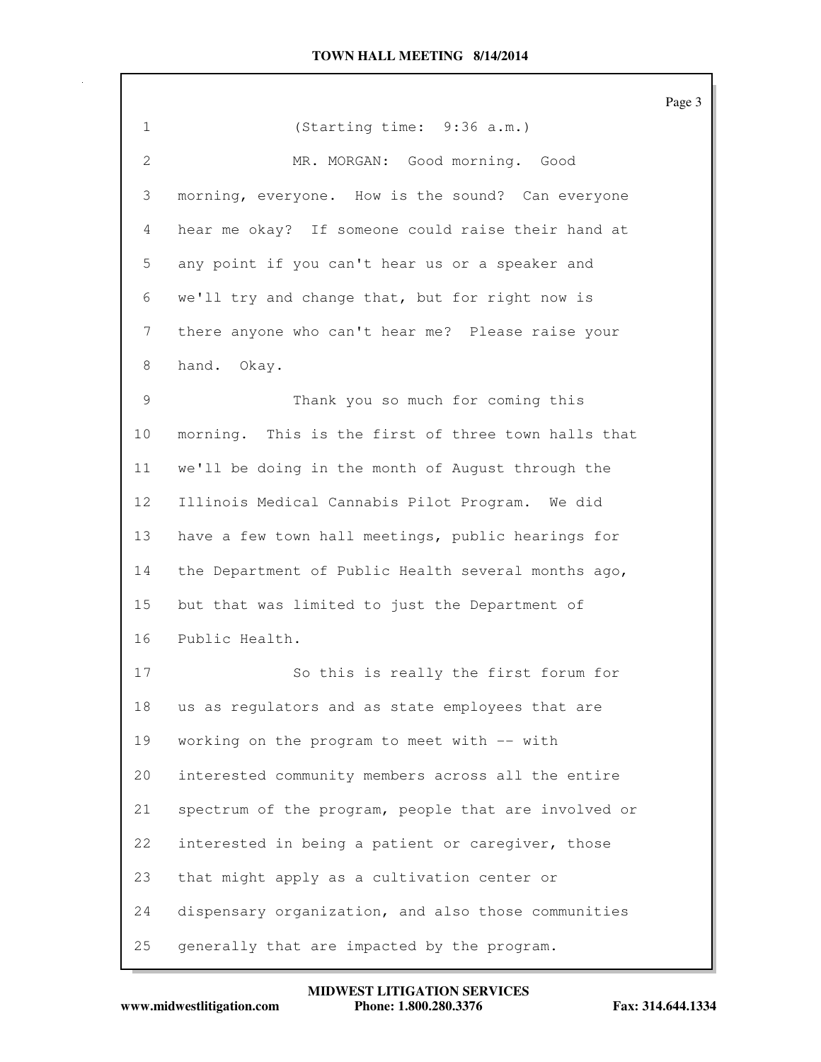(Starting time: 9:36 a.m.)

MR. MORGAN: Good morning. Good morning, everyone. How is the sound? Can everyone hear me okay? If someone could raise their hand at any point if you can't hear us or a speaker and we'll try and change that, but for right now is there anyone who can't hear me? Please raise your hand. Okay.

Thank you so much for coming this morning. This is the first of three town halls that we'll be doing in the month of August through the Illinois Medical Cannabis Pilot Program. We did have a few town hall meetings, public hearings for the Department of Public Health several months ago, but that was limited to just the Department of Public Health.

So this is really the first forum for us as regulators and as state employees that are working on the program to meet with -- with interested community members across all the entire spectrum of the program, people that are involved or interested in being a patient or caregiver, those that might apply as a cultivation center or dispensary organization, and also those communities generally that are impacted by the program.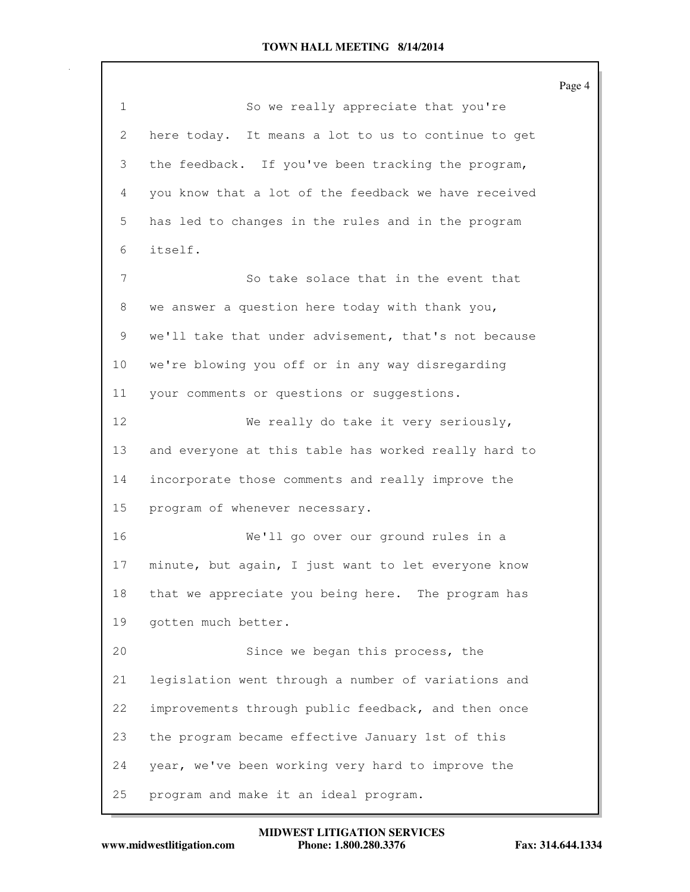So we really appreciate that you're here today. It means a lot to us to continue to get the feedback. If you've been tracking the program, you know that a lot of the feedback we have received has led to changes in the rules and in the program itself.

So take solace that in the event that we answer a question here today with thank you, we'll take that under advisement, that's not because we're blowing you off or in any way disregarding your comments or questions or suggestions.

We really do take it very seriously, and everyone at this table has worked really hard to incorporate those comments and really improve the program of whenever necessary.

We'll go over our ground rules in a minute, but again, I just want to let everyone know that we appreciate you being here. The program has gotten much better.

Since we began this process, the legislation went through a number of variations and improvements through public feedback, and then once the program became effective January 1st of this year, we've been working very hard to improve the program and make it an ideal program.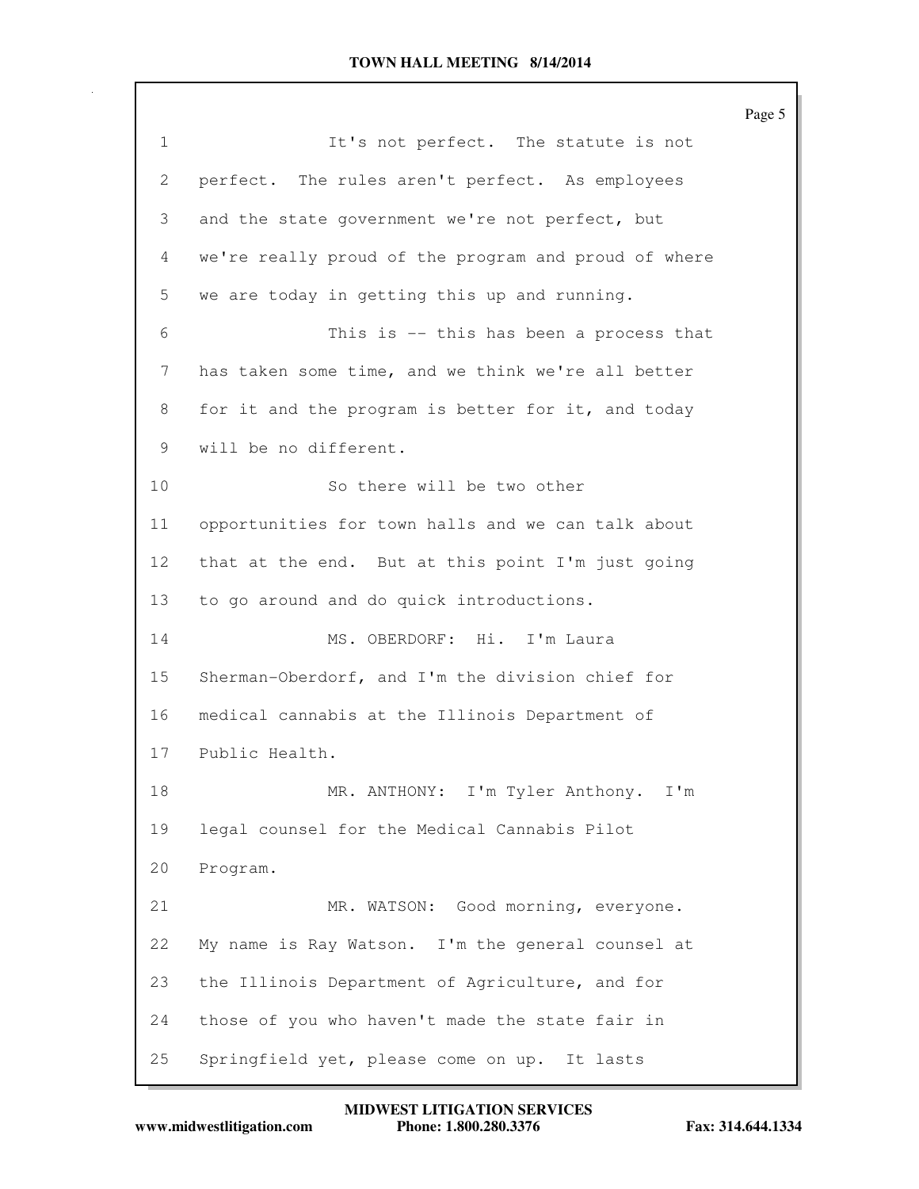It's not perfect. The statute is not perfect. The rules aren't perfect. As employees and the state government we're not perfect, but we're really proud of the program and proud of where we are today in getting this up and running.

This is -- this has been a process that has taken some time, and we think we're all better for it and the program is better for it, and today will be no different.

So there will be two other opportunities for town halls and we can talk about that at the end. But at this point I'm just going to go around and do quick introductions.

MS. OBERDORF: Hi. I'm Laura Sherman-Oberdorf, and I'm the division chief for medical cannabis at the Illinois Department of Public Health.

MR. ANTHONY: I'm Tyler Anthony. I'm legal counsel for the Medical Cannabis Pilot Program.

MR. WATSON: Good morning, everyone. My name is Ray Watson. I'm the general counsel at the Illinois Department of Agriculture, and for those of you who haven't made the state fair in Springfield yet, please come on up. It lasts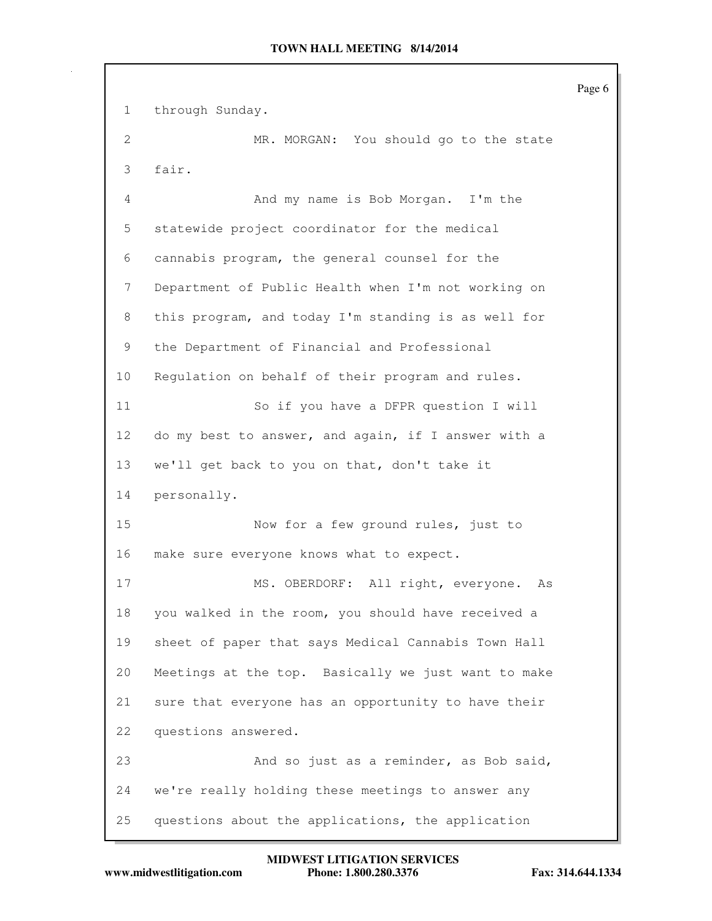through Sunday.

MR. MORGAN: You should go to the state fair.

And my name is Bob Morgan. I'm the statewide project coordinator for the medical cannabis program, the general counsel for the Department of Public Health when I'm not working on this program, and today I'm standing is as well for the Department of Financial and Professional Regulation on behalf of their program and rules.

So if you have a DFPR question I will do my best to answer, and again, if I answer with a we'll get back to you on that, don't take it personally.

Now for a few ground rules, just to make sure everyone knows what to expect.

MS. OBERDORF: All right, everyone. As you walked in the room, you should have received a sheet of paper that says Medical Cannabis Town Hall Meetings at the top. Basically we just want to make sure that everyone has an opportunity to have their questions answered.

And so just as a reminder, as Bob said, we're really holding these meetings to answer any questions about the applications, the application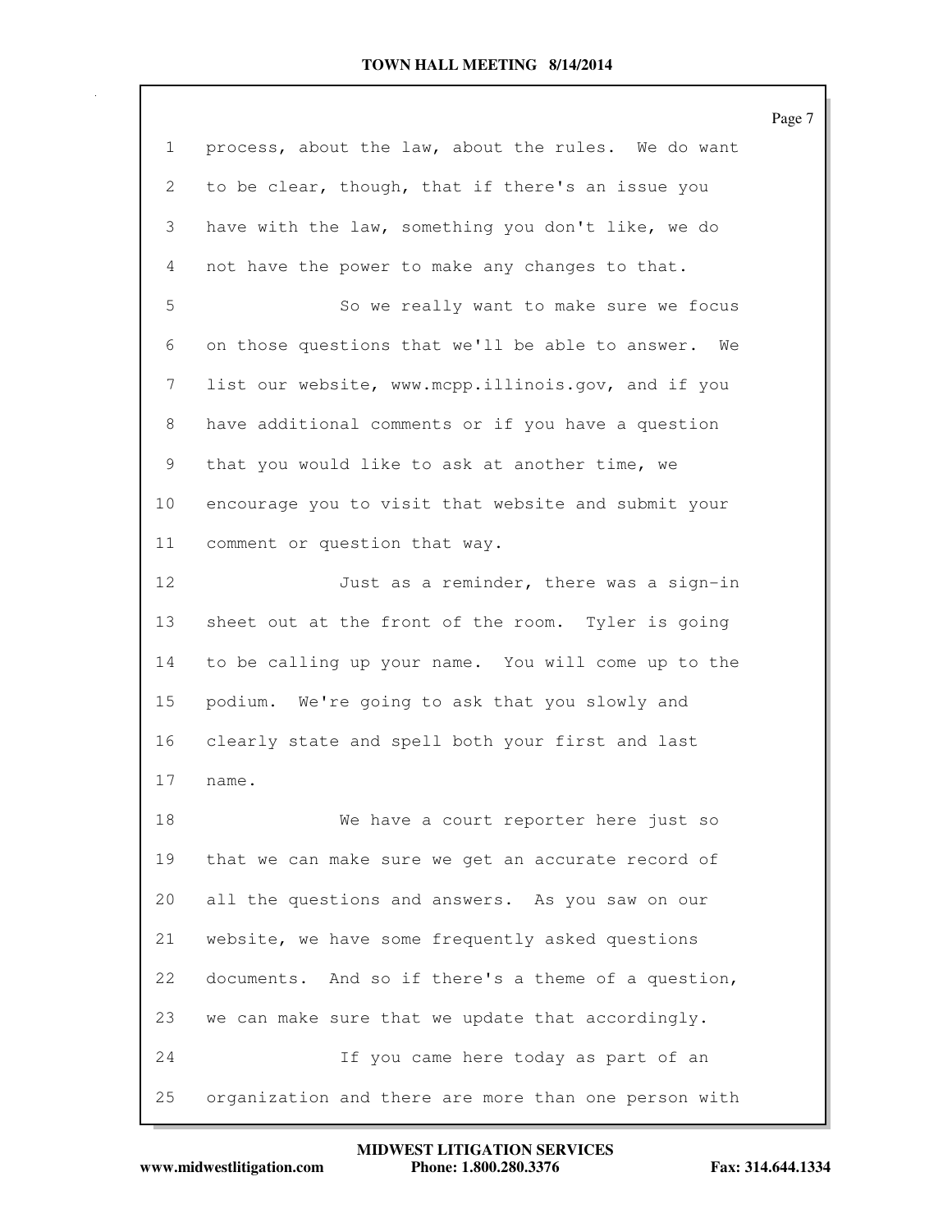process, about the law, about the rules. We do want to be clear, though, that if there's an issue you have with the law, something you don't like, we do not have the power to make any changes to that.

So we really want to make sure we focus on those questions that we'll be able to answer. We list our website, www.mcpp.illinois.gov, and if you have additional comments or if you have a question that you would like to ask at another time, we encourage you to visit that website and submit your comment or question that way.

Just as a reminder, there was a sign-in sheet out at the front of the room. Tyler is going to be calling up your name. You will come up to the podium. We're going to ask that you slowly and clearly state and spell both your first and last name.

We have a court reporter here just so that we can make sure we get an accurate record of all the questions and answers. As you saw on our website, we have some frequently asked questions documents. And so if there's a theme of a question, we can make sure that we update that accordingly.

If you came here today as part of an organization and there are more than one person with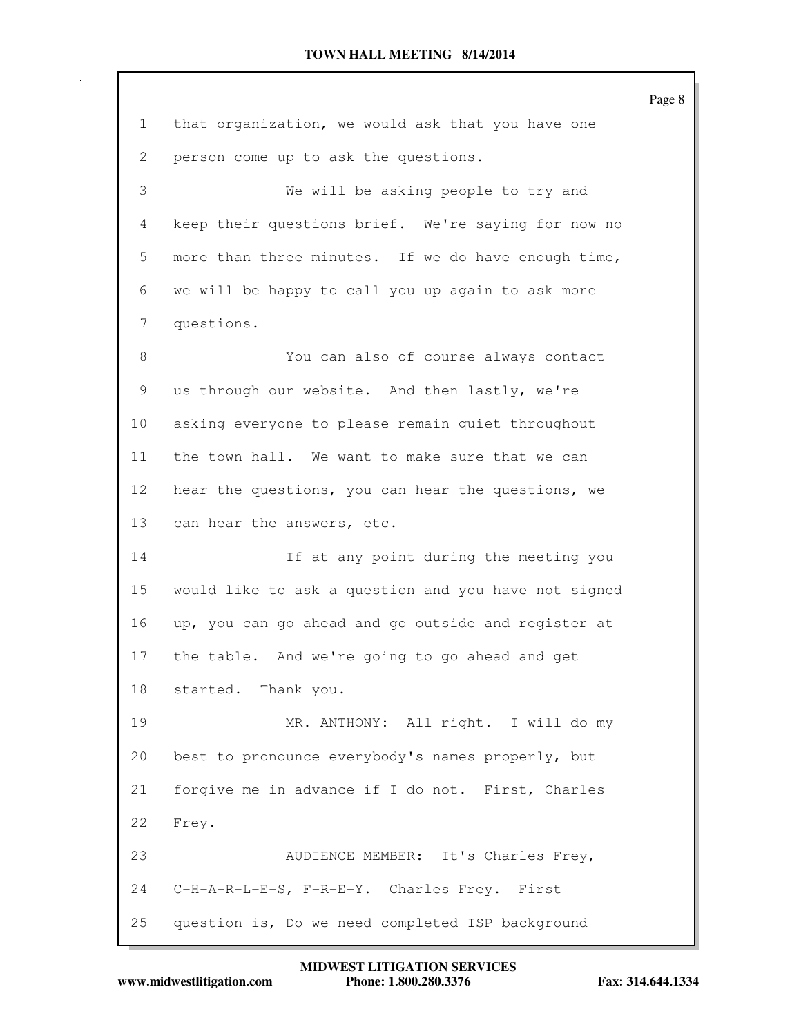that organization, we would ask that you have one person come up to ask the questions.

We will be asking people to try and keep their questions brief. We're saying for now no more than three minutes. If we do have enough time, we will be happy to call you up again to ask more questions.

You can also of course always contact us through our website. And then lastly, we're asking everyone to please remain quiet throughout the town hall. We want to make sure that we can hear the questions, you can hear the questions, we can hear the answers, etc.

If at any point during the meeting you would like to ask a question and you have not signed up, you can go ahead and go outside and register at the table. And we're going to go ahead and get started. Thank you.

MR. ANTHONY: All right. I will do my best to pronounce everybody's names properly, but forgive me in advance if I do not. First, Charles Frey.

AUDIENCE MEMBER: It's Charles Frey, C-H-A-R-L-E-S, F-R-E-Y. Charles Frey. First question is, Do we need completed ISP background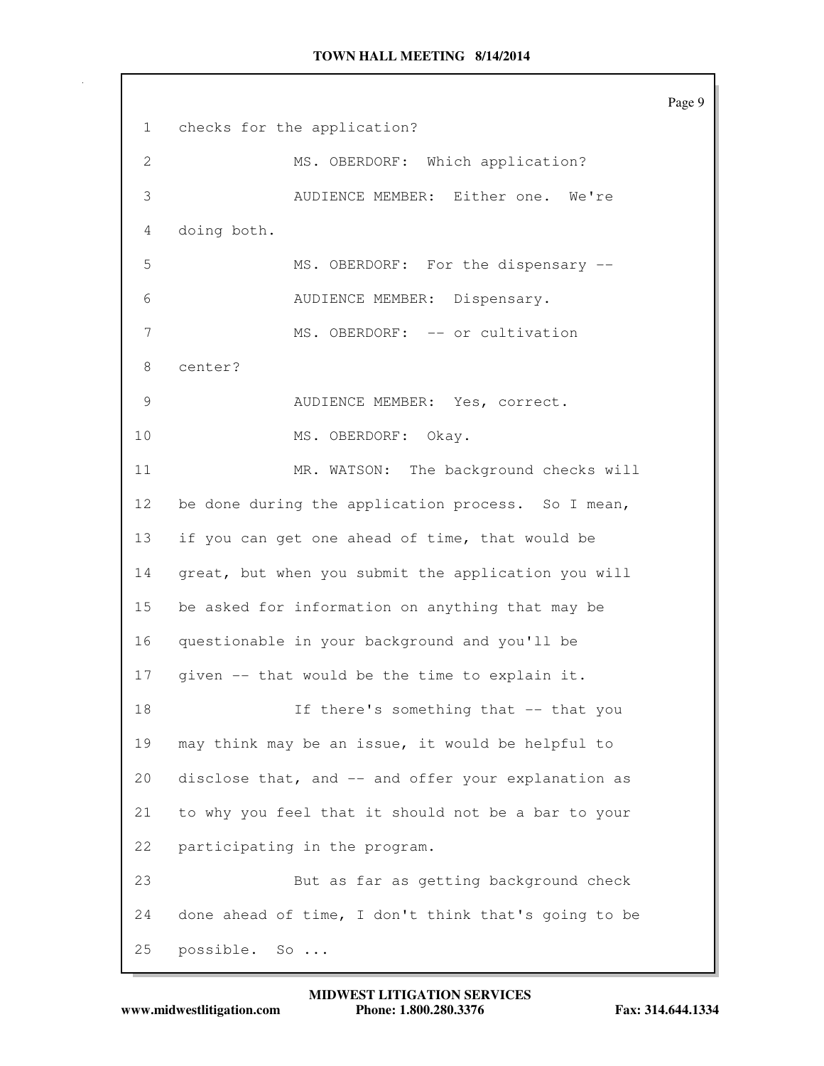checks for the application?

MS. OBERDORF: Which application?

AUDIENCE MEMBER: Either one. We're doing both.

MS. OBERDORF: For the dispensary --

AUDIENCE MEMBER: Dispensary.

MS. OBERDORF: -- or cultivation center?

AUDIENCE MEMBER: Yes, correct.

MS. OBERDORF: Okay.

MR. WATSON: The background checks will be done during the application process. So I mean, if you can get one ahead of time, that would be great, but when you submit the application you will be asked for information on anything that may be questionable in your background and you'll be given -- that would be the time to explain it.

If there's something that -- that you may think may be an issue, it would be helpful to disclose that, and -- and offer your explanation as to why you feel that it should not be a bar to your participating in the program.

But as far as getting background check done ahead of time, I don't think that's going to be possible. So ...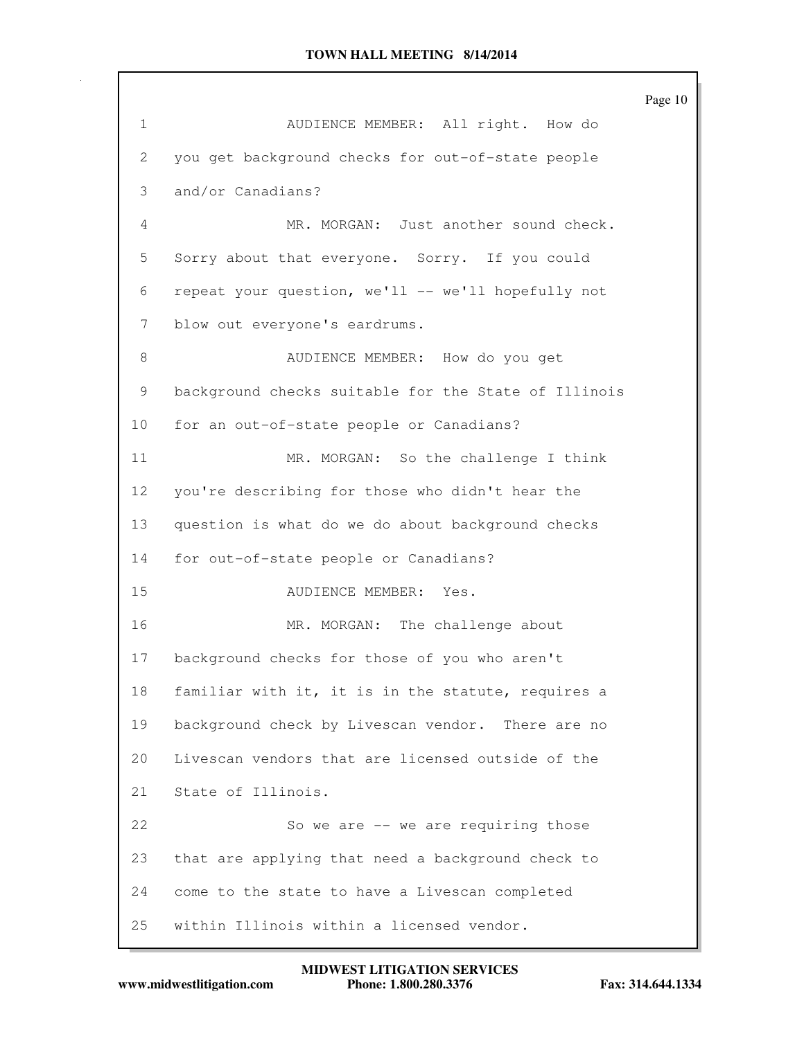AUDIENCE MEMBER: All right. How do you get background checks for out-of-state people and/or Canadians?

MR. MORGAN: Just another sound check. Sorry about that everyone. Sorry. If you could repeat your question, we'll -- we'll hopefully not blow out everyone's eardrums.

AUDIENCE MEMBER: How do you get background checks suitable for the State of Illinois for an out-of-state people or Canadians?

MR. MORGAN: So the challenge I think you're describing for those who didn't hear the question is what do we do about background checks for out-of-state people or Canadians?

AUDIENCE MEMBER: Yes.

MR. MORGAN: The challenge about background checks for those of you who aren't familiar with it, it is in the statute, requires a background check by Livescan vendor. There are no Livescan vendors that are licensed outside of the State of Illinois.

So we are -- we are requiring those that are applying that need a background check to come to the state to have a Livescan completed within Illinois within a licensed vendor.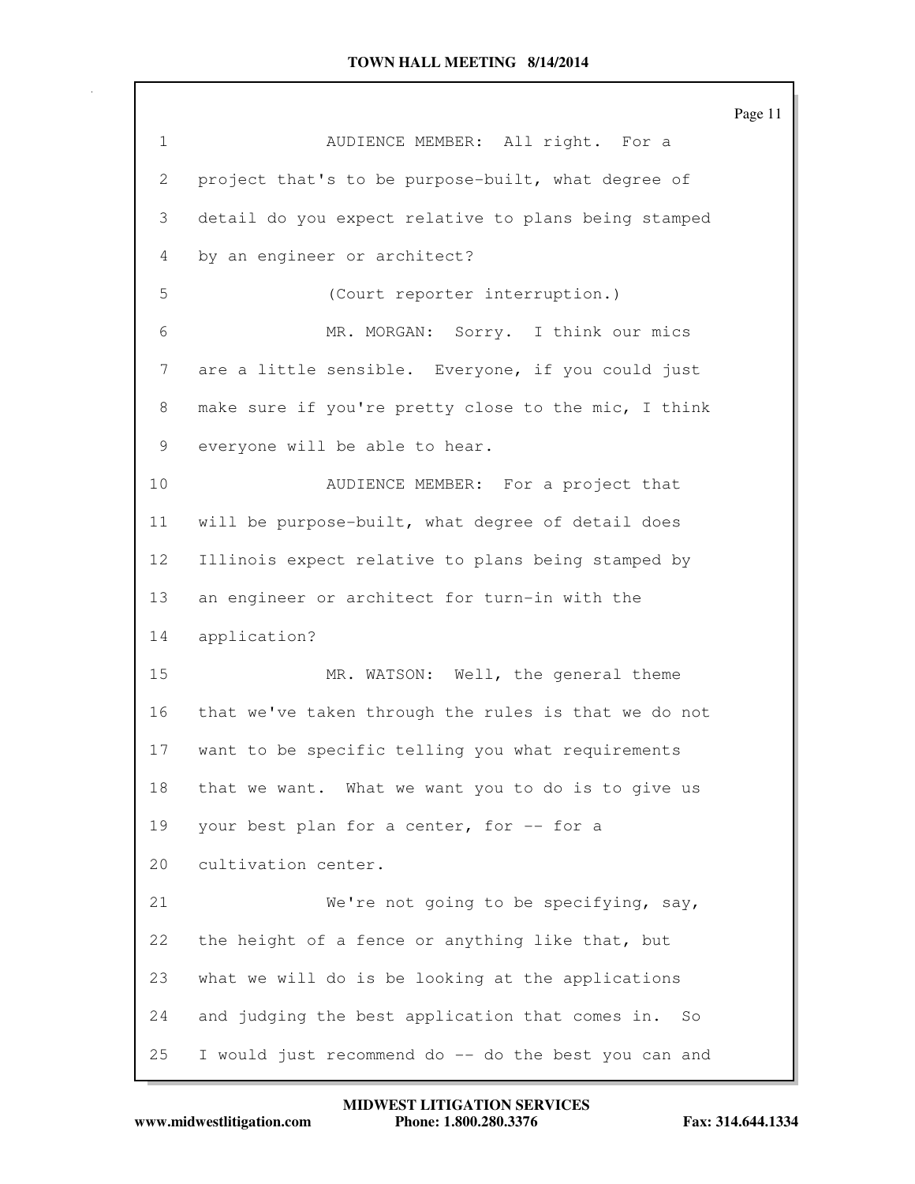1 AUDIENCE MEMBER: All right. For a
2 project that's to be purpose-built, what degree of
3 detail do you expect relative to plans being stamped
4 by an engineer or architect?
5 (Court reporter interruption.)
6 MR. MORGAN: Sorry. I think our mics
7 are a little sensible. Everyone, if you could just
8 make sure if you're pretty close to the mic, I think
9 everyone will be able to hear.
10 AUDIENCE MEMBER: For a project that
11 will be purpose-built, what degree of detail does
12 Illinois expect relative to plans being stamped by
13 an engineer or architect for turn-in with the
14 application?
15 MR. WATSON: Well, the general theme
16 that we've taken through the rules is that we do not
17 want to be specific telling you what requirements
18 that we want. What we want you to do is to give us
19 your best plan for a center, for -- for a
20 cultivation center.
21 We're not going to be specifying, say,
22 the height of a fence or anything like that, but
23 what we will do is be looking at the applications
24 and judging the best application that comes in. So
25 I would just recommend do -- do the best you can and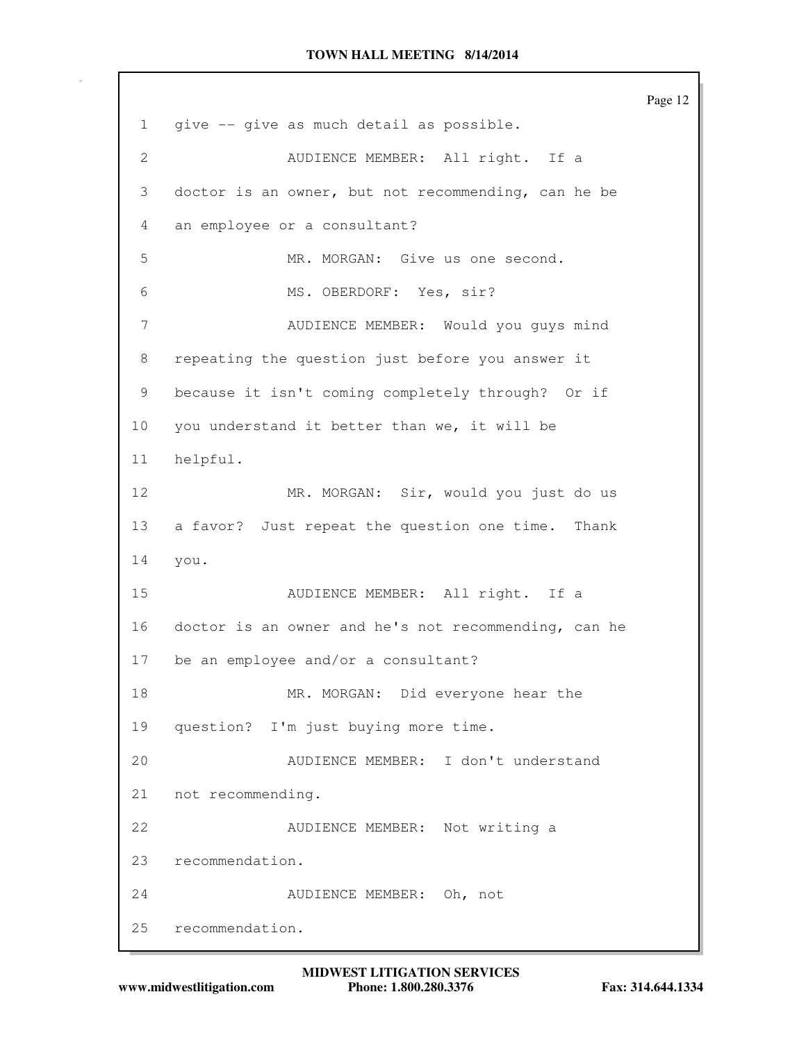give -- give as much detail as possible.

AUDIENCE MEMBER: All right. If a doctor is an owner, but not recommending, can he be an employee or a consultant?

MR. MORGAN: Give us one second.

MS. OBERDORF: Yes, sir?

AUDIENCE MEMBER: Would you guys mind repeating the question just before you answer it because it isn't coming completely through? Or if you understand it better than we, it will be helpful.

MR. MORGAN: Sir, would you just do us a favor? Just repeat the question one time. Thank you.

AUDIENCE MEMBER: All right. If a doctor is an owner and he's not recommending, can he be an employee and/or a consultant?

MR. MORGAN: Did everyone hear the question? I'm just buying more time.

AUDIENCE MEMBER: I don't understand not recommending.

AUDIENCE MEMBER: Not writing a recommendation.

AUDIENCE MEMBER: Oh, not recommendation.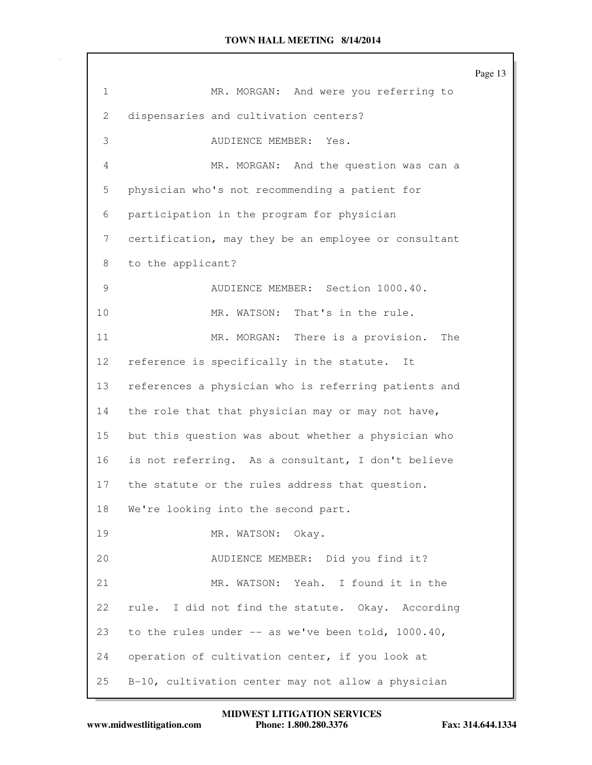MR. MORGAN: And were you referring to dispensaries and cultivation centers?

AUDIENCE MEMBER: Yes.

MR. MORGAN: And the question was can a physician who's not recommending a patient for participation in the program for physician certification, may they be an employee or consultant to the applicant?

AUDIENCE MEMBER: Section 1000.40.

MR. WATSON: That's in the rule.

MR. MORGAN: There is a provision. The reference is specifically in the statute. It references a physician who is referring patients and the role that that physician may or may not have, but this question was about whether a physician who is not referring. As a consultant, I don't believe the statute or the rules address that question. We're looking into the second part.

MR. WATSON: Okay.

AUDIENCE MEMBER: Did you find it?

MR. WATSON: Yeah. I found it in the rule. I did not find the statute. Okay. According to the rules under -- as we've been told, 1000.40, operation of cultivation center, if you look at B-10, cultivation center may not allow a physician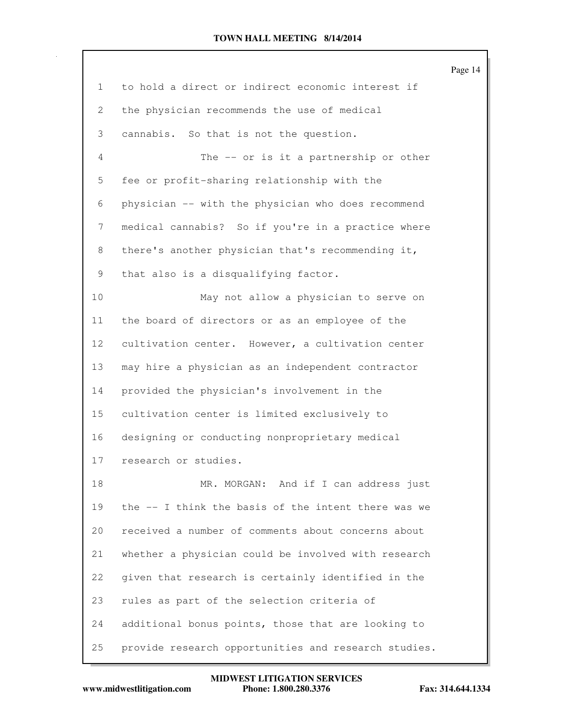to hold a direct or indirect economic interest if the physician recommends the use of medical cannabis. So that is not the question.

The -- or is it a partnership or other fee or profit-sharing relationship with the physician -- with the physician who does recommend medical cannabis? So if you're in a practice where there's another physician that's recommending it, that also is a disqualifying factor.

May not allow a physician to serve on the board of directors or as an employee of the cultivation center. However, a cultivation center may hire a physician as an independent contractor provided the physician's involvement in the cultivation center is limited exclusively to designing or conducting nonproprietary medical research or studies.

MR. MORGAN: And if I can address just the -- I think the basis of the intent there was we received a number of comments about concerns about whether a physician could be involved with research given that research is certainly identified in the rules as part of the selection criteria of additional bonus points, those that are looking to provide research opportunities and research studies.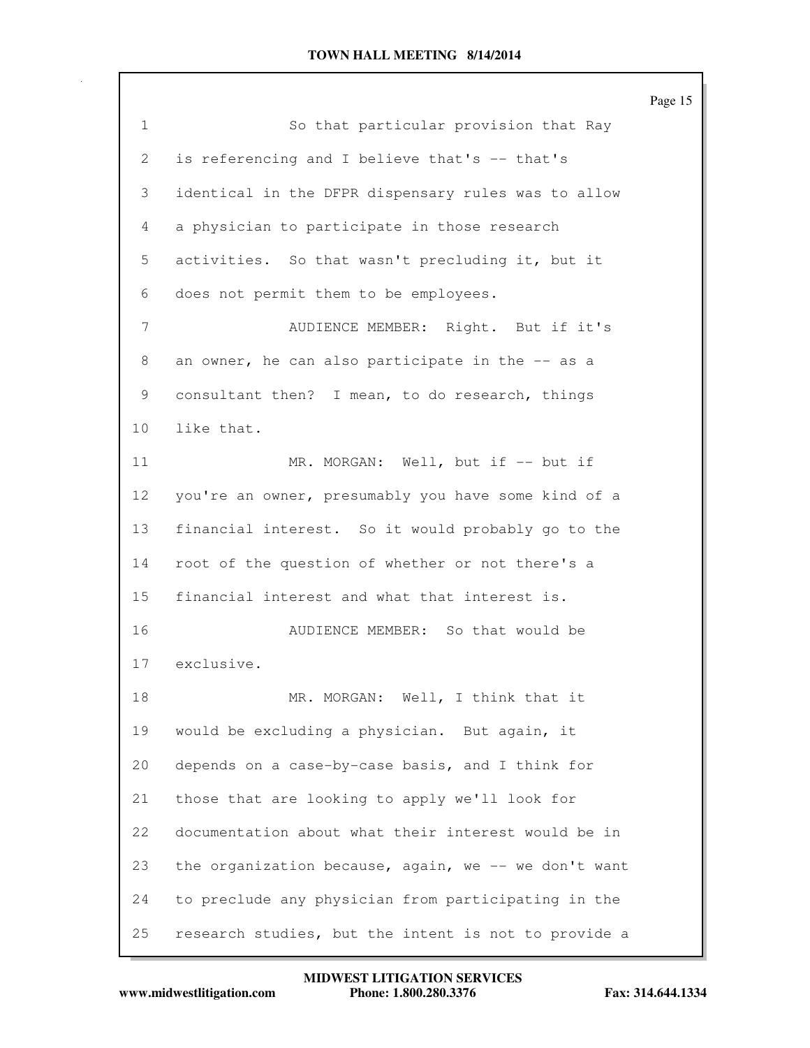So that particular provision that Ray is referencing and I believe that's -- that's identical in the DFPR dispensary rules was to allow a physician to participate in those research activities. So that wasn't precluding it, but it does not permit them to be employees.

AUDIENCE MEMBER: Right. But if it's an owner, he can also participate in the -- as a consultant then? I mean, to do research, things like that.

MR. MORGAN: Well, but if -- but if you're an owner, presumably you have some kind of a financial interest. So it would probably go to the root of the question of whether or not there's a financial interest and what that interest is.

AUDIENCE MEMBER: So that would be exclusive.

MR. MORGAN: Well, I think that it would be excluding a physician. But again, it depends on a case-by-case basis, and I think for those that are looking to apply we'll look for documentation about what their interest would be in the organization because, again, we -- we don't want to preclude any physician from participating in the research studies, but the intent is not to provide a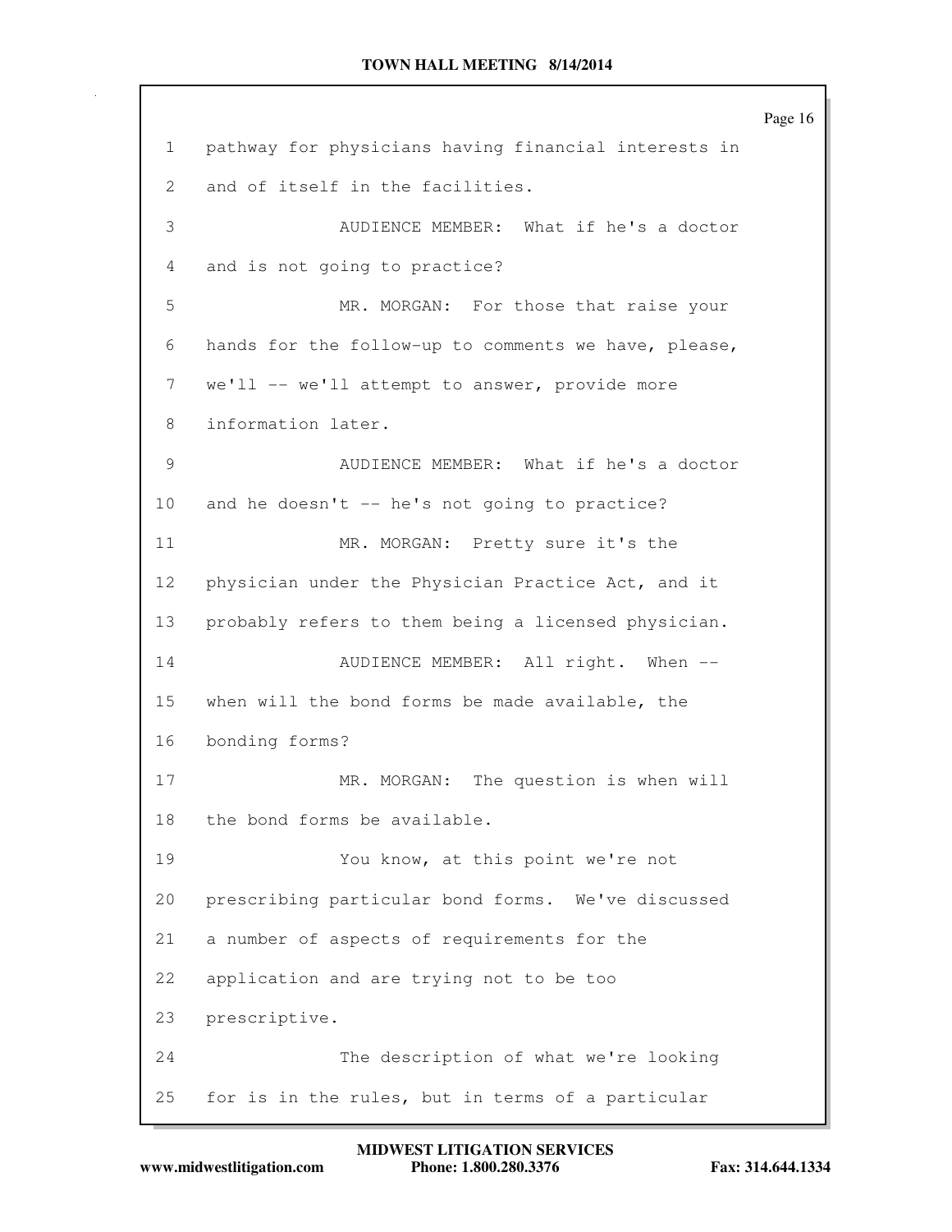pathway for physicians having financial interests in and of itself in the facilities.

AUDIENCE MEMBER: What if he's a doctor and is not going to practice?

MR. MORGAN: For those that raise your hands for the follow-up to comments we have, please, we'll -- we'll attempt to answer, provide more information later.

AUDIENCE MEMBER: What if he's a doctor and he doesn't -- he's not going to practice?

MR. MORGAN: Pretty sure it's the physician under the Physician Practice Act, and it probably refers to them being a licensed physician.

AUDIENCE MEMBER: All right. When -- when will the bond forms be made available, the bonding forms?

MR. MORGAN: The question is when will the bond forms be available.

You know, at this point we're not prescribing particular bond forms. We've discussed a number of aspects of requirements for the application and are trying not to be too prescriptive.

The description of what we're looking for is in the rules, but in terms of a particular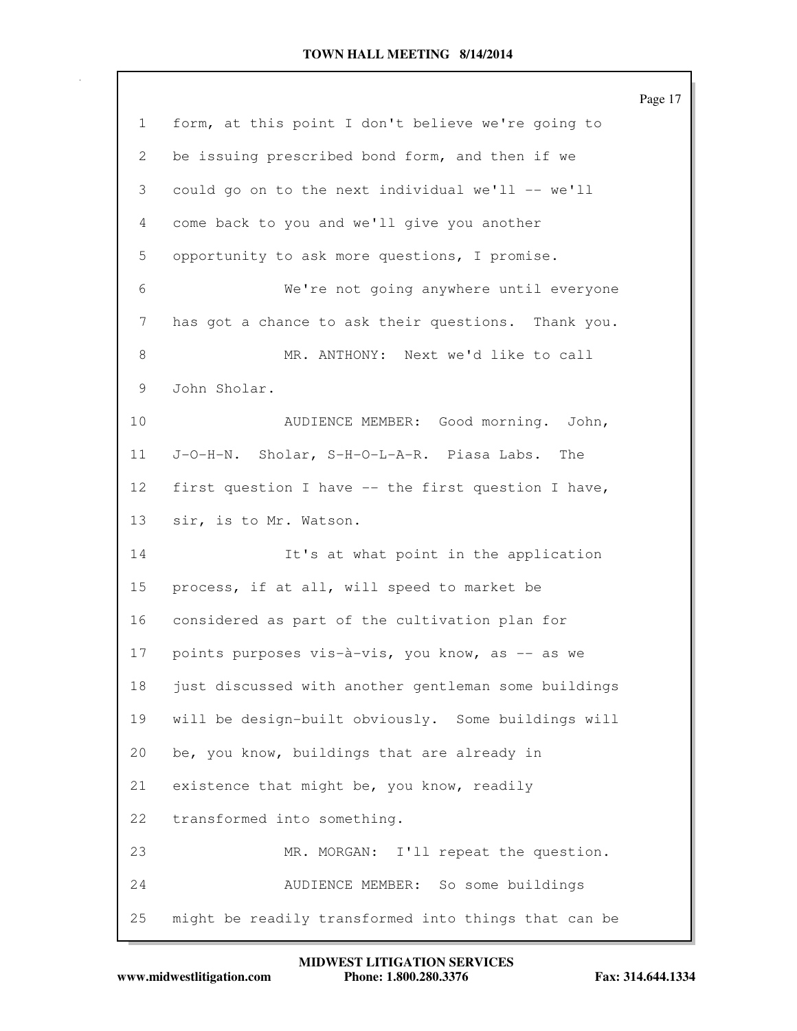1 form, at this point I don't believe we're going to
2 be issuing prescribed bond form, and then if we
3 could go on to the next individual we'll -- we'll
4 come back to you and we'll give you another
5 opportunity to ask more questions, I promise.
6 We're not going anywhere until everyone
7 has got a chance to ask their questions. Thank you.
8 MR. ANTHONY: Next we'd like to call
9 John Sholar.
10 AUDIENCE MEMBER: Good morning. John,
11 J-O-H-N. Sholar, S-H-O-L-A-R. Piasa Labs. The
12 first question I have -- the first question I have,
13 sir, is to Mr. Watson.
14 It's at what point in the application
15 process, if at all, will speed to market be
16 considered as part of the cultivation plan for
17 points purposes vis-à-vis, you know, as -- as we
18 just discussed with another gentleman some buildings
19 will be design-built obviously. Some buildings will
20 be, you know, buildings that are already in
21 existence that might be, you know, readily
22 transformed into something.
23 MR. MORGAN: I'll repeat the question.
24 AUDIENCE MEMBER: So some buildings
25 might be readily transformed into things that can be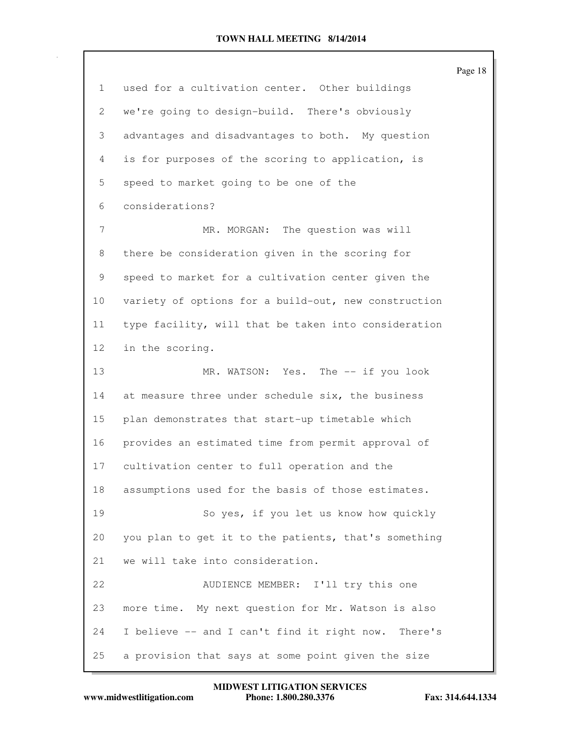used for a cultivation center. Other buildings we're going to design-build. There's obviously advantages and disadvantages to both. My question is for purposes of the scoring to application, is speed to market going to be one of the considerations?

MR. MORGAN: The question was will there be consideration given in the scoring for speed to market for a cultivation center given the variety of options for a build-out, new construction type facility, will that be taken into consideration in the scoring.

MR. WATSON: Yes. The -- if you look at measure three under schedule six, the business plan demonstrates that start-up timetable which provides an estimated time from permit approval of cultivation center to full operation and the assumptions used for the basis of those estimates.

So yes, if you let us know how quickly you plan to get it to the patients, that's something we will take into consideration.

AUDIENCE MEMBER: I'll try this one more time. My next question for Mr. Watson is also I believe -- and I can't find it right now. There's a provision that says at some point given the size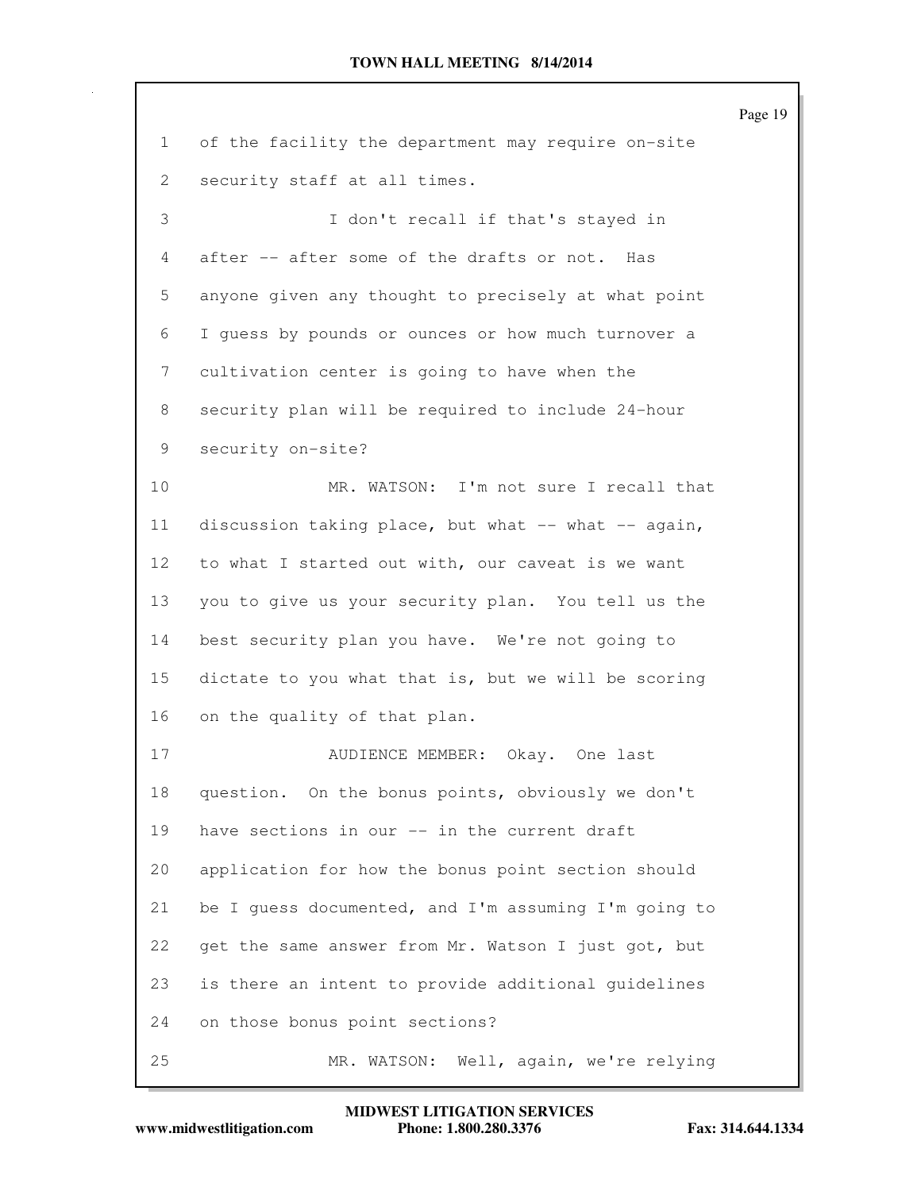1 of the facility the department may require on-site
2 security staff at all times.
3 I don't recall if that's stayed in
4 after -- after some of the drafts or not. Has
5 anyone given any thought to precisely at what point
6 I guess by pounds or ounces or how much turnover a
7 cultivation center is going to have when the
8 security plan will be required to include 24-hour
9 security on-site?
10 MR. WATSON: I'm not sure I recall that
11 discussion taking place, but what -- what -- again,
12 to what I started out with, our caveat is we want
13 you to give us your security plan. You tell us the
14 best security plan you have. We're not going to
15 dictate to you what that is, but we will be scoring
16 on the quality of that plan.
17 AUDIENCE MEMBER: Okay. One last
18 question. On the bonus points, obviously we don't
19 have sections in our -- in the current draft
20 application for how the bonus point section should
21 be I guess documented, and I'm assuming I'm going to
22 get the same answer from Mr. Watson I just got, but
23 is there an intent to provide additional guidelines
24 on those bonus point sections?
25 MR. WATSON: Well, again, we're relying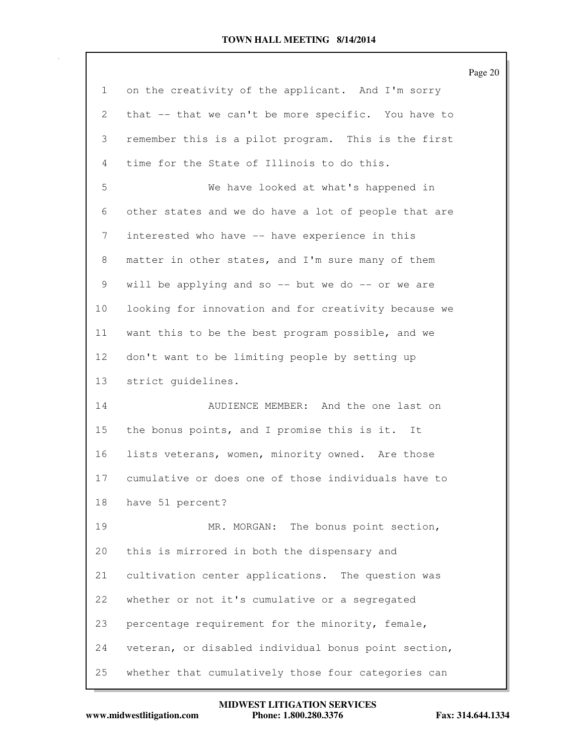on the creativity of the applicant. And I'm sorry that -- that we can't be more specific. You have to remember this is a pilot program. This is the first time for the State of Illinois to do this.

We have looked at what's happened in other states and we do have a lot of people that are interested who have -- have experience in this matter in other states, and I'm sure many of them will be applying and so -- but we do -- or we are looking for innovation and for creativity because we want this to be the best program possible, and we don't want to be limiting people by setting up strict guidelines.

AUDIENCE MEMBER: And the one last on the bonus points, and I promise this is it. It lists veterans, women, minority owned. Are those cumulative or does one of those individuals have to have 51 percent?

MR. MORGAN: The bonus point section, this is mirrored in both the dispensary and cultivation center applications. The question was whether or not it's cumulative or a segregated percentage requirement for the minority, female, veteran, or disabled individual bonus point section, whether that cumulatively those four categories can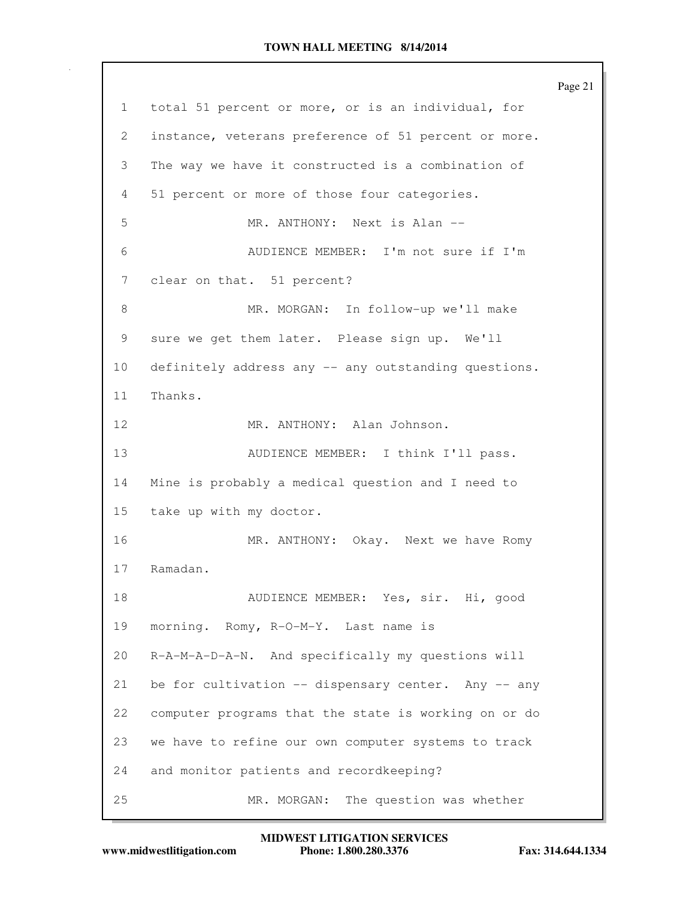1 total 51 percent or more, or is an individual, for
2 instance, veterans preference of 51 percent or more.
3 The way we have it constructed is a combination of
4 51 percent or more of those four categories.
5 MR. ANTHONY: Next is Alan --
6 AUDIENCE MEMBER: I'm not sure if I'm
7 clear on that. 51 percent?
8 MR. MORGAN: In follow-up we'll make
9 sure we get them later. Please sign up. We'll
10 definitely address any -- any outstanding questions.
11 Thanks.
12 MR. ANTHONY: Alan Johnson.
13 AUDIENCE MEMBER: I think I'll pass.
14 Mine is probably a medical question and I need to
15 take up with my doctor.
16 MR. ANTHONY: Okay. Next we have Romy
17 Ramadan.
18 AUDIENCE MEMBER: Yes, sir. Hi, good
19 morning. Romy, R-O-M-Y. Last name is
20 R-A-M-A-D-A-N. And specifically my questions will
21 be for cultivation -- dispensary center. Any -- any
22 computer programs that the state is working on or do
23 we have to refine our own computer systems to track
24 and monitor patients and recordkeeping?
25 MR. MORGAN: The question was whether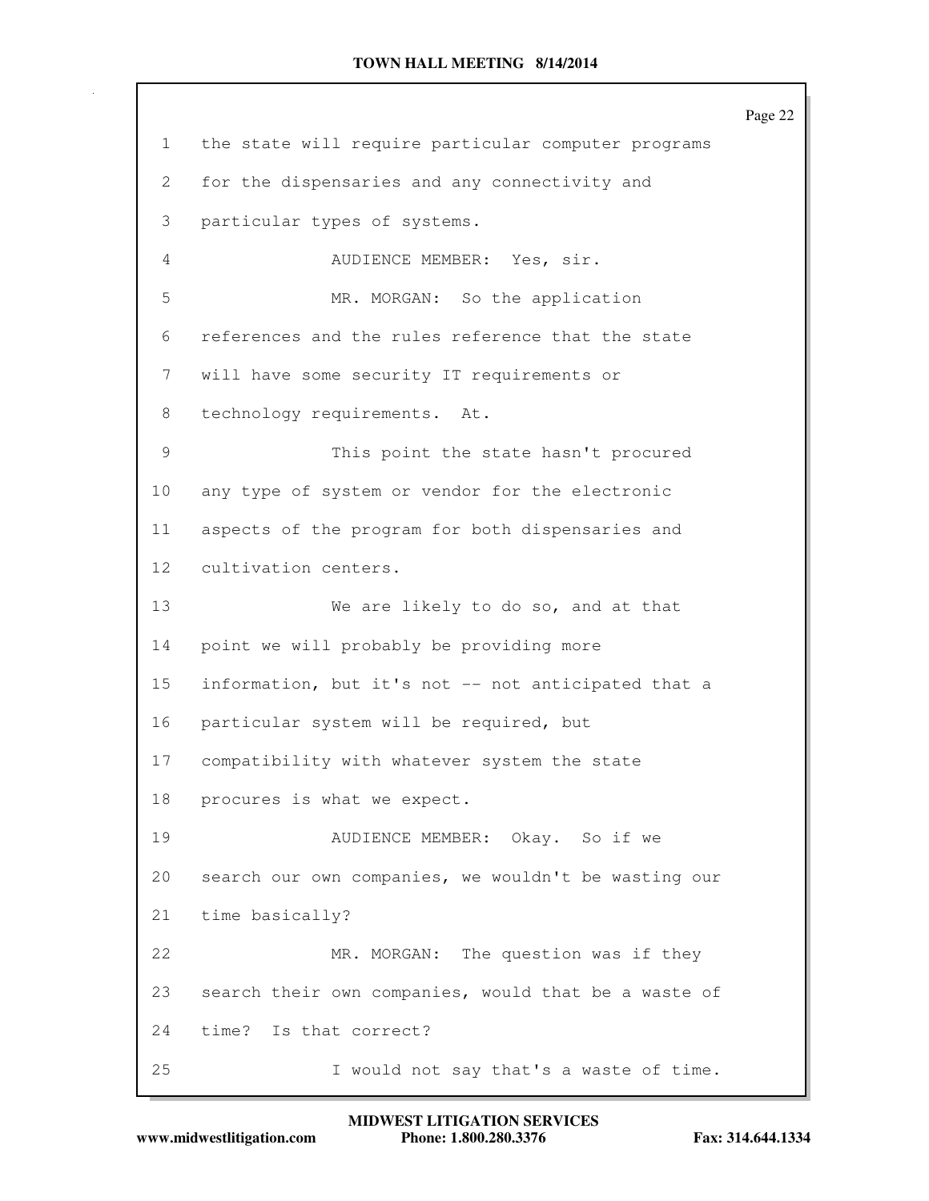1 the state will require particular computer programs
2 for the dispensaries and any connectivity and
3 particular types of systems.

4 AUDIENCE MEMBER: Yes, sir.

5 MR. MORGAN: So the application
6 references and the rules reference that the state
7 will have some security IT requirements or
8 technology requirements. At.

9 This point the state hasn't procured
10 any type of system or vendor for the electronic
11 aspects of the program for both dispensaries and
12 cultivation centers.

13 We are likely to do so, and at that
14 point we will probably be providing more
15 information, but it's not -- not anticipated that a
16 particular system will be required, but
17 compatibility with whatever system the state
18 procures is what we expect.

19 AUDIENCE MEMBER: Okay. So if we
20 search our own companies, we wouldn't be wasting our
21 time basically?

22 MR. MORGAN: The question was if they
23 search their own companies, would that be a waste of
24 time? Is that correct?

25 I would not say that's a waste of time.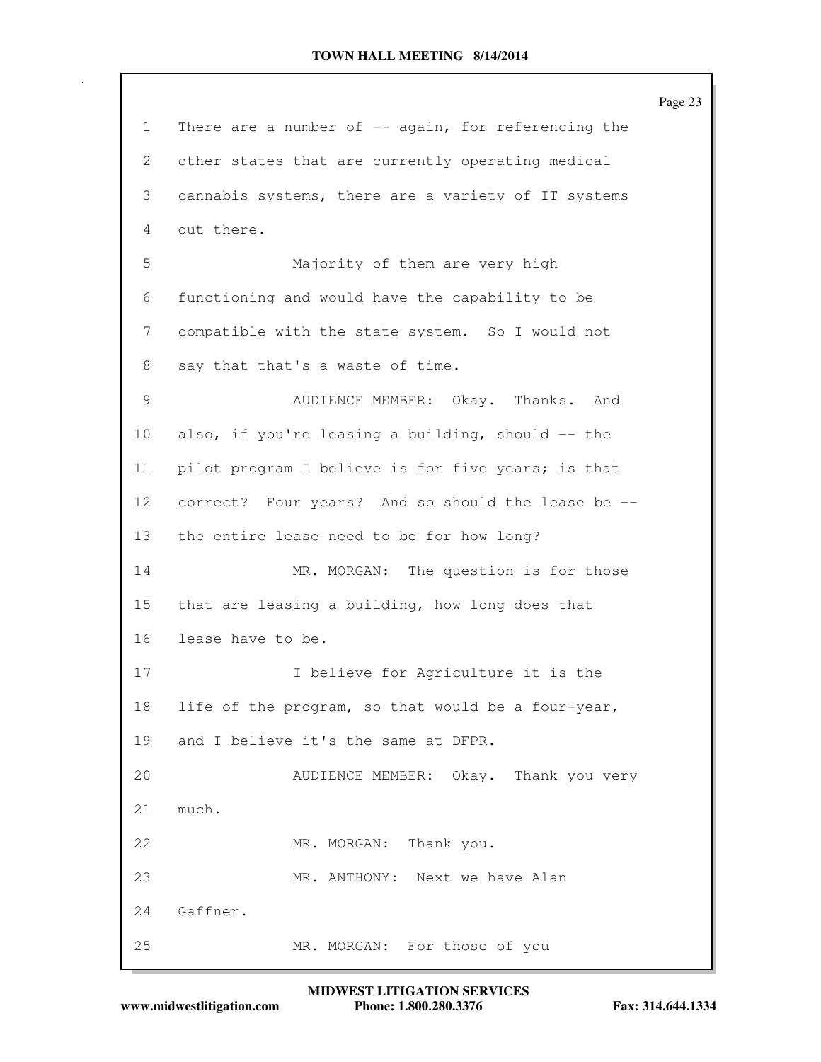There are a number of -- again, for referencing the other states that are currently operating medical cannabis systems, there are a variety of IT systems out there.

Majority of them are very high functioning and would have the capability to be compatible with the state system. So I would not say that that's a waste of time.

AUDIENCE MEMBER: Okay. Thanks. And also, if you're leasing a building, should -- the pilot program I believe is for five years; is that correct? Four years? And so should the lease be -- the entire lease need to be for how long?

MR. MORGAN: The question is for those that are leasing a building, how long does that lease have to be.

I believe for Agriculture it is the life of the program, so that would be a four-year, and I believe it's the same at DFPR.

AUDIENCE MEMBER: Okay. Thank you very much.

MR. MORGAN: Thank you.

MR. ANTHONY: Next we have Alan Gaffner.

MR. MORGAN: For those of you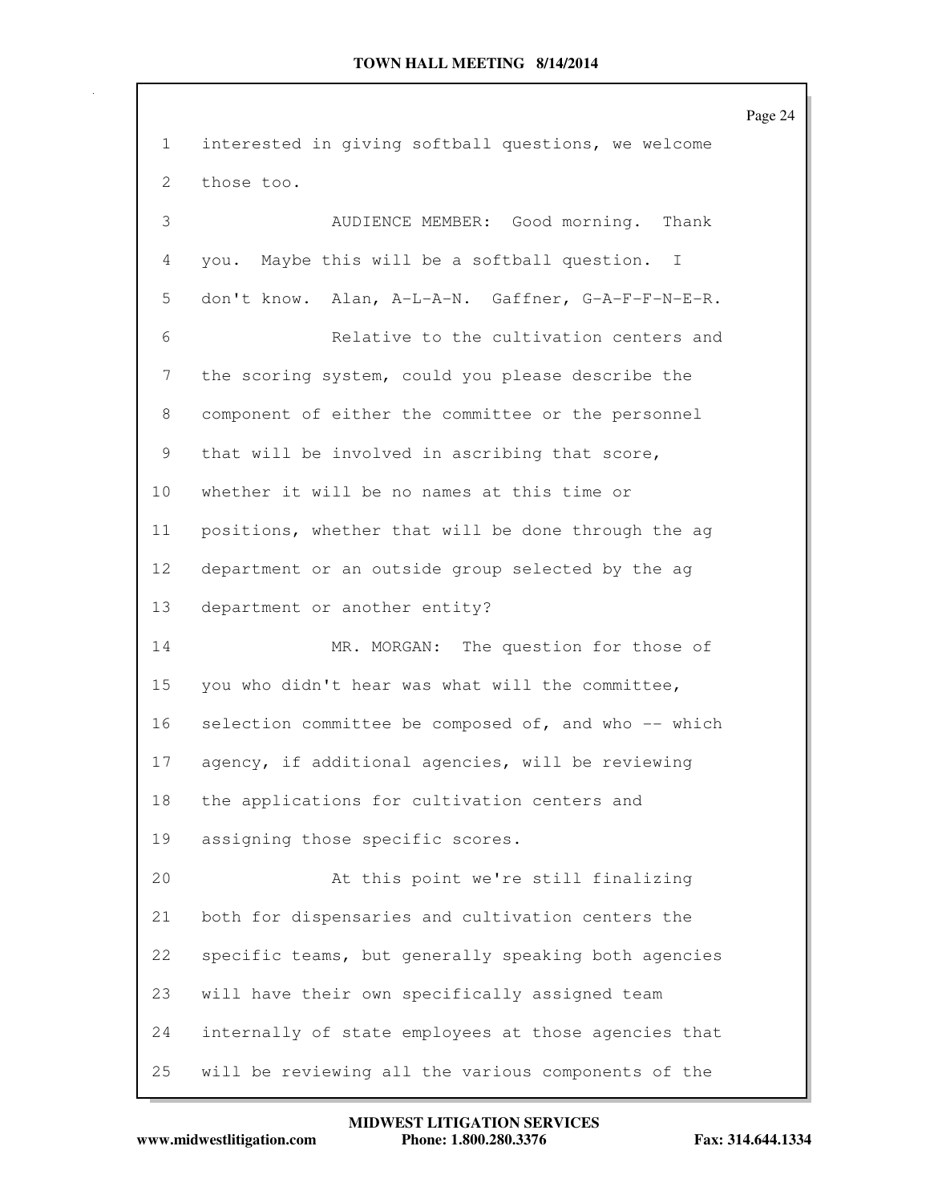interested in giving softball questions, we welcome those too.

AUDIENCE MEMBER: Good morning. Thank you. Maybe this will be a softball question. I don't know. Alan, A-L-A-N. Gaffner, G-A-F-F-N-E-R.

Relative to the cultivation centers and the scoring system, could you please describe the component of either the committee or the personnel that will be involved in ascribing that score, whether it will be no names at this time or positions, whether that will be done through the ag department or an outside group selected by the ag department or another entity?

MR. MORGAN: The question for those of you who didn't hear was what will the committee, selection committee be composed of, and who -- which agency, if additional agencies, will be reviewing the applications for cultivation centers and assigning those specific scores.

At this point we're still finalizing both for dispensaries and cultivation centers the specific teams, but generally speaking both agencies will have their own specifically assigned team internally of state employees at those agencies that will be reviewing all the various components of the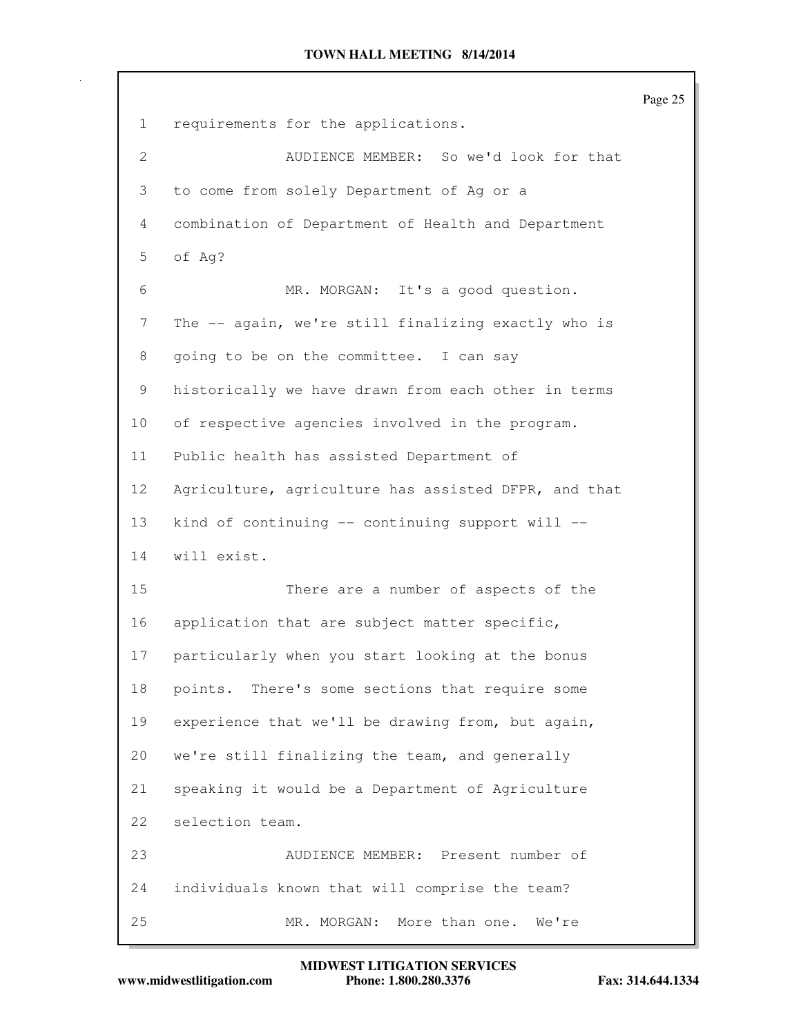requirements for the applications.

AUDIENCE MEMBER: So we'd look for that to come from solely Department of Ag or a combination of Department of Health and Department of Ag?

MR. MORGAN: It's a good question. The -- again, we're still finalizing exactly who is going to be on the committee. I can say historically we have drawn from each other in terms of respective agencies involved in the program. Public health has assisted Department of Agriculture, agriculture has assisted DFPR, and that kind of continuing -- continuing support will -- will exist.

There are a number of aspects of the application that are subject matter specific, particularly when you start looking at the bonus points. There's some sections that require some experience that we'll be drawing from, but again, we're still finalizing the team, and generally speaking it would be a Department of Agriculture selection team.

AUDIENCE MEMBER: Present number of individuals known that will comprise the team?

MR. MORGAN: More than one. We're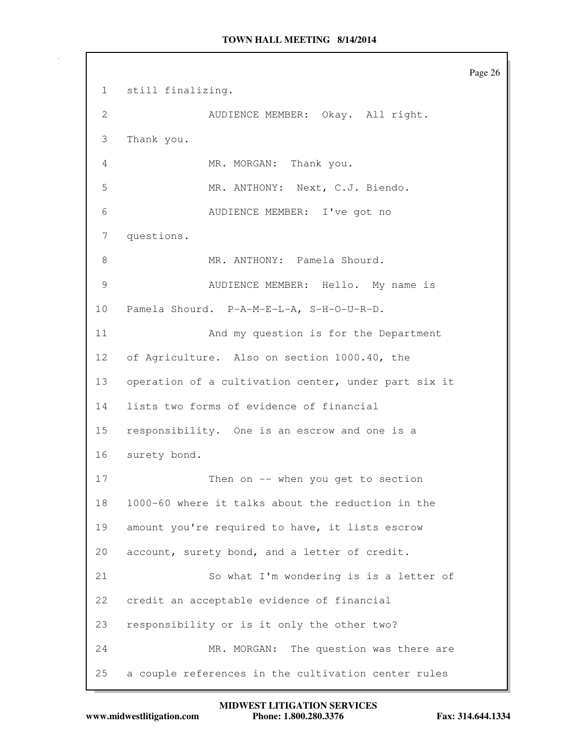still finalizing.

AUDIENCE MEMBER: Okay. All right. Thank you.

MR. MORGAN: Thank you.

MR. ANTHONY: Next, C.J. Biendo.

AUDIENCE MEMBER: I've got no questions.

MR. ANTHONY: Pamela Shourd.

AUDIENCE MEMBER: Hello. My name is Pamela Shourd. P-A-M-E-L-A, S-H-O-U-R-D.

And my question is for the Department of Agriculture. Also on section 1000.40, the operation of a cultivation center, under part six it lists two forms of evidence of financial responsibility. One is an escrow and one is a surety bond.

Then on -- when you get to section 1000-60 where it talks about the reduction in the amount you're required to have, it lists escrow account, surety bond, and a letter of credit.

So what I'm wondering is is a letter of credit an acceptable evidence of financial responsibility or is it only the other two?

MR. MORGAN: The question was there are a couple references in the cultivation center rules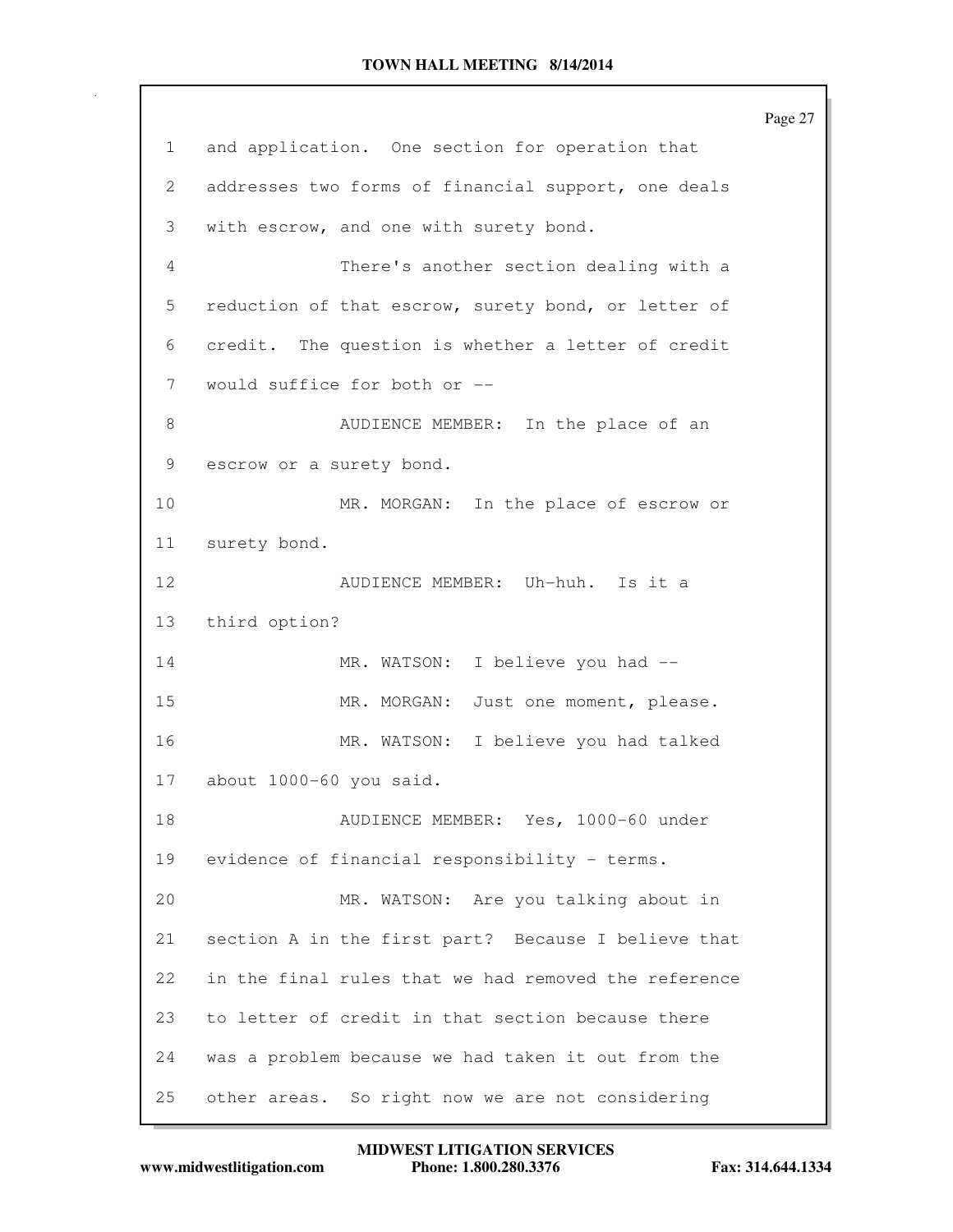1 and application. One section for operation that
2 addresses two forms of financial support, one deals
3 with escrow, and one with surety bond.
4 There's another section dealing with a
5 reduction of that escrow, surety bond, or letter of
6 credit. The question is whether a letter of credit
7 would suffice for both or --
8 AUDIENCE MEMBER: In the place of an
9 escrow or a surety bond.
10 MR. MORGAN: In the place of escrow or
11 surety bond.
12 AUDIENCE MEMBER: Uh-huh. Is it a
13 third option?
14 MR. WATSON: I believe you had --
15 MR. MORGAN: Just one moment, please.
16 MR. WATSON: I believe you had talked
17 about 1000-60 you said.
18 AUDIENCE MEMBER: Yes, 1000-60 under
19 evidence of financial responsibility - terms.
20 MR. WATSON: Are you talking about in
21 section A in the first part? Because I believe that
22 in the final rules that we had removed the reference
23 to letter of credit in that section because there
24 was a problem because we had taken it out from the
25 other areas. So right now we are not considering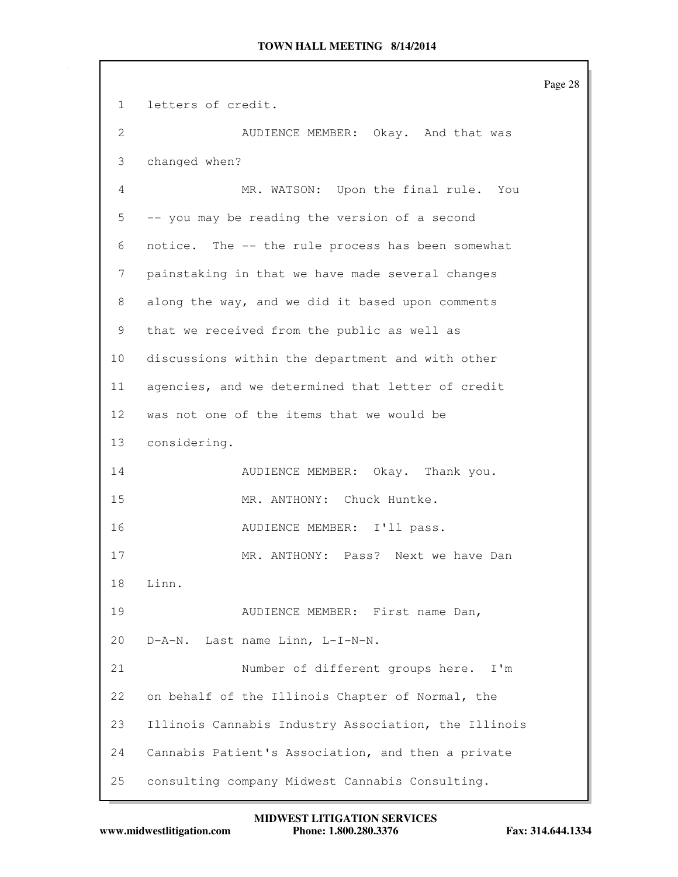letters of credit.

AUDIENCE MEMBER: Okay. And that was changed when?

MR. WATSON: Upon the final rule. You -- you may be reading the version of a second notice. The -- the rule process has been somewhat painstaking in that we have made several changes along the way, and we did it based upon comments that we received from the public as well as discussions within the department and with other agencies, and we determined that letter of credit was not one of the items that we would be considering.

AUDIENCE MEMBER: Okay. Thank you.

MR. ANTHONY: Chuck Huntke.

AUDIENCE MEMBER: I'll pass.

MR. ANTHONY: Pass? Next we have Dan Linn.

AUDIENCE MEMBER: First name Dan, D-A-N. Last name Linn, L-I-N-N.

Number of different groups here. I'm on behalf of the Illinois Chapter of Normal, the Illinois Cannabis Industry Association, the Illinois Cannabis Patient's Association, and then a private consulting company Midwest Cannabis Consulting.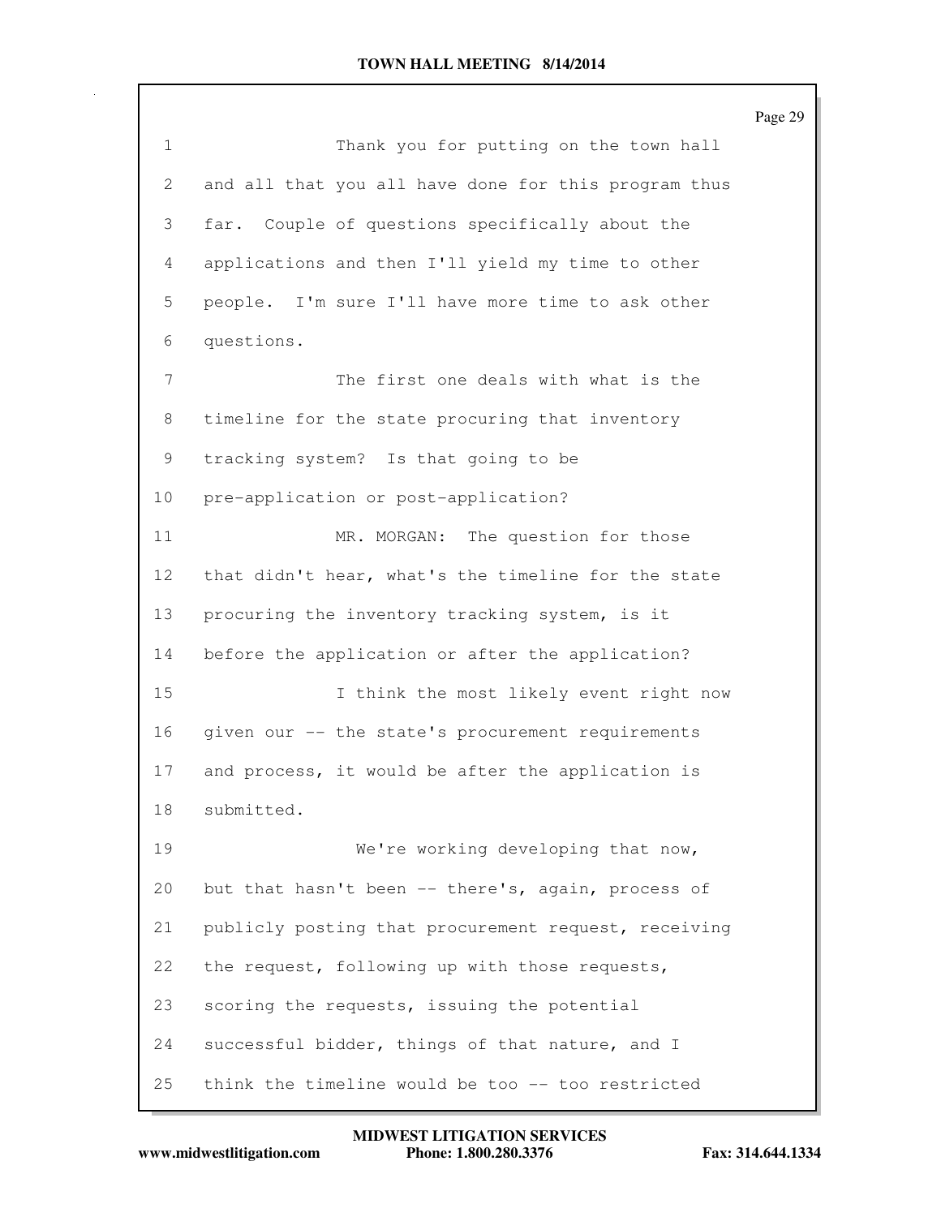Thank you for putting on the town hall and all that you all have done for this program thus far. Couple of questions specifically about the applications and then I'll yield my time to other people. I'm sure I'll have more time to ask other questions.

The first one deals with what is the timeline for the state procuring that inventory tracking system? Is that going to be pre-application or post-application?

MR. MORGAN: The question for those that didn't hear, what's the timeline for the state procuring the inventory tracking system, is it before the application or after the application?

I think the most likely event right now given our -- the state's procurement requirements and process, it would be after the application is submitted.

We're working developing that now, but that hasn't been -- there's, again, process of publicly posting that procurement request, receiving the request, following up with those requests, scoring the requests, issuing the potential successful bidder, things of that nature, and I think the timeline would be too -- too restricted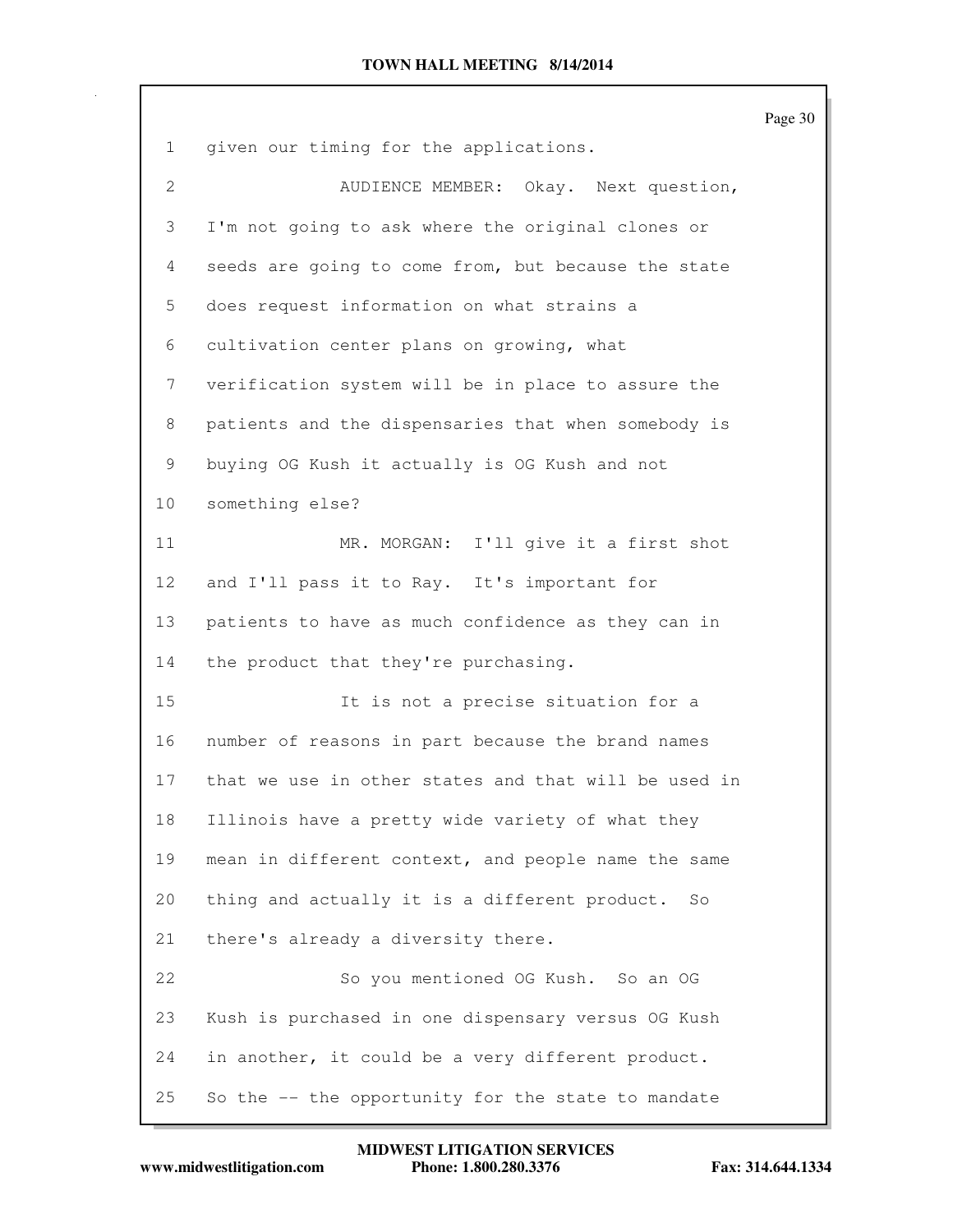given our timing for the applications.

AUDIENCE MEMBER: Okay. Next question, I'm not going to ask where the original clones or seeds are going to come from, but because the state does request information on what strains a cultivation center plans on growing, what verification system will be in place to assure the patients and the dispensaries that when somebody is buying OG Kush it actually is OG Kush and not something else?

MR. MORGAN: I'll give it a first shot and I'll pass it to Ray. It's important for patients to have as much confidence as they can in the product that they're purchasing.

It is not a precise situation for a number of reasons in part because the brand names that we use in other states and that will be used in Illinois have a pretty wide variety of what they mean in different context, and people name the same thing and actually it is a different product. So there's already a diversity there.

So you mentioned OG Kush. So an OG Kush is purchased in one dispensary versus OG Kush in another, it could be a very different product. So the -- the opportunity for the state to mandate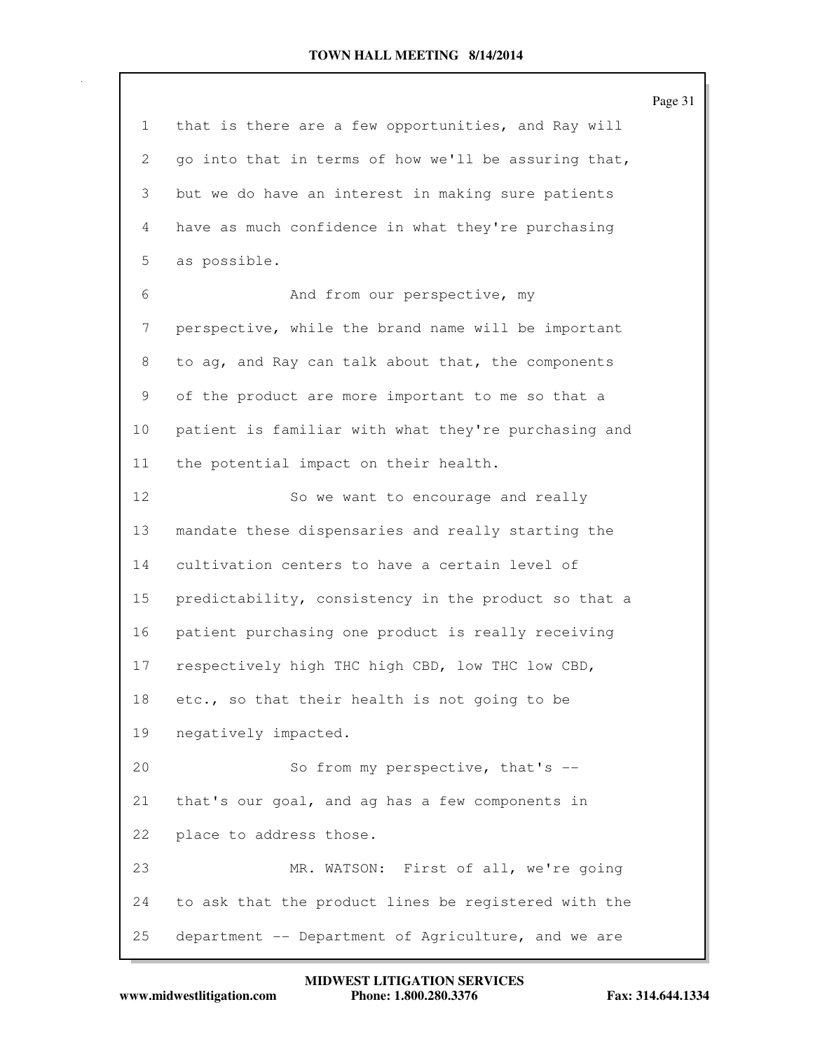that is there are a few opportunities, and Ray will go into that in terms of how we'll be assuring that, but we do have an interest in making sure patients have as much confidence in what they're purchasing as possible.

And from our perspective, my perspective, while the brand name will be important to ag, and Ray can talk about that, the components of the product are more important to me so that a patient is familiar with what they're purchasing and the potential impact on their health.

So we want to encourage and really mandate these dispensaries and really starting the cultivation centers to have a certain level of predictability, consistency in the product so that a patient purchasing one product is really receiving respectively high THC high CBD, low THC low CBD, etc., so that their health is not going to be negatively impacted.

So from my perspective, that's -- that's our goal, and ag has a few components in place to address those.

MR. WATSON: First of all, we're going to ask that the product lines be registered with the department -- Department of Agriculture, and we are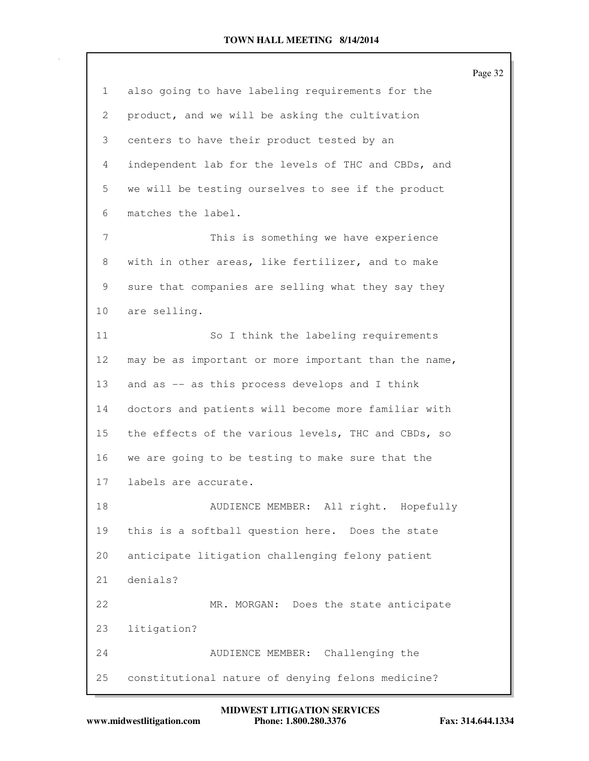also going to have labeling requirements for the product, and we will be asking the cultivation centers to have their product tested by an independent lab for the levels of THC and CBDs, and we will be testing ourselves to see if the product matches the label.

This is something we have experience with in other areas, like fertilizer, and to make sure that companies are selling what they say they are selling.

So I think the labeling requirements may be as important or more important than the name, and as -- as this process develops and I think doctors and patients will become more familiar with the effects of the various levels, THC and CBDs, so we are going to be testing to make sure that the labels are accurate.

AUDIENCE MEMBER: All right. Hopefully this is a softball question here. Does the state anticipate litigation challenging felony patient denials?

MR. MORGAN: Does the state anticipate litigation?

AUDIENCE MEMBER: Challenging the constitutional nature of denying felons medicine?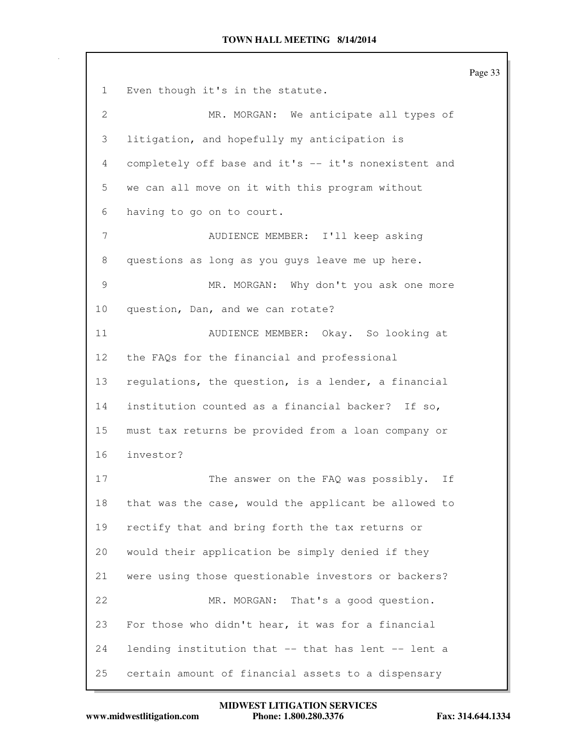Even though it's in the statute.

MR. MORGAN: We anticipate all types of litigation, and hopefully my anticipation is completely off base and it's -- it's nonexistent and we can all move on it with this program without having to go on to court.

AUDIENCE MEMBER: I'll keep asking questions as long as you guys leave me up here.

MR. MORGAN: Why don't you ask one more question, Dan, and we can rotate?

AUDIENCE MEMBER: Okay. So looking at the FAQs for the financial and professional regulations, the question, is a lender, a financial institution counted as a financial backer? If so, must tax returns be provided from a loan company or investor?

The answer on the FAQ was possibly. If that was the case, would the applicant be allowed to rectify that and bring forth the tax returns or would their application be simply denied if they were using those questionable investors or backers?

MR. MORGAN: That's a good question. For those who didn't hear, it was for a financial lending institution that -- that has lent -- lent a certain amount of financial assets to a dispensary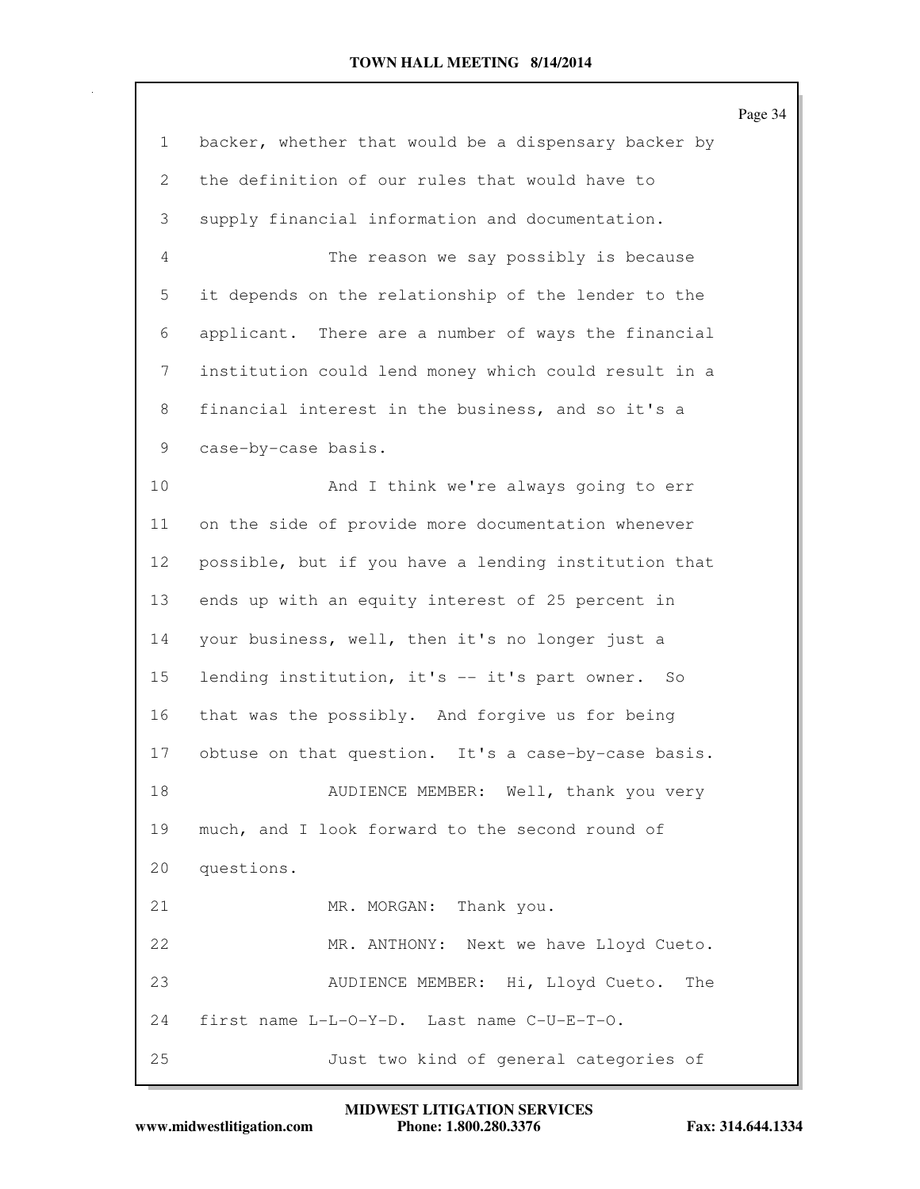backer, whether that would be a dispensary backer by the definition of our rules that would have to supply financial information and documentation.

The reason we say possibly is because it depends on the relationship of the lender to the applicant. There are a number of ways the financial institution could lend money which could result in a financial interest in the business, and so it's a case-by-case basis.

And I think we're always going to err on the side of provide more documentation whenever possible, but if you have a lending institution that ends up with an equity interest of 25 percent in your business, well, then it's no longer just a lending institution, it's -- it's part owner. So that was the possibly. And forgive us for being obtuse on that question. It's a case-by-case basis.

AUDIENCE MEMBER: Well, thank you very much, and I look forward to the second round of questions.

MR. MORGAN: Thank you.

MR. ANTHONY: Next we have Lloyd Cueto.

AUDIENCE MEMBER: Hi, Lloyd Cueto. The first name L-L-O-Y-D. Last name C-U-E-T-O.

Just two kind of general categories of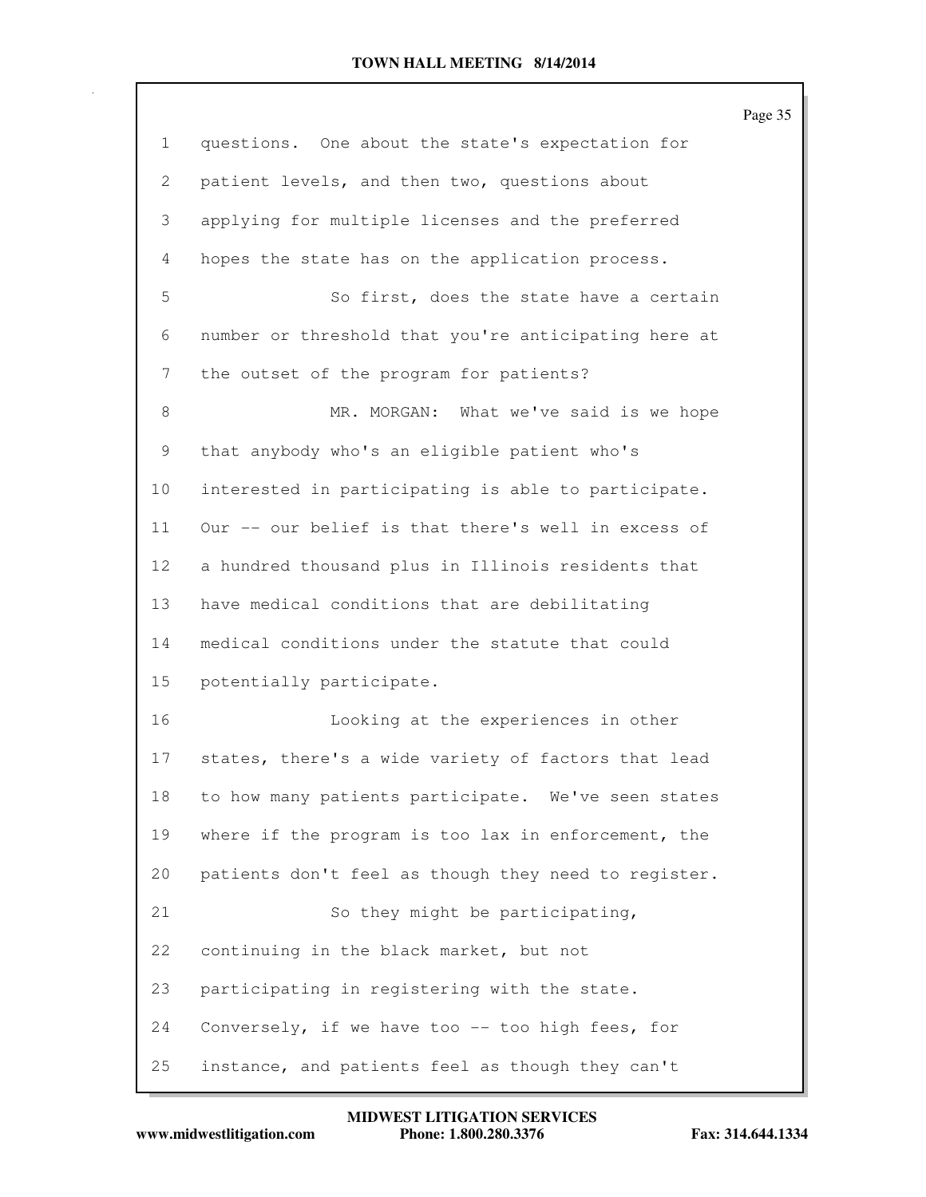questions. One about the state's expectation for patient levels, and then two, questions about applying for multiple licenses and the preferred hopes the state has on the application process.

So first, does the state have a certain number or threshold that you're anticipating here at the outset of the program for patients?

MR. MORGAN: What we've said is we hope that anybody who's an eligible patient who's interested in participating is able to participate. Our -- our belief is that there's well in excess of a hundred thousand plus in Illinois residents that have medical conditions that are debilitating medical conditions under the statute that could potentially participate.

Looking at the experiences in other states, there's a wide variety of factors that lead to how many patients participate. We've seen states where if the program is too lax in enforcement, the patients don't feel as though they need to register.

So they might be participating, continuing in the black market, but not participating in registering with the state. Conversely, if we have too -- too high fees, for instance, and patients feel as though they can't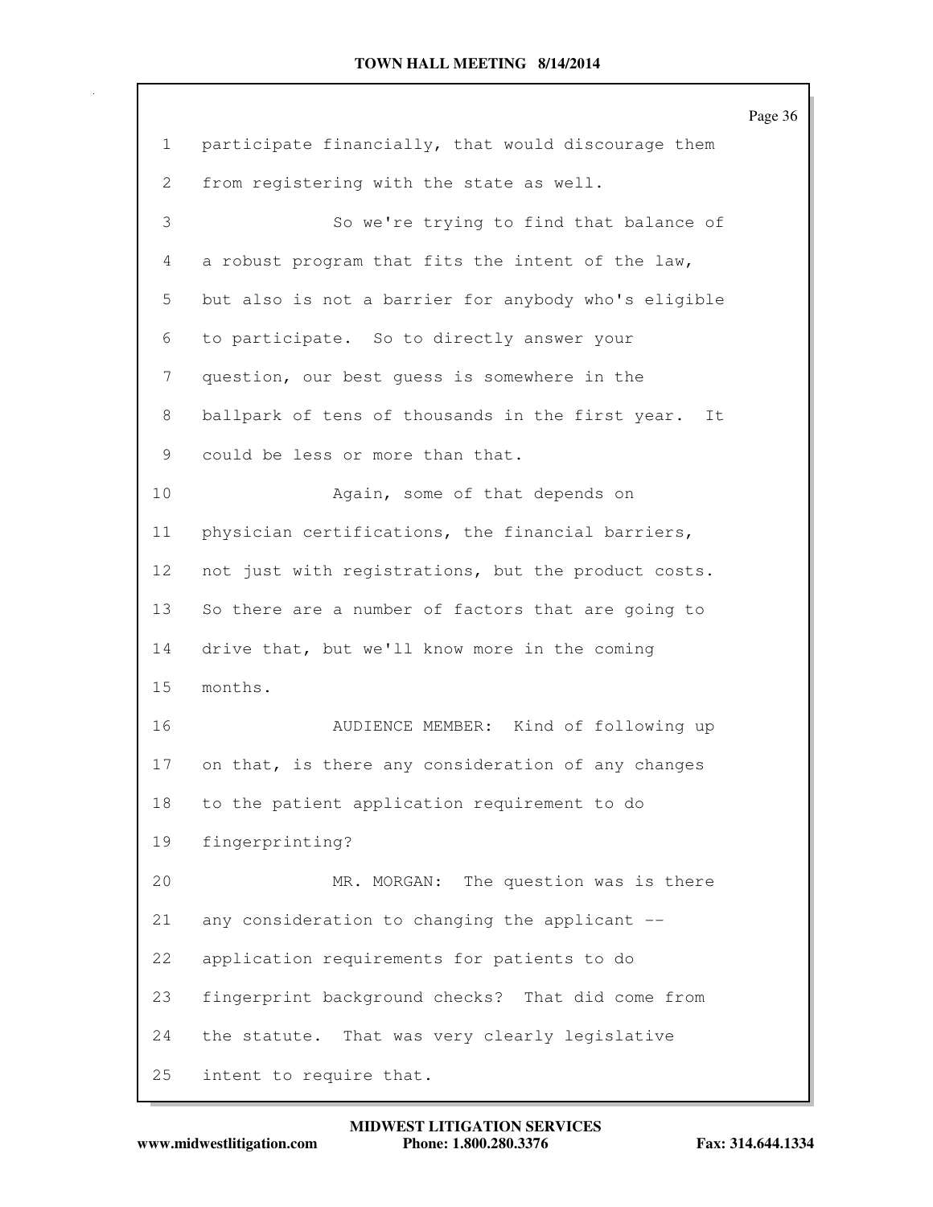participate financially, that would discourage them from registering with the state as well.

So we're trying to find that balance of a robust program that fits the intent of the law, but also is not a barrier for anybody who's eligible to participate. So to directly answer your question, our best guess is somewhere in the ballpark of tens of thousands in the first year. It could be less or more than that.

Again, some of that depends on physician certifications, the financial barriers, not just with registrations, but the product costs. So there are a number of factors that are going to drive that, but we'll know more in the coming months.

AUDIENCE MEMBER: Kind of following up on that, is there any consideration of any changes to the patient application requirement to do fingerprinting?

MR. MORGAN: The question was is there any consideration to changing the applicant -- application requirements for patients to do fingerprint background checks? That did come from the statute. That was very clearly legislative intent to require that.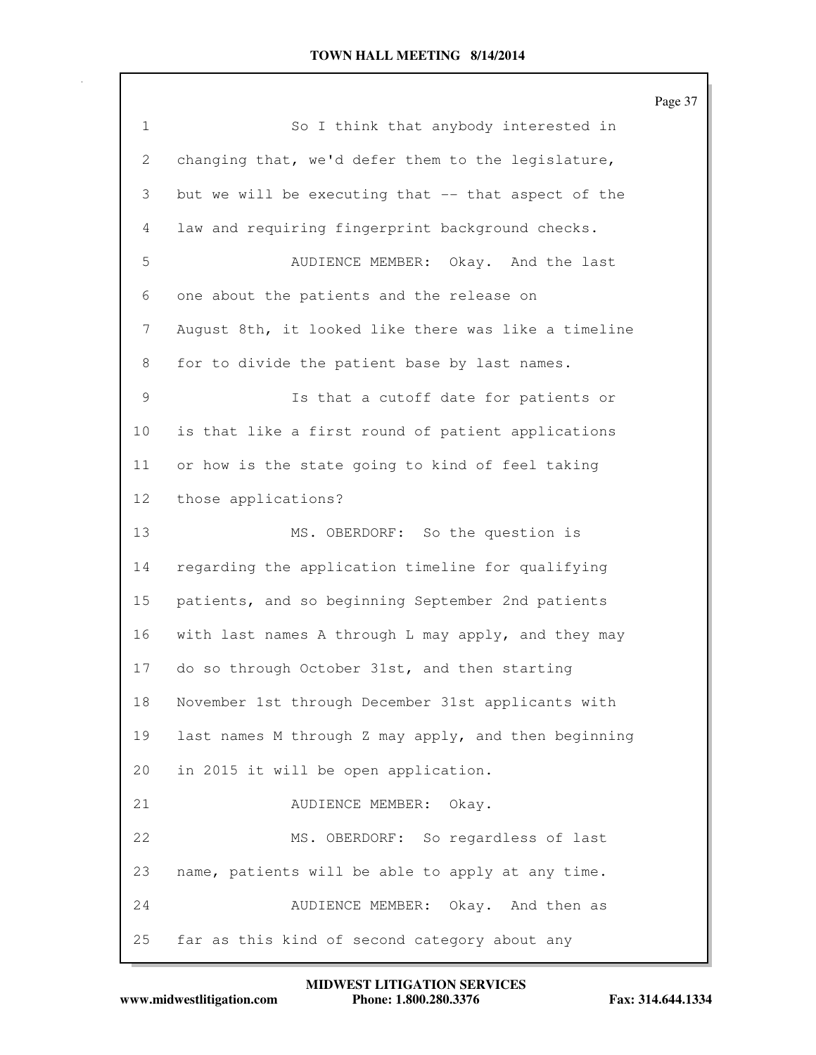So I think that anybody interested in changing that, we'd defer them to the legislature, but we will be executing that -- that aspect of the law and requiring fingerprint background checks.

AUDIENCE MEMBER: Okay. And the last one about the patients and the release on August 8th, it looked like there was like a timeline for to divide the patient base by last names.

Is that a cutoff date for patients or is that like a first round of patient applications or how is the state going to kind of feel taking those applications?

MS. OBERDORF: So the question is regarding the application timeline for qualifying patients, and so beginning September 2nd patients with last names A through L may apply, and they may do so through October 31st, and then starting November 1st through December 31st applicants with last names M through Z may apply, and then beginning in 2015 it will be open application.

AUDIENCE MEMBER: Okay.

MS. OBERDORF: So regardless of last name, patients will be able to apply at any time.

AUDIENCE MEMBER: Okay. And then as far as this kind of second category about any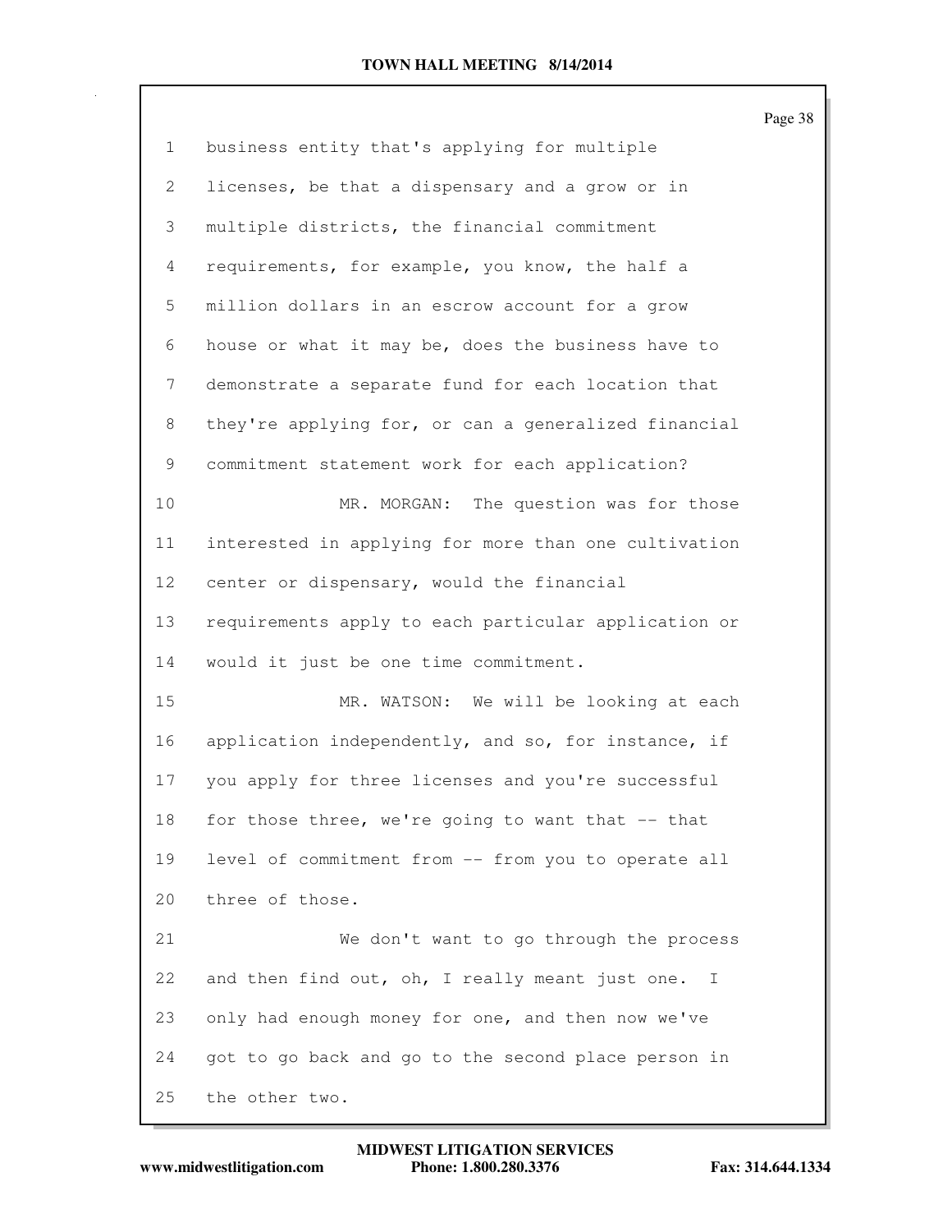1 business entity that's applying for multiple
2 licenses, be that a dispensary and a grow or in
3 multiple districts, the financial commitment
4 requirements, for example, you know, the half a
5 million dollars in an escrow account for a grow
6 house or what it may be, does the business have to
7 demonstrate a separate fund for each location that
8 they're applying for, or can a generalized financial
9 commitment statement work for each application?
10 MR. MORGAN: The question was for those
11 interested in applying for more than one cultivation
12 center or dispensary, would the financial
13 requirements apply to each particular application or
14 would it just be one time commitment.
15 MR. WATSON: We will be looking at each
16 application independently, and so, for instance, if
17 you apply for three licenses and you're successful
18 for those three, we're going to want that -- that
19 level of commitment from -- from you to operate all
20 three of those.
21 We don't want to go through the process
22 and then find out, oh, I really meant just one. I
23 only had enough money for one, and then now we've
24 got to go back and go to the second place person in
25 the other two.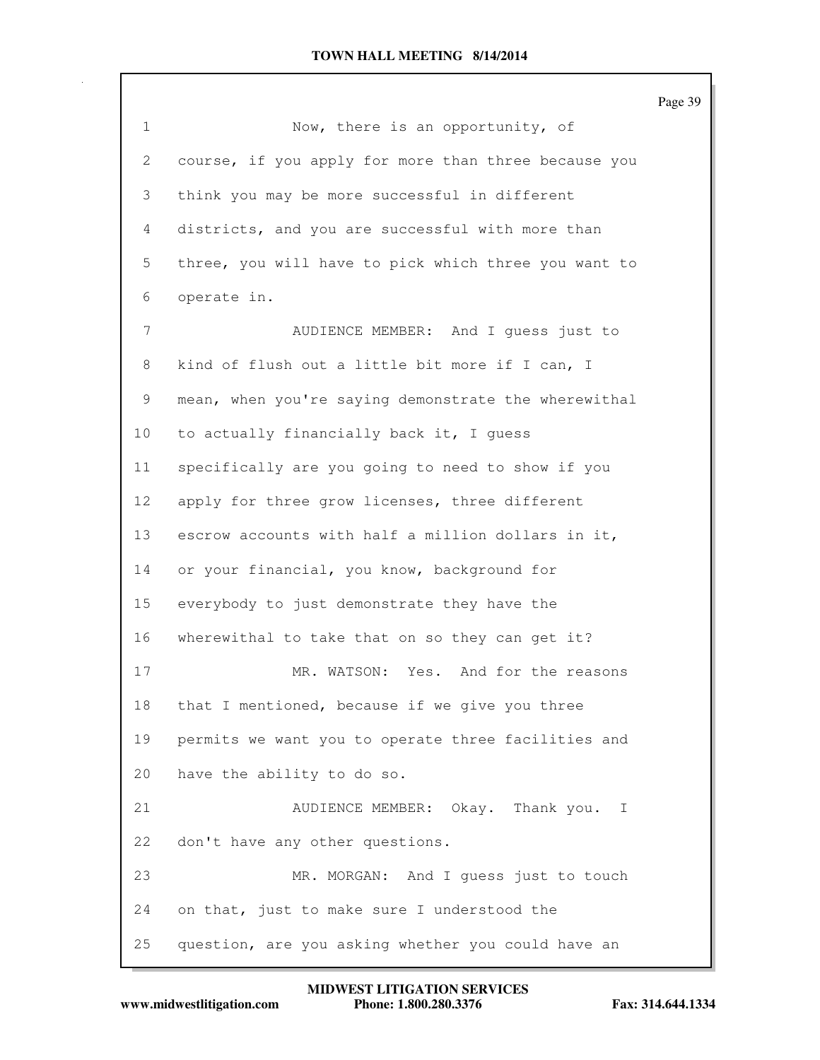Now, there is an opportunity, of course, if you apply for more than three because you think you may be more successful in different districts, and you are successful with more than three, you will have to pick which three you want to operate in.

AUDIENCE MEMBER: And I guess just to kind of flush out a little bit more if I can, I mean, when you're saying demonstrate the wherewithal to actually financially back it, I guess specifically are you going to need to show if you apply for three grow licenses, three different escrow accounts with half a million dollars in it, or your financial, you know, background for everybody to just demonstrate they have the wherewithal to take that on so they can get it?

MR. WATSON: Yes. And for the reasons that I mentioned, because if we give you three permits we want you to operate three facilities and have the ability to do so.

AUDIENCE MEMBER: Okay. Thank you. I don't have any other questions.

MR. MORGAN: And I guess just to touch on that, just to make sure I understood the question, are you asking whether you could have an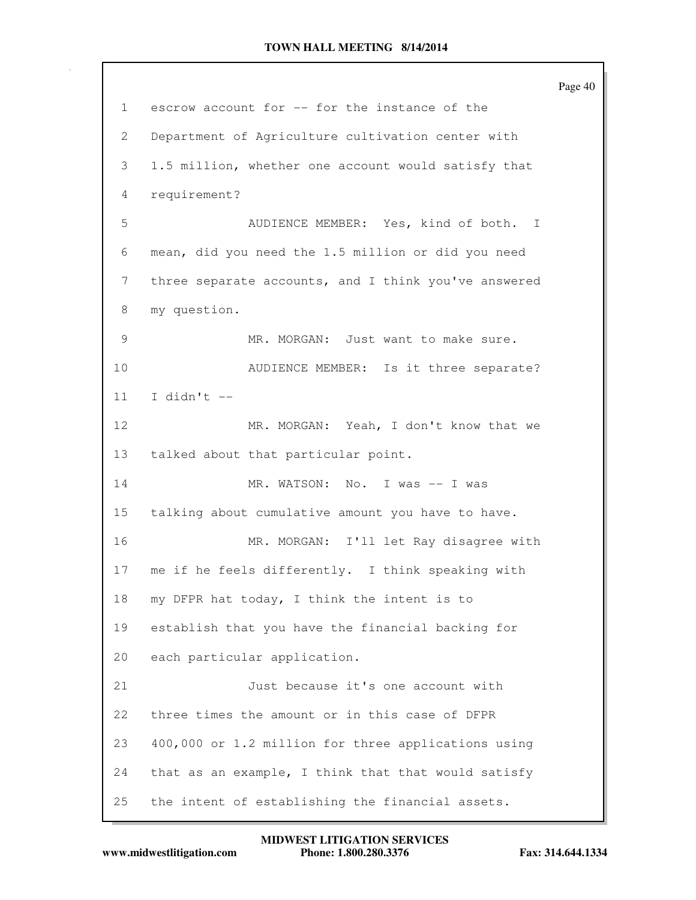escrow account for -- for the instance of the Department of Agriculture cultivation center with 1.5 million, whether one account would satisfy that requirement?

AUDIENCE MEMBER: Yes, kind of both. I mean, did you need the 1.5 million or did you need three separate accounts, and I think you've answered my question.

MR. MORGAN: Just want to make sure.

AUDIENCE MEMBER: Is it three separate? I didn't --

MR. MORGAN: Yeah, I don't know that we talked about that particular point.

MR. WATSON: No. I was -- I was talking about cumulative amount you have to have.

MR. MORGAN: I'll let Ray disagree with me if he feels differently. I think speaking with my DFPR hat today, I think the intent is to establish that you have the financial backing for each particular application.

Just because it's one account with three times the amount or in this case of DFPR 400,000 or 1.2 million for three applications using that as an example, I think that that would satisfy the intent of establishing the financial assets.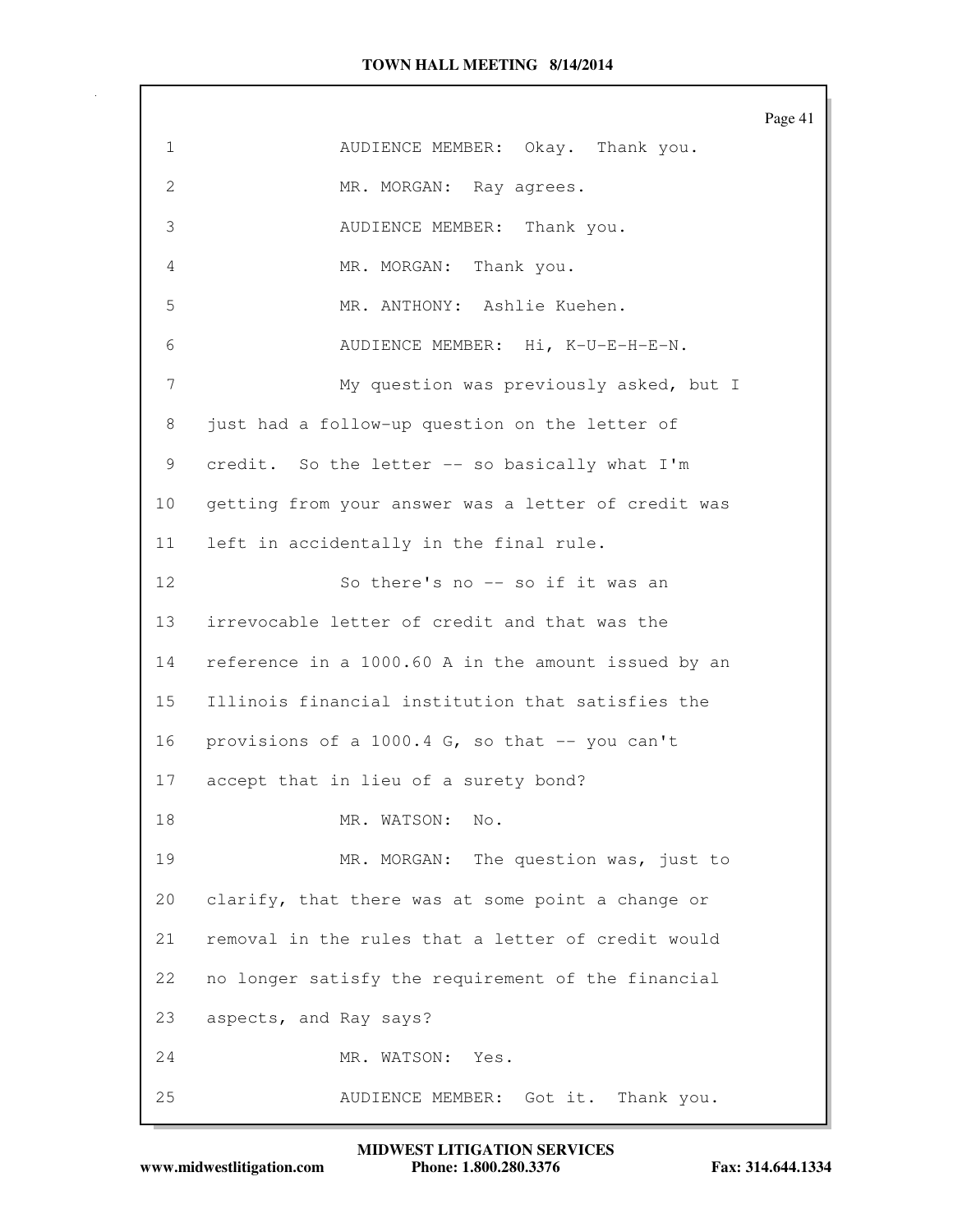1 AUDIENCE MEMBER: Okay. Thank you.

2 MR. MORGAN: Ray agrees.

3 AUDIENCE MEMBER: Thank you.

4 MR. MORGAN: Thank you.

5 MR. ANTHONY: Ashlie Kuehen.

6 AUDIENCE MEMBER: Hi, K-U-E-H-E-N.

7 My question was previously asked, but I

8 just had a follow-up question on the letter of

9 credit. So the letter -- so basically what I'm

10 getting from your answer was a letter of credit was

11 left in accidentally in the final rule.

12 So there's no -- so if it was an

13 irrevocable letter of credit and that was the

14 reference in a 1000.60 A in the amount issued by an

15 Illinois financial institution that satisfies the

16 provisions of a 1000.4 G, so that -- you can't

17 accept that in lieu of a surety bond?

18 MR. WATSON: No.

19 MR. MORGAN: The question was, just to

20 clarify, that there was at some point a change or

21 removal in the rules that a letter of credit would

22 no longer satisfy the requirement of the financial

23 aspects, and Ray says?

24 MR. WATSON: Yes.

25 AUDIENCE MEMBER: Got it. Thank you.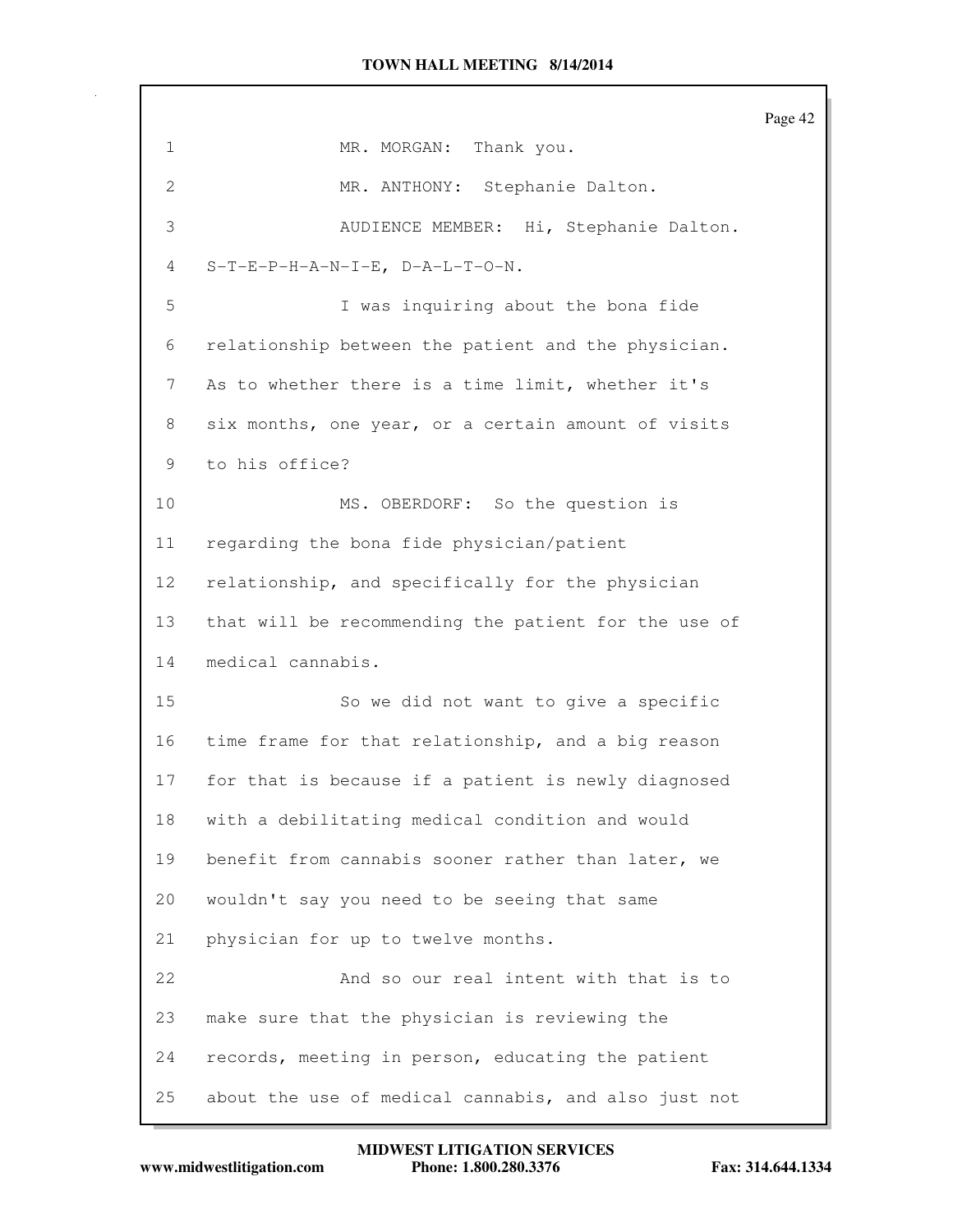MR. MORGAN: Thank you.

MR. ANTHONY: Stephanie Dalton.

AUDIENCE MEMBER: Hi, Stephanie Dalton. S-T-E-P-H-A-N-I-E, D-A-L-T-O-N.

I was inquiring about the bona fide relationship between the patient and the physician. As to whether there is a time limit, whether it's six months, one year, or a certain amount of visits to his office?

MS. OBERDORF: So the question is regarding the bona fide physician/patient relationship, and specifically for the physician that will be recommending the patient for the use of medical cannabis.

So we did not want to give a specific time frame for that relationship, and a big reason for that is because if a patient is newly diagnosed with a debilitating medical condition and would benefit from cannabis sooner rather than later, we wouldn't say you need to be seeing that same physician for up to twelve months.

And so our real intent with that is to make sure that the physician is reviewing the records, meeting in person, educating the patient about the use of medical cannabis, and also just not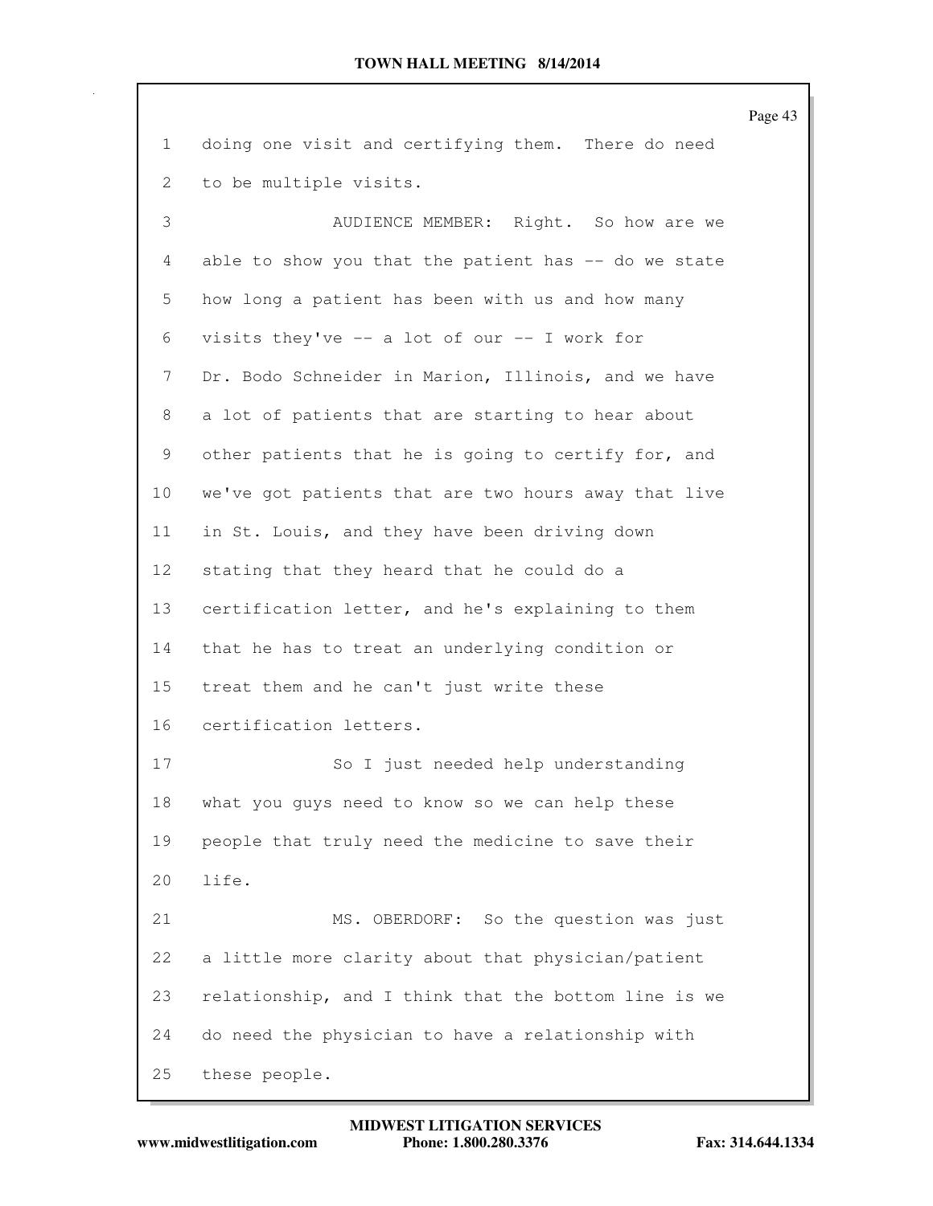doing one visit and certifying them. There do need to be multiple visits.

AUDIENCE MEMBER: Right. So how are we able to show you that the patient has -- do we state how long a patient has been with us and how many visits they've -- a lot of our -- I work for Dr. Bodo Schneider in Marion, Illinois, and we have a lot of patients that are starting to hear about other patients that he is going to certify for, and we've got patients that are two hours away that live in St. Louis, and they have been driving down stating that they heard that he could do a certification letter, and he's explaining to them that he has to treat an underlying condition or treat them and he can't just write these certification letters.

So I just needed help understanding what you guys need to know so we can help these people that truly need the medicine to save their life.

MS. OBERDORF: So the question was just a little more clarity about that physician/patient relationship, and I think that the bottom line is we do need the physician to have a relationship with these people.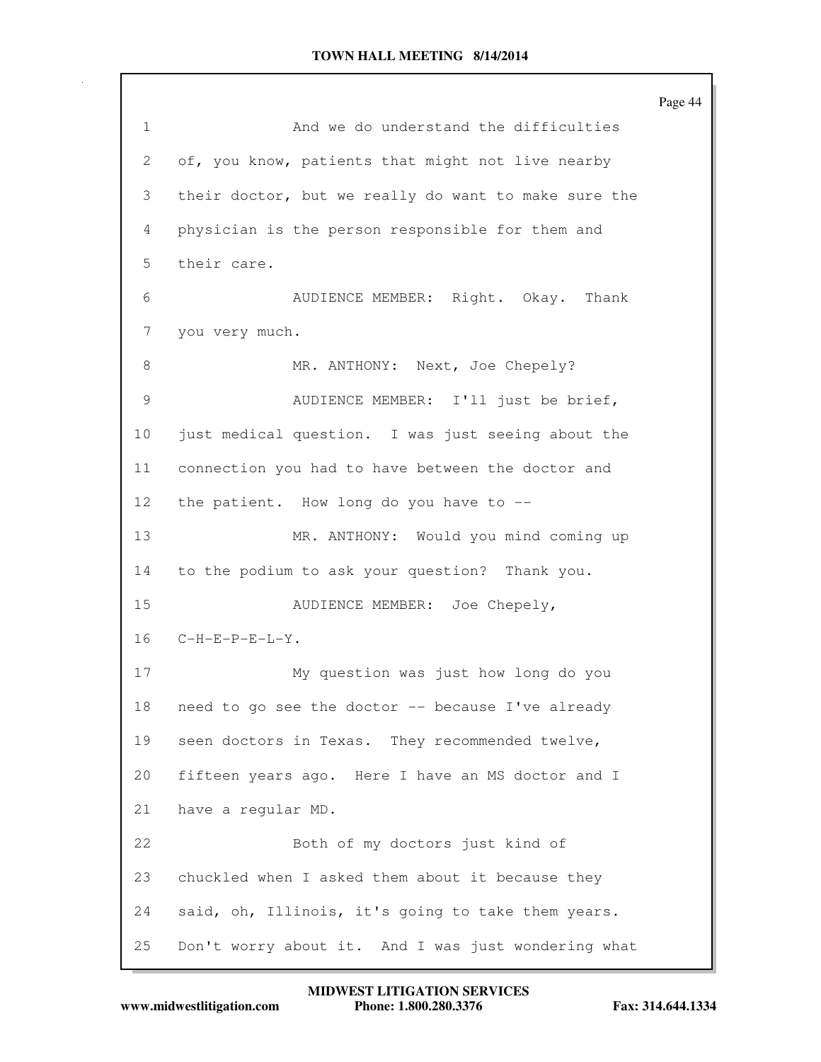And we do understand the difficulties of, you know, patients that might not live nearby their doctor, but we really do want to make sure the physician is the person responsible for them and their care.

AUDIENCE MEMBER: Right. Okay. Thank you very much.

MR. ANTHONY: Next, Joe Chepely?

AUDIENCE MEMBER: I'll just be brief, just medical question. I was just seeing about the connection you had to have between the doctor and the patient. How long do you have to --

MR. ANTHONY: Would you mind coming up to the podium to ask your question? Thank you.

AUDIENCE MEMBER: Joe Chepely, C-H-E-P-E-L-Y.

My question was just how long do you need to go see the doctor -- because I've already seen doctors in Texas. They recommended twelve, fifteen years ago. Here I have an MS doctor and I have a regular MD.

Both of my doctors just kind of chuckled when I asked them about it because they said, oh, Illinois, it's going to take them years. Don't worry about it. And I was just wondering what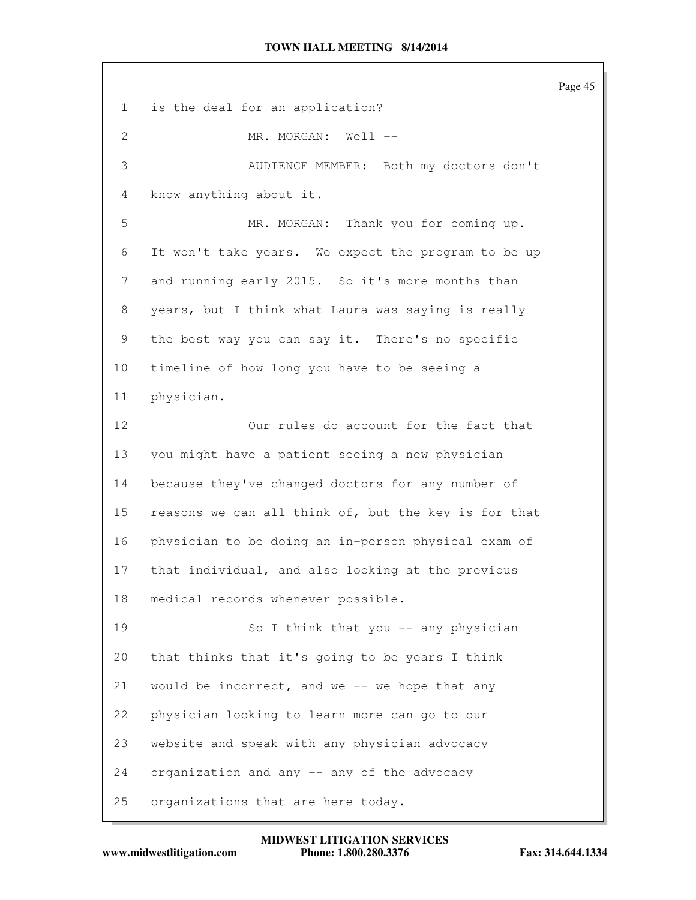is the deal for an application?

MR. MORGAN: Well --

AUDIENCE MEMBER: Both my doctors don't know anything about it.

MR. MORGAN: Thank you for coming up. It won't take years. We expect the program to be up and running early 2015. So it's more months than years, but I think what Laura was saying is really the best way you can say it. There's no specific timeline of how long you have to be seeing a physician.

Our rules do account for the fact that you might have a patient seeing a new physician because they've changed doctors for any number of reasons we can all think of, but the key is for that physician to be doing an in-person physical exam of that individual, and also looking at the previous medical records whenever possible.

So I think that you -- any physician that thinks that it's going to be years I think would be incorrect, and we -- we hope that any physician looking to learn more can go to our website and speak with any physician advocacy organization and any -- any of the advocacy organizations that are here today.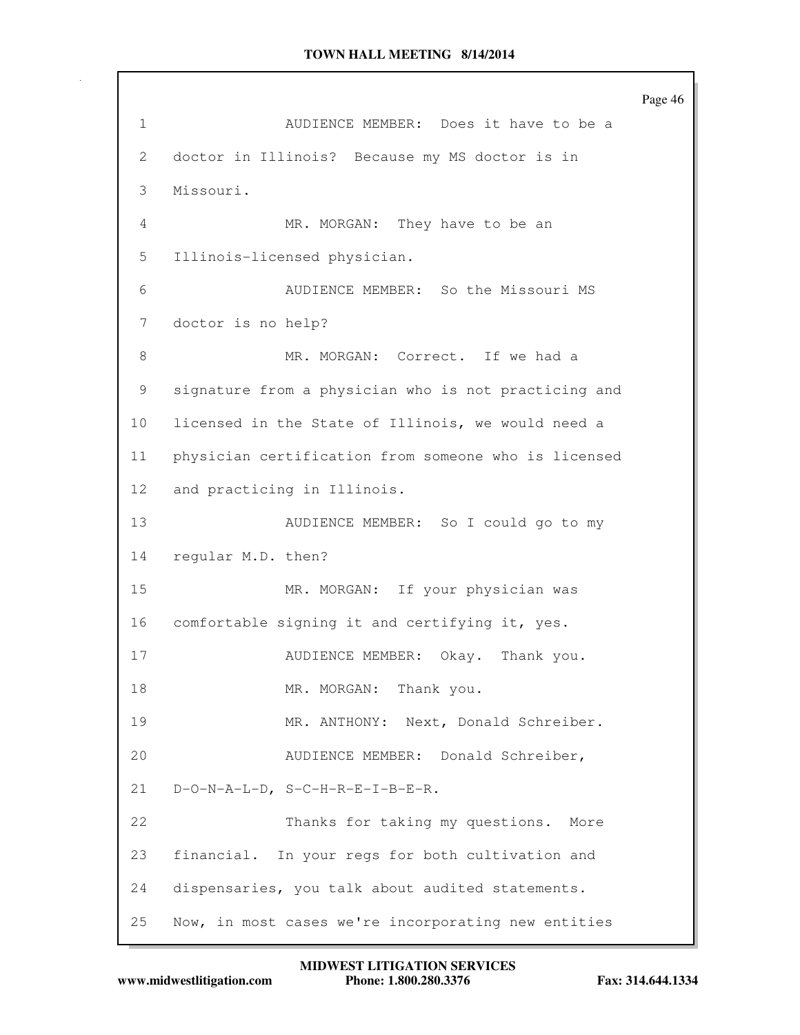AUDIENCE MEMBER: Does it have to be a doctor in Illinois? Because my MS doctor is in Missouri.

MR. MORGAN: They have to be an Illinois-licensed physician.

AUDIENCE MEMBER: So the Missouri MS doctor is no help?

MR. MORGAN: Correct. If we had a signature from a physician who is not practicing and licensed in the State of Illinois, we would need a physician certification from someone who is licensed and practicing in Illinois.

AUDIENCE MEMBER: So I could go to my regular M.D. then?

MR. MORGAN: If your physician was comfortable signing it and certifying it, yes.

AUDIENCE MEMBER: Okay. Thank you.

MR. MORGAN: Thank you.

MR. ANTHONY: Next, Donald Schreiber.

AUDIENCE MEMBER: Donald Schreiber, D-O-N-A-L-D, S-C-H-R-E-I-B-E-R.

Thanks for taking my questions. More financial. In your regs for both cultivation and dispensaries, you talk about audited statements. Now, in most cases we're incorporating new entities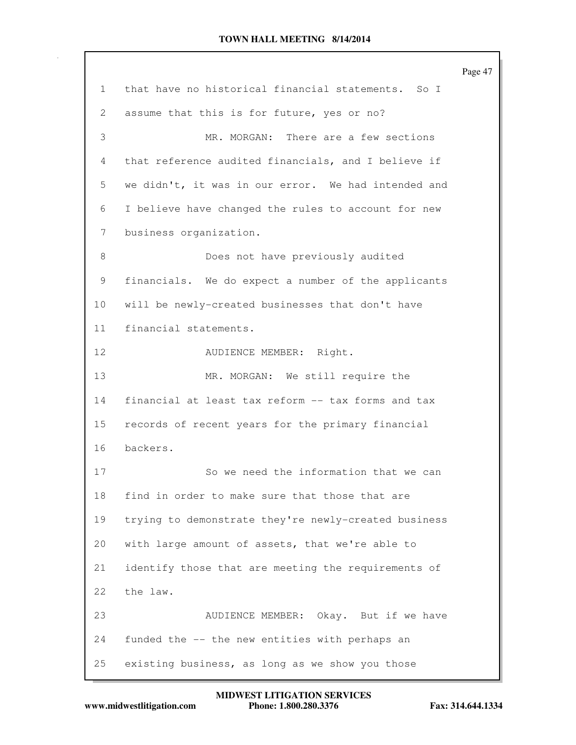that have no historical financial statements. So I assume that this is for future, yes or no?

MR. MORGAN: There are a few sections that reference audited financials, and I believe if we didn't, it was in our error. We had intended and I believe have changed the rules to account for new business organization.

Does not have previously audited financials. We do expect a number of the applicants will be newly-created businesses that don't have financial statements.

AUDIENCE MEMBER: Right.

MR. MORGAN: We still require the financial at least tax reform -- tax forms and tax records of recent years for the primary financial backers.

So we need the information that we can find in order to make sure that those that are trying to demonstrate they're newly-created business with large amount of assets, that we're able to identify those that are meeting the requirements of the law.

AUDIENCE MEMBER: Okay. But if we have funded the -- the new entities with perhaps an existing business, as long as we show you those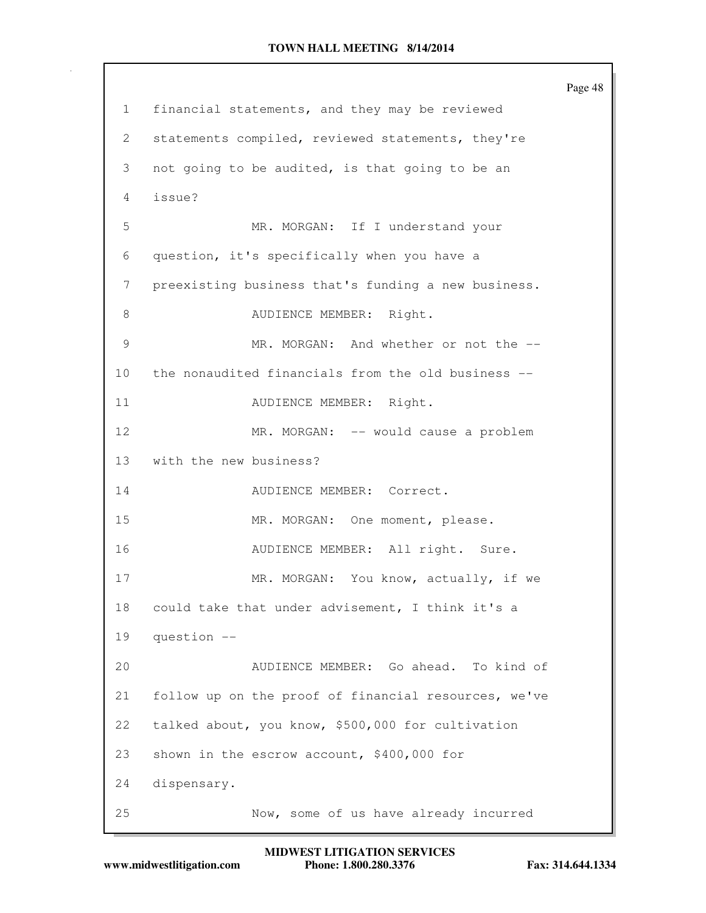financial statements, and they may be reviewed statements compiled, reviewed statements, they're not going to be audited, is that going to be an issue?

MR. MORGAN: If I understand your question, it's specifically when you have a preexisting business that's funding a new business.

AUDIENCE MEMBER: Right.

MR. MORGAN: And whether or not the -- the nonaudited financials from the old business --

AUDIENCE MEMBER: Right.

MR. MORGAN: -- would cause a problem with the new business?

AUDIENCE MEMBER: Correct.

MR. MORGAN: One moment, please.

AUDIENCE MEMBER: All right. Sure.

MR. MORGAN: You know, actually, if we could take that under advisement, I think it's a question --

AUDIENCE MEMBER: Go ahead. To kind of follow up on the proof of financial resources, we've talked about, you know, $500,000 for cultivation shown in the escrow account, $400,000 for dispensary.

Now, some of us have already incurred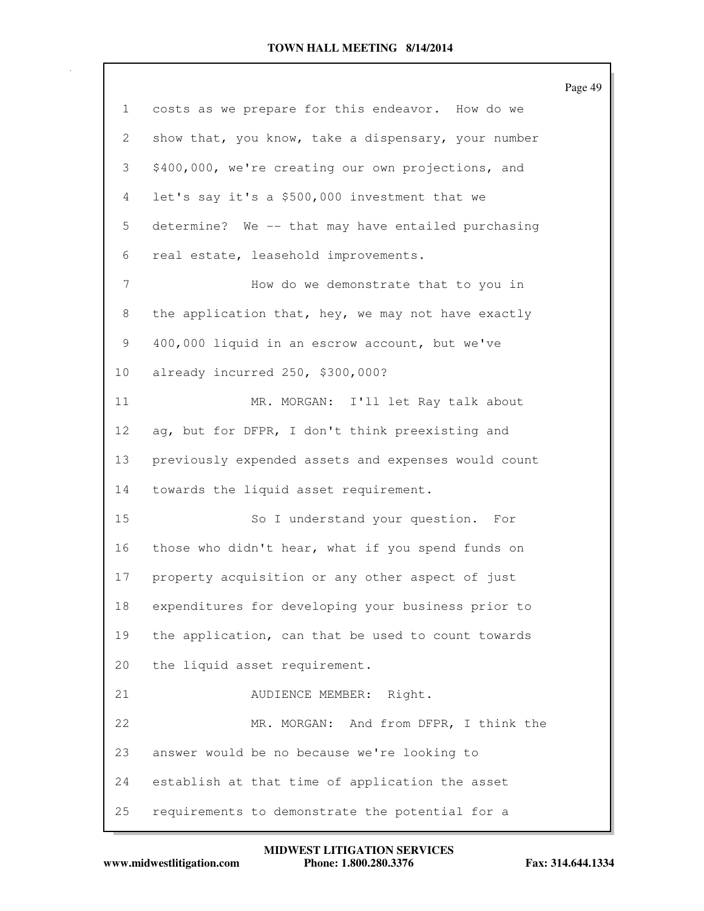costs as we prepare for this endeavor. How do we show that, you know, take a dispensary, your number $400,000, we're creating our own projections, and let's say it's a $500,000 investment that we determine? We -- that may have entailed purchasing real estate, leasehold improvements.

How do we demonstrate that to you in the application that, hey, we may not have exactly 400,000 liquid in an escrow account, but we've already incurred 250, $300,000?

MR. MORGAN: I'll let Ray talk about ag, but for DFPR, I don't think preexisting and previously expended assets and expenses would count towards the liquid asset requirement.

So I understand your question. For those who didn't hear, what if you spend funds on property acquisition or any other aspect of just expenditures for developing your business prior to the application, can that be used to count towards the liquid asset requirement.

AUDIENCE MEMBER: Right.

MR. MORGAN: And from DFPR, I think the answer would be no because we're looking to establish at that time of application the asset requirements to demonstrate the potential for a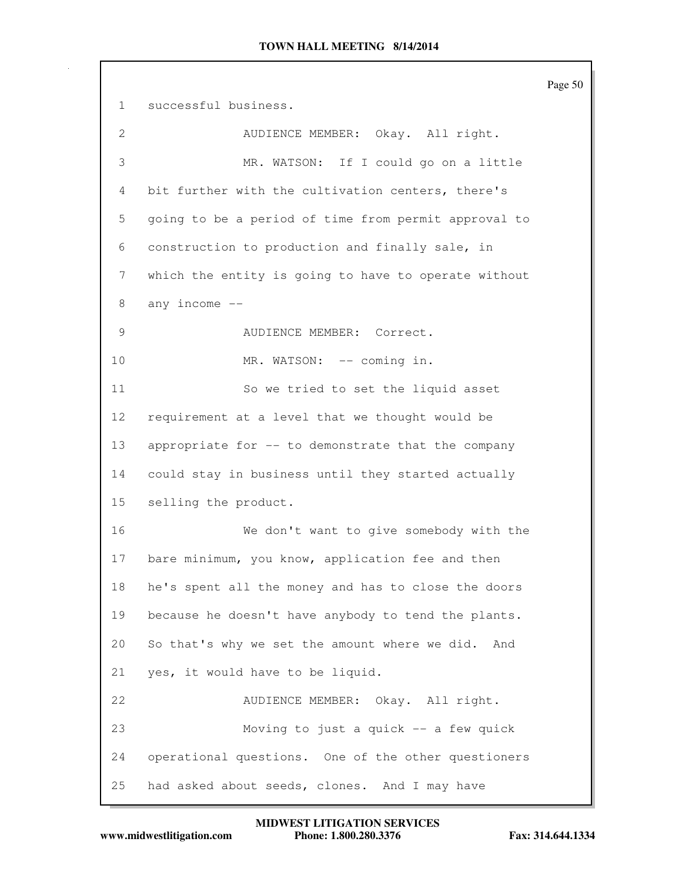successful business.

AUDIENCE MEMBER: Okay. All right.

MR. WATSON: If I could go on a little bit further with the cultivation centers, there's going to be a period of time from permit approval to construction to production and finally sale, in which the entity is going to have to operate without any income --

AUDIENCE MEMBER: Correct.

MR. WATSON: -- coming in.

So we tried to set the liquid asset requirement at a level that we thought would be appropriate for -- to demonstrate that the company could stay in business until they started actually selling the product.

We don't want to give somebody with the bare minimum, you know, application fee and then he's spent all the money and has to close the doors because he doesn't have anybody to tend the plants. So that's why we set the amount where we did. And yes, it would have to be liquid.

AUDIENCE MEMBER: Okay. All right.

Moving to just a quick -- a few quick operational questions. One of the other questioners had asked about seeds, clones. And I may have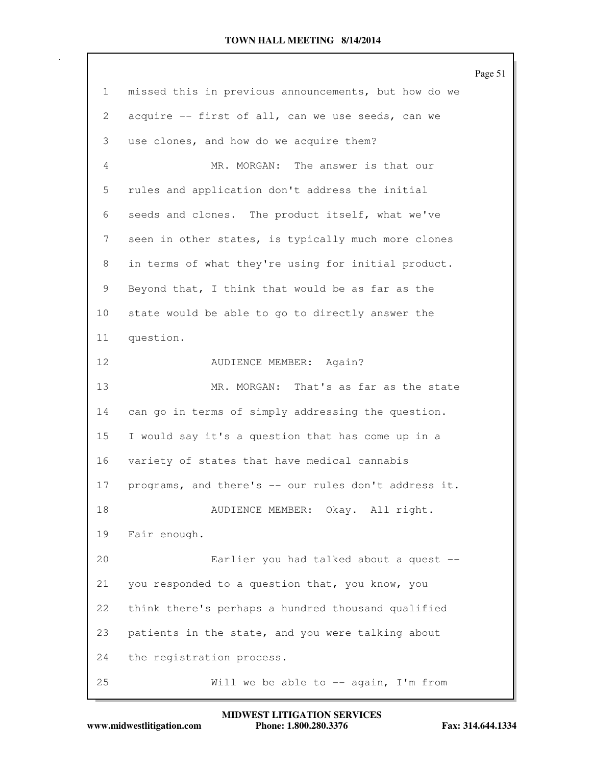missed this in previous announcements, but how do we acquire -- first of all, can we use seeds, can we use clones, and how do we acquire them?

MR. MORGAN: The answer is that our rules and application don't address the initial seeds and clones. The product itself, what we've seen in other states, is typically much more clones in terms of what they're using for initial product. Beyond that, I think that would be as far as the state would be able to go to directly answer the question.

AUDIENCE MEMBER: Again?

MR. MORGAN: That's as far as the state can go in terms of simply addressing the question. I would say it's a question that has come up in a variety of states that have medical cannabis programs, and there's -- our rules don't address it.

AUDIENCE MEMBER: Okay. All right. Fair enough.

Earlier you had talked about a quest -- you responded to a question that, you know, you think there's perhaps a hundred thousand qualified patients in the state, and you were talking about the registration process.

Will we be able to -- again, I'm from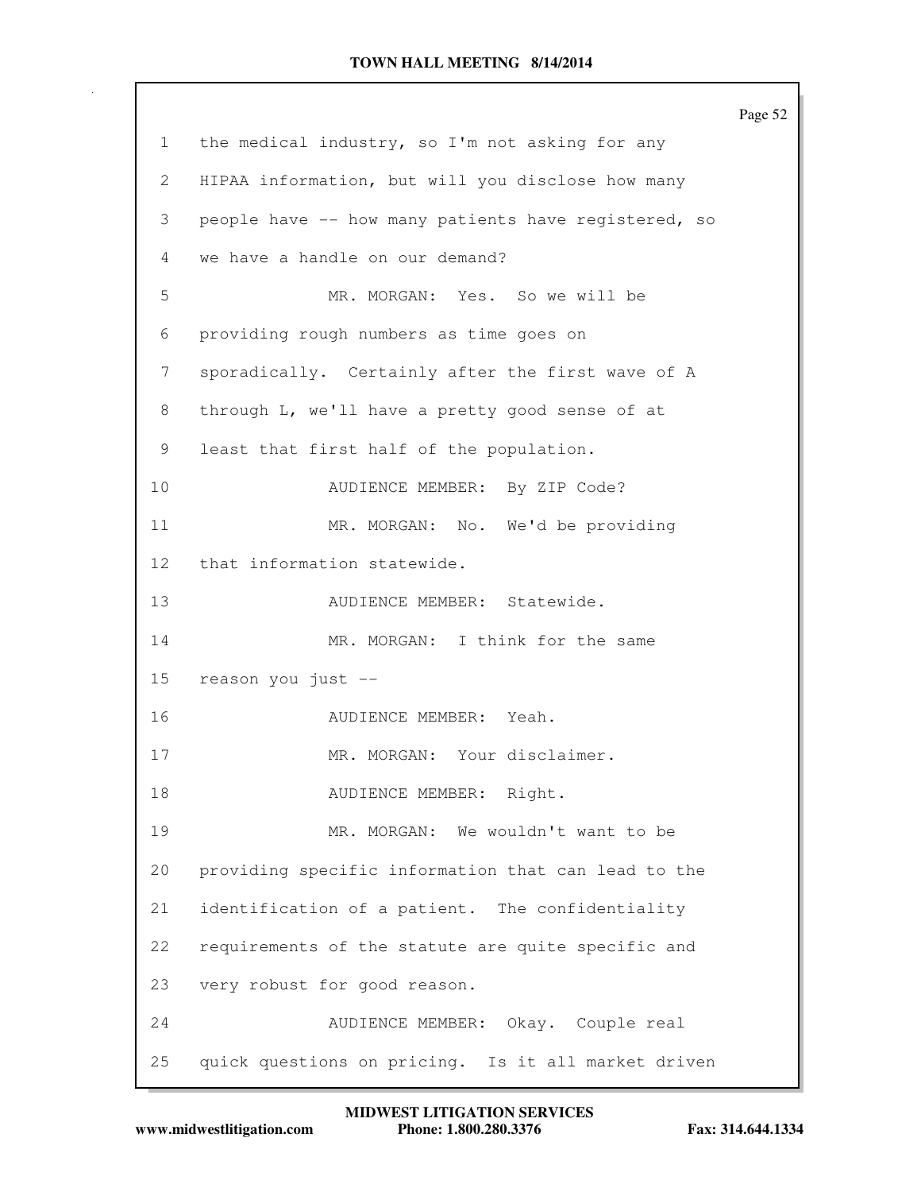1 the medical industry, so I'm not asking for any
2 HIPAA information, but will you disclose how many
3 people have -- how many patients have registered, so
4 we have a handle on our demand?
5 MR. MORGAN: Yes. So we will be
6 providing rough numbers as time goes on
7 sporadically. Certainly after the first wave of A
8 through L, we'll have a pretty good sense of at
9 least that first half of the population.
10 AUDIENCE MEMBER: By ZIP Code?
11 MR. MORGAN: No. We'd be providing
12 that information statewide.
13 AUDIENCE MEMBER: Statewide.
14 MR. MORGAN: I think for the same
15 reason you just --
16 AUDIENCE MEMBER: Yeah.
17 MR. MORGAN: Your disclaimer.
18 AUDIENCE MEMBER: Right.
19 MR. MORGAN: We wouldn't want to be
20 providing specific information that can lead to the
21 identification of a patient. The confidentiality
22 requirements of the statute are quite specific and
23 very robust for good reason.
24 AUDIENCE MEMBER: Okay. Couple real
25 quick questions on pricing. Is it all market driven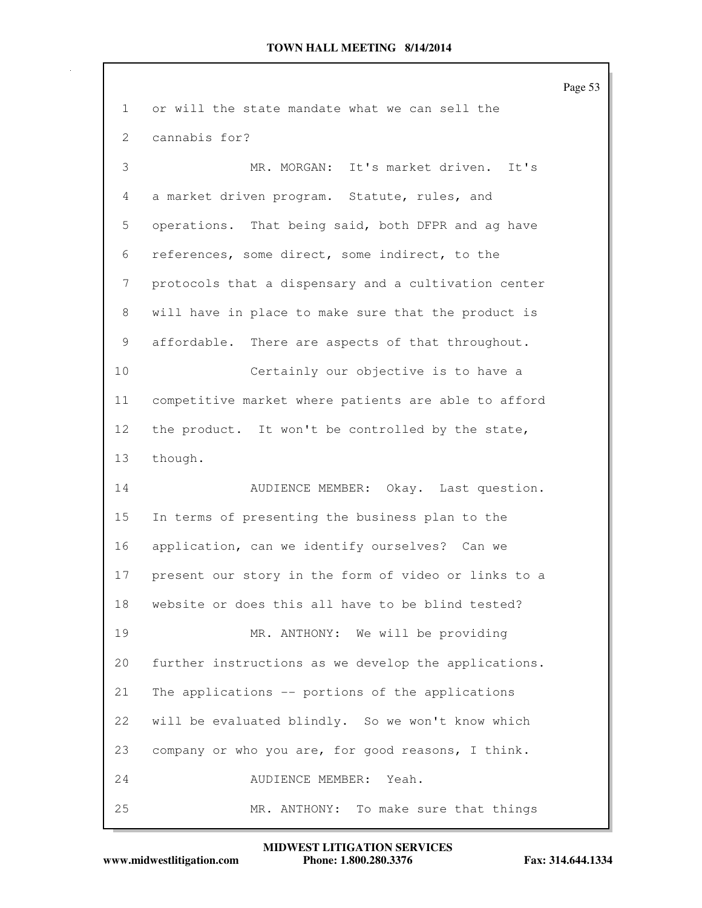1 or will the state mandate what we can sell the
2 cannabis for?
3 MR. MORGAN: It's market driven. It's
4 a market driven program. Statute, rules, and
5 operations. That being said, both DFPR and ag have
6 references, some direct, some indirect, to the
7 protocols that a dispensary and a cultivation center
8 will have in place to make sure that the product is
9 affordable. There are aspects of that throughout.
10 Certainly our objective is to have a
11 competitive market where patients are able to afford
12 the product. It won't be controlled by the state,
13 though.
14 AUDIENCE MEMBER: Okay. Last question.
15 In terms of presenting the business plan to the
16 application, can we identify ourselves? Can we
17 present our story in the form of video or links to a
18 website or does this all have to be blind tested?
19 MR. ANTHONY: We will be providing
20 further instructions as we develop the applications.
21 The applications -- portions of the applications
22 will be evaluated blindly. So we won't know which
23 company or who you are, for good reasons, I think.
24 AUDIENCE MEMBER: Yeah.
25 MR. ANTHONY: To make sure that things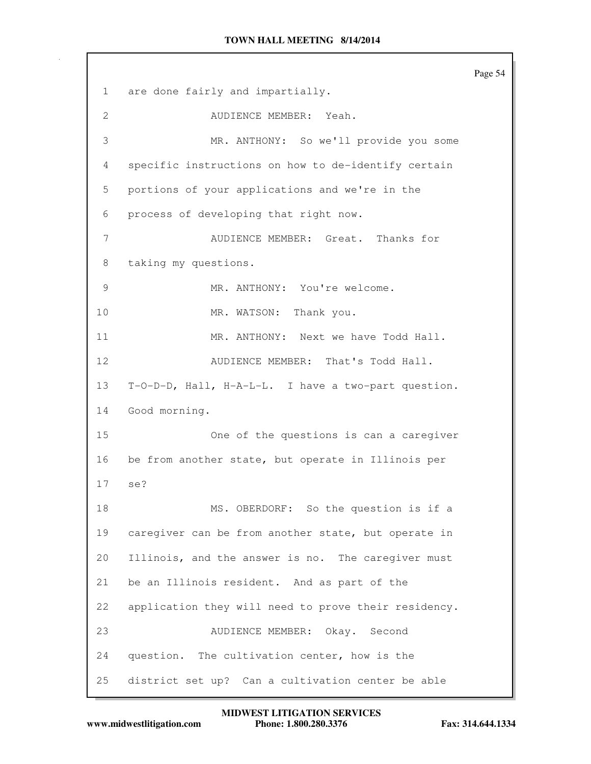1 are done fairly and impartially.

2 AUDIENCE MEMBER: Yeah.

3 MR. ANTHONY: So we'll provide you some

4 specific instructions on how to de-identify certain

5 portions of your applications and we're in the

6 process of developing that right now.

7 AUDIENCE MEMBER: Great. Thanks for

8 taking my questions.

9 MR. ANTHONY: You're welcome.

10 MR. WATSON: Thank you.

11 MR. ANTHONY: Next we have Todd Hall.

12 AUDIENCE MEMBER: That's Todd Hall.

13 T-O-D-D, Hall, H-A-L-L. I have a two-part question.

14 Good morning.

15 One of the questions is can a caregiver

16 be from another state, but operate in Illinois per

17 se?

18 MS. OBERDORF: So the question is if a

19 caregiver can be from another state, but operate in

20 Illinois, and the answer is no. The caregiver must

21 be an Illinois resident. And as part of the

22 application they will need to prove their residency.

23 AUDIENCE MEMBER: Okay. Second

24 question. The cultivation center, how is the

25 district set up? Can a cultivation center be able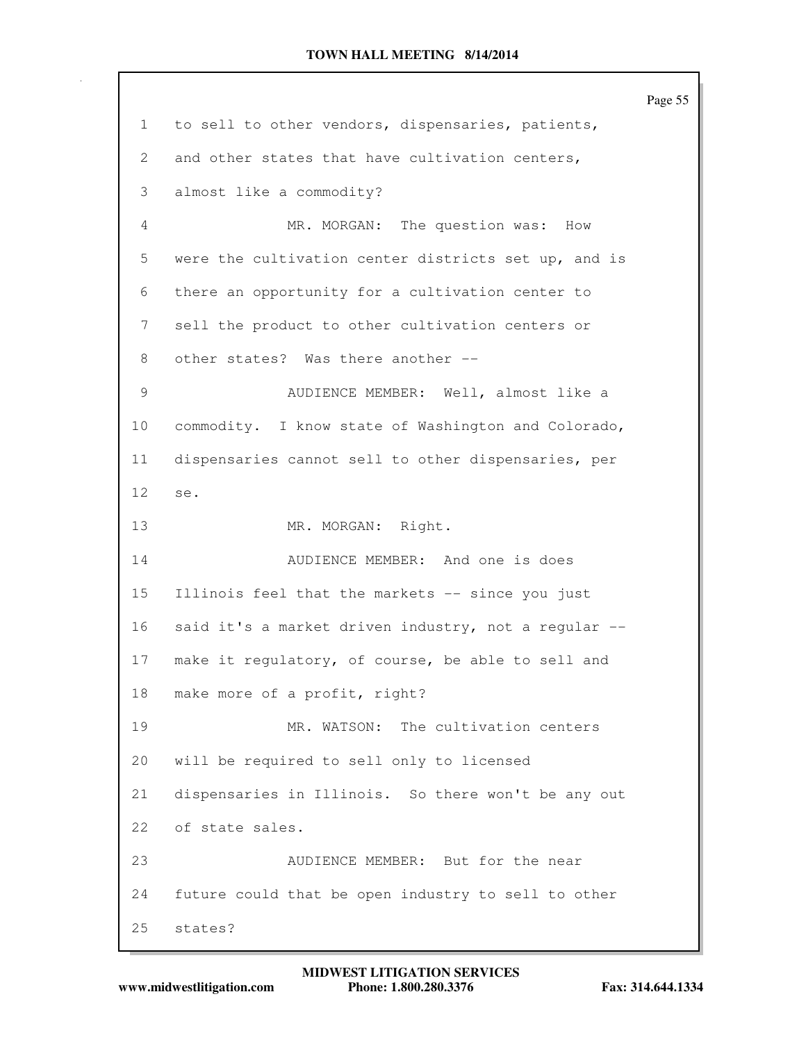to sell to other vendors, dispensaries, patients, and other states that have cultivation centers, almost like a commodity?

MR. MORGAN: The question was: How were the cultivation center districts set up, and is there an opportunity for a cultivation center to sell the product to other cultivation centers or other states? Was there another --

AUDIENCE MEMBER: Well, almost like a commodity. I know state of Washington and Colorado, dispensaries cannot sell to other dispensaries, per se.

MR. MORGAN: Right.

AUDIENCE MEMBER: And one is does Illinois feel that the markets -- since you just said it's a market driven industry, not a regular -- make it regulatory, of course, be able to sell and make more of a profit, right?

MR. WATSON: The cultivation centers will be required to sell only to licensed dispensaries in Illinois. So there won't be any out of state sales.

AUDIENCE MEMBER: But for the near future could that be open industry to sell to other states?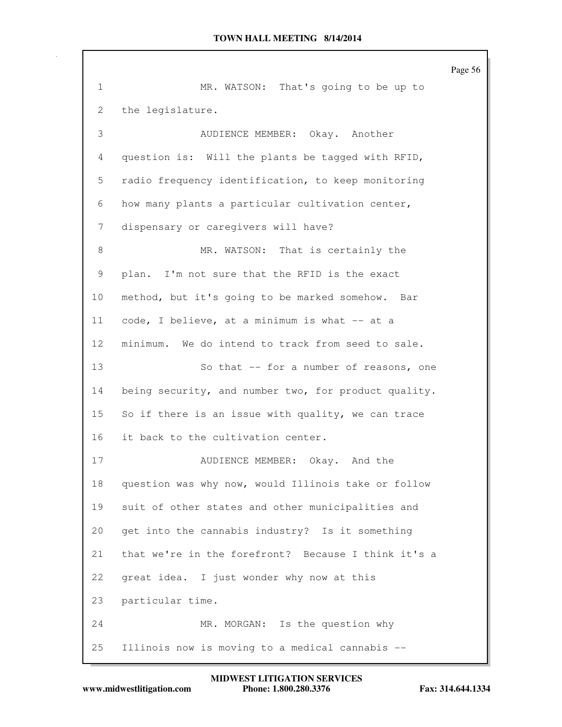MR. WATSON: That's going to be up to the legislature.

AUDIENCE MEMBER: Okay. Another question is: Will the plants be tagged with RFID, radio frequency identification, to keep monitoring how many plants a particular cultivation center, dispensary or caregivers will have?

MR. WATSON: That is certainly the plan. I'm not sure that the RFID is the exact method, but it's going to be marked somehow. Bar code, I believe, at a minimum is what -- at a minimum. We do intend to track from seed to sale.

So that -- for a number of reasons, one being security, and number two, for product quality. So if there is an issue with quality, we can trace it back to the cultivation center.

AUDIENCE MEMBER: Okay. And the question was why now, would Illinois take or follow suit of other states and other municipalities and get into the cannabis industry? Is it something that we're in the forefront? Because I think it's a great idea. I just wonder why now at this particular time.

MR. MORGAN: Is the question why Illinois now is moving to a medical cannabis --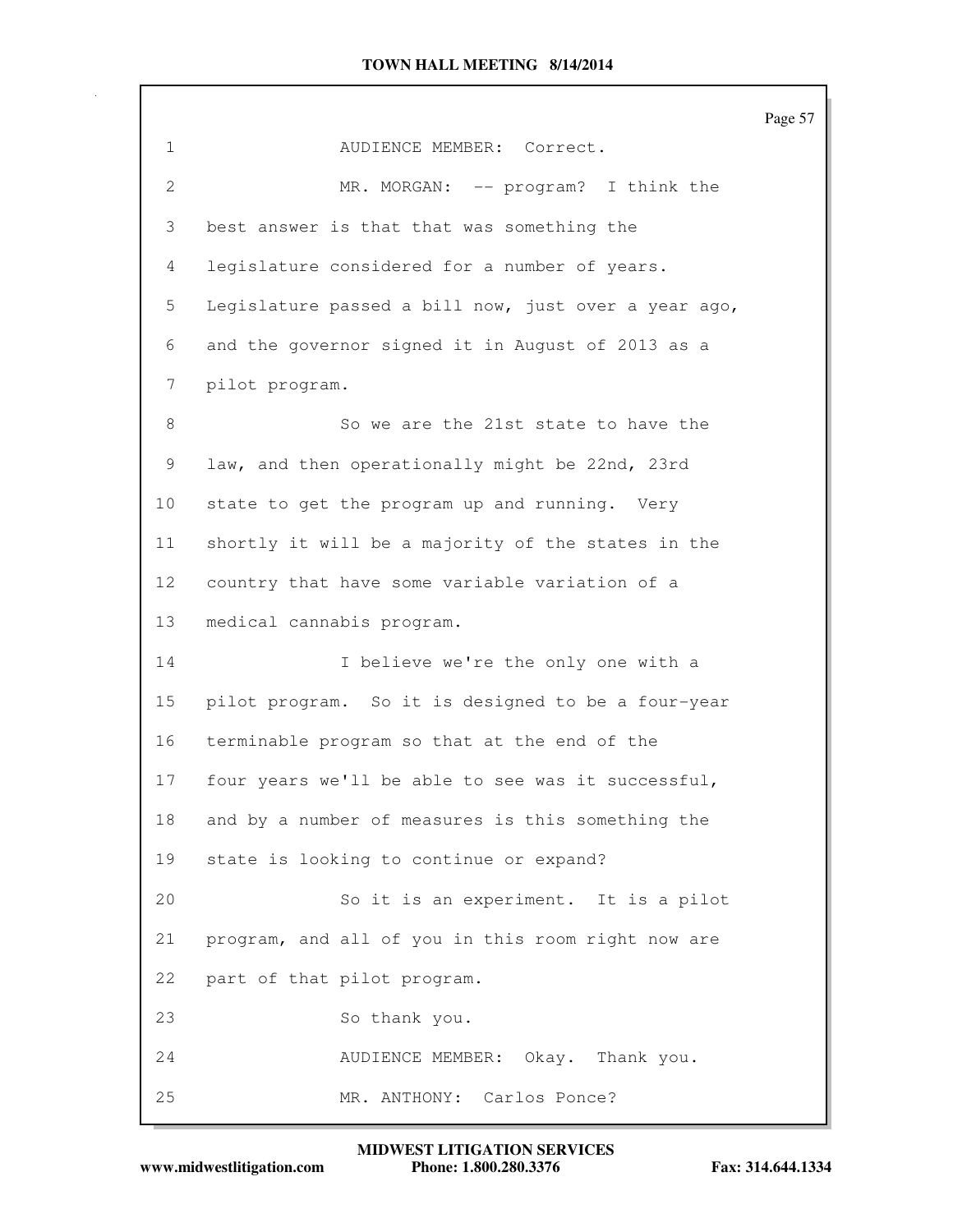AUDIENCE MEMBER: Correct.

MR. MORGAN: -- program? I think the best answer is that that was something the legislature considered for a number of years. Legislature passed a bill now, just over a year ago, and the governor signed it in August of 2013 as a pilot program.

So we are the 21st state to have the law, and then operationally might be 22nd, 23rd state to get the program up and running. Very shortly it will be a majority of the states in the country that have some variable variation of a medical cannabis program.

I believe we're the only one with a pilot program. So it is designed to be a four-year terminable program so that at the end of the four years we'll be able to see was it successful, and by a number of measures is this something the state is looking to continue or expand?

So it is an experiment. It is a pilot program, and all of you in this room right now are part of that pilot program.

So thank you.

AUDIENCE MEMBER: Okay. Thank you.

MR. ANTHONY: Carlos Ponce?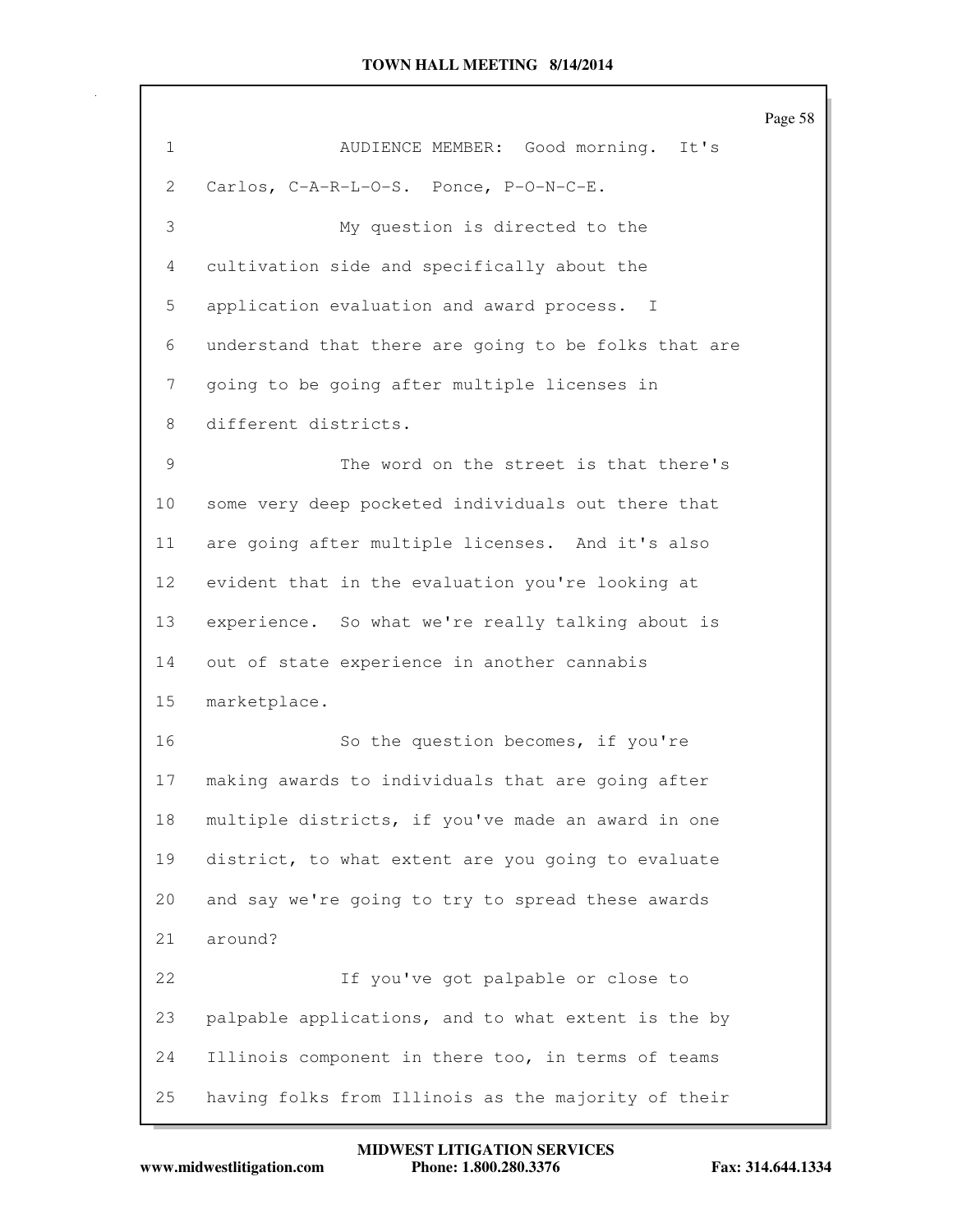AUDIENCE MEMBER: Good morning. It's Carlos, C-A-R-L-O-S. Ponce, P-O-N-C-E.

My question is directed to the cultivation side and specifically about the application evaluation and award process. I understand that there are going to be folks that are going to be going after multiple licenses in different districts.

The word on the street is that there's some very deep pocketed individuals out there that are going after multiple licenses. And it's also evident that in the evaluation you're looking at experience. So what we're really talking about is out of state experience in another cannabis marketplace.

So the question becomes, if you're making awards to individuals that are going after multiple districts, if you've made an award in one district, to what extent are you going to evaluate and say we're going to try to spread these awards around?

If you've got palpable or close to palpable applications, and to what extent is the by Illinois component in there too, in terms of teams having folks from Illinois as the majority of their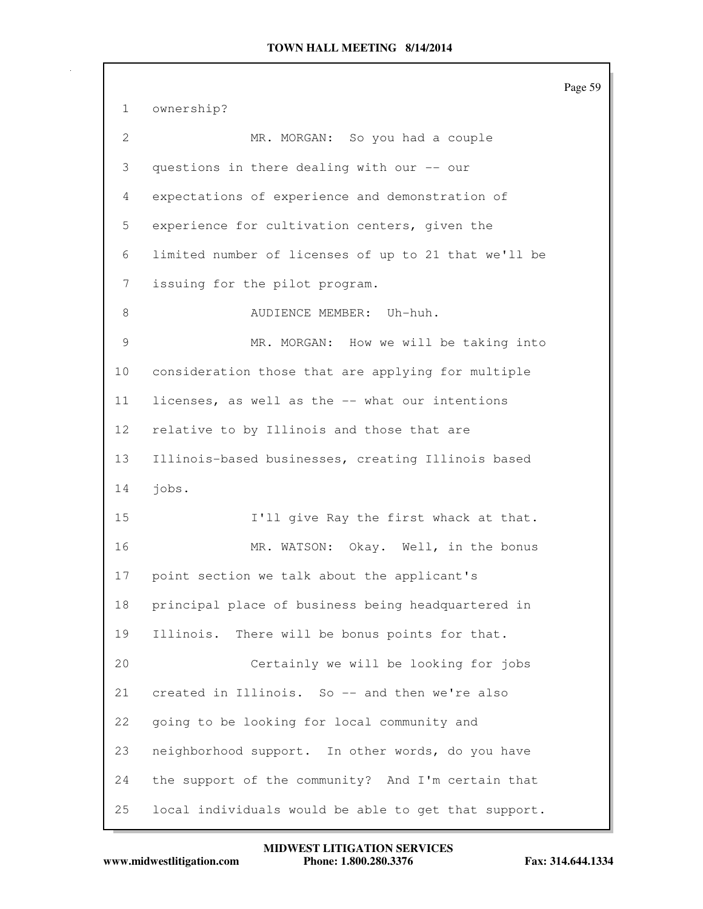1 ownership?

2 MR. MORGAN: So you had a couple

3 questions in there dealing with our -- our

4 expectations of experience and demonstration of

5 experience for cultivation centers, given the

6 limited number of licenses of up to 21 that we'll be

7 issuing for the pilot program.

8 AUDIENCE MEMBER: Uh-huh.

9 MR. MORGAN: How we will be taking into

10 consideration those that are applying for multiple

11 licenses, as well as the -- what our intentions

12 relative to by Illinois and those that are

13 Illinois-based businesses, creating Illinois based

14 jobs.

15 I'll give Ray the first whack at that.

16 MR. WATSON: Okay. Well, in the bonus

17 point section we talk about the applicant's

18 principal place of business being headquartered in

19 Illinois. There will be bonus points for that.

20 Certainly we will be looking for jobs

21 created in Illinois. So -- and then we're also

22 going to be looking for local community and

23 neighborhood support. In other words, do you have

24 the support of the community? And I'm certain that

25 local individuals would be able to get that support.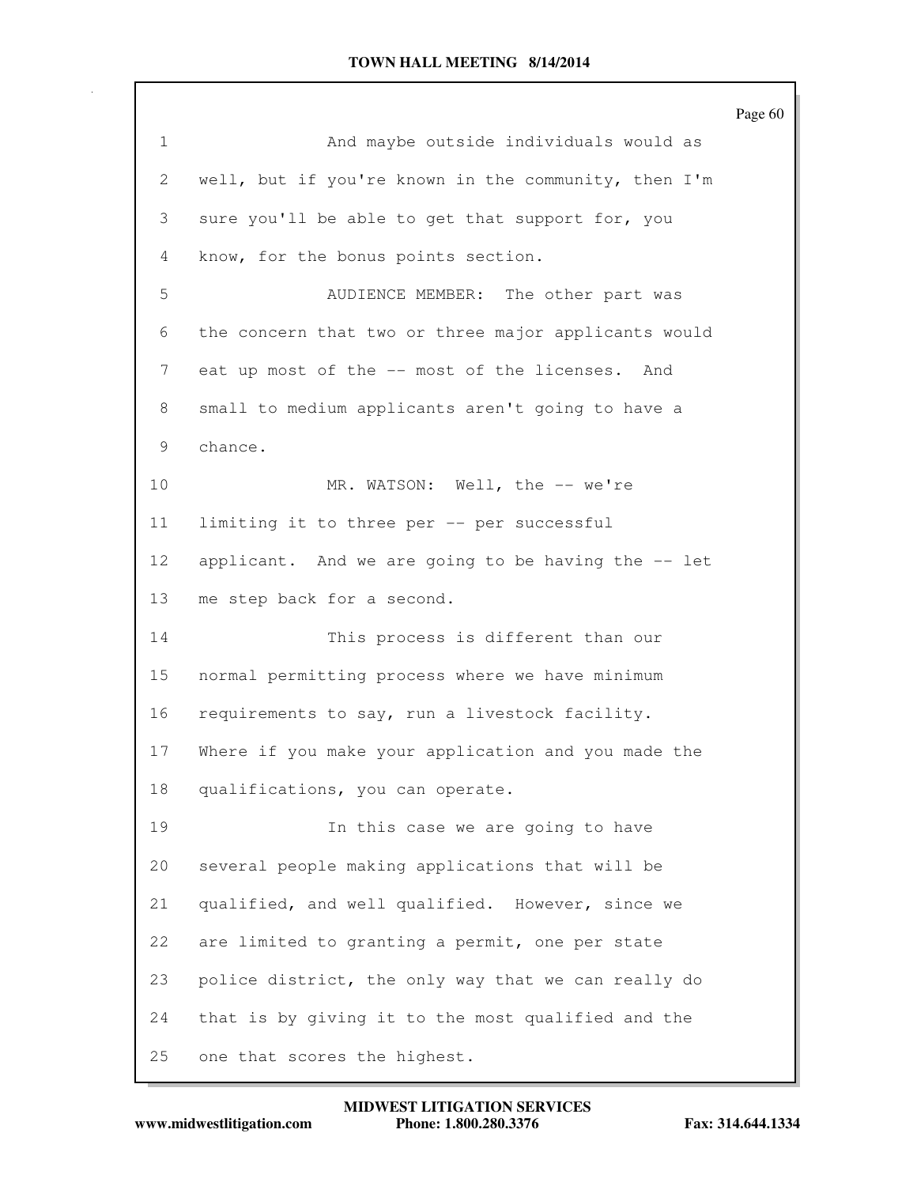And maybe outside individuals would as well, but if you're known in the community, then I'm sure you'll be able to get that support for, you know, for the bonus points section.

AUDIENCE MEMBER: The other part was the concern that two or three major applicants would eat up most of the -- most of the licenses. And small to medium applicants aren't going to have a chance.

MR. WATSON: Well, the -- we're limiting it to three per -- per successful applicant. And we are going to be having the -- let me step back for a second.

This process is different than our normal permitting process where we have minimum requirements to say, run a livestock facility. Where if you make your application and you made the qualifications, you can operate.

In this case we are going to have several people making applications that will be qualified, and well qualified. However, since we are limited to granting a permit, one per state police district, the only way that we can really do that is by giving it to the most qualified and the one that scores the highest.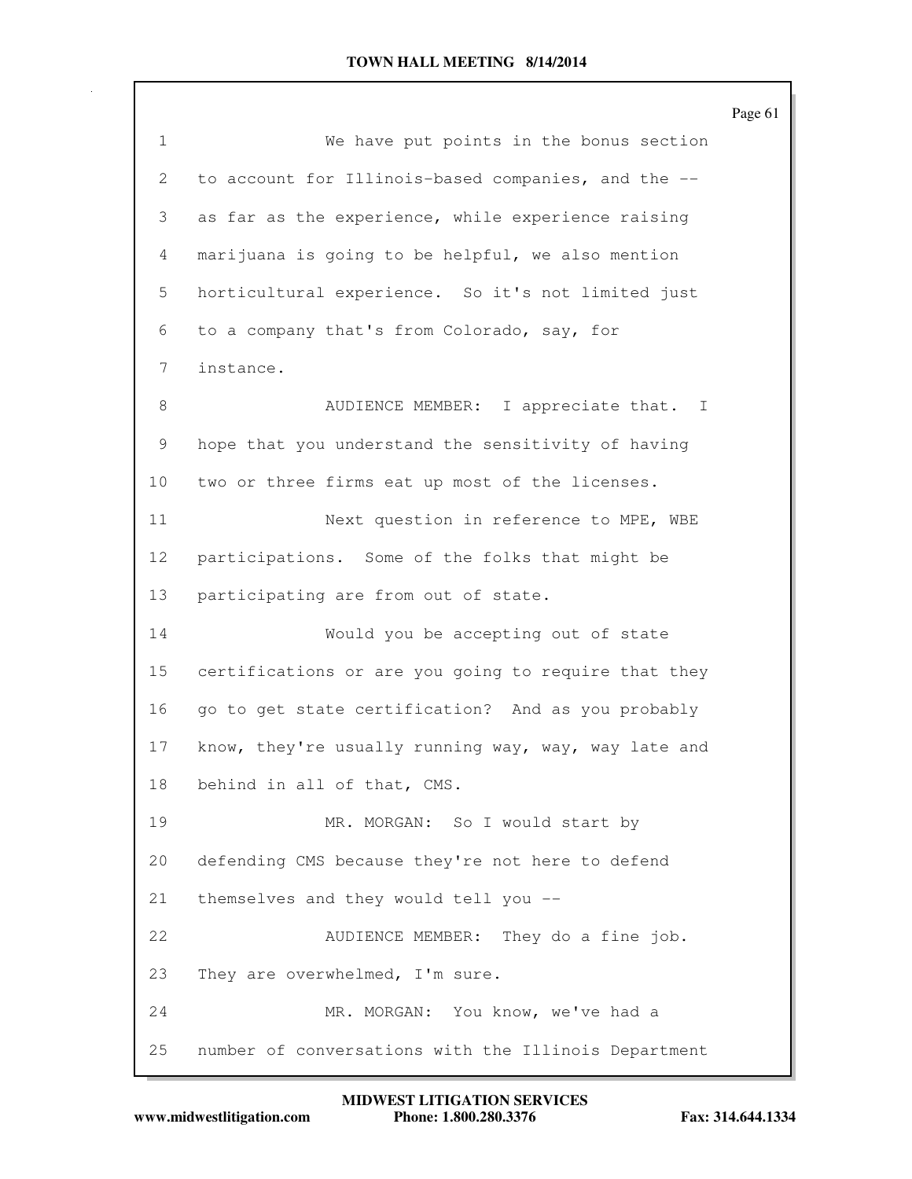We have put points in the bonus section to account for Illinois-based companies, and the -- as far as the experience, while experience raising marijuana is going to be helpful, we also mention horticultural experience. So it's not limited just to a company that's from Colorado, say, for instance.

AUDIENCE MEMBER: I appreciate that. I hope that you understand the sensitivity of having two or three firms eat up most of the licenses.

Next question in reference to MPE, WBE participations. Some of the folks that might be participating are from out of state.

Would you be accepting out of state certifications or are you going to require that they go to get state certification? And as you probably know, they're usually running way, way, way late and behind in all of that, CMS.

MR. MORGAN: So I would start by defending CMS because they're not here to defend themselves and they would tell you --

AUDIENCE MEMBER: They do a fine job. They are overwhelmed, I'm sure.

MR. MORGAN: You know, we've had a number of conversations with the Illinois Department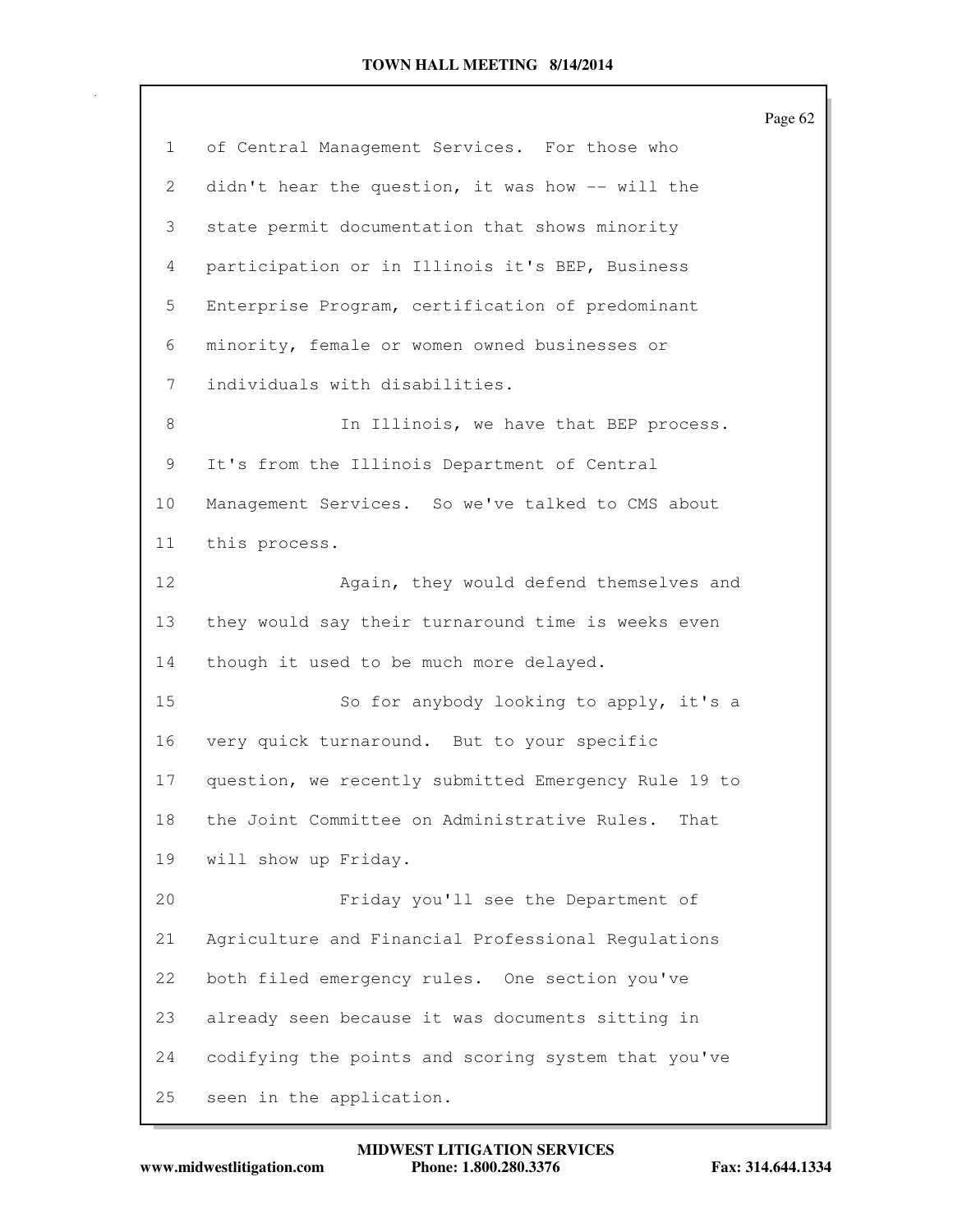of Central Management Services. For those who didn't hear the question, it was how -- will the state permit documentation that shows minority participation or in Illinois it's BEP, Business Enterprise Program, certification of predominant minority, female or women owned businesses or individuals with disabilities.

In Illinois, we have that BEP process. It's from the Illinois Department of Central Management Services. So we've talked to CMS about this process.

Again, they would defend themselves and they would say their turnaround time is weeks even though it used to be much more delayed.

So for anybody looking to apply, it's a very quick turnaround. But to your specific question, we recently submitted Emergency Rule 19 to the Joint Committee on Administrative Rules. That will show up Friday.

Friday you'll see the Department of Agriculture and Financial Professional Regulations both filed emergency rules. One section you've already seen because it was documents sitting in codifying the points and scoring system that you've seen in the application.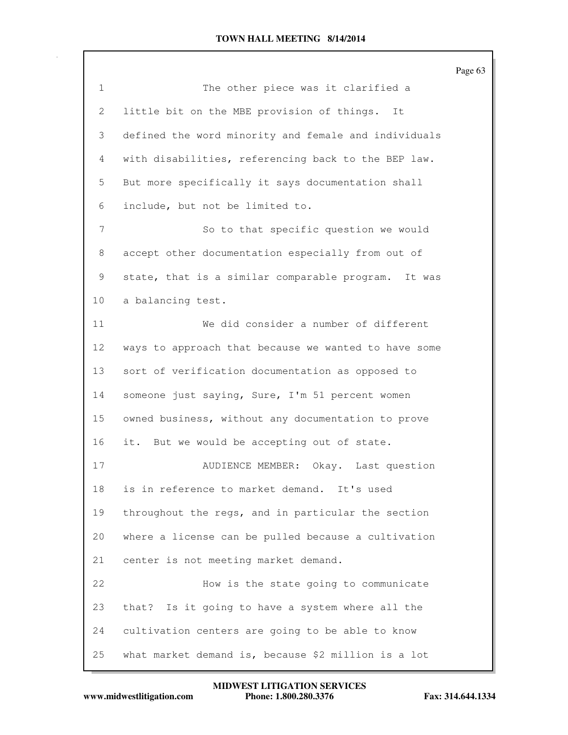The other piece was it clarified a little bit on the MBE provision of things. It defined the word minority and female and individuals with disabilities, referencing back to the BEP law. But more specifically it says documentation shall include, but not be limited to.

So to that specific question we would accept other documentation especially from out of state, that is a similar comparable program. It was a balancing test.

We did consider a number of different ways to approach that because we wanted to have some sort of verification documentation as opposed to someone just saying, Sure, I'm 51 percent women owned business, without any documentation to prove it. But we would be accepting out of state.

AUDIENCE MEMBER: Okay. Last question is in reference to market demand. It's used throughout the regs, and in particular the section where a license can be pulled because a cultivation center is not meeting market demand.

How is the state going to communicate that? Is it going to have a system where all the cultivation centers are going to be able to know what market demand is, because $2 million is a lot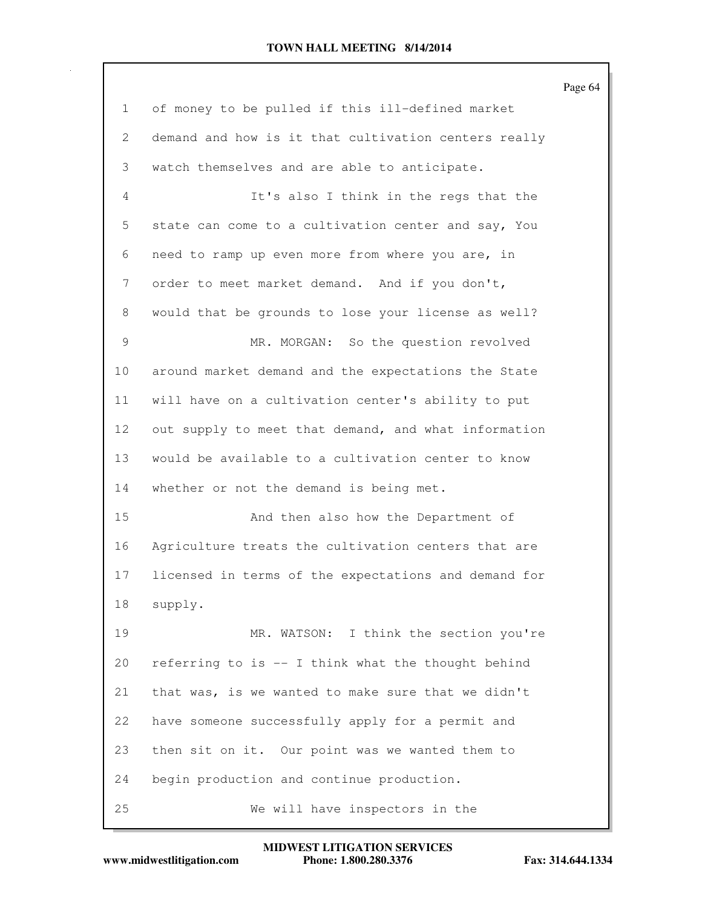1 of money to be pulled if this ill-defined market
2 demand and how is it that cultivation centers really
3 watch themselves and are able to anticipate.
4 It's also I think in the regs that the
5 state can come to a cultivation center and say, You
6 need to ramp up even more from where you are, in
7 order to meet market demand. And if you don't,
8 would that be grounds to lose your license as well?
9 MR. MORGAN: So the question revolved
10 around market demand and the expectations the State
11 will have on a cultivation center's ability to put
12 out supply to meet that demand, and what information
13 would be available to a cultivation center to know
14 whether or not the demand is being met.
15 And then also how the Department of
16 Agriculture treats the cultivation centers that are
17 licensed in terms of the expectations and demand for
18 supply.
19 MR. WATSON: I think the section you're
20 referring to is -- I think what the thought behind
21 that was, is we wanted to make sure that we didn't
22 have someone successfully apply for a permit and
23 then sit on it. Our point was we wanted them to
24 begin production and continue production.
25 We will have inspectors in the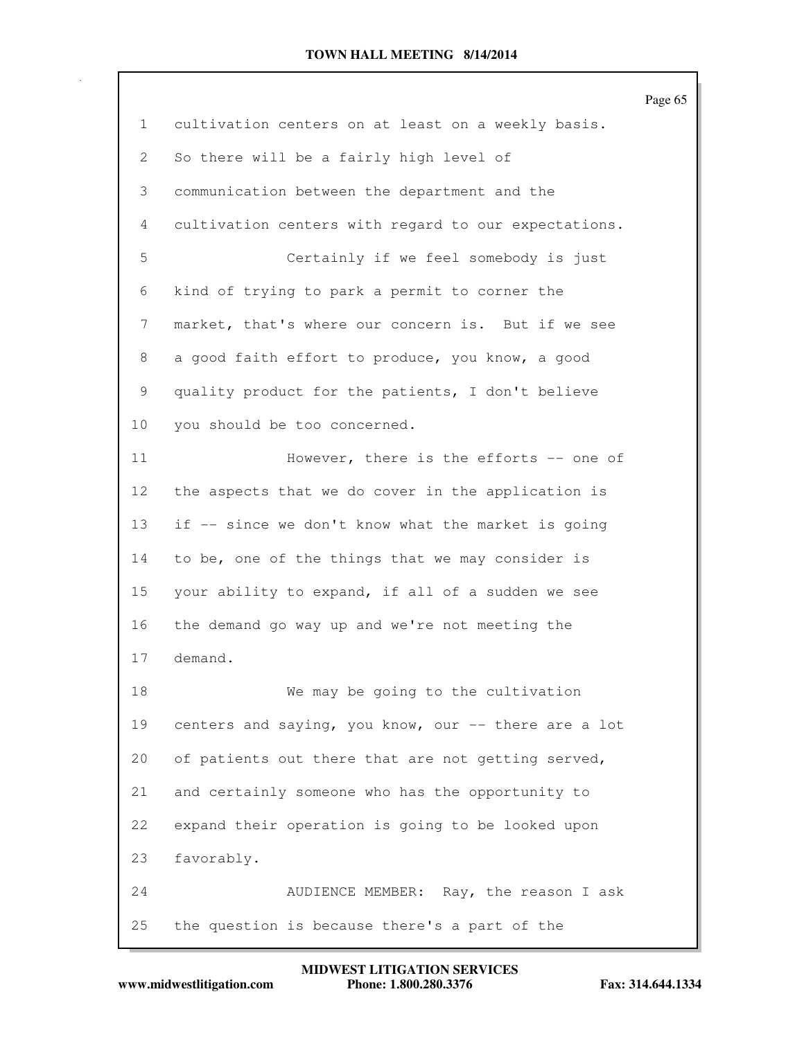cultivation centers on at least on a weekly basis. So there will be a fairly high level of communication between the department and the cultivation centers with regard to our expectations.

Certainly if we feel somebody is just kind of trying to park a permit to corner the market, that's where our concern is. But if we see a good faith effort to produce, you know, a good quality product for the patients, I don't believe you should be too concerned.

However, there is the efforts -- one of the aspects that we do cover in the application is if -- since we don't know what the market is going to be, one of the things that we may consider is your ability to expand, if all of a sudden we see the demand go way up and we're not meeting the demand.

We may be going to the cultivation centers and saying, you know, our -- there are a lot of patients out there that are not getting served, and certainly someone who has the opportunity to expand their operation is going to be looked upon favorably.

AUDIENCE MEMBER: Ray, the reason I ask the question is because there's a part of the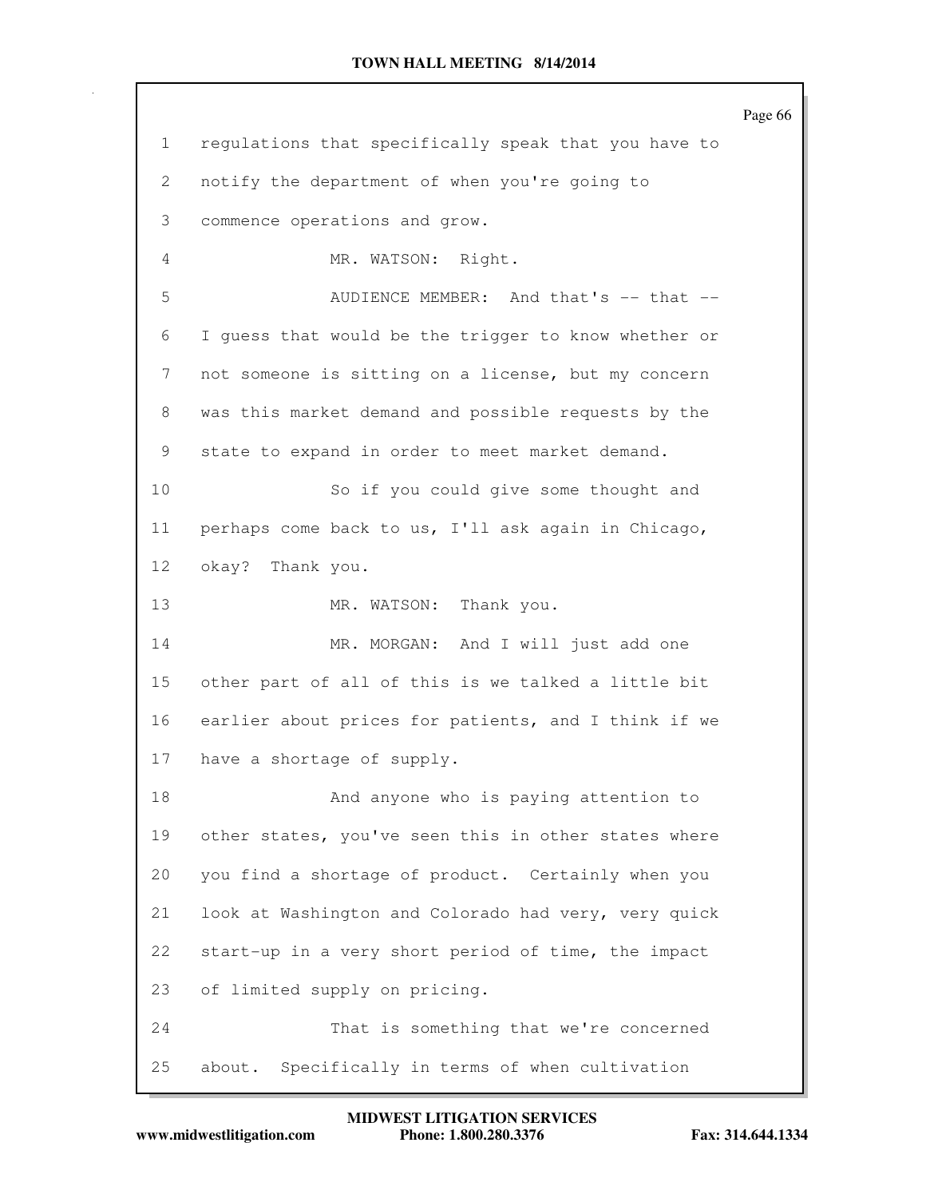regulations that specifically speak that you have to notify the department of when you're going to commence operations and grow.

MR. WATSON: Right.

AUDIENCE MEMBER: And that's -- that -- I guess that would be the trigger to know whether or not someone is sitting on a license, but my concern was this market demand and possible requests by the state to expand in order to meet market demand.

So if you could give some thought and perhaps come back to us, I'll ask again in Chicago, okay? Thank you.

MR. WATSON: Thank you.

MR. MORGAN: And I will just add one other part of all of this is we talked a little bit earlier about prices for patients, and I think if we have a shortage of supply.

And anyone who is paying attention to other states, you've seen this in other states where you find a shortage of product. Certainly when you look at Washington and Colorado had very, very quick start-up in a very short period of time, the impact of limited supply on pricing.

That is something that we're concerned about. Specifically in terms of when cultivation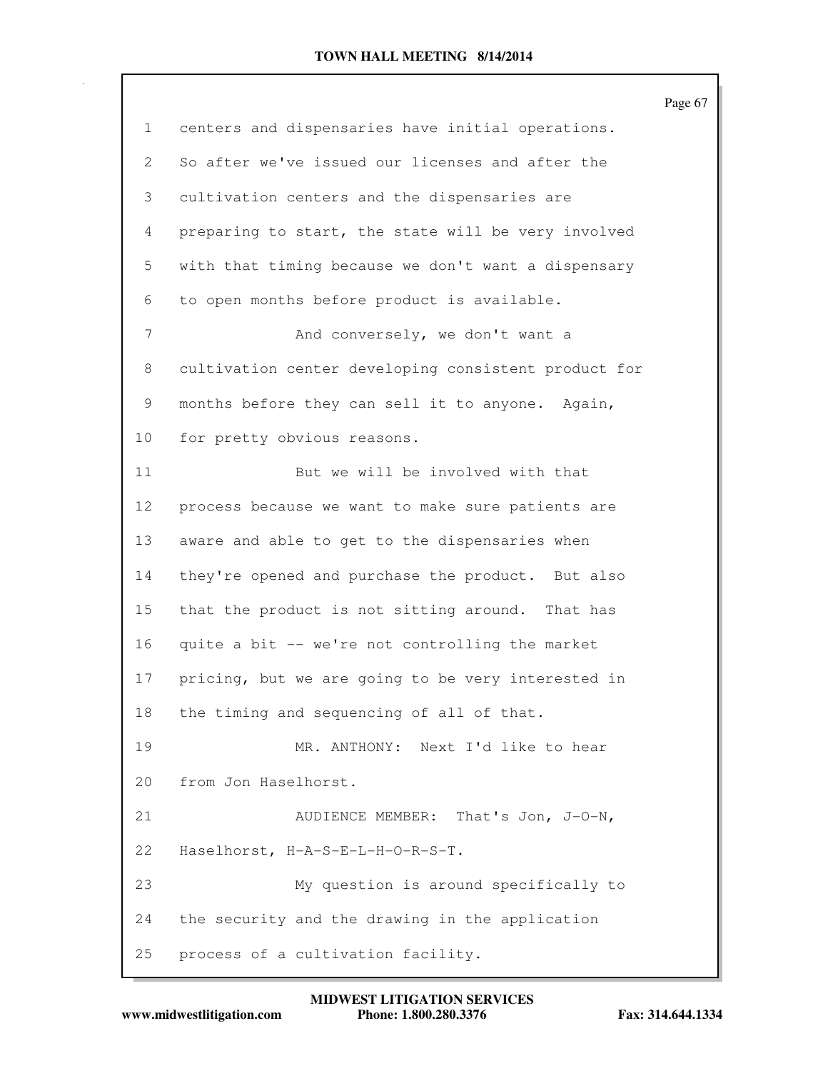centers and dispensaries have initial operations. So after we've issued our licenses and after the cultivation centers and the dispensaries are preparing to start, the state will be very involved with that timing because we don't want a dispensary to open months before product is available.

And conversely, we don't want a cultivation center developing consistent product for months before they can sell it to anyone. Again, for pretty obvious reasons.

But we will be involved with that process because we want to make sure patients are aware and able to get to the dispensaries when they're opened and purchase the product. But also that the product is not sitting around. That has quite a bit -- we're not controlling the market pricing, but we are going to be very interested in the timing and sequencing of all of that.

MR. ANTHONY: Next I'd like to hear from Jon Haselhorst.

AUDIENCE MEMBER: That's Jon, J-O-N, Haselhorst, H-A-S-E-L-H-O-R-S-T.

My question is around specifically to the security and the drawing in the application process of a cultivation facility.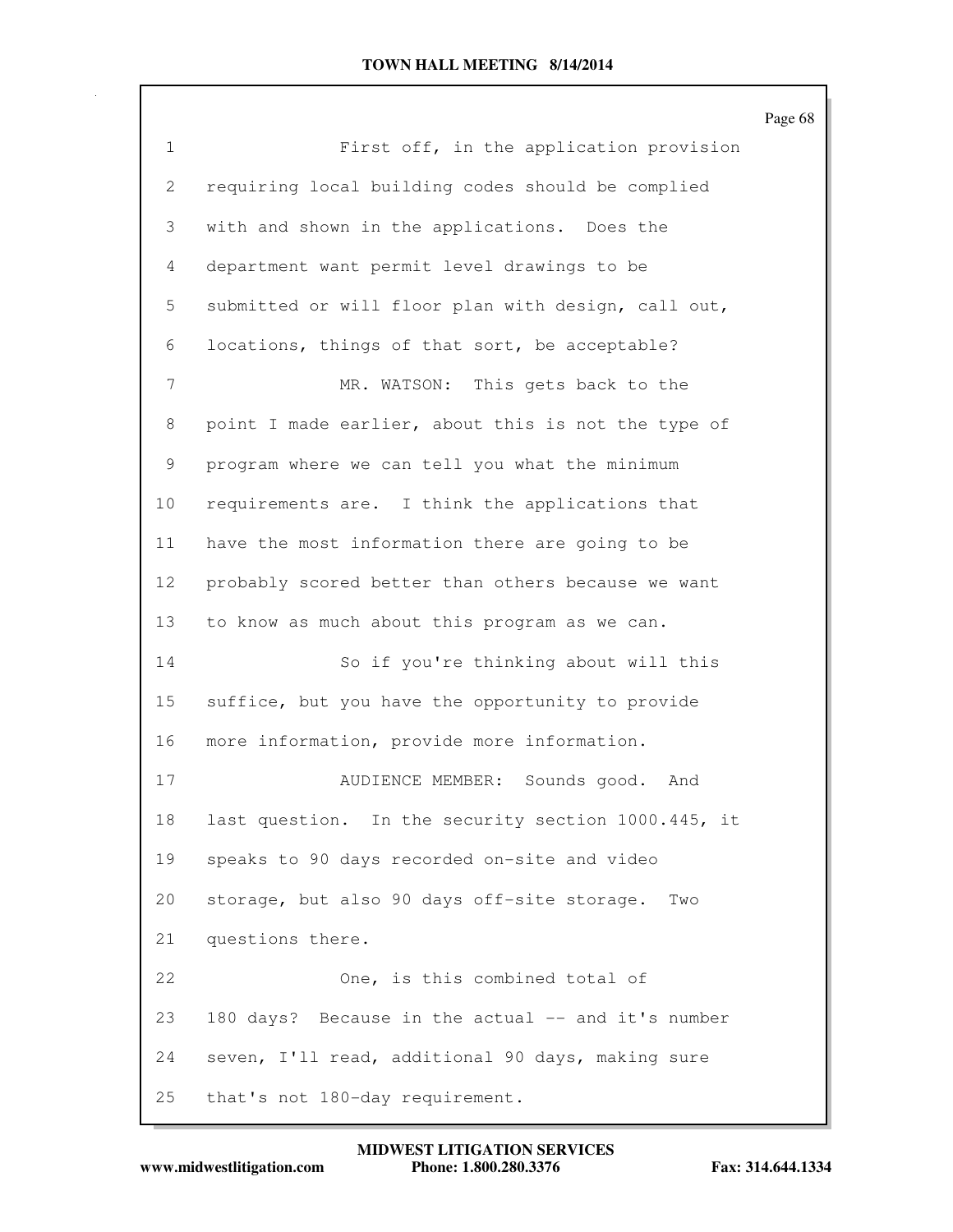First off, in the application provision requiring local building codes should be complied with and shown in the applications. Does the department want permit level drawings to be submitted or will floor plan with design, call out, locations, things of that sort, be acceptable?

MR. WATSON: This gets back to the point I made earlier, about this is not the type of program where we can tell you what the minimum requirements are. I think the applications that have the most information there are going to be probably scored better than others because we want to know as much about this program as we can.

So if you're thinking about will this suffice, but you have the opportunity to provide more information, provide more information.

AUDIENCE MEMBER: Sounds good. And last question. In the security section 1000.445, it speaks to 90 days recorded on-site and video storage, but also 90 days off-site storage. Two questions there.

One, is this combined total of 180 days? Because in the actual -- and it's number seven, I'll read, additional 90 days, making sure that's not 180-day requirement.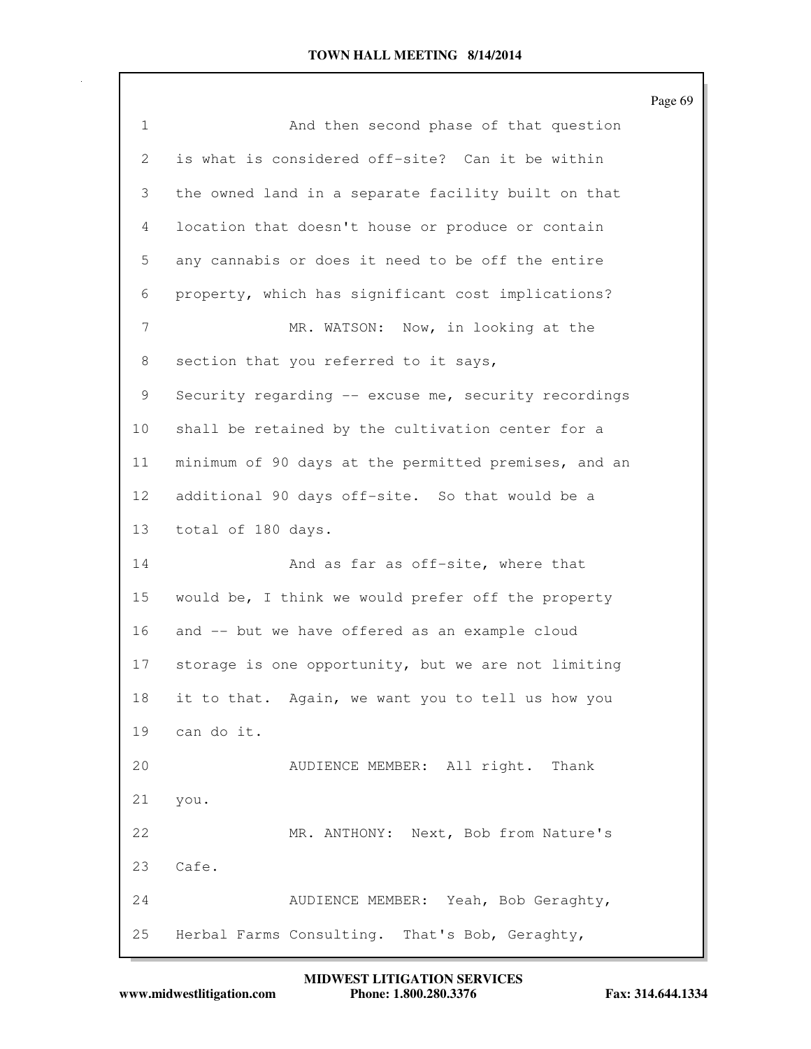And then second phase of that question is what is considered off-site? Can it be within the owned land in a separate facility built on that location that doesn't house or produce or contain any cannabis or does it need to be off the entire property, which has significant cost implications?

MR. WATSON: Now, in looking at the section that you referred to it says, Security regarding -- excuse me, security recordings shall be retained by the cultivation center for a minimum of 90 days at the permitted premises, and an additional 90 days off-site. So that would be a total of 180 days.

And as far as off-site, where that would be, I think we would prefer off the property and -- but we have offered as an example cloud storage is one opportunity, but we are not limiting it to that. Again, we want you to tell us how you can do it.

AUDIENCE MEMBER: All right. Thank you.

MR. ANTHONY: Next, Bob from Nature's Cafe.

AUDIENCE MEMBER: Yeah, Bob Geraghty, Herbal Farms Consulting. That's Bob, Geraghty,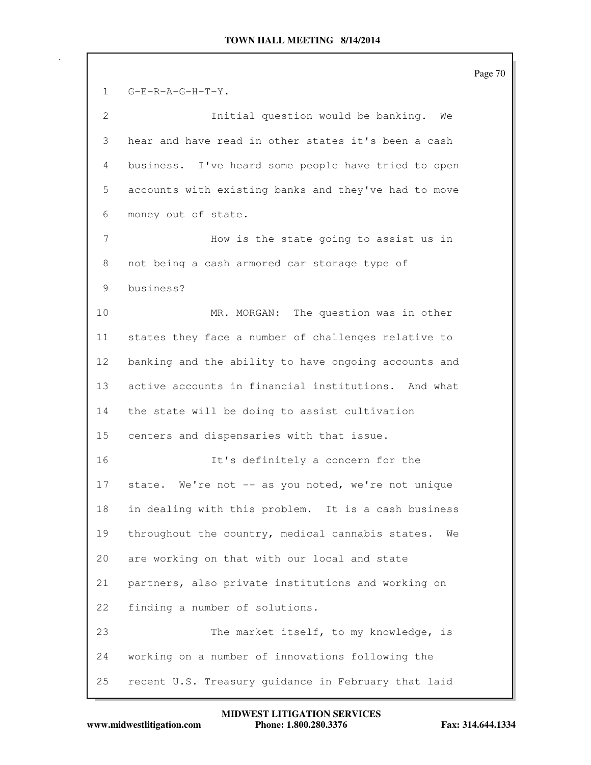G-E-R-A-G-H-T-Y.

Initial question would be banking. We hear and have read in other states it's been a cash business. I've heard some people have tried to open accounts with existing banks and they've had to move money out of state.

How is the state going to assist us in not being a cash armored car storage type of business?

MR. MORGAN: The question was in other states they face a number of challenges relative to banking and the ability to have ongoing accounts and active accounts in financial institutions. And what the state will be doing to assist cultivation centers and dispensaries with that issue.

It's definitely a concern for the state. We're not -- as you noted, we're not unique in dealing with this problem. It is a cash business throughout the country, medical cannabis states. We are working on that with our local and state partners, also private institutions and working on finding a number of solutions.

The market itself, to my knowledge, is working on a number of innovations following the recent U.S. Treasury guidance in February that laid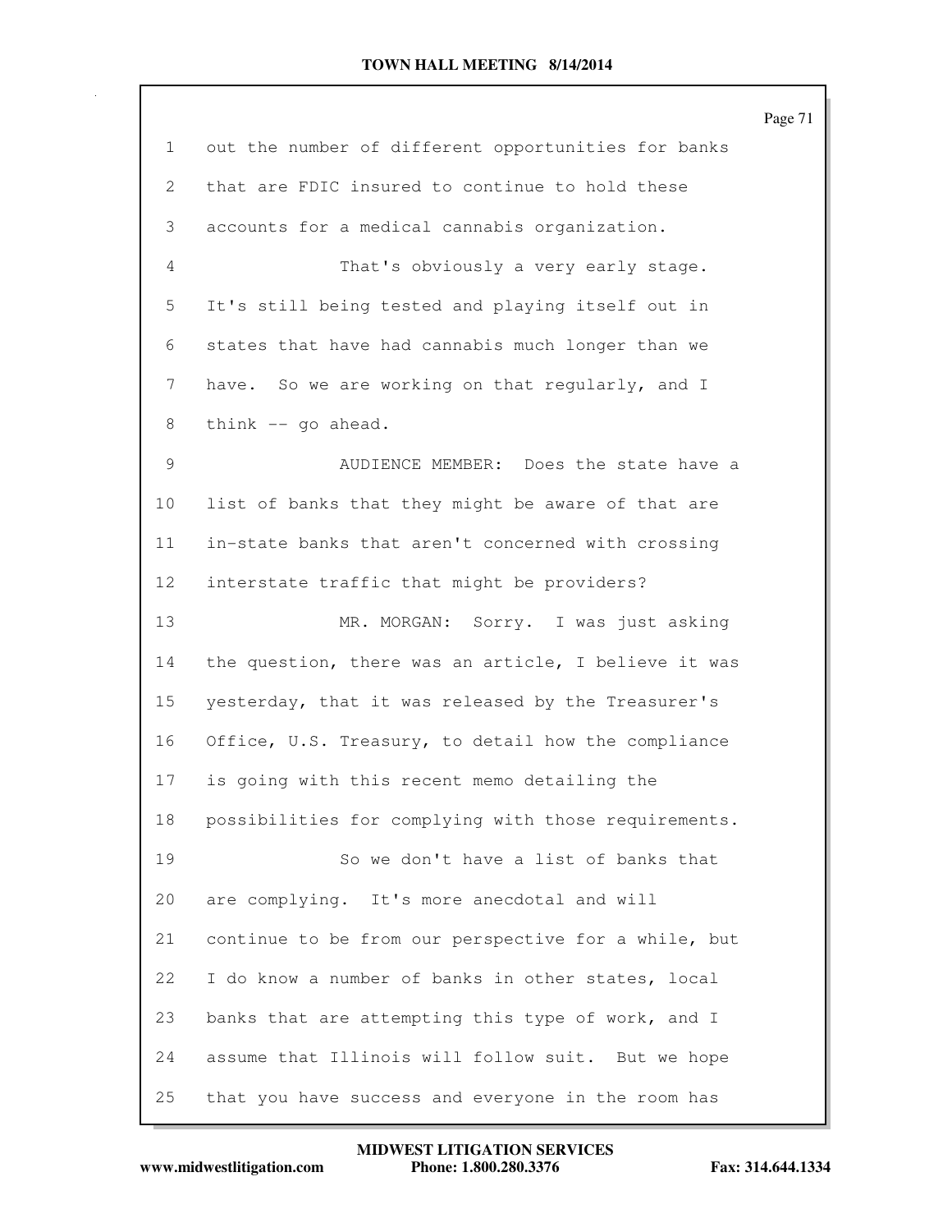out the number of different opportunities for banks that are FDIC insured to continue to hold these accounts for a medical cannabis organization.

That's obviously a very early stage. It's still being tested and playing itself out in states that have had cannabis much longer than we have. So we are working on that regularly, and I think -- go ahead.

AUDIENCE MEMBER: Does the state have a list of banks that they might be aware of that are in-state banks that aren't concerned with crossing interstate traffic that might be providers?

MR. MORGAN: Sorry. I was just asking the question, there was an article, I believe it was yesterday, that it was released by the Treasurer's Office, U.S. Treasury, to detail how the compliance is going with this recent memo detailing the possibilities for complying with those requirements.

So we don't have a list of banks that are complying. It's more anecdotal and will continue to be from our perspective for a while, but I do know a number of banks in other states, local banks that are attempting this type of work, and I assume that Illinois will follow suit. But we hope that you have success and everyone in the room has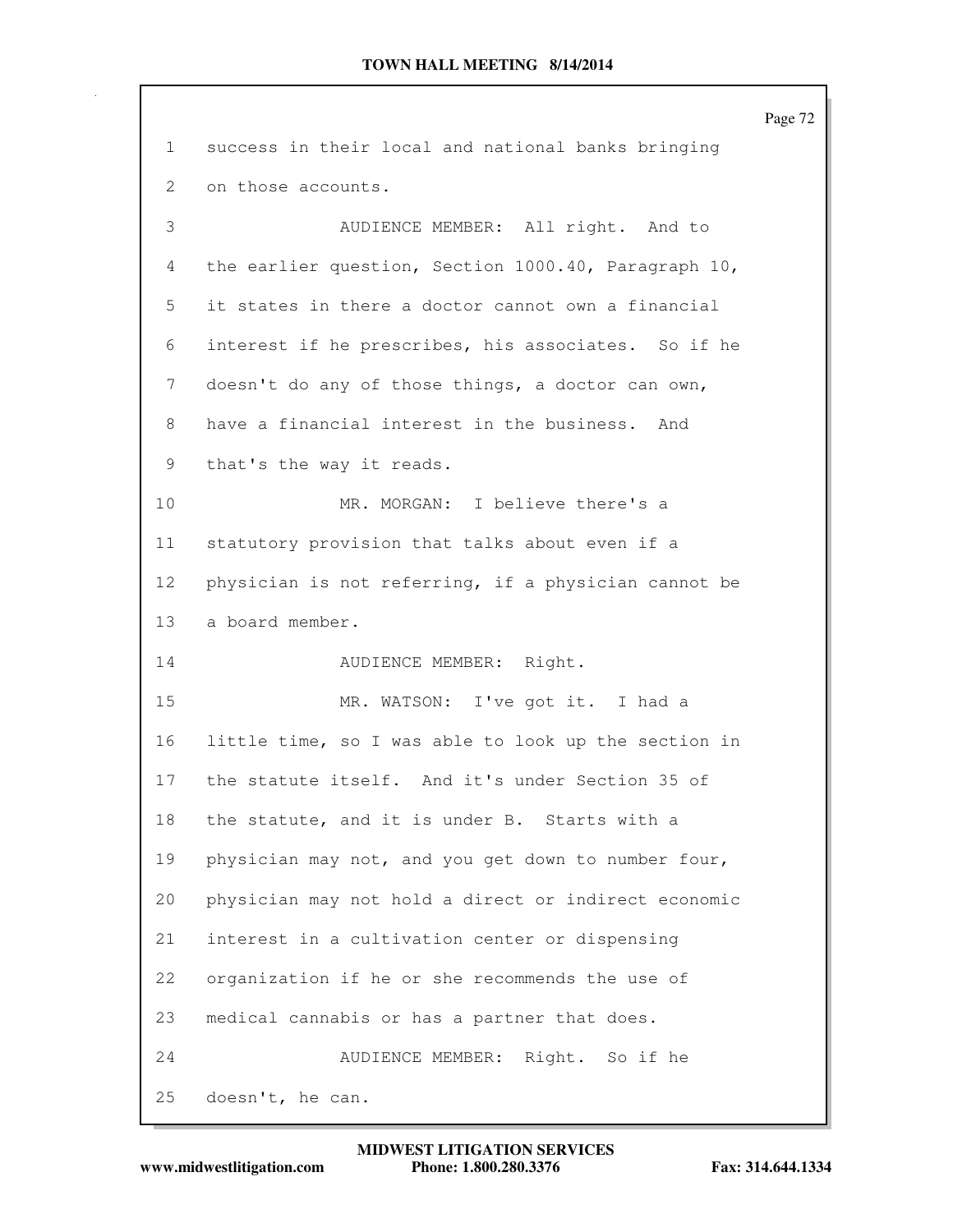success in their local and national banks bringing on those accounts.

AUDIENCE MEMBER: All right. And to the earlier question, Section 1000.40, Paragraph 10, it states in there a doctor cannot own a financial interest if he prescribes, his associates. So if he doesn't do any of those things, a doctor can own, have a financial interest in the business. And that's the way it reads.

MR. MORGAN: I believe there's a statutory provision that talks about even if a physician is not referring, if a physician cannot be a board member.

AUDIENCE MEMBER: Right.

MR. WATSON: I've got it. I had a little time, so I was able to look up the section in the statute itself. And it's under Section 35 of the statute, and it is under B. Starts with a physician may not, and you get down to number four, physician may not hold a direct or indirect economic interest in a cultivation center or dispensing organization if he or she recommends the use of medical cannabis or has a partner that does.

AUDIENCE MEMBER: Right. So if he doesn't, he can.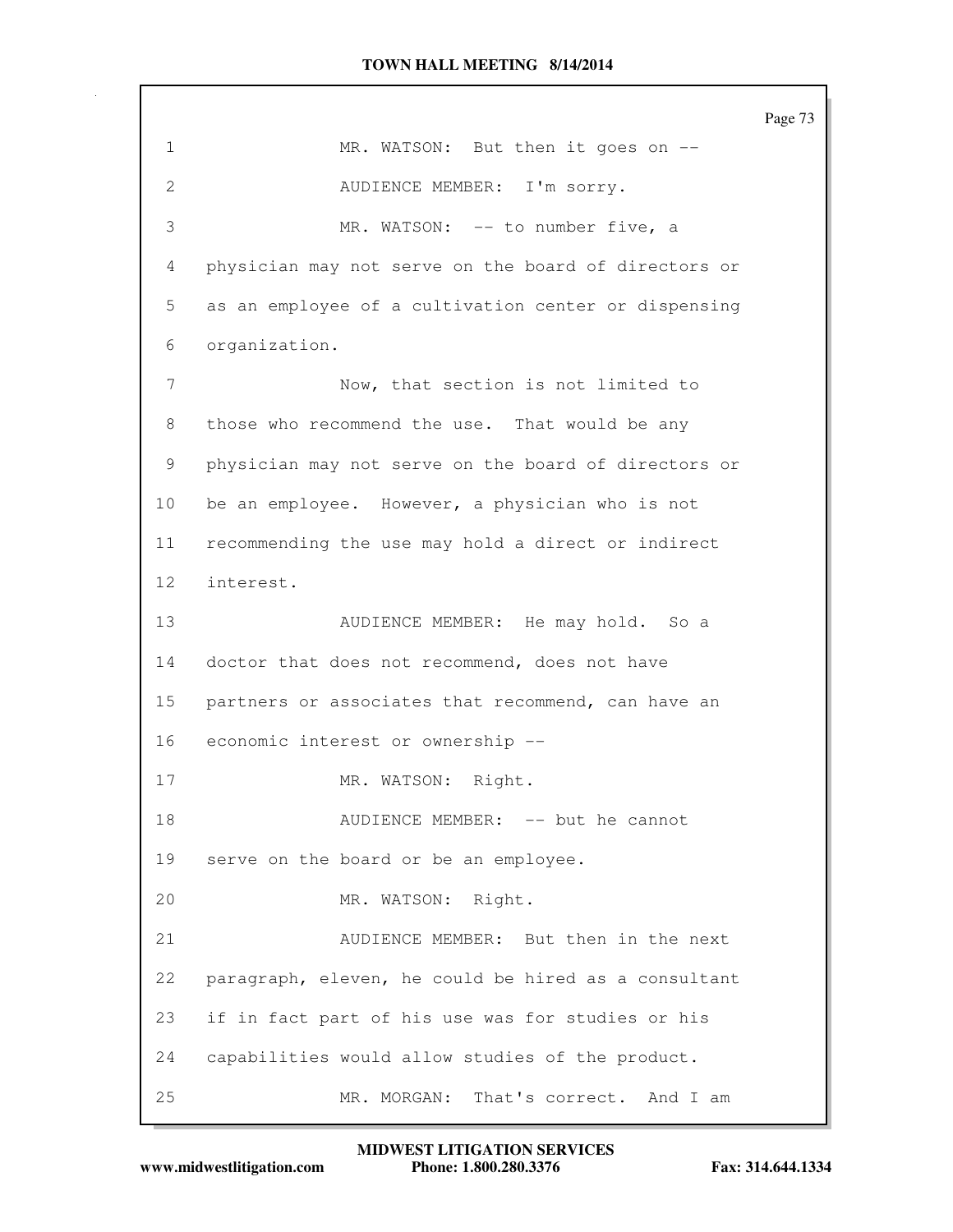1 MR. WATSON: But then it goes on --

2 AUDIENCE MEMBER: I'm sorry.

3 MR. WATSON: -- to number five, a

4 physician may not serve on the board of directors or

5 as an employee of a cultivation center or dispensing

6 organization.

7 Now, that section is not limited to

8 those who recommend the use. That would be any

9 physician may not serve on the board of directors or

10 be an employee. However, a physician who is not

11 recommending the use may hold a direct or indirect

12 interest.

13 AUDIENCE MEMBER: He may hold. So a

14 doctor that does not recommend, does not have

15 partners or associates that recommend, can have an

16 economic interest or ownership --

17 MR. WATSON: Right.

18 AUDIENCE MEMBER: -- but he cannot

19 serve on the board or be an employee.

20 MR. WATSON: Right.

21 AUDIENCE MEMBER: But then in the next

22 paragraph, eleven, he could be hired as a consultant

23 if in fact part of his use was for studies or his

24 capabilities would allow studies of the product.

25 MR. MORGAN: That's correct. And I am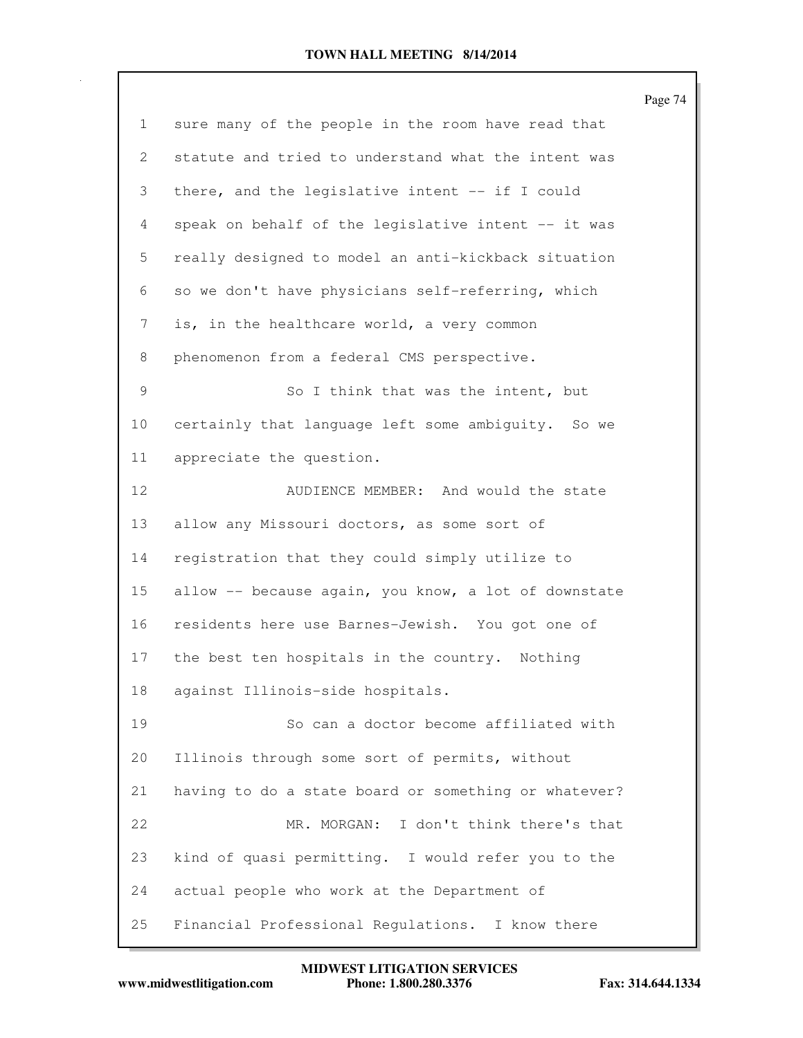1 sure many of the people in the room have read that
2 statute and tried to understand what the intent was
3 there, and the legislative intent -- if I could
4 speak on behalf of the legislative intent -- it was
5 really designed to model an anti-kickback situation
6 so we don't have physicians self-referring, which
7 is, in the healthcare world, a very common
8 phenomenon from a federal CMS perspective.

9 So I think that was the intent, but
10 certainly that language left some ambiguity. So we
11 appreciate the question.

12 AUDIENCE MEMBER: And would the state
13 allow any Missouri doctors, as some sort of
14 registration that they could simply utilize to
15 allow -- because again, you know, a lot of downstate
16 residents here use Barnes-Jewish. You got one of
17 the best ten hospitals in the country. Nothing
18 against Illinois-side hospitals.

19 So can a doctor become affiliated with
20 Illinois through some sort of permits, without
21 having to do a state board or something or whatever?

22 MR. MORGAN: I don't think there's that
23 kind of quasi permitting. I would refer you to the
24 actual people who work at the Department of
25 Financial Professional Regulations. I know there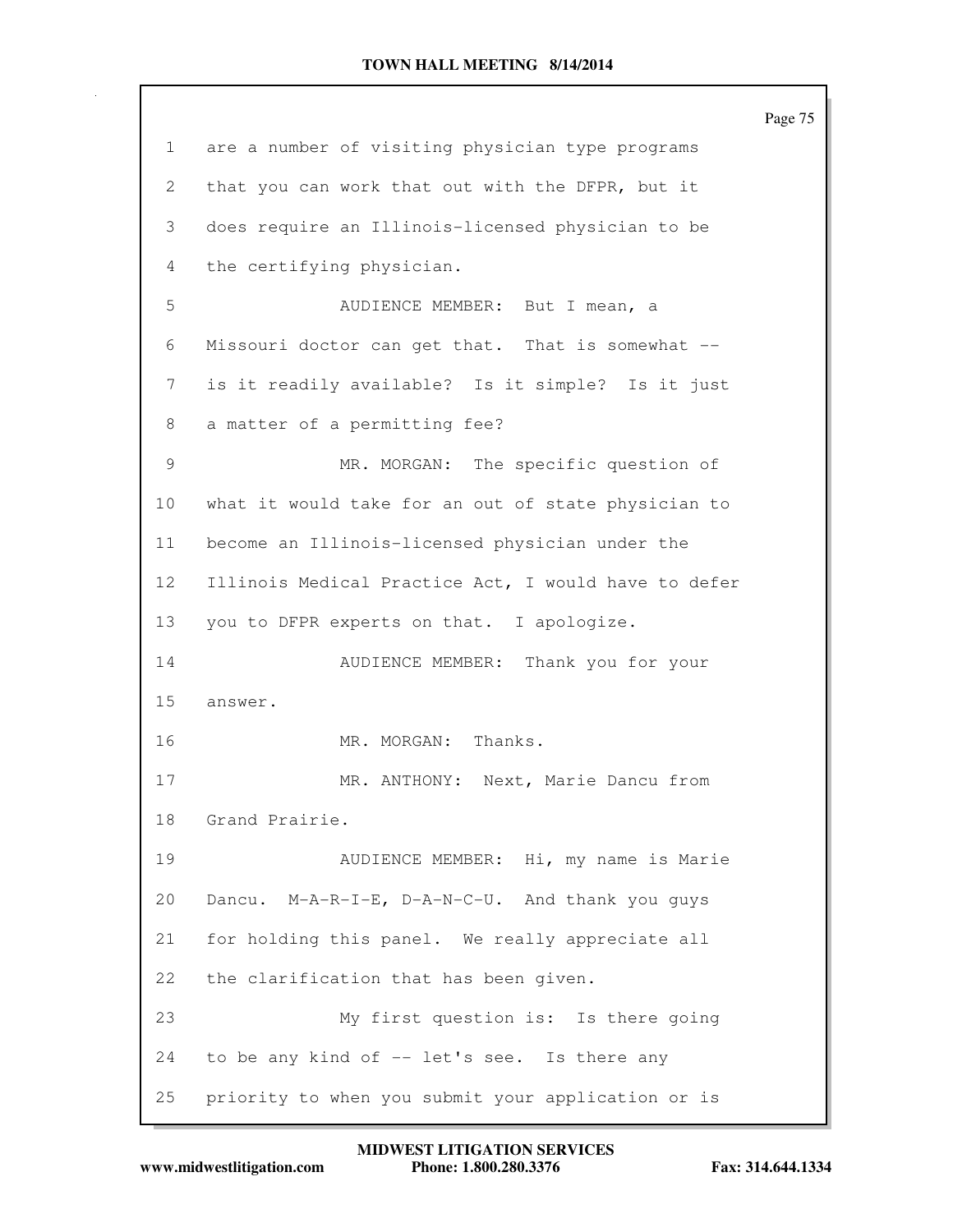are a number of visiting physician type programs that you can work that out with the DFPR, but it does require an Illinois-licensed physician to be the certifying physician.

AUDIENCE MEMBER: But I mean, a Missouri doctor can get that. That is somewhat -- is it readily available? Is it simple? Is it just a matter of a permitting fee?

MR. MORGAN: The specific question of what it would take for an out of state physician to become an Illinois-licensed physician under the Illinois Medical Practice Act, I would have to defer you to DFPR experts on that. I apologize.

AUDIENCE MEMBER: Thank you for your answer.

MR. MORGAN: Thanks.

MR. ANTHONY: Next, Marie Dancu from Grand Prairie.

AUDIENCE MEMBER: Hi, my name is Marie Dancu. M-A-R-I-E, D-A-N-C-U. And thank you guys for holding this panel. We really appreciate all the clarification that has been given.

My first question is: Is there going to be any kind of -- let's see. Is there any priority to when you submit your application or is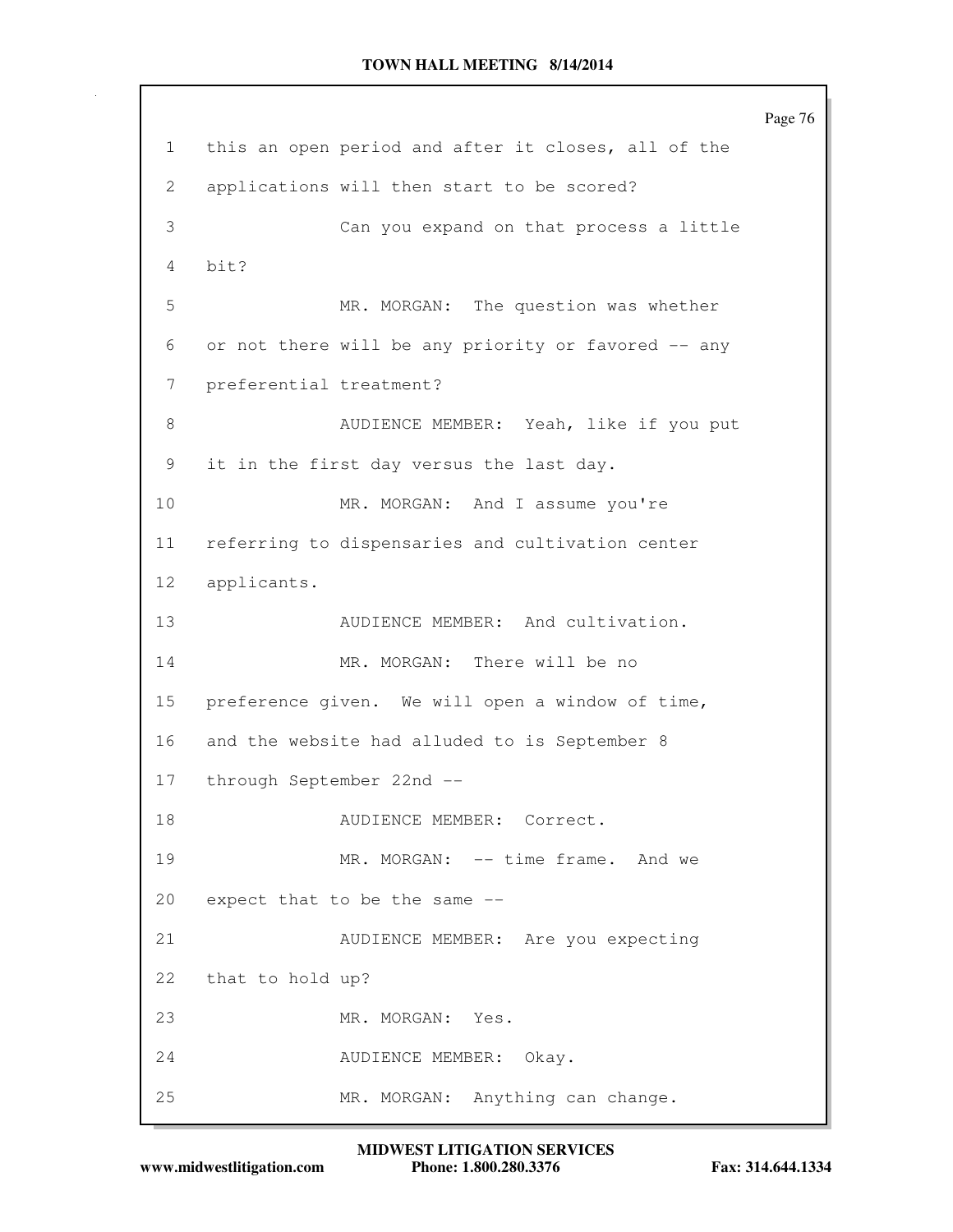1 this an open period and after it closes, all of the
2 applications will then start to be scored?
3 Can you expand on that process a little
4 bit?
5 MR. MORGAN: The question was whether
6 or not there will be any priority or favored -- any
7 preferential treatment?
8 AUDIENCE MEMBER: Yeah, like if you put
9 it in the first day versus the last day.
10 MR. MORGAN: And I assume you're
11 referring to dispensaries and cultivation center
12 applicants.
13 AUDIENCE MEMBER: And cultivation.
14 MR. MORGAN: There will be no
15 preference given. We will open a window of time,
16 and the website had alluded to is September 8
17 through September 22nd --
18 AUDIENCE MEMBER: Correct.
19 MR. MORGAN: -- time frame. And we
20 expect that to be the same --
21 AUDIENCE MEMBER: Are you expecting
22 that to hold up?
23 MR. MORGAN: Yes.
24 AUDIENCE MEMBER: Okay.
25 MR. MORGAN: Anything can change.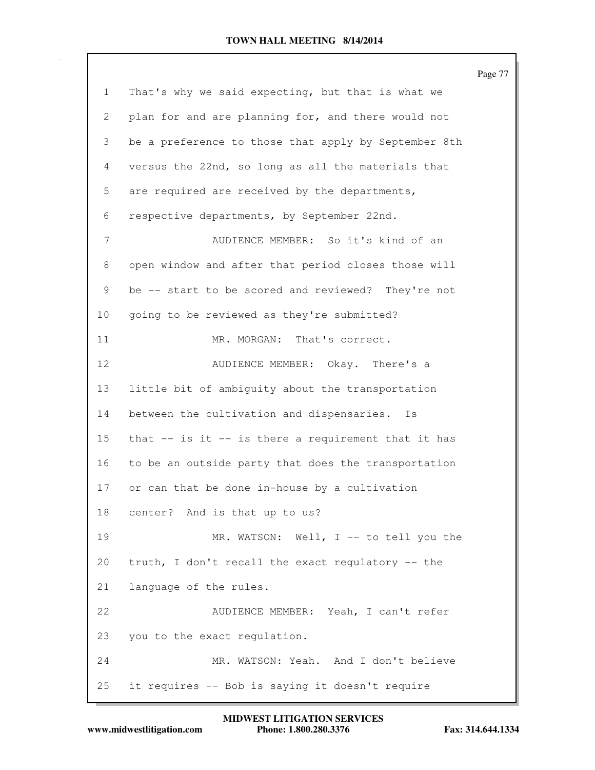That's why we said expecting, but that is what we plan for and are planning for, and there would not be a preference to those that apply by September 8th versus the 22nd, so long as all the materials that are required are received by the departments, respective departments, by September 22nd.

AUDIENCE MEMBER: So it's kind of an open window and after that period closes those will be -- start to be scored and reviewed? They're not going to be reviewed as they're submitted?

MR. MORGAN: That's correct.

AUDIENCE MEMBER: Okay. There's a little bit of ambiguity about the transportation between the cultivation and dispensaries. Is that -- is it -- is there a requirement that it has to be an outside party that does the transportation or can that be done in-house by a cultivation center? And is that up to us?

MR. WATSON: Well, I -- to tell you the truth, I don't recall the exact regulatory -- the language of the rules.

AUDIENCE MEMBER: Yeah, I can't refer you to the exact regulation.

MR. WATSON: Yeah. And I don't believe it requires -- Bob is saying it doesn't require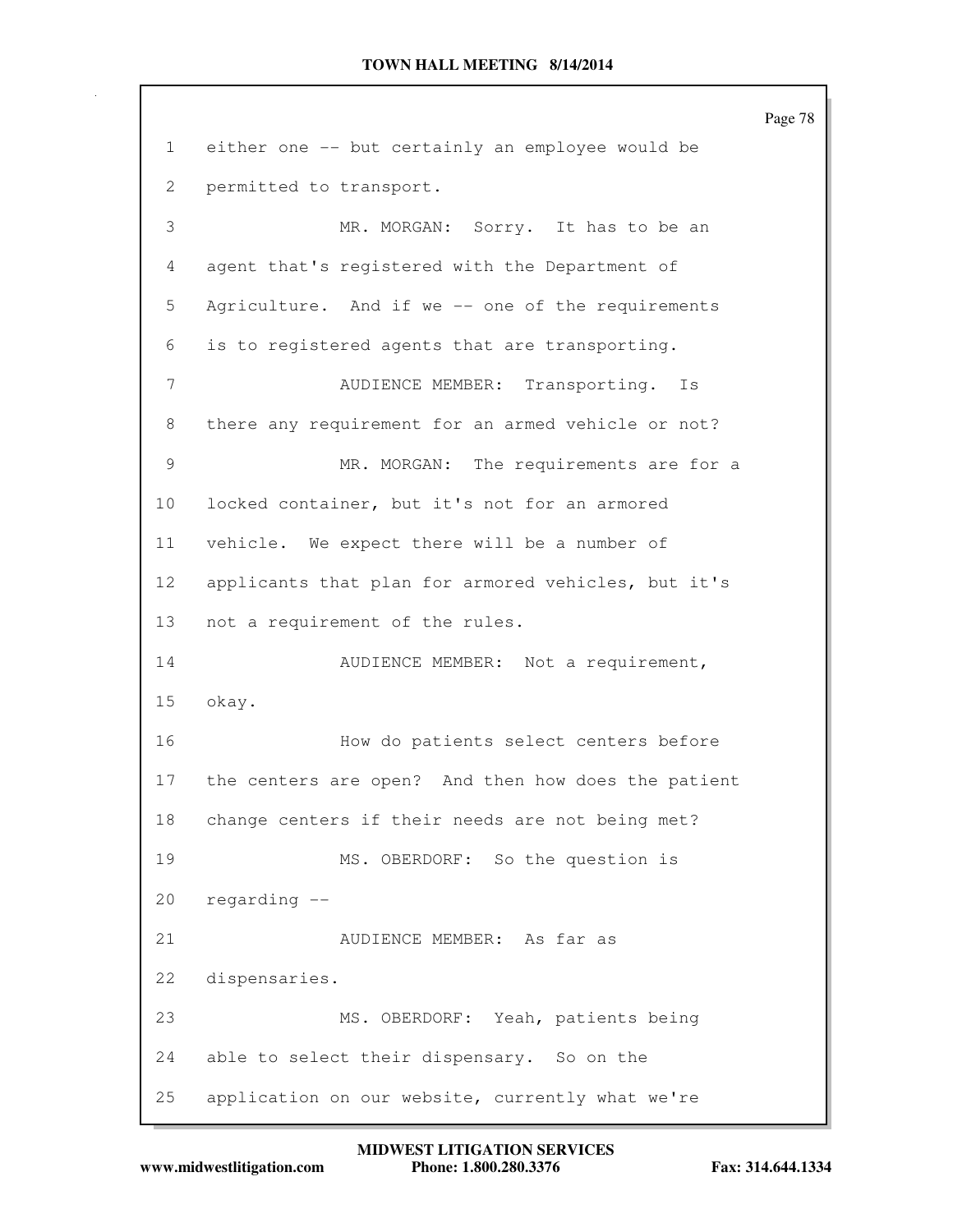either one -- but certainly an employee would be permitted to transport.

MR. MORGAN: Sorry. It has to be an agent that's registered with the Department of Agriculture. And if we -- one of the requirements is to registered agents that are transporting.

AUDIENCE MEMBER: Transporting. Is there any requirement for an armed vehicle or not?

MR. MORGAN: The requirements are for a locked container, but it's not for an armored vehicle. We expect there will be a number of applicants that plan for armored vehicles, but it's not a requirement of the rules.

AUDIENCE MEMBER: Not a requirement, okay.

How do patients select centers before the centers are open? And then how does the patient change centers if their needs are not being met?

MS. OBERDORF: So the question is regarding --

AUDIENCE MEMBER: As far as dispensaries.

MS. OBERDORF: Yeah, patients being able to select their dispensary. So on the application on our website, currently what we're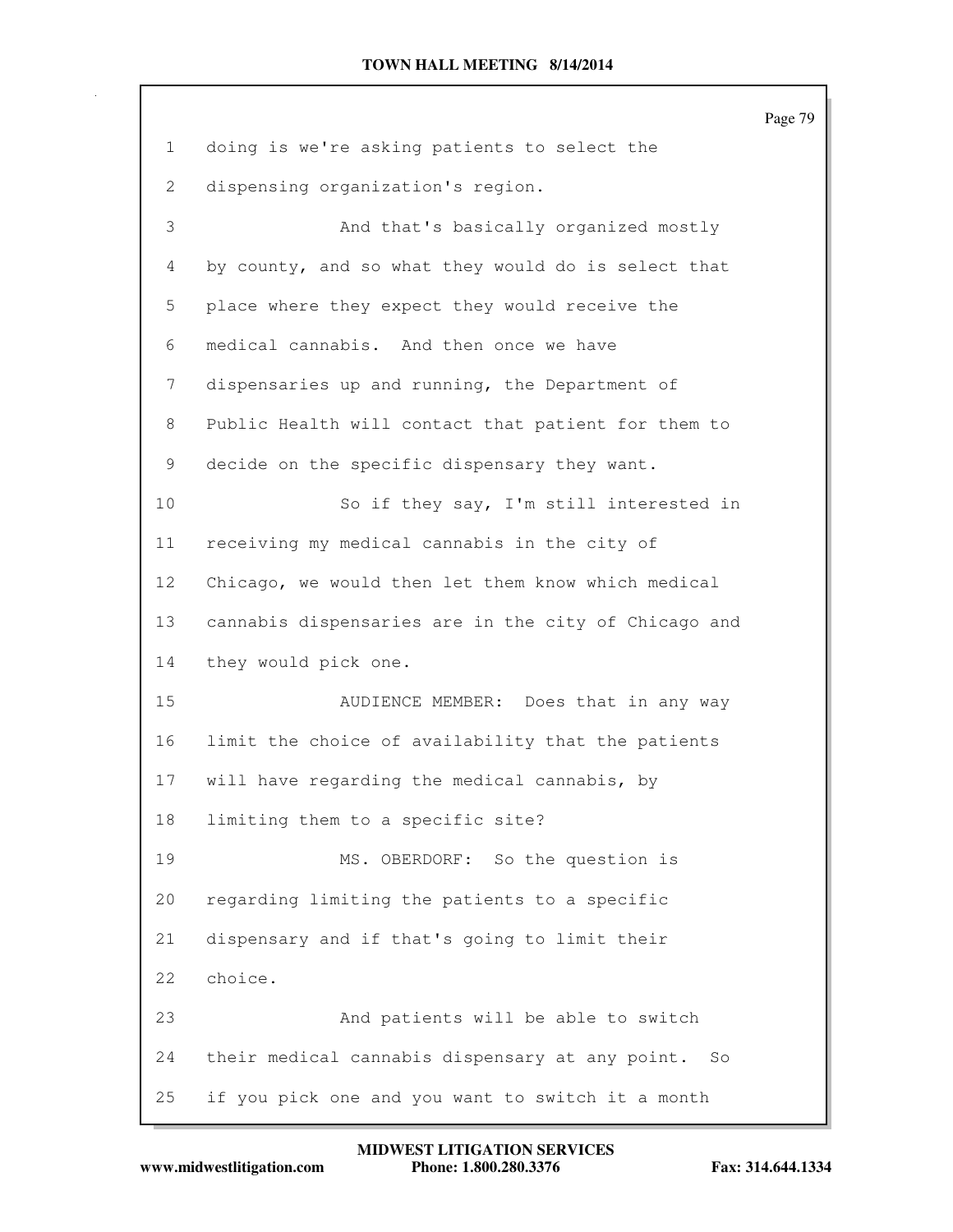doing is we're asking patients to select the dispensing organization's region.

And that's basically organized mostly by county, and so what they would do is select that place where they expect they would receive the medical cannabis. And then once we have dispensaries up and running, the Department of Public Health will contact that patient for them to decide on the specific dispensary they want.

So if they say, I'm still interested in receiving my medical cannabis in the city of Chicago, we would then let them know which medical cannabis dispensaries are in the city of Chicago and they would pick one.

AUDIENCE MEMBER: Does that in any way limit the choice of availability that the patients will have regarding the medical cannabis, by limiting them to a specific site?

MS. OBERDORF: So the question is regarding limiting the patients to a specific dispensary and if that's going to limit their choice.

And patients will be able to switch their medical cannabis dispensary at any point. So if you pick one and you want to switch it a month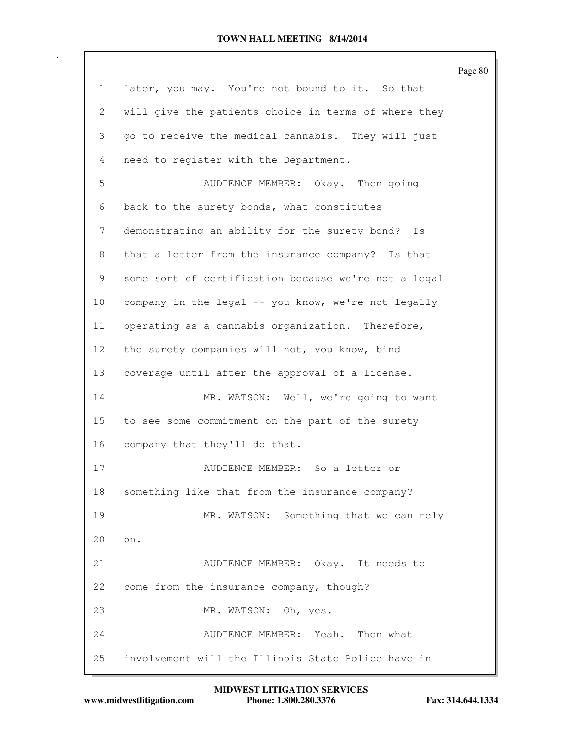later, you may. You're not bound to it. So that will give the patients choice in terms of where they go to receive the medical cannabis. They will just need to register with the Department.

AUDIENCE MEMBER: Okay. Then going back to the surety bonds, what constitutes demonstrating an ability for the surety bond? Is that a letter from the insurance company? Is that some sort of certification because we're not a legal company in the legal -- you know, we're not legally operating as a cannabis organization. Therefore, the surety companies will not, you know, bind coverage until after the approval of a license.

MR. WATSON: Well, we're going to want to see some commitment on the part of the surety company that they'll do that.

AUDIENCE MEMBER: So a letter or something like that from the insurance company?

MR. WATSON: Something that we can rely on.

AUDIENCE MEMBER: Okay. It needs to come from the insurance company, though?

MR. WATSON: Oh, yes.

AUDIENCE MEMBER: Yeah. Then what involvement will the Illinois State Police have in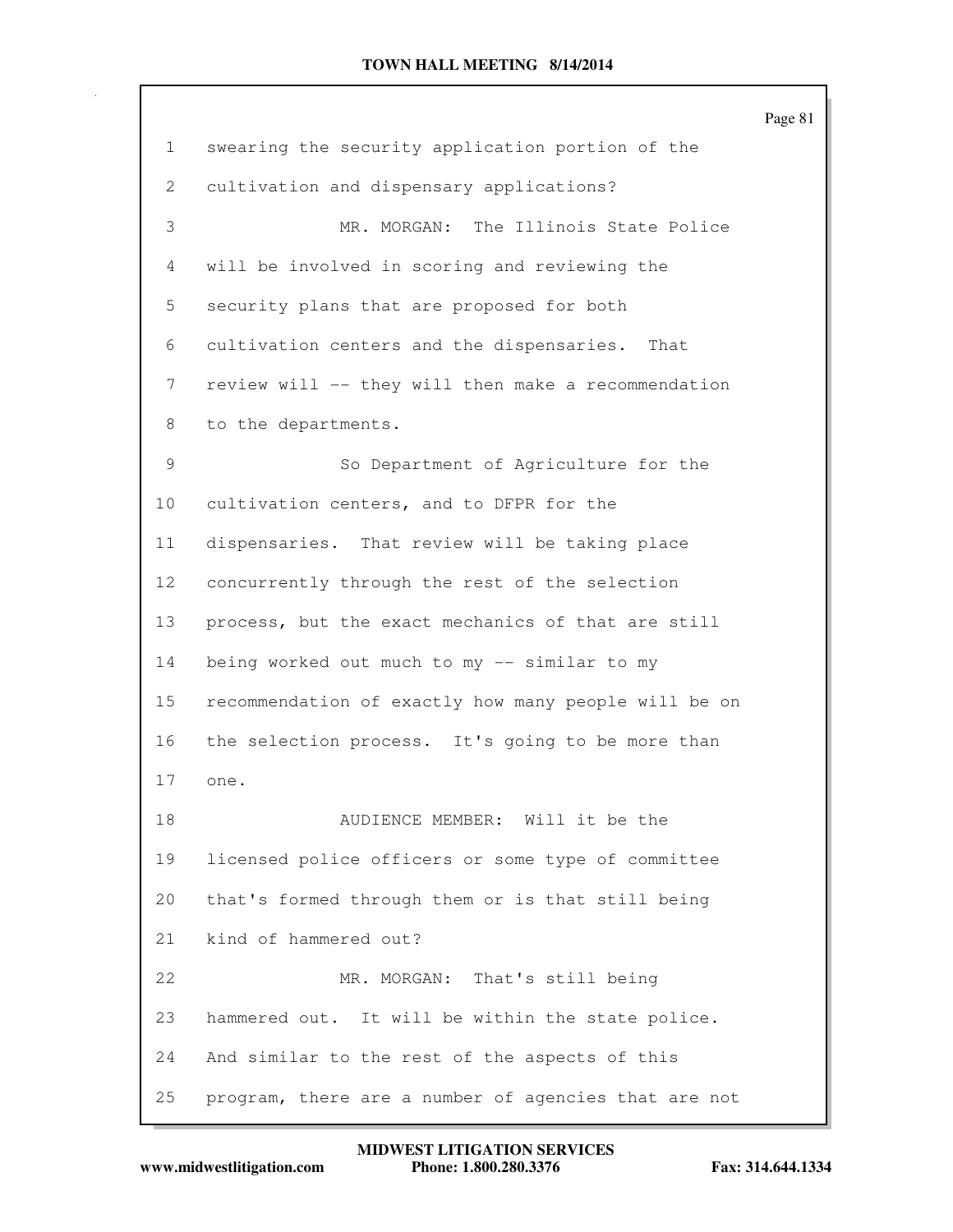swearing the security application portion of the cultivation and dispensary applications?

MR. MORGAN: The Illinois State Police will be involved in scoring and reviewing the security plans that are proposed for both cultivation centers and the dispensaries. That review will -- they will then make a recommendation to the departments.

So Department of Agriculture for the cultivation centers, and to DFPR for the dispensaries. That review will be taking place concurrently through the rest of the selection process, but the exact mechanics of that are still being worked out much to my -- similar to my recommendation of exactly how many people will be on the selection process. It's going to be more than one.

AUDIENCE MEMBER: Will it be the licensed police officers or some type of committee that's formed through them or is that still being kind of hammered out?

MR. MORGAN: That's still being hammered out. It will be within the state police. And similar to the rest of the aspects of this program, there are a number of agencies that are not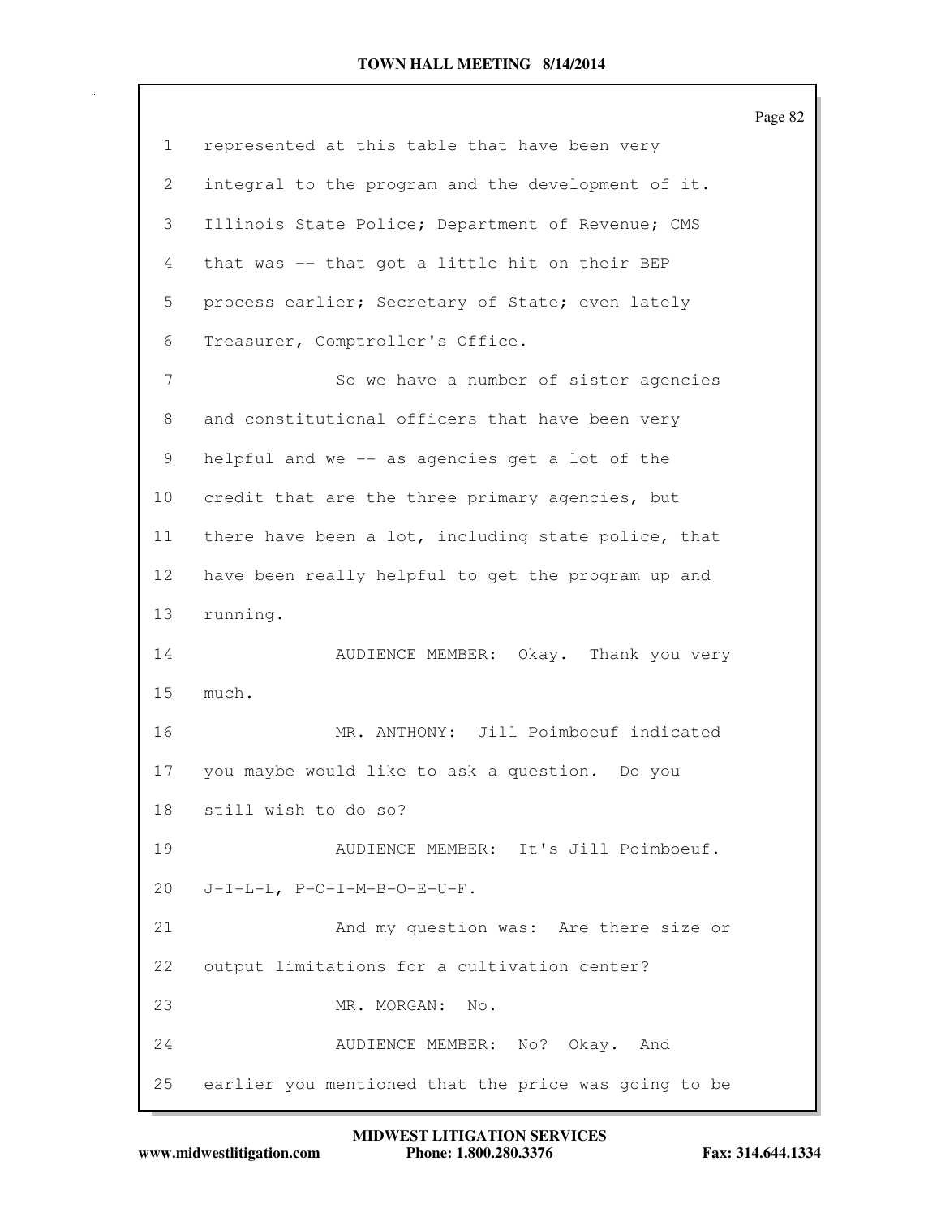represented at this table that have been very integral to the program and the development of it. Illinois State Police; Department of Revenue; CMS that was -- that got a little hit on their BEP process earlier; Secretary of State; even lately Treasurer, Comptroller's Office.

So we have a number of sister agencies and constitutional officers that have been very helpful and we -- as agencies get a lot of the credit that are the three primary agencies, but there have been a lot, including state police, that have been really helpful to get the program up and running.

AUDIENCE MEMBER: Okay. Thank you very much.

MR. ANTHONY: Jill Poimboeuf indicated you maybe would like to ask a question. Do you still wish to do so?

AUDIENCE MEMBER: It's Jill Poimboeuf. J-I-L-L, P-O-I-M-B-O-E-U-F.

And my question was: Are there size or output limitations for a cultivation center?

MR. MORGAN: No.

AUDIENCE MEMBER: No? Okay. And earlier you mentioned that the price was going to be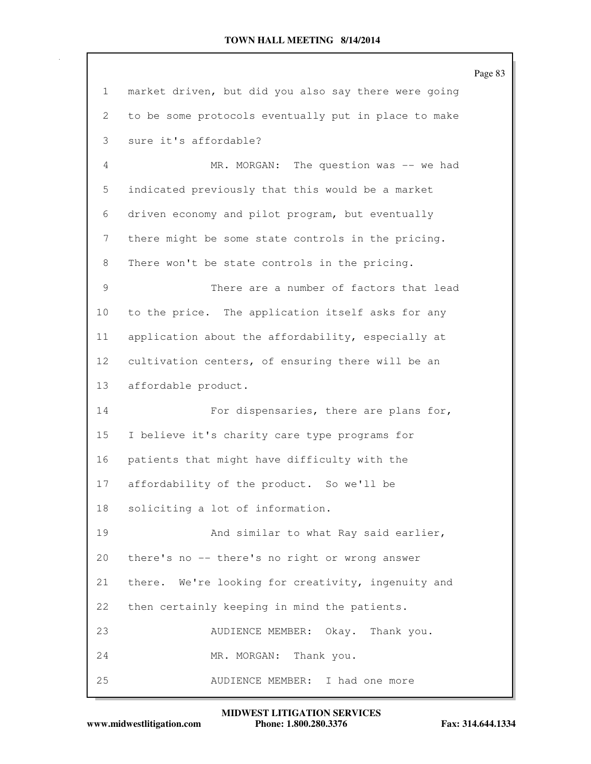market driven, but did you also say there were going to be some protocols eventually put in place to make sure it's affordable?

MR. MORGAN: The question was -- we had indicated previously that this would be a market driven economy and pilot program, but eventually there might be some state controls in the pricing. There won't be state controls in the pricing.

There are a number of factors that lead to the price. The application itself asks for any application about the affordability, especially at cultivation centers, of ensuring there will be an affordable product.

For dispensaries, there are plans for, I believe it's charity care type programs for patients that might have difficulty with the affordability of the product. So we'll be soliciting a lot of information.

And similar to what Ray said earlier, there's no -- there's no right or wrong answer there. We're looking for creativity, ingenuity and then certainly keeping in mind the patients.

AUDIENCE MEMBER: Okay. Thank you.

MR. MORGAN: Thank you.

AUDIENCE MEMBER: I had one more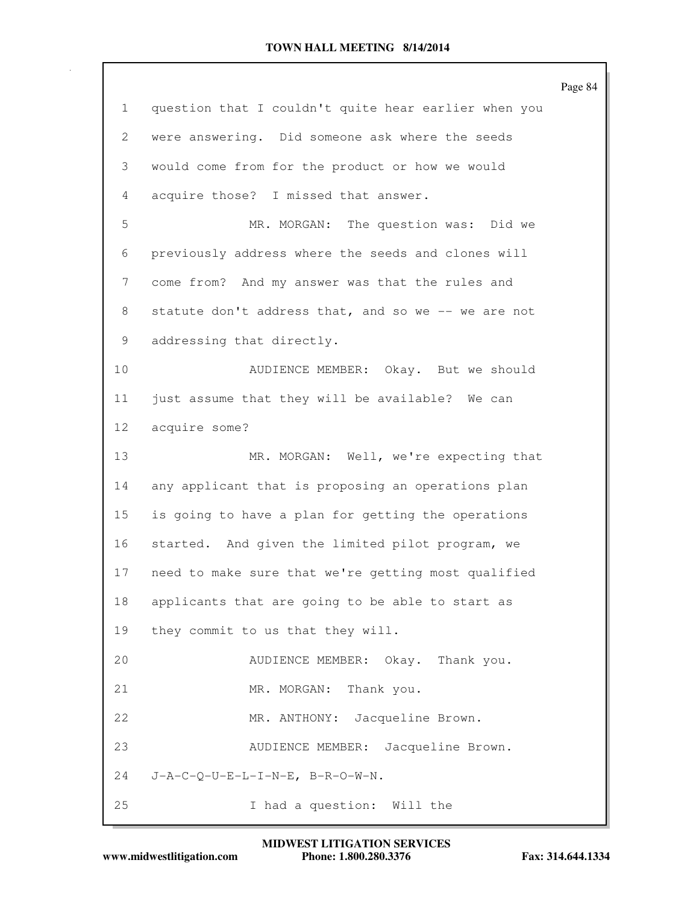question that I couldn't quite hear earlier when you were answering. Did someone ask where the seeds would come from for the product or how we would acquire those? I missed that answer.

MR. MORGAN: The question was: Did we previously address where the seeds and clones will come from? And my answer was that the rules and statute don't address that, and so we -- we are not addressing that directly.

AUDIENCE MEMBER: Okay. But we should just assume that they will be available? We can acquire some?

MR. MORGAN: Well, we're expecting that any applicant that is proposing an operations plan is going to have a plan for getting the operations started. And given the limited pilot program, we need to make sure that we're getting most qualified applicants that are going to be able to start as they commit to us that they will.

AUDIENCE MEMBER: Okay. Thank you.

MR. MORGAN: Thank you.

MR. ANTHONY: Jacqueline Brown.

AUDIENCE MEMBER: Jacqueline Brown. J-A-C-Q-U-E-L-I-N-E, B-R-O-W-N.

I had a question: Will the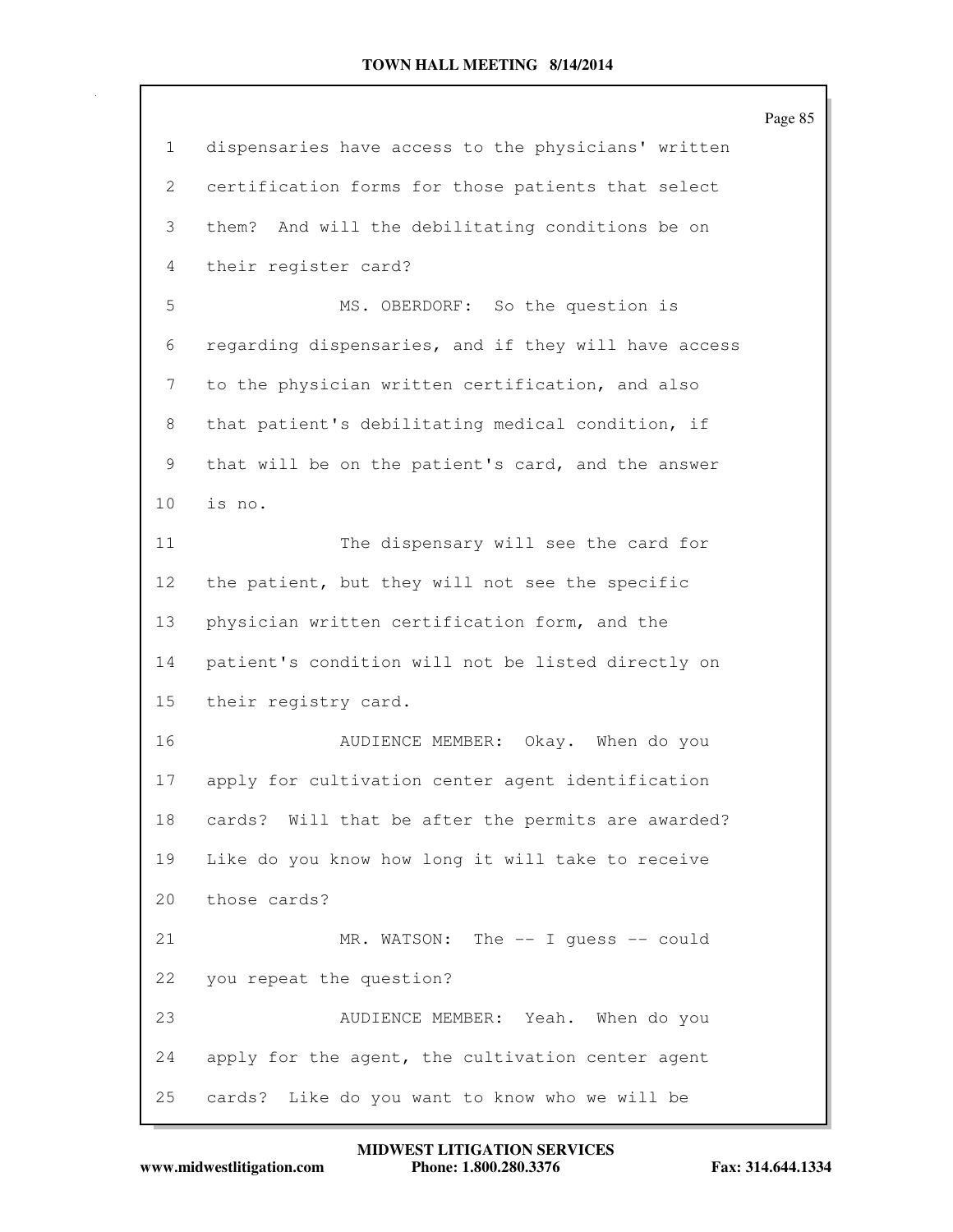dispensaries have access to the physicians' written certification forms for those patients that select them? And will the debilitating conditions be on their register card?

MS. OBERDORF: So the question is regarding dispensaries, and if they will have access to the physician written certification, and also that patient's debilitating medical condition, if that will be on the patient's card, and the answer is no.

The dispensary will see the card for the patient, but they will not see the specific physician written certification form, and the patient's condition will not be listed directly on their registry card.

AUDIENCE MEMBER: Okay. When do you apply for cultivation center agent identification cards? Will that be after the permits are awarded? Like do you know how long it will take to receive those cards?

MR. WATSON: The -- I guess -- could you repeat the question?

AUDIENCE MEMBER: Yeah. When do you apply for the agent, the cultivation center agent cards? Like do you want to know who we will be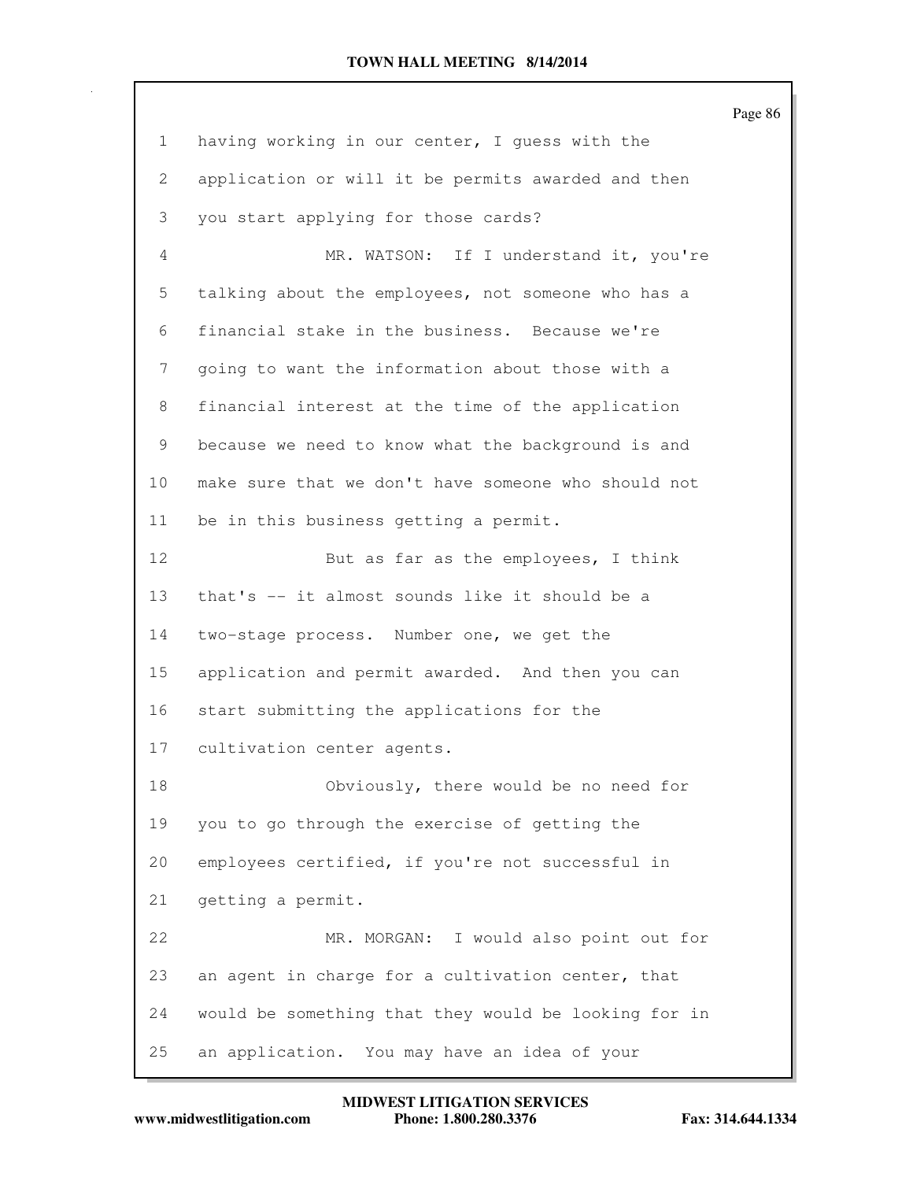having working in our center, I guess with the application or will it be permits awarded and then you start applying for those cards?

MR. WATSON: If I understand it, you're talking about the employees, not someone who has a financial stake in the business. Because we're going to want the information about those with a financial interest at the time of the application because we need to know what the background is and make sure that we don't have someone who should not be in this business getting a permit.

But as far as the employees, I think that's -- it almost sounds like it should be a two-stage process. Number one, we get the application and permit awarded. And then you can start submitting the applications for the cultivation center agents.

Obviously, there would be no need for you to go through the exercise of getting the employees certified, if you're not successful in getting a permit.

MR. MORGAN: I would also point out for an agent in charge for a cultivation center, that would be something that they would be looking for in an application. You may have an idea of your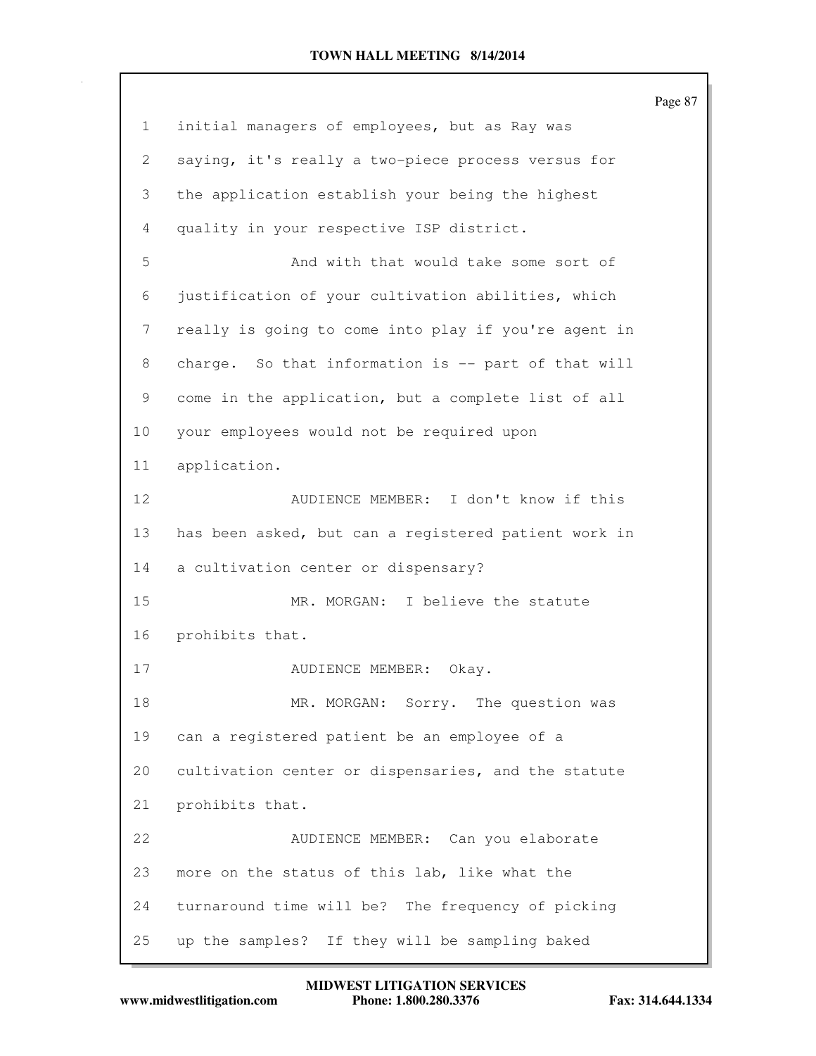initial managers of employees, but as Ray was saying, it's really a two-piece process versus for the application establish your being the highest quality in your respective ISP district.

And with that would take some sort of justification of your cultivation abilities, which really is going to come into play if you're agent in charge. So that information is -- part of that will come in the application, but a complete list of all your employees would not be required upon application.

AUDIENCE MEMBER: I don't know if this has been asked, but can a registered patient work in a cultivation center or dispensary?

MR. MORGAN: I believe the statute prohibits that.

AUDIENCE MEMBER: Okay.

MR. MORGAN: Sorry. The question was can a registered patient be an employee of a cultivation center or dispensaries, and the statute prohibits that.

AUDIENCE MEMBER: Can you elaborate more on the status of this lab, like what the turnaround time will be? The frequency of picking up the samples? If they will be sampling baked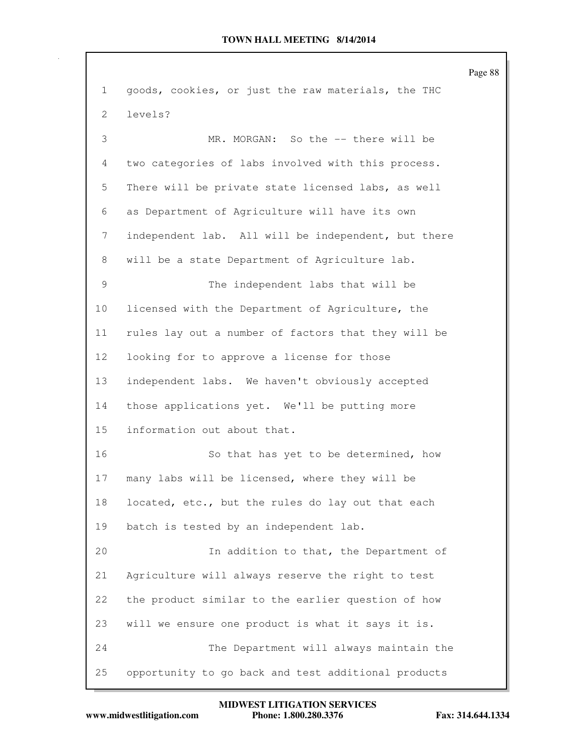goods, cookies, or just the raw materials, the THC levels?

MR. MORGAN: So the -- there will be two categories of labs involved with this process. There will be private state licensed labs, as well as Department of Agriculture will have its own independent lab. All will be independent, but there will be a state Department of Agriculture lab.

The independent labs that will be licensed with the Department of Agriculture, the rules lay out a number of factors that they will be looking for to approve a license for those independent labs. We haven't obviously accepted those applications yet. We'll be putting more information out about that.

So that has yet to be determined, how many labs will be licensed, where they will be located, etc., but the rules do lay out that each batch is tested by an independent lab.

In addition to that, the Department of Agriculture will always reserve the right to test the product similar to the earlier question of how will we ensure one product is what it says it is.

The Department will always maintain the opportunity to go back and test additional products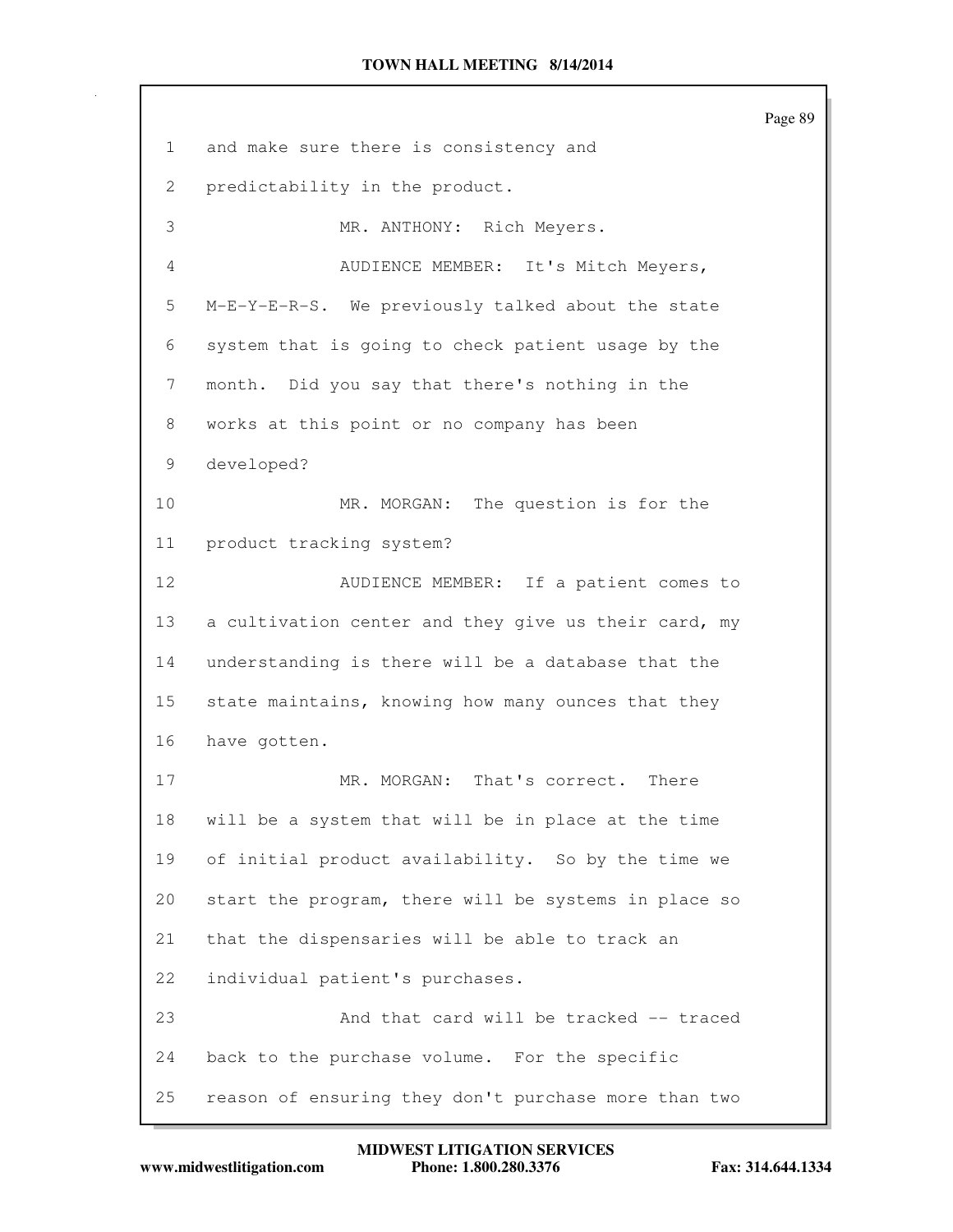and make sure there is consistency and predictability in the product.

MR. ANTHONY: Rich Meyers.

AUDIENCE MEMBER: It's Mitch Meyers, M-E-Y-E-R-S. We previously talked about the state system that is going to check patient usage by the month. Did you say that there's nothing in the works at this point or no company has been developed?

MR. MORGAN: The question is for the product tracking system?

AUDIENCE MEMBER: If a patient comes to a cultivation center and they give us their card, my understanding is there will be a database that the state maintains, knowing how many ounces that they have gotten.

MR. MORGAN: That's correct. There will be a system that will be in place at the time of initial product availability. So by the time we start the program, there will be systems in place so that the dispensaries will be able to track an individual patient's purchases.

And that card will be tracked -- traced back to the purchase volume. For the specific reason of ensuring they don't purchase more than two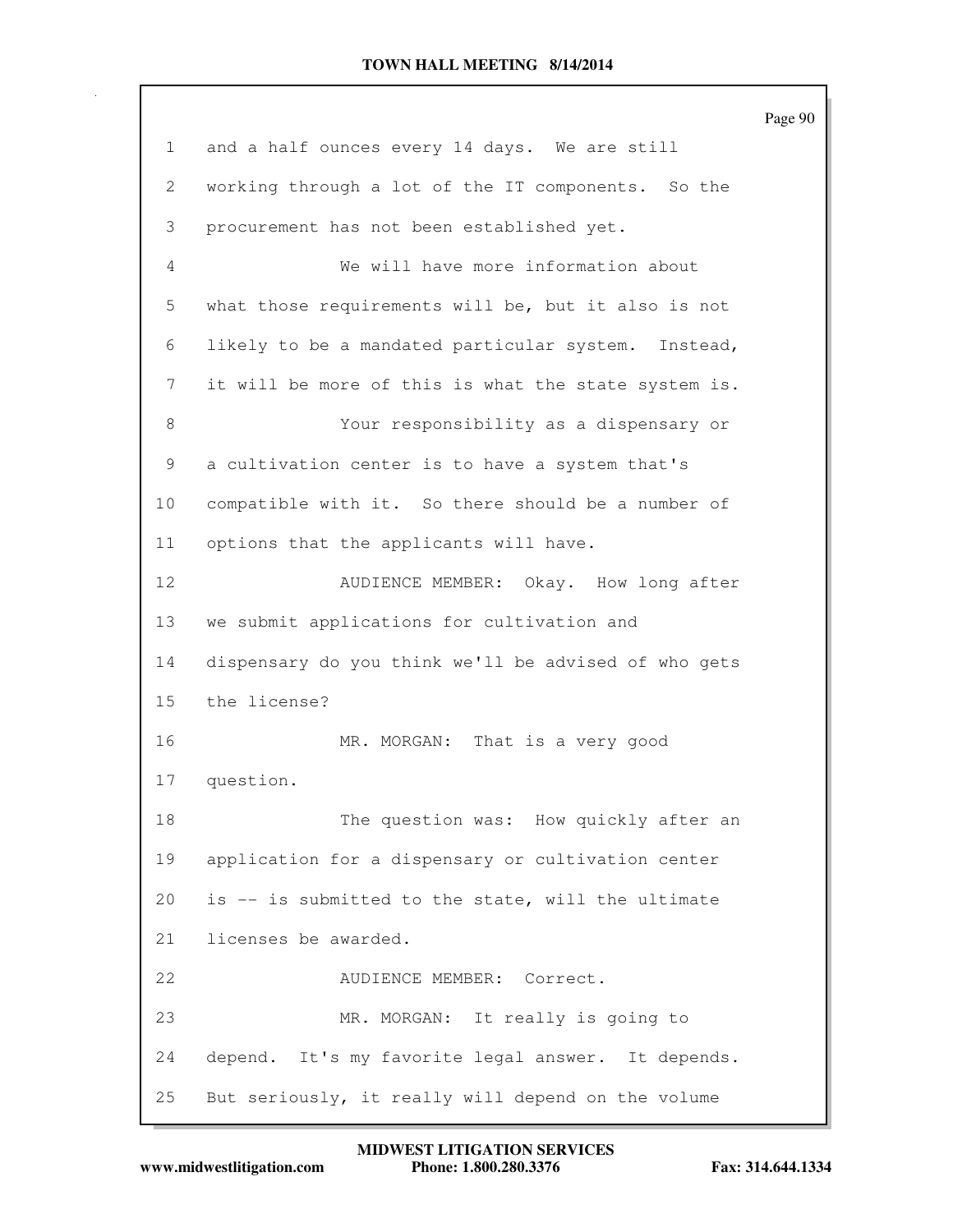and a half ounces every 14 days. We are still working through a lot of the IT components. So the procurement has not been established yet.

We will have more information about what those requirements will be, but it also is not likely to be a mandated particular system. Instead, it will be more of this is what the state system is.

Your responsibility as a dispensary or a cultivation center is to have a system that's compatible with it. So there should be a number of options that the applicants will have.

AUDIENCE MEMBER: Okay. How long after we submit applications for cultivation and dispensary do you think we'll be advised of who gets the license?

MR. MORGAN: That is a very good question.

The question was: How quickly after an application for a dispensary or cultivation center is -- is submitted to the state, will the ultimate licenses be awarded.

AUDIENCE MEMBER: Correct.

MR. MORGAN: It really is going to depend. It's my favorite legal answer. It depends. But seriously, it really will depend on the volume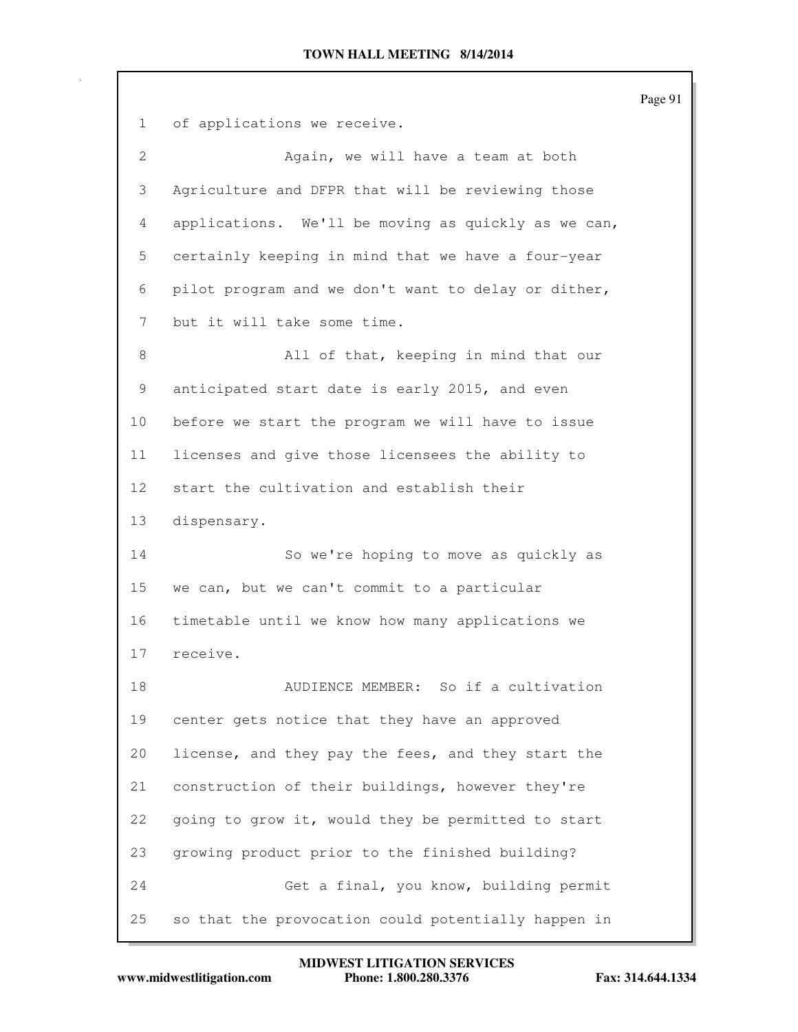1 of applications we receive.

2 Again, we will have a team at both

3 Agriculture and DFPR that will be reviewing those

4 applications. We'll be moving as quickly as we can,

5 certainly keeping in mind that we have a four-year

6 pilot program and we don't want to delay or dither,

7 but it will take some time.

8 All of that, keeping in mind that our

9 anticipated start date is early 2015, and even

10 before we start the program we will have to issue

11 licenses and give those licensees the ability to

12 start the cultivation and establish their

13 dispensary.

14 So we're hoping to move as quickly as

15 we can, but we can't commit to a particular

16 timetable until we know how many applications we

17 receive.

18 AUDIENCE MEMBER: So if a cultivation

19 center gets notice that they have an approved

20 license, and they pay the fees, and they start the

21 construction of their buildings, however they're

22 going to grow it, would they be permitted to start

23 growing product prior to the finished building?

24 Get a final, you know, building permit

25 so that the provocation could potentially happen in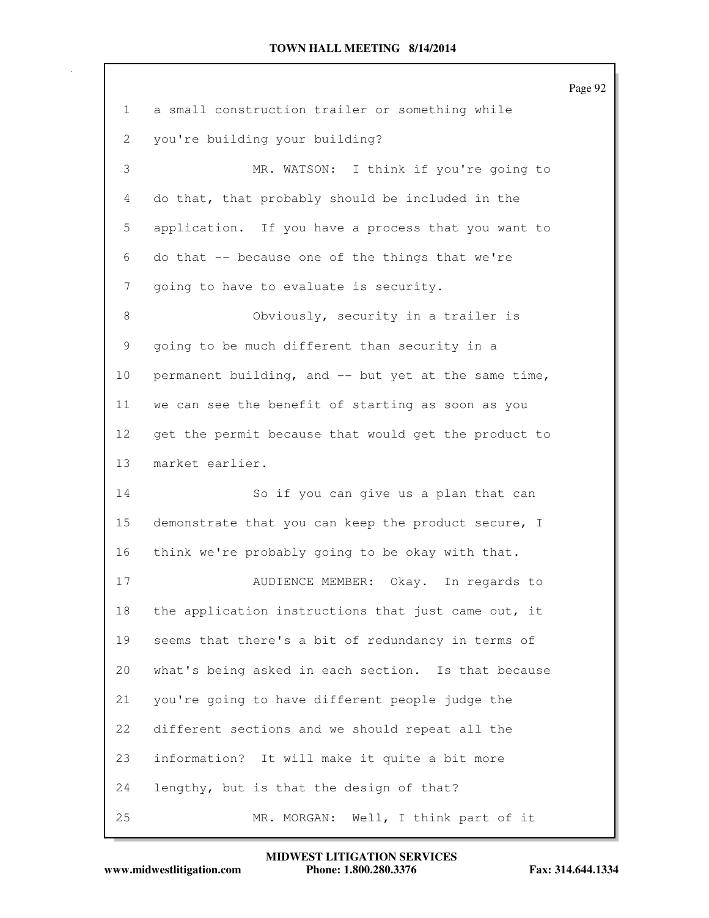a small construction trailer or something while you're building your building?

MR. WATSON: I think if you're going to do that, that probably should be included in the application. If you have a process that you want to do that -- because one of the things that we're going to have to evaluate is security.

Obviously, security in a trailer is going to be much different than security in a permanent building, and -- but yet at the same time, we can see the benefit of starting as soon as you get the permit because that would get the product to market earlier.

So if you can give us a plan that can demonstrate that you can keep the product secure, I think we're probably going to be okay with that.

AUDIENCE MEMBER: Okay. In regards to the application instructions that just came out, it seems that there's a bit of redundancy in terms of what's being asked in each section. Is that because you're going to have different people judge the different sections and we should repeat all the information? It will make it quite a bit more lengthy, but is that the design of that?

MR. MORGAN: Well, I think part of it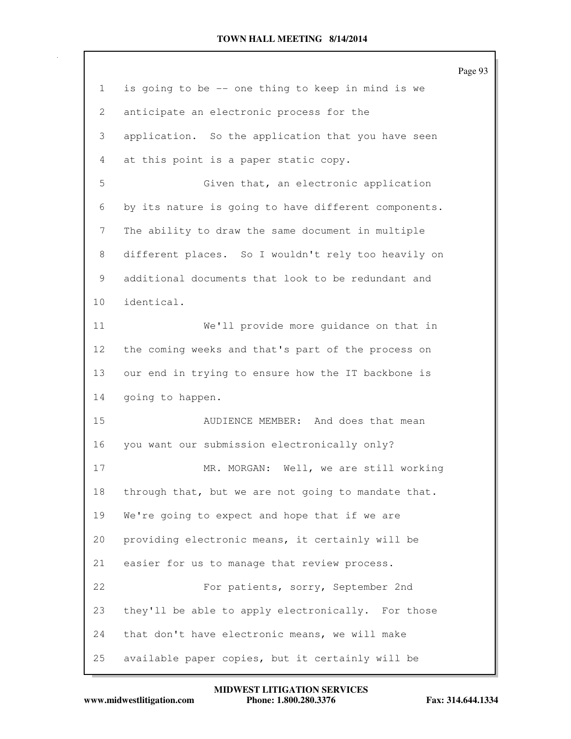is going to be -- one thing to keep in mind is we anticipate an electronic process for the application. So the application that you have seen at this point is a paper static copy.

Given that, an electronic application by its nature is going to have different components. The ability to draw the same document in multiple different places. So I wouldn't rely too heavily on additional documents that look to be redundant and identical.

We'll provide more guidance on that in the coming weeks and that's part of the process on our end in trying to ensure how the IT backbone is going to happen.

AUDIENCE MEMBER: And does that mean you want our submission electronically only?

MR. MORGAN: Well, we are still working through that, but we are not going to mandate that. We're going to expect and hope that if we are providing electronic means, it certainly will be easier for us to manage that review process.

For patients, sorry, September 2nd they'll be able to apply electronically. For those that don't have electronic means, we will make available paper copies, but it certainly will be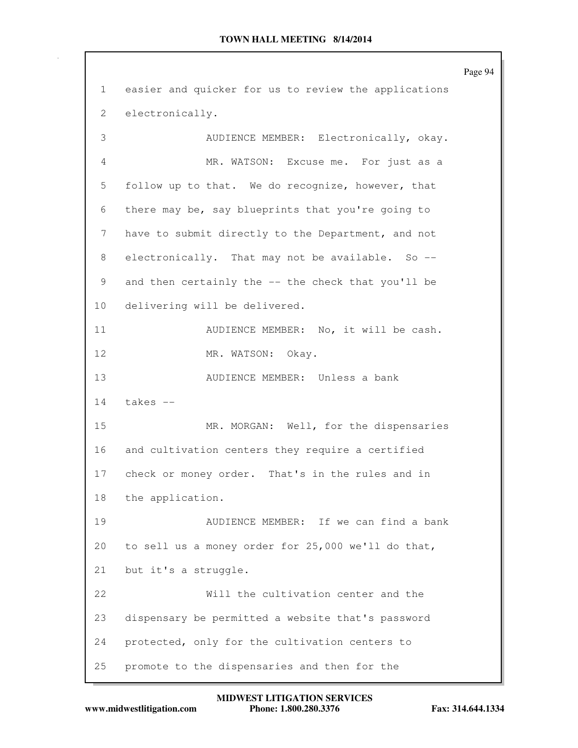1 easier and quicker for us to review the applications
2 electronically.
3 AUDIENCE MEMBER: Electronically, okay.
4 MR. WATSON: Excuse me. For just as a
5 follow up to that. We do recognize, however, that
6 there may be, say blueprints that you're going to
7 have to submit directly to the Department, and not
8 electronically. That may not be available. So --
9 and then certainly the -- the check that you'll be
10 delivering will be delivered.
11 AUDIENCE MEMBER: No, it will be cash.
12 MR. WATSON: Okay.
13 AUDIENCE MEMBER: Unless a bank
14 takes --
15 MR. MORGAN: Well, for the dispensaries
16 and cultivation centers they require a certified
17 check or money order. That's in the rules and in
18 the application.
19 AUDIENCE MEMBER: If we can find a bank
20 to sell us a money order for 25,000 we'll do that,
21 but it's a struggle.
22 Will the cultivation center and the
23 dispensary be permitted a website that's password
24 protected, only for the cultivation centers to
25 promote to the dispensaries and then for the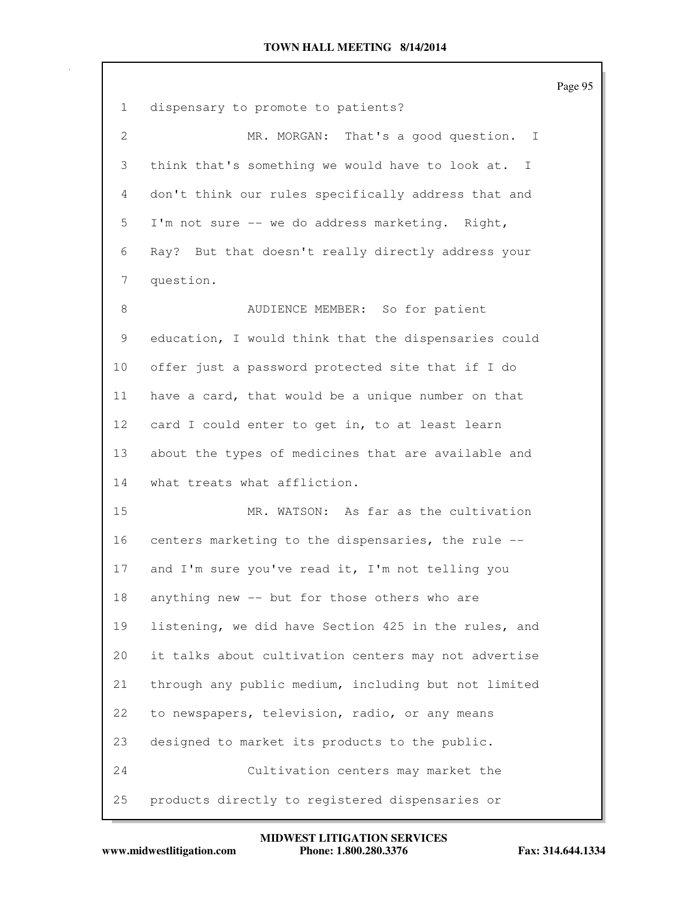dispensary to promote to patients?

MR. MORGAN: That's a good question. I think that's something we would have to look at. I don't think our rules specifically address that and I'm not sure -- we do address marketing. Right, Ray? But that doesn't really directly address your question.

AUDIENCE MEMBER: So for patient education, I would think that the dispensaries could offer just a password protected site that if I do have a card, that would be a unique number on that card I could enter to get in, to at least learn about the types of medicines that are available and what treats what affliction.

MR. WATSON: As far as the cultivation centers marketing to the dispensaries, the rule -- and I'm sure you've read it, I'm not telling you anything new -- but for those others who are listening, we did have Section 425 in the rules, and it talks about cultivation centers may not advertise through any public medium, including but not limited to newspapers, television, radio, or any means designed to market its products to the public.

Cultivation centers may market the products directly to registered dispensaries or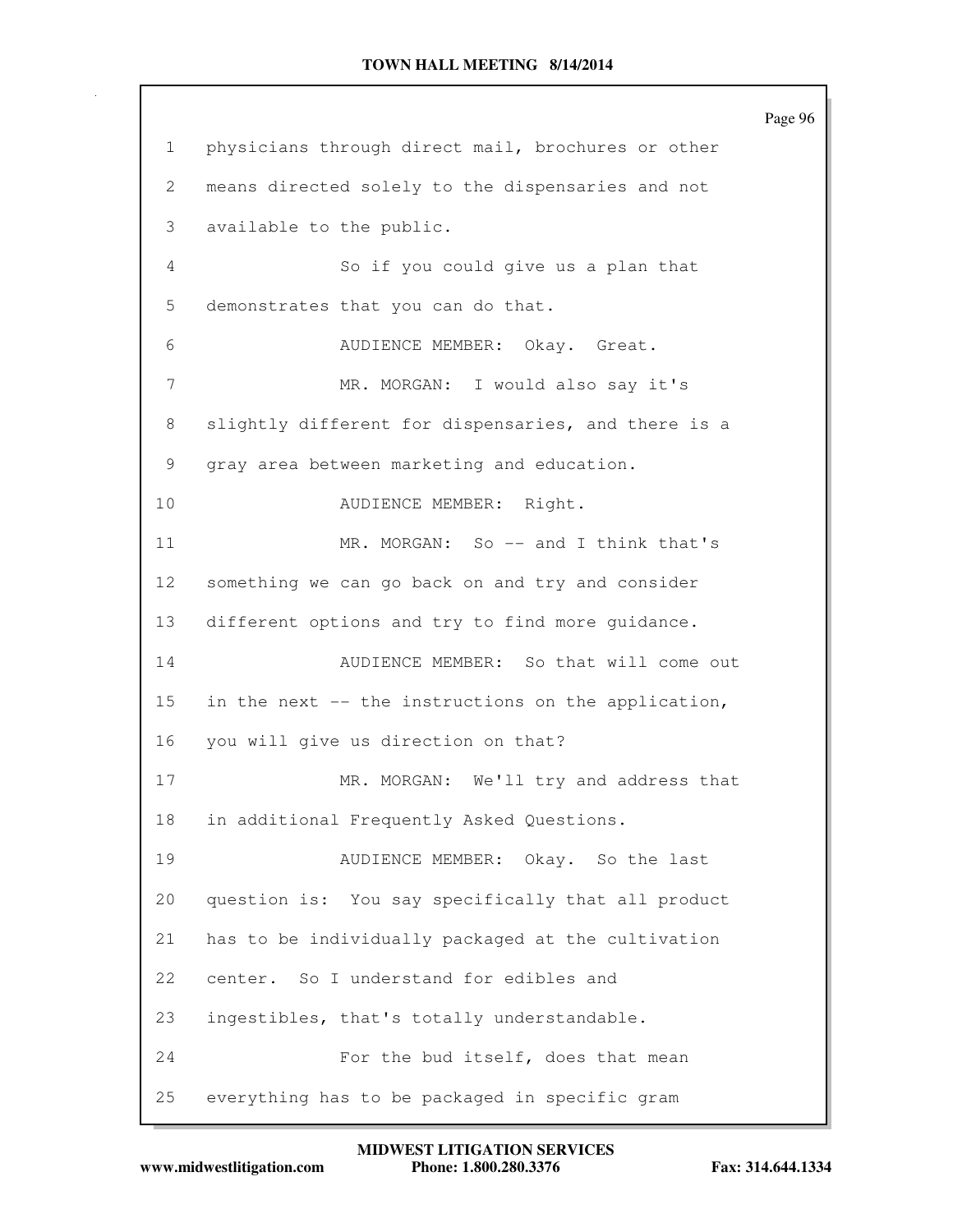physicians through direct mail, brochures or other means directed solely to the dispensaries and not available to the public.

So if you could give us a plan that demonstrates that you can do that.

AUDIENCE MEMBER: Okay. Great.

MR. MORGAN: I would also say it's slightly different for dispensaries, and there is a gray area between marketing and education.

AUDIENCE MEMBER: Right.

MR. MORGAN: So -- and I think that's something we can go back on and try and consider different options and try to find more guidance.

AUDIENCE MEMBER: So that will come out in the next -- the instructions on the application, you will give us direction on that?

MR. MORGAN: We'll try and address that in additional Frequently Asked Questions.

AUDIENCE MEMBER: Okay. So the last question is: You say specifically that all product has to be individually packaged at the cultivation center. So I understand for edibles and ingestibles, that's totally understandable.

For the bud itself, does that mean everything has to be packaged in specific gram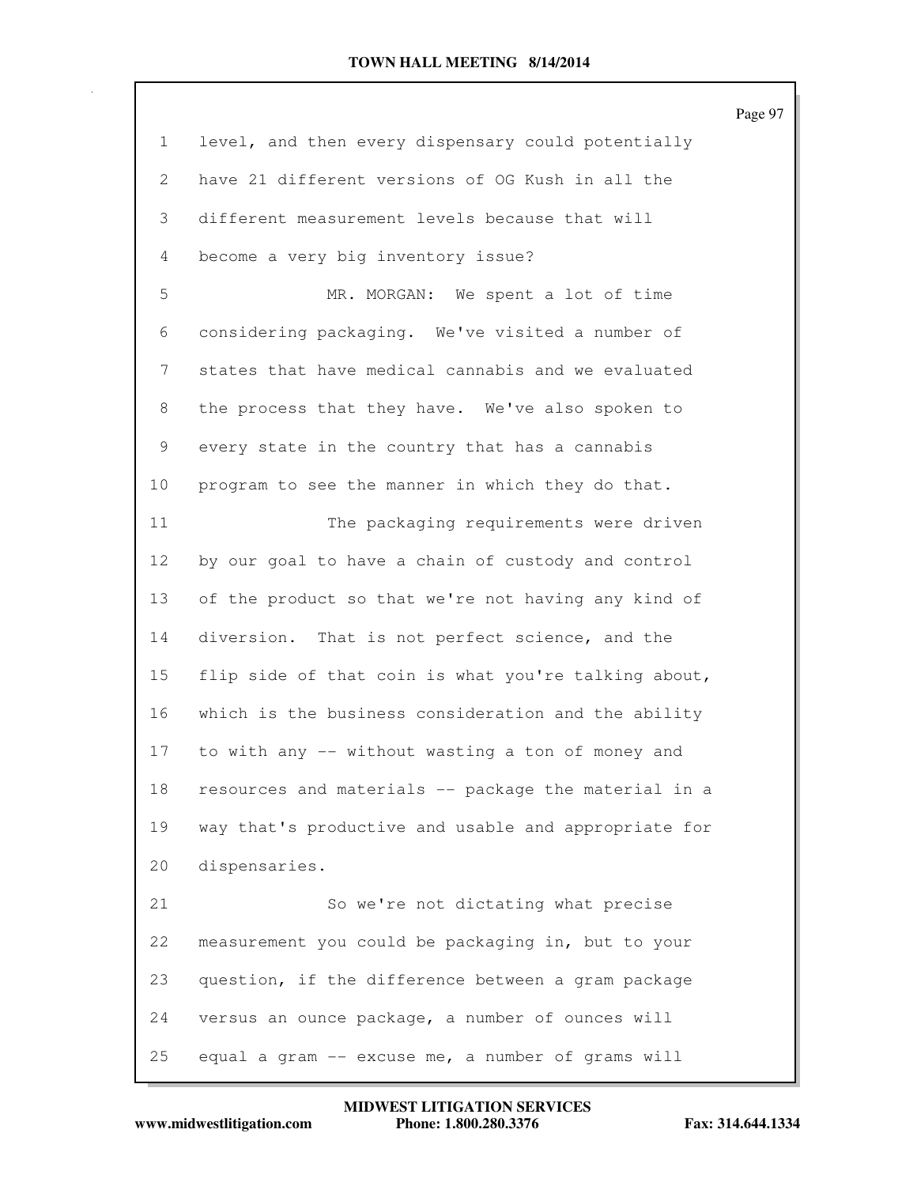level, and then every dispensary could potentially have 21 different versions of OG Kush in all the different measurement levels because that will become a very big inventory issue?

MR. MORGAN: We spent a lot of time considering packaging. We've visited a number of states that have medical cannabis and we evaluated the process that they have. We've also spoken to every state in the country that has a cannabis program to see the manner in which they do that.

The packaging requirements were driven by our goal to have a chain of custody and control of the product so that we're not having any kind of diversion. That is not perfect science, and the flip side of that coin is what you're talking about, which is the business consideration and the ability to with any -- without wasting a ton of money and resources and materials -- package the material in a way that's productive and usable and appropriate for dispensaries.

So we're not dictating what precise measurement you could be packaging in, but to your question, if the difference between a gram package versus an ounce package, a number of ounces will equal a gram -- excuse me, a number of grams will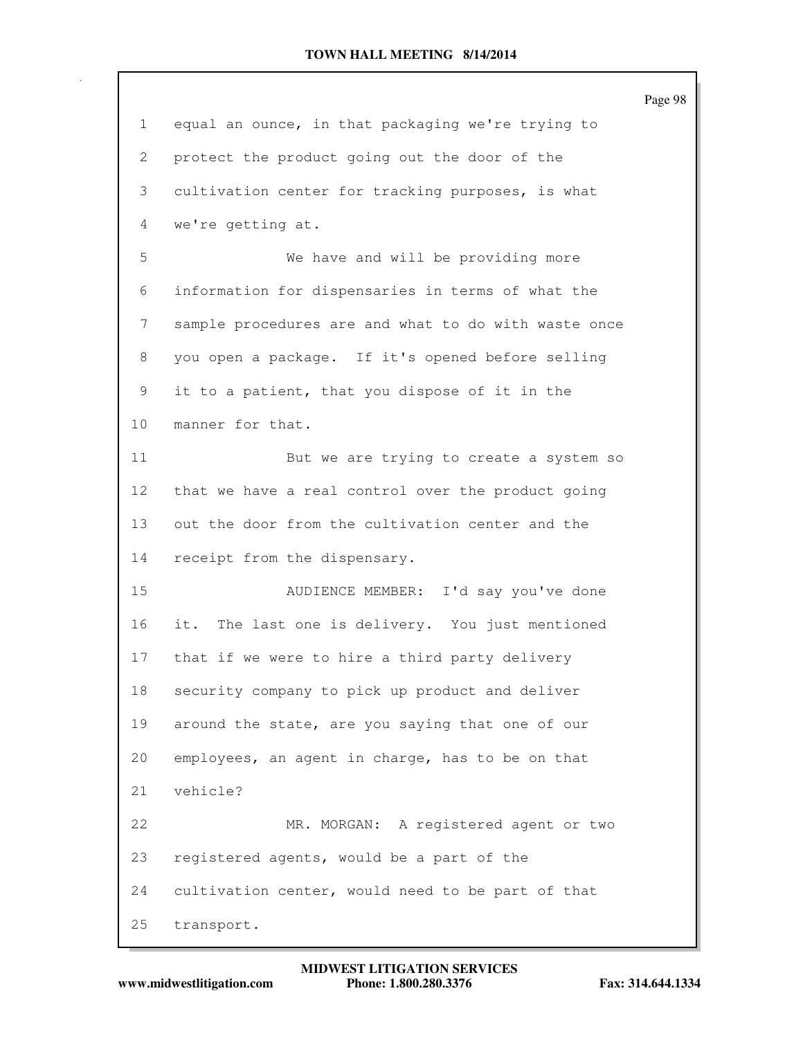equal an ounce, in that packaging we're trying to protect the product going out the door of the cultivation center for tracking purposes, is what we're getting at.

We have and will be providing more information for dispensaries in terms of what the sample procedures are and what to do with waste once you open a package. If it's opened before selling it to a patient, that you dispose of it in the manner for that.

But we are trying to create a system so that we have a real control over the product going out the door from the cultivation center and the receipt from the dispensary.

AUDIENCE MEMBER: I'd say you've done it. The last one is delivery. You just mentioned that if we were to hire a third party delivery security company to pick up product and deliver around the state, are you saying that one of our employees, an agent in charge, has to be on that vehicle?

MR. MORGAN: A registered agent or two registered agents, would be a part of the cultivation center, would need to be part of that transport.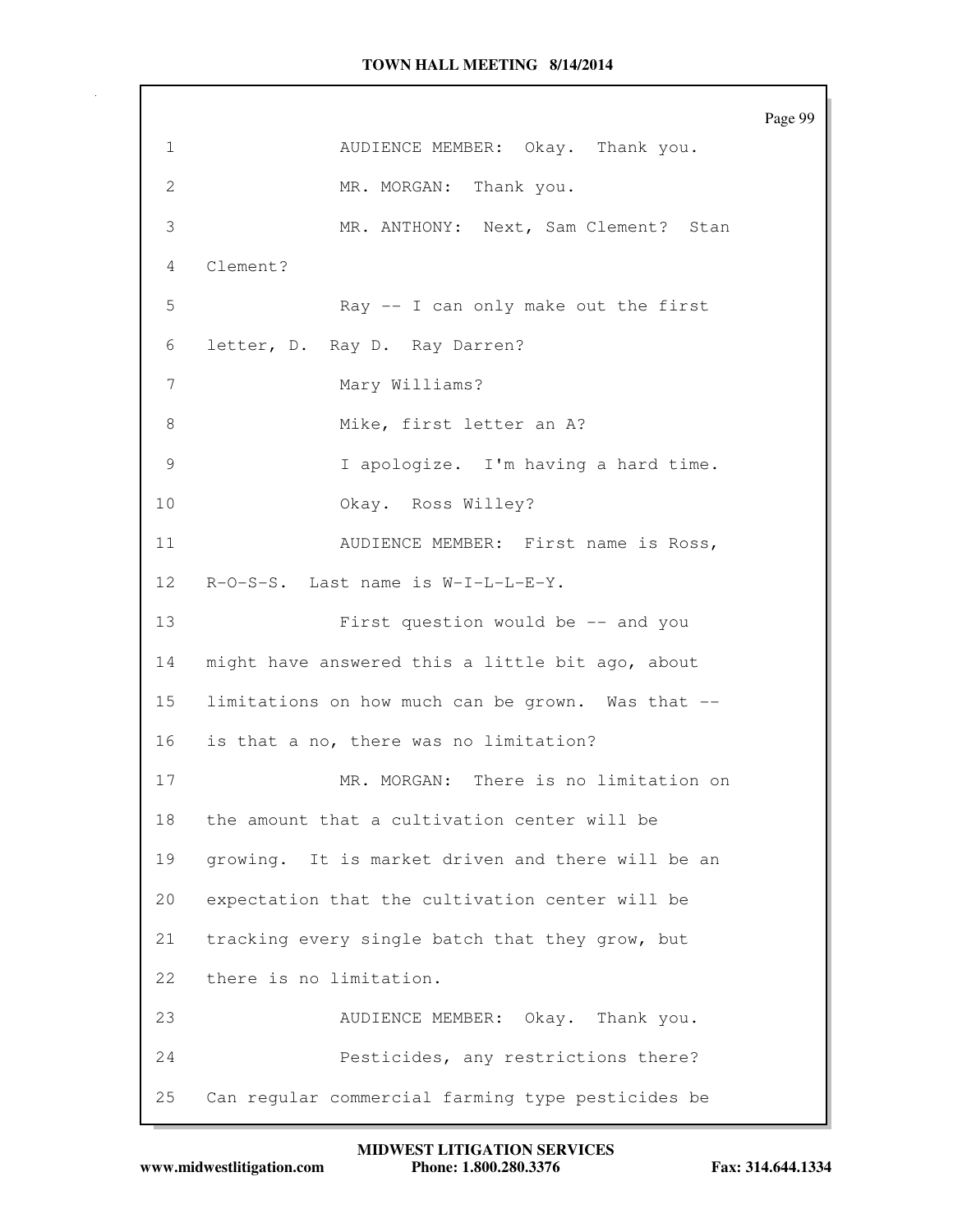AUDIENCE MEMBER: Okay. Thank you.

MR. MORGAN: Thank you.

MR. ANTHONY: Next, Sam Clement? Stan Clement?

Ray -- I can only make out the first letter, D. Ray D. Ray Darren?

Mary Williams?

Mike, first letter an A?

I apologize. I'm having a hard time.

Okay. Ross Willey?

AUDIENCE MEMBER: First name is Ross, R-O-S-S. Last name is W-I-L-L-E-Y.

First question would be -- and you might have answered this a little bit ago, about limitations on how much can be grown. Was that -- is that a no, there was no limitation?

MR. MORGAN: There is no limitation on the amount that a cultivation center will be growing. It is market driven and there will be an expectation that the cultivation center will be tracking every single batch that they grow, but there is no limitation.

AUDIENCE MEMBER: Okay. Thank you.

Pesticides, any restrictions there? Can regular commercial farming type pesticides be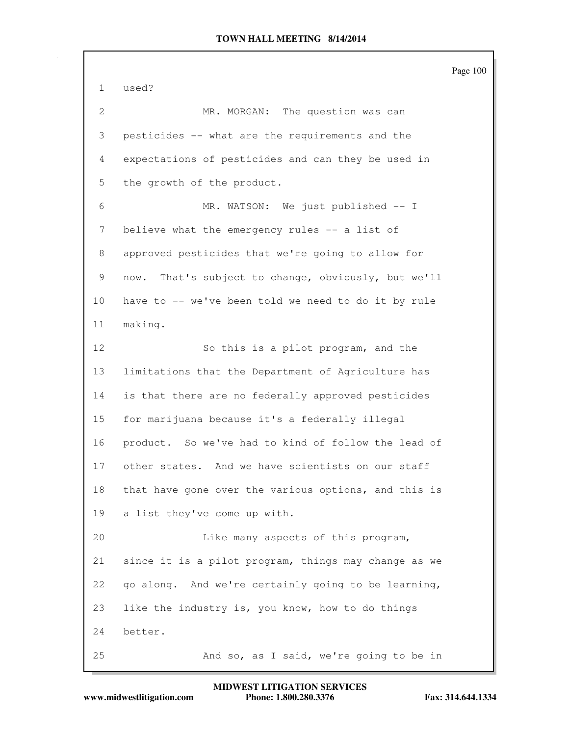used?

MR. MORGAN: The question was can pesticides -- what are the requirements and the expectations of pesticides and can they be used in the growth of the product.

MR. WATSON: We just published -- I believe what the emergency rules -- a list of approved pesticides that we're going to allow for now. That's subject to change, obviously, but we'll have to -- we've been told we need to do it by rule making.

So this is a pilot program, and the limitations that the Department of Agriculture has is that there are no federally approved pesticides for marijuana because it's a federally illegal product. So we've had to kind of follow the lead of other states. And we have scientists on our staff that have gone over the various options, and this is a list they've come up with.

Like many aspects of this program, since it is a pilot program, things may change as we go along. And we're certainly going to be learning, like the industry is, you know, how to do things better.

And so, as I said, we're going to be in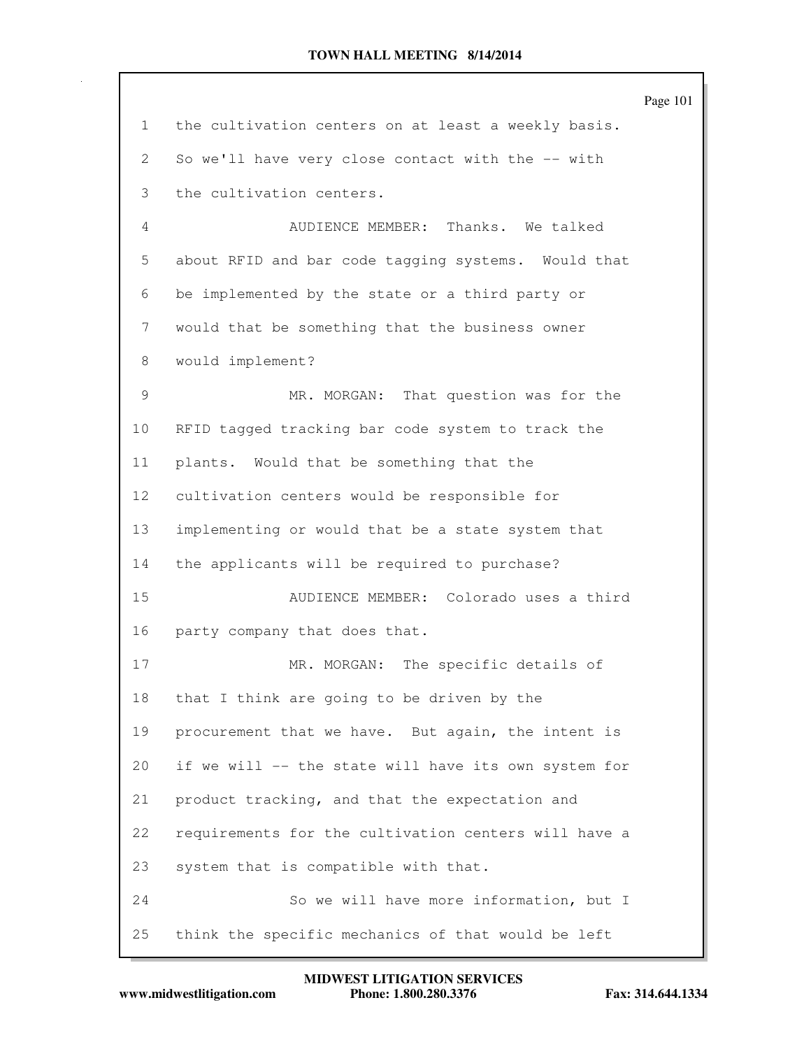1 the cultivation centers on at least a weekly basis.
2 So we'll have very close contact with the -- with
3 the cultivation centers.

4 AUDIENCE MEMBER: Thanks. We talked
5 about RFID and bar code tagging systems. Would that
6 be implemented by the state or a third party or
7 would that be something that the business owner
8 would implement?

9 MR. MORGAN: That question was for the
10 RFID tagged tracking bar code system to track the
11 plants. Would that be something that the
12 cultivation centers would be responsible for
13 implementing or would that be a state system that
14 the applicants will be required to purchase?

15 AUDIENCE MEMBER: Colorado uses a third
16 party company that does that.

17 MR. MORGAN: The specific details of
18 that I think are going to be driven by the
19 procurement that we have. But again, the intent is
20 if we will -- the state will have its own system for
21 product tracking, and that the expectation and
22 requirements for the cultivation centers will have a
23 system that is compatible with that.

24 So we will have more information, but I
25 think the specific mechanics of that would be left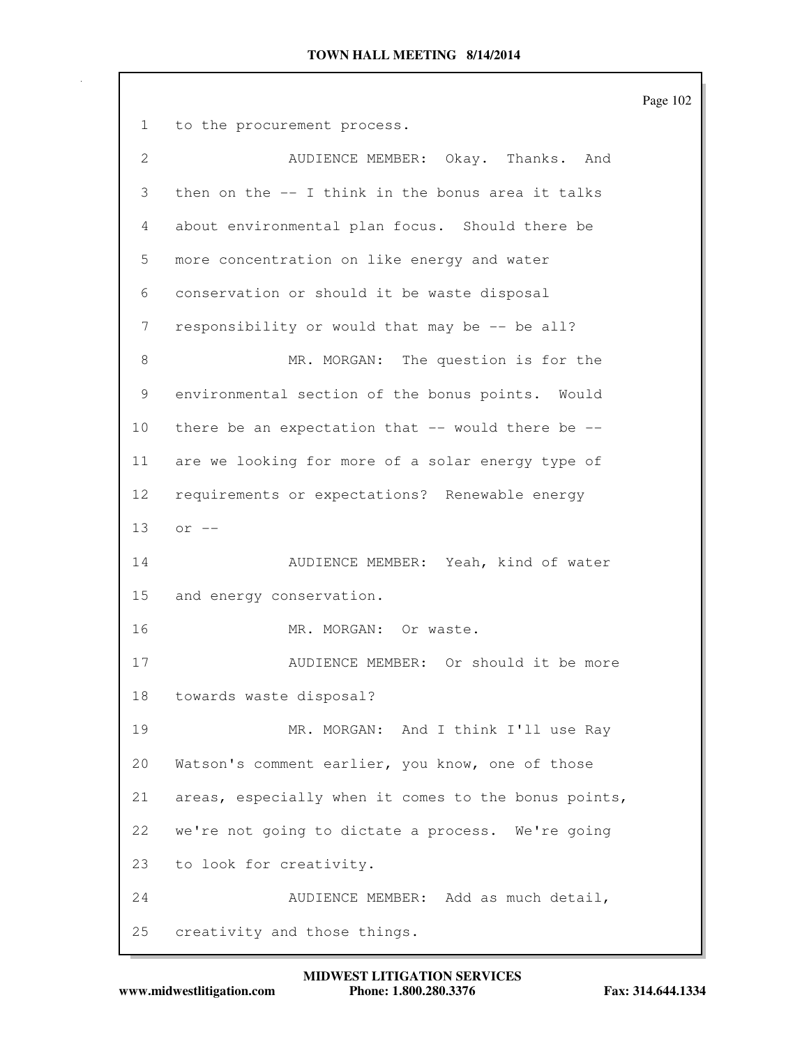1 to the procurement process.

2 AUDIENCE MEMBER: Okay. Thanks. And

3 then on the -- I think in the bonus area it talks

4 about environmental plan focus. Should there be

5 more concentration on like energy and water

6 conservation or should it be waste disposal

7 responsibility or would that may be -- be all?

8 MR. MORGAN: The question is for the

9 environmental section of the bonus points. Would

10 there be an expectation that -- would there be --

11 are we looking for more of a solar energy type of

12 requirements or expectations? Renewable energy

13 or --

14 AUDIENCE MEMBER: Yeah, kind of water

15 and energy conservation.

16 MR. MORGAN: Or waste.

17 AUDIENCE MEMBER: Or should it be more

18 towards waste disposal?

19 MR. MORGAN: And I think I'll use Ray

20 Watson's comment earlier, you know, one of those

21 areas, especially when it comes to the bonus points,

22 we're not going to dictate a process. We're going

23 to look for creativity.

24 AUDIENCE MEMBER: Add as much detail,

25 creativity and those things.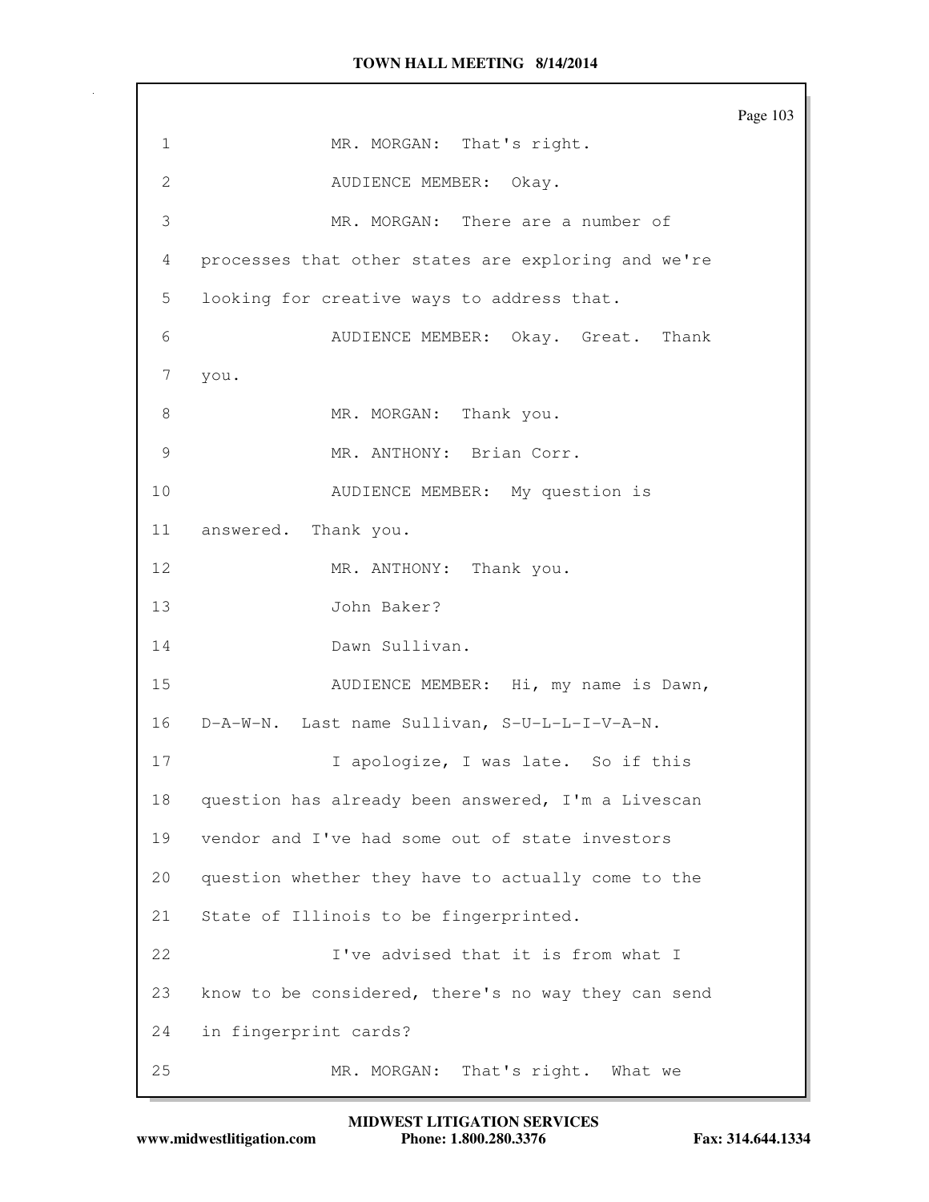1 MR. MORGAN: That's right.

2 AUDIENCE MEMBER: Okay.

3 MR. MORGAN: There are a number of

4 processes that other states are exploring and we're

5 looking for creative ways to address that.

6 AUDIENCE MEMBER: Okay. Great. Thank

7 you.

8 MR. MORGAN: Thank you.

9 MR. ANTHONY: Brian Corr.

10 AUDIENCE MEMBER: My question is

11 answered. Thank you.

12 MR. ANTHONY: Thank you.

13 John Baker?

14 Dawn Sullivan.

15 AUDIENCE MEMBER: Hi, my name is Dawn,

16 D-A-W-N. Last name Sullivan, S-U-L-L-I-V-A-N.

17 I apologize, I was late. So if this

18 question has already been answered, I'm a Livescan

19 vendor and I've had some out of state investors

20 question whether they have to actually come to the

21 State of Illinois to be fingerprinted.

22 I've advised that it is from what I

23 know to be considered, there's no way they can send

24 in fingerprint cards?

25 MR. MORGAN: That's right. What we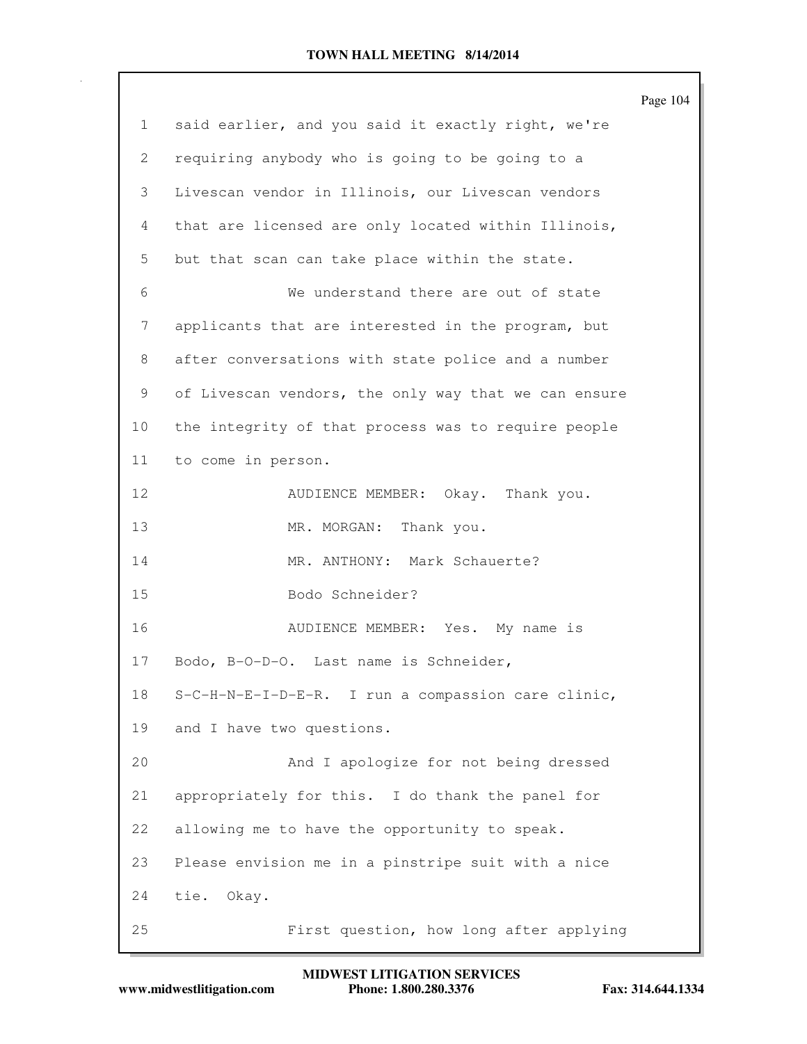said earlier, and you said it exactly right, we're requiring anybody who is going to be going to a Livescan vendor in Illinois, our Livescan vendors that are licensed are only located within Illinois, but that scan can take place within the state.

We understand there are out of state applicants that are interested in the program, but after conversations with state police and a number of Livescan vendors, the only way that we can ensure the integrity of that process was to require people to come in person.

AUDIENCE MEMBER: Okay. Thank you.

MR. MORGAN: Thank you.

MR. ANTHONY: Mark Schauerte?

Bodo Schneider?

AUDIENCE MEMBER: Yes. My name is Bodo, B-O-D-O. Last name is Schneider, S-C-H-N-E-I-D-E-R. I run a compassion care clinic, and I have two questions.

And I apologize for not being dressed appropriately for this. I do thank the panel for allowing me to have the opportunity to speak. Please envision me in a pinstripe suit with a nice tie. Okay.

First question, how long after applying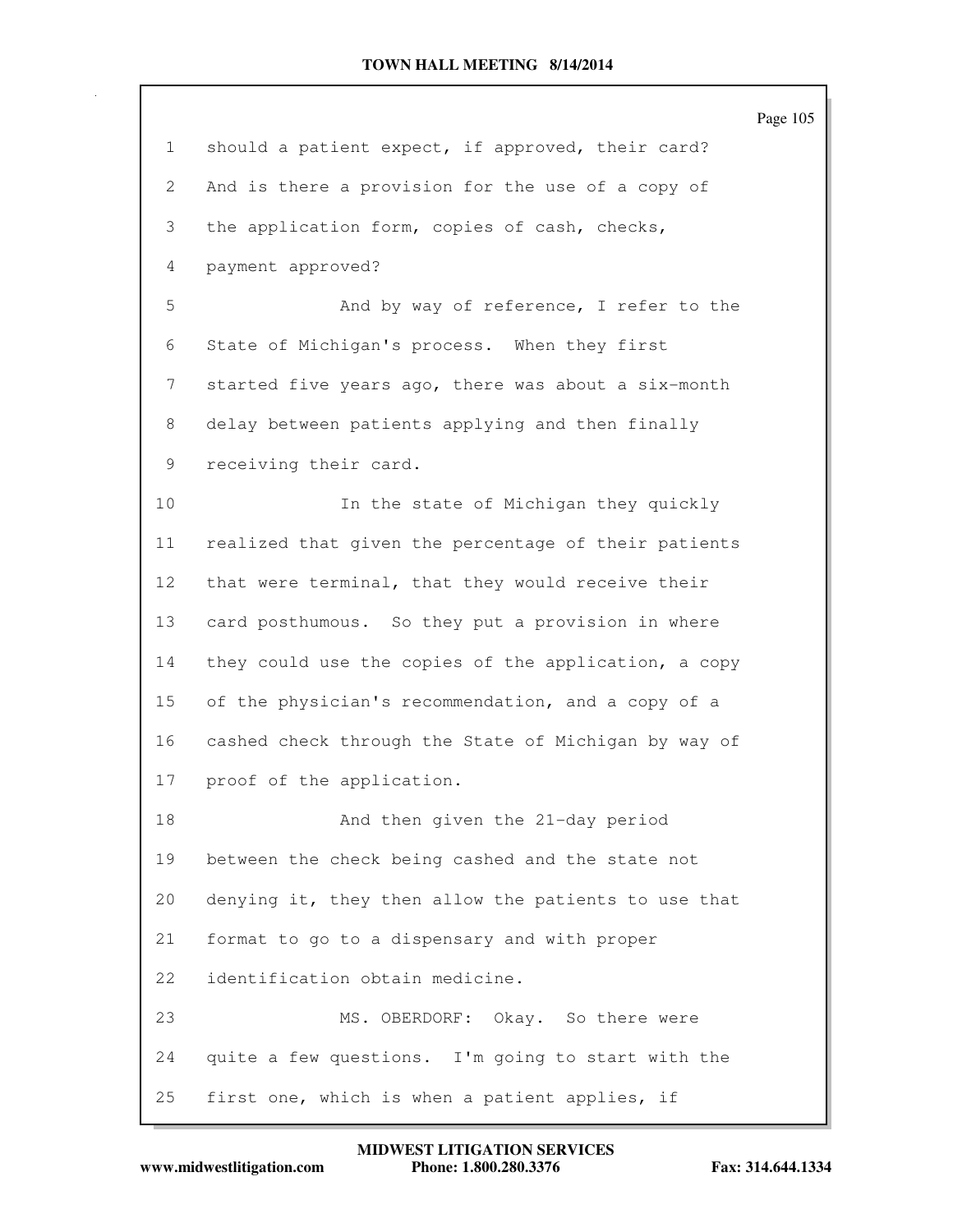should a patient expect, if approved, their card? And is there a provision for the use of a copy of the application form, copies of cash, checks, payment approved?

And by way of reference, I refer to the State of Michigan's process. When they first started five years ago, there was about a six-month delay between patients applying and then finally receiving their card.

In the state of Michigan they quickly realized that given the percentage of their patients that were terminal, that they would receive their card posthumous. So they put a provision in where they could use the copies of the application, a copy of the physician's recommendation, and a copy of a cashed check through the State of Michigan by way of proof of the application.

And then given the 21-day period between the check being cashed and the state not denying it, they then allow the patients to use that format to go to a dispensary and with proper identification obtain medicine.

MS. OBERDORF: Okay. So there were quite a few questions. I'm going to start with the first one, which is when a patient applies, if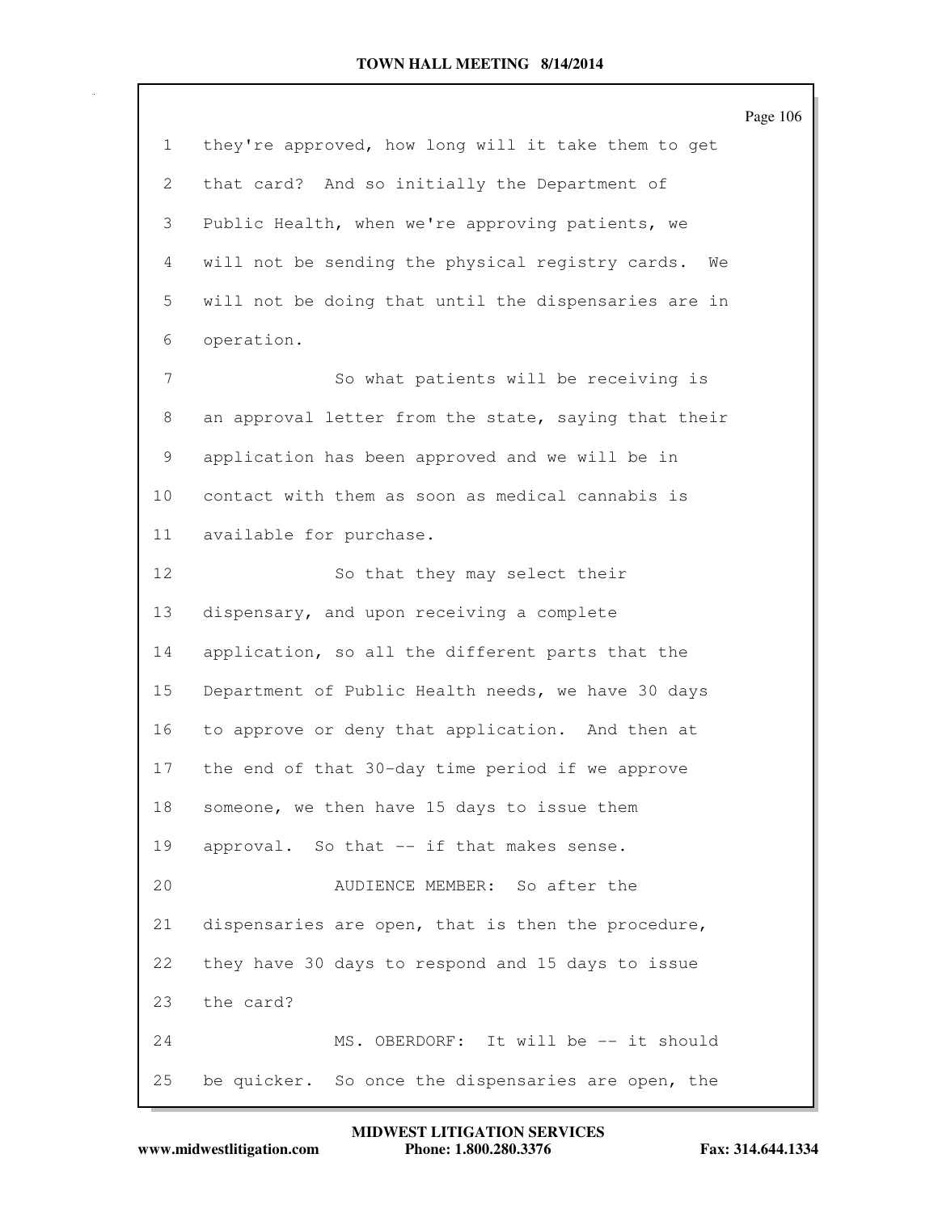they're approved, how long will it take them to get that card? And so initially the Department of Public Health, when we're approving patients, we will not be sending the physical registry cards. We will not be doing that until the dispensaries are in operation.

So what patients will be receiving is an approval letter from the state, saying that their application has been approved and we will be in contact with them as soon as medical cannabis is available for purchase.

So that they may select their dispensary, and upon receiving a complete application, so all the different parts that the Department of Public Health needs, we have 30 days to approve or deny that application. And then at the end of that 30-day time period if we approve someone, we then have 15 days to issue them approval. So that -- if that makes sense.

AUDIENCE MEMBER: So after the dispensaries are open, that is then the procedure, they have 30 days to respond and 15 days to issue the card?

MS. OBERDORF: It will be -- it should be quicker. So once the dispensaries are open, the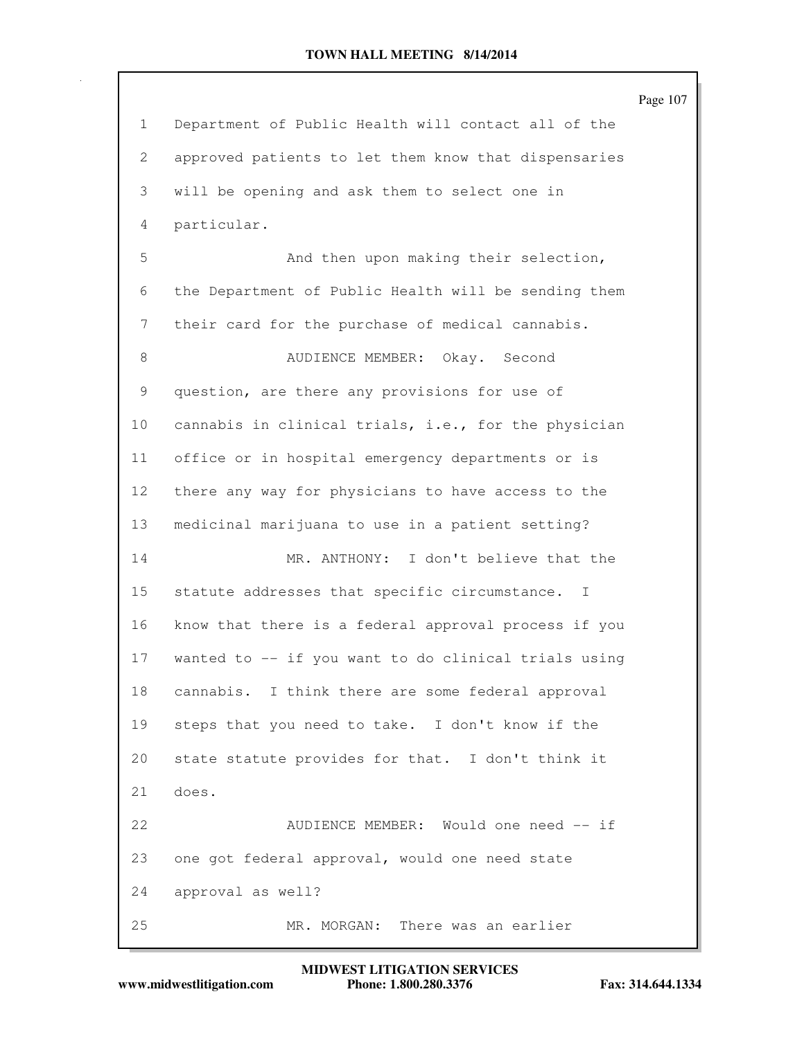Department of Public Health will contact all of the approved patients to let them know that dispensaries will be opening and ask them to select one in particular.

And then upon making their selection, the Department of Public Health will be sending them their card for the purchase of medical cannabis.

AUDIENCE MEMBER: Okay. Second question, are there any provisions for use of cannabis in clinical trials, i.e., for the physician office or in hospital emergency departments or is there any way for physicians to have access to the medicinal marijuana to use in a patient setting?

MR. ANTHONY: I don't believe that the statute addresses that specific circumstance. I know that there is a federal approval process if you wanted to -- if you want to do clinical trials using cannabis. I think there are some federal approval steps that you need to take. I don't know if the state statute provides for that. I don't think it does.

AUDIENCE MEMBER: Would one need -- if one got federal approval, would one need state approval as well?

MR. MORGAN: There was an earlier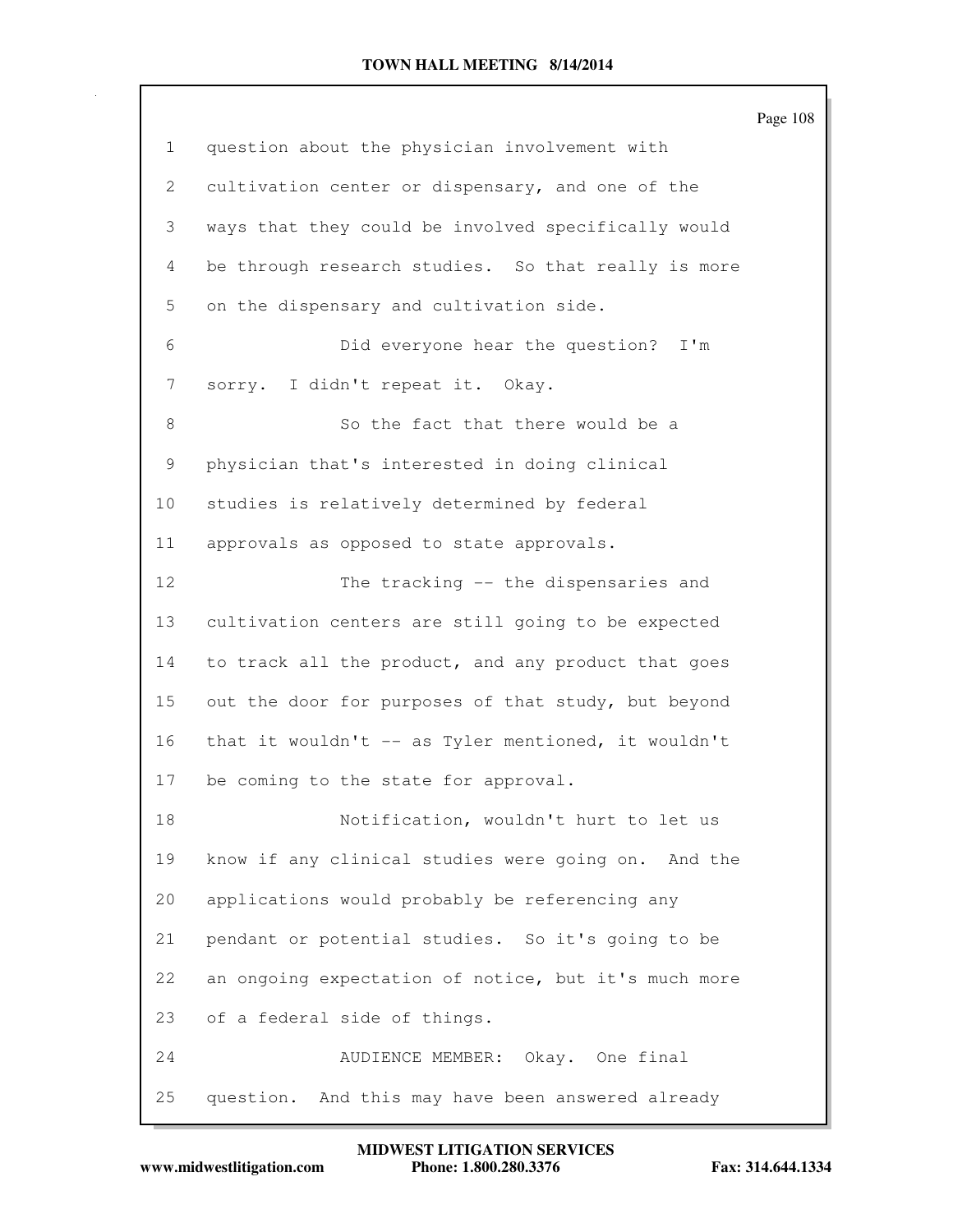question about the physician involvement with cultivation center or dispensary, and one of the ways that they could be involved specifically would be through research studies. So that really is more on the dispensary and cultivation side.

Did everyone hear the question? I'm sorry. I didn't repeat it. Okay.

So the fact that there would be a physician that's interested in doing clinical studies is relatively determined by federal approvals as opposed to state approvals.

The tracking -- the dispensaries and cultivation centers are still going to be expected to track all the product, and any product that goes out the door for purposes of that study, but beyond that it wouldn't -- as Tyler mentioned, it wouldn't be coming to the state for approval.

Notification, wouldn't hurt to let us know if any clinical studies were going on. And the applications would probably be referencing any pendant or potential studies. So it's going to be an ongoing expectation of notice, but it's much more of a federal side of things.

AUDIENCE MEMBER: Okay. One final question. And this may have been answered already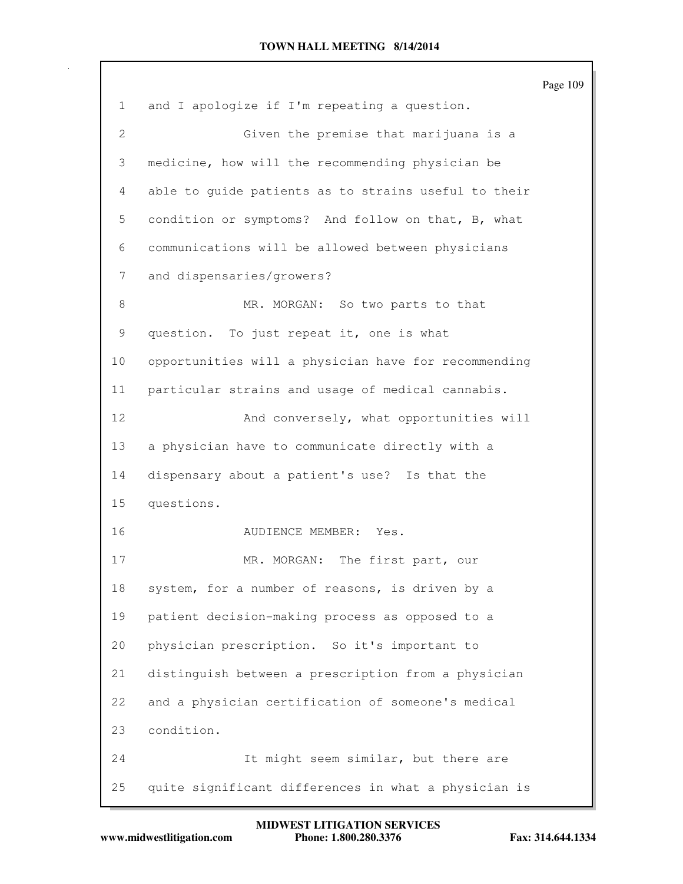and I apologize if I'm repeating a question.

Given the premise that marijuana is a medicine, how will the recommending physician be able to guide patients as to strains useful to their condition or symptoms? And follow on that, B, what communications will be allowed between physicians and dispensaries/growers?

MR. MORGAN: So two parts to that question. To just repeat it, one is what opportunities will a physician have for recommending particular strains and usage of medical cannabis.

And conversely, what opportunities will a physician have to communicate directly with a dispensary about a patient's use? Is that the questions.

AUDIENCE MEMBER: Yes.

MR. MORGAN: The first part, our system, for a number of reasons, is driven by a patient decision-making process as opposed to a physician prescription. So it's important to distinguish between a prescription from a physician and a physician certification of someone's medical condition.

It might seem similar, but there are quite significant differences in what a physician is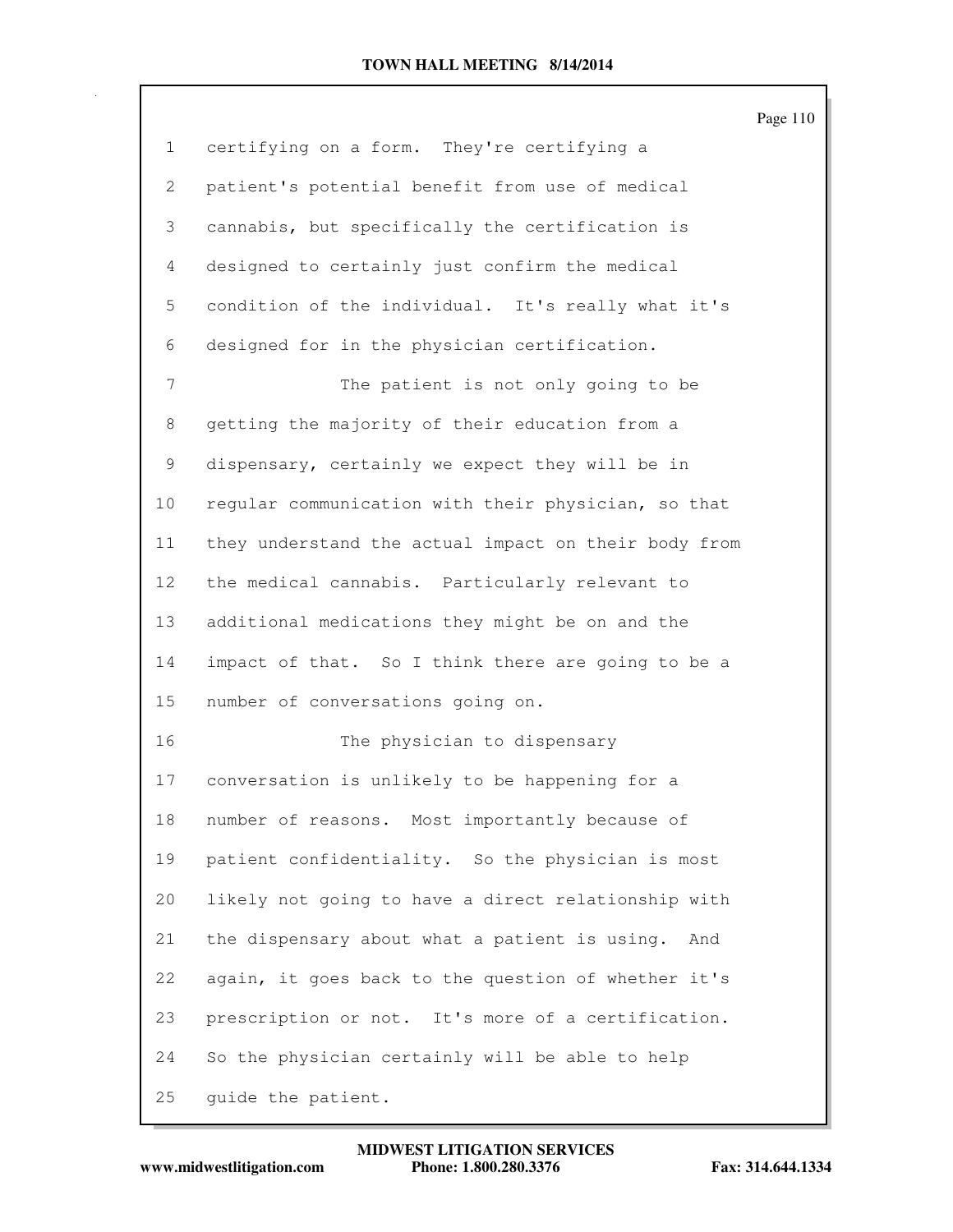certifying on a form. They're certifying a patient's potential benefit from use of medical cannabis, but specifically the certification is designed to certainly just confirm the medical condition of the individual. It's really what it's designed for in the physician certification.

The patient is not only going to be getting the majority of their education from a dispensary, certainly we expect they will be in regular communication with their physician, so that they understand the actual impact on their body from the medical cannabis. Particularly relevant to additional medications they might be on and the impact of that. So I think there are going to be a number of conversations going on.

The physician to dispensary conversation is unlikely to be happening for a number of reasons. Most importantly because of patient confidentiality. So the physician is most likely not going to have a direct relationship with the dispensary about what a patient is using. And again, it goes back to the question of whether it's prescription or not. It's more of a certification. So the physician certainly will be able to help guide the patient.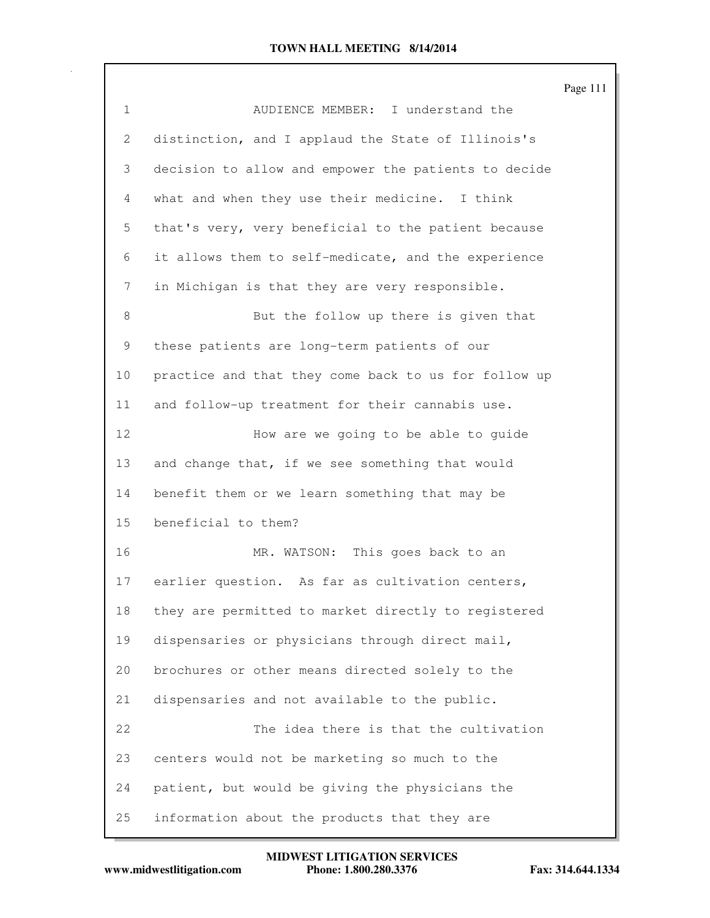AUDIENCE MEMBER: I understand the distinction, and I applaud the State of Illinois's decision to allow and empower the patients to decide what and when they use their medicine. I think that's very, very beneficial to the patient because it allows them to self-medicate, and the experience in Michigan is that they are very responsible.

But the follow up there is given that these patients are long-term patients of our practice and that they come back to us for follow up and follow-up treatment for their cannabis use.

How are we going to be able to guide and change that, if we see something that would benefit them or we learn something that may be beneficial to them?

MR. WATSON: This goes back to an earlier question. As far as cultivation centers, they are permitted to market directly to registered dispensaries or physicians through direct mail, brochures or other means directed solely to the dispensaries and not available to the public.

The idea there is that the cultivation centers would not be marketing so much to the patient, but would be giving the physicians the information about the products that they are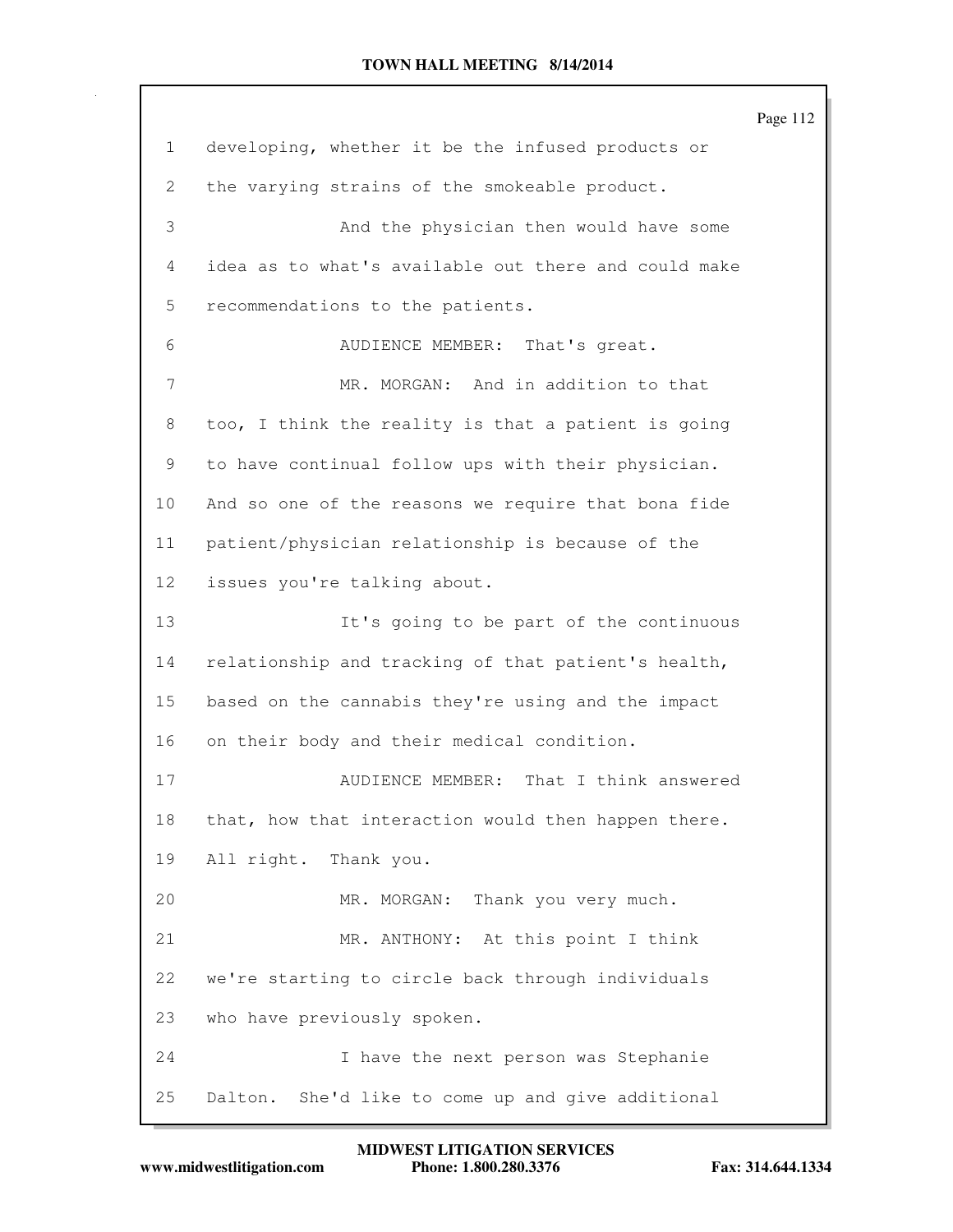1 developing, whether it be the infused products or
2 the varying strains of the smokeable product.
3 And the physician then would have some
4 idea as to what's available out there and could make
5 recommendations to the patients.
6 AUDIENCE MEMBER: That's great.
7 MR. MORGAN: And in addition to that
8 too, I think the reality is that a patient is going
9 to have continual follow ups with their physician.
10 And so one of the reasons we require that bona fide
11 patient/physician relationship is because of the
12 issues you're talking about.
13 It's going to be part of the continuous
14 relationship and tracking of that patient's health,
15 based on the cannabis they're using and the impact
16 on their body and their medical condition.
17 AUDIENCE MEMBER: That I think answered
18 that, how that interaction would then happen there.
19 All right. Thank you.
20 MR. MORGAN: Thank you very much.
21 MR. ANTHONY: At this point I think
22 we're starting to circle back through individuals
23 who have previously spoken.
24 I have the next person was Stephanie
25 Dalton. She'd like to come up and give additional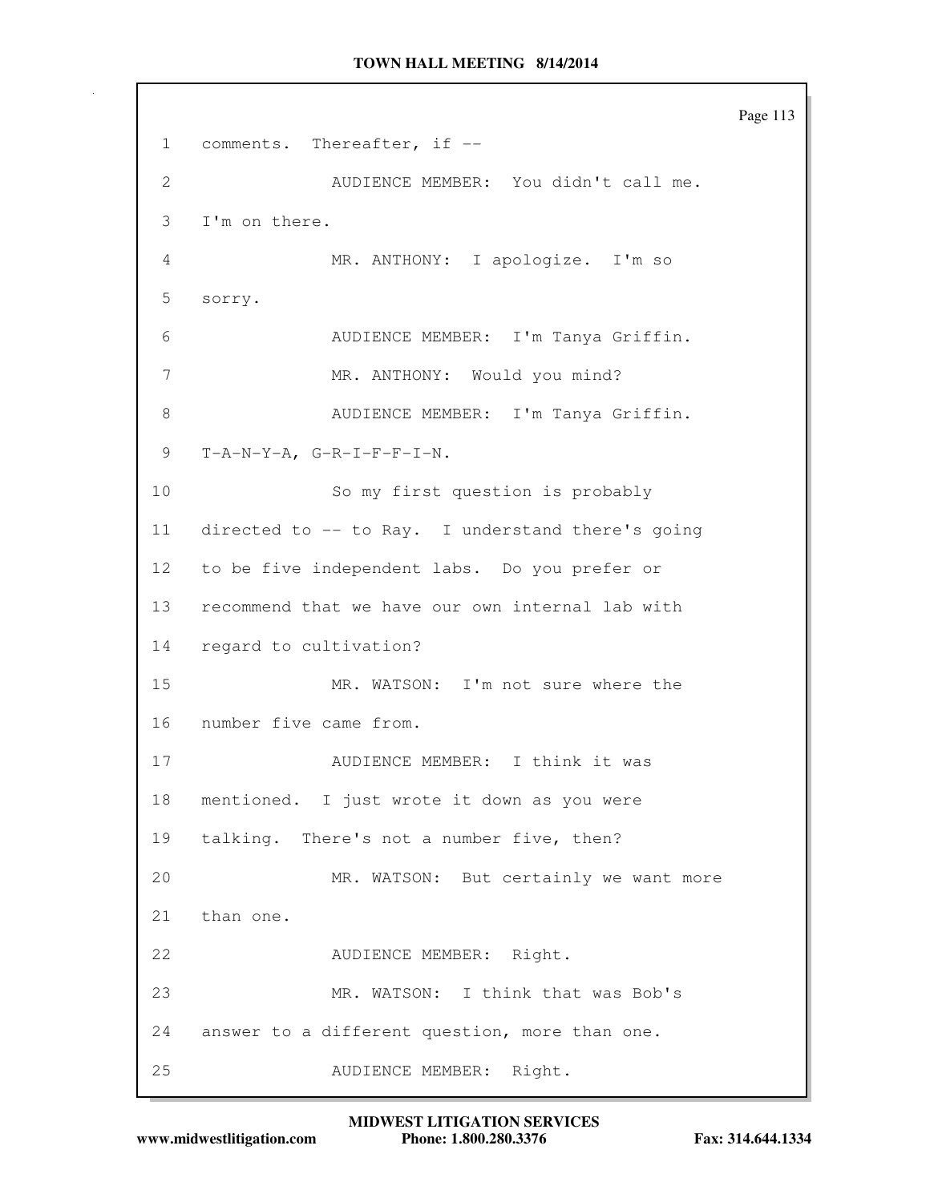1 comments. Thereafter, if --

2 AUDIENCE MEMBER: You didn't call me.

3 I'm on there.

4 MR. ANTHONY: I apologize. I'm so

5 sorry.

6 AUDIENCE MEMBER: I'm Tanya Griffin.

7 MR. ANTHONY: Would you mind?

8 AUDIENCE MEMBER: I'm Tanya Griffin.

9 T-A-N-Y-A, G-R-I-F-F-I-N.

10 So my first question is probably

11 directed to -- to Ray. I understand there's going

12 to be five independent labs. Do you prefer or

13 recommend that we have our own internal lab with

14 regard to cultivation?

15 MR. WATSON: I'm not sure where the

16 number five came from.

17 AUDIENCE MEMBER: I think it was

18 mentioned. I just wrote it down as you were

19 talking. There's not a number five, then?

20 MR. WATSON: But certainly we want more

21 than one.

22 AUDIENCE MEMBER: Right.

23 MR. WATSON: I think that was Bob's

24 answer to a different question, more than one.

25 AUDIENCE MEMBER: Right.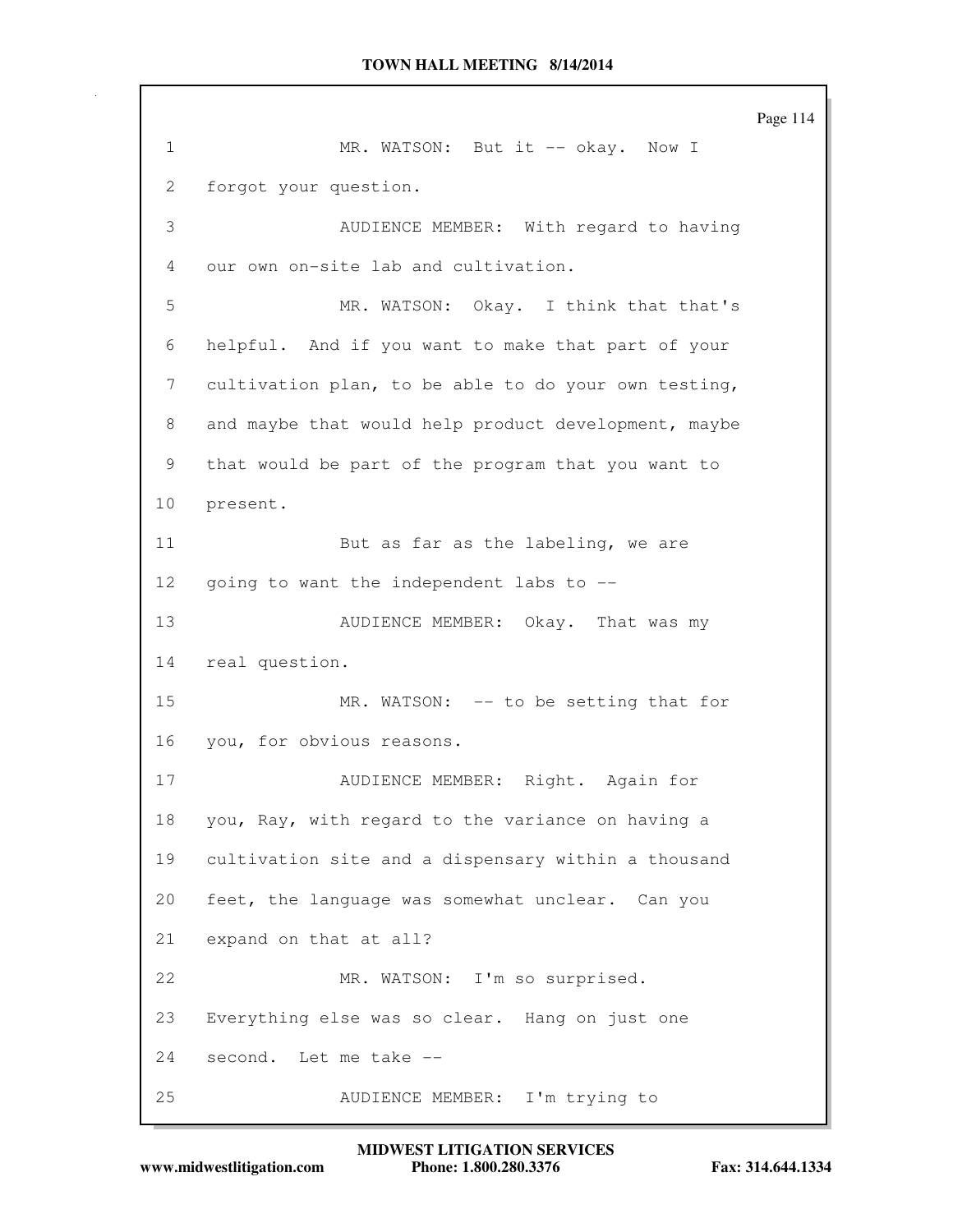MR. WATSON: But it -- okay. Now I forgot your question.

AUDIENCE MEMBER: With regard to having our own on-site lab and cultivation.

MR. WATSON: Okay. I think that that's helpful. And if you want to make that part of your cultivation plan, to be able to do your own testing, and maybe that would help product development, maybe that would be part of the program that you want to present.

But as far as the labeling, we are going to want the independent labs to --

AUDIENCE MEMBER: Okay. That was my real question.

MR. WATSON: -- to be setting that for you, for obvious reasons.

AUDIENCE MEMBER: Right. Again for you, Ray, with regard to the variance on having a cultivation site and a dispensary within a thousand feet, the language was somewhat unclear. Can you expand on that at all?

MR. WATSON: I'm so surprised. Everything else was so clear. Hang on just one second. Let me take --

AUDIENCE MEMBER: I'm trying to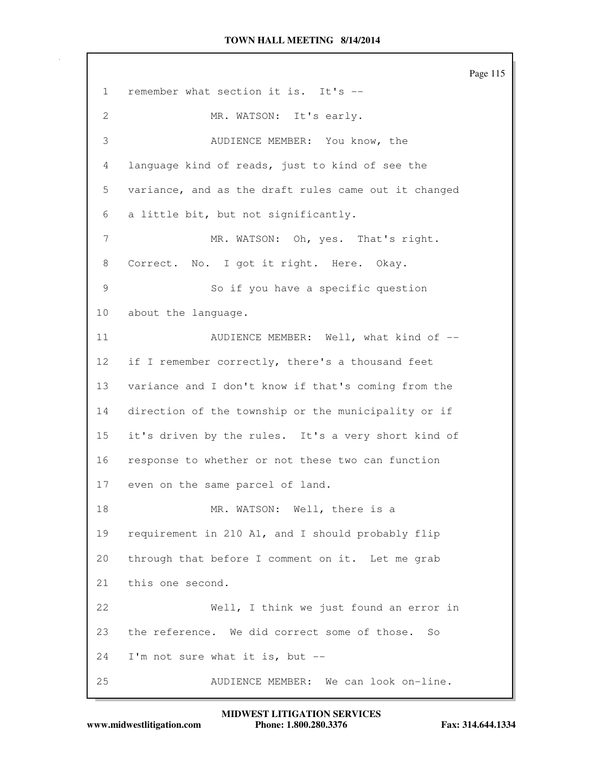remember what section it is. It's --

MR. WATSON: It's early.

AUDIENCE MEMBER: You know, the language kind of reads, just to kind of see the variance, and as the draft rules came out it changed a little bit, but not significantly.

MR. WATSON: Oh, yes. That's right. Correct. No. I got it right. Here. Okay.

So if you have a specific question about the language.

AUDIENCE MEMBER: Well, what kind of -- if I remember correctly, there's a thousand feet variance and I don't know if that's coming from the direction of the township or the municipality or if it's driven by the rules. It's a very short kind of response to whether or not these two can function even on the same parcel of land.

MR. WATSON: Well, there is a requirement in 210 A1, and I should probably flip through that before I comment on it. Let me grab this one second.

Well, I think we just found an error in the reference. We did correct some of those. So I'm not sure what it is, but --

AUDIENCE MEMBER: We can look on-line.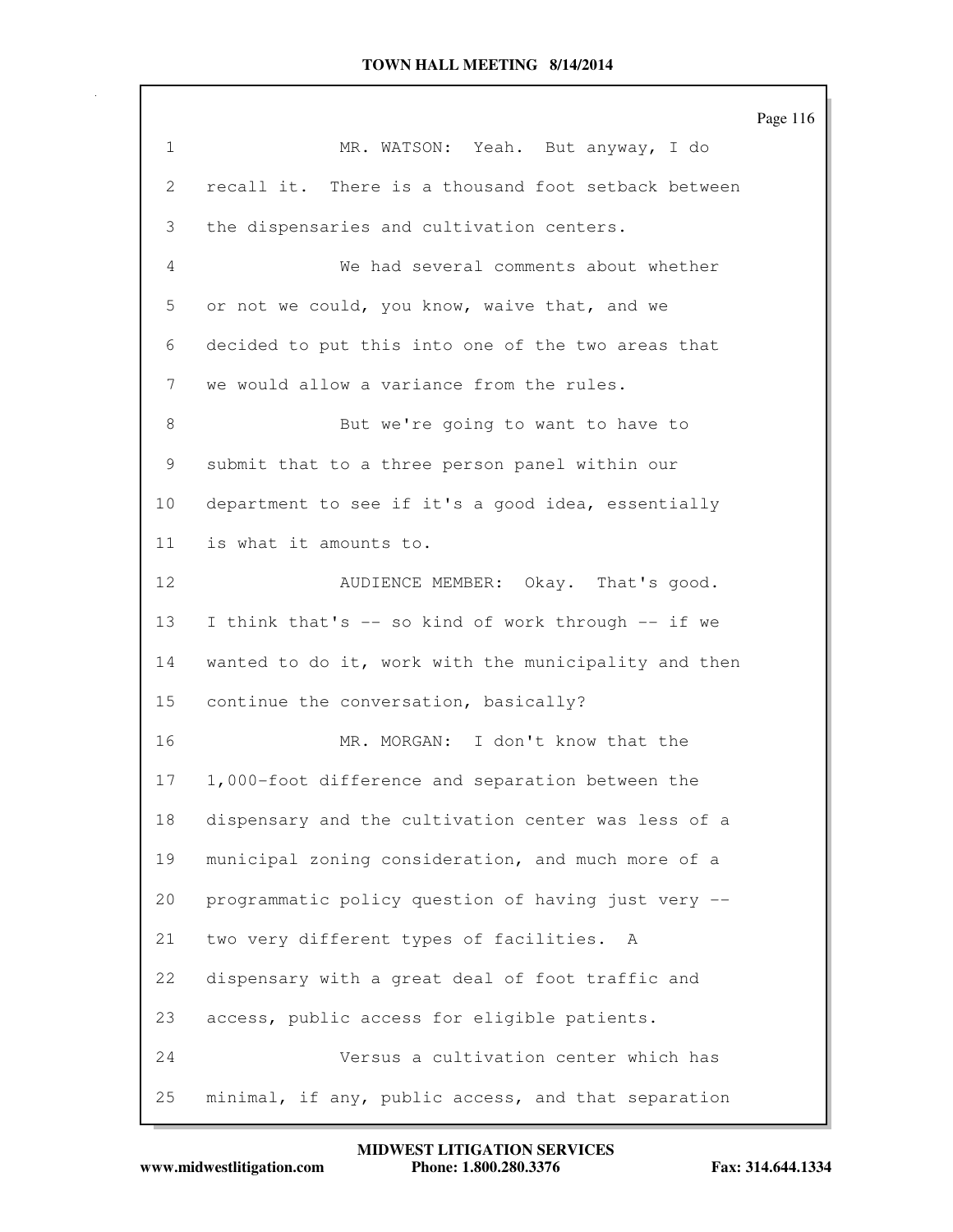MR. WATSON: Yeah. But anyway, I do recall it. There is a thousand foot setback between the dispensaries and cultivation centers.

We had several comments about whether or not we could, you know, waive that, and we decided to put this into one of the two areas that we would allow a variance from the rules.

But we're going to want to have to submit that to a three person panel within our department to see if it's a good idea, essentially is what it amounts to.

AUDIENCE MEMBER: Okay. That's good. I think that's -- so kind of work through -- if we wanted to do it, work with the municipality and then continue the conversation, basically?

MR. MORGAN: I don't know that the 1,000-foot difference and separation between the dispensary and the cultivation center was less of a municipal zoning consideration, and much more of a programmatic policy question of having just very -- two very different types of facilities. A dispensary with a great deal of foot traffic and access, public access for eligible patients.

Versus a cultivation center which has minimal, if any, public access, and that separation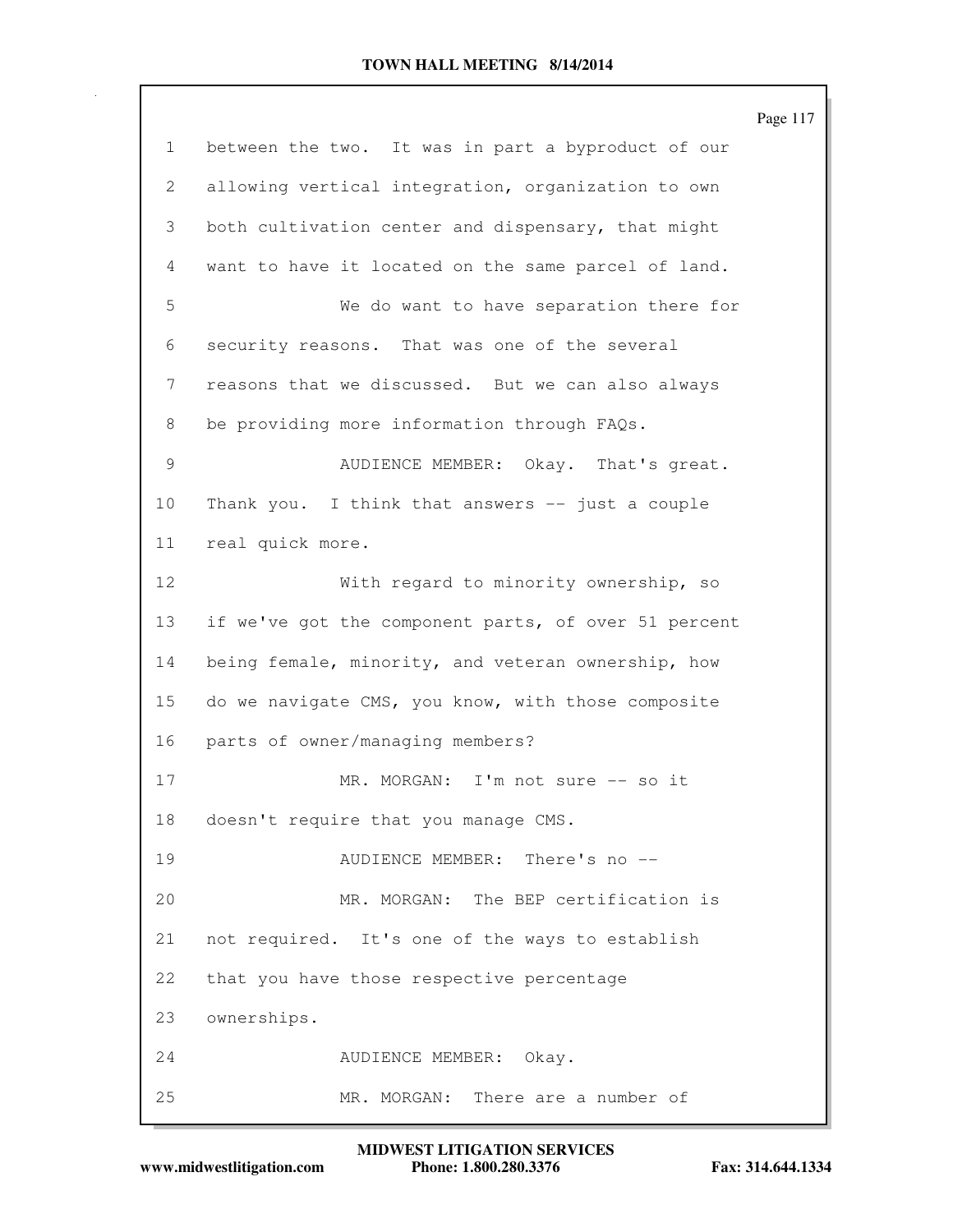between the two. It was in part a byproduct of our allowing vertical integration, organization to own both cultivation center and dispensary, that might want to have it located on the same parcel of land.

We do want to have separation there for security reasons. That was one of the several reasons that we discussed. But we can also always be providing more information through FAQs.

AUDIENCE MEMBER: Okay. That's great. Thank you. I think that answers -- just a couple real quick more.

With regard to minority ownership, so if we've got the component parts, of over 51 percent being female, minority, and veteran ownership, how do we navigate CMS, you know, with those composite parts of owner/managing members?

MR. MORGAN: I'm not sure -- so it doesn't require that you manage CMS.

AUDIENCE MEMBER: There's no --

MR. MORGAN: The BEP certification is not required. It's one of the ways to establish that you have those respective percentage ownerships.

AUDIENCE MEMBER: Okay.

MR. MORGAN: There are a number of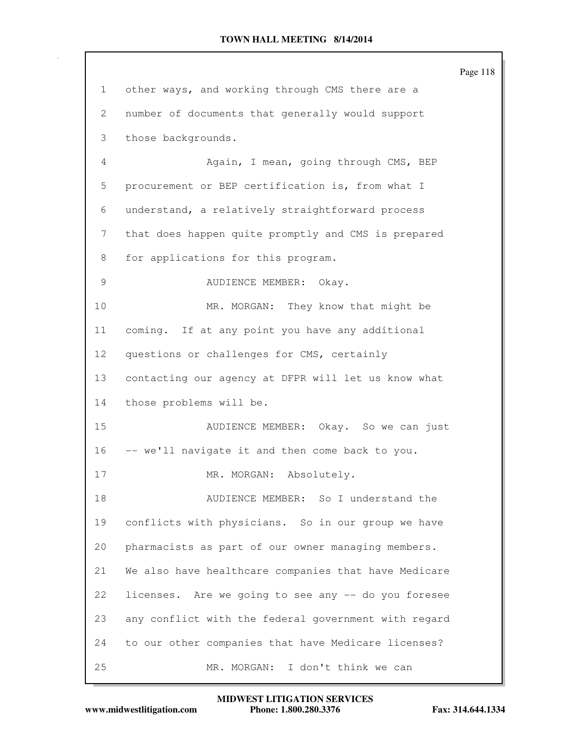1 other ways, and working through CMS there are a
2 number of documents that generally would support
3 those backgrounds.
4 Again, I mean, going through CMS, BEP
5 procurement or BEP certification is, from what I
6 understand, a relatively straightforward process
7 that does happen quite promptly and CMS is prepared
8 for applications for this program.
9 AUDIENCE MEMBER: Okay.
10 MR. MORGAN: They know that might be
11 coming. If at any point you have any additional
12 questions or challenges for CMS, certainly
13 contacting our agency at DFPR will let us know what
14 those problems will be.
15 AUDIENCE MEMBER: Okay. So we can just
16 -- we'll navigate it and then come back to you.
17 MR. MORGAN: Absolutely.
18 AUDIENCE MEMBER: So I understand the
19 conflicts with physicians. So in our group we have
20 pharmacists as part of our owner managing members.
21 We also have healthcare companies that have Medicare
22 licenses. Are we going to see any -- do you foresee
23 any conflict with the federal government with regard
24 to our other companies that have Medicare licenses?
25 MR. MORGAN: I don't think we can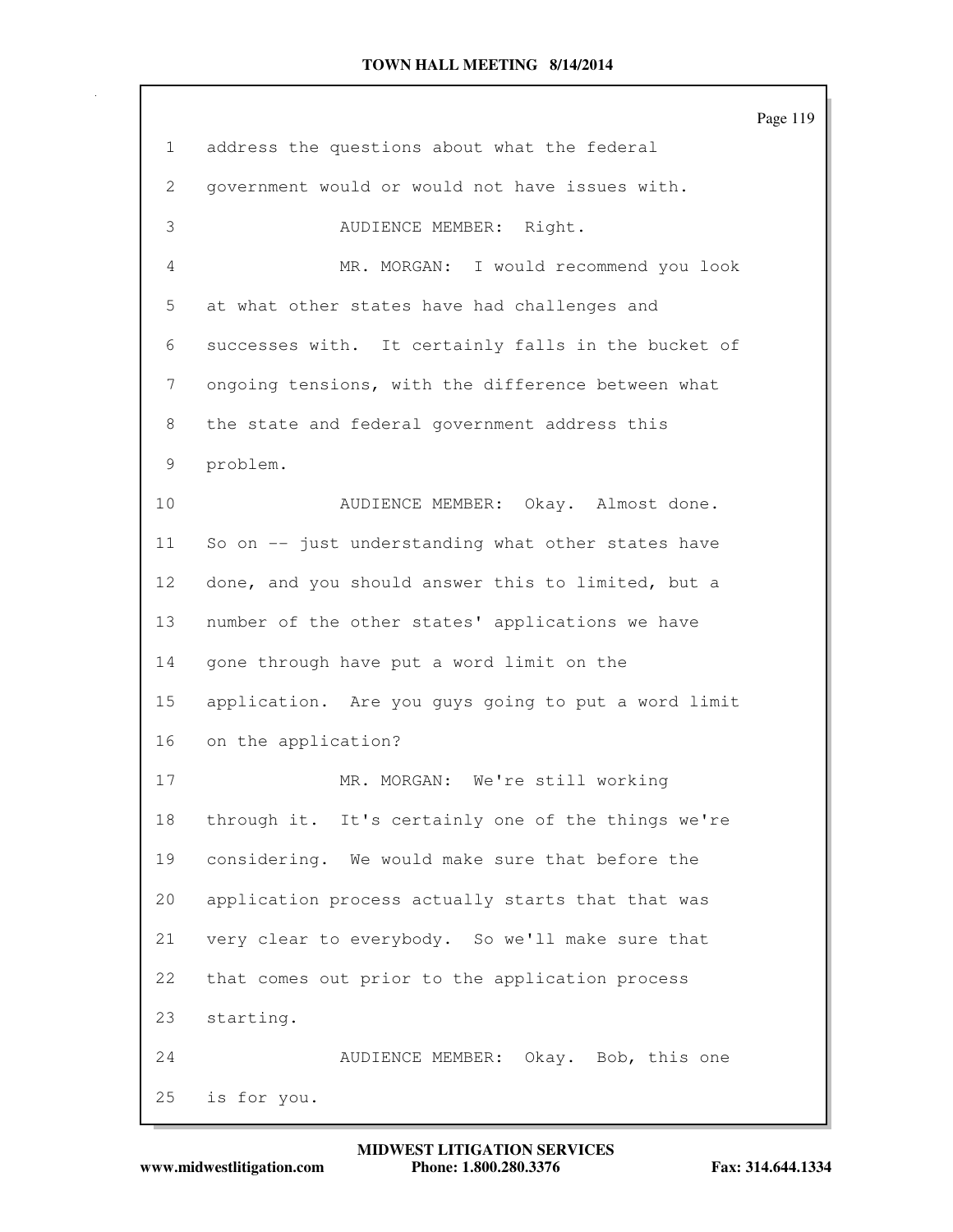address the questions about what the federal government would or would not have issues with.

AUDIENCE MEMBER: Right.

MR. MORGAN: I would recommend you look at what other states have had challenges and successes with. It certainly falls in the bucket of ongoing tensions, with the difference between what the state and federal government address this problem.

AUDIENCE MEMBER: Okay. Almost done. So on -- just understanding what other states have done, and you should answer this to limited, but a number of the other states' applications we have gone through have put a word limit on the application. Are you guys going to put a word limit on the application?

MR. MORGAN: We're still working through it. It's certainly one of the things we're considering. We would make sure that before the application process actually starts that that was very clear to everybody. So we'll make sure that that comes out prior to the application process starting.

AUDIENCE MEMBER: Okay. Bob, this one is for you.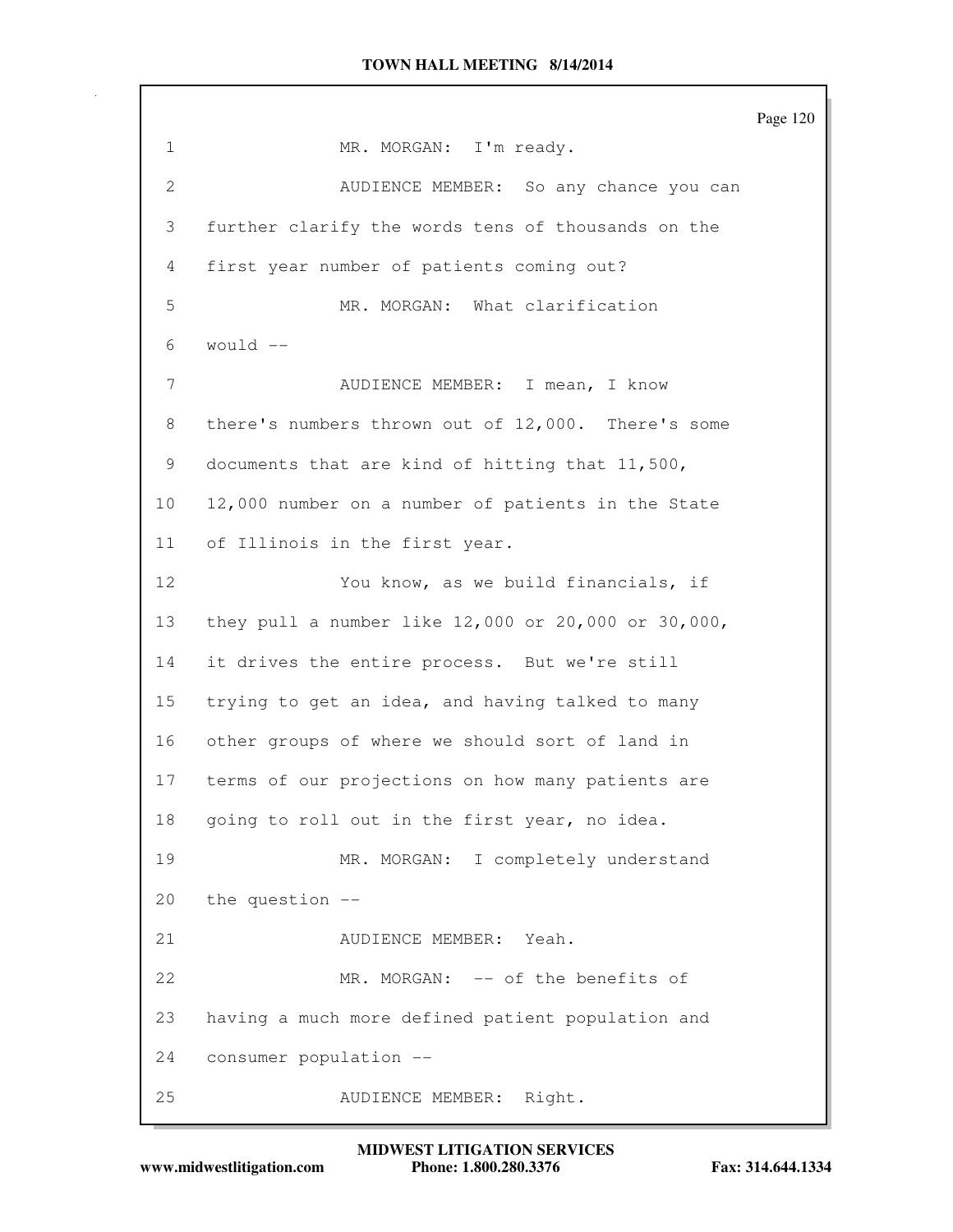MR. MORGAN: I'm ready.

AUDIENCE MEMBER: So any chance you can further clarify the words tens of thousands on the first year number of patients coming out?

MR. MORGAN: What clarification would --

AUDIENCE MEMBER: I mean, I know there's numbers thrown out of 12,000. There's some documents that are kind of hitting that 11,500, 12,000 number on a number of patients in the State of Illinois in the first year.

You know, as we build financials, if they pull a number like 12,000 or 20,000 or 30,000, it drives the entire process. But we're still trying to get an idea, and having talked to many other groups of where we should sort of land in terms of our projections on how many patients are going to roll out in the first year, no idea.

MR. MORGAN: I completely understand the question --

AUDIENCE MEMBER: Yeah.

MR. MORGAN: -- of the benefits of having a much more defined patient population and consumer population --

AUDIENCE MEMBER: Right.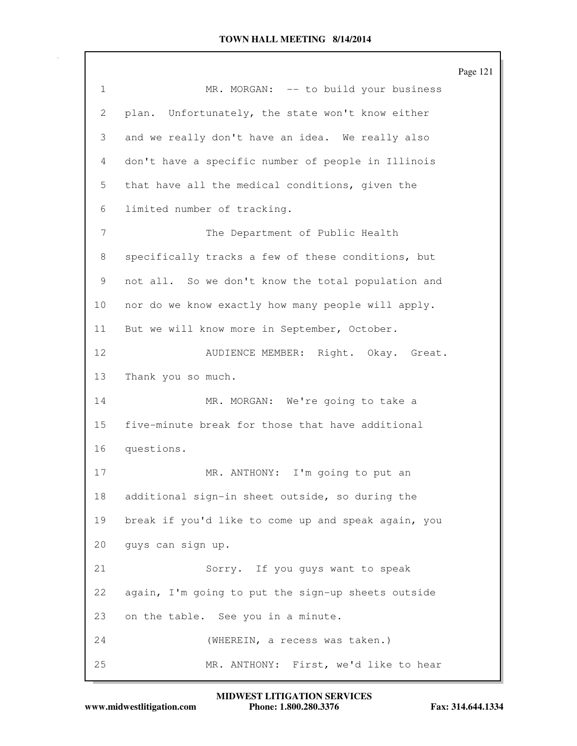MR. MORGAN: -- to build your business plan. Unfortunately, the state won't know either and we really don't have an idea. We really also don't have a specific number of people in Illinois that have all the medical conditions, given the limited number of tracking.

The Department of Public Health specifically tracks a few of these conditions, but not all. So we don't know the total population and nor do we know exactly how many people will apply. But we will know more in September, October.

AUDIENCE MEMBER: Right. Okay. Great. Thank you so much.

MR. MORGAN: We're going to take a five-minute break for those that have additional questions.

MR. ANTHONY: I'm going to put an additional sign-in sheet outside, so during the break if you'd like to come up and speak again, you guys can sign up.

Sorry. If you guys want to speak again, I'm going to put the sign-up sheets outside on the table. See you in a minute.

(WHEREIN, a recess was taken.)

MR. ANTHONY: First, we'd like to hear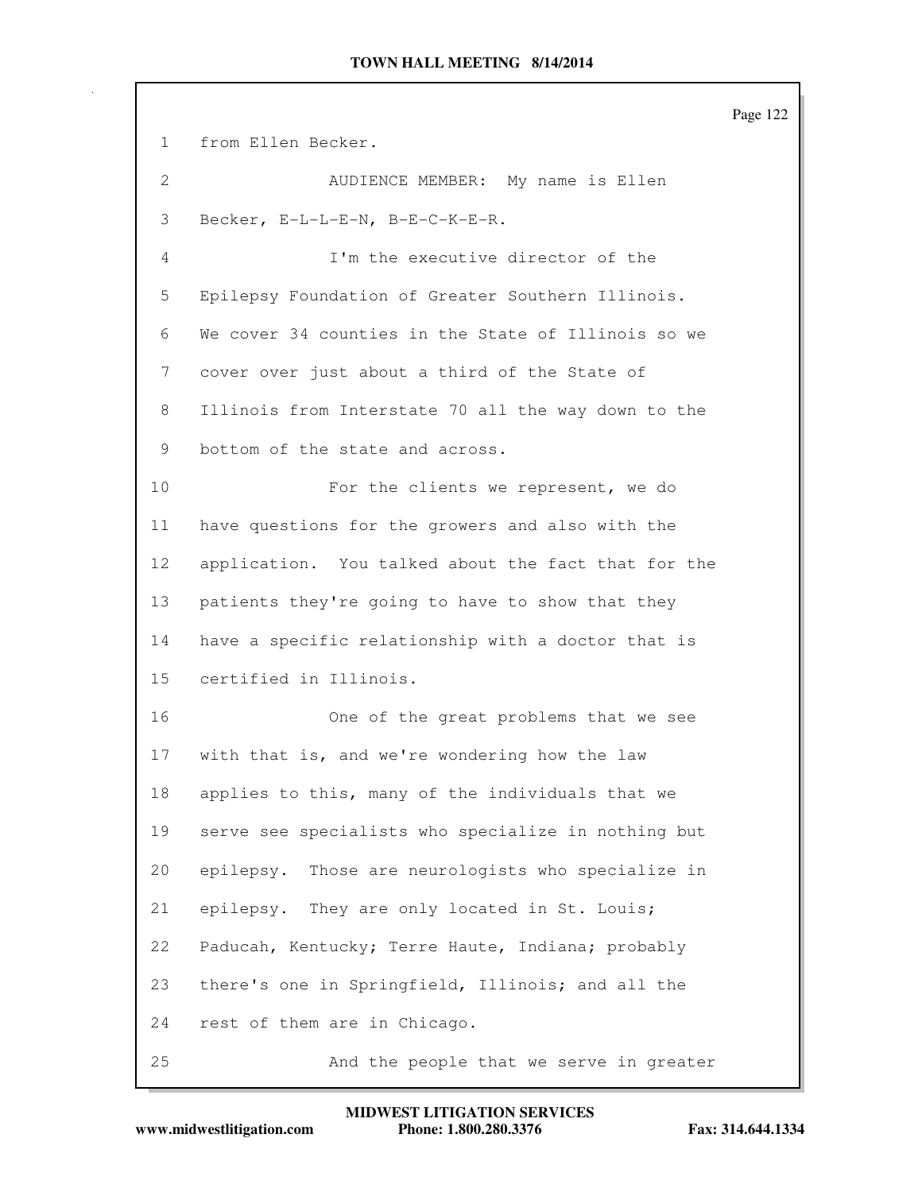from Ellen Becker.

AUDIENCE MEMBER: My name is Ellen Becker, E-L-L-E-N, B-E-C-K-E-R.

I'm the executive director of the Epilepsy Foundation of Greater Southern Illinois. We cover 34 counties in the State of Illinois so we cover over just about a third of the State of Illinois from Interstate 70 all the way down to the bottom of the state and across.

For the clients we represent, we do have questions for the growers and also with the application. You talked about the fact that for the patients they're going to have to show that they have a specific relationship with a doctor that is certified in Illinois.

One of the great problems that we see with that is, and we're wondering how the law applies to this, many of the individuals that we serve see specialists who specialize in nothing but epilepsy. Those are neurologists who specialize in epilepsy. They are only located in St. Louis; Paducah, Kentucky; Terre Haute, Indiana; probably there's one in Springfield, Illinois; and all the rest of them are in Chicago.

And the people that we serve in greater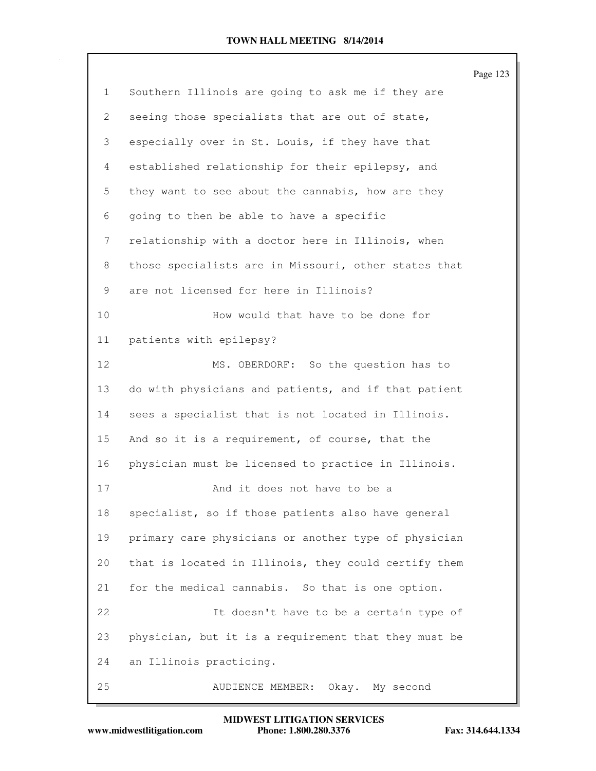Southern Illinois are going to ask me if they are seeing those specialists that are out of state, especially over in St. Louis, if they have that established relationship for their epilepsy, and they want to see about the cannabis, how are they going to then be able to have a specific relationship with a doctor here in Illinois, when those specialists are in Missouri, other states that are not licensed for here in Illinois?

How would that have to be done for patients with epilepsy?

MS. OBERDORF: So the question has to do with physicians and patients, and if that patient sees a specialist that is not located in Illinois. And so it is a requirement, of course, that the physician must be licensed to practice in Illinois.

And it does not have to be a specialist, so if those patients also have general primary care physicians or another type of physician that is located in Illinois, they could certify them for the medical cannabis. So that is one option.

It doesn't have to be a certain type of physician, but it is a requirement that they must be an Illinois practicing.

AUDIENCE MEMBER: Okay. My second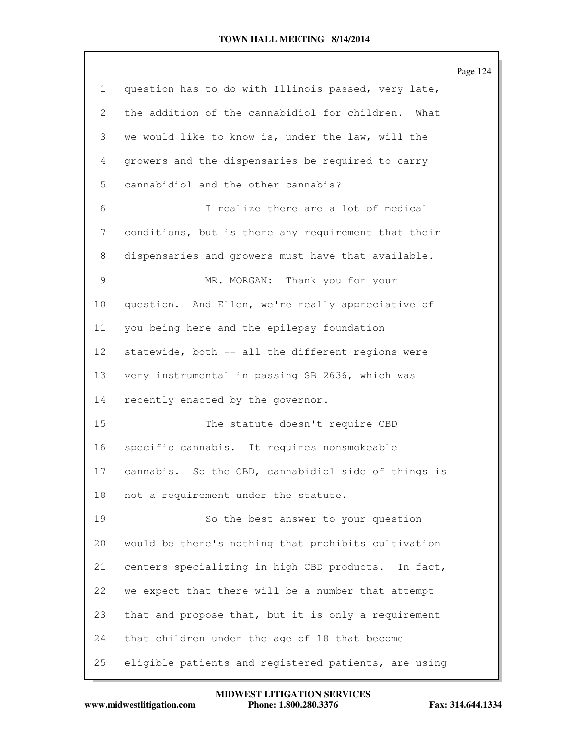question has to do with Illinois passed, very late, the addition of the cannabidiol for children. What we would like to know is, under the law, will the growers and the dispensaries be required to carry cannabidiol and the other cannabis?

I realize there are a lot of medical conditions, but is there any requirement that their dispensaries and growers must have that available.

MR. MORGAN: Thank you for your question. And Ellen, we're really appreciative of you being here and the epilepsy foundation statewide, both -- all the different regions were very instrumental in passing SB 2636, which was recently enacted by the governor.

The statute doesn't require CBD specific cannabis. It requires nonsmokeable cannabis. So the CBD, cannabidiol side of things is not a requirement under the statute.

So the best answer to your question would be there's nothing that prohibits cultivation centers specializing in high CBD products. In fact, we expect that there will be a number that attempt that and propose that, but it is only a requirement that children under the age of 18 that become eligible patients and registered patients, are using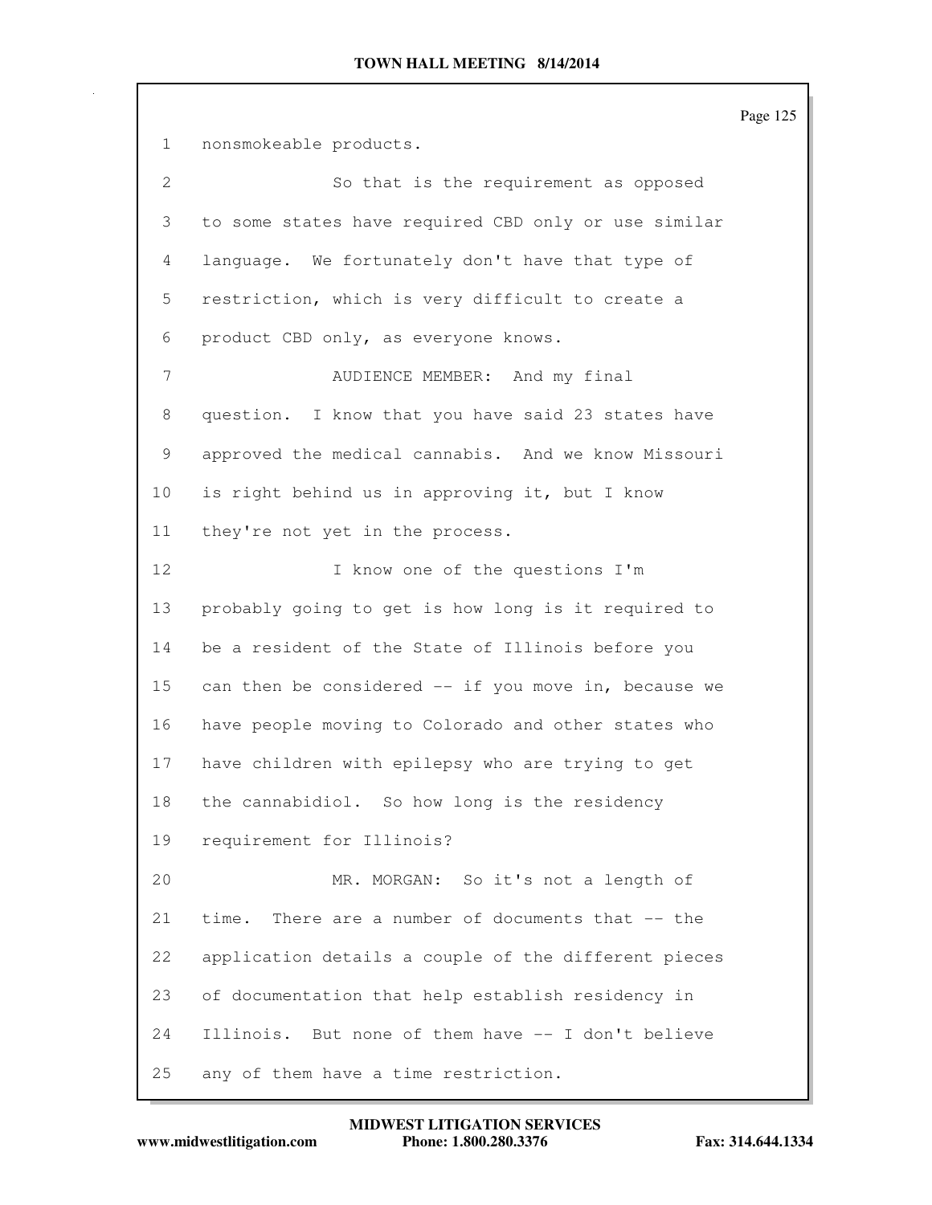nonsmokeable products.

So that is the requirement as opposed to some states have required CBD only or use similar language. We fortunately don't have that type of restriction, which is very difficult to create a product CBD only, as everyone knows.

AUDIENCE MEMBER: And my final question. I know that you have said 23 states have approved the medical cannabis. And we know Missouri is right behind us in approving it, but I know they're not yet in the process.

I know one of the questions I'm probably going to get is how long is it required to be a resident of the State of Illinois before you can then be considered -- if you move in, because we have people moving to Colorado and other states who have children with epilepsy who are trying to get the cannabidiol. So how long is the residency requirement for Illinois?

MR. MORGAN: So it's not a length of time. There are a number of documents that -- the application details a couple of the different pieces of documentation that help establish residency in Illinois. But none of them have -- I don't believe any of them have a time restriction.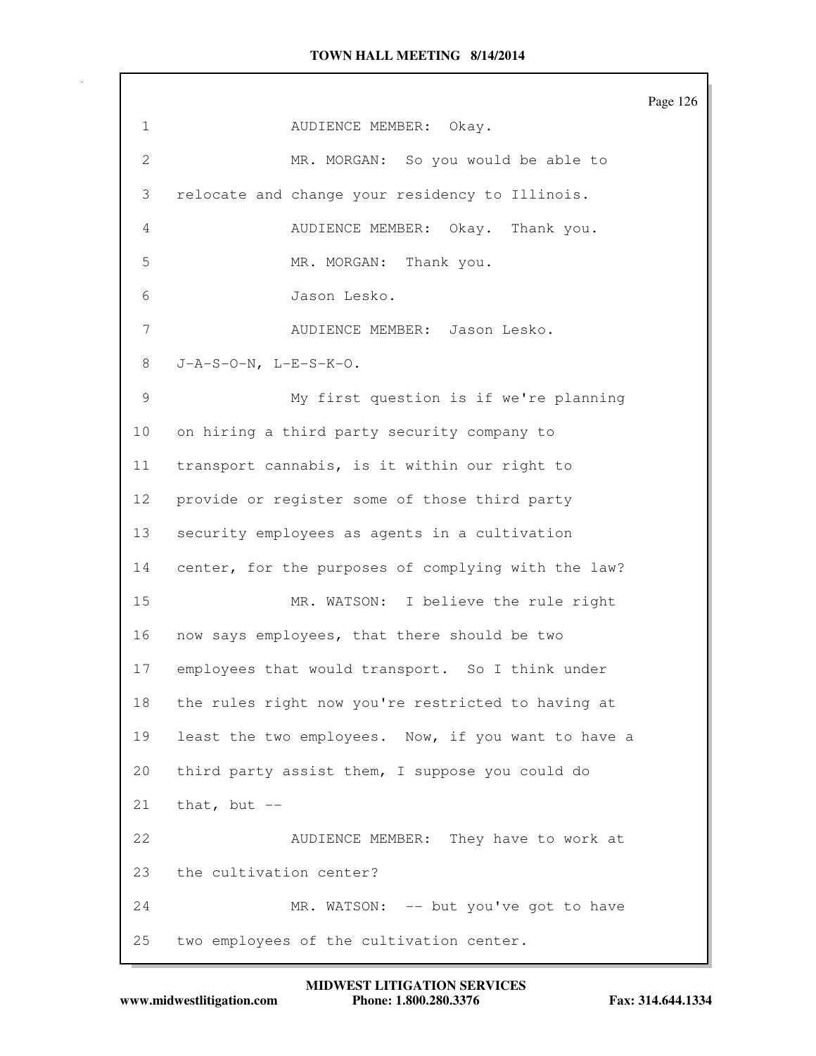AUDIENCE MEMBER: Okay.

MR. MORGAN: So you would be able to relocate and change your residency to Illinois.

AUDIENCE MEMBER: Okay. Thank you.

MR. MORGAN: Thank you.

Jason Lesko.

AUDIENCE MEMBER: Jason Lesko. J-A-S-O-N, L-E-S-K-O.

My first question is if we're planning on hiring a third party security company to transport cannabis, is it within our right to provide or register some of those third party security employees as agents in a cultivation center, for the purposes of complying with the law?

MR. WATSON: I believe the rule right now says employees, that there should be two employees that would transport. So I think under the rules right now you're restricted to having at least the two employees. Now, if you want to have a third party assist them, I suppose you could do that, but --

AUDIENCE MEMBER: They have to work at the cultivation center?

MR. WATSON: -- but you've got to have two employees of the cultivation center.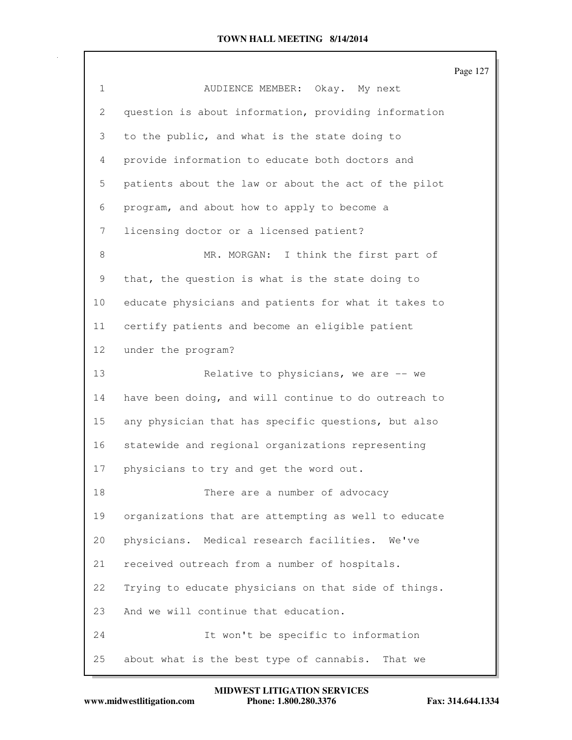AUDIENCE MEMBER: Okay. My next question is about information, providing information to the public, and what is the state doing to provide information to educate both doctors and patients about the law or about the act of the pilot program, and about how to apply to become a licensing doctor or a licensed patient?

MR. MORGAN: I think the first part of that, the question is what is the state doing to educate physicians and patients for what it takes to certify patients and become an eligible patient under the program?

Relative to physicians, we are -- we have been doing, and will continue to do outreach to any physician that has specific questions, but also statewide and regional organizations representing physicians to try and get the word out.

There are a number of advocacy organizations that are attempting as well to educate physicians. Medical research facilities. We've received outreach from a number of hospitals. Trying to educate physicians on that side of things. And we will continue that education.

It won't be specific to information about what is the best type of cannabis. That we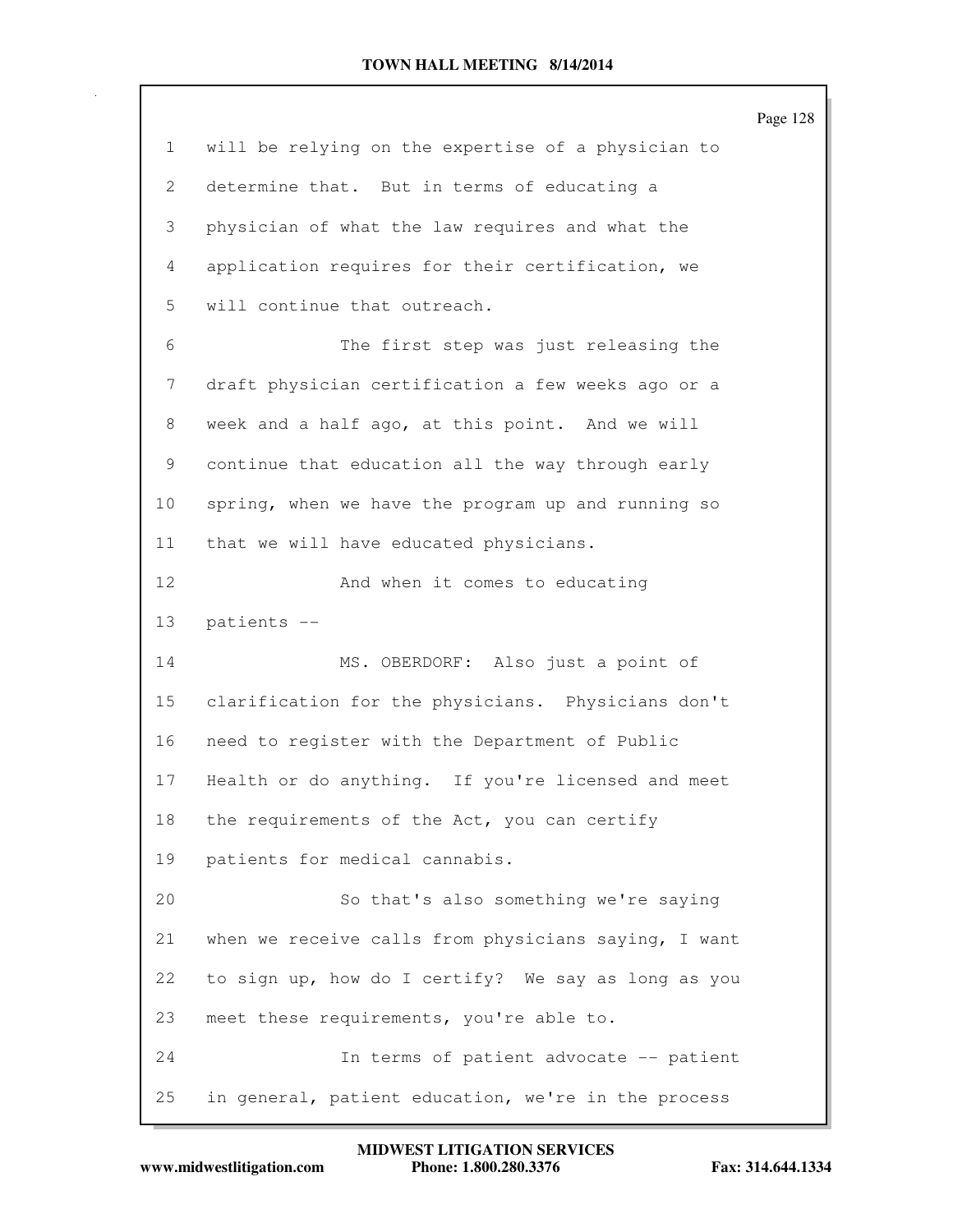will be relying on the expertise of a physician to determine that. But in terms of educating a physician of what the law requires and what the application requires for their certification, we will continue that outreach.

The first step was just releasing the draft physician certification a few weeks ago or a week and a half ago, at this point. And we will continue that education all the way through early spring, when we have the program up and running so that we will have educated physicians.

And when it comes to educating patients --

MS. OBERDORF: Also just a point of clarification for the physicians. Physicians don't need to register with the Department of Public Health or do anything. If you're licensed and meet the requirements of the Act, you can certify patients for medical cannabis.

So that's also something we're saying when we receive calls from physicians saying, I want to sign up, how do I certify? We say as long as you meet these requirements, you're able to.

In terms of patient advocate -- patient in general, patient education, we're in the process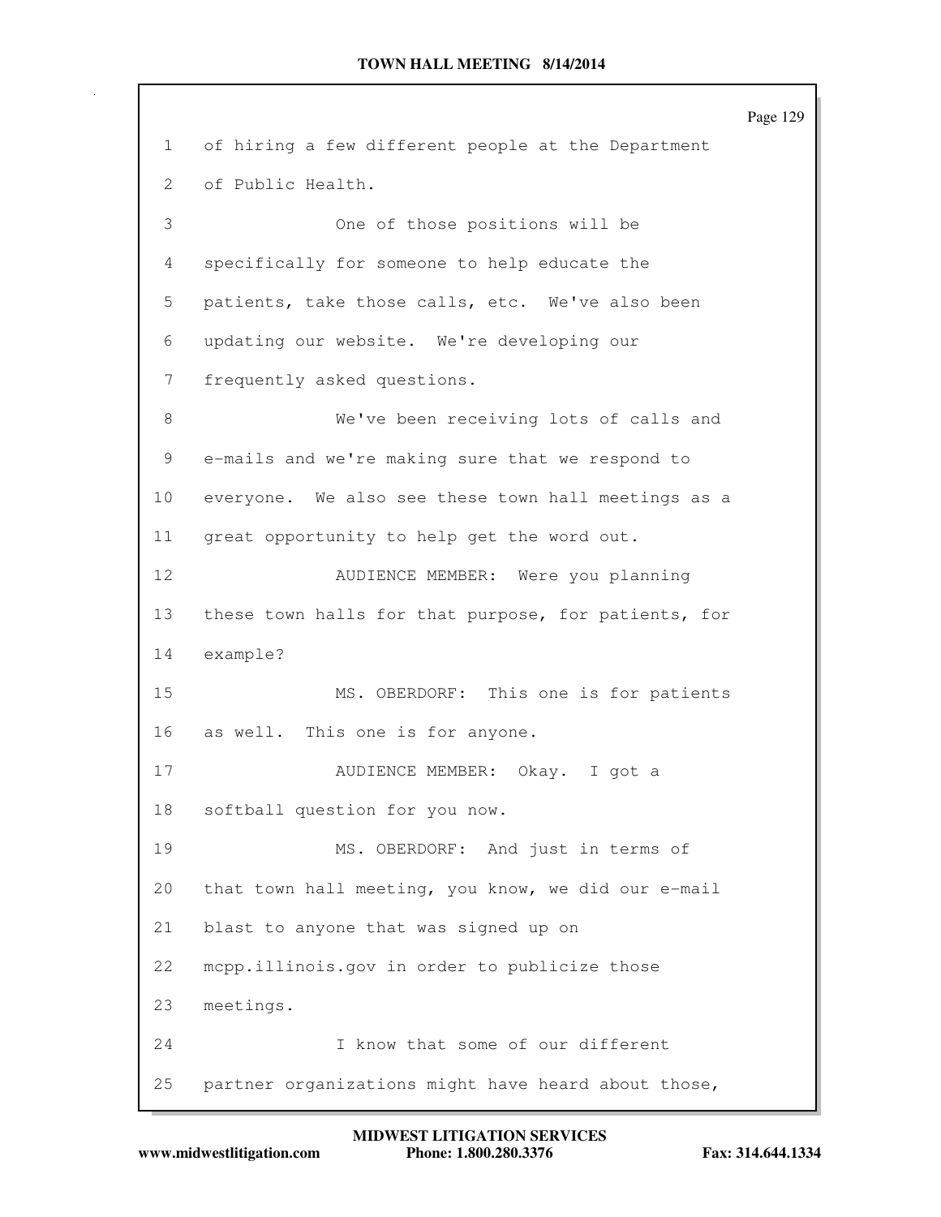of hiring a few different people at the Department of Public Health.

One of those positions will be specifically for someone to help educate the patients, take those calls, etc. We've also been updating our website. We're developing our frequently asked questions.

We've been receiving lots of calls and e-mails and we're making sure that we respond to everyone. We also see these town hall meetings as a great opportunity to help get the word out.

AUDIENCE MEMBER: Were you planning these town halls for that purpose, for patients, for example?

MS. OBERDORF: This one is for patients as well. This one is for anyone.

AUDIENCE MEMBER: Okay. I got a softball question for you now.

MS. OBERDORF: And just in terms of that town hall meeting, you know, we did our e-mail blast to anyone that was signed up on mcpp.illinois.gov in order to publicize those meetings.

I know that some of our different partner organizations might have heard about those,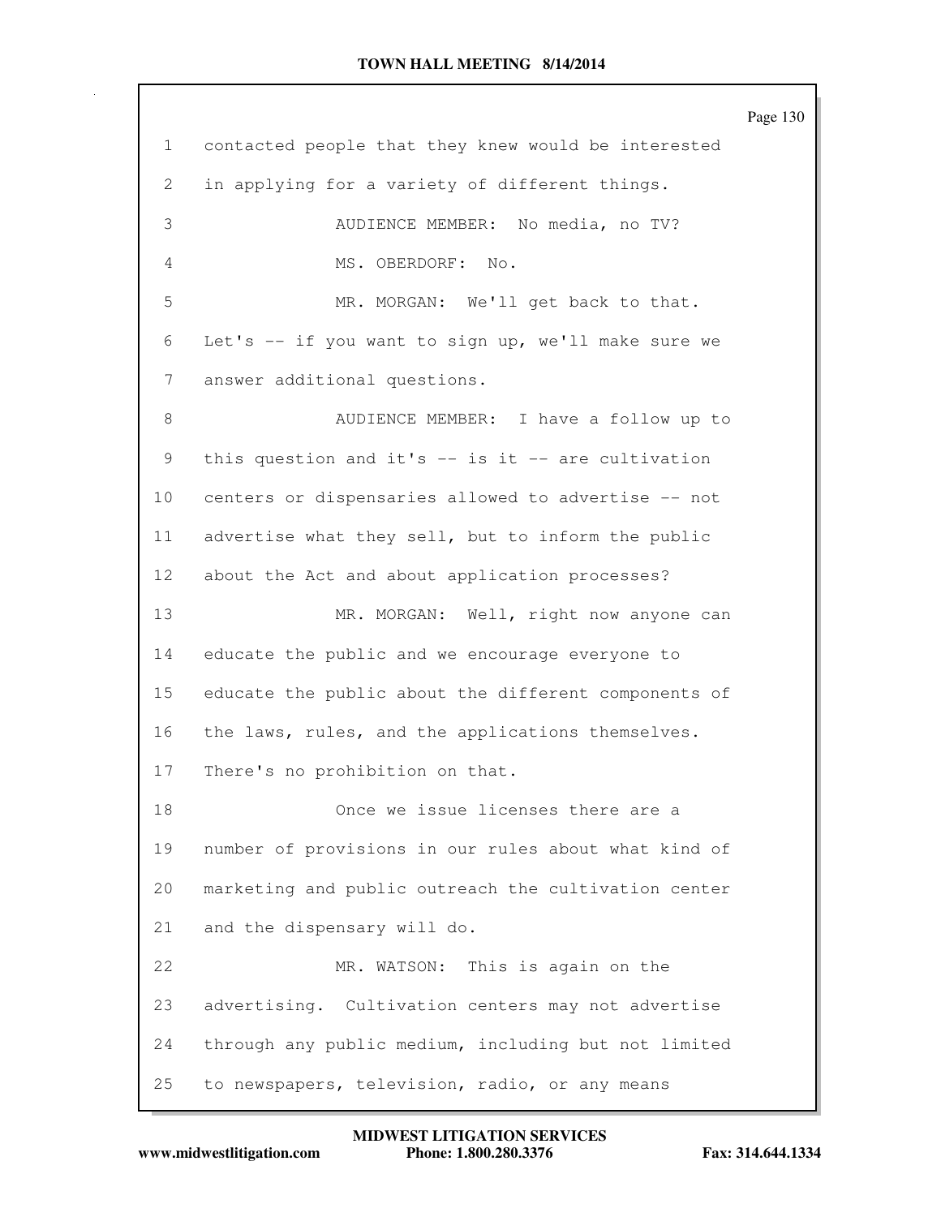contacted people that they knew would be interested in applying for a variety of different things.

AUDIENCE MEMBER: No media, no TV?

MS. OBERDORF: No.

MR. MORGAN: We'll get back to that. Let's -- if you want to sign up, we'll make sure we answer additional questions.

AUDIENCE MEMBER: I have a follow up to this question and it's -- is it -- are cultivation centers or dispensaries allowed to advertise -- not advertise what they sell, but to inform the public about the Act and about application processes?

MR. MORGAN: Well, right now anyone can educate the public and we encourage everyone to educate the public about the different components of the laws, rules, and the applications themselves. There's no prohibition on that.

Once we issue licenses there are a number of provisions in our rules about what kind of marketing and public outreach the cultivation center and the dispensary will do.

MR. WATSON: This is again on the advertising. Cultivation centers may not advertise through any public medium, including but not limited to newspapers, television, radio, or any means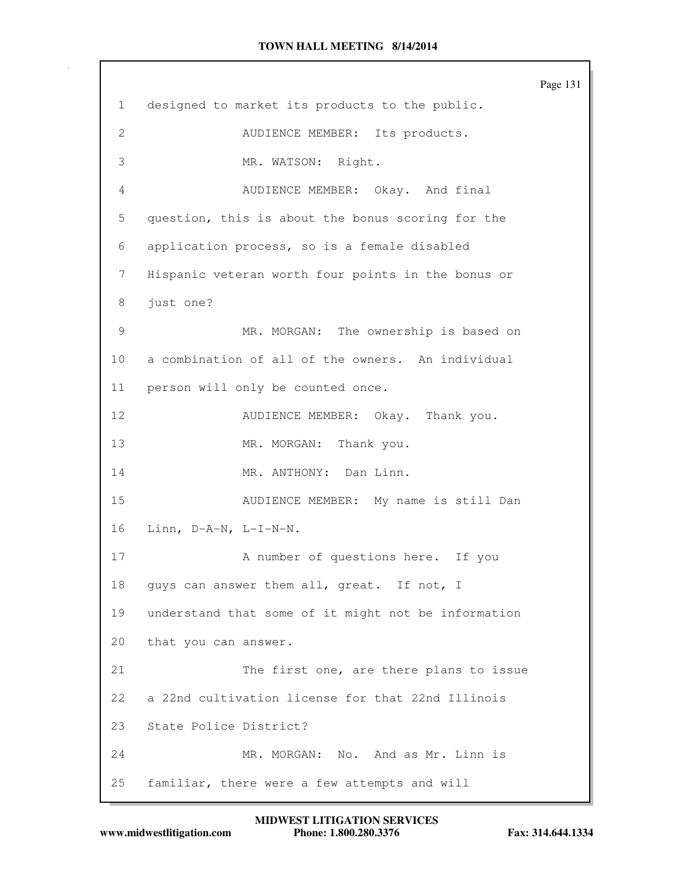designed to market its products to the public.

AUDIENCE MEMBER: Its products.

MR. WATSON: Right.

AUDIENCE MEMBER: Okay. And final question, this is about the bonus scoring for the application process, so is a female disabled Hispanic veteran worth four points in the bonus or just one?

MR. MORGAN: The ownership is based on a combination of all of the owners. An individual person will only be counted once.

AUDIENCE MEMBER: Okay. Thank you.

MR. MORGAN: Thank you.

MR. ANTHONY: Dan Linn.

AUDIENCE MEMBER: My name is still Dan Linn, D-A-N, L-I-N-N.

A number of questions here. If you guys can answer them all, great. If not, I understand that some of it might not be information that you can answer.

The first one, are there plans to issue a 22nd cultivation license for that 22nd Illinois State Police District?

MR. MORGAN: No. And as Mr. Linn is familiar, there were a few attempts and will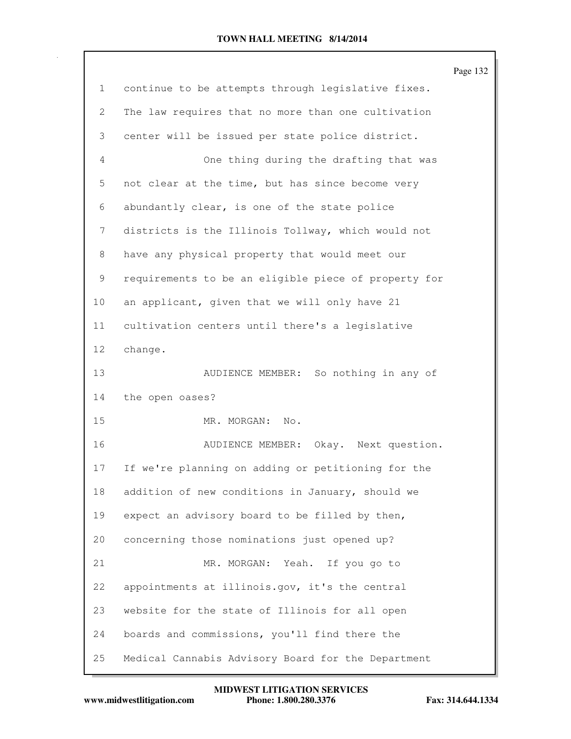continue to be attempts through legislative fixes. The law requires that no more than one cultivation center will be issued per state police district.

One thing during the drafting that was not clear at the time, but has since become very abundantly clear, is one of the state police districts is the Illinois Tollway, which would not have any physical property that would meet our requirements to be an eligible piece of property for an applicant, given that we will only have 21 cultivation centers until there's a legislative change.

AUDIENCE MEMBER: So nothing in any of the open oases?

MR. MORGAN: No.

AUDIENCE MEMBER: Okay. Next question. If we're planning on adding or petitioning for the addition of new conditions in January, should we expect an advisory board to be filled by then, concerning those nominations just opened up?

MR. MORGAN: Yeah. If you go to appointments at illinois.gov, it's the central website for the state of Illinois for all open boards and commissions, you'll find there the Medical Cannabis Advisory Board for the Department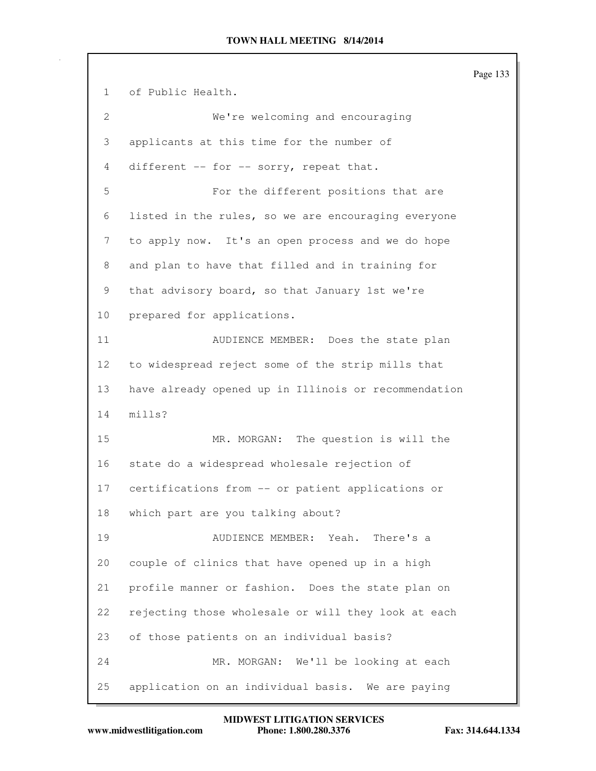of Public Health.

We're welcoming and encouraging applicants at this time for the number of different -- for -- sorry, repeat that.

For the different positions that are listed in the rules, so we are encouraging everyone to apply now. It's an open process and we do hope and plan to have that filled and in training for that advisory board, so that January 1st we're prepared for applications.

AUDIENCE MEMBER: Does the state plan to widespread reject some of the strip mills that have already opened up in Illinois or recommendation mills?

MR. MORGAN: The question is will the state do a widespread wholesale rejection of certifications from -- or patient applications or which part are you talking about?

AUDIENCE MEMBER: Yeah. There's a couple of clinics that have opened up in a high profile manner or fashion. Does the state plan on rejecting those wholesale or will they look at each of those patients on an individual basis?

MR. MORGAN: We'll be looking at each application on an individual basis. We are paying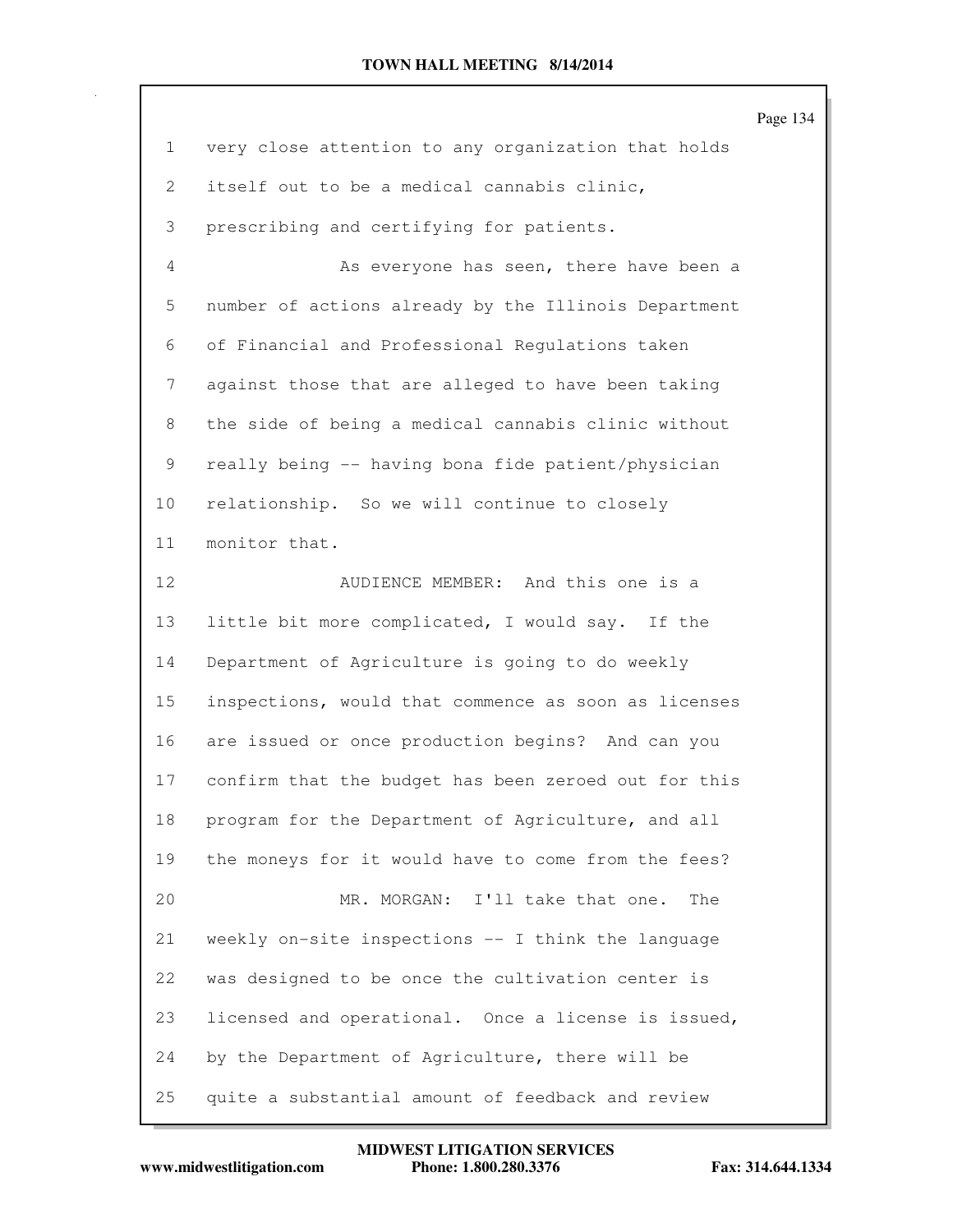very close attention to any organization that holds itself out to be a medical cannabis clinic, prescribing and certifying for patients.

As everyone has seen, there have been a number of actions already by the Illinois Department of Financial and Professional Regulations taken against those that are alleged to have been taking the side of being a medical cannabis clinic without really being -- having bona fide patient/physician relationship. So we will continue to closely monitor that.

AUDIENCE MEMBER: And this one is a little bit more complicated, I would say. If the Department of Agriculture is going to do weekly inspections, would that commence as soon as licenses are issued or once production begins? And can you confirm that the budget has been zeroed out for this program for the Department of Agriculture, and all the moneys for it would have to come from the fees?

MR. MORGAN: I'll take that one. The weekly on-site inspections -- I think the language was designed to be once the cultivation center is licensed and operational. Once a license is issued, by the Department of Agriculture, there will be quite a substantial amount of feedback and review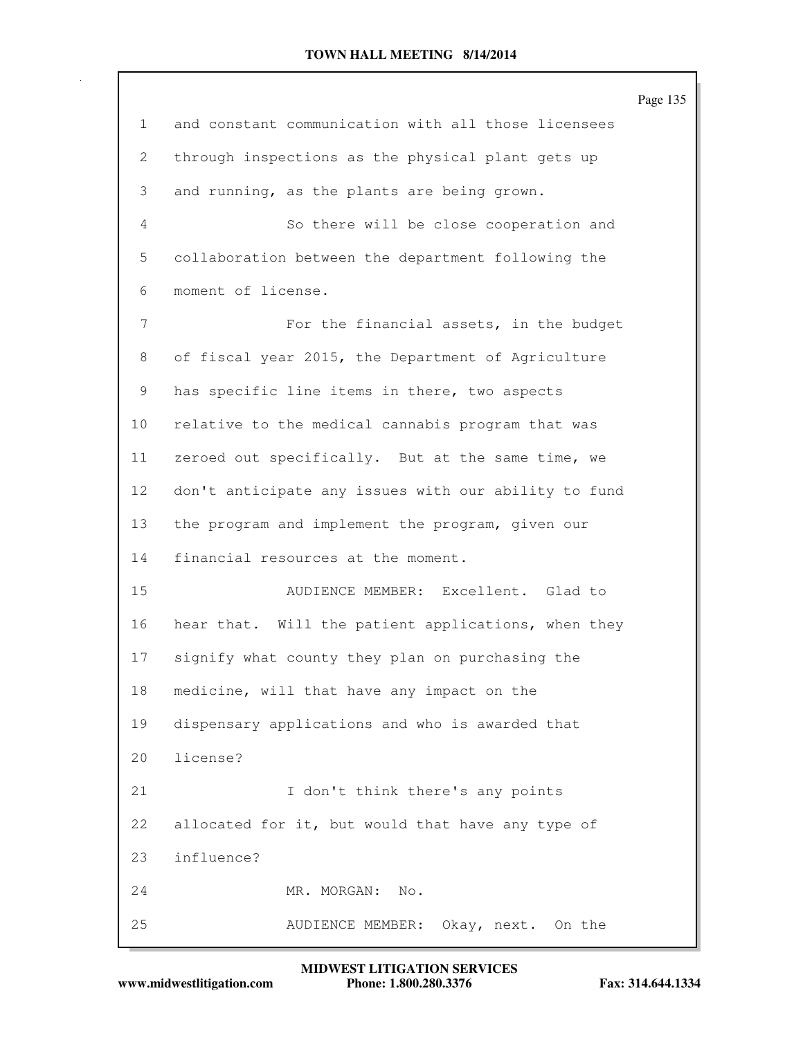and constant communication with all those licensees through inspections as the physical plant gets up and running, as the plants are being grown.

So there will be close cooperation and collaboration between the department following the moment of license.

For the financial assets, in the budget of fiscal year 2015, the Department of Agriculture has specific line items in there, two aspects relative to the medical cannabis program that was zeroed out specifically. But at the same time, we don't anticipate any issues with our ability to fund the program and implement the program, given our financial resources at the moment.

AUDIENCE MEMBER: Excellent. Glad to hear that. Will the patient applications, when they signify what county they plan on purchasing the medicine, will that have any impact on the dispensary applications and who is awarded that license?

I don't think there's any points allocated for it, but would that have any type of influence?

MR. MORGAN: No.

AUDIENCE MEMBER: Okay, next. On the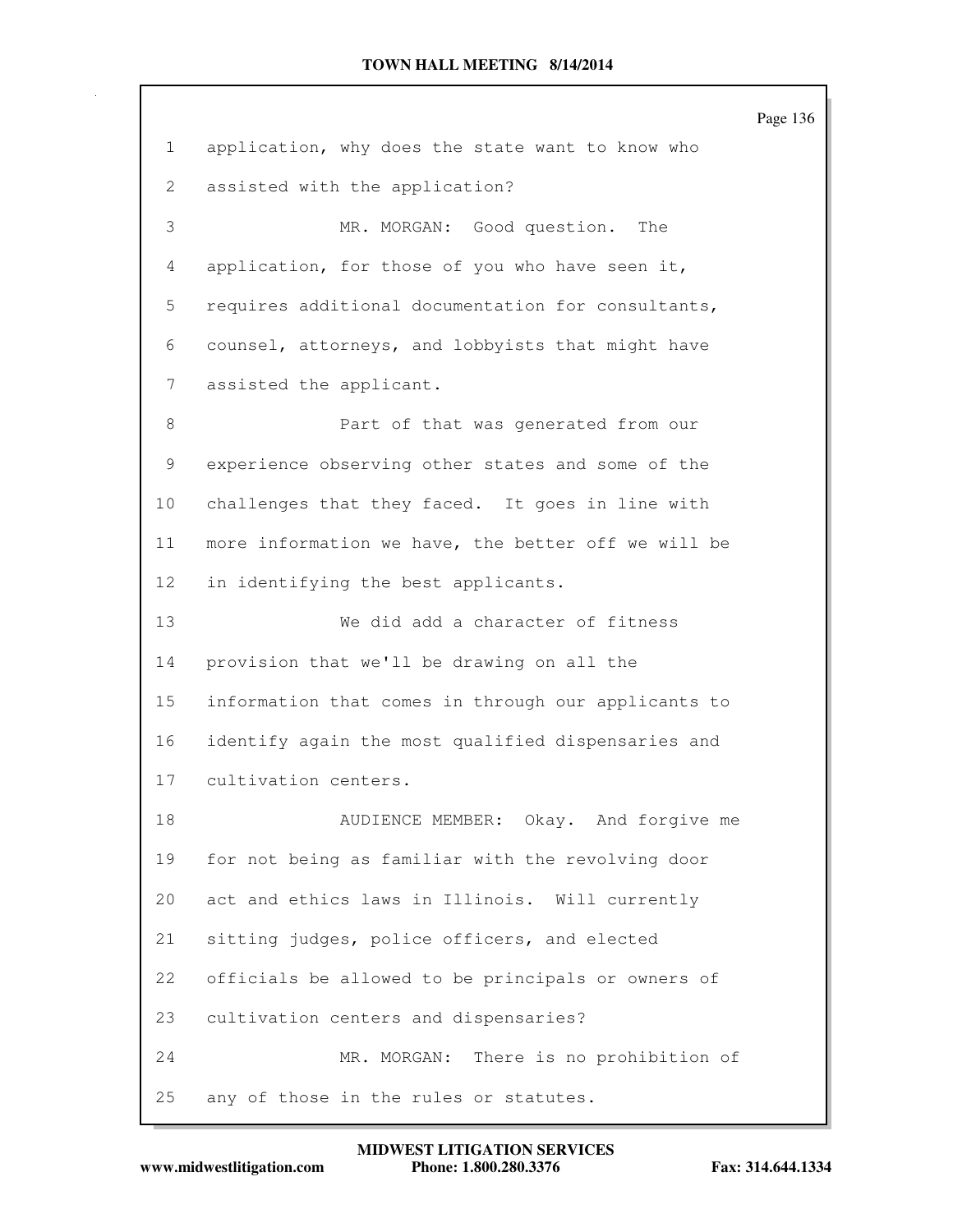application, why does the state want to know who assisted with the application?

MR. MORGAN: Good question. The application, for those of you who have seen it, requires additional documentation for consultants, counsel, attorneys, and lobbyists that might have assisted the applicant.

Part of that was generated from our experience observing other states and some of the challenges that they faced. It goes in line with more information we have, the better off we will be in identifying the best applicants.

We did add a character of fitness provision that we'll be drawing on all the information that comes in through our applicants to identify again the most qualified dispensaries and cultivation centers.

AUDIENCE MEMBER: Okay. And forgive me for not being as familiar with the revolving door act and ethics laws in Illinois. Will currently sitting judges, police officers, and elected officials be allowed to be principals or owners of cultivation centers and dispensaries?

MR. MORGAN: There is no prohibition of any of those in the rules or statutes.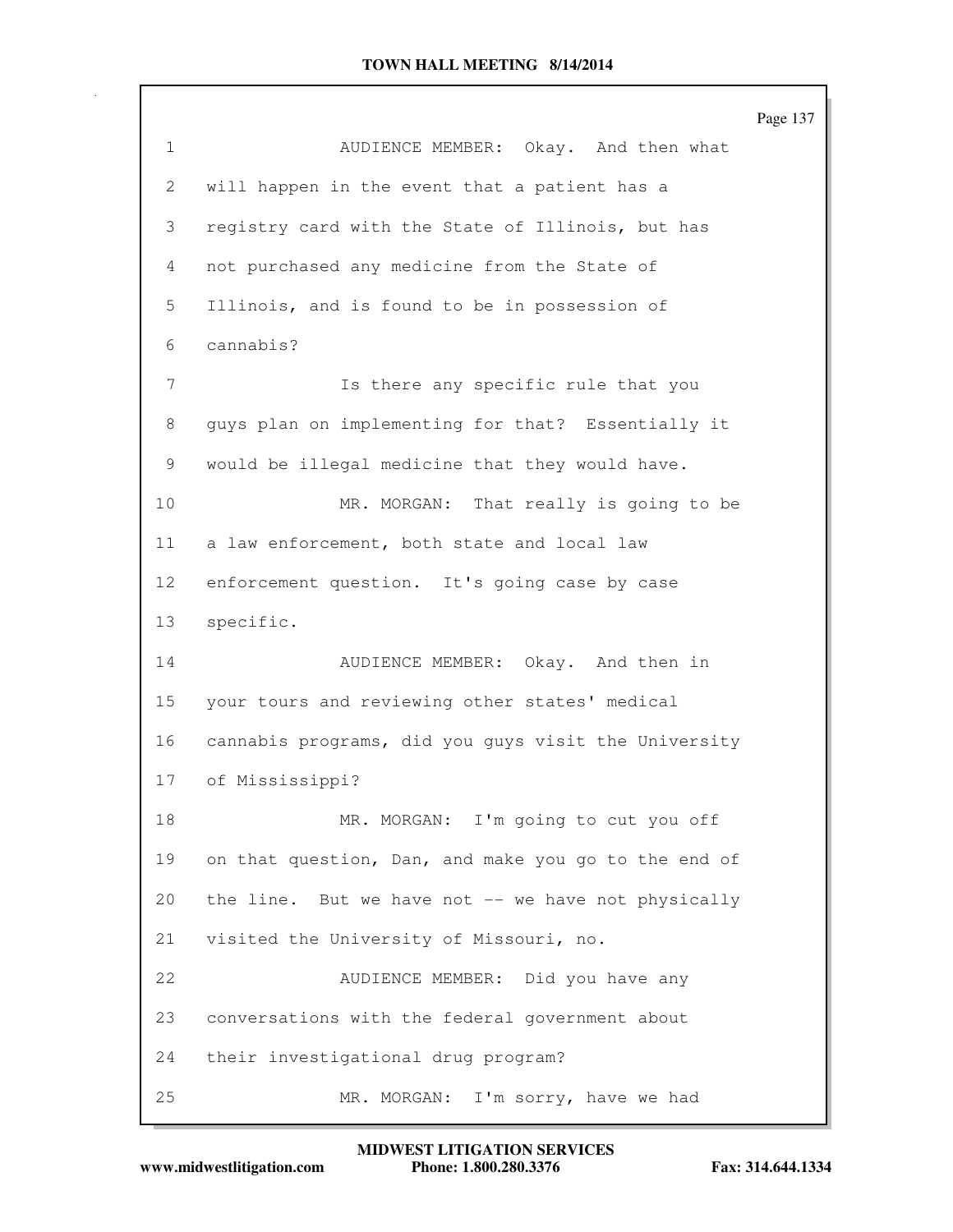AUDIENCE MEMBER: Okay. And then what will happen in the event that a patient has a registry card with the State of Illinois, but has not purchased any medicine from the State of Illinois, and is found to be in possession of cannabis?

Is there any specific rule that you guys plan on implementing for that? Essentially it would be illegal medicine that they would have.

MR. MORGAN: That really is going to be a law enforcement, both state and local law enforcement question. It's going case by case specific.

AUDIENCE MEMBER: Okay. And then in your tours and reviewing other states' medical cannabis programs, did you guys visit the University of Mississippi?

MR. MORGAN: I'm going to cut you off on that question, Dan, and make you go to the end of the line. But we have not -- we have not physically visited the University of Missouri, no.

AUDIENCE MEMBER: Did you have any conversations with the federal government about their investigational drug program?

MR. MORGAN: I'm sorry, have we had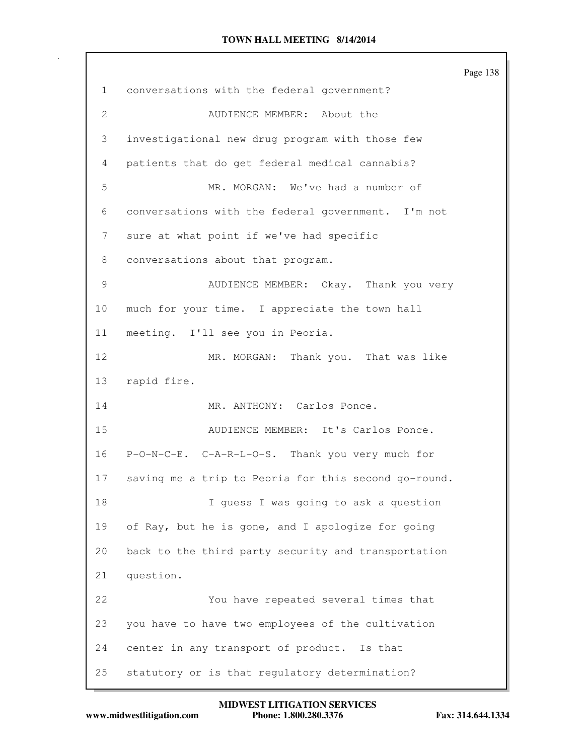conversations with the federal government?

AUDIENCE MEMBER: About the investigational new drug program with those few patients that do get federal medical cannabis?

MR. MORGAN: We've had a number of conversations with the federal government. I'm not sure at what point if we've had specific conversations about that program.

AUDIENCE MEMBER: Okay. Thank you very much for your time. I appreciate the town hall meeting. I'll see you in Peoria.

MR. MORGAN: Thank you. That was like rapid fire.

MR. ANTHONY: Carlos Ponce.

AUDIENCE MEMBER: It's Carlos Ponce. P-O-N-C-E. C-A-R-L-O-S. Thank you very much for saving me a trip to Peoria for this second go-round.

I guess I was going to ask a question of Ray, but he is gone, and I apologize for going back to the third party security and transportation question.

You have repeated several times that you have to have two employees of the cultivation center in any transport of product. Is that statutory or is that regulatory determination?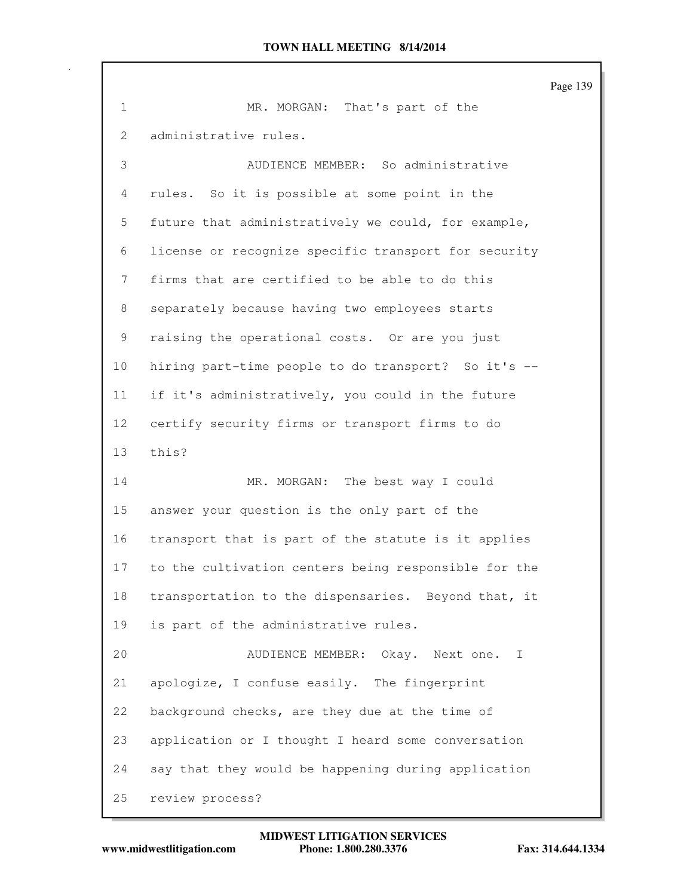MR. MORGAN: That's part of the administrative rules.

AUDIENCE MEMBER: So administrative rules. So it is possible at some point in the future that administratively we could, for example, license or recognize specific transport for security firms that are certified to be able to do this separately because having two employees starts raising the operational costs. Or are you just hiring part-time people to do transport? So it's -- if it's administratively, you could in the future certify security firms or transport firms to do this?

MR. MORGAN: The best way I could answer your question is the only part of the transport that is part of the statute is it applies to the cultivation centers being responsible for the transportation to the dispensaries. Beyond that, it is part of the administrative rules.

AUDIENCE MEMBER: Okay. Next one. I apologize, I confuse easily. The fingerprint background checks, are they due at the time of application or I thought I heard some conversation say that they would be happening during application review process?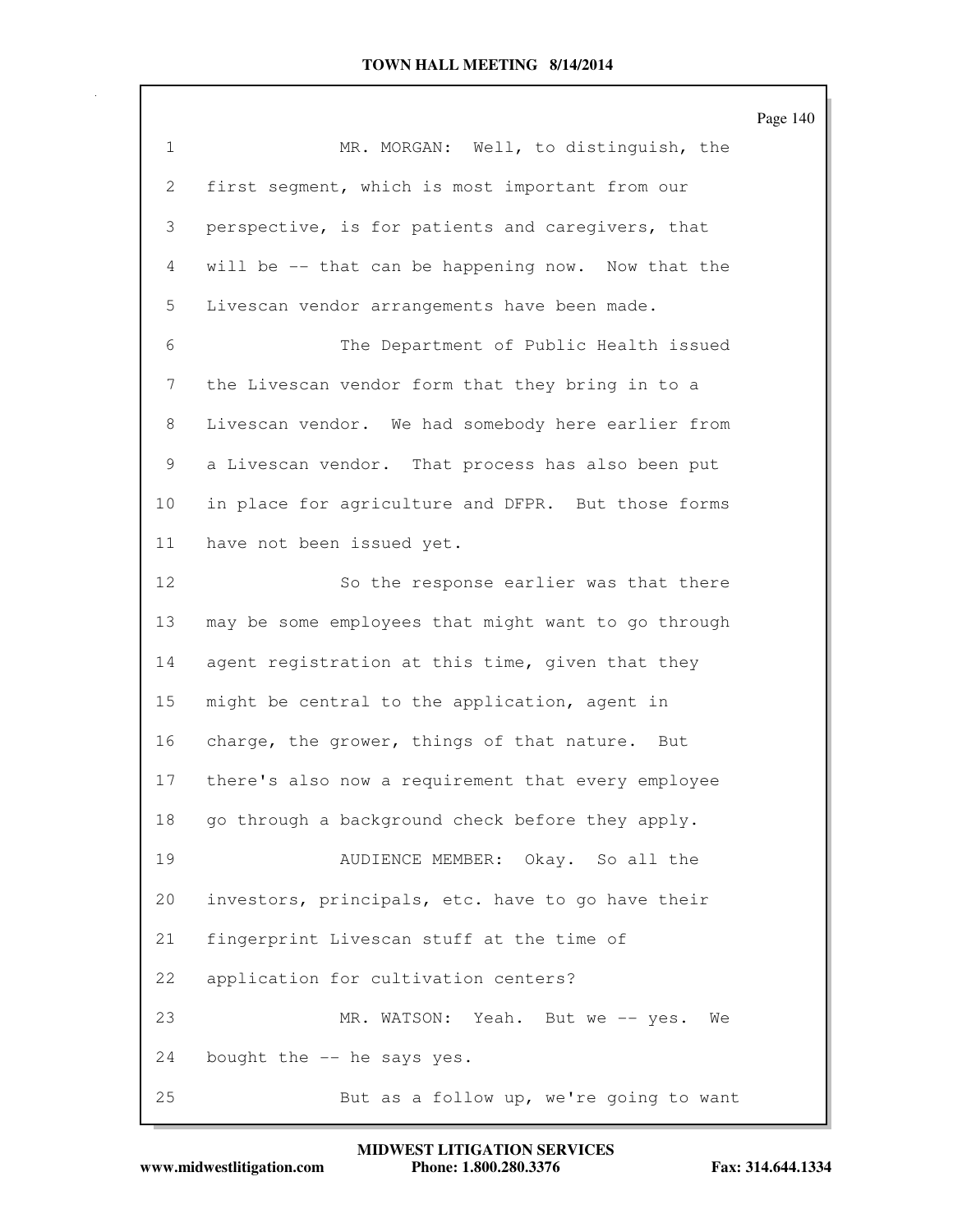MR. MORGAN: Well, to distinguish, the first segment, which is most important from our perspective, is for patients and caregivers, that will be -- that can be happening now. Now that the Livescan vendor arrangements have been made.

The Department of Public Health issued the Livescan vendor form that they bring in to a Livescan vendor. We had somebody here earlier from a Livescan vendor. That process has also been put in place for agriculture and DFPR. But those forms have not been issued yet.

So the response earlier was that there may be some employees that might want to go through agent registration at this time, given that they might be central to the application, agent in charge, the grower, things of that nature. But there's also now a requirement that every employee go through a background check before they apply.

AUDIENCE MEMBER: Okay. So all the investors, principals, etc. have to go have their fingerprint Livescan stuff at the time of application for cultivation centers?

MR. WATSON: Yeah. But we -- yes. We bought the -- he says yes.

But as a follow up, we're going to want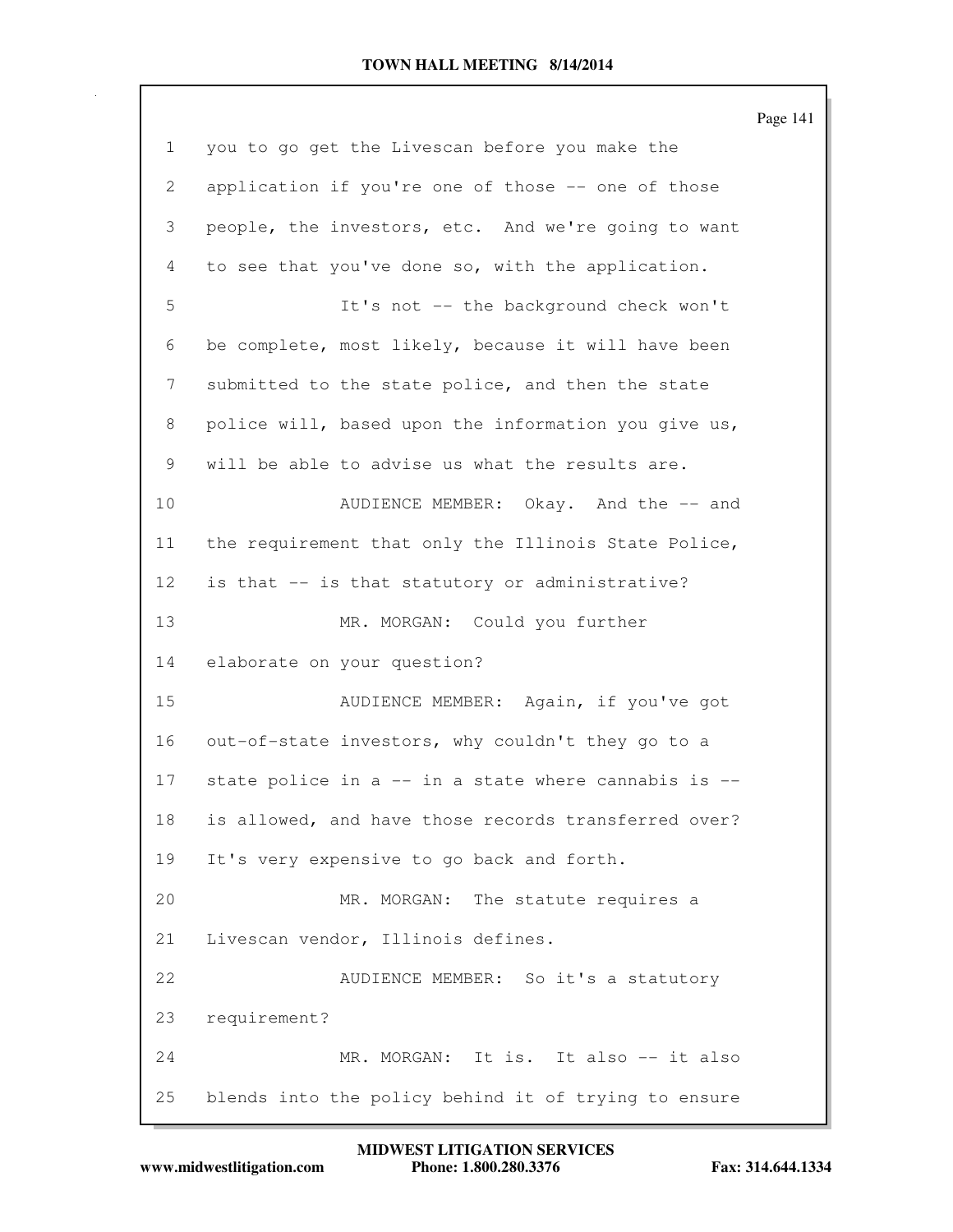1 you to go get the Livescan before you make the
2 application if you're one of those -- one of those
3 people, the investors, etc. And we're going to want
4 to see that you've done so, with the application.
5 It's not -- the background check won't
6 be complete, most likely, because it will have been
7 submitted to the state police, and then the state
8 police will, based upon the information you give us,
9 will be able to advise us what the results are.
10 AUDIENCE MEMBER: Okay. And the -- and
11 the requirement that only the Illinois State Police,
12 is that -- is that statutory or administrative?
13 MR. MORGAN: Could you further
14 elaborate on your question?
15 AUDIENCE MEMBER: Again, if you've got
16 out-of-state investors, why couldn't they go to a
17 state police in a -- in a state where cannabis is --
18 is allowed, and have those records transferred over?
19 It's very expensive to go back and forth.
20 MR. MORGAN: The statute requires a
21 Livescan vendor, Illinois defines.
22 AUDIENCE MEMBER: So it's a statutory
23 requirement?
24 MR. MORGAN: It is. It also -- it also
25 blends into the policy behind it of trying to ensure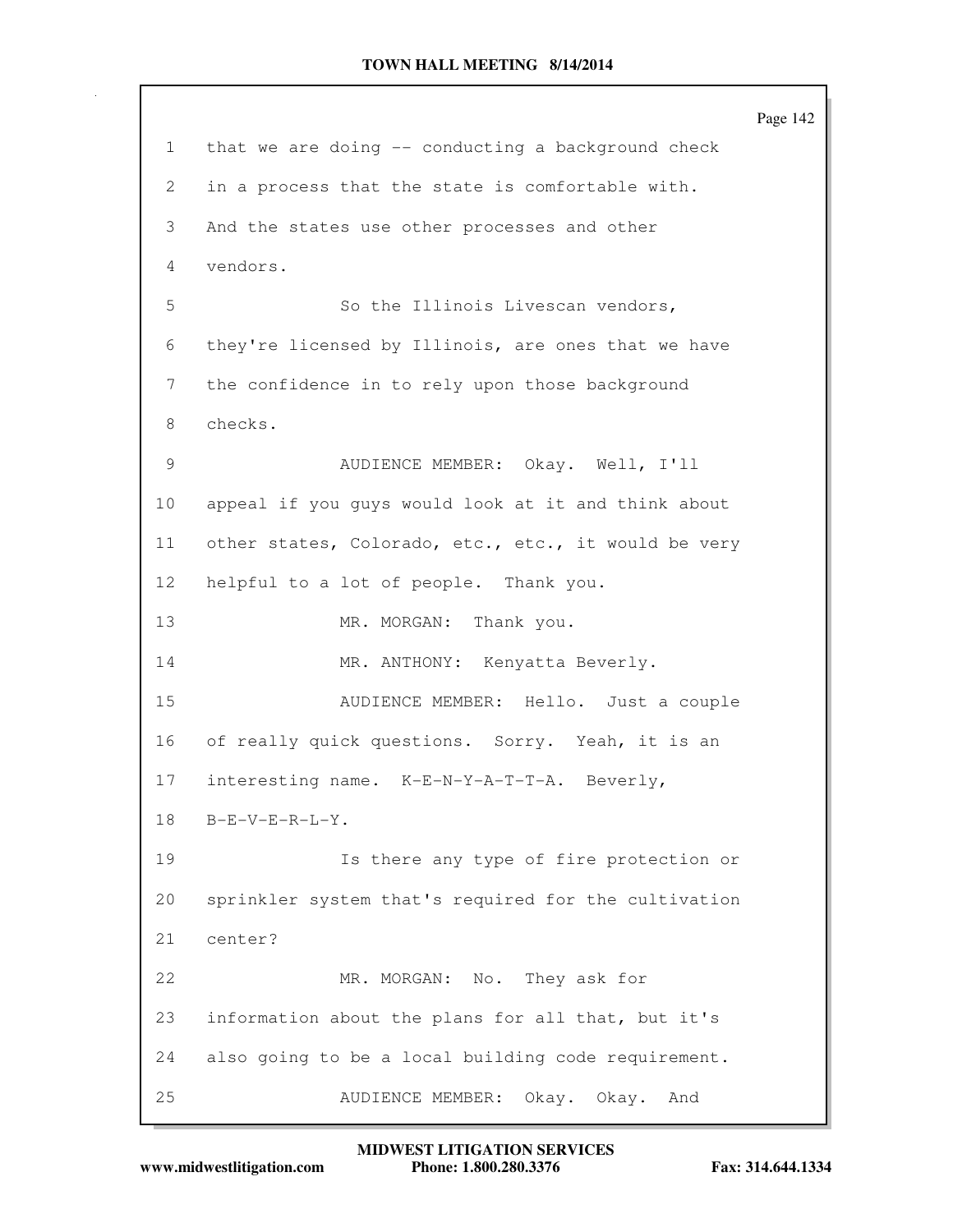that we are doing -- conducting a background check in a process that the state is comfortable with. And the states use other processes and other vendors.

So the Illinois Livescan vendors, they're licensed by Illinois, are ones that we have the confidence in to rely upon those background checks.

AUDIENCE MEMBER: Okay. Well, I'll appeal if you guys would look at it and think about other states, Colorado, etc., etc., it would be very helpful to a lot of people. Thank you.

MR. MORGAN: Thank you.

MR. ANTHONY: Kenyatta Beverly.

AUDIENCE MEMBER: Hello. Just a couple of really quick questions. Sorry. Yeah, it is an interesting name. K-E-N-Y-A-T-T-A. Beverly, B-E-V-E-R-L-Y.

Is there any type of fire protection or sprinkler system that's required for the cultivation center?

MR. MORGAN: No. They ask for information about the plans for all that, but it's also going to be a local building code requirement.

AUDIENCE MEMBER: Okay. Okay. And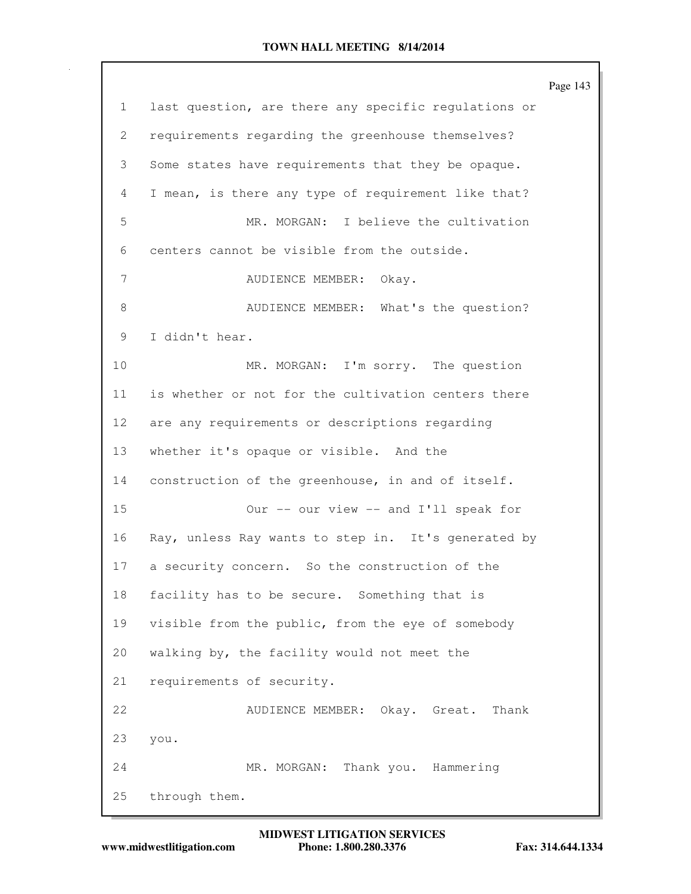1 last question, are there any specific regulations or
2 requirements regarding the greenhouse themselves?
3 Some states have requirements that they be opaque.
4 I mean, is there any type of requirement like that?
5 MR. MORGAN: I believe the cultivation
6 centers cannot be visible from the outside.
7 AUDIENCE MEMBER: Okay.
8 AUDIENCE MEMBER: What's the question?
9 I didn't hear.
10 MR. MORGAN: I'm sorry. The question
11 is whether or not for the cultivation centers there
12 are any requirements or descriptions regarding
13 whether it's opaque or visible. And the
14 construction of the greenhouse, in and of itself.
15 Our -- our view -- and I'll speak for
16 Ray, unless Ray wants to step in. It's generated by
17 a security concern. So the construction of the
18 facility has to be secure. Something that is
19 visible from the public, from the eye of somebody
20 walking by, the facility would not meet the
21 requirements of security.
22 AUDIENCE MEMBER: Okay. Great. Thank
23 you.
24 MR. MORGAN: Thank you. Hammering
25 through them.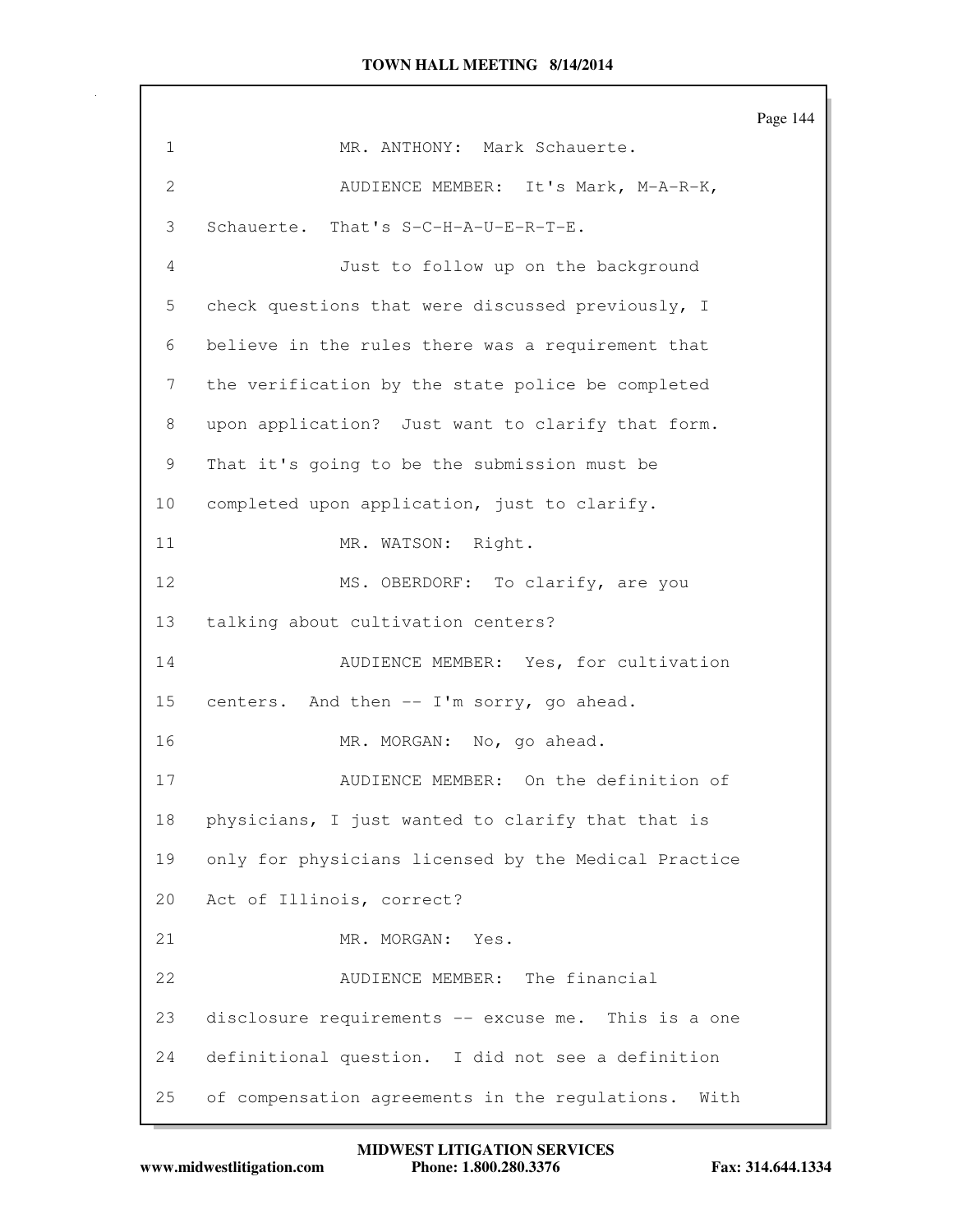MR. ANTHONY: Mark Schauerte.

AUDIENCE MEMBER: It's Mark, M-A-R-K, Schauerte. That's S-C-H-A-U-E-R-T-E.

Just to follow up on the background check questions that were discussed previously, I believe in the rules there was a requirement that the verification by the state police be completed upon application? Just want to clarify that form. That it's going to be the submission must be completed upon application, just to clarify.

MR. WATSON: Right.

MS. OBERDORF: To clarify, are you talking about cultivation centers?

AUDIENCE MEMBER: Yes, for cultivation centers. And then -- I'm sorry, go ahead.

MR. MORGAN: No, go ahead.

AUDIENCE MEMBER: On the definition of physicians, I just wanted to clarify that that is only for physicians licensed by the Medical Practice Act of Illinois, correct?

MR. MORGAN: Yes.

AUDIENCE MEMBER: The financial disclosure requirements -- excuse me. This is a one definitional question. I did not see a definition of compensation agreements in the regulations. With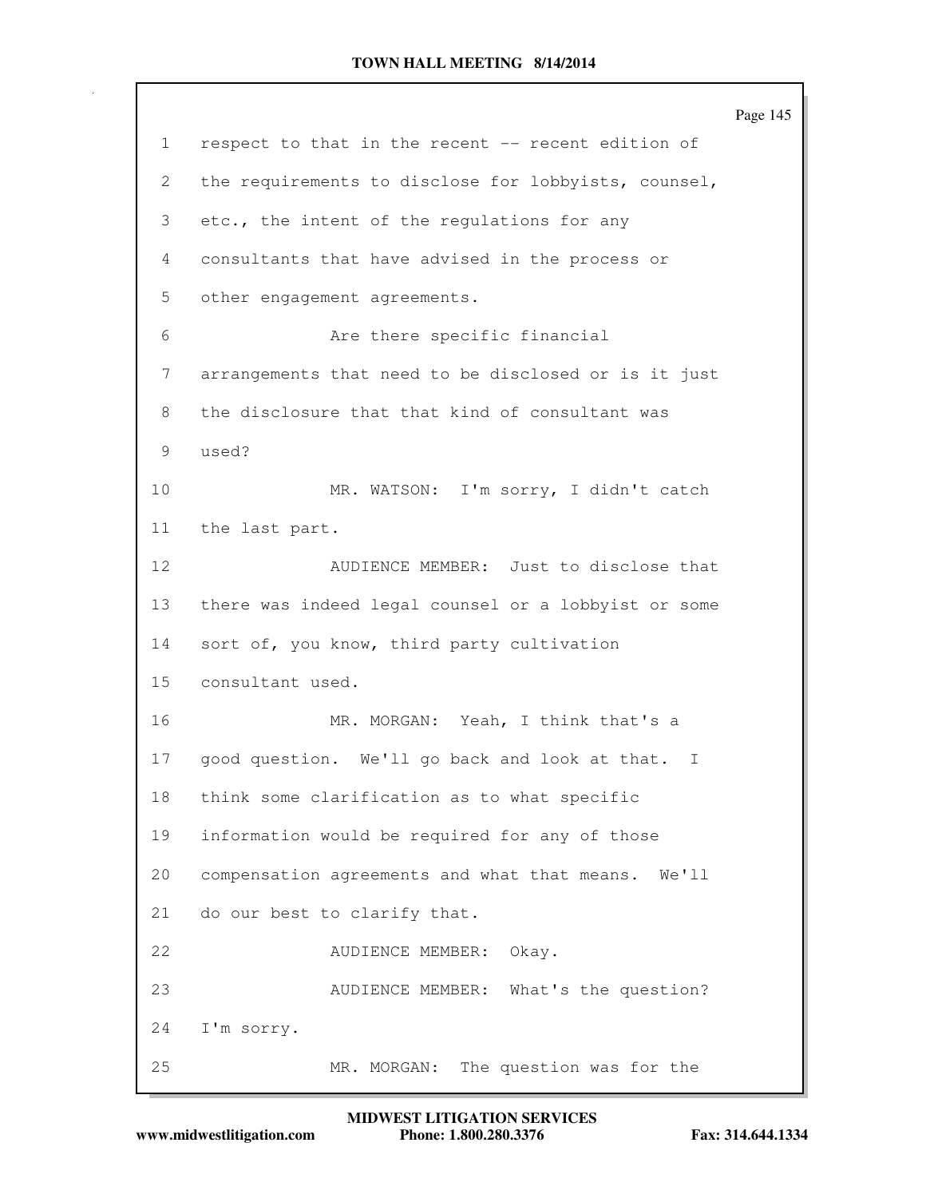respect to that in the recent -- recent edition of the requirements to disclose for lobbyists, counsel, etc., the intent of the regulations for any consultants that have advised in the process or other engagement agreements.

Are there specific financial arrangements that need to be disclosed or is it just the disclosure that that kind of consultant was used?

MR. WATSON: I'm sorry, I didn't catch the last part.

AUDIENCE MEMBER: Just to disclose that there was indeed legal counsel or a lobbyist or some sort of, you know, third party cultivation consultant used.

MR. MORGAN: Yeah, I think that's a good question. We'll go back and look at that. I think some clarification as to what specific information would be required for any of those compensation agreements and what that means. We'll do our best to clarify that.

AUDIENCE MEMBER: Okay.

AUDIENCE MEMBER: What's the question? I'm sorry.

MR. MORGAN: The question was for the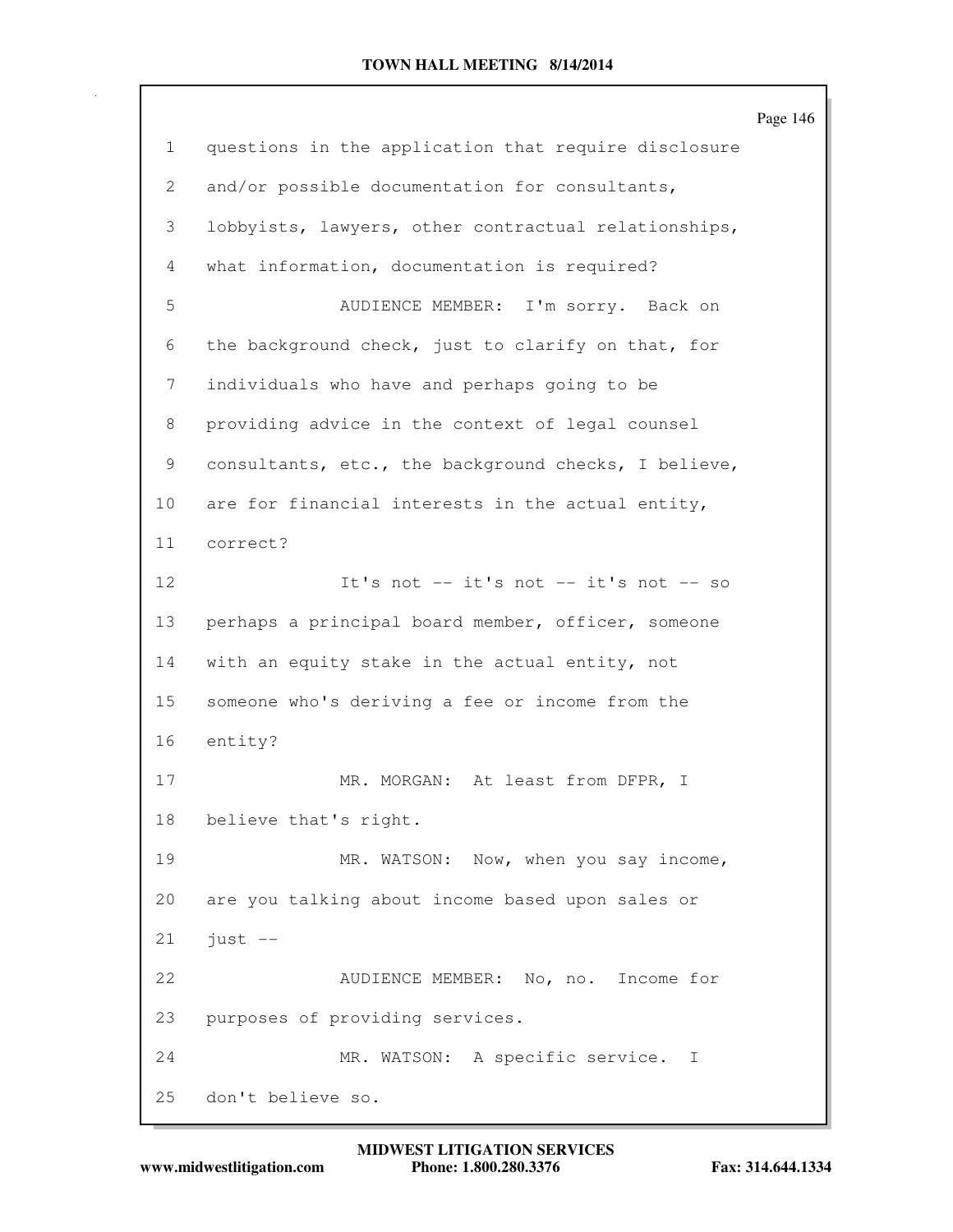questions in the application that require disclosure and/or possible documentation for consultants, lobbyists, lawyers, other contractual relationships, what information, documentation is required?

AUDIENCE MEMBER: I'm sorry. Back on the background check, just to clarify on that, for individuals who have and perhaps going to be providing advice in the context of legal counsel consultants, etc., the background checks, I believe, are for financial interests in the actual entity, correct?

It's not -- it's not -- it's not -- so perhaps a principal board member, officer, someone with an equity stake in the actual entity, not someone who's deriving a fee or income from the entity?

MR. MORGAN: At least from DFPR, I believe that's right.

MR. WATSON: Now, when you say income, are you talking about income based upon sales or just --

AUDIENCE MEMBER: No, no. Income for purposes of providing services.

MR. WATSON: A specific service. I don't believe so.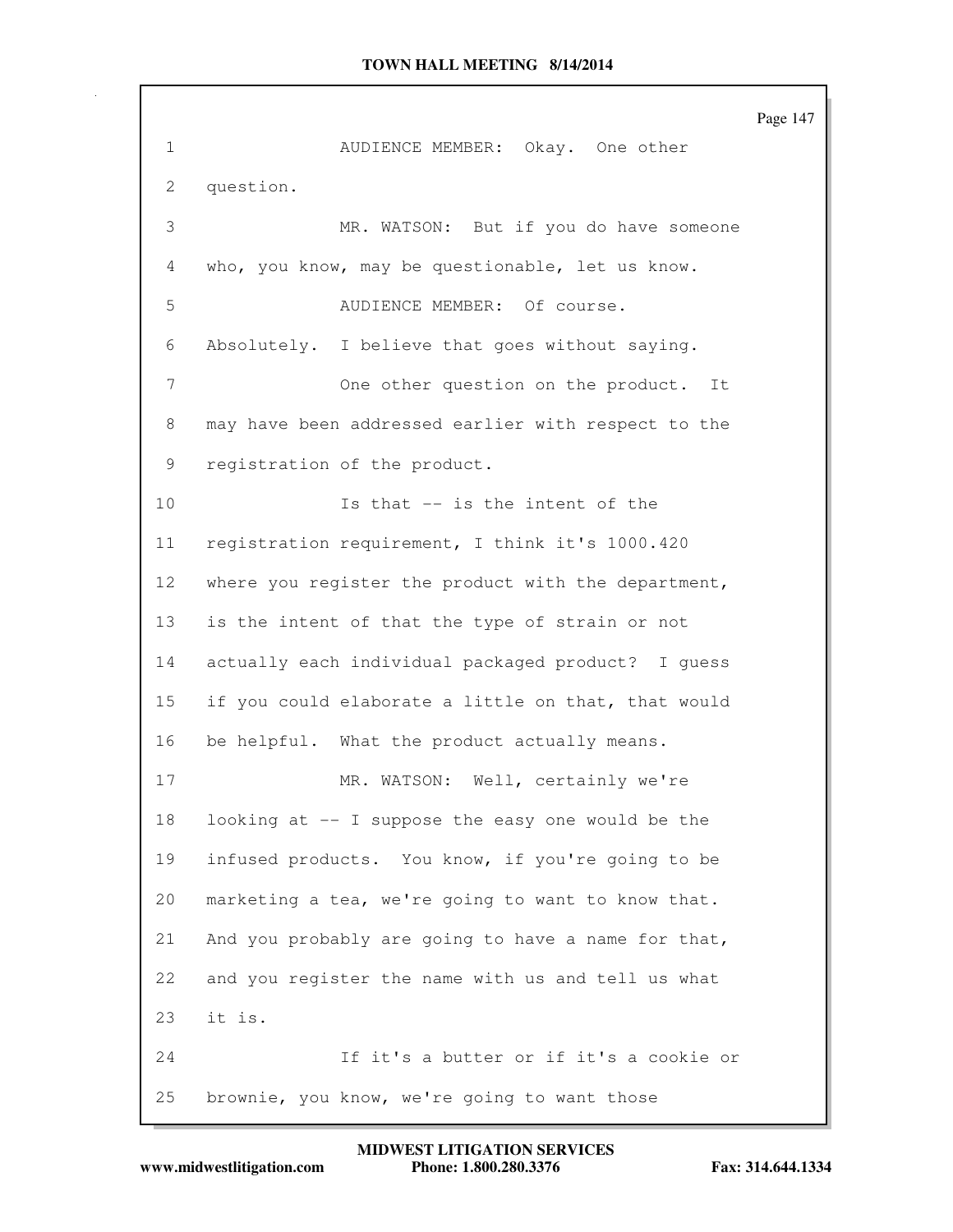AUDIENCE MEMBER: Okay. One other question.

MR. WATSON: But if you do have someone who, you know, may be questionable, let us know.

AUDIENCE MEMBER: Of course. Absolutely. I believe that goes without saying.

One other question on the product. It may have been addressed earlier with respect to the registration of the product.

Is that -- is the intent of the registration requirement, I think it's 1000.420 where you register the product with the department, is the intent of that the type of strain or not actually each individual packaged product? I guess if you could elaborate a little on that, that would be helpful. What the product actually means.

MR. WATSON: Well, certainly we're looking at -- I suppose the easy one would be the infused products. You know, if you're going to be marketing a tea, we're going to want to know that. And you probably are going to have a name for that, and you register the name with us and tell us what it is.

If it's a butter or if it's a cookie or brownie, you know, we're going to want those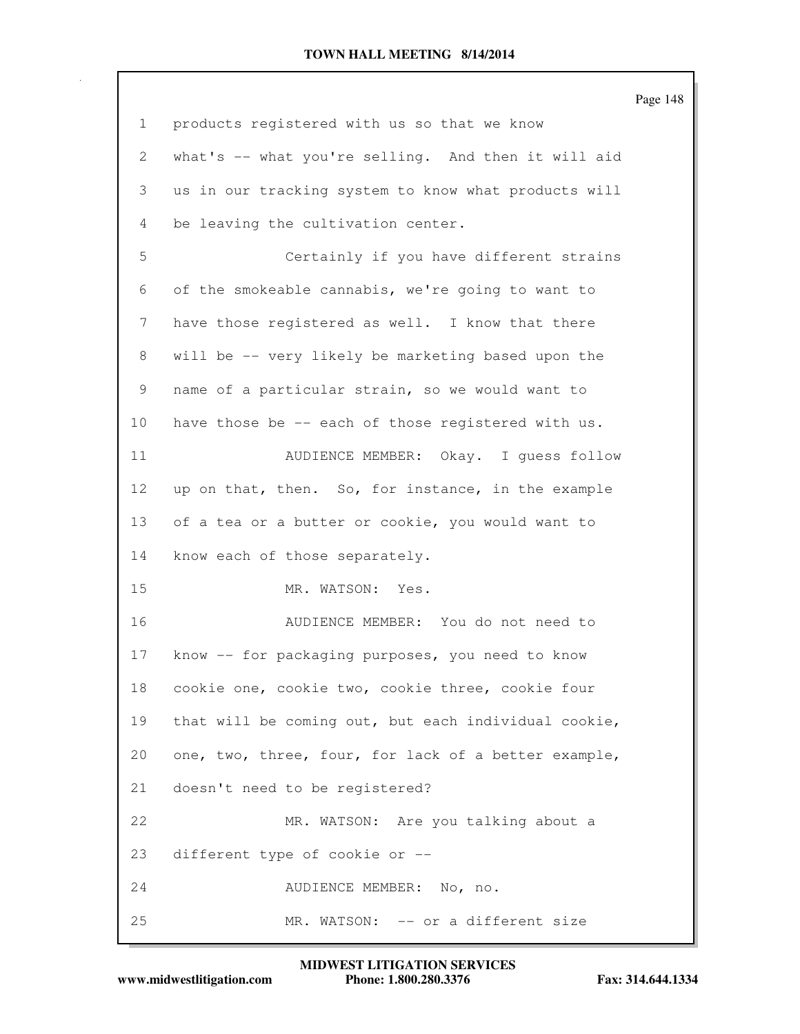products registered with us so that we know what's -- what you're selling. And then it will aid us in our tracking system to know what products will be leaving the cultivation center.

Certainly if you have different strains of the smokeable cannabis, we're going to want to have those registered as well. I know that there will be -- very likely be marketing based upon the name of a particular strain, so we would want to have those be -- each of those registered with us.

AUDIENCE MEMBER: Okay. I guess follow up on that, then. So, for instance, in the example of a tea or a butter or cookie, you would want to know each of those separately.

MR. WATSON: Yes.

AUDIENCE MEMBER: You do not need to know -- for packaging purposes, you need to know cookie one, cookie two, cookie three, cookie four that will be coming out, but each individual cookie, one, two, three, four, for lack of a better example, doesn't need to be registered?

MR. WATSON: Are you talking about a different type of cookie or --

AUDIENCE MEMBER: No, no.

MR. WATSON: -- or a different size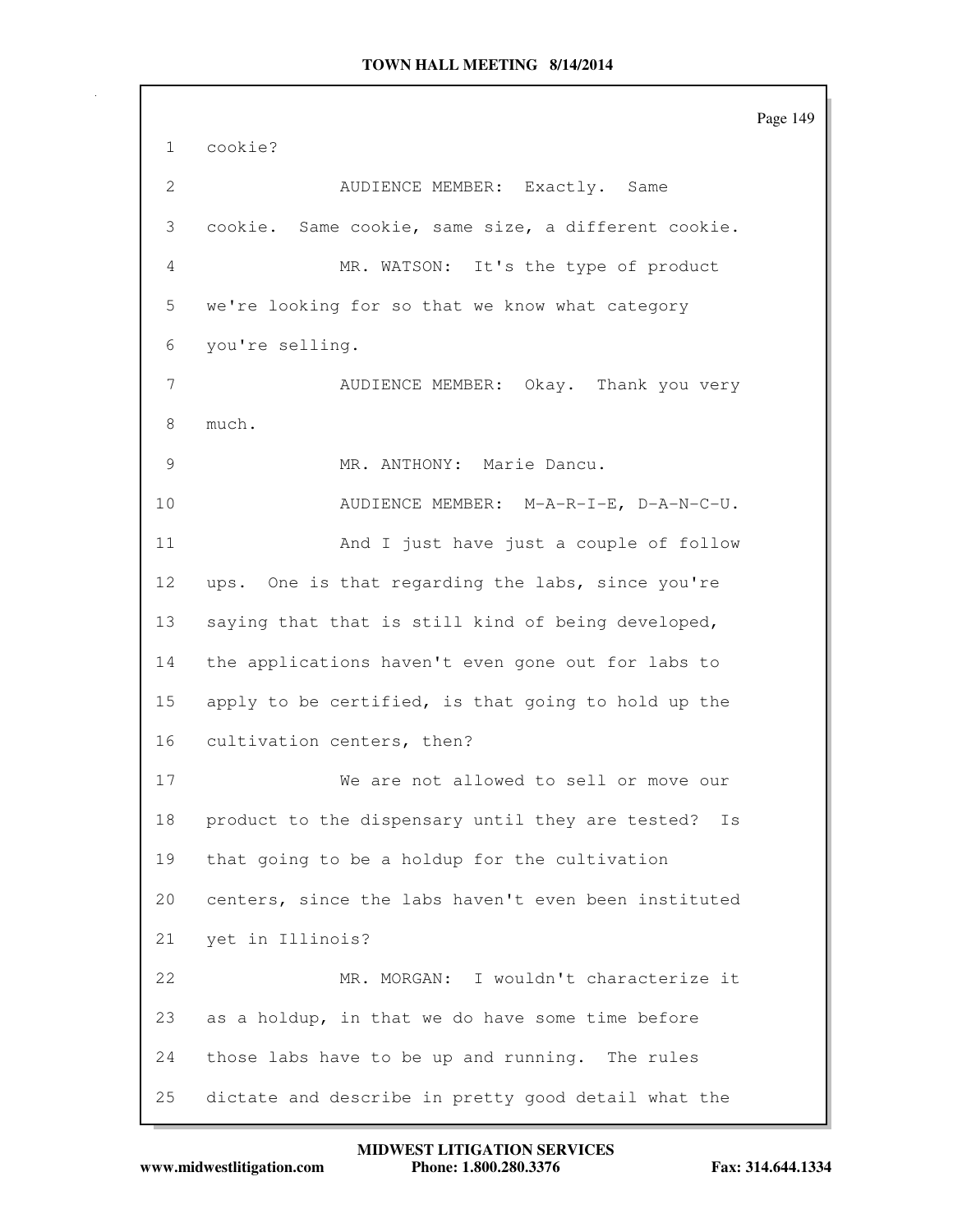cookie?

AUDIENCE MEMBER: Exactly. Same cookie. Same cookie, same size, a different cookie.

MR. WATSON: It's the type of product we're looking for so that we know what category you're selling.

AUDIENCE MEMBER: Okay. Thank you very much.

MR. ANTHONY: Marie Dancu.

AUDIENCE MEMBER: M-A-R-I-E, D-A-N-C-U.

And I just have just a couple of follow ups. One is that regarding the labs, since you're saying that that is still kind of being developed, the applications haven't even gone out for labs to apply to be certified, is that going to hold up the cultivation centers, then?

We are not allowed to sell or move our product to the dispensary until they are tested? Is that going to be a holdup for the cultivation centers, since the labs haven't even been instituted yet in Illinois?

MR. MORGAN: I wouldn't characterize it as a holdup, in that we do have some time before those labs have to be up and running. The rules dictate and describe in pretty good detail what the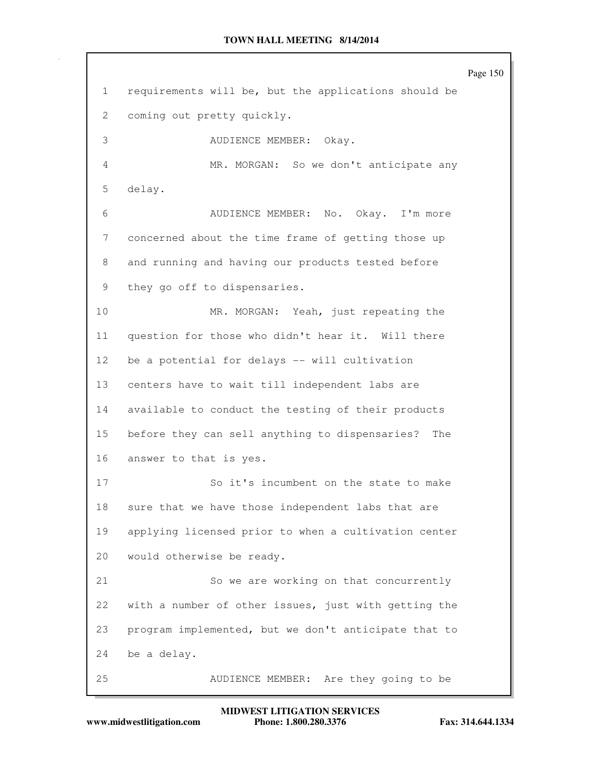1 requirements will be, but the applications should be
2 coming out pretty quickly.
3 AUDIENCE MEMBER: Okay.
4 MR. MORGAN: So we don't anticipate any
5 delay.
6 AUDIENCE MEMBER: No. Okay. I'm more
7 concerned about the time frame of getting those up
8 and running and having our products tested before
9 they go off to dispensaries.
10 MR. MORGAN: Yeah, just repeating the
11 question for those who didn't hear it. Will there
12 be a potential for delays -- will cultivation
13 centers have to wait till independent labs are
14 available to conduct the testing of their products
15 before they can sell anything to dispensaries? The
16 answer to that is yes.
17 So it's incumbent on the state to make
18 sure that we have those independent labs that are
19 applying licensed prior to when a cultivation center
20 would otherwise be ready.
21 So we are working on that concurrently
22 with a number of other issues, just with getting the
23 program implemented, but we don't anticipate that to
24 be a delay.
25 AUDIENCE MEMBER: Are they going to be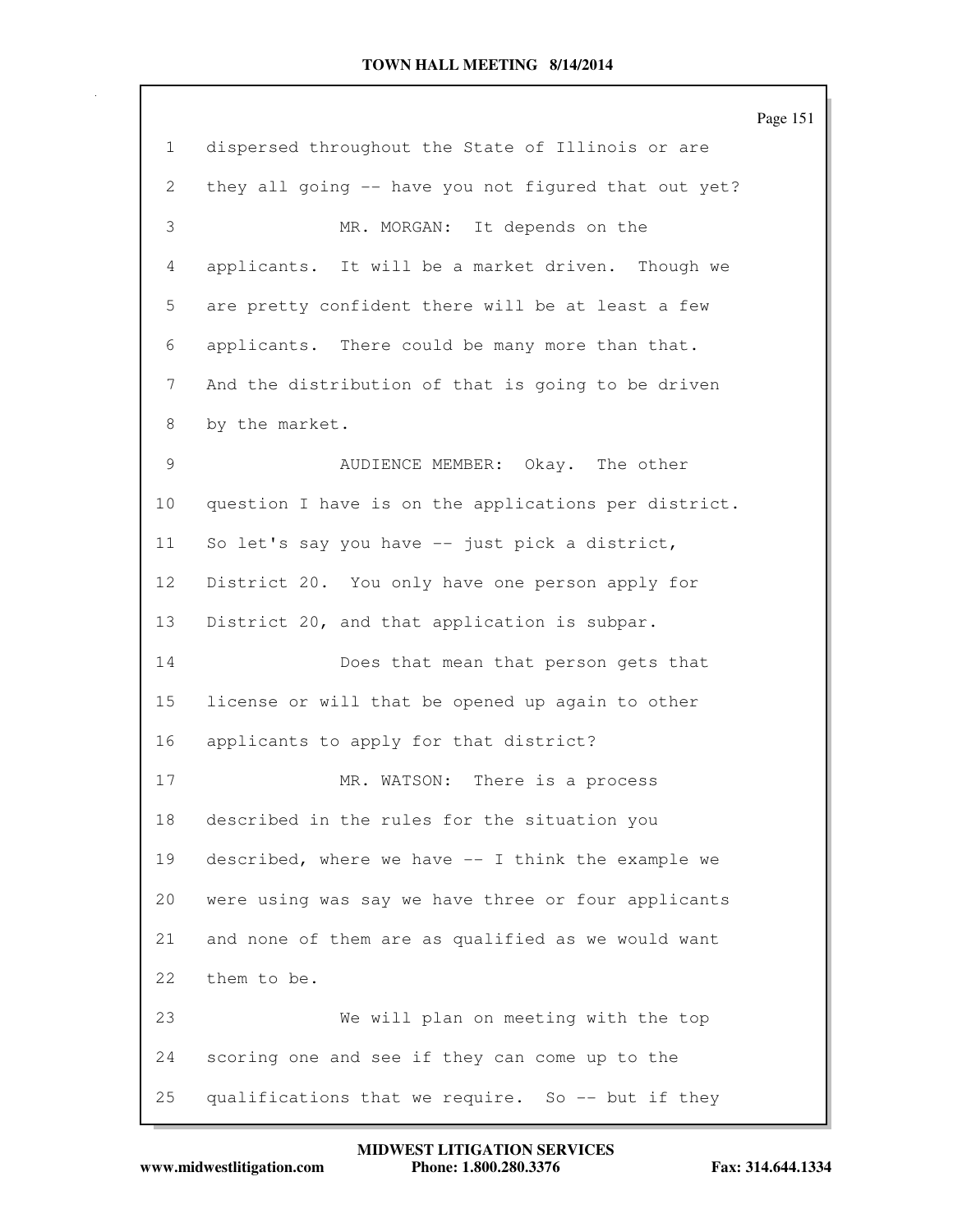1 dispersed throughout the State of Illinois or are
2 they all going -- have you not figured that out yet?
3 MR. MORGAN: It depends on the
4 applicants. It will be a market driven. Though we
5 are pretty confident there will be at least a few
6 applicants. There could be many more than that.
7 And the distribution of that is going to be driven
8 by the market.
9 AUDIENCE MEMBER: Okay. The other
10 question I have is on the applications per district.
11 So let's say you have -- just pick a district,
12 District 20. You only have one person apply for
13 District 20, and that application is subpar.
14 Does that mean that person gets that
15 license or will that be opened up again to other
16 applicants to apply for that district?
17 MR. WATSON: There is a process
18 described in the rules for the situation you
19 described, where we have -- I think the example we
20 were using was say we have three or four applicants
21 and none of them are as qualified as we would want
22 them to be.
23 We will plan on meeting with the top
24 scoring one and see if they can come up to the
25 qualifications that we require. So -- but if they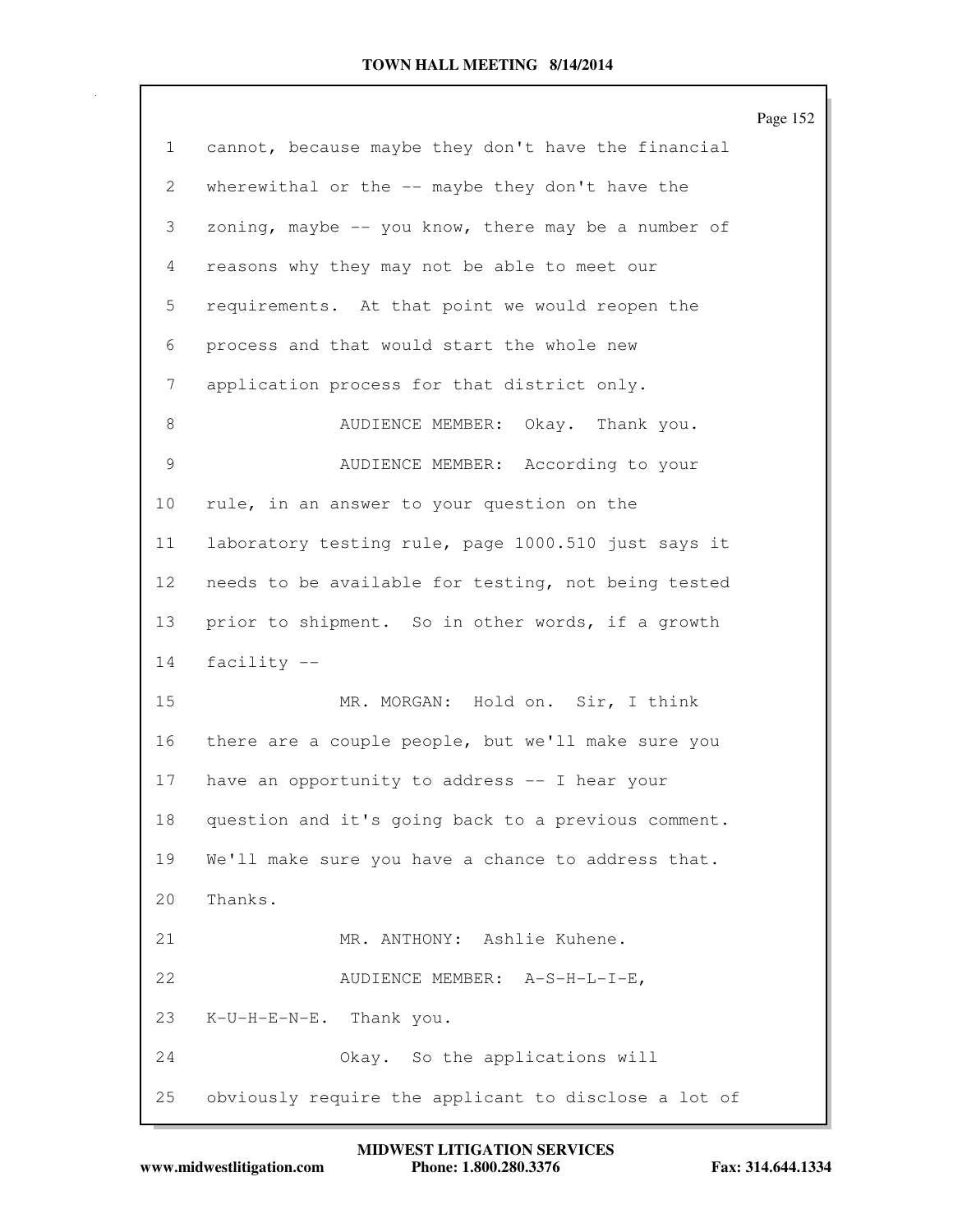cannot, because maybe they don't have the financial wherewithal or the -- maybe they don't have the zoning, maybe -- you know, there may be a number of reasons why they may not be able to meet our requirements. At that point we would reopen the process and that would start the whole new application process for that district only.

AUDIENCE MEMBER: Okay. Thank you.

AUDIENCE MEMBER: According to your rule, in an answer to your question on the laboratory testing rule, page 1000.510 just says it needs to be available for testing, not being tested prior to shipment. So in other words, if a growth facility --

MR. MORGAN: Hold on. Sir, I think there are a couple people, but we'll make sure you have an opportunity to address -- I hear your question and it's going back to a previous comment. We'll make sure you have a chance to address that. Thanks.

MR. ANTHONY: Ashlie Kuhene.

AUDIENCE MEMBER: A-S-H-L-I-E, K-U-H-E-N-E. Thank you.

Okay. So the applications will obviously require the applicant to disclose a lot of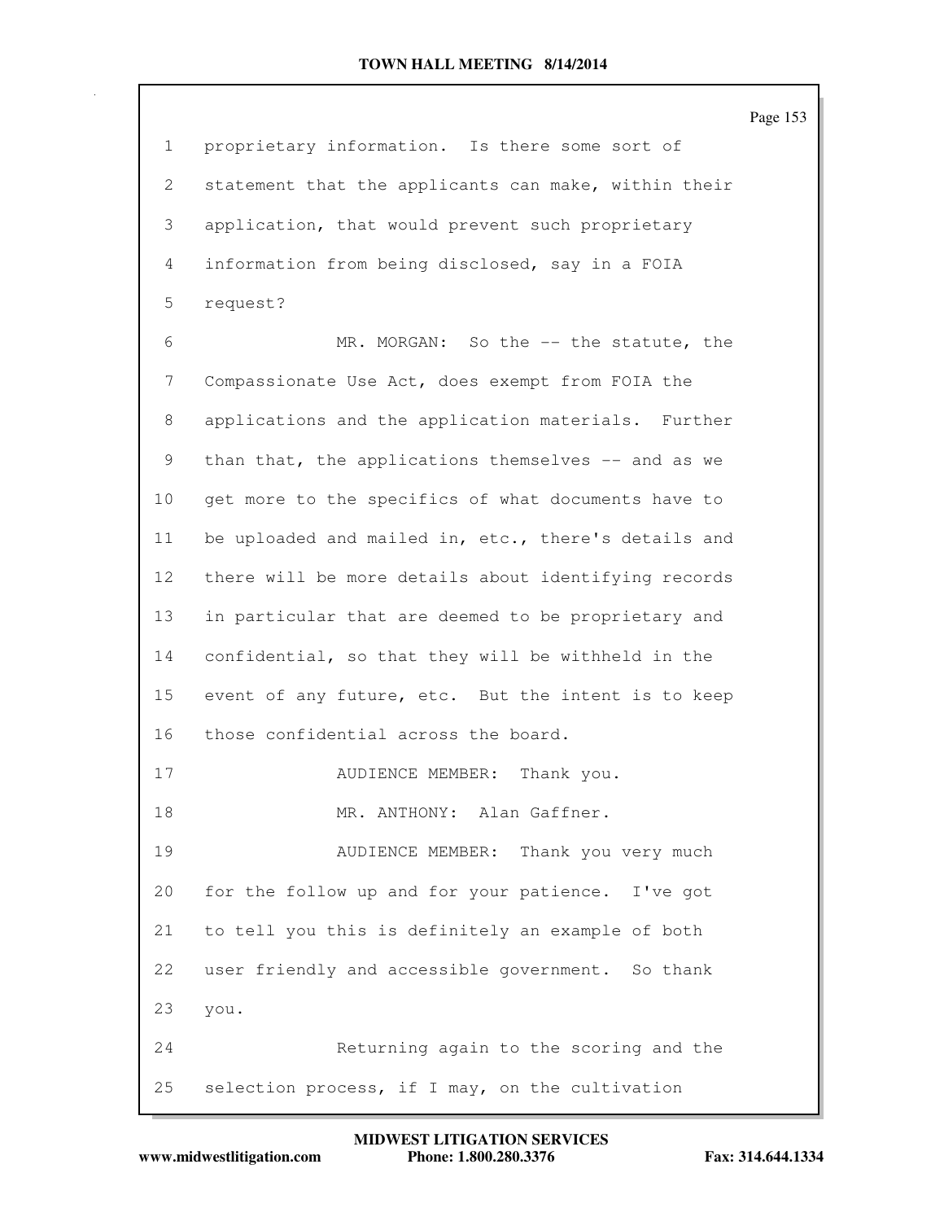proprietary information. Is there some sort of statement that the applicants can make, within their application, that would prevent such proprietary information from being disclosed, say in a FOIA request?

MR. MORGAN: So the -- the statute, the Compassionate Use Act, does exempt from FOIA the applications and the application materials. Further than that, the applications themselves -- and as we get more to the specifics of what documents have to be uploaded and mailed in, etc., there's details and there will be more details about identifying records in particular that are deemed to be proprietary and confidential, so that they will be withheld in the event of any future, etc. But the intent is to keep those confidential across the board.

AUDIENCE MEMBER: Thank you.

MR. ANTHONY: Alan Gaffner.

AUDIENCE MEMBER: Thank you very much for the follow up and for your patience. I've got to tell you this is definitely an example of both user friendly and accessible government. So thank you.

Returning again to the scoring and the selection process, if I may, on the cultivation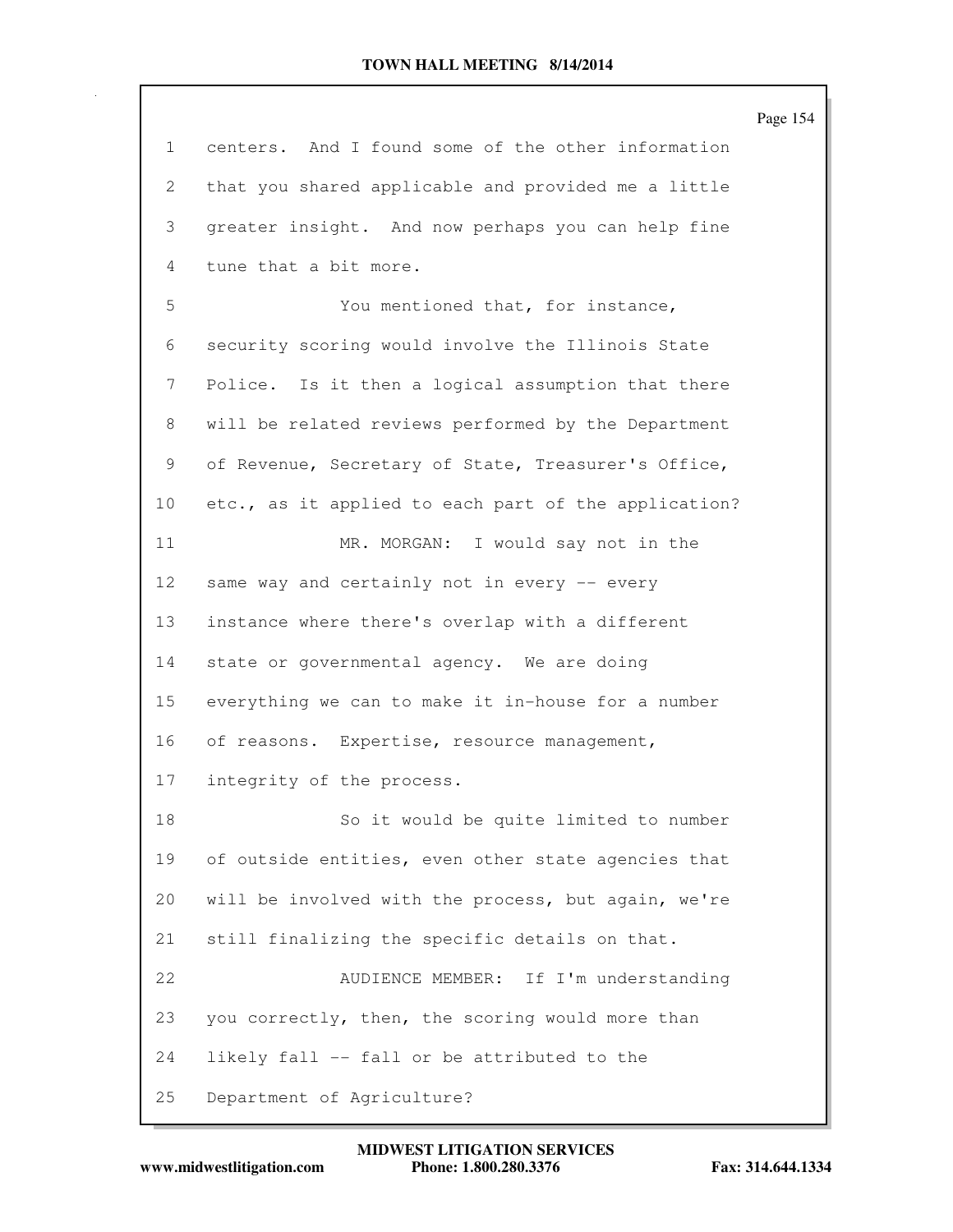centers. And I found some of the other information that you shared applicable and provided me a little greater insight. And now perhaps you can help fine tune that a bit more.

You mentioned that, for instance, security scoring would involve the Illinois State Police. Is it then a logical assumption that there will be related reviews performed by the Department of Revenue, Secretary of State, Treasurer's Office, etc., as it applied to each part of the application?

MR. MORGAN: I would say not in the same way and certainly not in every -- every instance where there's overlap with a different state or governmental agency. We are doing everything we can to make it in-house for a number of reasons. Expertise, resource management, integrity of the process.

So it would be quite limited to number of outside entities, even other state agencies that will be involved with the process, but again, we're still finalizing the specific details on that.

AUDIENCE MEMBER: If I'm understanding you correctly, then, the scoring would more than likely fall -- fall or be attributed to the Department of Agriculture?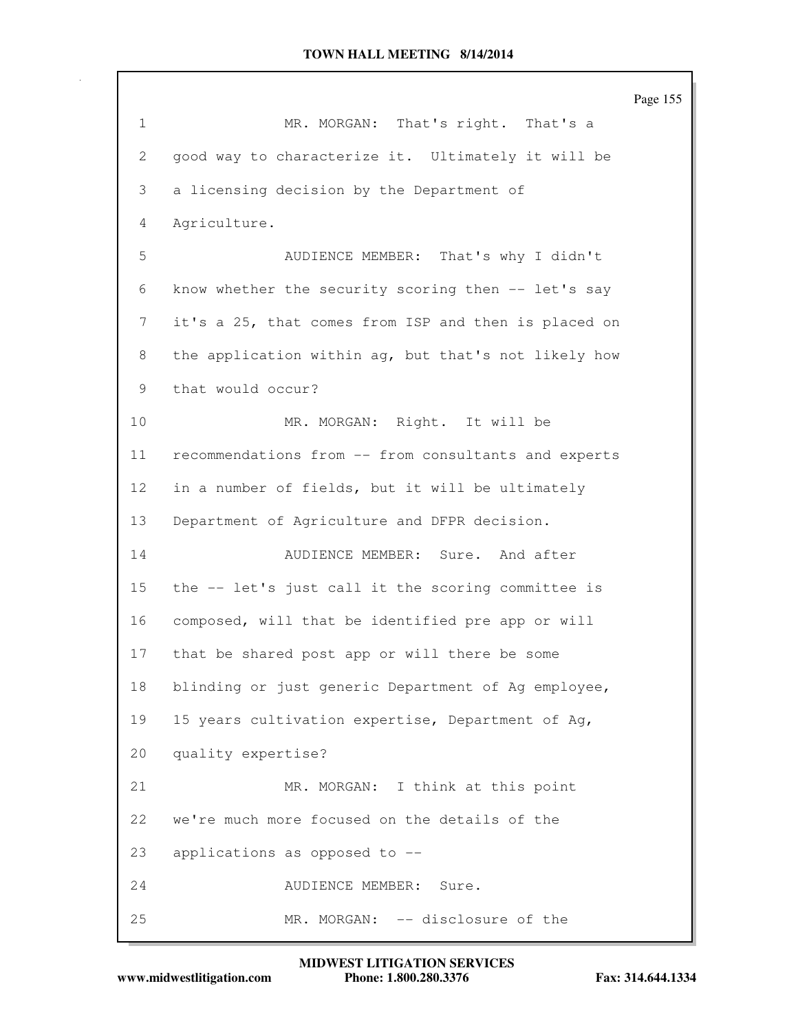1 MR. MORGAN: That's right. That's a
2 good way to characterize it. Ultimately it will be
3 a licensing decision by the Department of
4 Agriculture.
5 AUDIENCE MEMBER: That's why I didn't
6 know whether the security scoring then -- let's say
7 it's a 25, that comes from ISP and then is placed on
8 the application within ag, but that's not likely how
9 that would occur?
10 MR. MORGAN: Right. It will be
11 recommendations from -- from consultants and experts
12 in a number of fields, but it will be ultimately
13 Department of Agriculture and DFPR decision.
14 AUDIENCE MEMBER: Sure. And after
15 the -- let's just call it the scoring committee is
16 composed, will that be identified pre app or will
17 that be shared post app or will there be some
18 blinding or just generic Department of Ag employee,
19 15 years cultivation expertise, Department of Ag,
20 quality expertise?
21 MR. MORGAN: I think at this point
22 we're much more focused on the details of the
23 applications as opposed to --
24 AUDIENCE MEMBER: Sure.
25 MR. MORGAN: -- disclosure of the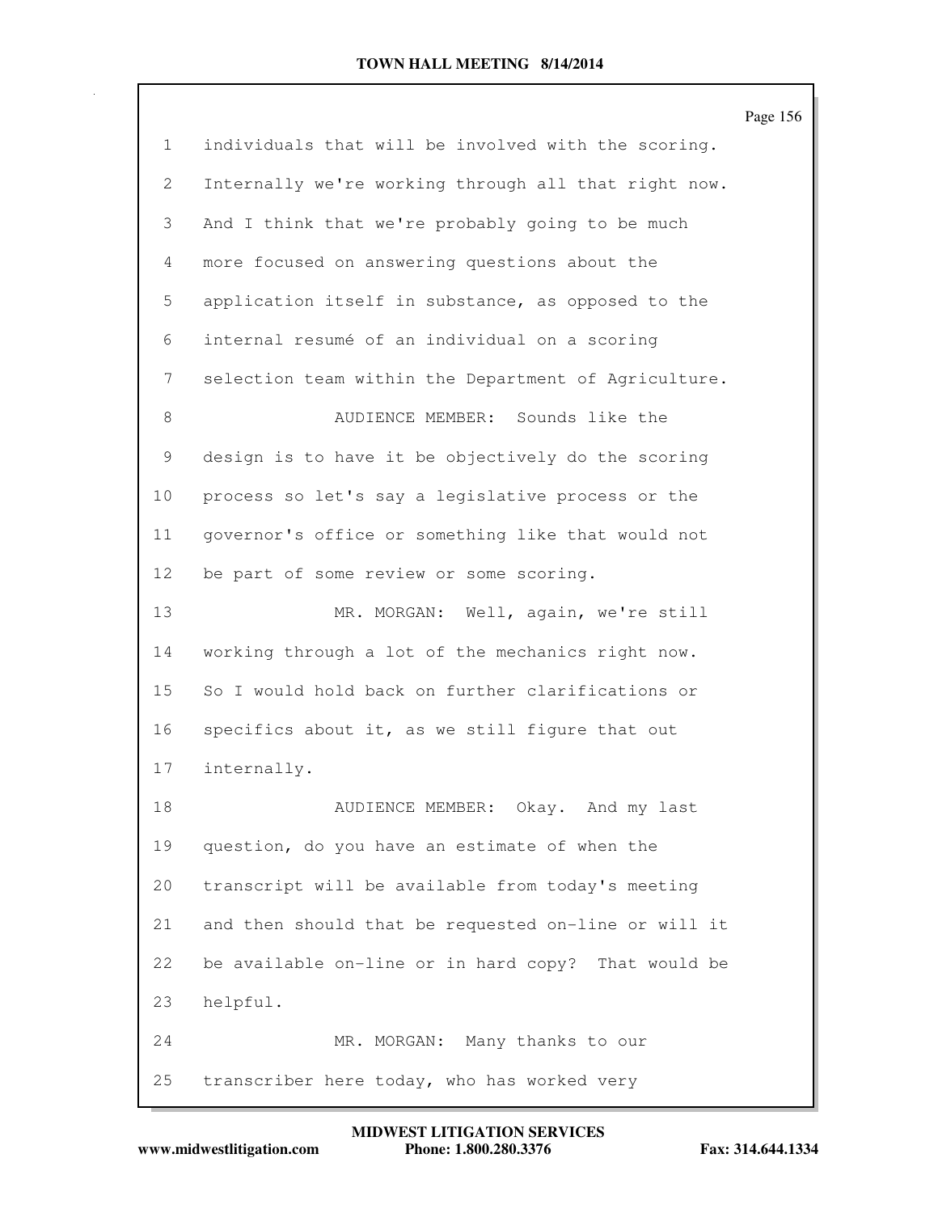1 individuals that will be involved with the scoring.
2 Internally we're working through all that right now.
3 And I think that we're probably going to be much
4 more focused on answering questions about the
5 application itself in substance, as opposed to the
6 internal resumé of an individual on a scoring
7 selection team within the Department of Agriculture.
8 AUDIENCE MEMBER: Sounds like the
9 design is to have it be objectively do the scoring
10 process so let's say a legislative process or the
11 governor's office or something like that would not
12 be part of some review or some scoring.
13 MR. MORGAN: Well, again, we're still
14 working through a lot of the mechanics right now.
15 So I would hold back on further clarifications or
16 specifics about it, as we still figure that out
17 internally.
18 AUDIENCE MEMBER: Okay. And my last
19 question, do you have an estimate of when the
20 transcript will be available from today's meeting
21 and then should that be requested on-line or will it
22 be available on-line or in hard copy? That would be
23 helpful.
24 MR. MORGAN: Many thanks to our
25 transcriber here today, who has worked very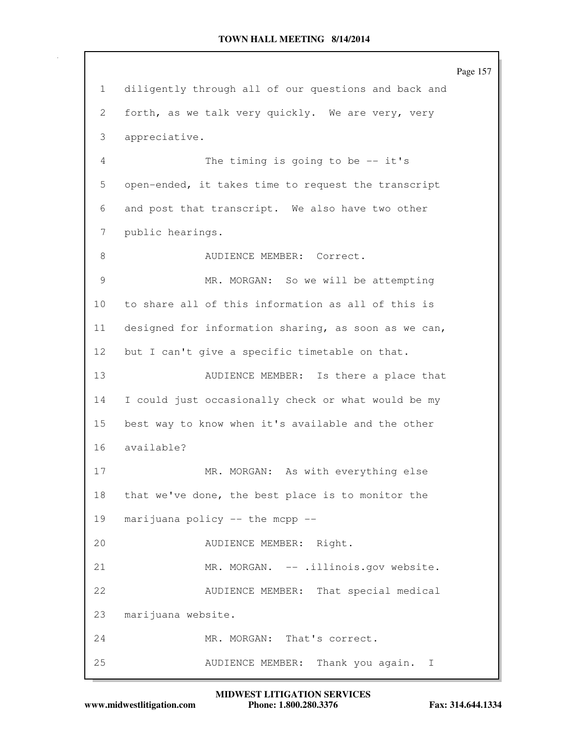diligently through all of our questions and back and forth, as we talk very quickly. We are very, very appreciative.

The timing is going to be -- it's open-ended, it takes time to request the transcript and post that transcript. We also have two other public hearings.

AUDIENCE MEMBER: Correct.

MR. MORGAN: So we will be attempting to share all of this information as all of this is designed for information sharing, as soon as we can, but I can't give a specific timetable on that.

AUDIENCE MEMBER: Is there a place that I could just occasionally check or what would be my best way to know when it's available and the other available?

MR. MORGAN: As with everything else that we've done, the best place is to monitor the marijuana policy -- the mcpp --

AUDIENCE MEMBER: Right.

MR. MORGAN. -- .illinois.gov website.

AUDIENCE MEMBER: That special medical marijuana website.

MR. MORGAN: That's correct.

AUDIENCE MEMBER: Thank you again. I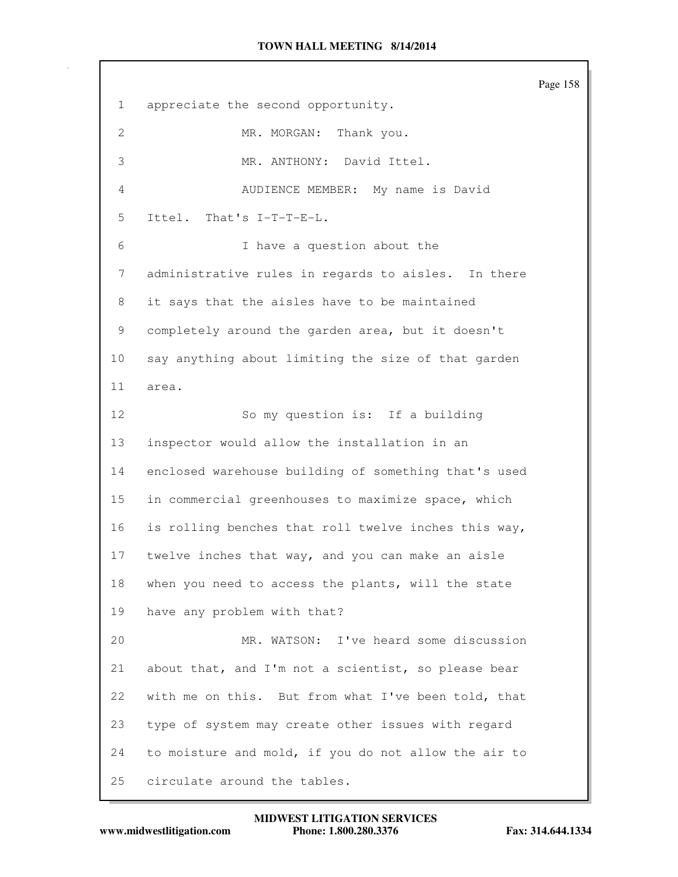appreciate the second opportunity.

MR. MORGAN: Thank you.

MR. ANTHONY: David Ittel.

AUDIENCE MEMBER: My name is David Ittel. That's I-T-T-E-L.

I have a question about the administrative rules in regards to aisles. In there it says that the aisles have to be maintained completely around the garden area, but it doesn't say anything about limiting the size of that garden area.

So my question is: If a building inspector would allow the installation in an enclosed warehouse building of something that's used in commercial greenhouses to maximize space, which is rolling benches that roll twelve inches this way, twelve inches that way, and you can make an aisle when you need to access the plants, will the state have any problem with that?

MR. WATSON: I've heard some discussion about that, and I'm not a scientist, so please bear with me on this. But from what I've been told, that type of system may create other issues with regard to moisture and mold, if you do not allow the air to circulate around the tables.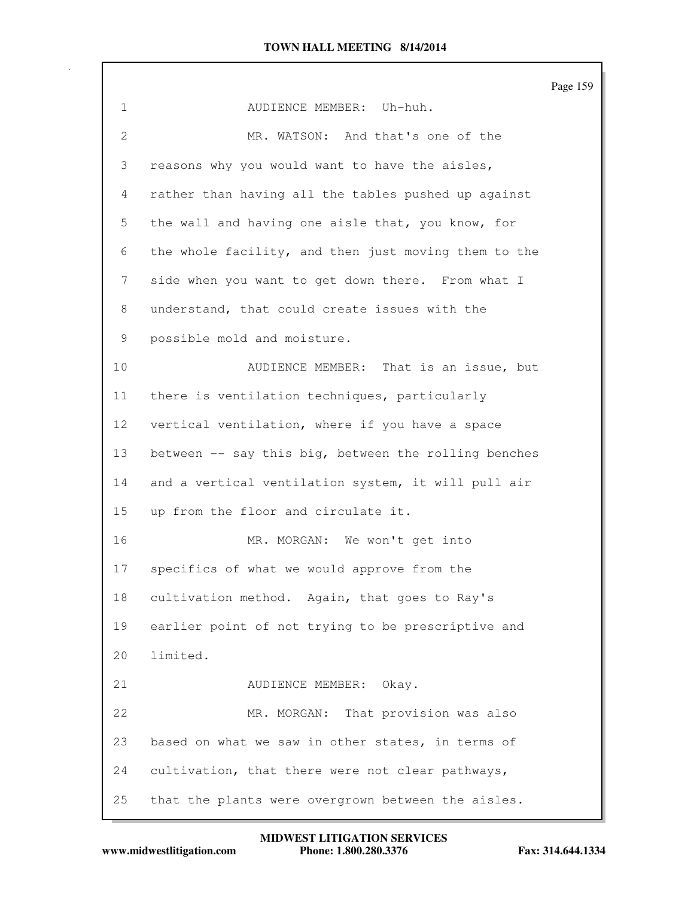AUDIENCE MEMBER: Uh-huh.

MR. WATSON: And that's one of the reasons why you would want to have the aisles, rather than having all the tables pushed up against the wall and having one aisle that, you know, for the whole facility, and then just moving them to the side when you want to get down there. From what I understand, that could create issues with the possible mold and moisture.

AUDIENCE MEMBER: That is an issue, but there is ventilation techniques, particularly vertical ventilation, where if you have a space between -- say this big, between the rolling benches and a vertical ventilation system, it will pull air up from the floor and circulate it.

MR. MORGAN: We won't get into specifics of what we would approve from the cultivation method. Again, that goes to Ray's earlier point of not trying to be prescriptive and limited.

AUDIENCE MEMBER: Okay.

MR. MORGAN: That provision was also based on what we saw in other states, in terms of cultivation, that there were not clear pathways, that the plants were overgrown between the aisles.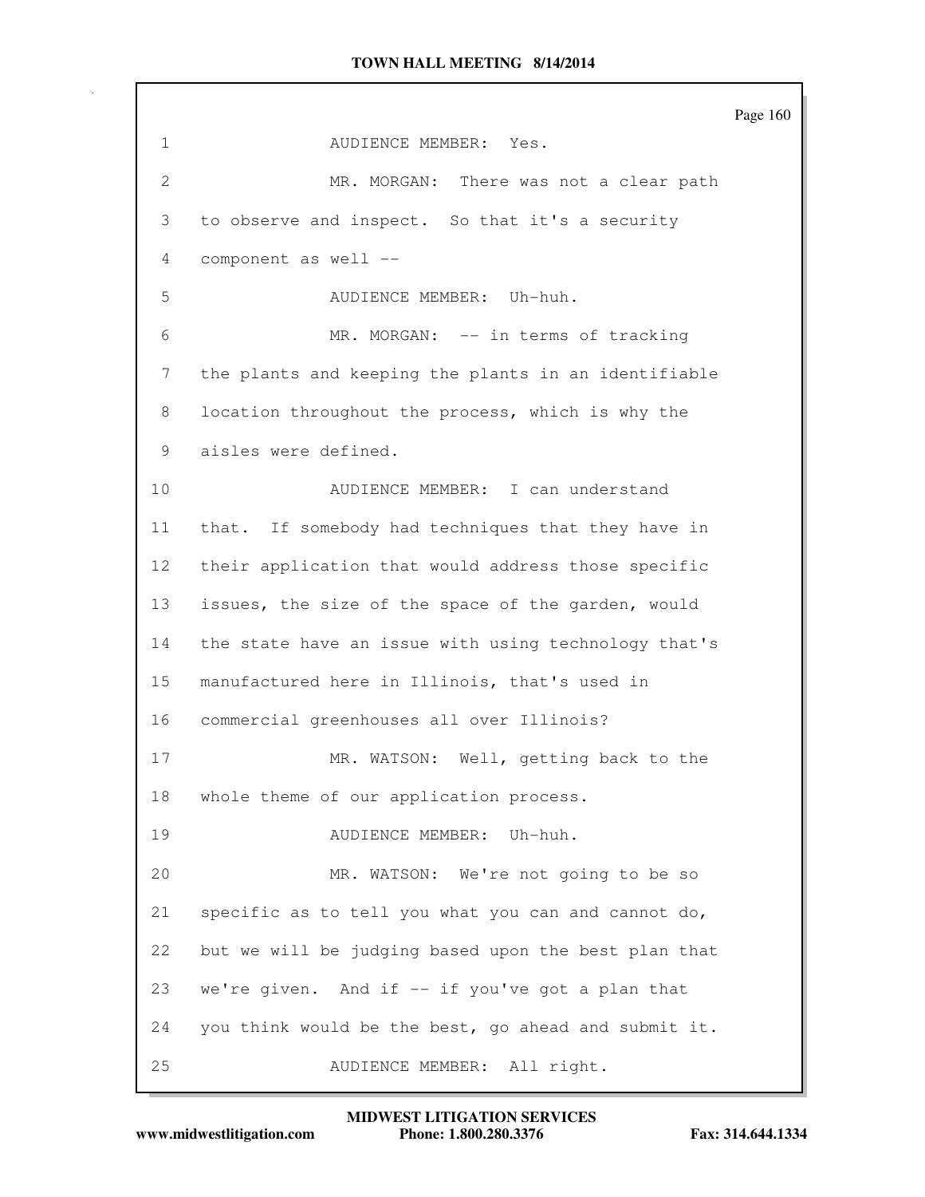AUDIENCE MEMBER: Yes.

MR. MORGAN: There was not a clear path to observe and inspect. So that it's a security component as well --

AUDIENCE MEMBER: Uh-huh.

MR. MORGAN: -- in terms of tracking the plants and keeping the plants in an identifiable location throughout the process, which is why the aisles were defined.

AUDIENCE MEMBER: I can understand that. If somebody had techniques that they have in their application that would address those specific issues, the size of the space of the garden, would the state have an issue with using technology that's manufactured here in Illinois, that's used in commercial greenhouses all over Illinois?

MR. WATSON: Well, getting back to the whole theme of our application process.

AUDIENCE MEMBER: Uh-huh.

MR. WATSON: We're not going to be so specific as to tell you what you can and cannot do, but we will be judging based upon the best plan that we're given. And if -- if you've got a plan that you think would be the best, go ahead and submit it.

AUDIENCE MEMBER: All right.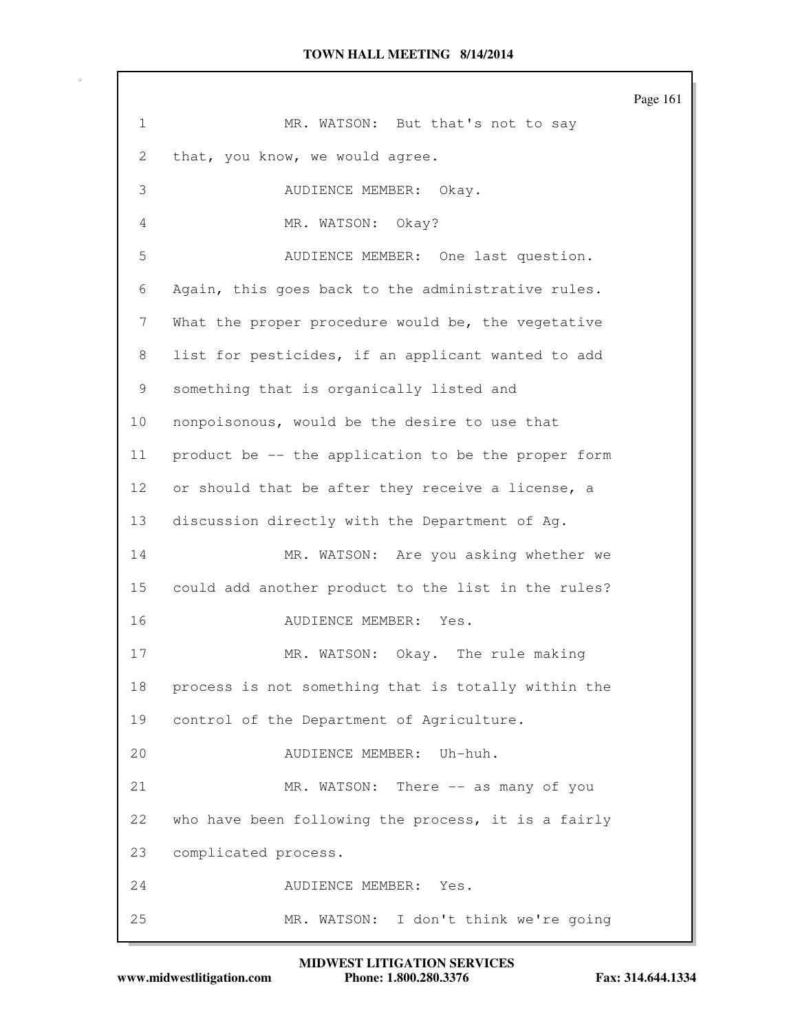1 MR. WATSON: But that's not to say
2 that, you know, we would agree.
3 AUDIENCE MEMBER: Okay.
4 MR. WATSON: Okay?
5 AUDIENCE MEMBER: One last question.
6 Again, this goes back to the administrative rules.
7 What the proper procedure would be, the vegetative
8 list for pesticides, if an applicant wanted to add
9 something that is organically listed and
10 nonpoisonous, would be the desire to use that
11 product be -- the application to be the proper form
12 or should that be after they receive a license, a
13 discussion directly with the Department of Ag.
14 MR. WATSON: Are you asking whether we
15 could add another product to the list in the rules?
16 AUDIENCE MEMBER: Yes.
17 MR. WATSON: Okay. The rule making
18 process is not something that is totally within the
19 control of the Department of Agriculture.
20 AUDIENCE MEMBER: Uh-huh.
21 MR. WATSON: There -- as many of you
22 who have been following the process, it is a fairly
23 complicated process.
24 AUDIENCE MEMBER: Yes.
25 MR. WATSON: I don't think we're going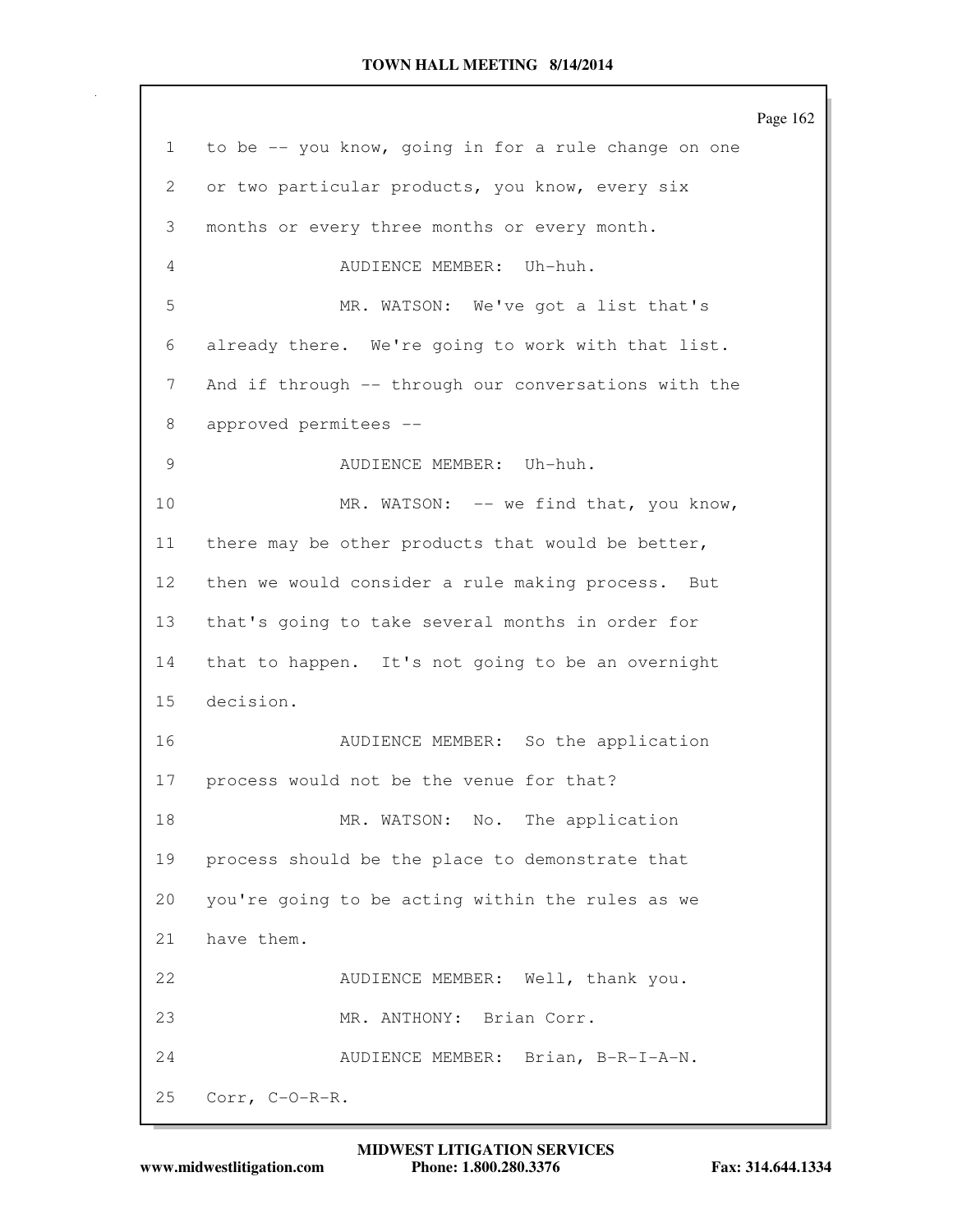1 to be -- you know, going in for a rule change on one
2 or two particular products, you know, every six
3 months or every three months or every month.
4 AUDIENCE MEMBER: Uh-huh.
5 MR. WATSON: We've got a list that's
6 already there. We're going to work with that list.
7 And if through -- through our conversations with the
8 approved permitees --
9 AUDIENCE MEMBER: Uh-huh.
10 MR. WATSON: -- we find that, you know,
11 there may be other products that would be better,
12 then we would consider a rule making process. But
13 that's going to take several months in order for
14 that to happen. It's not going to be an overnight
15 decision.
16 AUDIENCE MEMBER: So the application
17 process would not be the venue for that?
18 MR. WATSON: No. The application
19 process should be the place to demonstrate that
20 you're going to be acting within the rules as we
21 have them.
22 AUDIENCE MEMBER: Well, thank you.
23 MR. ANTHONY: Brian Corr.
24 AUDIENCE MEMBER: Brian, B-R-I-A-N.
25 Corr, C-O-R-R.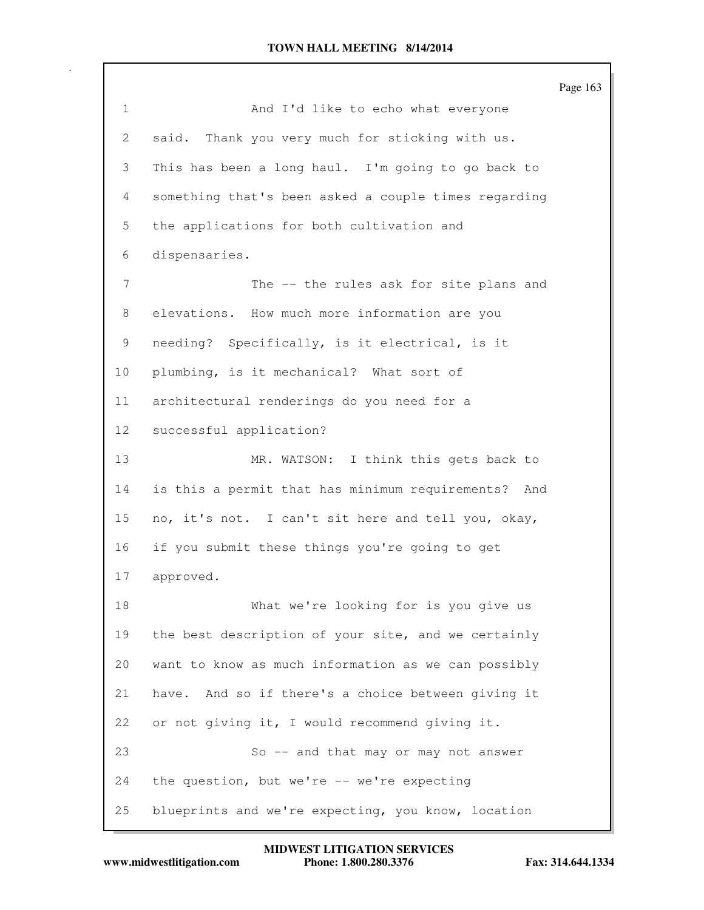And I'd like to echo what everyone said. Thank you very much for sticking with us. This has been a long haul. I'm going to go back to something that's been asked a couple times regarding the applications for both cultivation and dispensaries.

The -- the rules ask for site plans and elevations. How much more information are you needing? Specifically, is it electrical, is it plumbing, is it mechanical? What sort of architectural renderings do you need for a successful application?

MR. WATSON: I think this gets back to is this a permit that has minimum requirements? And no, it's not. I can't sit here and tell you, okay, if you submit these things you're going to get approved.

What we're looking for is you give us the best description of your site, and we certainly want to know as much information as we can possibly have. And so if there's a choice between giving it or not giving it, I would recommend giving it.

So -- and that may or may not answer the question, but we're -- we're expecting blueprints and we're expecting, you know, location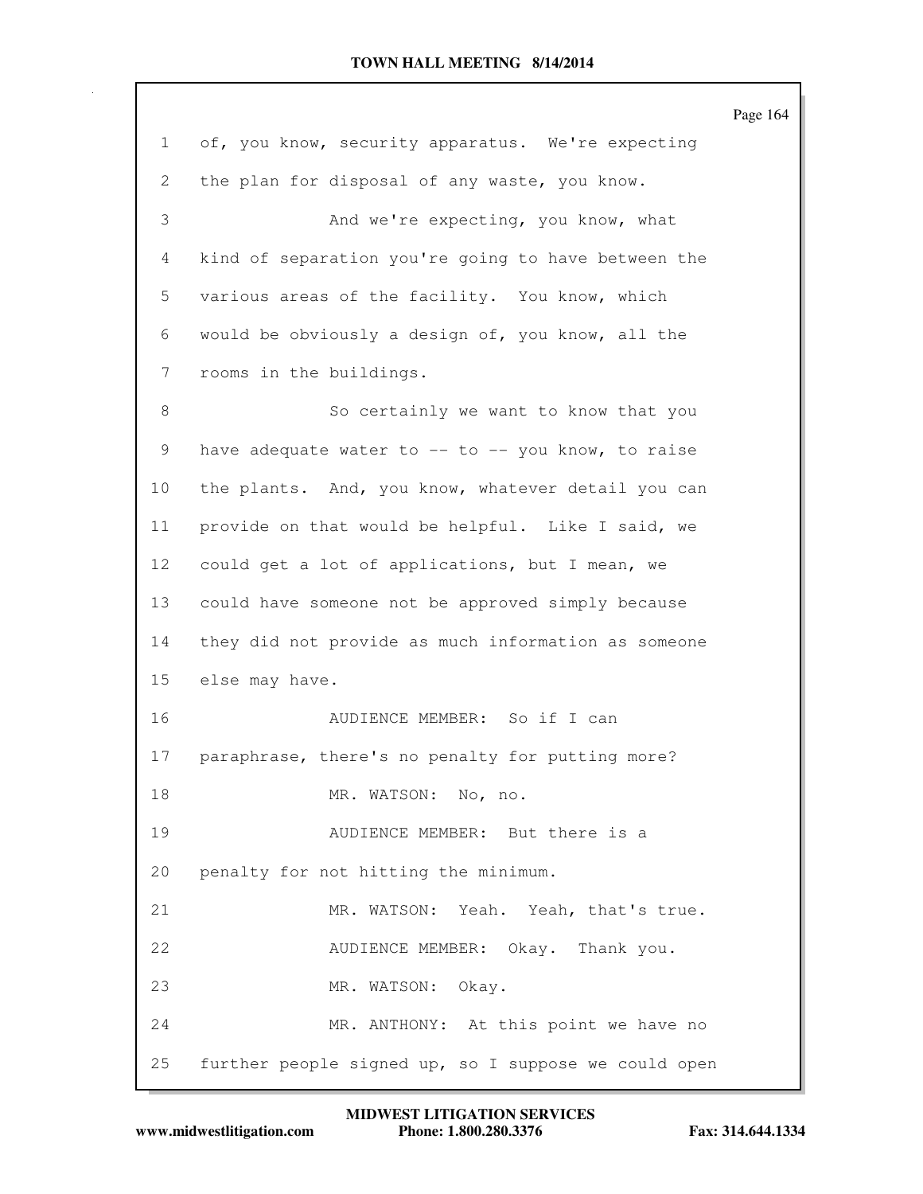of, you know, security apparatus. We're expecting the plan for disposal of any waste, you know.

And we're expecting, you know, what kind of separation you're going to have between the various areas of the facility. You know, which would be obviously a design of, you know, all the rooms in the buildings.

So certainly we want to know that you have adequate water to -- to -- you know, to raise the plants. And, you know, whatever detail you can provide on that would be helpful. Like I said, we could get a lot of applications, but I mean, we could have someone not be approved simply because they did not provide as much information as someone else may have.

AUDIENCE MEMBER: So if I can paraphrase, there's no penalty for putting more?

MR. WATSON: No, no.

AUDIENCE MEMBER: But there is a penalty for not hitting the minimum.

MR. WATSON: Yeah. Yeah, that's true.

AUDIENCE MEMBER: Okay. Thank you.

MR. WATSON: Okay.

MR. ANTHONY: At this point we have no further people signed up, so I suppose we could open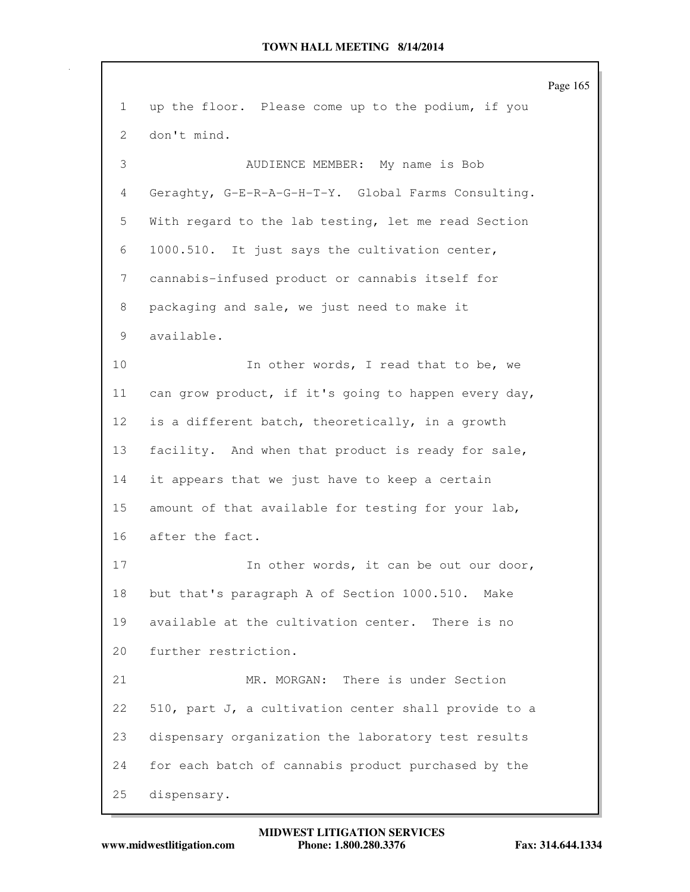up the floor. Please come up to the podium, if you don't mind.

AUDIENCE MEMBER: My name is Bob Geraghty, G-E-R-A-G-H-T-Y. Global Farms Consulting. With regard to the lab testing, let me read Section 1000.510. It just says the cultivation center, cannabis-infused product or cannabis itself for packaging and sale, we just need to make it available.

In other words, I read that to be, we can grow product, if it's going to happen every day, is a different batch, theoretically, in a growth facility. And when that product is ready for sale, it appears that we just have to keep a certain amount of that available for testing for your lab, after the fact.

In other words, it can be out our door, but that's paragraph A of Section 1000.510. Make available at the cultivation center. There is no further restriction.

MR. MORGAN: There is under Section 510, part J, a cultivation center shall provide to a dispensary organization the laboratory test results for each batch of cannabis product purchased by the dispensary.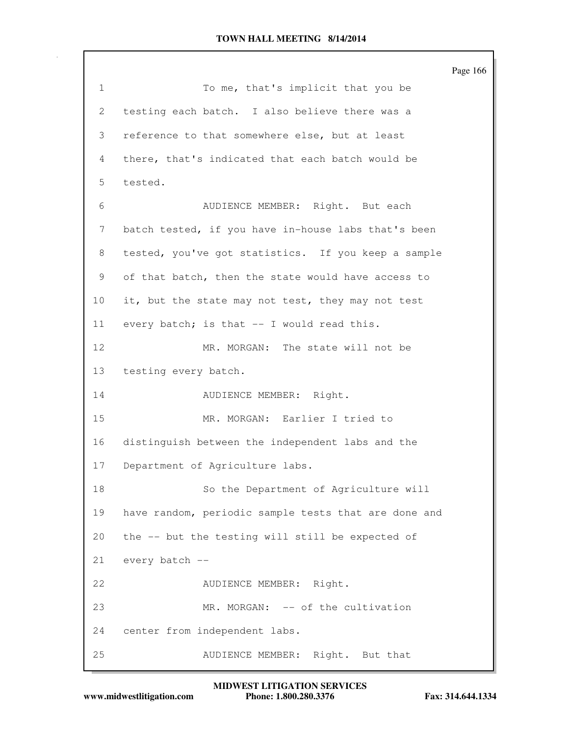To me, that's implicit that you be testing each batch. I also believe there was a reference to that somewhere else, but at least there, that's indicated that each batch would be tested.

AUDIENCE MEMBER: Right. But each batch tested, if you have in-house labs that's been tested, you've got statistics. If you keep a sample of that batch, then the state would have access to it, but the state may not test, they may not test every batch; is that -- I would read this.

MR. MORGAN: The state will not be testing every batch.

AUDIENCE MEMBER: Right.

MR. MORGAN: Earlier I tried to distinguish between the independent labs and the Department of Agriculture labs.

So the Department of Agriculture will have random, periodic sample tests that are done and the -- but the testing will still be expected of every batch --

AUDIENCE MEMBER: Right.

MR. MORGAN: -- of the cultivation center from independent labs.

AUDIENCE MEMBER: Right. But that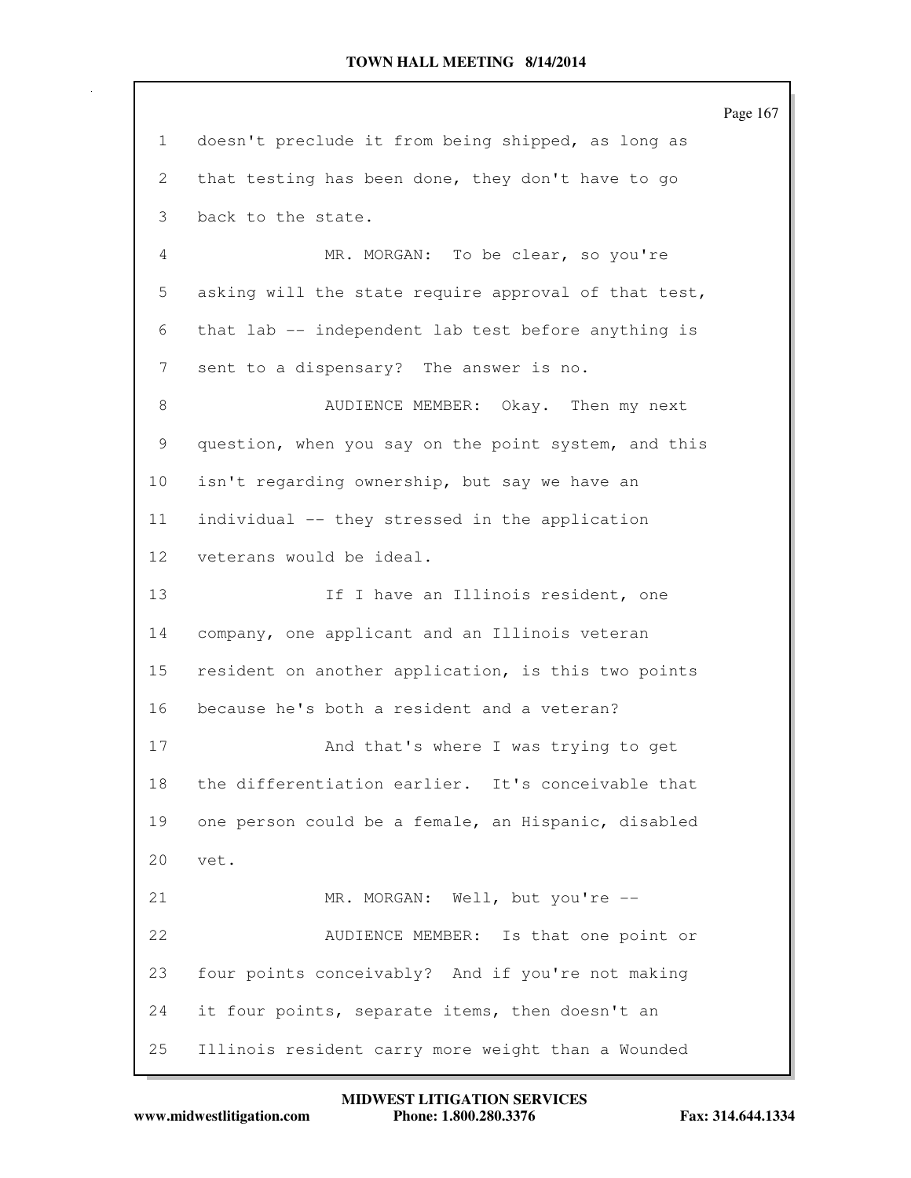doesn't preclude it from being shipped, as long as that testing has been done, they don't have to go back to the state.

MR. MORGAN: To be clear, so you're asking will the state require approval of that test, that lab -- independent lab test before anything is sent to a dispensary? The answer is no.

AUDIENCE MEMBER: Okay. Then my next question, when you say on the point system, and this isn't regarding ownership, but say we have an individual -- they stressed in the application veterans would be ideal.

If I have an Illinois resident, one company, one applicant and an Illinois veteran resident on another application, is this two points because he's both a resident and a veteran?

And that's where I was trying to get the differentiation earlier. It's conceivable that one person could be a female, an Hispanic, disabled vet.

MR. MORGAN: Well, but you're --

AUDIENCE MEMBER: Is that one point or four points conceivably? And if you're not making it four points, separate items, then doesn't an Illinois resident carry more weight than a Wounded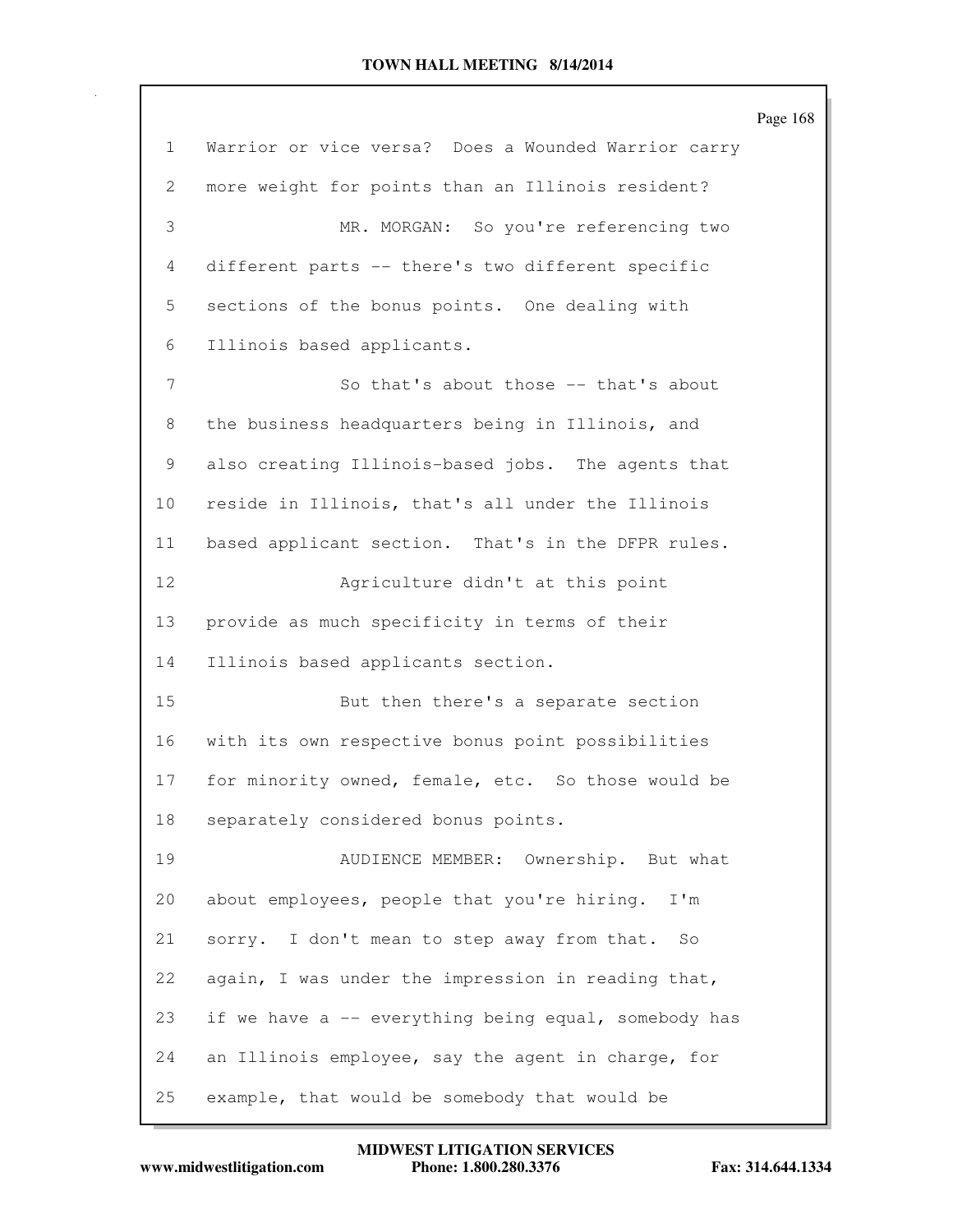Warrior or vice versa? Does a Wounded Warrior carry more weight for points than an Illinois resident?

MR. MORGAN: So you're referencing two different parts -- there's two different specific sections of the bonus points. One dealing with Illinois based applicants.

So that's about those -- that's about the business headquarters being in Illinois, and also creating Illinois-based jobs. The agents that reside in Illinois, that's all under the Illinois based applicant section. That's in the DFPR rules.

Agriculture didn't at this point provide as much specificity in terms of their Illinois based applicants section.

But then there's a separate section with its own respective bonus point possibilities for minority owned, female, etc. So those would be separately considered bonus points.

AUDIENCE MEMBER: Ownership. But what about employees, people that you're hiring. I'm sorry. I don't mean to step away from that. So again, I was under the impression in reading that, if we have a -- everything being equal, somebody has an Illinois employee, say the agent in charge, for example, that would be somebody that would be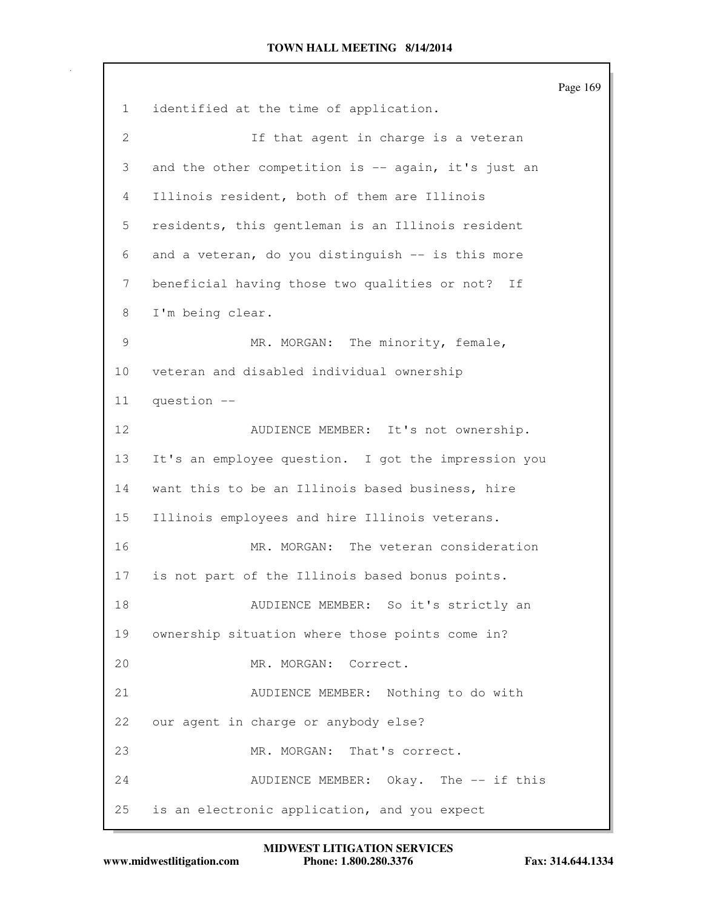identified at the time of application.

If that agent in charge is a veteran and the other competition is -- again, it's just an Illinois resident, both of them are Illinois residents, this gentleman is an Illinois resident and a veteran, do you distinguish -- is this more beneficial having those two qualities or not? If I'm being clear.

MR. MORGAN: The minority, female, veteran and disabled individual ownership question --

AUDIENCE MEMBER: It's not ownership. It's an employee question. I got the impression you want this to be an Illinois based business, hire Illinois employees and hire Illinois veterans.

MR. MORGAN: The veteran consideration is not part of the Illinois based bonus points.

AUDIENCE MEMBER: So it's strictly an ownership situation where those points come in?

MR. MORGAN: Correct.

AUDIENCE MEMBER: Nothing to do with our agent in charge or anybody else?

MR. MORGAN: That's correct.

AUDIENCE MEMBER: Okay. The -- if this is an electronic application, and you expect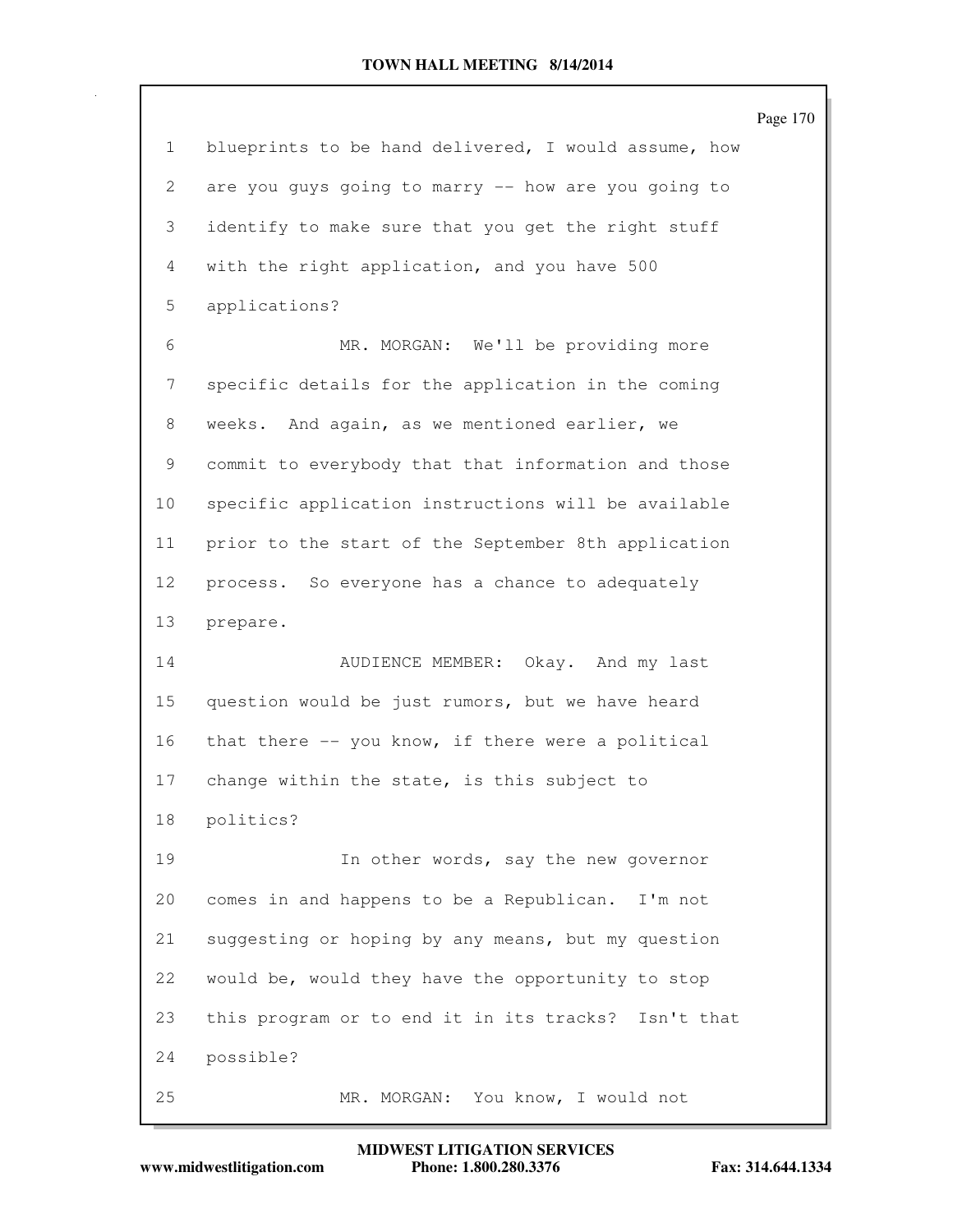1 blueprints to be hand delivered, I would assume, how
2 are you guys going to marry -- how are you going to
3 identify to make sure that you get the right stuff
4 with the right application, and you have 500
5 applications?

6 MR. MORGAN: We'll be providing more
7 specific details for the application in the coming
8 weeks. And again, as we mentioned earlier, we
9 commit to everybody that that information and those
10 specific application instructions will be available
11 prior to the start of the September 8th application
12 process. So everyone has a chance to adequately
13 prepare.

14 AUDIENCE MEMBER: Okay. And my last
15 question would be just rumors, but we have heard
16 that there -- you know, if there were a political
17 change within the state, is this subject to
18 politics?

19 In other words, say the new governor
20 comes in and happens to be a Republican. I'm not
21 suggesting or hoping by any means, but my question
22 would be, would they have the opportunity to stop
23 this program or to end it in its tracks? Isn't that
24 possible?

25 MR. MORGAN: You know, I would not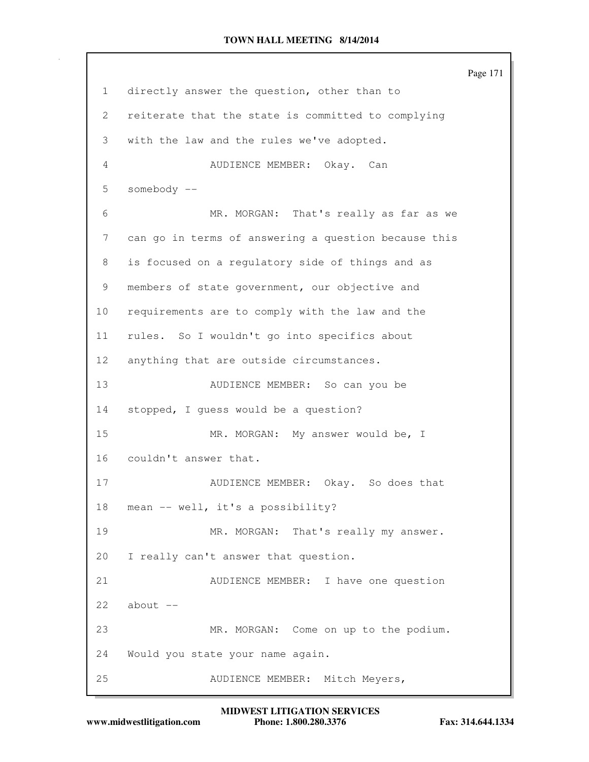1 directly answer the question, other than to
2 reiterate that the state is committed to complying
3 with the law and the rules we've adopted.
4 AUDIENCE MEMBER: Okay. Can
5 somebody --
6 MR. MORGAN: That's really as far as we
7 can go in terms of answering a question because this
8 is focused on a regulatory side of things and as
9 members of state government, our objective and
10 requirements are to comply with the law and the
11 rules. So I wouldn't go into specifics about
12 anything that are outside circumstances.
13 AUDIENCE MEMBER: So can you be
14 stopped, I guess would be a question?
15 MR. MORGAN: My answer would be, I
16 couldn't answer that.
17 AUDIENCE MEMBER: Okay. So does that
18 mean -- well, it's a possibility?
19 MR. MORGAN: That's really my answer.
20 I really can't answer that question.
21 AUDIENCE MEMBER: I have one question
22 about --
23 MR. MORGAN: Come on up to the podium.
24 Would you state your name again.
25 AUDIENCE MEMBER: Mitch Meyers,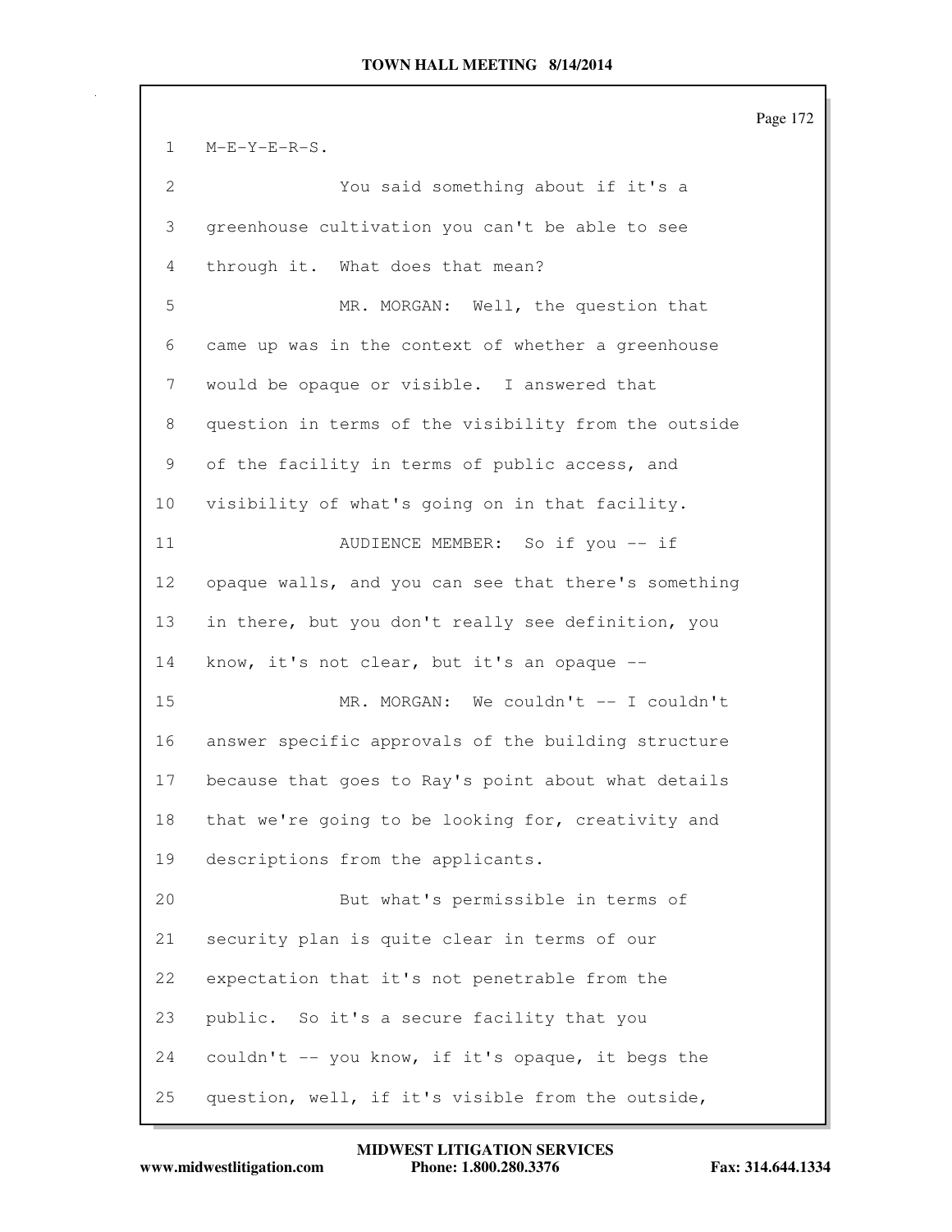M-E-Y-E-R-S.

You said something about if it's a greenhouse cultivation you can't be able to see through it. What does that mean?

MR. MORGAN: Well, the question that came up was in the context of whether a greenhouse would be opaque or visible. I answered that question in terms of the visibility from the outside of the facility in terms of public access, and visibility of what's going on in that facility.

AUDIENCE MEMBER: So if you -- if opaque walls, and you can see that there's something in there, but you don't really see definition, you know, it's not clear, but it's an opaque --

MR. MORGAN: We couldn't -- I couldn't answer specific approvals of the building structure because that goes to Ray's point about what details that we're going to be looking for, creativity and descriptions from the applicants.

But what's permissible in terms of security plan is quite clear in terms of our expectation that it's not penetrable from the public. So it's a secure facility that you couldn't -- you know, if it's opaque, it begs the question, well, if it's visible from the outside,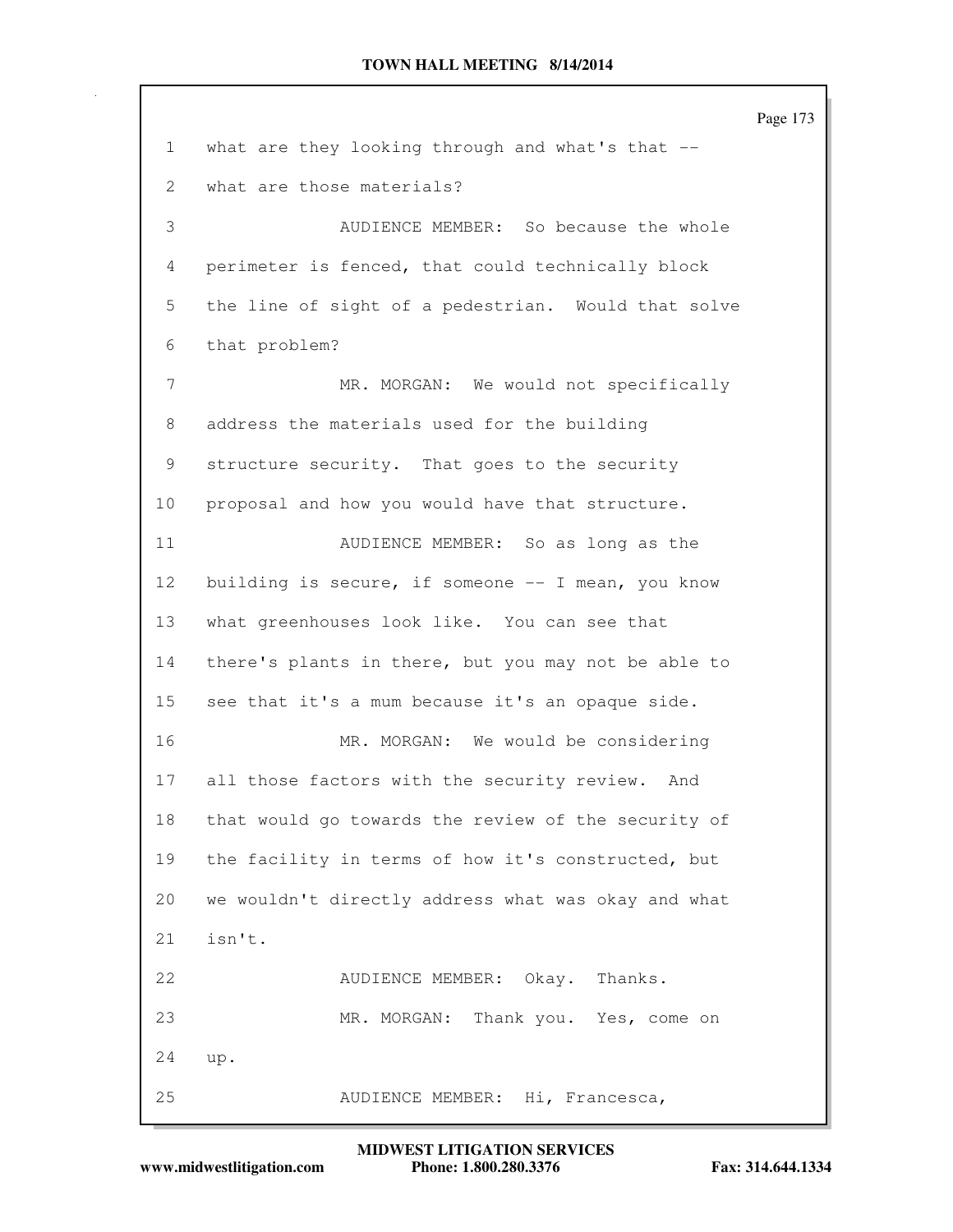1 what are they looking through and what's that --

2 what are those materials?

3 AUDIENCE MEMBER: So because the whole

4 perimeter is fenced, that could technically block

5 the line of sight of a pedestrian. Would that solve

6 that problem?

7 MR. MORGAN: We would not specifically

8 address the materials used for the building

9 structure security. That goes to the security

10 proposal and how you would have that structure.

11 AUDIENCE MEMBER: So as long as the

12 building is secure, if someone -- I mean, you know

13 what greenhouses look like. You can see that

14 there's plants in there, but you may not be able to

15 see that it's a mum because it's an opaque side.

16 MR. MORGAN: We would be considering

17 all those factors with the security review. And

18 that would go towards the review of the security of

19 the facility in terms of how it's constructed, but

20 we wouldn't directly address what was okay and what

21 isn't.

22 AUDIENCE MEMBER: Okay. Thanks.

23 MR. MORGAN: Thank you. Yes, come on

24 up.

25 AUDIENCE MEMBER: Hi, Francesca,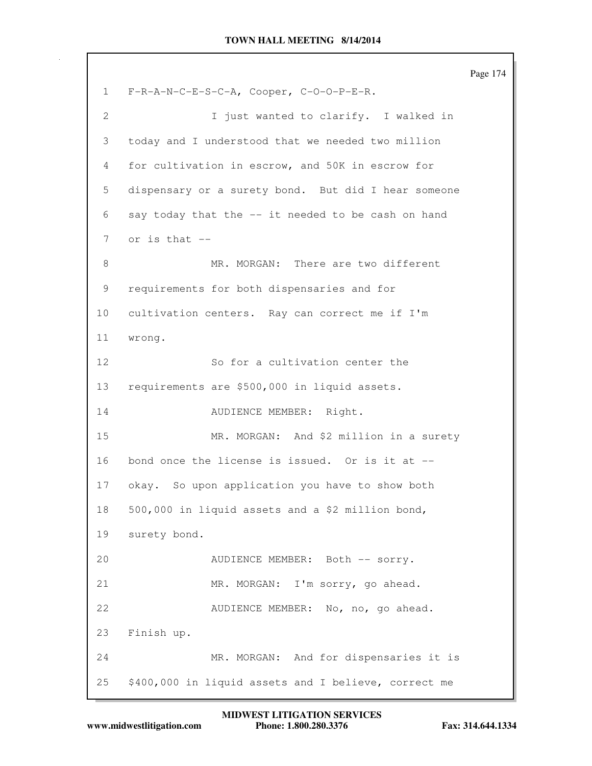F-R-A-N-C-E-S-C-A, Cooper, C-O-O-P-E-R.

I just wanted to clarify. I walked in today and I understood that we needed two million for cultivation in escrow, and 50K in escrow for dispensary or a surety bond. But did I hear someone say today that the -- it needed to be cash on hand or is that --

MR. MORGAN: There are two different requirements for both dispensaries and for cultivation centers. Ray can correct me if I'm wrong.

So for a cultivation center the requirements are $500,000 in liquid assets.

AUDIENCE MEMBER: Right.

MR. MORGAN: And $2 million in a surety bond once the license is issued. Or is it at -- okay. So upon application you have to show both 500,000 in liquid assets and a $2 million bond, surety bond.

AUDIENCE MEMBER: Both -- sorry.

MR. MORGAN: I'm sorry, go ahead.

AUDIENCE MEMBER: No, no, go ahead. Finish up.

MR. MORGAN: And for dispensaries it is $400,000 in liquid assets and I believe, correct me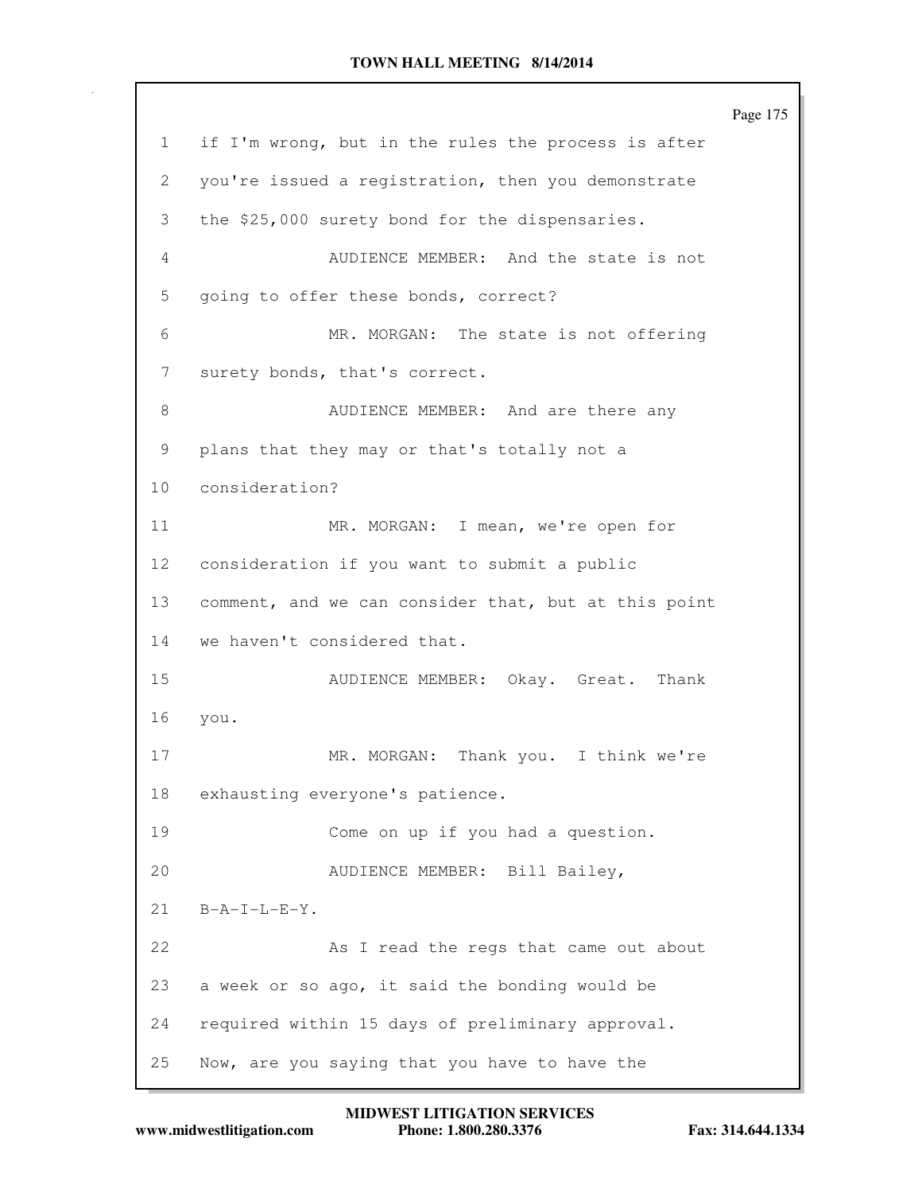1 if I'm wrong, but in the rules the process is after
2 you're issued a registration, then you demonstrate
3 the $25,000 surety bond for the dispensaries.
4 AUDIENCE MEMBER: And the state is not
5 going to offer these bonds, correct?
6 MR. MORGAN: The state is not offering
7 surety bonds, that's correct.
8 AUDIENCE MEMBER: And are there any
9 plans that they may or that's totally not a
10 consideration?
11 MR. MORGAN: I mean, we're open for
12 consideration if you want to submit a public
13 comment, and we can consider that, but at this point
14 we haven't considered that.
15 AUDIENCE MEMBER: Okay. Great. Thank
16 you.
17 MR. MORGAN: Thank you. I think we're
18 exhausting everyone's patience.
19 Come on up if you had a question.
20 AUDIENCE MEMBER: Bill Bailey,
21 B-A-I-L-E-Y.
22 As I read the regs that came out about
23 a week or so ago, it said the bonding would be
24 required within 15 days of preliminary approval.
25 Now, are you saying that you have to have the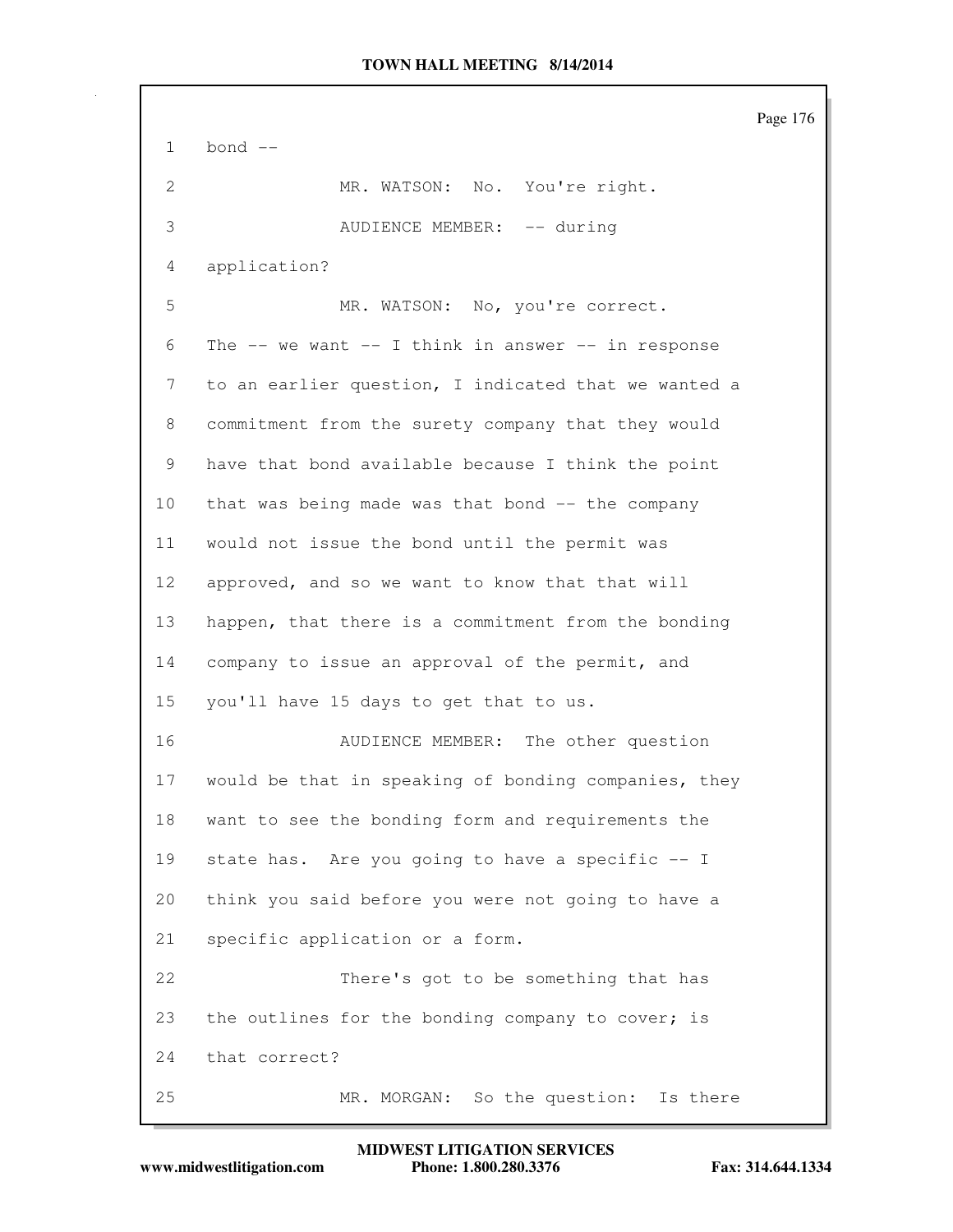1 bond --

2 MR. WATSON: No. You're right.

3 AUDIENCE MEMBER: -- during

4 application?

5 MR. WATSON: No, you're correct.

6 The -- we want -- I think in answer -- in response

7 to an earlier question, I indicated that we wanted a

8 commitment from the surety company that they would

9 have that bond available because I think the point

10 that was being made was that bond -- the company

11 would not issue the bond until the permit was

12 approved, and so we want to know that that will

13 happen, that there is a commitment from the bonding

14 company to issue an approval of the permit, and

15 you'll have 15 days to get that to us.

16 AUDIENCE MEMBER: The other question

17 would be that in speaking of bonding companies, they

18 want to see the bonding form and requirements the

19 state has. Are you going to have a specific -- I

20 think you said before you were not going to have a

21 specific application or a form.

22 There's got to be something that has

23 the outlines for the bonding company to cover; is

24 that correct?

25 MR. MORGAN: So the question: Is there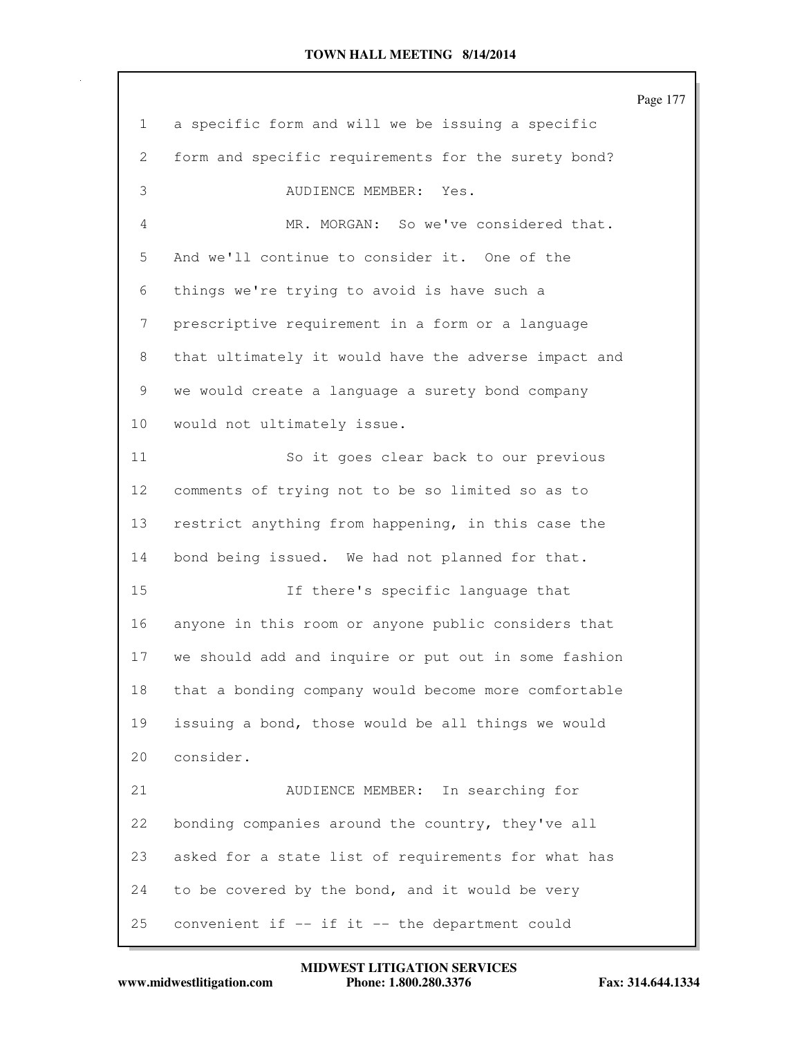1 a specific form and will we be issuing a specific
2 form and specific requirements for the surety bond?
3 AUDIENCE MEMBER: Yes.
4 MR. MORGAN: So we've considered that.
5 And we'll continue to consider it. One of the
6 things we're trying to avoid is have such a
7 prescriptive requirement in a form or a language
8 that ultimately it would have the adverse impact and
9 we would create a language a surety bond company
10 would not ultimately issue.
11 So it goes clear back to our previous
12 comments of trying not to be so limited so as to
13 restrict anything from happening, in this case the
14 bond being issued. We had not planned for that.
15 If there's specific language that
16 anyone in this room or anyone public considers that
17 we should add and inquire or put out in some fashion
18 that a bonding company would become more comfortable
19 issuing a bond, those would be all things we would
20 consider.
21 AUDIENCE MEMBER: In searching for
22 bonding companies around the country, they've all
23 asked for a state list of requirements for what has
24 to be covered by the bond, and it would be very
25 convenient if -- if it -- the department could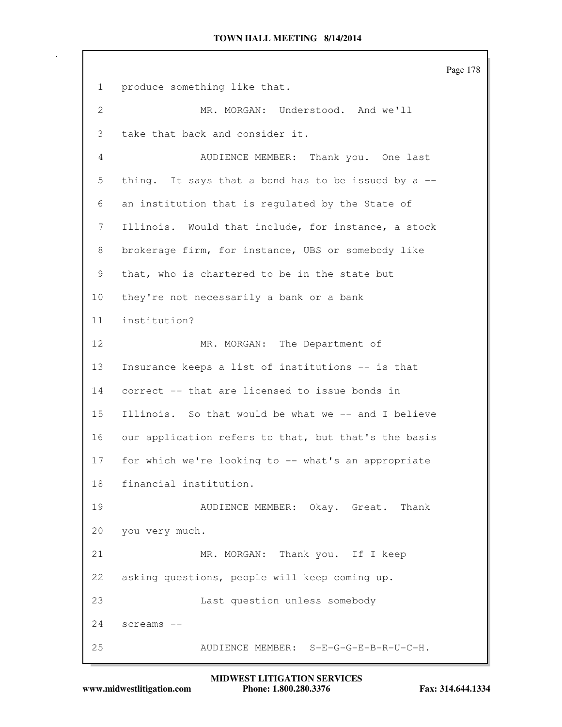produce something like that.

MR. MORGAN: Understood. And we'll take that back and consider it.

AUDIENCE MEMBER: Thank you. One last thing. It says that a bond has to be issued by a -- an institution that is regulated by the State of Illinois. Would that include, for instance, a stock brokerage firm, for instance, UBS or somebody like that, who is chartered to be in the state but they're not necessarily a bank or a bank institution?

MR. MORGAN: The Department of Insurance keeps a list of institutions -- is that correct -- that are licensed to issue bonds in Illinois. So that would be what we -- and I believe our application refers to that, but that's the basis for which we're looking to -- what's an appropriate financial institution.

AUDIENCE MEMBER: Okay. Great. Thank you very much.

MR. MORGAN: Thank you. If I keep asking questions, people will keep coming up.

Last question unless somebody screams --

AUDIENCE MEMBER: S-E-G-G-E-B-R-U-C-H.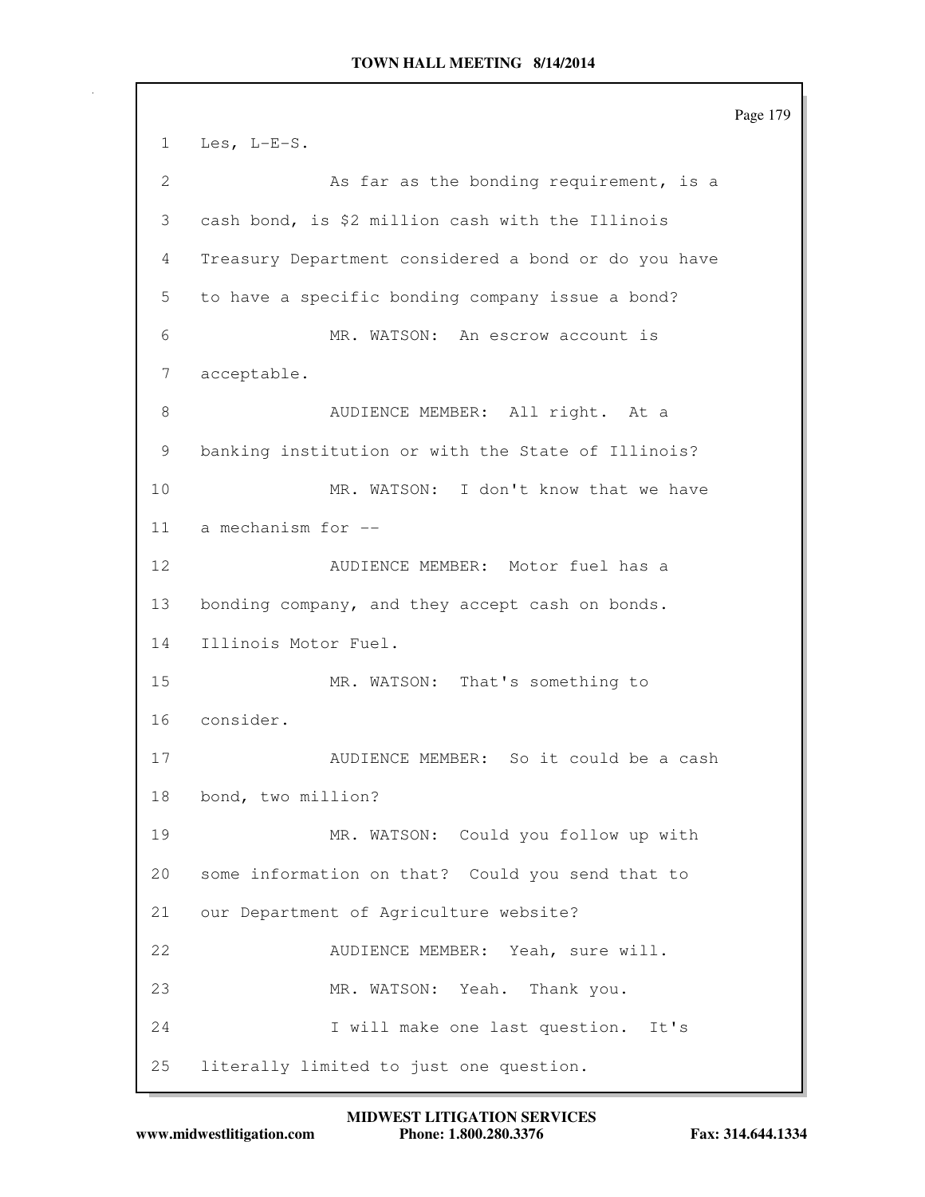Les, L-E-S.

As far as the bonding requirement, is a cash bond, is $2 million cash with the Illinois Treasury Department considered a bond or do you have to have a specific bonding company issue a bond?

MR. WATSON: An escrow account is acceptable.

AUDIENCE MEMBER: All right. At a banking institution or with the State of Illinois?

MR. WATSON: I don't know that we have a mechanism for --

AUDIENCE MEMBER: Motor fuel has a bonding company, and they accept cash on bonds. Illinois Motor Fuel.

MR. WATSON: That's something to consider.

AUDIENCE MEMBER: So it could be a cash bond, two million?

MR. WATSON: Could you follow up with some information on that? Could you send that to our Department of Agriculture website?

AUDIENCE MEMBER: Yeah, sure will.

MR. WATSON: Yeah. Thank you.

I will make one last question. It's literally limited to just one question.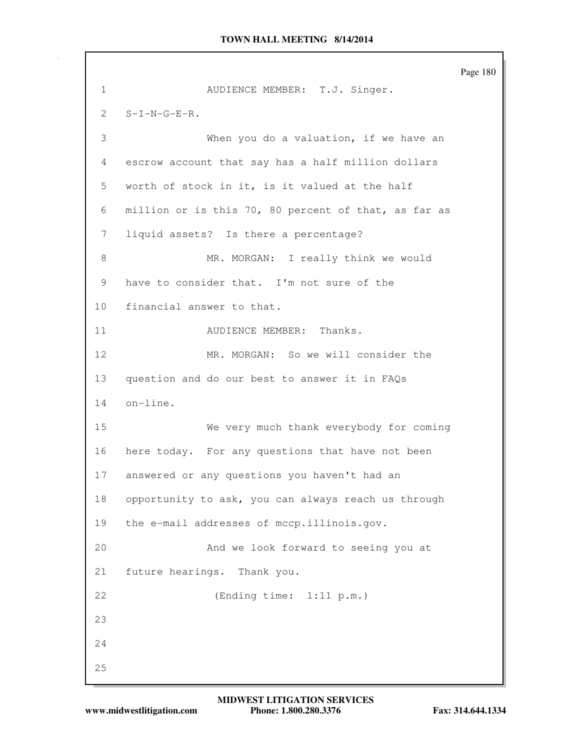AUDIENCE MEMBER: T.J. Singer. S-I-N-G-E-R.

When you do a valuation, if we have an escrow account that say has a half million dollars worth of stock in it, is it valued at the half million or is this 70, 80 percent of that, as far as liquid assets? Is there a percentage?

MR. MORGAN: I really think we would have to consider that. I'm not sure of the financial answer to that.

AUDIENCE MEMBER: Thanks.

MR. MORGAN: So we will consider the question and do our best to answer it in FAQs on-line.

We very much thank everybody for coming here today. For any questions that have not been answered or any questions you haven't had an opportunity to ask, you can always reach us through the e-mail addresses of mccp.illinois.gov.

And we look forward to seeing you at future hearings. Thank you.

(Ending time: 1:11 p.m.)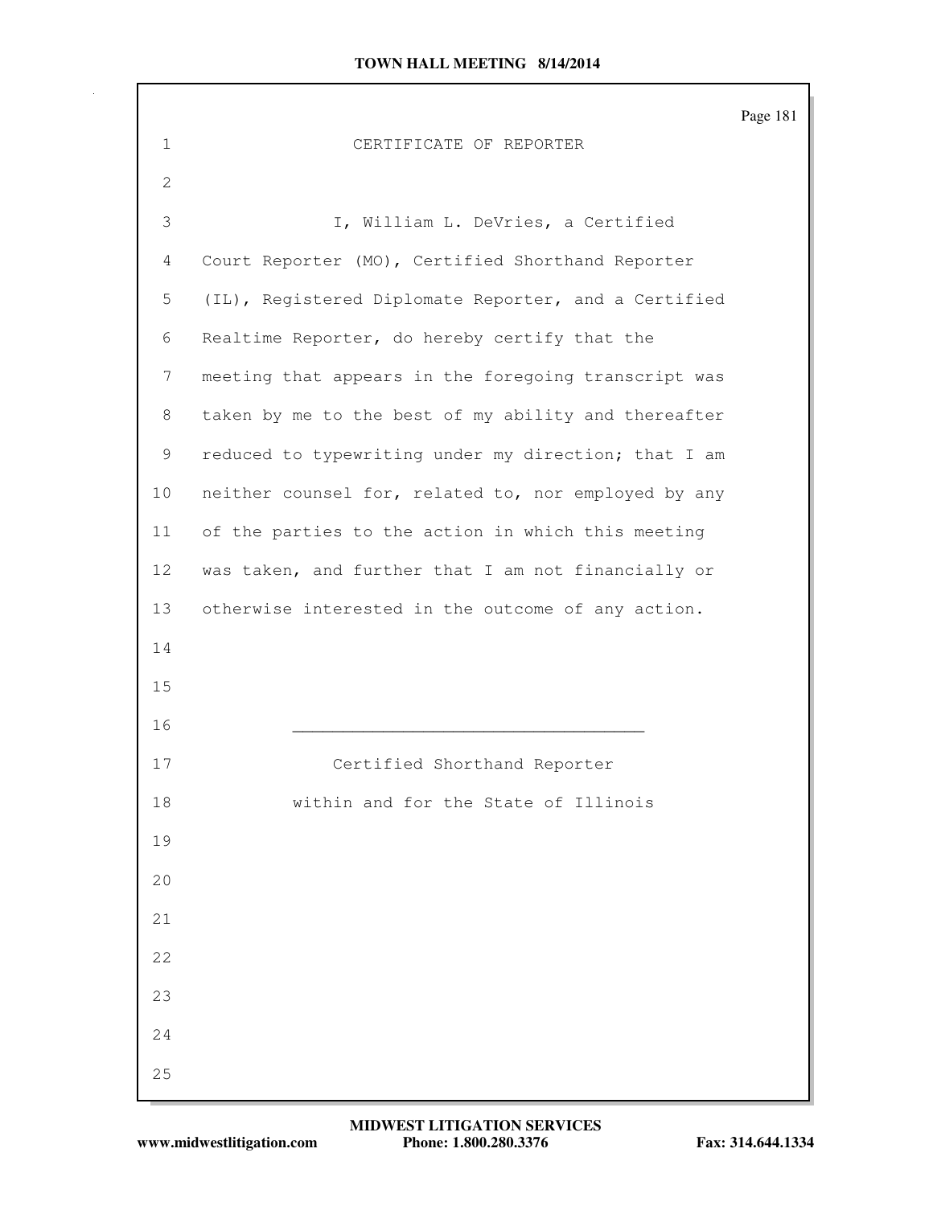# CERTIFICATE OF REPORTER

I, William L. DeVries, a Certified Court Reporter (MO), Certified Shorthand Reporter (IL), Registered Diplomate Reporter, and a Certified Realtime Reporter, do hereby certify that the meeting that appears in the foregoing transcript was taken by me to the best of my ability and thereafter reduced to typewriting under my direction; that I am neither counsel for, related to, nor employed by any of the parties to the action in which this meeting was taken, and further that I am not financially or otherwise interested in the outcome of any action.

\_\_\_\_\_\_\_\_\_\_\_\_\_\_\_\_\_\_\_\_\_\_\_\_\_\_\_\_\_\_\_\_\_\_\_\_

Certified Shorthand Reporter
within and for the State of Illinois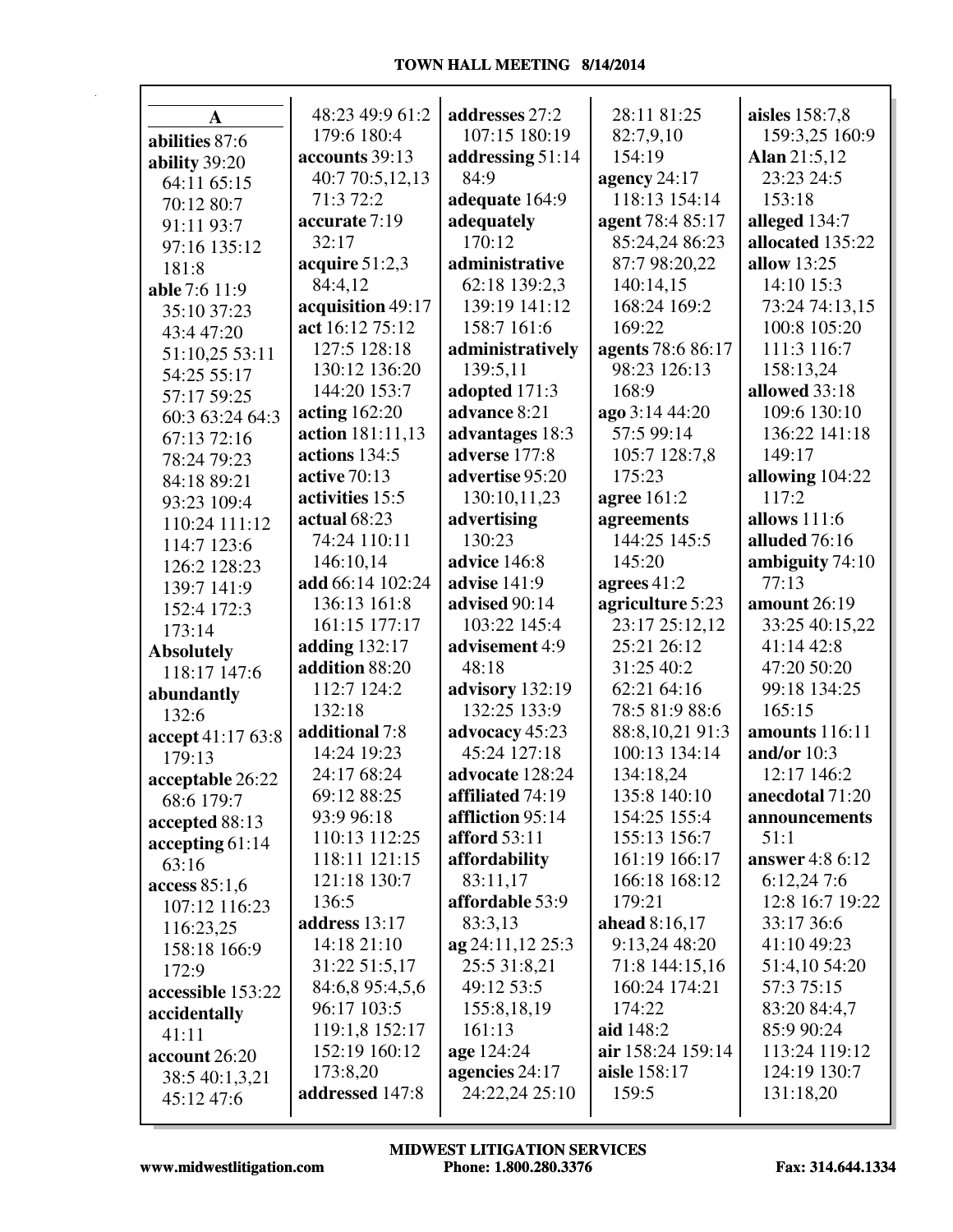## A

**abilities** 87:6
**ability** 39:20 64:11 65:15 70:12 80:7 91:11 93:7 97:16 135:12 181:8
**able** 7:6 11:9 35:10 37:23 43:4 47:20 51:10,25 53:11 54:25 55:17 57:17 59:25 60:3 63:24 64:3 67:13 72:16 78:24 79:23 84:18 89:21 93:23 109:4 110:24 111:12 114:7 123:6 126:2 128:23 139:7 141:9 152:4 172:3 173:14
**Absolutely** 118:17 147:6
**abundantly** 132:6
**accept** 41:17 63:8 179:13
**acceptable** 26:22 68:6 179:7
**accepted** 88:13
**accepting** 61:14 63:16
**access** 85:1,6 107:12 116:23 116:23,25 158:18 166:9 172:9
**accessible** 153:22
**accidentally** 41:11
**account** 26:20 38:5 40:1,3,21 45:12 47:6 48:23 49:9 61:2 179:6 180:4
**accounts** 39:13 40:7 70:5,12,13 71:3 72:2
**accurate** 7:19 32:17
**acquire** 51:2,3 84:4,12
**acquisition** 49:17
**act** 16:12 75:12 127:5 128:18 130:12 136:20 144:20 153:7
**acting** 162:20
**action** 181:11,13
**actions** 134:5
**active** 70:13
**activities** 15:5
**actual** 68:23 74:24 110:11 146:10,14
**add** 66:14 102:24 136:13 161:8 161:15 177:17
**adding** 132:17
**addition** 88:20 112:7 124:2 132:18
**additional** 7:8 14:24 19:23 24:17 68:24 69:12 88:25 93:9 96:18 110:13 112:25 118:11 121:15 121:18 130:7 136:5
**address** 13:17 14:18 21:10 31:22 51:5,17 84:6,8 95:4,5,6 96:17 103:5 119:1,8 152:17 152:19 160:12 173:8,20
**addressed** 147:8
**addresses** 27:2 107:15 180:19
**addressing** 51:14 84:9
**adequate** 164:9
**adequately** 170:12
**administrative** 62:18 139:2,3 139:19 141:12 158:7 161:6
**administratively** 139:5,11
**adopted** 171:3
**advance** 8:21
**advantages** 18:3
**adverse** 177:8
**advertise** 95:20 130:10,11,23
**advertising** 130:23
**advice** 146:8
**advise** 141:9
**advised** 90:14 103:22 145:4
**advisement** 4:9 48:18
**advisory** 132:19 132:25 133:9
**advocacy** 45:23 45:24 127:18
**advocate** 128:24
**affiliated** 74:19
**affliction** 95:14
**afford** 53:11
**affordability** 83:11,17
**affordable** 53:9 83:3,13
**ag** 24:11,12 25:3 25:5 31:8,21 49:12 53:5 155:8,18,19 161:13
**age** 124:24
**agencies** 24:17 24:22,24 25:10 28:11 81:25 82:7,9,10 154:19
**agency** 24:17 118:13 154:14
**agent** 78:4 85:17 85:24,24 86:23 87:7 98:20,22 140:14,15 168:24 169:2 169:22
**agents** 78:6 86:17 98:23 126:13 168:9
**ago** 3:14 44:20 57:5 99:14 105:7 128:7,8 175:23
**agree** 161:2
**agreements** 144:25 145:5 145:20
**agrees** 41:2
**agriculture** 5:23 23:17 25:12,12 25:21 26:12 31:25 40:2 62:21 64:16 78:5 81:9 88:6 88:8,10,21 91:3 100:13 134:14 134:18,24 135:8 140:10 154:25 155:4 155:13 156:7 161:19 166:17 166:18 168:12 179:21
**ahead** 8:16,17 9:13,24 48:20 71:8 144:15,16 160:24 174:21 174:22
**aid** 148:2
**air** 158:24 159:14
**aisle** 158:17 159:5
**aisles** 158:7,8 159:3,25 160:9
**Alan** 21:5,12 23:23 24:5 153:18
**alleged** 134:7
**allocated** 135:22
**allow** 13:25 14:10 15:3 73:24 74:13,15 100:8 105:20 111:3 116:7 158:13,24
**allowed** 33:18 109:6 130:10 136:22 141:18 149:17
**allowing** 104:22 117:2
**allows** 111:6
**alluded** 76:16
**ambiguity** 74:10 77:13
**amount** 26:19 33:25 40:15,22 41:14 42:8 47:20 50:20 99:18 134:25 165:15
**amounts** 116:11
**and/or** 10:3 12:17 146:2
**anecdotal** 71:20
**announcements** 51:1
**answer** 4:8 6:12 6:12,24 7:6 12:8 16:7 19:22 33:17 36:6 41:10 49:23 51:4,10 54:20 57:3 75:15 83:20 84:4,7 85:9 90:24 113:24 119:12 124:19 130:7 131:18,20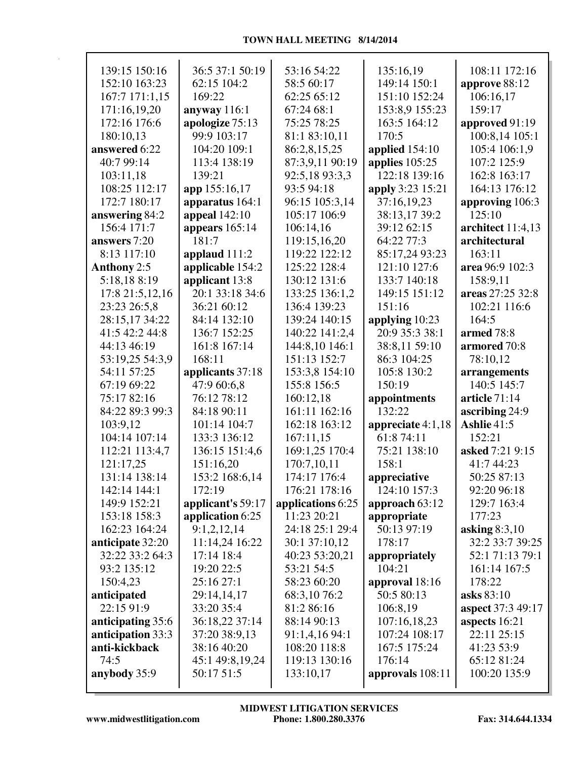139:15 150:16
152:10 163:23
167:7 171:1,15
171:16,19,20
172:16 176:6
180:10,13

**answered** 6:22
40:7 99:14
103:11,18
108:25 112:17
172:7 180:17

**answering** 84:2
156:4 171:7

**answers** 7:20
8:13 117:10

**Anthony** 2:5
5:18,18 8:19
17:8 21:5,12,16
23:23 26:5,8
28:15,17 34:22
41:5 42:2 44:8
44:13 46:19
53:19,25 54:3,9
54:11 57:25
67:19 69:22
75:17 82:16
84:22 89:3 99:3
103:9,12
104:14 107:14
112:21 113:4,7
121:17,25
131:14 138:14
142:14 144:1
149:9 152:21
153:18 158:3
162:23 164:24

**anticipate** 32:20
32:22 33:2 64:3
93:2 135:12
150:4,23

**anticipated**
22:15 91:9

**anticipating** 35:6

**anticipation** 33:3

**anti-kickback**
74:5

**anybody** 35:9
36:5 37:1 50:19
62:15 104:2
169:22

**anyway** 116:1

**apologize** 75:13
99:9 103:17
104:20 109:1
113:4 138:19
139:21

**app** 155:16,17

**apparatus** 164:1

**appeal** 142:10

**appears** 165:14
181:7

**applaud** 111:2

**applicable** 154:2

**applicant** 13:8
20:1 33:18 34:6
36:21 60:12
84:14 132:10
136:7 152:25
161:8 167:14
168:11

**applicants** 37:18
47:9 60:6,8
76:12 78:12
84:18 90:11
101:14 104:7
133:3 136:12
136:15 151:4,6
151:16,20
153:2 168:6,14
172:19

**applicant's** 59:17

**application** 6:25
9:1,2,12,14
11:14,24 16:22
17:14 18:4
19:20 22:5
25:16 27:1
29:14,14,17
33:20 35:4
36:18,22 37:14
37:20 38:9,13
38:16 40:20
45:1 49:8,19,24
50:17 51:5
53:16 54:22
58:5 60:17
62:25 65:12
67:24 68:1
75:25 78:25
81:1 83:10,11
86:2,8,15,25
87:3,9,11 90:19
92:5,18 93:3,3
93:5 94:18
96:15 105:3,14
105:17 106:9
106:14,16
119:15,16,20
119:22 122:12
125:22 128:4
130:12 131:6
133:25 136:1,2
136:4 139:23
139:24 140:15
140:22 141:2,4
144:8,10 146:1
151:13 152:7
153:3,8 154:10
155:8 156:5
160:12,18
161:11 162:16
162:18 163:12
167:11,15
169:1,25 170:4
170:7,10,11
174:17 176:4
176:21 178:16

**applications** 6:25
11:23 20:21
24:18 25:1 29:4
30:1 37:10,12
40:23 53:20,21
53:21 54:5
58:23 60:20
68:3,10 76:2
81:2 86:16
88:14 90:13
91:1,4,16 94:1
108:20 118:8
119:13 130:16
133:10,17
135:16,19
149:14 150:1
151:10 152:24
153:8,9 155:23
163:5 164:12
170:5

**applied** 154:10

**applies** 105:25
122:18 139:16

**apply** 3:23 15:21
37:16,19,23
38:13,17 39:2
39:12 62:15
64:22 77:3
85:17,24 93:23
121:10 127:6
133:7 140:18
149:15 151:12
151:16

**applying** 10:23
20:9 35:3 38:1
38:8,11 59:10
86:3 104:25
105:8 130:2
150:19

**appointments**
132:22

**appreciate** 4:1,18
61:8 74:11
75:21 138:10
158:1

**appreciative**
124:10 157:3

**approach** 63:12

**appropriate**
50:13 97:19
178:17

**appropriately**
104:21

**approval** 18:16
50:5 80:13
106:8,19
107:16,18,23
107:24 108:17
167:5 175:24
176:14

**approvals** 108:11
172:16

**approve** 88:12
106:16,17
159:17

**approved** 91:19
100:8,14 105:1
105:4 106:1,9
107:2 125:9
162:8 163:17
164:13 176:12

**approving** 106:3
125:10

**architect** 11:4,13

**architectural**
163:11

**area** 96:9 102:3
158:9,11

**areas** 27:25 32:8
102:21 116:6
164:5

**armed** 78:8

**armored** 70:8
78:10,12

**arrangements**
140:5 145:7

**article** 71:14

**ascribing** 24:9

**Ashlie** 41:5
152:21

**asked** 7:21 9:15
41:7 44:23
50:25 87:13
92:20 96:18
129:7 163:4
177:23

**asking** 8:3,10
32:2 33:7 39:25
52:1 71:13 79:1
161:14 167:5
178:22

**asks** 83:10

**aspect** 37:3 49:17

**aspects** 16:21
22:11 25:15
41:23 53:9
65:12 81:24
100:20 135:9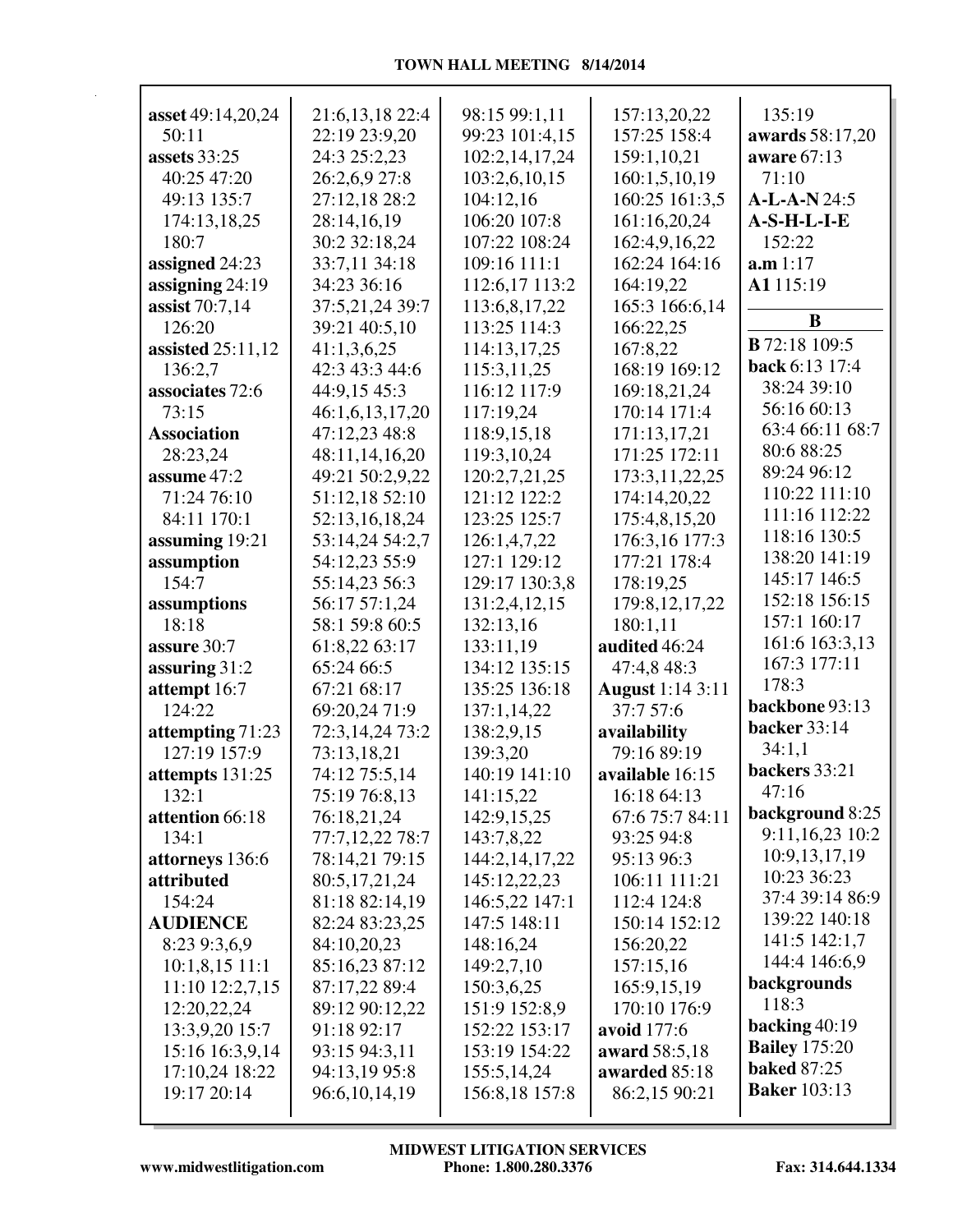**asset** 49:14,20,24 50:11
**assets** 33:25 40:25 47:20 49:13 135:7 174:13,18,25 180:7
**assigned** 24:23
**assigning** 24:19
**assist** 70:7,14 126:20
**assisted** 25:11,12 136:2,7
**associates** 72:6 73:15
**Association** 28:23,24
**assume** 47:2 71:24 76:10 84:11 170:1
**assuming** 19:21
**assumption** 154:7
**assumptions** 18:18
**assure** 30:7
**assuring** 31:2
**attempt** 16:7 124:22
**attempting** 71:23 127:19 157:9
**attempts** 131:25 132:1
**attention** 66:18 134:1
**attorneys** 136:6
**attributed** 154:24
**AUDIENCE** 8:23 9:3,6,9 10:1,8,15 11:1 11:10 12:2,7,15 12:20,22,24 13:3,9,20 15:7 15:16 16:3,9,14 17:10,24 18:22 19:17 20:14 21:6,13,18 22:4 22:19 23:9,20 24:3 25:2,23 26:2,6,9 27:8 27:12,18 28:2 28:14,16,19 30:2 32:18,24 33:7,11 34:18 34:23 36:16 37:5,21,24 39:7 39:21 40:5,10 41:1,3,6,25 42:3 43:3 44:6 44:9,15 45:3 46:1,6,13,17,20 47:12,23 48:8 48:11,14,16,20 49:21 50:2,9,22 51:12,18 52:10 52:13,16,18,24 53:14,24 54:2,7 54:12,23 55:9 55:14,23 56:3 56:17 57:1,24 58:1 59:8 60:5 61:8,22 63:17 65:24 66:5 67:21 68:17 69:20,24 71:9 72:3,14,24 73:2 73:13,18,21 74:12 75:5,14 75:19 76:8,13 76:18,21,24 77:7,12,22 78:7 78:14,21 79:15 80:5,17,21,24 81:18 82:14,19 82:24 83:23,25 84:10,20,23 85:16,23 87:12 87:17,22 89:4 89:12 90:12,22 91:18 92:17 93:15 94:3,11 94:13,19 95:8 96:6,10,14,19 98:15 99:1,11 99:23 101:4,15 102:2,14,17,24 103:2,6,10,15 104:12,16 106:20 107:8 107:22 108:24 109:16 111:1 112:6,17 113:2 113:6,8,17,22 113:25 114:3 114:13,17,25 115:3,11,25 116:12 117:9 117:19,24 118:9,15,18 119:3,10,24 120:2,7,21,25 121:12 122:2 123:25 125:7 126:1,4,7,22 127:1 129:12 129:17 130:3,8 131:2,4,12,15 132:13,16 133:11,19 134:12 135:15 135:25 136:18 137:1,14,22 138:2,9,15 139:3,20 140:19 141:10 141:15,22 142:9,15,25 143:7,8,22 144:2,14,17,22 145:12,22,23 146:5,22 147:1 147:5 148:11 148:16,24 149:2,7,10 150:3,6,25 151:9 152:8,9 152:22 153:17 153:19 154:22 155:5,14,24 156:8,18 157:8 157:13,20,22 157:25 158:4 159:1,10,21 160:1,5,10,19 160:25 161:3,5 161:16,20,24 162:4,9,16,22 162:24 164:16 164:19,22 165:3 166:6,14 166:22,25 167:8,22 168:19 169:12 169:18,21,24 170:14 171:4 171:13,17,21 171:25 172:11 173:3,11,22,25 174:14,20,22 175:4,8,15,20 176:3,16 177:3 177:21 178:4 178:19,25 179:8,12,17,22 180:1,11
**audited** 46:24 47:4,8 48:3
**August** 1:14 3:11 37:7 57:6
**availability** 79:16 89:19
**available** 16:15 16:18 64:13 67:6 75:7 84:11 93:25 94:8 95:13 96:3 106:11 111:21 112:4 124:8 150:14 152:12 156:20,22 157:15,16 165:9,15,19 170:10 176:9
**avoid** 177:6
**award** 58:5,18
**awarded** 85:18 86:2,15 90:21 135:19
**awards** 58:17,20
**aware** 67:13 71:10
**A-L-A-N** 24:5
**A-S-H-L-I-E** 152:22
**a.m** 1:17
**A1** 115:19

## B

**B** 72:18 109:5
**back** 6:13 17:4 38:24 39:10 56:16 60:13 63:4 66:11 68:7 80:6 88:25 89:24 96:12 110:22 111:10 111:16 112:22 118:16 130:5 138:20 141:19 145:17 146:5 152:18 156:15 157:1 160:17 161:6 163:3,13 167:3 177:11 178:3
**backbone** 93:13
**backer** 33:14 34:1,1
**backers** 33:21 47:16
**background** 8:25 9:11,16,23 10:2 10:9,13,17,19 10:23 36:23 37:4 39:14 86:9 139:22 140:18 141:5 142:1,7 144:4 146:6,9
**backgrounds** 118:3
**backing** 40:19
**Bailey** 175:20
**baked** 87:25
**Baker** 103:13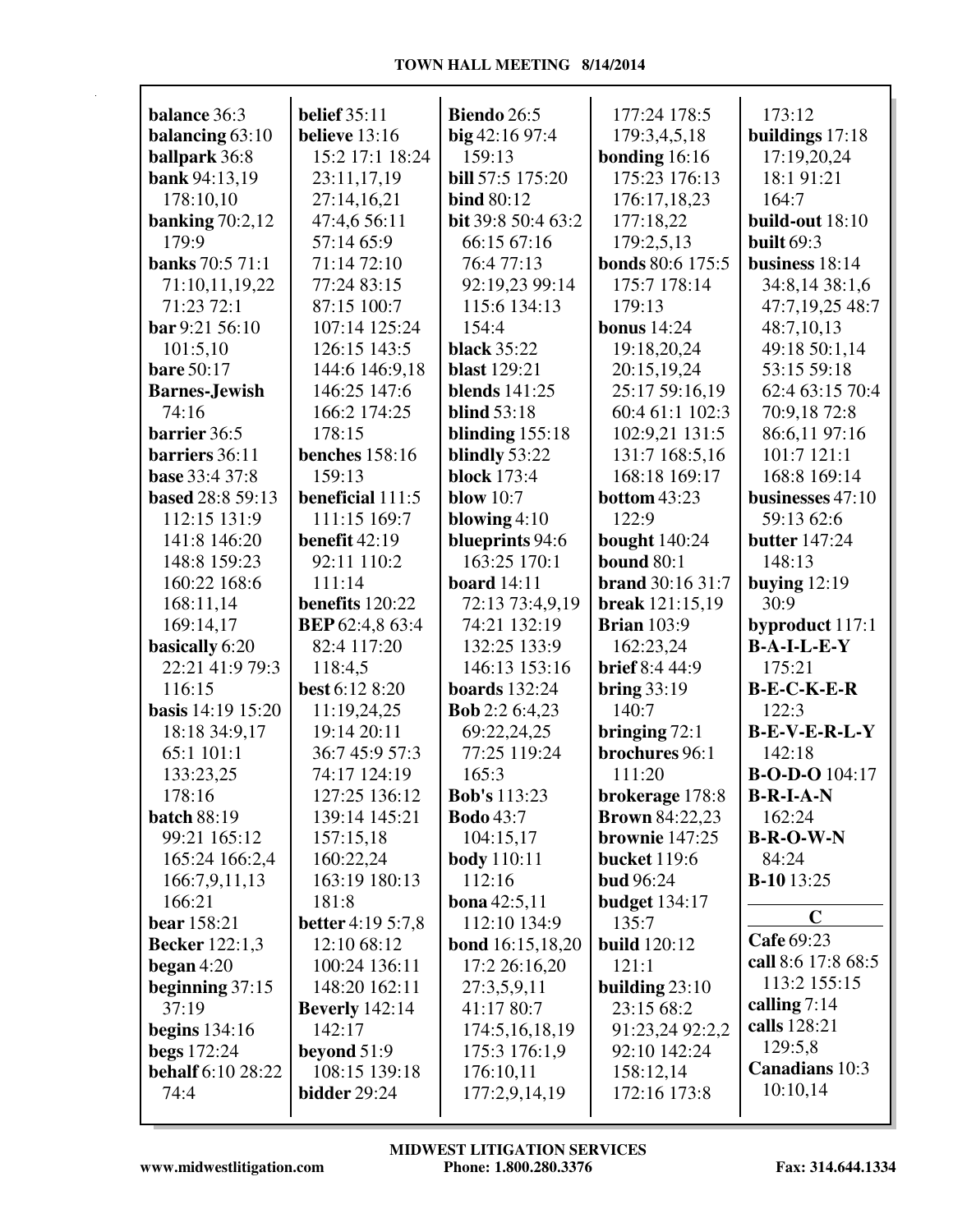**balance** 36:3
**balancing** 63:10
**ballpark** 36:8
**bank** 94:13,19 178:10,10
**banking** 70:2,12 179:9
**banks** 70:5 71:1 71:10,11,19,22 71:23 72:1
**bar** 9:21 56:10 101:5,10
**bare** 50:17
**Barnes-Jewish** 74:16
**barrier** 36:5
**barriers** 36:11
**base** 33:4 37:8
**based** 28:8 59:13 112:15 131:9 141:8 146:20 148:8 159:23 160:22 168:6 168:11,14 169:14,17
**basically** 6:20 22:21 41:9 79:3 116:15
**basis** 14:19 15:20 18:18 34:9,17 65:1 101:1 133:23,25 178:16
**batch** 88:19 99:21 165:12 165:24 166:2,4 166:7,9,11,13 166:21
**bear** 158:21
**Becker** 122:1,3
**began** 4:20
**beginning** 37:15 37:19
**begins** 134:16
**begs** 172:24
**behalf** 6:10 28:22 74:4
**belief** 35:11
**believe** 13:16 15:2 17:1 18:24 23:11,17,19 27:14,16,21 47:4,6 56:11 57:14 65:9 71:14 72:10 77:24 83:15 87:15 100:7 107:14 125:24 126:15 143:5 144:6 146:9,18 146:25 147:6 166:2 174:25 178:15
**benches** 158:16 159:13
**beneficial** 111:5 111:15 169:7
**benefit** 42:19 92:11 110:2 111:14
**benefits** 120:22
**BEP** 62:4,8 63:4 82:4 117:20 118:4,5
**best** 6:12 8:20 11:19,24,25 19:14 20:11 36:7 45:9 57:3 74:17 124:19 127:25 136:12 139:14 145:21 157:15,18 160:22,24 163:19 180:13 181:8
**better** 4:19 5:7,8 12:10 68:12 100:24 136:11 148:20 162:11
**Beverly** 142:14 142:17
**beyond** 51:9 108:15 139:18
**bidder** 29:24
**Biendo** 26:5
**big** 42:16 97:4 159:13
**bill** 57:5 175:20
**bind** 80:12
**bit** 39:8 50:4 63:2 66:15 67:16 76:4 77:13 92:19,23 99:14 115:6 134:13 154:4
**black** 35:22
**blast** 129:21
**blends** 141:25
**blind** 53:18
**blinding** 155:18
**blindly** 53:22
**block** 173:4
**blow** 10:7
**blowing** 4:10
**blueprints** 94:6 163:25 170:1
**board** 14:11 72:13 73:4,9,19 74:21 132:19 132:25 133:9 146:13 153:16
**boards** 132:24
**Bob** 2:2 6:4,23 69:22,24,25 77:25 119:24 165:3
**Bob's** 113:23
**Bodo** 43:7 104:15,17
**body** 110:11 112:16
**bona** 42:5,11 112:10 134:9
**bond** 16:15,18,20 17:2 26:16,20 27:3,5,9,11 41:17 80:7 174:5,16,18,19 175:3 176:1,9 176:10,11 177:2,9,14,19 177:24 178:5 179:3,4,5,18
**bonding** 16:16 175:23 176:13 176:17,18,23 177:18,22 179:2,5,13
**bonds** 80:6 175:5 175:7 178:14 179:13
**bonus** 14:24 19:18,20,24 20:15,19,24 25:17 59:16,19 60:4 61:1 102:3 102:9,21 131:5 131:7 168:5,16 168:18 169:17
**bottom** 43:23 122:9
**bought** 140:24
**bound** 80:1
**brand** 30:16 31:7
**break** 121:15,19
**Brian** 103:9 162:23,24
**brief** 8:4 44:9
**bring** 33:19 140:7
**bringing** 72:1
**brochures** 96:1 111:20
**brokerage** 178:8
**Brown** 84:22,23
**brownie** 147:25
**bucket** 119:6
**bud** 96:24
**budget** 134:17 135:7
**build** 120:12 121:1
**building** 23:10 23:15 68:2 91:23,24 92:2,2 92:10 142:24 158:12,14 172:16 173:8 173:12
**buildings** 17:18 17:19,20,24 18:1 91:21 164:7
**build-out** 18:10
**built** 69:3
**business** 18:14 34:8,14 38:1,6 47:7,19,25 48:7 48:7,10,13 49:18 50:1,14 53:15 59:18 62:4 63:15 70:4 70:9,18 72:8 86:6,11 97:16 101:7 121:1 168:8 169:14
**businesses** 47:10 59:13 62:6
**butter** 147:24 148:13
**buying** 12:19 30:9
**byproduct** 117:1
**B-A-I-L-E-Y** 175:21
**B-E-C-K-E-R** 122:3
**B-E-V-E-R-L-Y** 142:18
**B-O-D-O** 104:17
**B-R-I-A-N** 162:24
**B-R-O-W-N** 84:24
**B-10** 13:25

## C

**Cafe** 69:23
**call** 8:6 17:8 68:5 113:2 155:15
**calling** 7:14
**calls** 128:21 129:5,8
**Canadians** 10:3 10:10,14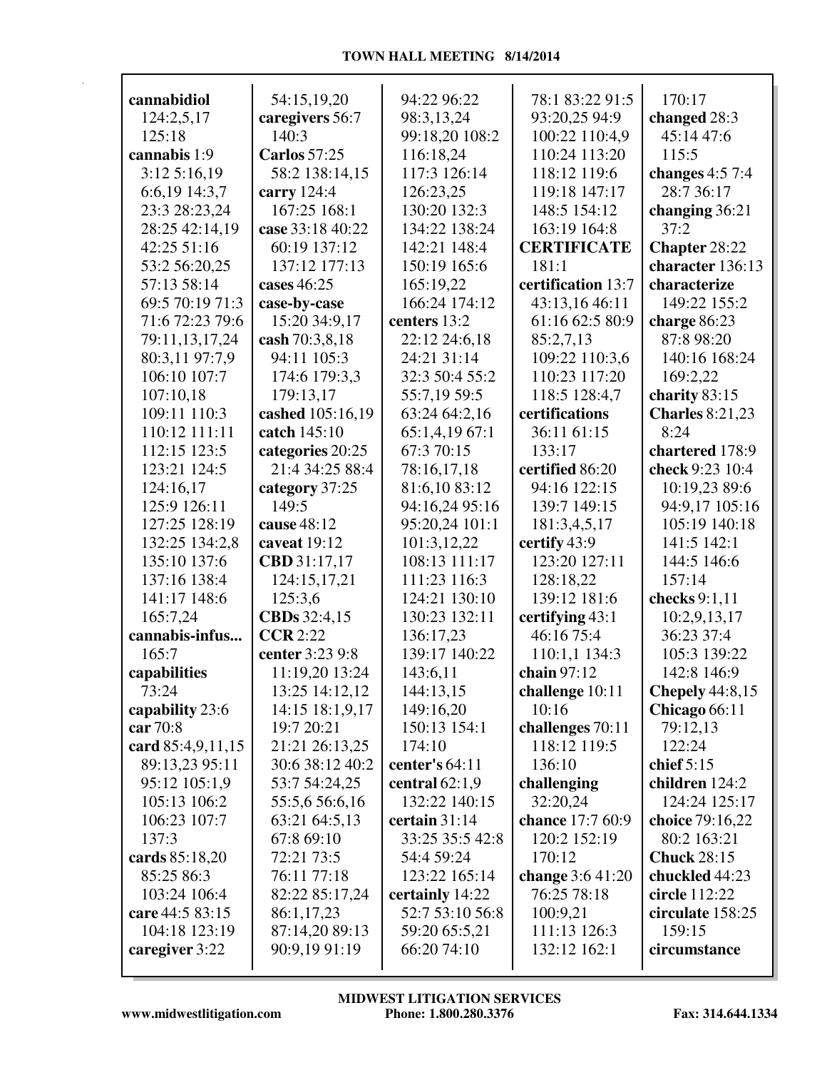**cannabidiol** 124:2,5,17 125:18
**cannabis** 1:9 3:12 5:16,19 6:6,19 14:3,7 23:3 28:23,24 28:25 42:14,19 42:25 51:16 53:2 56:20,25 57:13 58:14 69:5 70:19 71:3 71:6 72:23 79:6 79:11,13,17,24 80:3,11 97:7,9 106:10 107:7 107:10,18 109:11 110:3 110:12 111:11 112:15 123:5 123:21 124:5 124:16,17 125:9 126:11 127:25 128:19 132:25 134:2,8 135:10 137:6 137:16 138:4 141:17 148:6 165:7,24
**cannabis-infus...** 165:7
**capabilities** 73:24
**capability** 23:6
**car** 70:8
**card** 85:4,9,11,15 89:13,23 95:11 95:12 105:1,9 105:13 106:2 106:23 107:7 137:3
**cards** 85:18,20 85:25 86:3 103:24 106:4
**care** 44:5 83:15 104:18 123:19
**caregiver** 3:22 54:15,19,20
**caregivers** 56:7 140:3
**Carlos** 57:25 58:2 138:14,15
**carry** 124:4 167:25 168:1
**case** 33:18 40:22 60:19 137:12 137:12 177:13
**cases** 46:25
**case-by-case** 15:20 34:9,17
**cash** 70:3,8,18 94:11 105:3 174:6 179:3,3 179:13,17
**cashed** 105:16,19
**catch** 145:10
**categories** 20:25 21:4 34:25 88:4
**category** 37:25 149:5
**cause** 48:12
**caveat** 19:12
**CBD** 31:17,17 124:15,17,21 125:3,6
**CBDs** 32:4,15
**CCR** 2:22
**center** 3:23 9:8 11:19,20 13:24 13:25 14:12,12 14:15 18:1,9,17 19:7 20:21 21:21 26:13,25 30:6 38:12 40:2 53:7 54:24,25 55:5,6 56:6,16 63:21 64:5,13 67:8 69:10 72:21 73:5 76:11 77:18 82:22 85:17,24 86:1,17,23 87:14,20 89:13 90:9,19 91:19 94:22 96:22 98:3,13,24 99:18,20 108:2 116:18,24 117:3 126:14 126:23,25 130:20 132:3 134:22 138:24 142:21 148:4 150:19 165:6 165:19,22 166:24 174:12
**centers** 13:2 22:12 24:6,18 24:21 31:14 32:3 50:4 55:2 55:7,19 59:5 63:24 64:2,16 65:1,4,19 67:1 67:3 70:15 78:16,17,18 81:6,10 83:12 94:16,24 95:16 95:20,24 101:1 101:3,12,22 108:13 111:17 111:23 116:3 124:21 130:10 130:23 132:11 136:17,23 139:17 140:22 143:6,11 144:13,15 149:16,20 150:13 154:1 174:10
**center's** 64:11
**central** 62:1,9 132:22 140:15
**certain** 31:14 33:25 35:5 42:8 54:4 59:24 123:22 165:14
**certainly** 14:22 52:7 53:10 56:8 59:20 65:5,21 66:20 74:10 78:1 83:22 91:5 93:20,25 94:9 100:22 110:4,9 110:24 113:20 118:12 119:6 119:18 147:17 148:5 154:12 163:19 164:8
**CERTIFICATE** 181:1
**certification** 13:7 43:13,16 46:11 61:16 62:5 80:9 85:2,7,13 109:22 110:3,6 110:23 117:20 118:5 128:4,7
**certifications** 36:11 61:15 133:17
**certified** 86:20 94:16 122:15 139:7 149:15 181:3,4,5,17
**certify** 43:9 123:20 127:11 128:18,22 139:12 181:6
**certifying** 43:1 46:16 75:4 110:1,1 134:3
**chain** 97:12
**challenge** 10:11 10:16
**challenges** 70:11 118:12 119:5 136:10
**challenging** 32:20,24
**chance** 17:7 60:9 120:2 152:19 170:12
**change** 3:6 41:20 76:25 78:18 100:9,21 111:13 126:3 132:12 162:1 170:17
**changed** 28:3 45:14 47:6 115:5
**changes** 4:5 7:4 28:7 36:17
**changing** 36:21 37:2
**Chapter** 28:22
**character** 136:13
**characterize** 149:22 155:2
**charge** 86:23 87:8 98:20 140:16 168:24 169:2,22
**charity** 83:15
**Charles** 8:21,23 8:24
**chartered** 178:9
**check** 9:23 10:4 10:19,23 89:6 94:9,17 105:16 105:19 140:18 141:5 142:1 144:5 146:6 157:14
**checks** 9:1,11 10:2,9,13,17 36:23 37:4 105:3 139:22 142:8 146:9
**Chepely** 44:8,15
**Chicago** 66:11 79:12,13 122:24
**chief** 5:15
**children** 124:2 124:24 125:17
**choice** 79:16,22 80:2 163:21
**Chuck** 28:15
**chuckled** 44:23
**circle** 112:22
**circulate** 158:25 159:15
**circumstance**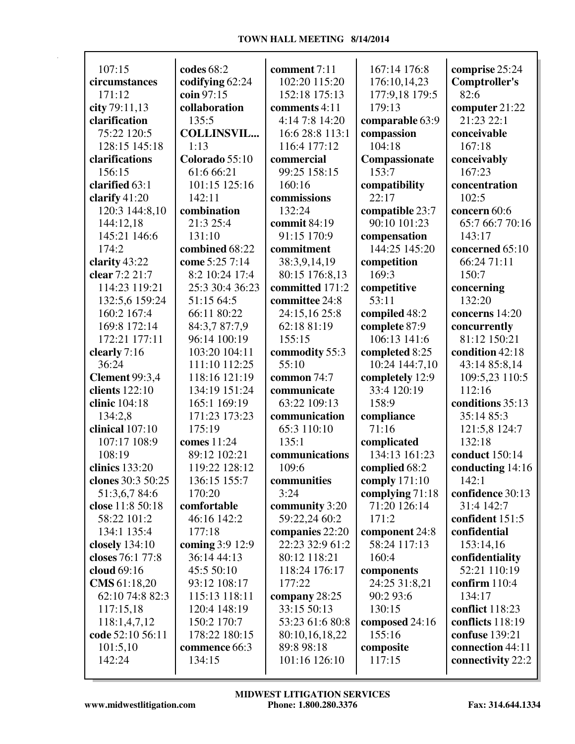107:15
**circumstances** 171:12
**city** 79:11,13
**clarification** 75:22 120:5 128:15 145:18
**clarifications** 156:15
**clarified** 63:1
**clarify** 41:20 120:3 144:8,10 144:12,18 145:21 146:6 174:2
**clarity** 43:22
**clear** 7:2 21:7 114:23 119:21 132:5,6 159:24 160:2 167:4 169:8 172:14 172:21 177:11
**clearly** 7:16 36:24
**Clement** 99:3,4
**clients** 122:10
**clinic** 104:18 134:2,8
**clinical** 107:10 107:17 108:9 108:19
**clinics** 133:20
**clones** 30:3 50:25 51:3,6,7 84:6
**close** 11:8 50:18 58:22 101:2 134:1 135:4
**closely** 134:10
**closes** 76:1 77:8
**cloud** 69:16
**CMS** 61:18,20 62:10 74:8 82:3 117:15,18 118:1,4,7,12
**code** 52:10 56:11 101:5,10 142:24

**codes** 68:2
**codifying** 62:24
**coin** 97:15
**collaboration** 135:5
**COLLINSVIL...** 1:13
**Colorado** 55:10 61:6 66:21 101:15 125:16 142:11
**combination** 21:3 25:4 131:10
**combined** 68:22
**come** 5:25 7:14 8:2 10:24 17:4 25:3 30:4 36:23 51:15 64:5 66:11 80:22 84:3,7 87:7,9 96:14 100:19 103:20 104:11 111:10 112:25 118:16 121:19 134:19 151:24 165:1 169:19 171:23 173:23 175:19
**comes** 11:24 89:12 102:21 119:22 128:12 136:15 155:7 170:20
**comfortable** 46:16 142:2 177:18
**coming** 3:9 12:9 36:14 44:13 45:5 50:10 93:12 108:17 115:13 118:11 120:4 148:19 150:2 170:7 178:22 180:15
**commence** 66:3 134:15

**comment** 7:11 102:20 115:20 152:18 175:13
**comments** 4:11 4:14 7:8 14:20 16:6 28:8 113:1 116:4 177:12
**commercial** 99:25 158:15 160:16
**commissions** 132:24
**commit** 84:19 91:15 170:9
**commitment** 38:3,9,14,19 80:15 176:8,13
**committed** 171:2
**committee** 24:8 24:15,16 25:8 62:18 81:19 155:15
**commodity** 55:3 55:10
**common** 74:7
**communicate** 63:22 109:13
**communication** 65:3 110:10 135:1
**communications** 109:6
**communities** 3:24
**community** 3:20 59:22,24 60:2
**companies** 22:20 22:23 32:9 61:2 80:12 118:21 118:24 176:17 177:22
**company** 28:25 33:15 50:13 53:23 61:6 80:8 80:10,16,18,22 89:8 98:18 101:16 126:10

167:14 176:8 176:10,14,23 177:9,18 179:5 179:13
**comparable** 63:9
**compassion** 104:18
**Compassionate** 153:7
**compatibility** 22:17
**compatible** 23:7 90:10 101:23
**compensation** 144:25 145:20
**competition** 169:3
**competitive** 53:11
**compiled** 48:2
**complete** 87:9 106:13 141:6
**completed** 8:25 10:24 144:7,10
**completely** 12:9 33:4 120:19 158:9
**compliance** 71:16
**complicated** 134:13 161:23
**complied** 68:2
**comply** 171:10
**complying** 71:18 71:20 126:14 171:2
**component** 24:8 58:24 117:13 160:4
**components** 24:25 31:8,21 90:2 93:6 130:15
**composed** 24:16 155:16
**composite** 117:15

**comprise** 25:24
**Comptroller's** 82:6
**computer** 21:22 21:23 22:1
**conceivable** 167:18
**conceivably** 167:23
**concentration** 102:5
**concern** 60:6 65:7 66:7 70:16 143:17
**concerned** 65:10 66:24 71:11 150:7
**concerning** 132:20
**concerns** 14:20
**concurrently** 81:12 150:21
**condition** 42:18 43:14 85:8,14 109:5,23 110:5 112:16
**conditions** 35:13 35:14 85:3 121:5,8 124:7 132:18
**conduct** 150:14
**conducting** 14:16 142:1
**confidence** 30:13 31:4 142:7
**confident** 151:5
**confidential** 153:14,16
**confidentiality** 52:21 110:19
**confirm** 110:4 134:17
**conflict** 118:23
**conflicts** 118:19
**confuse** 139:21
**connection** 44:11
**connectivity** 22:2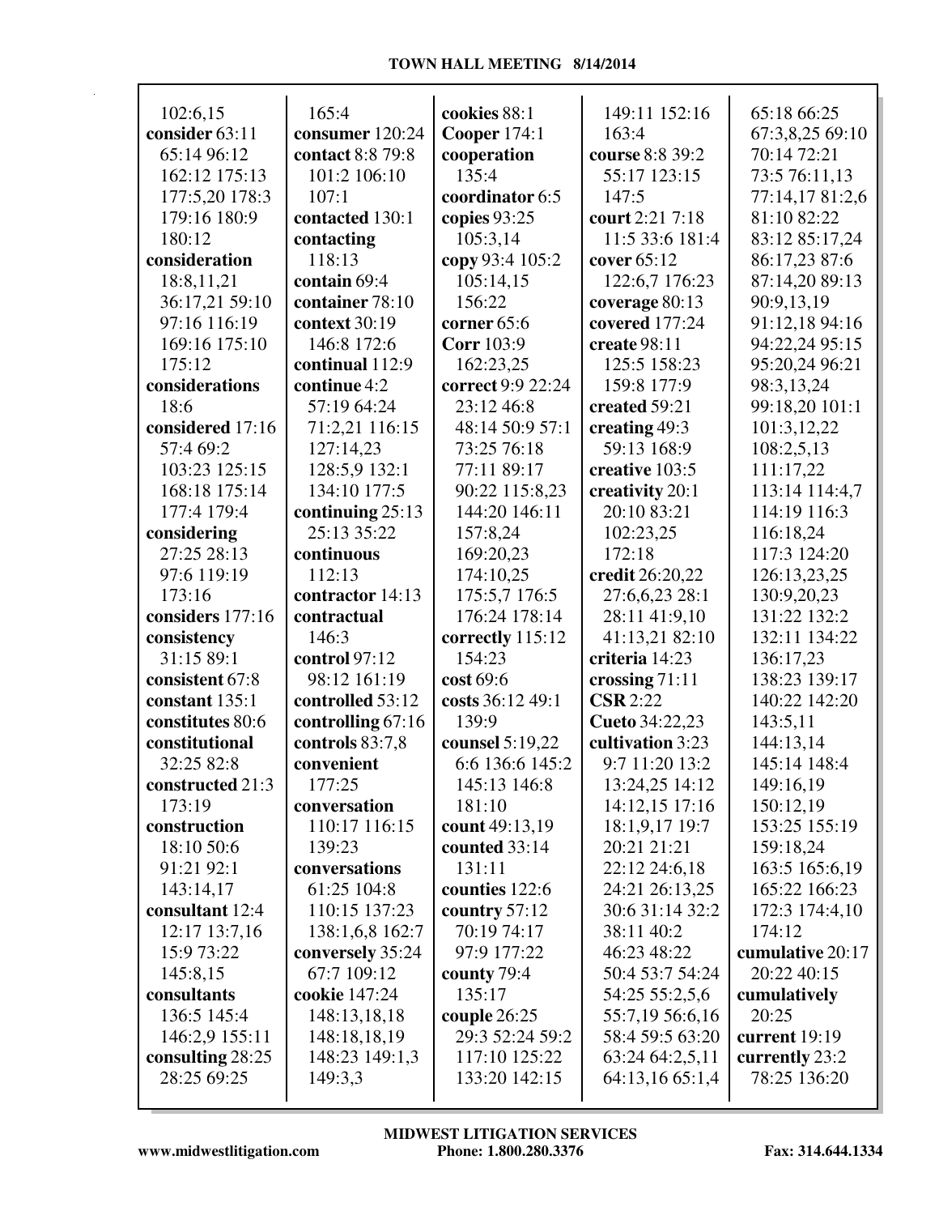102:6,15
**consider** 63:11 65:14 96:12 162:12 175:13 177:5,20 178:3 179:16 180:9 180:12
**consideration** 18:8,11,21 36:17,21 59:10 97:16 116:19 169:16 175:10 175:12
**considerations** 18:6
**considered** 17:16 57:4 69:2 103:23 125:15 168:18 175:14 177:4 179:4
**considering** 27:25 28:13 97:6 119:19 173:16
**considers** 177:16
**consistency** 31:15 89:1
**consistent** 67:8
**constant** 135:1
**constitutes** 80:6
**constitutional** 32:25 82:8
**constructed** 21:3 173:19
**construction** 18:10 50:6 91:21 92:1 143:14,17
**consultant** 12:4 12:17 13:7,16 15:9 73:22 145:8,15
**consultants** 136:5 145:4 146:2,9 155:11
**consulting** 28:25 28:25 69:25

165:4
**consumer** 120:24
**contact** 8:8 79:8 101:2 106:10 107:1
**contacted** 130:1
**contacting** 118:13
**contain** 69:4
**container** 78:10
**context** 30:19 146:8 172:6
**continual** 112:9
**continue** 4:2 57:19 64:24 71:2,21 116:15 127:14,23 128:5,9 132:1 134:10 177:5
**continuing** 25:13 25:13 35:22
**continuous** 112:13
**contractor** 14:13
**contractual** 146:3
**control** 97:12 98:12 161:19
**controlled** 53:12
**controlling** 67:16
**controls** 83:7,8
**convenient** 177:25
**conversation** 110:17 116:15 139:23
**conversations** 61:25 104:8 110:15 137:23 138:1,6,8 162:7
**conversely** 35:24 67:7 109:12
**cookie** 147:24 148:13,18,18 148:18,18,19 148:23 149:1,3 149:3,3

**cookies** 88:1
**Cooper** 174:1
**cooperation** 135:4
**coordinator** 6:5
**copies** 93:25 105:3,14
**copy** 93:4 105:2 105:14,15 156:22
**corner** 65:6
**Corr** 103:9 162:23,25
**correct** 9:9 22:24 23:12 46:8 48:14 50:9 57:1 73:25 76:18 77:11 89:17 90:22 115:8,23 144:20 146:11 157:8,24 169:20,23 174:10,25 175:5,7 176:5 176:24 178:14
**correctly** 115:12 154:23
**cost** 69:6
**costs** 36:12 49:1 139:9
**counsel** 5:19,22 6:6 136:6 145:2 145:13 146:8 181:10
**count** 49:13,19
**counted** 33:14 131:11
**counties** 122:6
**country** 57:12 70:19 74:17 97:9 177:22
**county** 79:4 135:17
**couple** 26:25 29:3 52:24 59:2 117:10 125:22 133:20 142:15

149:11 152:16 163:4
**course** 8:8 39:2 55:17 123:15 147:5
**court** 2:21 7:18 11:5 33:6 181:4
**cover** 65:12 122:6,7 176:23
**coverage** 80:13
**covered** 177:24
**create** 98:11 125:5 158:23 159:8 177:9
**created** 59:21
**creating** 49:3 59:13 168:9
**creative** 103:5
**creativity** 20:1 20:10 83:21 102:23,25 172:18
**credit** 26:20,22 27:6,6,23 28:1 28:11 41:9,10 41:13,21 82:10
**criteria** 14:23
**crossing** 71:11
**CSR** 2:22
**Cueto** 34:22,23
**cultivation** 3:23 9:7 11:20 13:2 13:24,25 14:12 14:12,15 17:16 18:1,9,17 19:7 20:21 21:21 22:12 24:6,18 24:21 26:13,25 30:6 31:14 32:2 38:11 40:2 46:23 48:22 50:4 53:7 54:24 54:25 55:2,5,6 55:7,19 56:6,16 58:4 59:5 63:20 63:24 64:2,5,11 64:13,16 65:1,4

65:18 66:25 67:3,8,25 69:10 70:14 72:21 73:5 76:11,13 77:14,17 81:2,6 81:10 82:22 83:12 85:17,24 86:17,23 87:6 87:14,20 89:13 90:9,13,19 91:12,18 94:16 94:22,24 95:15 95:20,24 96:21 98:3,13,24 99:18,20 101:1 101:3,12,22 108:2,5,13 111:17,22 113:14 114:4,7 114:19 116:3 116:18,24 117:3 124:20 126:13,23,25 130:9,20,23 131:22 132:2 132:11 134:22 136:17,23 138:23 139:17 140:22 142:20 143:5,11 144:13,14 145:14 148:4 149:16,19 150:12,19 153:25 155:19 159:18,24 163:5 165:6,19 165:22 166:23 172:3 174:4,10 174:12
**cumulative** 20:17 20:22 40:15
**cumulatively** 20:25
**current** 19:19
**currently** 23:2 78:25 136:20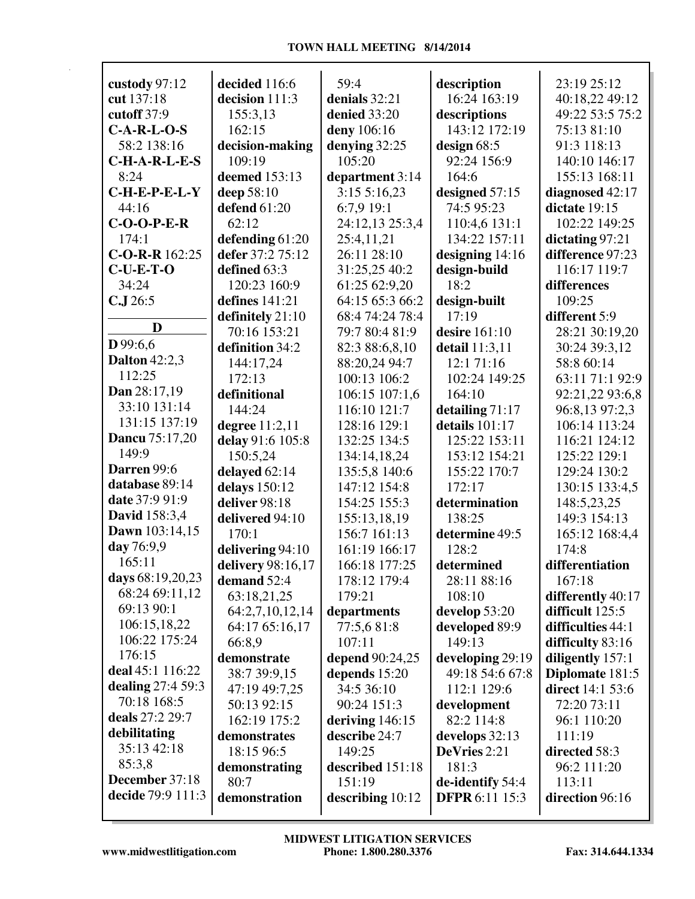**custody** 97:12
**cut** 137:18
**cutoff** 37:9
**C-A-R-L-O-S** 58:2 138:16
**C-H-A-R-L-E-S** 8:24
**C-H-E-P-E-L-Y** 44:16
**C-O-O-P-E-R** 174:1
**C-O-R-R** 162:25
**C-U-E-T-O** 34:24
**C.J** 26:5

## D

**D** 99:6,6
**Dalton** 42:2,3 112:25
**Dan** 28:17,19 33:10 131:14 131:15 137:19
**Dancu** 75:17,20 149:9
**Darren** 99:6
**database** 89:14
**date** 37:9 91:9
**David** 158:3,4
**Dawn** 103:14,15
**day** 76:9,9 165:11
**days** 68:19,20,23 68:24 69:11,12 69:13 90:1 106:15,18,22 106:22 175:24 176:15
**deal** 45:1 116:22
**dealing** 27:4 59:3 70:18 168:5
**deals** 27:2 29:7
**debilitating** 35:13 42:18 85:3,8
**December** 37:18
**decide** 79:9 111:3
**decided** 116:6
**decision** 111:3 155:3,13 162:15
**decision-making** 109:19
**deemed** 153:13
**deep** 58:10
**defend** 61:20 62:12
**defending** 61:20
**defer** 37:2 75:12
**defined** 63:3 120:23 160:9
**defines** 141:21
**definitely** 21:10 70:16 153:21
**definition** 34:2 144:17,24 172:13
**definitional** 144:24
**degree** 11:2,11
**delay** 91:6 105:8 150:5,24
**delayed** 62:14
**delays** 150:12
**deliver** 98:18
**delivered** 94:10 170:1
**delivering** 94:10
**delivery** 98:16,17
**demand** 52:4 63:18,21,25 64:2,7,10,12,14 64:17 65:16,17 66:8,9
**demonstrate** 38:7 39:9,15 47:19 49:7,25 50:13 92:15 162:19 175:2
**demonstrates** 18:15 96:5
**demonstrating** 80:7
**demonstration** 59:4
**denials** 32:21
**denied** 33:20
**deny** 106:16
**denying** 32:25 105:20
**department** 3:14 3:15 5:16,23 6:7,9 19:1 24:12,13 25:3,4 25:4,11,21 26:11 28:10 31:25,25 40:2 61:25 62:9,20 64:15 65:3 66:2 68:4 74:24 78:4 79:7 80:4 81:9 82:3 88:6,8,10 88:20,24 94:7 100:13 106:2 106:15 107:1,6 116:10 121:7 128:16 129:1 132:25 134:5 134:14,18,24 135:5,8 140:6 147:12 154:8 154:25 155:3 155:13,18,19 156:7 161:13 161:19 166:17 166:18 177:25 178:12 179:4 179:21
**departments** 77:5,6 81:8 107:11
**depend** 90:24,25
**depends** 15:20 34:5 36:10 90:24 151:3
**deriving** 146:15
**describe** 24:7 149:25
**described** 151:18 151:19
**describing** 10:12
**description** 16:24 163:19
**descriptions** 143:12 172:19
**design** 68:5 92:24 156:9 164:6
**designed** 57:15 74:5 95:23 110:4,6 131:1 134:22 157:11
**designing** 14:16
**design-build** 18:2
**design-built** 17:19
**desire** 161:10
**detail** 11:3,11 12:1 71:16 102:24 149:25 164:10
**detailing** 71:17
**details** 101:17 125:22 153:11 153:12 154:21 155:22 170:7 172:17
**determination** 138:25
**determine** 49:5 128:2
**determined** 28:11 88:16 108:10
**develop** 53:20
**developed** 89:9 149:13
**developing** 29:19 49:18 54:6 67:8 112:1 129:6
**development** 82:2 114:8
**develops** 32:13
**DeVries** 2:21 181:3
**de-identify** 54:4
**DFPR** 6:11 15:3 23:19 25:12 40:18,22 49:12 49:22 53:5 75:2 75:13 81:10 91:3 118:13 140:10 146:17 155:13 168:11
**diagnosed** 42:17
**dictate** 19:15 102:22 149:25
**dictating** 97:21
**difference** 97:23 116:17 119:7
**differences** 109:25
**different** 5:9 28:21 30:19,20 30:24 39:3,12 58:8 60:14 63:11 71:1 92:9 92:21,22 93:6,8 96:8,13 97:2,3 106:14 113:24 116:21 124:12 125:22 129:1 129:24 130:2 130:15 133:4,5 148:5,23,25 149:3 154:13 165:12 168:4,4 174:8
**differentiation** 167:18
**differently** 40:17
**difficult** 125:5
**difficulties** 44:1
**difficulty** 83:16
**diligently** 157:1
**Diplomate** 181:5
**direct** 14:1 53:6 72:20 73:11 96:1 110:20 111:19
**directed** 58:3 96:2 111:20 113:11
**direction** 96:16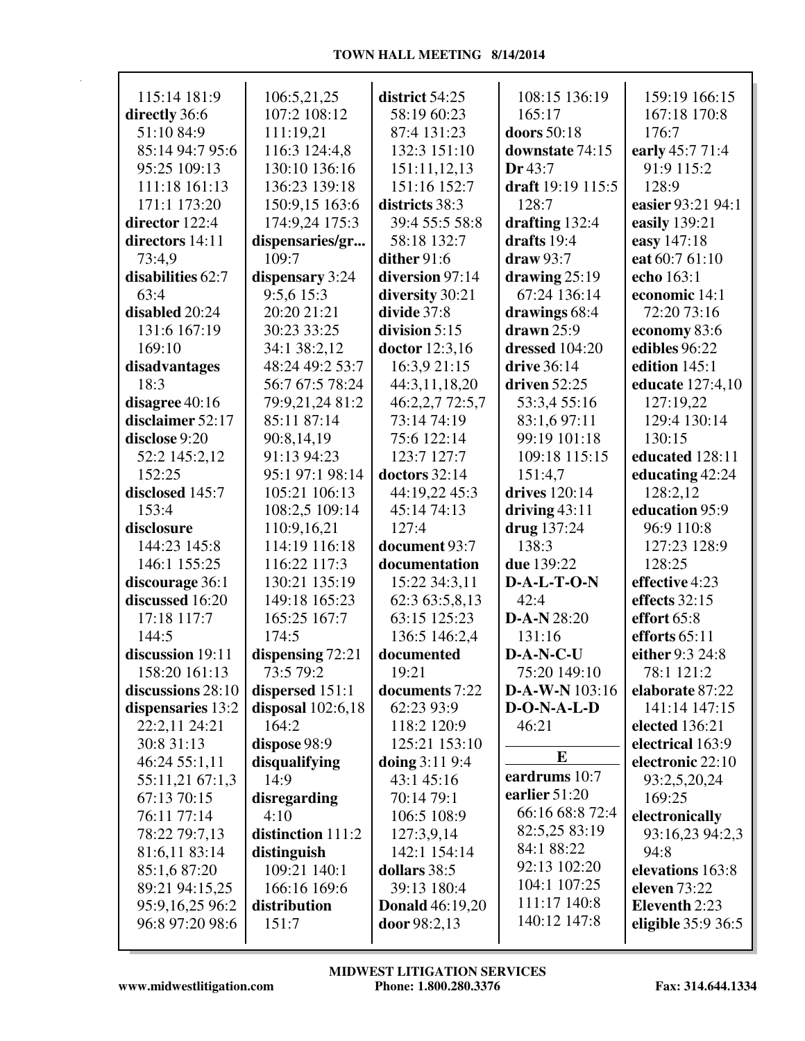115:14 181:9
**directly** 36:6
51:10 84:9
85:14 94:7 95:6
95:25 109:13
111:18 161:13
171:1 173:20
**director** 122:4
**directors** 14:11
73:4,9
**disabilities** 62:7
63:4
**disabled** 20:24
131:6 167:19
169:10
**disadvantages**
18:3
**disagree** 40:16
**disclaimer** 52:17
**disclose** 9:20
52:2 145:2,12
152:25
**disclosed** 145:7
153:4
**disclosure**
144:23 145:8
146:1 155:25
**discourage** 36:1
**discussed** 16:20
17:18 117:7
144:5
**discussion** 19:11
158:20 161:13
**discussions** 28:10
**dispensaries** 13:2
22:2,11 24:21
30:8 31:13
46:24 55:1,11
55:11,21 67:1,3
67:13 70:15
76:11 77:14
78:22 79:7,13
81:6,11 83:14
85:1,6 87:20
89:21 94:15,25
95:9,16,25 96:2
96:8 97:20 98:6
106:5,21,25
107:2 108:12
111:19,21
116:3 124:4,8
130:10 136:16
136:23 139:18
150:9,15 163:6
174:9,24 175:3
**dispensaries/gr...**
109:7
**dispensary** 3:24
9:5,6 15:3
20:20 21:21
30:23 33:25
34:1 38:2,12
48:24 49:2 53:7
56:7 67:5 78:24
79:9,21,24 81:2
85:11 87:14
90:8,14,19
91:13 94:23
95:1 97:1 98:14
105:21 106:13
108:2,5 109:14
110:9,16,21
114:19 116:18
116:22 117:3
130:21 135:19
149:18 165:23
165:25 167:7
174:5
**dispensing** 72:21
73:5 79:2
**dispersed** 151:1
**disposal** 102:6,18
164:2
**dispose** 98:9
**disqualifying**
14:9
**disregarding**
4:10
**distinction** 111:2
**distinguish**
109:21 140:1
166:16 169:6
**distribution**
151:7
**district** 54:25
58:19 60:23
87:4 131:23
132:3 151:10
151:11,12,13
151:16 152:7
**districts** 38:3
39:4 55:5 58:8
58:18 132:7
**dither** 91:6
**diversion** 97:14
**diversity** 30:21
**divide** 37:8
**division** 5:15
**doctor** 12:3,16
16:3,9 21:15
44:3,11,18,20
46:2,2,7 72:5,7
73:14 74:19
75:6 122:14
123:7 127:7
**doctors** 32:14
44:19,22 45:3
45:14 74:13
127:4
**document** 93:7
**documentation**
15:22 34:3,11
62:3 63:5,8,13
63:15 125:23
136:5 146:2,4
**documented**
19:21
**documents** 7:22
62:23 93:9
118:2 120:9
125:21 153:10
**doing** 3:11 9:4
43:1 45:16
70:14 79:1
106:5 108:9
127:3,9,14
142:1 154:14
**dollars** 38:5
39:13 180:4
**Donald** 46:19,20
**door** 98:2,13
108:15 136:19
165:17
**doors** 50:18
**downstate** 74:15
**Dr** 43:7
**draft** 19:19 115:5
128:7
**drafting** 132:4
**drafts** 19:4
**draw** 93:7
**drawing** 25:19
67:24 136:14
**drawings** 68:4
**drawn** 25:9
**dressed** 104:20
**drive** 36:14
**driven** 52:25
53:3,4 55:16
83:1,6 97:11
99:19 101:18
109:18 115:15
151:4,7
**drives** 120:14
**driving** 43:11
**drug** 137:24
138:3
**due** 139:22
**D-A-L-T-O-N**
42:4
**D-A-N** 28:20
131:16
**D-A-N-C-U**
75:20 149:10
**D-A-W-N** 103:16
**D-O-N-A-L-D**
46:21

**E**

**eardrums** 10:7
**earlier** 51:20
66:16 68:8 72:4
82:5,25 83:19
84:1 88:22
92:13 102:20
104:1 107:25
111:17 140:8
140:12 147:8
159:19 166:15
167:18 170:8
176:7
**early** 45:7 71:4
91:9 115:2
128:9
**easier** 93:21 94:1
**easily** 139:21
**easy** 147:18
**eat** 60:7 61:10
**echo** 163:1
**economic** 14:1
72:20 73:16
**economy** 83:6
**edibles** 96:22
**edition** 145:1
**educate** 127:4,10
127:19,22
129:4 130:14
130:15
**educated** 128:11
**educating** 42:24
128:2,12
**education** 95:9
96:9 110:8
127:23 128:9
128:25
**effective** 4:23
**effects** 32:15
**effort** 65:8
**efforts** 65:11
**either** 9:3 24:8
78:1 121:2
**elaborate** 87:22
141:14 147:15
**elected** 136:21
**electrical** 163:9
**electronic** 22:10
93:2,5,20,24
169:25
**electronically**
93:16,23 94:2,3
94:8
**elevations** 163:8
**eleven** 73:22
**Eleventh** 2:23
**eligible** 35:9 36:5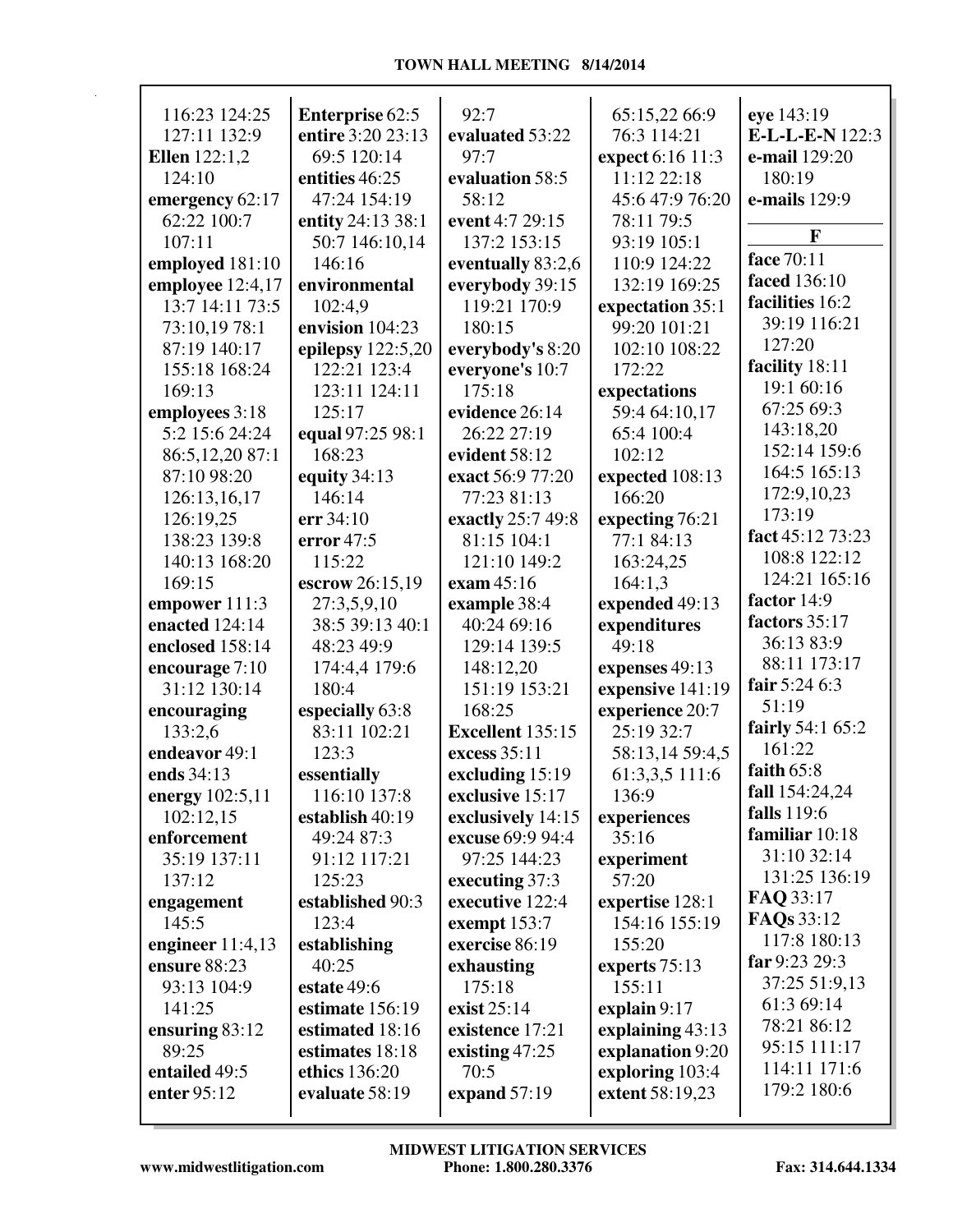116:23 124:25
127:11 132:9
**Ellen** 122:1,2
124:10
**emergency** 62:17
62:22 100:7
107:11
**employed** 181:10
**employee** 12:4,17
13:7 14:11 73:5
73:10,19 78:1
87:19 140:17
155:18 168:24
169:13
**employees** 3:18
5:2 15:6 24:24
86:5,12,20 87:1
87:10 98:20
126:13,16,17
126:19,25
138:23 139:8
140:13 168:20
169:15
**empower** 111:3
**enacted** 124:14
**enclosed** 158:14
**encourage** 7:10
31:12 130:14
**encouraging**
133:2,6
**endeavor** 49:1
**ends** 34:13
**energy** 102:5,11
102:12,15
**enforcement**
35:19 137:11
137:12
**engagement**
145:5
**engineer** 11:4,13
**ensure** 88:23
93:13 104:9
141:25
**ensuring** 83:12
89:25
**entailed** 49:5
**enter** 95:12

**Enterprise** 62:5
**entire** 3:20 23:13
69:5 120:14
**entities** 46:25
47:24 154:19
**entity** 24:13 38:1
50:7 146:10,14
146:16
**environmental**
102:4,9
**envision** 104:23
**epilepsy** 122:5,20
122:21 123:4
123:11 124:11
125:17
**equal** 97:25 98:1
168:23
**equity** 34:13
146:14
**err** 34:10
**error** 47:5
115:22
**escrow** 26:15,19
27:3,5,9,10
38:5 39:13 40:1
48:23 49:9
174:4,4 179:6
180:4
**especially** 63:8
83:11 102:21
123:3
**essentially**
116:10 137:8
**establish** 40:19
49:24 87:3
91:12 117:21
125:23
**established** 90:3
123:4
**establishing**
40:25
**estate** 49:6
**estimate** 156:19
**estimated** 18:16
**estimates** 18:18
**ethics** 136:20
**evaluate** 58:19

92:7
**evaluated** 53:22
97:7
**evaluation** 58:5
58:12
**event** 4:7 29:15
137:2 153:15
**eventually** 83:2,6
**everybody** 39:15
119:21 170:9
180:15
**everybody's** 8:20
**everyone's** 10:7
175:18
**evidence** 26:14
26:22 27:19
**evident** 58:12
**exact** 56:9 77:20
77:23 81:13
**exactly** 25:7 49:8
81:15 104:1
121:10 149:2
**exam** 45:16
**example** 38:4
40:24 69:16
129:14 139:5
148:12,20
151:19 153:21
168:25
**Excellent** 135:15
**excess** 35:11
**excluding** 15:19
**exclusive** 15:17
**exclusively** 14:15
**excuse** 69:9 94:4
97:25 144:23
**executing** 37:3
**executive** 122:4
**exempt** 153:7
**exercise** 86:19
**exhausting**
175:18
**exist** 25:14
**existence** 17:21
**existing** 47:25
70:5
**expand** 57:19

65:15,22 66:9
76:3 114:21
**expect** 6:16 11:3
11:12 22:18
45:6 47:9 76:20
78:11 79:5
93:19 105:1
110:9 124:22
132:19 169:25
**expectation** 35:1
99:20 101:21
102:10 108:22
172:22
**expectations**
59:4 64:10,17
65:4 100:4
102:12
**expected** 108:13
166:20
**expecting** 76:21
77:1 84:13
163:24,25
164:1,3
**expended** 49:13
**expenditures**
49:18
**expenses** 49:13
**expensive** 141:19
**experience** 20:7
25:19 32:7
58:13,14 59:4,5
61:3,3,5 111:6
136:9
**experiences**
35:16
**experiment**
57:20
**expertise** 128:1
154:16 155:19
155:20
**experts** 75:13
155:11
**explain** 9:17
**explaining** 43:13
**explanation** 9:20
**exploring** 103:4
**extent** 58:19,23

**eye** 143:19
**E-L-L-E-N** 122:3
**e-mail** 129:20
180:19
**e-mails** 129:9

## F

**face** 70:11
**faced** 136:10
**facilities** 16:2
39:19 116:21
127:20
**facility** 18:11
19:1 60:16
67:25 69:3
143:18,20
152:14 159:6
164:5 165:13
172:9,10,23
173:19
**fact** 45:12 73:23
108:8 122:12
124:21 165:16
**factor** 14:9
**factors** 35:17
36:13 83:9
88:11 173:17
**fair** 5:24 6:3
51:19
**fairly** 54:1 65:2
161:22
**faith** 65:8
**fall** 154:24,24
**falls** 119:6
**familiar** 10:18
31:10 32:14
131:25 136:19
**FAQ** 33:17
**FAQs** 33:12
117:8 180:13
**far** 9:23 29:3
37:25 51:9,13
61:3 69:14
78:21 86:12
95:15 111:17
114:11 171:6
179:2 180:6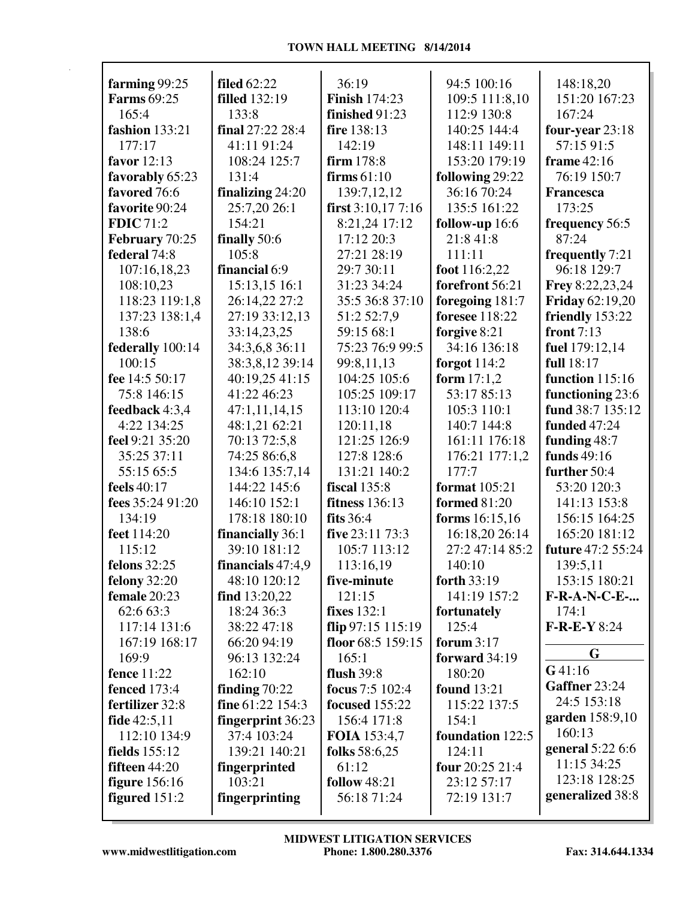**farming** 99:25
**Farms** 69:25 165:4
**fashion** 133:21 177:17
**favor** 12:13
**favorably** 65:23
**favored** 76:6
**favorite** 90:24
**FDIC** 71:2
**February** 70:25
**federal** 74:8 107:16,18,23 108:10,23 118:23 119:1,8 137:23 138:1,4 138:6
**federally** 100:14 100:15
**fee** 14:5 50:17 75:8 146:15
**feedback** 4:3,4 4:22 134:25
**feel** 9:21 35:20 35:25 37:11 55:15 65:5
**feels** 40:17
**fees** 35:24 91:20 134:19
**feet** 114:20 115:12
**felons** 32:25
**felony** 32:20
**female** 20:23 62:6 63:3 117:14 131:6 167:19 168:17 169:9
**fence** 11:22
**fenced** 173:4
**fertilizer** 32:8
**fide** 42:5,11 112:10 134:9
**fields** 155:12
**fifteen** 44:20
**figure** 156:16
**figured** 151:2
**filed** 62:22
**filled** 132:19 133:8
**final** 27:22 28:4 41:11 91:24 108:24 125:7 131:4
**finalizing** 24:20 25:7,20 26:1 154:21
**finally** 50:6 105:8
**financial** 6:9 15:13,15 16:1 26:14,22 27:2 27:19 33:12,13 33:14,23,25 34:3,6,8 36:11 38:3,8,12 39:14 40:19,25 41:15 41:22 46:23 47:1,11,14,15 48:1,21 62:21 70:13 72:5,8 74:25 86:6,8 134:6 135:7,14 144:22 145:6 146:10 152:1 178:18 180:10
**financially** 36:1 39:10 181:12
**financials** 47:4,9 48:10 120:12
**find** 13:20,22 18:24 36:3 38:22 47:18 66:20 94:19 96:13 132:24 162:10
**finding** 70:22
**fine** 61:22 154:3
**fingerprint** 36:23 37:4 103:24 139:21 140:21
**fingerprinted** 103:21
**fingerprinting** 36:19
**Finish** 174:23
**finished** 91:23
**fire** 138:13 142:19
**firm** 178:8
**firms** 61:10 139:7,12,12
**first** 3:10,17 7:16 8:21,24 17:12 17:12 20:3 27:21 28:19 29:7 30:11 31:23 34:24 35:5 36:8 37:10 51:2 52:7,9 59:15 68:1 75:23 76:9 99:5 99:8,11,13 104:25 105:6 105:25 109:17 113:10 120:4 120:11,18 121:25 126:9 127:8 128:6 131:21 140:2
**fiscal** 135:8
**fitness** 136:13
**fits** 36:4
**five** 23:11 73:3 105:7 113:12 113:16,19
**five-minute** 121:15
**fixes** 132:1
**flip** 97:15 115:19
**floor** 68:5 159:15 165:1
**flush** 39:8
**focus** 7:5 102:4
**focused** 155:22 156:4 171:8
**FOIA** 153:4,7
**folks** 58:6,25 61:12
**follow** 48:21 56:18 71:24 94:5 100:16 109:5 111:8,10 112:9 130:8 140:25 144:4 148:11 149:11 153:20 179:19
**following** 29:22 36:16 70:24 135:5 161:22
**follow-up** 16:6 21:8 41:8 111:11
**foot** 116:2,22
**forefront** 56:21
**foregoing** 181:7
**foresee** 118:22
**forgive** 8:21 34:16 136:18
**forgot** 114:2
**form** 17:1,2 53:17 85:13 105:3 110:1 140:7 144:8 161:11 176:18 176:21 177:1,2 177:7
**format** 105:21
**formed** 81:20
**forms** 16:15,16 16:18,20 26:14 27:2 47:14 85:2 140:10
**forth** 33:19 141:19 157:2
**fortunately** 125:4
**forum** 3:17
**forward** 34:19 180:20
**found** 13:21 115:22 137:5 154:1
**foundation** 122:5 124:11
**four** 20:25 21:4 23:12 57:17 72:19 131:7 148:18,20 151:20 167:23 167:24
**four-year** 23:18 57:15 91:5
**frame** 42:16 76:19 150:7
**Francesca** 173:25
**frequency** 56:5 87:24
**frequently** 7:21 96:18 129:7
**Frey** 8:22,23,24
**Friday** 62:19,20
**friendly** 153:22
**front** 7:13
**fuel** 179:12,14
**full** 18:17
**function** 115:16
**functioning** 23:6
**fund** 38:7 135:12
**funded** 47:24
**funding** 48:7
**funds** 49:16
**further** 50:4 53:20 120:3 141:13 153:8 156:15 164:25 165:20 181:12
**future** 47:2 55:24 139:5,11 153:15 180:21
**F-R-A-N-C-E-...** 174:1
**F-R-E-Y** 8:24

## G

**G** 41:16
**Gaffner** 23:24 24:5 153:18
**garden** 158:9,10 160:13
**general** 5:22 6:6 11:15 34:25 123:18 128:25
**generalized** 38:8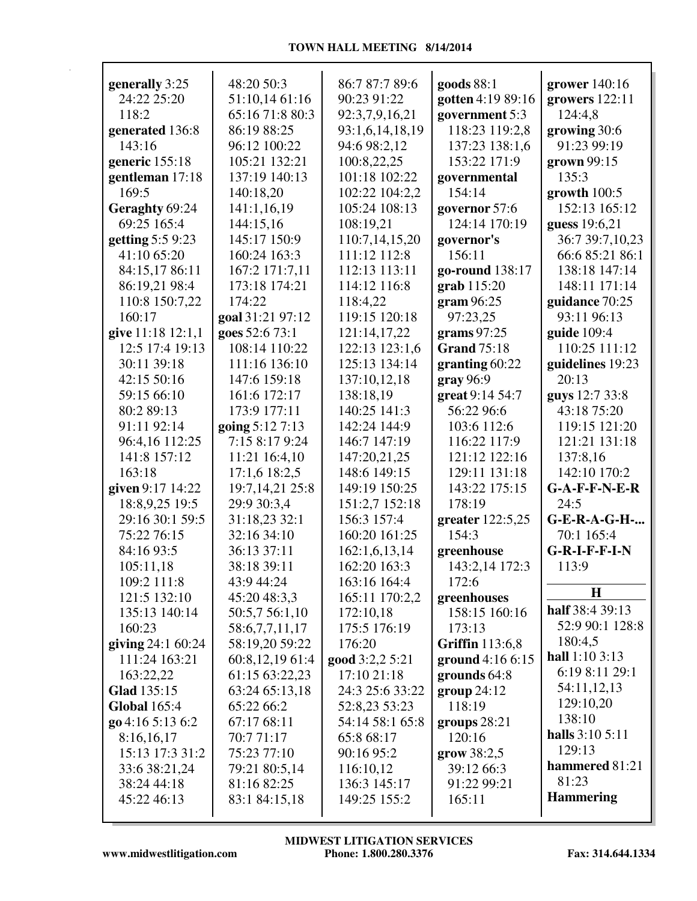**generally** 3:25 24:22 25:20 118:2
**generated** 136:8 143:16
**generic** 155:18
**gentleman** 17:18 169:5
**Geraghty** 69:24 69:25 165:4
**getting** 5:5 9:23 41:10 65:20 84:15,17 86:11 86:19,21 98:4 110:8 150:7,22 160:17
**give** 11:18 12:1,1 12:5 17:4 19:13 30:11 39:18 42:15 50:16 59:15 66:10 80:2 89:13 91:11 92:14 96:4,16 112:25 141:8 157:12 163:18
**given** 9:17 14:22 18:8,9,25 19:5 29:16 30:1 59:5 75:22 76:15 84:16 93:5 105:11,18 109:2 111:8 121:5 132:10 135:13 140:14 160:23
**giving** 24:1 60:24 111:24 163:21 163:22,22
**Glad** 135:15
**Global** 165:4
**go** 4:16 5:13 6:2 8:16,16,17 15:13 17:3 31:2 33:6 38:21,24 38:24 44:18 45:22 46:13 48:20 50:3 51:10,14 61:16 65:16 71:8 80:3 86:19 88:25 96:12 100:22 105:21 132:21 137:19 140:13 140:18,20 141:1,16,19 144:15,16 145:17 150:9 160:24 163:3 167:2 171:7,11 173:18 174:21 174:22
**goal** 31:21 97:12
**goes** 52:6 73:1 108:14 110:22 111:16 136:10 147:6 159:18 161:6 172:17 173:9 177:11
**going** 5:12 7:13 7:15 8:17 9:24 11:21 16:4,10 17:1,6 18:2,5 19:7,14,21 25:8 29:9 30:3,4 31:18,23 32:1 32:16 34:10 36:13 37:11 38:18 39:11 43:9 44:24 45:20 48:3,3 50:5,7 56:1,10 58:6,7,7,11,17 58:19,20 59:22 60:8,12,19 61:4 61:15 63:22,23 63:24 65:13,18 65:22 66:2 67:17 68:11 70:7 71:17 75:23 77:10 79:21 80:5,14 81:16 82:25 83:1 84:15,18 86:7 87:7 89:6 90:23 91:22 92:3,7,9,16,21 93:1,6,14,18,19 94:6 98:2,12 100:8,22,25 101:18 102:22 102:22 104:2,2 105:24 108:13 108:19,21 110:7,14,15,20 111:12 112:8 112:13 113:11 114:12 116:8 118:4,22 119:15 120:18 121:14,17,22 122:13 123:1,6 125:13 134:14 137:10,12,18 138:18,19 140:25 141:3 142:24 144:9 146:7 147:19 147:20,21,25 148:6 149:15 149:19 150:25 151:2,7 152:18 156:3 157:4 160:20 161:25 162:1,6,13,14 162:20 163:3 163:16 164:4 165:11 170:2,2 172:10,18 175:5 176:19 176:20
**good** 3:2,2 5:21 17:10 21:18 24:3 25:6 33:22 52:8,23 53:23 54:14 58:1 65:8 65:8 68:17 90:16 95:2 116:10,12 136:3 145:17 149:25 155:2
**goods** 88:1
**gotten** 4:19 89:16
**government** 5:3 118:23 119:2,8 137:23 138:1,6 153:22 171:9
**governmental** 154:14
**governor** 57:6 124:14 170:19
**governor's** 156:11
**go-round** 138:17
**grab** 115:20
**gram** 96:25 97:23,25
**grams** 97:25
**Grand** 75:18
**granting** 60:22
**gray** 96:9
**great** 9:14 54:7 56:22 96:6 103:6 112:6 116:22 117:9 121:12 122:16 129:11 131:18 143:22 175:15 178:19
**greater** 122:5,25 154:3
**greenhouse** 143:2,14 172:3 172:6
**greenhouses** 158:15 160:16 173:13
**Griffin** 113:6,8
**ground** 4:16 6:15
**grounds** 64:8
**group** 24:12 118:19
**groups** 28:21 120:16
**grow** 38:2,5 39:12 66:3 91:22 99:21 165:11
**grower** 140:16
**growers** 122:11 124:4,8
**growing** 30:6 91:23 99:19
**grown** 99:15 135:3
**growth** 100:5 152:13 165:12
**guess** 19:6,21 36:7 39:7,10,23 66:6 85:21 86:1 138:18 147:14 148:11 171:14
**guidance** 70:25 93:11 96:13
**guide** 109:4 110:25 111:12
**guidelines** 19:23 20:13
**guys** 12:7 33:8 43:18 75:20 119:15 121:20 121:21 131:18 137:8,16 142:10 170:2
**G-A-F-F-N-E-R** 24:5
**G-E-R-A-G-H-...** 70:1 165:4
**G-R-I-F-F-I-N** 113:9

## H

**half** 38:4 39:13 52:9 90:1 128:8 180:4,5
**hall** 1:10 3:13 6:19 8:11 29:1 54:11,12,13 129:10,20 138:10
**halls** 3:10 5:11 129:13
**hammered** 81:21 81:23
**Hammering**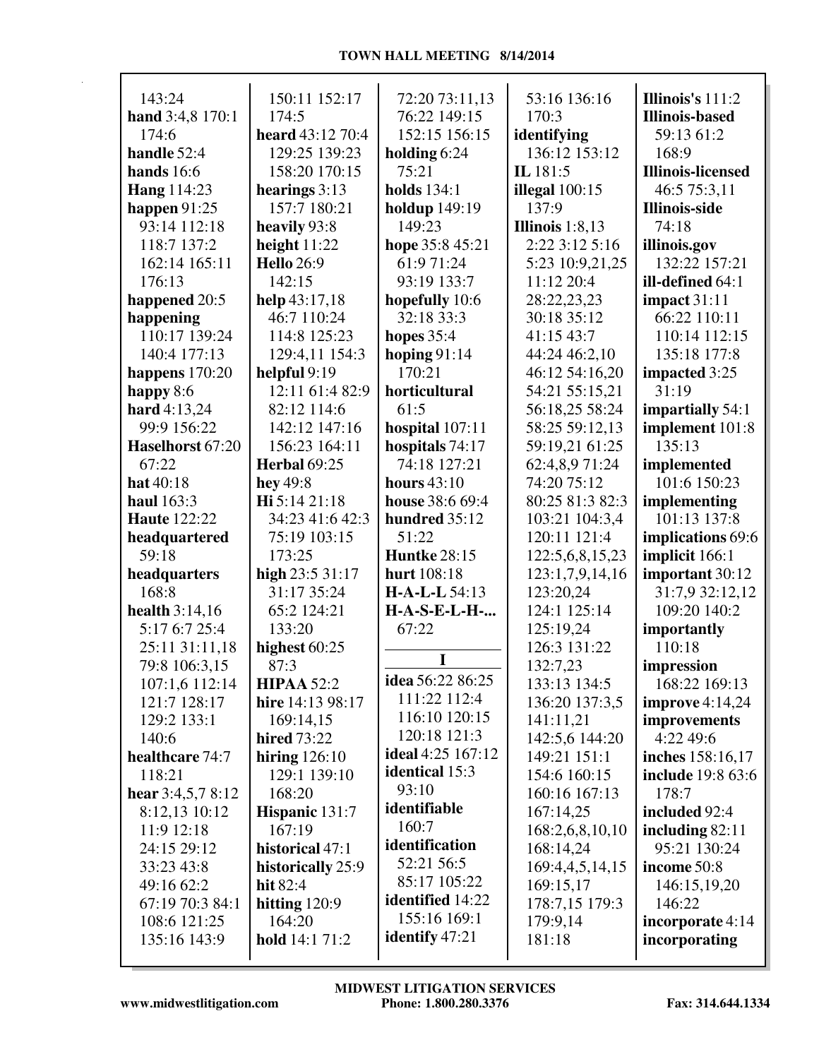143:24
**hand** 3:4,8 170:1 174:6
**handle** 52:4
**hands** 16:6
**Hang** 114:23
**happen** 91:25 93:14 112:18 118:7 137:2 162:14 165:11 176:13
**happened** 20:5
**happening** 110:17 139:24 140:4 177:13
**happens** 170:20
**happy** 8:6
**hard** 4:13,24 99:9 156:22
**Haselhorst** 67:20 67:22
**hat** 40:18
**haul** 163:3
**Haute** 122:22
**headquartered** 59:18
**headquarters** 168:8
**health** 3:14,16 5:17 6:7 25:4 25:11 31:11,18 79:8 106:3,15 107:1,6 112:14 121:7 128:17 129:2 133:1 140:6
**healthcare** 74:7 118:21
**hear** 3:4,5,7 8:12 8:12,13 10:12 11:9 12:18 24:15 29:12 33:23 43:8 49:16 62:2 67:19 70:3 84:1 108:6 121:25 135:16 143:9

150:11 152:17 174:5
**heard** 43:12 70:4 129:25 139:23 158:20 170:15
**hearings** 3:13 157:7 180:21
**heavily** 93:8
**height** 11:22
**Hello** 26:9 142:15
**help** 43:17,18 46:7 110:24 114:8 125:23 129:4,11 154:3
**helpful** 9:19 12:11 61:4 82:9 82:12 114:6 142:12 147:16 156:23 164:11
**Herbal** 69:25
**hey** 49:8
**Hi** 5:14 21:18 34:23 41:6 42:3 75:19 103:15 173:25
**high** 23:5 31:17 31:17 35:24 65:2 124:21 133:20
**highest** 60:25 87:3
**HIPAA** 52:2
**hire** 14:13 98:17 169:14,15
**hired** 73:22
**hiring** 126:10 129:1 139:10 168:20
**Hispanic** 131:7 167:19
**historical** 47:1
**historically** 25:9
**hit** 82:4
**hitting** 120:9 164:20
**hold** 14:1 71:2

72:20 73:11,13 76:22 149:15 152:15 156:15
**holding** 6:24 75:21
**holds** 134:1
**holdup** 149:19 149:23
**hope** 35:8 45:21 61:9 71:24 93:19 133:7
**hopefully** 10:6 32:18 33:3
**hopes** 35:4
**hoping** 91:14 170:21
**horticultural** 61:5
**hospital** 107:11
**hospitals** 74:17 74:18 127:21
**hours** 43:10
**house** 38:6 69:4
**hundred** 35:12 51:22
**Huntke** 28:15
**hurt** 108:18
**H-A-L-L** 54:13
**H-A-S-E-L-H-...** 67:22

## I

**idea** 56:22 86:25 111:22 112:4 116:10 120:15 120:18 121:3
**ideal** 4:25 167:12
**identical** 15:3 93:10
**identifiable** 160:7
**identification** 52:21 56:5 85:17 105:22
**identified** 14:22 155:16 169:1
**identify** 47:21

53:16 136:16 170:3
**identifying** 136:12 153:12
**IL** 181:5
**illegal** 100:15 137:9
**Illinois** 1:8,13 2:22 3:12 5:16 5:23 10:9,21,25 11:12 20:4 28:22,23,23 30:18 35:12 41:15 43:7 44:24 46:2,10 46:12 54:16,20 54:21 55:15,21 56:18,25 58:24 58:25 59:12,13 59:19,21 61:25 62:4,8,9 71:24 74:20 75:12 80:25 81:3 82:3 103:21 104:3,4 120:11 121:4 122:5,6,8,15,23 123:1,7,9,14,16 123:20,24 124:1 125:14 125:19,24 126:3 131:22 132:7,23 133:13 134:5 136:20 137:3,5 141:11,21 142:5,6 144:20 149:21 151:1 154:6 160:15 160:16 167:13 167:14,25 168:2,6,8,10,10 168:14,24 169:4,4,5,14,15 169:15,17 178:7,15 179:3 179:9,14 181:18

**Illinois's** 111:2
**Illinois-based** 59:13 61:2 168:9
**Illinois-licensed** 46:5 75:3,11
**Illinois-side** 74:18
**illinois.gov** 132:22 157:21
**ill-defined** 64:1
**impact** 31:11 66:22 110:11 110:14 112:15 135:18 177:8
**impacted** 3:25 31:19
**impartially** 54:1
**implement** 101:8 135:13
**implemented** 101:6 150:23
**implementing** 101:13 137:8
**implications** 69:6
**implicit** 166:1
**important** 30:12 31:7,9 32:12,12 109:20 140:2
**importantly** 110:18
**impression** 168:22 169:13
**improve** 4:14,24
**improvements** 4:22 49:6
**inches** 158:16,17
**include** 19:8 63:6 178:7
**included** 92:4
**including** 82:11 95:21 130:24
**income** 50:8 146:15,19,20 146:22
**incorporate** 4:14
**incorporating**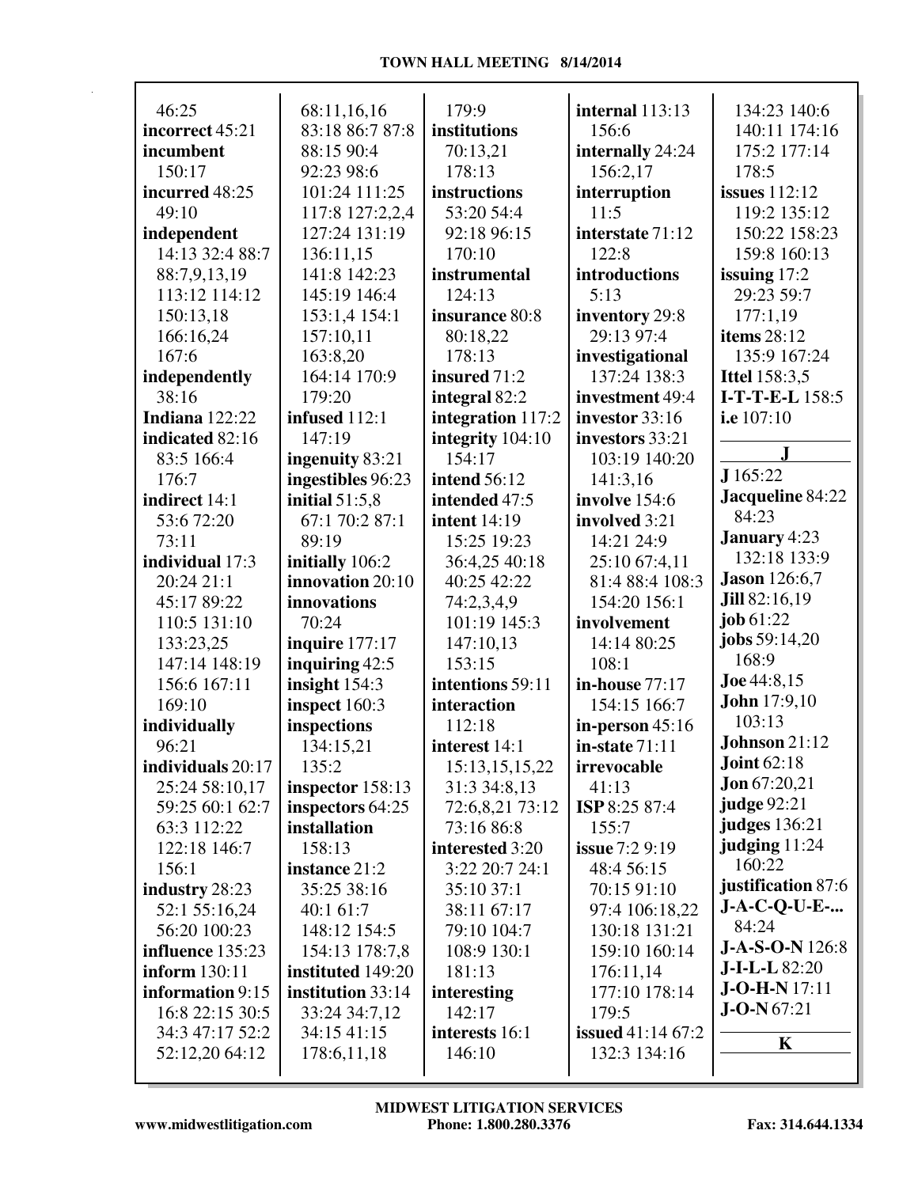46:25
**incorrect** 45:21
**incumbent** 150:17
**incurred** 48:25 49:10
**independent** 14:13 32:4 88:7 88:7,9,13,19 113:12 114:12 150:13,18 166:16,24 167:6
**independently** 38:16
**Indiana** 122:22
**indicated** 82:16 83:5 166:4 176:7
**indirect** 14:1 53:6 72:20 73:11
**individual** 17:3 20:24 21:1 45:17 89:22 110:5 131:10 133:23,25 147:14 148:19 156:6 167:11 169:10
**individually** 96:21
**individuals** 20:17 25:24 58:10,17 59:25 60:1 62:7 63:3 112:22 122:18 146:7 156:1
**industry** 28:23 52:1 55:16,24 56:20 100:23
**influence** 135:23
**inform** 130:11
**information** 9:15 16:8 22:15 30:5 34:3 47:17 52:2 52:12,20 64:12 68:11,16,16 83:18 86:7 87:8 88:15 90:4 92:23 98:6 101:24 111:25 117:8 127:2,2,4 127:24 131:19 136:11,15 141:8 142:23 145:19 146:4 153:1,4 154:1 157:10,11 163:8,20 164:14 170:9 179:20
**infused** 112:1 147:19
**ingenuity** 83:21
**ingestibles** 96:23
**initial** 51:5,8 67:1 70:2 87:1 89:19
**initially** 106:2
**innovation** 20:10
**innovations** 70:24
**inquire** 177:17
**inquiring** 42:5
**insight** 154:3
**inspect** 160:3
**inspections** 134:15,21 135:2
**inspector** 158:13
**inspectors** 64:25
**installation** 158:13
**instance** 21:2 35:25 38:16 40:1 61:7 148:12 154:5 154:13 178:7,8
**instituted** 149:20
**institution** 33:14 33:24 34:7,12 34:15 41:15 178:6,11,18 179:9
**institutions** 70:13,21 178:13
**instructions** 53:20 54:4 92:18 96:15 170:10
**instrumental** 124:13
**insurance** 80:8 80:18,22 178:13
**insured** 71:2
**integral** 82:2
**integration** 117:2
**integrity** 104:10 154:17
**intend** 56:12
**intended** 47:5
**intent** 14:19 15:25 19:23 36:4,25 40:18 40:25 42:22 74:2,3,4,9 101:19 145:3 147:10,13 153:15
**intentions** 59:11
**interaction** 112:18
**interest** 14:1 15:13,15,15,22 31:3 34:8,13 72:6,8,21 73:12 73:16 86:8
**interested** 3:20 3:22 20:7 24:1 35:10 37:1 38:11 67:17 79:10 104:7 108:9 130:1 181:13
**interesting** 142:17
**interests** 16:1 146:10
**internal** 113:13 156:6
**internally** 24:24 156:2,17
**interruption** 11:5
**interstate** 71:12 122:8
**introductions** 5:13
**inventory** 29:8 29:13 97:4
**investigational** 137:24 138:3
**investment** 49:4
**investor** 33:16
**investors** 33:21 103:19 140:20 141:3,16
**involve** 154:6
**involved** 3:21 14:21 24:9 25:10 67:4,11 81:4 88:4 108:3 154:20 156:1
**involvement** 14:14 80:25 108:1
**in-house** 77:17 154:15 166:7
**in-person** 45:16
**in-state** 71:11
**irrevocable** 41:13
**ISP** 8:25 87:4 155:7
**issue** 7:2 9:19 48:4 56:15 70:15 91:10 97:4 106:18,22 130:18 131:21 159:10 160:14 176:11,14 177:10 178:14 179:5
**issued** 41:14 67:2 132:3 134:16 134:23 140:6 140:11 174:16 175:2 177:14 178:5
**issues** 112:12 119:2 135:12 150:22 158:23 159:8 160:13
**issuing** 17:2 29:23 59:7 177:1,19
**items** 28:12 135:9 167:24
**Ittel** 158:3,5
**I-T-T-E-L** 158:5
**i.e** 107:10

**J**

**J** 165:22
**Jacqueline** 84:22 84:23
**January** 4:23 132:18 133:9
**Jason** 126:6,7
**Jill** 82:16,19
**job** 61:22
**jobs** 59:14,20 168:9
**Joe** 44:8,15
**John** 17:9,10 103:13
**Johnson** 21:12
**Joint** 62:18
**Jon** 67:20,21
**judge** 92:21
**judges** 136:21
**judging** 11:24 160:22
**justification** 87:6
**J-A-C-Q-U-E-...** 84:24
**J-A-S-O-N** 126:8
**J-I-L-L** 82:20
**J-O-H-N** 17:11
**J-O-N** 67:21

**K**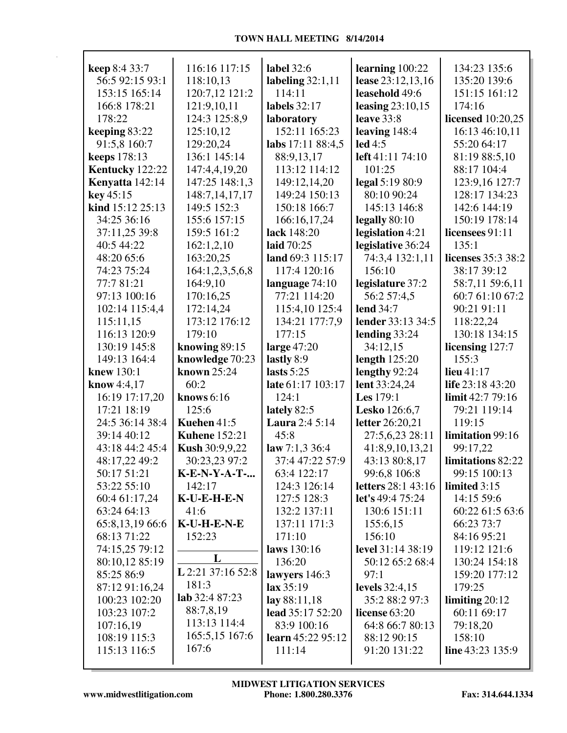**keep** 8:4 33:7 56:5 92:15 93:1 153:15 165:14 166:8 178:21 178:22
**keeping** 83:22 91:5,8 160:7
**keeps** 178:13
**Kentucky** 122:22
**Kenyatta** 142:14
**key** 45:15
**kind** 15:12 25:13 34:25 36:16 37:11,25 39:8 40:5 44:22 48:20 65:6 74:23 75:24 77:7 81:21 97:13 100:16 102:14 115:4,4 115:11,15 116:13 120:9 130:19 145:8 149:13 164:4
**knew** 130:1
**know** 4:4,17 16:19 17:17,20 17:21 18:19 24:5 36:14 38:4 39:14 40:12 43:18 44:2 45:4 48:17,22 49:2 50:17 51:21 53:22 55:10 60:4 61:17,24 63:24 64:13 65:8,13,19 66:6 68:13 71:22 74:15,25 79:12 80:10,12 85:19 85:25 86:9 87:12 91:16,24 100:23 102:20 103:23 107:2 107:16,19 108:19 115:3 115:13 116:5 116:16 117:15 118:10,13 120:7,12 121:2 121:9,10,11 124:3 125:8,9 125:10,12 129:20,24 136:1 145:14 147:4,4,19,20 147:25 148:1,3 148:7,14,17,17 149:5 152:3 155:6 157:15 159:5 161:2 162:1,2,10 163:20,25 164:1,2,3,5,6,8 164:9,10 170:16,25 172:14,24 173:12 176:12 179:10
**knowing** 89:15
**knowledge** 70:23
**known** 25:24 60:2
**knows** 6:16 125:6
**Kuehen** 41:5
**Kuhene** 152:21
**Kush** 30:9,9,22 30:23,23 97:2
**K-E-N-Y-A-T-...** 142:17
**K-U-E-H-E-N** 41:6
**K-U-H-E-N-E** 152:23

**L**

**L** 2:21 37:16 52:8 181:3
**lab** 32:4 87:23 88:7,8,19 113:13 114:4 165:5,15 167:6 167:6
**label** 32:6
**labeling** 32:1,11 114:11
**labels** 32:17
**laboratory** 152:11 165:23
**labs** 17:11 88:4,5 88:9,13,17 113:12 114:12 149:12,14,20 149:24 150:13 150:18 166:7 166:16,17,24
**lack** 148:20
**laid** 70:25
**land** 69:3 115:17 117:4 120:16
**language** 74:10 77:21 114:20 115:4,10 125:4 134:21 177:7,9 177:15
**large** 47:20
**lastly** 8:9
**lasts** 5:25
**late** 61:17 103:17 124:1
**lately** 82:5
**Laura** 2:4 5:14 45:8
**law** 7:1,3 36:4 37:4 47:22 57:9 63:4 122:17 124:3 126:14 127:5 128:3 132:2 137:11 137:11 171:3 171:10
**laws** 130:16 136:20
**lawyers** 146:3
**lax** 35:19
**lay** 88:11,18
**lead** 35:17 52:20 83:9 100:16
**learn** 45:22 95:12 111:14
**learning** 100:22
**lease** 23:12,13,16
**leasehold** 49:6
**leasing** 23:10,15
**leave** 33:8
**leaving** 148:4
**led** 4:5
**left** 41:11 74:10 101:25
**legal** 5:19 80:9 80:10 90:24 145:13 146:8
**legally** 80:10
**legislation** 4:21
**legislative** 36:24 74:3,4 132:1,11 156:10
**legislature** 37:2 56:2 57:4,5
**lend** 34:7
**lender** 33:13 34:5
**lending** 33:24 34:12,15
**length** 125:20
**lengthy** 92:24
**lent** 33:24,24
**Les** 179:1
**Lesko** 126:6,7
**letter** 26:20,21 27:5,6,23 28:11 41:8,9,10,13,21 43:13 80:8,17 99:6,8 106:8
**letters** 28:1 43:16
**let's** 49:4 75:24 130:6 151:11 155:6,15 156:10
**level** 31:14 38:19 50:12 65:2 68:4 97:1
**levels** 32:4,15 35:2 88:2 97:3
**license** 63:20 64:8 66:7 80:13 88:12 90:15 91:20 131:22 134:23 135:6 135:20 139:6 151:15 161:12 174:16
**licensed** 10:20,25 16:13 46:10,11 55:20 64:17 81:19 88:5,10 88:17 104:4 123:9,16 127:7 128:17 134:23 142:6 144:19 150:19 178:14
**licensees** 91:11 135:1
**licenses** 35:3 38:2 38:17 39:12 58:7,11 59:6,11 60:7 61:10 67:2 90:21 91:11 118:22,24 130:18 134:15
**licensing** 127:7 155:3
**lieu** 41:17
**life** 23:18 43:20
**limit** 42:7 79:16 79:21 119:14 119:15
**limitation** 99:16 99:17,22
**limitations** 82:22 99:15 100:13
**limited** 3:15 14:15 59:6 60:22 61:5 63:6 66:23 73:7 84:16 95:21 119:12 121:6 130:24 154:18 159:20 177:12 179:25
**limiting** 20:12 60:11 69:17 79:18,20 158:10
**line** 43:23 135:9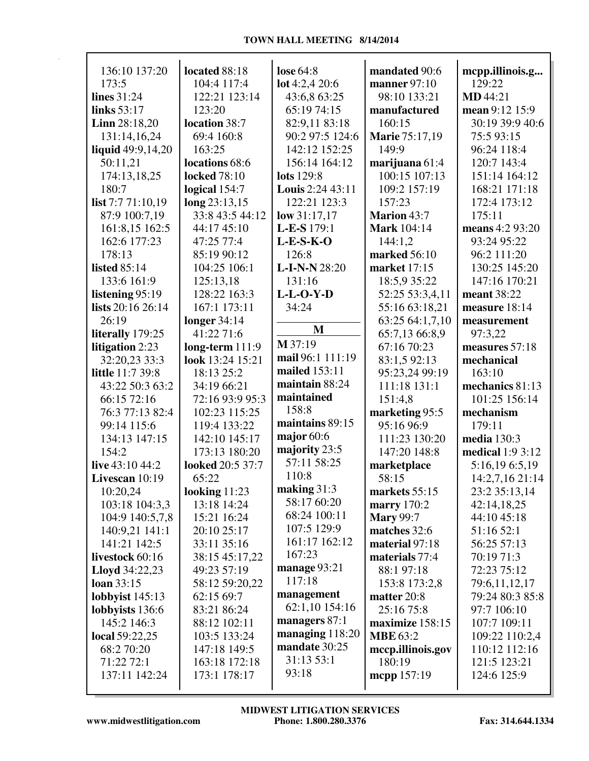136:10 137:20 173:5
**lines** 31:24
**links** 53:17
**Linn** 28:18,20 131:14,16,24
**liquid** 49:9,14,20 50:11,21 174:13,18,25 180:7
**list** 7:7 71:10,19 87:9 100:7,19 161:8,15 162:5 162:6 177:23 178:13
**listed** 85:14 133:6 161:9
**listening** 95:19
**lists** 20:16 26:14 26:19
**literally** 179:25
**litigation** 2:23 32:20,23 33:3
**little** 11:7 39:8 43:22 50:3 63:2 66:15 72:16 76:3 77:13 82:4 99:14 115:6 134:13 147:15 154:2
**live** 43:10 44:2
**Livescan** 10:19 10:20,24 103:18 104:3,3 104:9 140:5,7,8 140:9,21 141:1 141:21 142:5
**livestock** 60:16
**Lloyd** 34:22,23
**loan** 33:15
**lobbyist** 145:13
**lobbyists** 136:6 145:2 146:3
**local** 59:22,25 68:2 70:20 71:22 72:1 137:11 142:24
**located** 88:18 104:4 117:4 122:21 123:14 123:20
**location** 38:7 69:4 160:8 163:25
**locations** 68:6
**locked** 78:10
**logical** 154:7
**long** 23:13,15 33:8 43:5 44:12 44:17 45:10 47:25 77:4 85:19 90:12 104:25 106:1 125:13,18 128:22 163:3 167:1 173:11
**longer** 34:14 41:22 71:6
**long-term** 111:9
**look** 13:24 15:21 18:13 25:2 34:19 66:21 72:16 93:9 95:3 102:23 115:25 119:4 133:22 142:10 145:17 173:13 180:20
**looked** 20:5 37:7 65:22
**looking** 11:23 13:18 14:24 15:21 16:24 20:10 25:17 33:11 35:16 38:15 45:17,22 49:23 57:19 58:12 59:20,22 62:15 69:7 83:21 86:24 88:12 102:11 103:5 133:24 147:18 149:5 163:18 172:18 173:1 178:17
**lose** 64:8
**lot** 4:2,4 20:6 43:6,8 63:25 65:19 74:15 82:9,11 83:18 90:2 97:5 124:6 142:12 152:25 156:14 164:12
**lots** 129:8
**Louis** 2:24 43:11 122:21 123:3
**low** 31:17,17
**L-E-S** 179:1
**L-E-S-K-O** 126:8
**L-I-N-N** 28:20 131:16
**L-L-O-Y-D** 34:24

## M

**M** 37:19
**mail** 96:1 111:19
**mailed** 153:11
**maintain** 88:24
**maintained** 158:8
**maintains** 89:15
**major** 60:6
**majority** 23:5 57:11 58:25 110:8
**making** 31:3 58:17 60:20 68:24 100:11 107:5 129:9 161:17 162:12 167:23
**manage** 93:21 117:18
**management** 62:1,10 154:16
**managers** 87:1
**managing** 118:20
**mandate** 30:25 31:13 53:1 93:18
**mandated** 90:6
**manner** 97:10 98:10 133:21
**manufactured** 160:15
**Marie** 75:17,19 149:9
**marijuana** 61:4 100:15 107:13 109:2 157:19 157:23
**Marion** 43:7
**Mark** 104:14 144:1,2
**marked** 56:10
**market** 17:15 18:5,9 35:22 52:25 53:3,4,11 55:16 63:18,21 63:25 64:1,7,10 65:7,13 66:8,9 67:16 70:23 83:1,5 92:13 95:23,24 99:19 111:18 131:1 151:4,8
**marketing** 95:5 95:16 96:9 111:23 130:20 147:20 148:8
**marketplace** 58:15
**markets** 55:15
**marry** 170:2
**Mary** 99:7
**matches** 32:6
**material** 97:18
**materials** 77:4 88:1 97:18 153:8 173:2,8
**matter** 20:8 25:16 75:8
**maximize** 158:15
**MBE** 63:2
**mccp.illinois.gov** 180:19
**mcpp** 157:19
**mcpp.illinois.g...** 129:22
**MD** 44:21
**mean** 9:12 15:9 30:19 39:9 40:6 75:5 93:15 96:24 118:4 120:7 143:4 151:14 164:12 168:21 171:18 172:4 173:12 175:11
**means** 4:2 93:20 93:24 95:22 96:2 111:20 130:25 145:20 147:16 170:21
**meant** 38:22
**measure** 18:14
**measurement** 97:3,22
**measures** 57:18
**mechanical** 163:10
**mechanics** 81:13 101:25 156:14
**mechanism** 179:11
**media** 130:3
**medical** 1:9 3:12 5:16,19 6:5,19 14:2,7,16 21:14 23:2 35:13,14 42:14,18,25 44:10 45:18 51:16 52:1 56:25 57:13 70:19 71:3 72:23 75:12 79:6,11,12,17 79:24 80:3 85:8 97:7 106:10 107:7 109:11 109:22 110:2,4 110:12 112:16 121:5 123:21 124:6 125:9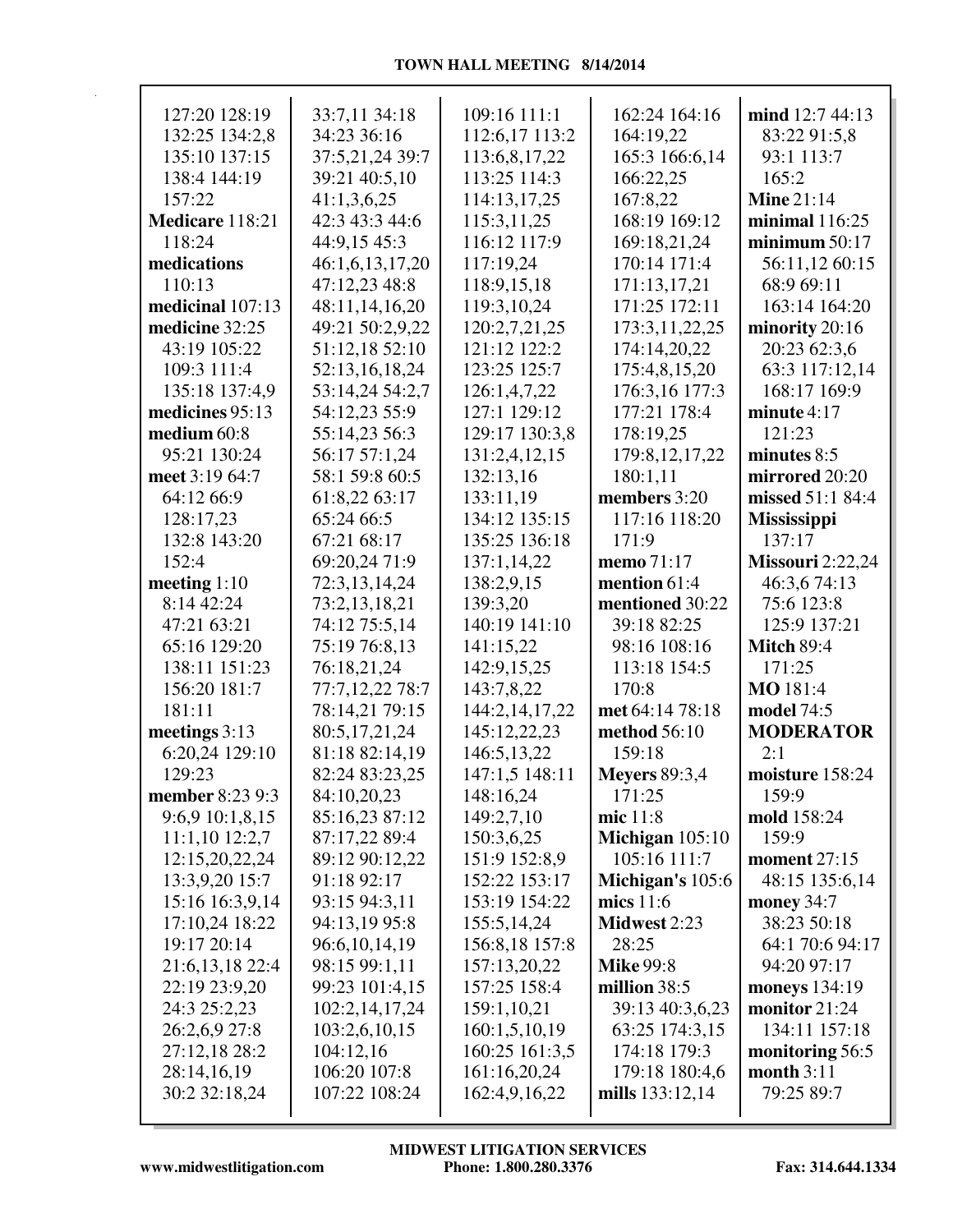127:20 128:19
132:25 134:2,8
135:10 137:15
138:4 144:19
157:22

**Medicare** 118:21
118:24

**medications**
110:13

**medicinal** 107:13

**medicine** 32:25
43:19 105:22
109:3 111:4
135:18 137:4,9

**medicines** 95:13

**medium** 60:8
95:21 130:24

**meet** 3:19 64:7
64:12 66:9
128:17,23
132:8 143:20
152:4

**meeting** 1:10
8:14 42:24
47:21 63:21
65:16 129:20
138:11 151:23
156:20 181:7
181:11

**meetings** 3:13
6:20,24 129:10
129:23

**member** 8:23 9:3
9:6,9 10:1,8,15
11:1,10 12:2,7
12:15,20,22,24
13:3,9,20 15:7
15:16 16:3,9,14
17:10,24 18:22
19:17 20:14
21:6,13,18 22:4
22:19 23:9,20
24:3 25:2,23
26:2,6,9 27:8
27:12,18 28:2
28:14,16,19
30:2 32:18,24
33:7,11 34:18
34:23 36:16
37:5,21,24 39:7
39:21 40:5,10
41:1,3,6,25
42:3 43:3 44:6
44:9,15 45:3
46:1,6,13,17,20
47:12,23 48:8
48:11,14,16,20
49:21 50:2,9,22
51:12,18 52:10
52:13,16,18,24
53:14,24 54:2,7
54:12,23 55:9
55:14,23 56:3
56:17 57:1,24
58:1 59:8 60:5
61:8,22 63:17
65:24 66:5
67:21 68:17
69:20,24 71:9
72:3,13,14,24
73:2,13,18,21
74:12 75:5,14
75:19 76:8,13
76:18,21,24
77:7,12,22 78:7
78:14,21 79:15
80:5,17,21,24
81:18 82:14,19
82:24 83:23,25
84:10,20,23
85:16,23 87:12
87:17,22 89:4
89:12 90:12,22
91:18 92:17
93:15 94:3,11
94:13,19 95:8
96:6,10,14,19
98:15 99:1,11
99:23 101:4,15
102:2,14,17,24
103:2,6,10,15
104:12,16
106:20 107:8
107:22 108:24
109:16 111:1
112:6,17 113:2
113:6,8,17,22
113:25 114:3
114:13,17,25
115:3,11,25
116:12 117:9
117:19,24
118:9,15,18
119:3,10,24
120:2,7,21,25
121:12 122:2
123:25 125:7
126:1,4,7,22
127:1 129:12
129:17 130:3,8
131:2,4,12,15
132:13,16
133:11,19
134:12 135:15
135:25 136:18
137:1,14,22
138:2,9,15
139:3,20
140:19 141:10
141:15,22
142:9,15,25
143:7,8,22
144:2,14,17,22
145:12,22,23
146:5,13,22
147:1,5 148:11
148:16,24
149:2,7,10
150:3,6,25
151:9 152:8,9
152:22 153:17
153:19 154:22
155:5,14,24
156:8,18 157:8
157:13,20,22
157:25 158:4
159:1,10,21
160:1,5,10,19
160:25 161:3,5
161:16,20,24
162:4,9,16,22
162:24 164:16
164:19,22
165:3 166:6,14
166:22,25
167:8,22
168:19 169:12
169:18,21,24
170:14 171:4
171:13,17,21
171:25 172:11
173:3,11,22,25
174:14,20,22
175:4,8,15,20
176:3,16 177:3
177:21 178:4
178:19,25
179:8,12,17,22
180:1,11

**members** 3:20
117:16 118:20
171:9

**memo** 71:17

**mention** 61:4

**mentioned** 30:22
39:18 82:25
98:16 108:16
113:18 154:5
170:8

**met** 64:14 78:18

**method** 56:10
159:18

**Meyers** 89:3,4
171:25

**mic** 11:8

**Michigan** 105:10
105:16 111:7

**Michigan's** 105:6

**mics** 11:6

**Midwest** 2:23
28:25

**Mike** 99:8

**million** 38:5
39:13 40:3,6,23
63:25 174:3,15
174:18 179:3
179:18 180:4,6

**mills** 133:12,14

**mind** 12:7 44:13
83:22 91:5,8
93:1 113:7
165:2

**Mine** 21:14

**minimal** 116:25

**minimum** 50:17
56:11,12 60:15
68:9 69:11
163:14 164:20

**minority** 20:16
20:23 62:3,6
63:3 117:12,14
168:17 169:9

**minute** 4:17
121:23

**minutes** 8:5

**mirrored** 20:20

**missed** 51:1 84:4

**Mississippi**
137:17

**Missouri** 2:22,24
46:3,6 74:13
75:6 123:8
125:9 137:21

**Mitch** 89:4
171:25

**MO** 181:4

**model** 74:5

**MODERATOR**
2:1

**moisture** 158:24
159:9

**mold** 158:24
159:9

**moment** 27:15
48:15 135:6,14

**money** 34:7
38:23 50:18
64:1 70:6 94:17
94:20 97:17

**moneys** 134:19

**monitor** 21:24
134:11 157:18

**monitoring** 56:5

**month** 3:11
79:25 89:7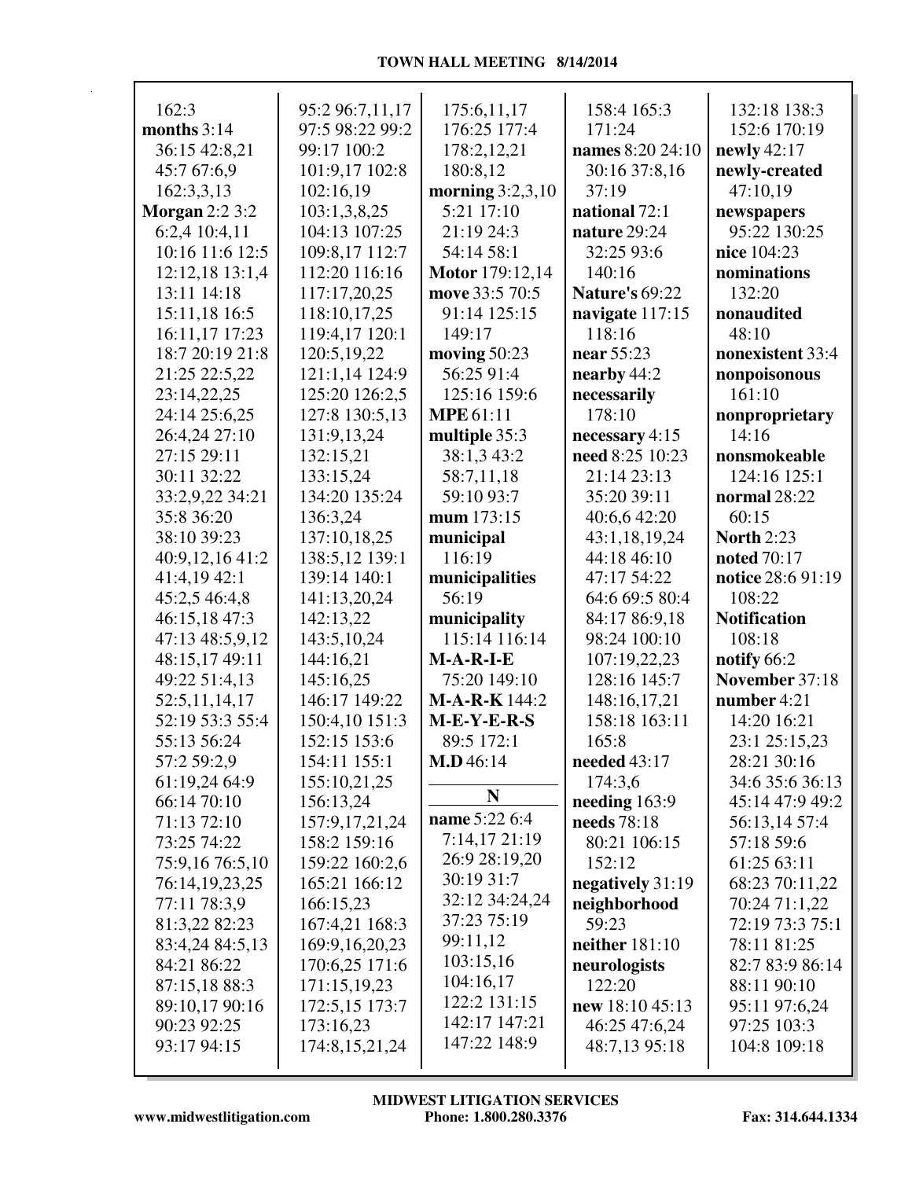162:3
**months** 3:14
36:15 42:8,21
45:7 67:6,9
162:3,3,13
**Morgan** 2:2 3:2
6:2,4 10:4,11
10:16 11:6 12:5
12:12,18 13:1,4
13:11 14:18
15:11,18 16:5
16:11,17 17:23
18:7 20:19 21:8
21:25 22:5,22
23:14,22,25
24:14 25:6,25
26:4,24 27:10
27:15 29:11
30:11 32:22
33:2,9,22 34:21
35:8 36:20
38:10 39:23
40:9,12,16 41:2
41:4,19 42:1
45:2,5 46:4,8
46:15,18 47:3
47:13 48:5,9,12
48:15,17 49:11
49:22 51:4,13
52:5,11,14,17
52:19 53:3 55:4
55:13 56:24
57:2 59:2,9
61:19,24 64:9
66:14 70:10
71:13 72:10
73:25 74:22
75:9,16 76:5,10
76:14,19,23,25
77:11 78:3,9
81:3,22 82:23
83:4,24 84:5,13
84:21 86:22
87:15,18 88:3
89:10,17 90:16
90:23 92:25
93:17 94:15
95:2 96:7,11,17
97:5 98:22 99:2
99:17 100:2
101:9,17 102:8
102:16,19
103:1,3,8,25
104:13 107:25
109:8,17 112:7
112:20 116:16
117:17,20,25
118:10,17,25
119:4,17 120:1
120:5,19,22
121:1,14 124:9
125:20 126:2,5
127:8 130:5,13
131:9,13,24
132:15,21
133:15,24
134:20 135:24
136:3,24
137:10,18,25
138:5,12 139:1
139:14 140:1
141:13,20,24
142:13,22
143:5,10,24
144:16,21
145:16,25
146:17 149:22
150:4,10 151:3
152:15 153:6
154:11 155:1
155:10,21,25
156:13,24
157:9,17,21,24
158:2 159:16
159:22 160:2,6
165:21 166:12
166:15,23
167:4,21 168:3
169:9,16,20,23
170:6,25 171:6
171:15,19,23
172:5,15 173:7
173:16,23
174:8,15,21,24
175:6,11,17
176:25 177:4
178:2,12,21
180:8,12
**morning** 3:2,3,10
5:21 17:10
21:19 24:3
54:14 58:1
**Motor** 179:12,14
**move** 33:5 70:5
91:14 125:15
149:17
**moving** 50:23
56:25 91:4
125:16 159:6
**MPE** 61:11
**multiple** 35:3
38:1,3 43:2
58:7,11,18
59:10 93:7
**mum** 173:15
**municipal**
116:19
**municipalities**
56:19
**municipality**
115:14 116:14
**M-A-R-I-E**
75:20 149:10
**M-A-R-K** 144:2
**M-E-Y-E-R-S**
89:5 172:1
**M.D** 46:14

## N

**name** 5:22 6:4
7:14,17 21:19
26:9 28:19,20
30:19 31:7
32:12 34:24,24
37:23 75:19
99:11,12
103:15,16
104:16,17
122:2 131:15
142:17 147:21
147:22 148:9
158:4 165:3
171:24
**names** 8:20 24:10
30:16 37:8,16
37:19
**national** 72:1
**nature** 29:24
32:25 93:6
140:16
**Nature's** 69:22
**navigate** 117:15
118:16
**near** 55:23
**nearby** 44:2
**necessarily**
178:10
**necessary** 4:15
**need** 8:25 10:23
21:14 23:13
35:20 39:11
40:6,6 42:20
43:1,18,19,24
44:18 46:10
47:17 54:22
64:6 69:5 80:4
84:17 86:9,18
98:24 100:10
107:19,22,23
128:16 145:7
148:16,17,21
158:18 163:11
165:8
**needed** 43:17
174:3,6
**needing** 163:9
**needs** 78:18
80:21 106:15
152:12
**negatively** 31:19
**neighborhood**
59:23
**neither** 181:10
**neurologists**
122:20
**new** 18:10 45:13
46:25 47:6,24
48:7,13 95:18
132:18 138:3
152:6 170:19
**newly** 42:17
**newly-created**
47:10,19
**newspapers**
95:22 130:25
**nice** 104:23
**nominations**
132:20
**nonaudited**
48:10
**nonexistent** 33:4
**nonpoisonous**
161:10
**nonproprietary**
14:16
**nonsmokeable**
124:16 125:1
**normal** 28:22
60:15
**North** 2:23
**noted** 70:17
**notice** 28:6 91:19
108:22
**Notification**
108:18
**notify** 66:2
**November** 37:18
**number** 4:21
14:20 16:21
23:1 25:15,23
28:21 30:16
34:6 35:6 36:13
45:14 47:9 49:2
56:13,14 57:4
57:18 59:6
61:25 63:11
68:23 70:11,22
70:24 71:1,22
72:19 73:3 75:1
78:11 81:25
82:7 83:9 86:14
88:11 90:10
95:11 97:6,24
97:25 103:3
104:8 109:18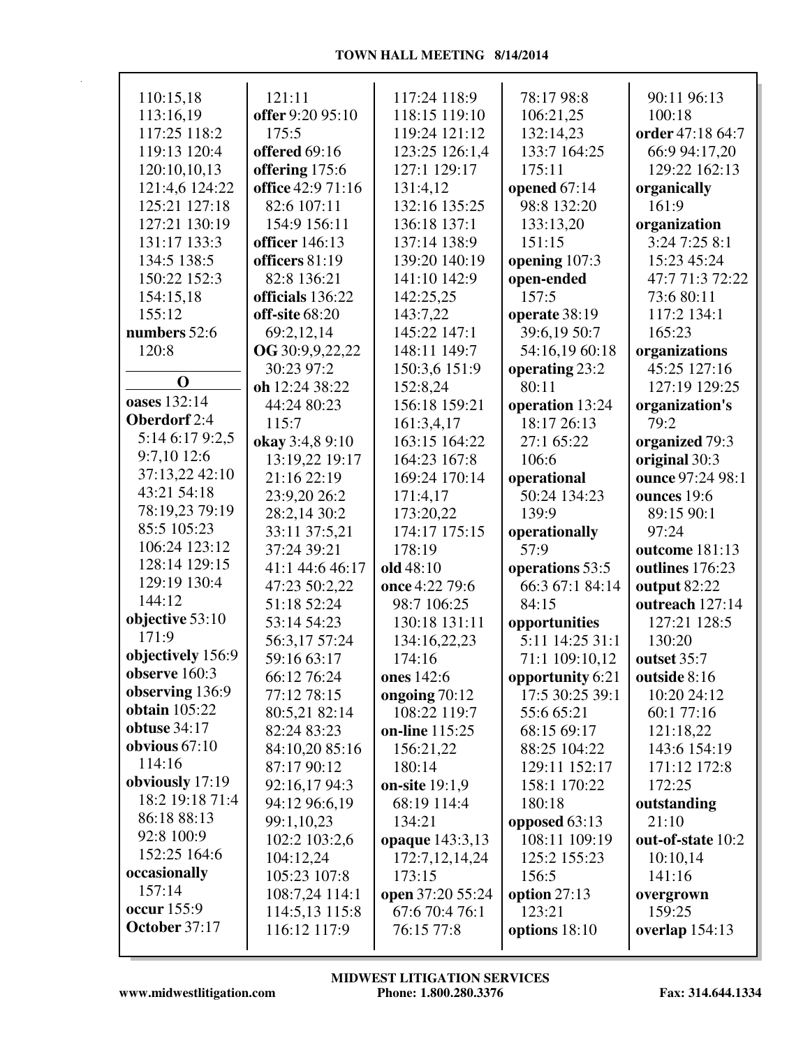110:15,18
113:16,19
117:25 118:2
119:13 120:4
120:10,10,13
121:4,6 124:22
125:21 127:18
127:21 130:19
131:17 133:3
134:5 138:5
150:22 152:3
154:15,18
155:12
**numbers** 52:6
120:8

**O**

**oases** 132:14
**Oberdorf** 2:4
5:14 6:17 9:2,5
9:7,10 12:6
37:13,22 42:10
43:21 54:18
78:19,23 79:19
85:5 105:23
106:24 123:12
128:14 129:15
129:19 130:4
144:12
**objective** 53:10
171:9
**objectively** 156:9
**observe** 160:3
**observing** 136:9
**obtain** 105:22
**obtuse** 34:17
**obvious** 67:10
114:16
**obviously** 17:19
18:2 19:18 71:4
86:18 88:13
92:8 100:9
152:25 164:6
**occasionally**
157:14
**occur** 155:9
**October** 37:17

121:11
**offer** 9:20 95:10
175:5
**offered** 69:16
**offering** 175:6
**office** 42:9 71:16
82:6 107:11
154:9 156:11
**officer** 146:13
**officers** 81:19
82:8 136:21
**officials** 136:22
**off-site** 68:20
69:2,12,14
**OG** 30:9,9,22,22
30:23 97:2
**oh** 12:24 38:22
44:24 80:23
115:7
**okay** 3:4,8 9:10
13:19,22 19:17
21:16 22:19
23:9,20 26:2
28:2,14 30:2
33:11 37:5,21
37:24 39:21
41:1 44:6 46:17
47:23 50:2,22
51:18 52:24
53:14 54:23
56:3,17 57:24
59:16 63:17
66:12 76:24
77:12 78:15
80:5,21 82:14
82:24 83:23
84:10,20 85:16
87:17 90:12
92:16,17 94:3
94:12 96:6,19
99:1,10,23
102:2 103:2,6
104:12,24
105:23 107:8
108:7,24 114:1
114:5,13 115:8
116:12 117:9

117:24 118:9
118:15 119:10
119:24 121:12
123:25 126:1,4
127:1 129:17
131:4,12
132:16 135:25
136:18 137:1
137:14 138:9
139:20 140:19
141:10 142:9
142:25,25
143:7,22
145:22 147:1
148:11 149:7
150:3,6 151:9
152:8,24
156:18 159:21
161:3,4,17
163:15 164:22
164:23 167:8
169:24 170:14
171:4,17
173:20,22
174:17 175:15
178:19
**old** 48:10
**once** 4:22 79:6
98:7 106:25
130:18 131:11
134:16,22,23
174:16
**ones** 142:6
**ongoing** 70:12
108:22 119:7
**on-line** 115:25
156:21,22
180:14
**on-site** 19:1,9
68:19 114:4
134:21
**opaque** 143:3,13
172:7,12,14,24
173:15
**open** 37:20 55:24
67:6 70:4 76:1
76:15 77:8

78:17 98:8
106:21,25
132:14,23
133:7 164:25
175:11
**opened** 67:14
98:8 132:20
133:13,20
151:15
**opening** 107:3
**open-ended**
157:5
**operate** 38:19
39:6,19 50:7
54:16,19 60:18
**operating** 23:2
80:11
**operation** 13:24
18:17 26:13
27:1 65:22
106:6
**operational**
50:24 134:23
139:9
**operationally**
57:9
**operations** 53:5
66:3 67:1 84:14
84:15
**opportunities**
5:11 14:25 31:1
71:1 109:10,12
**opportunity** 6:21
17:5 30:25 39:1
55:6 65:21
68:15 69:17
88:25 104:22
129:11 152:17
158:1 170:22
180:18
**opposed** 63:13
108:11 109:19
125:2 155:23
156:5
**option** 27:13
123:21
**options** 18:10

90:11 96:13
100:18
**order** 47:18 64:7
66:9 94:17,20
129:22 162:13
**organically**
161:9
**organization**
3:24 7:25 8:1
15:23 45:24
47:7 71:3 72:22
73:6 80:11
117:2 134:1
165:23
**organizations**
45:25 127:16
127:19 129:25
**organization's**
79:2
**organized** 79:3
**original** 30:3
**ounce** 97:24 98:1
**ounces** 19:6
89:15 90:1
97:24
**outcome** 181:13
**outlines** 176:23
**output** 82:22
**outreach** 127:14
127:21 128:5
130:20
**outset** 35:7
**outside** 8:16
10:20 24:12
60:1 77:16
121:18,22
143:6 154:19
171:12 172:8
172:25
**outstanding**
21:10
**out-of-state** 10:2
10:10,14
141:16
**overgrown**
159:25
**overlap** 154:13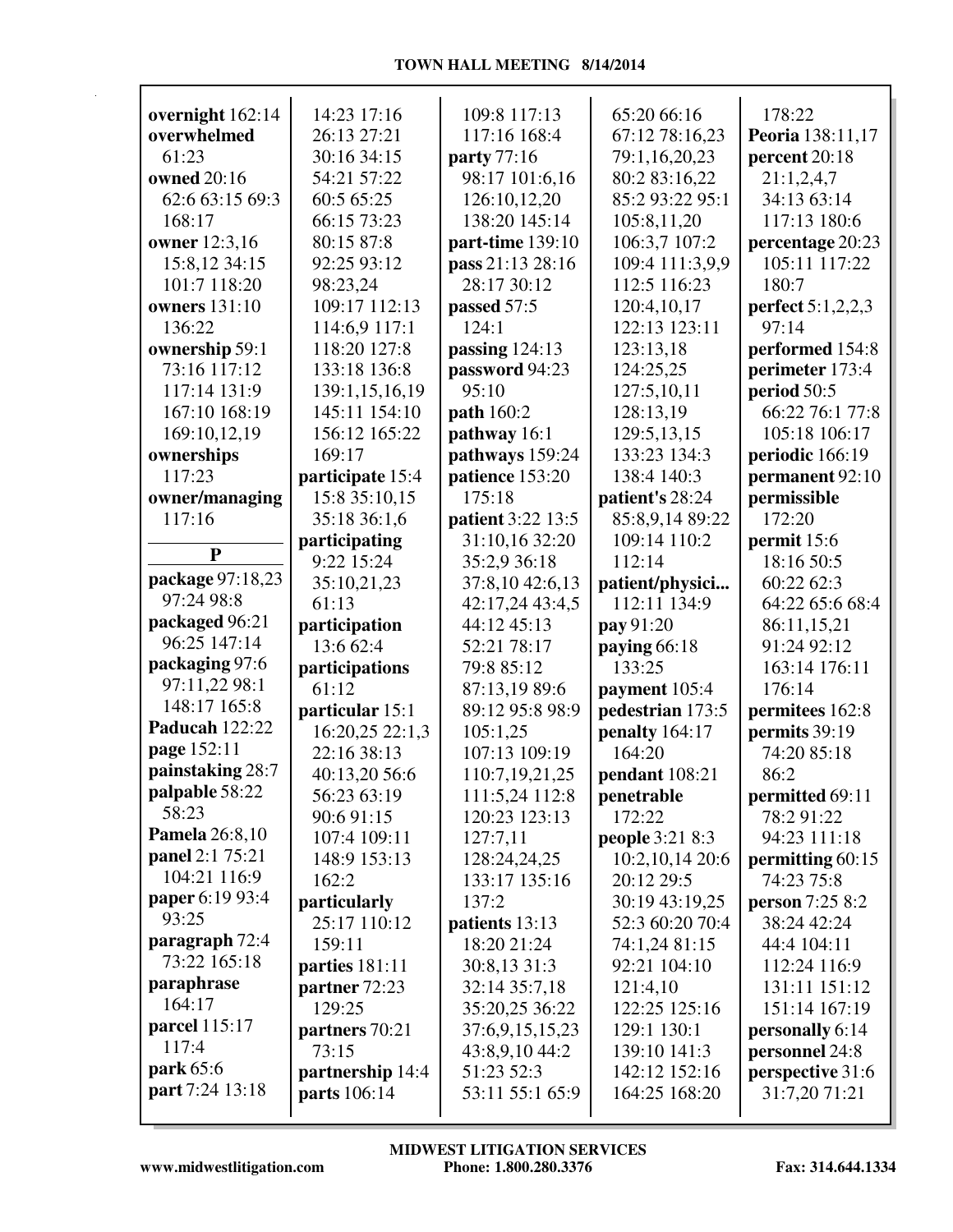**overnight** 162:14
**overwhelmed** 61:23
**owned** 20:16 62:6 63:15 69:3 168:17
**owner** 12:3,16 15:8,12 34:15 101:7 118:20
**owners** 131:10 136:22
**ownership** 59:1 73:16 117:12 117:14 131:9 167:10 168:19 169:10,12,19
**ownerships** 117:23
**owner/managing** 117:16

## P

**package** 97:18,23 97:24 98:8
**packaged** 96:21 96:25 147:14
**packaging** 97:6 97:11,22 98:1 148:17 165:8
**Paducah** 122:22
**page** 152:11
**painstaking** 28:7
**palpable** 58:22 58:23
**Pamela** 26:8,10
**panel** 2:1 75:21 104:21 116:9
**paper** 6:19 93:4 93:25
**paragraph** 72:4 73:22 165:18
**paraphrase** 164:17
**parcel** 115:17 117:4
**park** 65:6
**part** 7:24 13:18 14:23 17:16 26:13 27:21 30:16 34:15 54:21 57:22 60:5 65:25 66:15 73:23 80:15 87:8 92:25 93:12 98:23,24 109:17 112:13 114:6,9 117:1 118:20 127:8 133:18 136:8 139:1,15,16,19 145:11 154:10 156:12 165:22 169:17
**participate** 15:4 15:8 35:10,15 35:18 36:1,6
**participating** 9:22 15:24 35:10,21,23 61:13
**participation** 13:6 62:4
**participations** 61:12
**particular** 15:1 16:20,25 22:1,3 22:16 38:13 40:13,20 56:6 56:23 63:19 90:6 91:15 107:4 109:11 148:9 153:13 162:2
**particularly** 25:17 110:12 159:11
**parties** 181:11
**partner** 72:23 129:25
**partners** 70:21 73:15
**partnership** 14:4
**parts** 106:14 109:8 117:13 117:16 168:4
**party** 77:16 98:17 101:6,16 126:10,12,20 138:20 145:14
**part-time** 139:10
**pass** 21:13 28:16 28:17 30:12
**passed** 57:5 124:1
**passing** 124:13
**password** 94:23 95:10
**path** 160:2
**pathway** 16:1
**pathways** 159:24
**patience** 153:20 175:18
**patient** 3:22 13:5 31:10,16 32:20 35:2,9 36:18 37:8,10 42:6,13 42:17,24 43:4,5 44:12 45:13 52:21 78:17 79:8 85:12 87:13,19 89:6 89:12 95:8 98:9 105:1,25 107:13 109:19 110:7,19,21,25 111:5,24 112:8 120:23 123:13 127:7,11 128:24,24,25 133:17 135:16 137:2
**patients** 13:13 18:20 21:24 30:8,13 31:3 32:14 35:7,18 35:20,25 36:22 37:6,9,15,15,23 43:8,9,10 44:2 51:23 52:3 53:11 55:1 65:9 65:20 66:16 67:12 78:16,23 79:1,16,20,23 80:2 83:16,22 85:2 93:22 95:1 105:8,11,20 106:3,7 107:2 109:4 111:3,9,9 112:5 116:23 120:4,10,17 122:13 123:11 123:13,18 124:25,25 127:5,10,11 128:13,19 129:5,13,15 133:23 134:3 138:4 140:3
**patient's** 28:24 85:8,9,14 89:22 109:14 110:2 112:14
**patient/physici...** 112:11 134:9
**pay** 91:20
**paying** 66:18 133:25
**payment** 105:4
**pedestrian** 173:5
**penalty** 164:17 164:20
**pendant** 108:21
**penetrable** 172:22
**people** 3:21 8:3 10:2,10,14 20:6 20:12 29:5 30:19 43:19,25 52:3 60:20 70:4 74:1,24 81:15 92:21 104:10 121:4,10 122:25 125:16 129:1 130:1 139:10 141:3 142:12 152:16 164:25 168:20 178:22
**Peoria** 138:11,17
**percent** 20:18 21:1,2,4,7 34:13 63:14 117:13 180:6
**percentage** 20:23 105:11 117:22 180:7
**perfect** 5:1,2,2,3 97:14
**performed** 154:8
**perimeter** 173:4
**period** 50:5 66:22 76:1 77:8 105:18 106:17
**periodic** 166:19
**permanent** 92:10
**permissible** 172:20
**permit** 15:6 18:16 50:5 60:22 62:3 64:22 65:6 68:4 86:11,15,21 91:24 92:12 163:14 176:11 176:14
**permitees** 162:8
**permits** 39:19 74:20 85:18 86:2
**permitted** 69:11 78:2 91:22 94:23 111:18
**permitting** 60:15 74:23 75:8
**person** 7:25 8:2 38:24 42:24 44:4 104:11 112:24 116:9 131:11 151:12 151:14 167:19
**personally** 6:14
**personnel** 24:8
**perspective** 31:6 31:7,20 71:21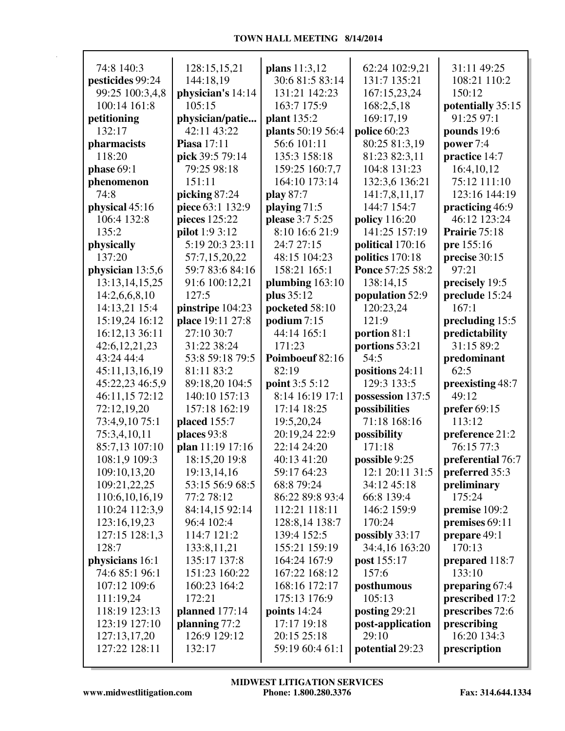74:8 140:3
**pesticides** 99:24
99:25 100:3,4,8
100:14 161:8
**petitioning**
132:17
**pharmacists**
118:20
**phase** 69:1
**phenomenon**
74:8
**physical** 45:16
106:4 132:8
135:2
**physically**
137:20
**physician** 13:5,6
13:13,14,15,25
14:2,6,6,8,10
14:13,21 15:4
15:19,24 16:12
16:12,13 36:11
42:6,12,21,23
43:24 44:4
45:11,13,16,19
45:22,23 46:5,9
46:11,15 72:12
72:12,19,20
73:4,9,10 75:1
75:3,4,10,11
85:7,13 107:10
108:1,9 109:3
109:10,13,20
109:21,22,25
110:6,10,16,19
110:24 112:3,9
123:16,19,23
127:15 128:1,3
128:7
**physicians** 16:1
74:6 85:1 96:1
107:12 109:6
111:19,24
118:19 123:13
123:19 127:10
127:13,17,20
127:22 128:11
128:15,15,21
144:18,19
**physician's** 14:14
105:15
**physician/patie...**
42:11 43:22
**Piasa** 17:11
**pick** 39:5 79:14
79:25 98:18
151:11
**picking** 87:24
**piece** 63:1 132:9
**pieces** 125:22
**pilot** 1:9 3:12
5:19 20:3 23:11
57:7,15,20,22
59:7 83:6 84:16
91:6 100:12,21
127:5
**pinstripe** 104:23
**place** 19:11 27:8
27:10 30:7
31:22 38:24
53:8 59:18 79:5
81:11 83:2
89:18,20 104:5
140:10 157:13
157:18 162:19
**placed** 155:7
**places** 93:8
**plan** 11:19 17:16
18:15,20 19:8
19:13,14,16
53:15 56:9 68:5
77:2 78:12
84:14,15 92:14
96:4 102:4
114:7 121:2
133:8,11,21
135:17 137:8
151:23 160:22
160:23 164:2
172:21
**planned** 177:14
**planning** 77:2
126:9 129:12
132:17
**plans** 11:3,12
30:6 81:5 83:14
131:21 142:23
163:7 175:9
**plant** 135:2
**plants** 50:19 56:4
56:6 101:11
135:3 158:18
159:25 160:7,7
164:10 173:14
**play** 87:7
**playing** 71:5
**please** 3:7 5:25
8:10 16:6 21:9
24:7 27:15
48:15 104:23
158:21 165:1
**plumbing** 163:10
**plus** 35:12
**pocketed** 58:10
**podium** 7:15
44:14 165:1
171:23
**Poimboeuf** 82:16
82:19
**point** 3:5 5:12
8:14 16:19 17:1
17:14 18:25
19:5,20,24
20:19,24 22:9
22:14 24:20
40:13 41:20
59:17 64:23
68:8 79:24
86:22 89:8 93:4
112:21 118:11
128:8,14 138:7
139:4 152:5
155:21 159:19
164:24 167:9
167:22 168:12
168:16 172:17
175:13 176:9
**points** 14:24
17:17 19:18
20:15 25:18
59:19 60:4 61:1
62:24 102:9,21
131:7 135:21
167:15,23,24
168:2,5,18
169:17,19
**police** 60:23
80:25 81:3,19
81:23 82:3,11
104:8 131:23
132:3,6 136:21
141:7,8,11,17
144:7 154:7
**policy** 116:20
141:25 157:19
**political** 170:16
**politics** 170:18
**Ponce** 57:25 58:2
138:14,15
**population** 52:9
120:23,24
121:9
**portion** 81:1
**portions** 53:21
54:5
**positions** 24:11
129:3 133:5
**possession** 137:5
**possibilities**
71:18 168:16
**possibility**
171:18
**possible** 9:25
12:1 20:11 31:5
34:12 45:18
66:8 139:4
146:2 159:9
170:24
**possibly** 33:17
34:4,16 163:20
**post** 155:17
157:6
**posthumous**
105:13
**posting** 29:21
**post-application**
29:10
**potential** 29:23
31:11 49:25
108:21 110:2
150:12
**potentially** 35:15
91:25 97:1
**pounds** 19:6
**power** 7:4
**practice** 14:7
16:4,10,12
75:12 111:10
123:16 144:19
**practicing** 46:9
46:12 123:24
**Prairie** 75:18
**pre** 155:16
**precise** 30:15
97:21
**precisely** 19:5
**preclude** 15:24
167:1
**precluding** 15:5
**predictability**
31:15 89:2
**predominant**
62:5
**preexisting** 48:7
49:12
**prefer** 69:15
113:12
**preference** 21:2
76:15 77:3
**preferential** 76:7
**preferred** 35:3
**preliminary**
175:24
**premise** 109:2
**premises** 69:11
**prepare** 49:1
170:13
**prepared** 118:7
133:10
**preparing** 67:4
**prescribed** 17:2
**prescribes** 72:6
**prescribing**
16:20 134:3
**prescription**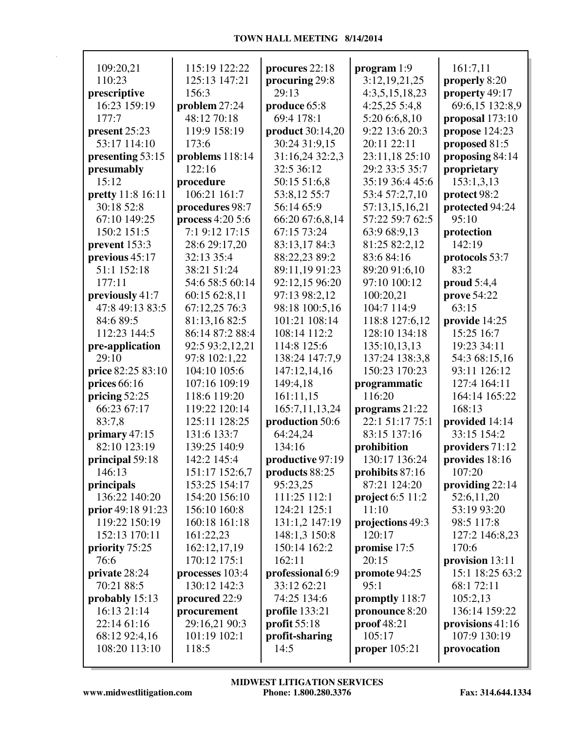109:20,21
110:23
**prescriptive**
16:23 159:19
177:7
**present** 25:23
53:17 114:10
**presenting** 53:15
**presumably**
15:12
**pretty** 11:8 16:11
30:18 52:8
67:10 149:25
150:2 151:5
**prevent** 153:3
**previous** 45:17
51:1 152:18
177:11
**previously** 41:7
47:8 49:13 83:5
84:6 89:5
112:23 144:5
**pre-application**
29:10
**price** 82:25 83:10
**prices** 66:16
**pricing** 52:25
66:23 67:17
83:7,8
**primary** 47:15
82:10 123:19
**principal** 59:18
146:13
**principals**
136:22 140:20
**prior** 49:18 91:23
119:22 150:19
152:13 170:11
**priority** 75:25
76:6
**private** 28:24
70:21 88:5
**probably** 15:13
16:13 21:14
22:14 61:16
68:12 92:4,16
108:20 113:10
115:19 122:22
125:13 147:21
156:3
**problem** 27:24
48:12 70:18
119:9 158:19
173:6
**problems** 118:14
122:16
**procedure**
106:21 161:7
**procedures** 98:7
**process** 4:20 5:6
7:1 9:12 17:15
28:6 29:17,20
32:13 35:4
38:21 51:24
54:6 58:5 60:14
60:15 62:8,11
67:12,25 76:3
81:13,16 82:5
86:14 87:2 88:4
92:5 93:2,12,21
97:8 102:1,22
104:10 105:6
107:16 109:19
118:6 119:20
119:22 120:14
125:11 128:25
131:6 133:7
139:25 140:9
142:2 145:4
151:17 152:6,7
153:25 154:17
154:20 156:10
156:10 160:8
160:18 161:18
161:22,23
162:12,17,19
170:12 175:1
**processes** 103:4
130:12 142:3
**procured** 22:9
**procurement**
29:16,21 90:3
101:19 102:1
118:5
**procures** 22:18
**procuring** 29:8
29:13
**produce** 65:8
69:4 178:1
**product** 30:14,20
30:24 31:9,15
31:16,24 32:2,3
32:5 36:12
50:15 51:6,8
53:8,12 55:7
56:14 65:9
66:20 67:6,8,14
67:15 73:24
83:13,17 84:3
88:22,23 89:2
89:11,19 91:23
92:12,15 96:20
97:13 98:2,12
98:18 100:5,16
101:21 108:14
108:14 112:2
114:8 125:6
138:24 147:7,9
147:12,14,16
149:4,18
161:11,15
165:7,11,13,24
**production** 50:6
64:24,24
134:16
**productive** 97:19
**products** 88:25
95:23,25
111:25 112:1
124:21 125:1
131:1,2 147:19
148:1,3 150:8
150:14 162:2
162:11
**professional** 6:9
33:12 62:21
74:25 134:6
**profile** 133:21
**profit** 55:18
**profit-sharing**
14:5
**program** 1:9
3:12,19,21,25
4:3,5,15,18,23
4:25,25 5:4,8
5:20 6:6,8,10
9:22 13:6 20:3
20:11 22:11
23:11,18 25:10
29:2 33:5 35:7
35:19 36:4 45:6
53:4 57:2,7,10
57:13,15,16,21
57:22 59:7 62:5
63:9 68:9,13
81:25 82:2,12
83:6 84:16
89:20 91:6,10
97:10 100:12
100:20,21
104:7 114:9
118:8 127:6,12
128:10 134:18
135:10,13,13
137:24 138:3,8
150:23 170:23
**programmatic**
116:20
**programs** 21:22
22:1 51:17 75:1
83:15 137:16
**prohibition**
130:17 136:24
**prohibits** 87:16
87:21 124:20
**project** 6:5 11:2
11:10
**projections** 49:3
120:17
**promise** 17:5
20:15
**promote** 94:25
95:1
**promptly** 118:7
**pronounce** 8:20
**proof** 48:21
105:17
**proper** 105:21
161:7,11
**properly** 8:20
**property** 49:17
69:6,15 132:8,9
**proposal** 173:10
**propose** 124:23
**proposed** 81:5
**proposing** 84:14
**proprietary**
153:1,3,13
**protect** 98:2
**protected** 94:24
95:10
**protection**
142:19
**protocols** 53:7
83:2
**proud** 5:4,4
**prove** 54:22
63:15
**provide** 14:25
15:25 16:7
19:23 34:11
54:3 68:15,16
93:11 126:12
127:4 164:11
164:14 165:22
168:13
**provided** 14:14
33:15 154:2
**providers** 71:12
**provides** 18:16
107:20
**providing** 22:14
52:6,11,20
53:19 93:20
98:5 117:8
127:2 146:8,23
170:6
**provision** 13:11
15:1 18:25 63:2
68:1 72:11
105:2,13
136:14 159:22
**provisions** 41:16
107:9 130:19
**provocation**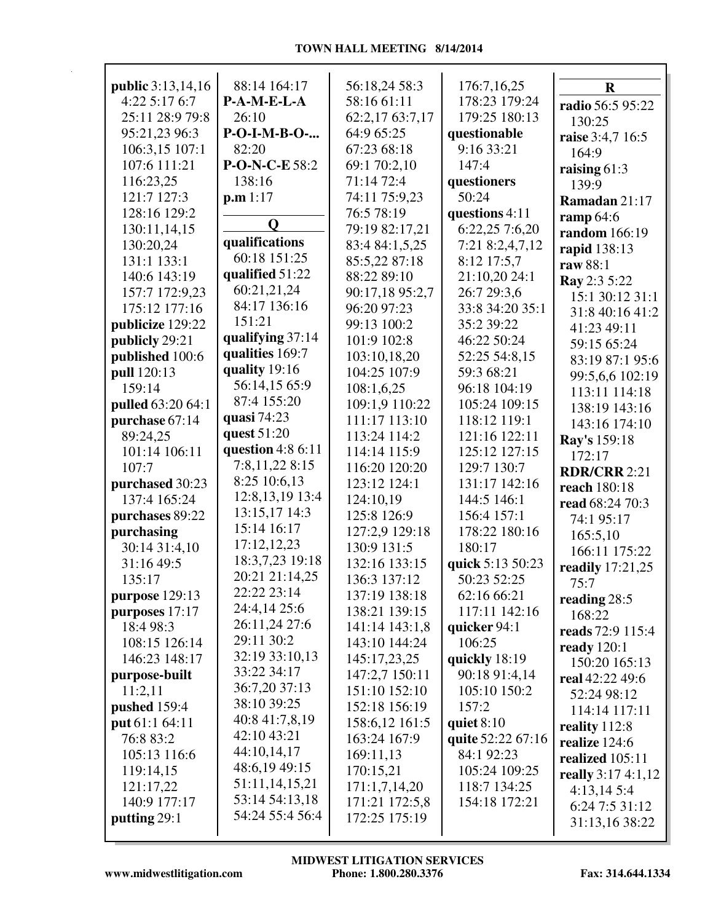**public** 3:13,14,16 4:22 5:17 6:7 25:11 28:9 79:8 95:21,23 96:3 106:3,15 107:1 107:6 111:21 116:23,25 121:7 127:3 128:16 129:2 130:11,14,15 130:20,24 131:1 133:1 140:6 143:19 157:7 172:9,23 175:12 177:16
**publicize** 129:22
**publicly** 29:21
**published** 100:6
**pull** 120:13 159:14
**pulled** 63:20 64:1
**purchase** 67:14 89:24,25 101:14 106:11 107:7
**purchased** 30:23 137:4 165:24
**purchases** 89:22
**purchasing** 30:14 31:4,10 31:16 49:5 135:17
**purpose** 129:13
**purposes** 17:17 18:4 98:3 108:15 126:14 146:23 148:17
**purpose-built** 11:2,11
**pushed** 159:4
**put** 61:1 64:11 76:8 83:2 105:13 116:6 119:14,15 121:17,22 140:9 177:17
**putting** 29:1 88:14 164:17
**P-A-M-E-L-A** 26:10
**P-O-I-M-B-O-...** 82:20
**P-O-N-C-E** 58:2 138:16
**p.m** 1:17

## Q

**qualifications** 60:18 151:25
**qualified** 51:22 60:21,21,24 84:17 136:16 151:21
**qualifying** 37:14
**qualities** 169:7
**quality** 19:16 56:14,15 65:9 87:4 155:20
**quasi** 74:23
**quest** 51:20
**question** 4:8 6:11 7:8,11,22 8:15 8:25 10:6,13 12:8,13,19 13:4 13:15,17 14:3 15:14 16:17 17:12,12,23 18:3,7,23 19:18 20:21 21:14,25 22:22 23:14 24:4,14 25:6 26:11,24 27:6 29:11 30:2 32:19 33:10,13 33:22 34:17 36:7,20 37:13 38:10 39:25 40:8 41:7,8,19 42:10 43:21 44:10,14,17 48:6,19 49:15 51:11,14,15,21 53:14 54:13,18 54:24 55:4 56:4 56:18,24 58:3 58:16 61:11 62:2,17 63:7,17 64:9 65:25 67:23 68:18 69:1 70:2,10 71:14 72:4 74:11 75:9,23 76:5 78:19 79:19 82:17,21 83:4 84:1,5,25 85:5,22 87:18 88:22 89:10 90:17,18 95:2,7 96:20 97:23 99:13 100:2 101:9 102:8 103:10,18,20 104:25 107:9 108:1,6,25 109:1,9 110:22 111:17 113:10 113:24 114:2 114:14 115:9 116:20 120:20 123:12 124:1 124:10,19 125:8 126:9 127:2,9 129:18 130:9 131:5 132:16 133:15 136:3 137:12 137:19 138:18 138:21 139:15 141:14 143:1,8 143:10 144:24 145:17,23,25 147:2,7 150:11 151:10 152:10 152:18 156:19 158:6,12 161:5 163:24 167:9 169:11,13 170:15,21 171:1,7,14,20 171:21 172:5,8 172:25 175:19 176:7,16,25 178:23 179:24 179:25 180:13
**questionable** 9:16 33:21 147:4
**questioners** 50:24
**questions** 4:11 6:22,25 7:6,20 7:21 8:2,4,7,12 8:12 17:5,7 21:10,20 24:1 26:7 29:3,6 33:8 34:20 35:1 35:2 39:22 46:22 50:24 52:25 54:8,15 59:3 68:21 96:18 104:19 105:24 109:15 118:12 119:1 121:16 122:11 125:12 127:15 129:7 130:7 131:17 142:16 144:5 146:1 156:4 157:1 178:22 180:16 180:17
**quick** 5:13 50:23 50:23 52:25 62:16 66:21 117:11 142:16
**quicker** 94:1 106:25
**quickly** 18:19 90:18 91:4,14 105:10 150:2 157:2
**quiet** 8:10
**quite** 52:22 67:16 84:1 92:23 105:24 109:25 118:7 134:25 154:18 172:21

## R

**radio** 56:5 95:22 130:25
**raise** 3:4,7 16:5 164:9
**raising** 61:3 139:9
**Ramadan** 21:17
**ramp** 64:6
**random** 166:19
**rapid** 138:13
**raw** 88:1
**Ray** 2:3 5:22 15:1 30:12 31:1 31:8 40:16 41:2 41:23 49:11 59:15 65:24 83:19 87:1 95:6 99:5,6,6 102:19 113:11 114:18 138:19 143:16 143:16 174:10
**Ray's** 159:18 172:17
**RDR/CRR** 2:21
**reach** 180:18
**read** 68:24 70:3 74:1 95:17 165:5,10 166:11 175:22
**readily** 17:21,25 75:7
**reading** 28:5 168:22
**reads** 72:9 115:4
**ready** 120:1 150:20 165:13
**real** 42:22 49:6 52:24 98:12 114:14 117:11
**reality** 112:8
**realize** 124:6
**realized** 105:11
**really** 3:17 4:1,12 4:13,14 5:4 6:24 7:5 31:12 31:13,16 38:22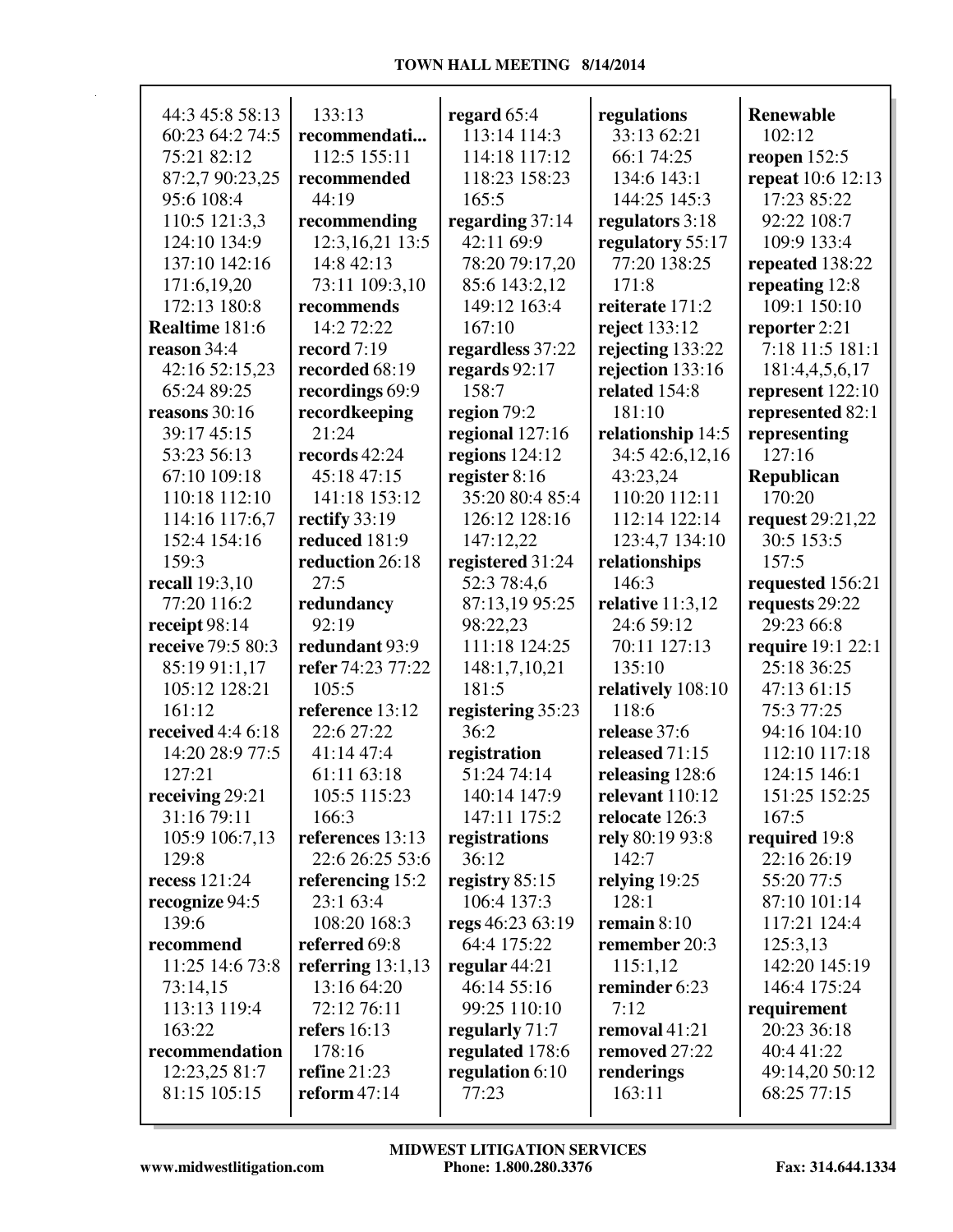44:3 45:8 58:13 60:23 64:2 74:5 75:21 82:12 87:2,7 90:23,25 95:6 108:4 110:5 121:3,3 124:10 134:9 137:10 142:16 171:6,19,20 172:13 180:8
**Realtime** 181:6
**reason** 34:4 42:16 52:15,23 65:24 89:25
**reasons** 30:16 39:17 45:15 53:23 56:13 67:10 109:18 110:18 112:10 114:16 117:6,7 152:4 154:16 159:3
**recall** 19:3,10 77:20 116:2
**receipt** 98:14
**receive** 79:5 80:3 85:19 91:1,17 105:12 128:21 161:12
**received** 4:4 6:18 14:20 28:9 77:5 127:21
**receiving** 29:21 31:16 79:11 105:9 106:7,13 129:8
**recess** 121:24
**recognize** 94:5 139:6
**recommend** 11:25 14:6 73:8 73:14,15 113:13 119:4 163:22
**recommendation** 12:23,25 81:7 81:15 105:15 133:13
**recommendati...** 112:5 155:11
**recommended** 44:19
**recommending** 12:3,16,21 13:5 14:8 42:13 73:11 109:3,10
**recommends** 14:2 72:22
**record** 7:19
**recorded** 68:19
**recordings** 69:9
**recordkeeping** 21:24
**records** 42:24 45:18 47:15 141:18 153:12
**rectify** 33:19
**reduced** 181:9
**reduction** 26:18 27:5
**redundancy** 92:19
**redundant** 93:9
**refer** 74:23 77:22 105:5
**reference** 13:12 22:6 27:22 41:14 47:4 61:11 63:18 105:5 115:23 166:3
**references** 13:13 22:6 26:25 53:6
**referencing** 15:2 23:1 63:4 108:20 168:3
**referred** 69:8
**referring** 13:1,13 13:16 64:20 72:12 76:11
**refers** 16:13 178:16
**refine** 21:23
**reform** 47:14
**regard** 65:4 113:14 114:3 114:18 117:12 118:23 158:23 165:5
**regarding** 37:14 42:11 69:9 78:20 79:17,20 85:6 143:2,12 149:12 163:4 167:10
**regardless** 37:22
**regards** 92:17 158:7
**region** 79:2
**regional** 127:16
**regions** 124:12
**register** 8:16 35:20 80:4 85:4 126:12 128:16 147:12,22
**registered** 31:24 52:3 78:4,6 87:13,19 95:25 98:22,23 111:18 124:25 148:1,7,10,21 181:5
**registering** 35:23 36:2
**registration** 51:24 74:14 140:14 147:9 147:11 175:2
**registrations** 36:12
**registry** 85:15 106:4 137:3
**regs** 46:23 63:19 64:4 175:22
**regular** 44:21 46:14 55:16 99:25 110:10
**regularly** 71:7
**regulated** 178:6
**regulation** 6:10 77:23
**regulations** 33:13 62:21 66:1 74:25 134:6 143:1 144:25 145:3
**regulators** 3:18
**regulatory** 55:17 77:20 138:25 171:8
**reiterate** 171:2
**reject** 133:12
**rejecting** 133:22
**rejection** 133:16
**related** 154:8 181:10
**relationship** 14:5 34:5 42:6,12,16 43:23,24 110:20 112:11 112:14 122:14 123:4,7 134:10
**relationships** 146:3
**relative** 11:3,12 24:6 59:12 70:11 127:13 135:10
**relatively** 108:10 118:6
**release** 37:6
**released** 71:15
**releasing** 128:6
**relevant** 110:12
**relocate** 126:3
**rely** 80:19 93:8 142:7
**relying** 19:25 128:1
**remain** 8:10
**remember** 20:3 115:1,12
**reminder** 6:23 7:12
**removal** 41:21
**removed** 27:22
**renderings** 163:11
**Renewable** 102:12
**reopen** 152:5
**repeat** 10:6 12:13 17:23 85:22 92:22 108:7 109:9 133:4
**repeated** 138:22
**repeating** 12:8 109:1 150:10
**reporter** 2:21 7:18 11:5 181:1 181:4,4,5,6,17
**represent** 122:10
**represented** 82:1
**representing** 127:16
**Republican** 170:20
**request** 29:21,22 30:5 153:5 157:5
**requested** 156:21
**requests** 29:23 66:8
**require** 19:1 22:1 25:18 36:25 47:13 61:15 75:3 77:25 94:16 104:10 112:10 117:18 124:15 146:1 151:25 152:25 167:5
**required** 19:8 22:16 26:19 55:20 77:5 87:10 101:14 117:21 124:4 125:3,13 142:20 145:19 146:4 175:24
**requirement** 20:23 36:18 40:4 41:22 49:14,20 50:12 68:25 77:15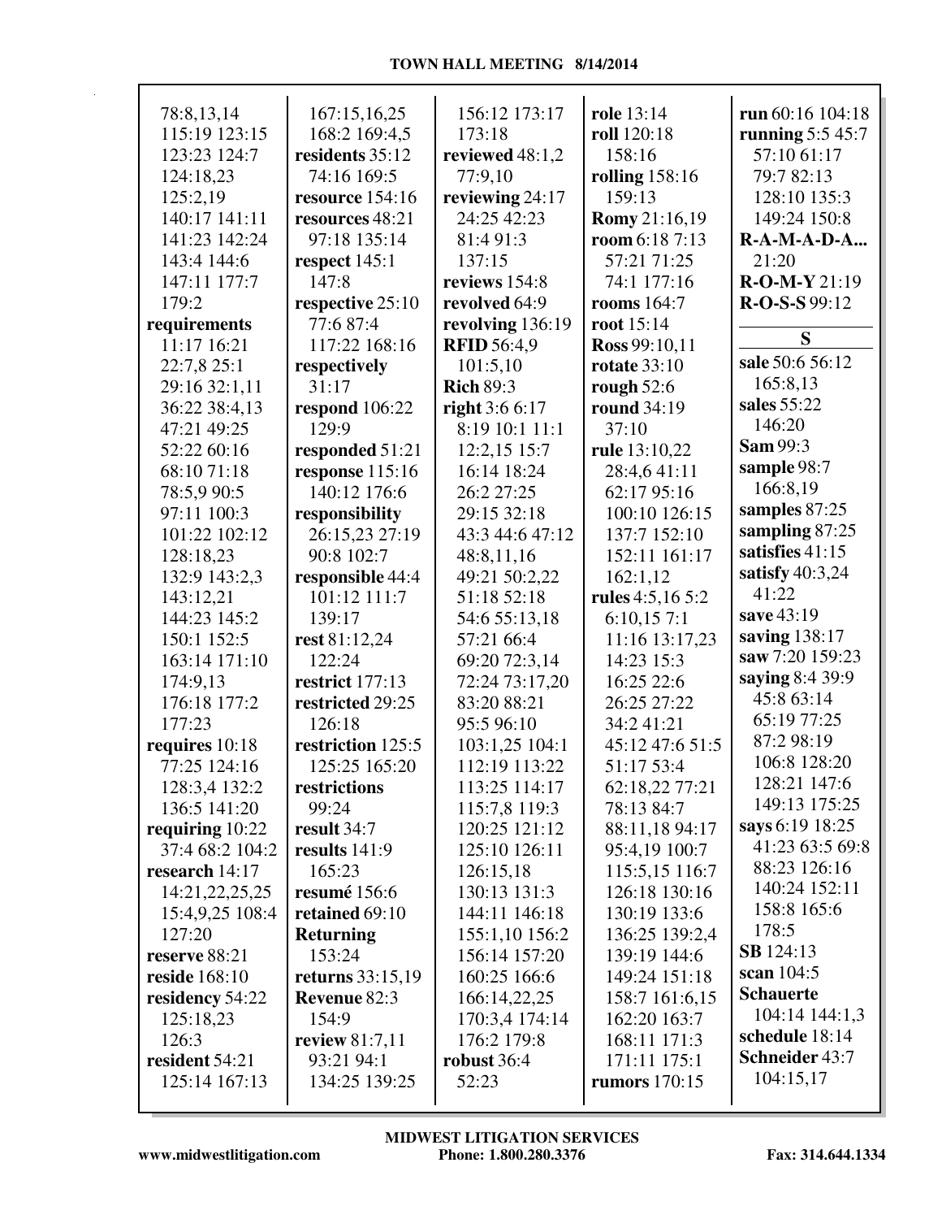78:8,13,14
115:19 123:15
123:23 124:7
124:18,23
125:2,19
140:17 141:11
141:23 142:24
143:4 144:6
147:11 177:7
179:2
**requirements**
11:17 16:21
22:7,8 25:1
29:16 32:1,11
36:22 38:4,13
47:21 49:25
52:22 60:16
68:10 71:18
78:5,9 90:5
97:11 100:3
101:22 102:12
128:18,23
132:9 143:2,3
143:12,21
144:23 145:2
150:1 152:5
163:14 171:10
174:9,13
176:18 177:2
177:23
**requires** 10:18
77:25 124:16
128:3,4 132:2
136:5 141:20
**requiring** 10:22
37:4 68:2 104:2
**research** 14:17
14:21,22,25,25
15:4,9,25 108:4
127:20
**reserve** 88:21
**reside** 168:10
**residency** 54:22
125:18,23
126:3
**resident** 54:21
125:14 167:13
167:15,16,25
168:2 169:4,5
**residents** 35:12
74:16 169:5
**resource** 154:16
**resources** 48:21
97:18 135:14
**respect** 145:1
147:8
**respective** 25:10
77:6 87:4
117:22 168:16
**respectively**
31:17
**respond** 106:22
129:9
**responded** 51:21
**response** 115:16
140:12 176:6
**responsibility**
26:15,23 27:19
90:8 102:7
**responsible** 44:4
101:12 111:7
139:17
**rest** 81:12,24
122:24
**restrict** 177:13
**restricted** 29:25
126:18
**restriction** 125:5
125:25 165:20
**restrictions**
99:24
**result** 34:7
**results** 141:9
165:23
**resumé** 156:6
**retained** 69:10
**Returning**
153:24
**returns** 33:15,19
**Revenue** 82:3
154:9
**review** 81:7,11
93:21 94:1
134:25 139:25
156:12 173:17
173:18
**reviewed** 48:1,2
77:9,10
**reviewing** 24:17
24:25 42:23
81:4 91:3
137:15
**reviews** 154:8
**revolved** 64:9
**revolving** 136:19
**RFID** 56:4,9
101:5,10
**Rich** 89:3
**right** 3:6 6:17
8:19 10:1 11:1
12:2,15 15:7
16:14 18:24
26:2 27:25
29:15 32:18
43:3 44:6 47:12
48:8,11,16
49:21 50:2,22
51:18 52:18
54:6 55:13,18
57:21 66:4
69:20 72:3,14
72:24 73:17,20
83:20 88:21
95:5 96:10
103:1,25 104:1
112:19 113:22
113:25 114:17
115:7,8 119:3
120:25 121:12
125:10 126:11
126:15,18
130:13 131:3
144:11 146:18
155:1,10 156:2
156:14 157:20
160:25 166:6
166:14,22,25
170:3,4 174:14
176:2 179:8
**robust** 36:4
52:23
**role** 13:14
**roll** 120:18
158:16
**rolling** 158:16
159:13
**Romy** 21:16,19
**room** 6:18 7:13
57:21 71:25
74:1 177:16
**rooms** 164:7
**root** 15:14
**Ross** 99:10,11
**rotate** 33:10
**rough** 52:6
**round** 34:19
37:10
**rule** 13:10,22
28:4,6 41:11
62:17 95:16
100:10 126:15
137:7 152:10
152:11 161:17
162:1,12
**rules** 4:5,16 5:2
6:10,15 7:1
11:16 13:17,23
14:23 15:3
16:25 22:6
26:25 27:22
34:2 41:21
45:12 47:6 51:5
51:17 53:4
62:18,22 77:21
78:13 84:7
88:11,18 94:17
95:4,19 100:7
115:5,15 116:7
126:18 130:16
130:19 133:6
136:25 139:2,4
139:19 144:6
149:24 151:18
158:7 161:6,15
162:20 163:7
168:11 171:3
171:11 175:1
**rumors** 170:15
**run** 60:16 104:18
**running** 5:5 45:7
57:10 61:17
79:7 82:13
128:10 135:3
149:24 150:8
**R-A-M-A-D-A...**
21:20
**R-O-M-Y** 21:19
**R-O-S-S** 99:12

## S

**sale** 50:6 56:12
165:8,13
**sales** 55:22
146:20
**Sam** 99:3
**sample** 98:7
166:8,19
**samples** 87:25
**sampling** 87:25
**satisfies** 41:15
**satisfy** 40:3,24
41:22
**save** 43:19
**saving** 138:17
**saw** 7:20 159:23
**saying** 8:4 39:9
45:8 63:14
65:19 77:25
87:2 98:19
106:8 128:20
128:21 147:6
149:13 175:25
**says** 6:19 18:25
41:23 63:5 69:8
88:23 126:16
140:24 152:11
158:8 165:6
178:5
**SB** 124:13
**scan** 104:5
**Schauerte**
104:14 144:1,3
**schedule** 18:14
**Schneider** 43:7
104:15,17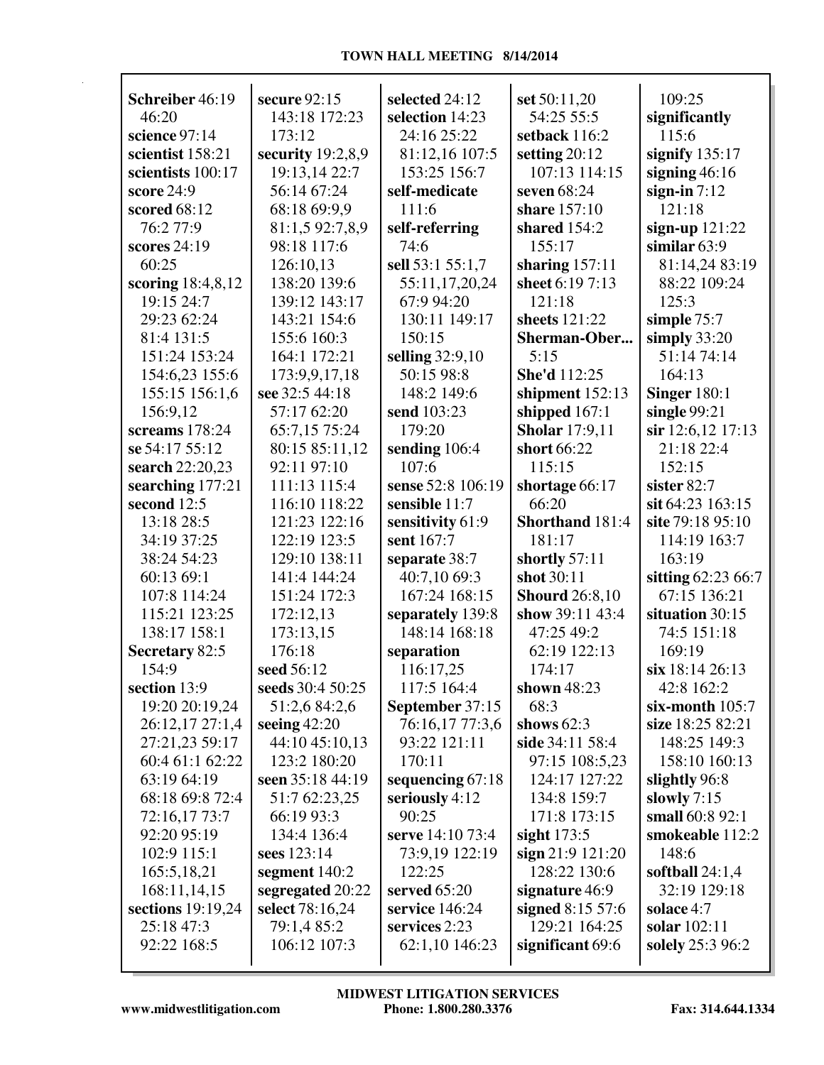**Schreiber** 46:19 46:20
**science** 97:14
**scientist** 158:21
**scientists** 100:17
**score** 24:9
**scored** 68:12 76:2 77:9
**scores** 24:19 60:25
**scoring** 18:4,8,12 19:15 24:7 29:23 62:24 81:4 131:5 151:24 153:24 154:6,23 155:6 155:15 156:1,6 156:9,12
**screams** 178:24
**se** 54:17 55:12
**search** 22:20,23
**searching** 177:21
**second** 12:5 13:18 28:5 34:19 37:25 38:24 54:23 60:13 69:1 107:8 114:24 115:21 123:25 138:17 158:1
**Secretary** 82:5 154:9
**section** 13:9 19:20 20:19,24 26:12,17 27:1,4 27:21,23 59:17 60:4 61:1 62:22 63:19 64:19 68:18 69:8 72:4 72:16,17 73:7 92:20 95:19 102:9 115:1 165:5,18,21 168:11,14,15
**sections** 19:19,24 25:18 47:3 92:22 168:5
**secure** 92:15 143:18 172:23 173:12
**security** 19:2,8,9 19:13,14 22:7 56:14 67:24 68:18 69:9,9 81:1,5 92:7,8,9 98:18 117:6 126:10,13 138:20 139:6 139:12 143:17 143:21 154:6 155:6 160:3 164:1 172:21 173:9,9,17,18
**see** 32:5 44:18 57:17 62:20 65:7,15 75:24 80:15 85:11,12 92:11 97:10 111:13 115:4 116:10 118:22 121:23 122:16 122:19 123:5 129:10 138:11 141:4 144:24 151:24 172:3 172:12,13 173:13,15 176:18
**seed** 56:12
**seeds** 30:4 50:25 51:2,6 84:2,6
**seeing** 42:20 44:10 45:10,13 123:2 180:20
**seen** 35:18 44:19 51:7 62:23,25 66:19 93:3 134:4 136:4
**sees** 123:14
**segment** 140:2
**segregated** 20:22
**select** 78:16,24 79:1,4 85:2 106:12 107:3
**selected** 24:12
**selection** 14:23 24:16 25:22 81:12,16 107:5 153:25 156:7
**self-medicate** 111:6
**self-referring** 74:6
**sell** 53:1 55:1,7 55:11,17,20,24 67:9 94:20 130:11 149:17 150:15
**selling** 32:9,10 50:15 98:8 148:2 149:6
**send** 103:23 179:20
**sending** 106:4 107:6
**sense** 52:8 106:19
**sensible** 11:7
**sensitivity** 61:9
**sent** 167:7
**separate** 38:7 40:7,10 69:3 167:24 168:15
**separately** 139:8 148:14 168:18
**separation** 116:17,25 117:5 164:4
**September** 37:15 76:16,17 77:3,6 93:22 121:11 170:11
**sequencing** 67:18
**seriously** 4:12 90:25
**serve** 14:10 73:4 73:9,19 122:19 122:25
**served** 65:20
**service** 146:24
**services** 2:23 62:1,10 146:23
**set** 50:11,20 54:25 55:5
**setback** 116:2
**setting** 20:12 107:13 114:15
**seven** 68:24
**share** 157:10
**shared** 154:2 155:17
**sharing** 157:11
**sheet** 6:19 7:13 121:18
**sheets** 121:22
**Sherman-Ober...** 5:15
**She'd** 112:25
**shipment** 152:13
**shipped** 167:1
**Sholar** 17:9,11
**short** 66:22 115:15
**shortage** 66:17 66:20
**Shorthand** 181:4 181:17
**shortly** 57:11
**shot** 30:11
**Shourd** 26:8,10
**show** 39:11 43:4 47:25 49:2 62:19 122:13 174:17
**shown** 48:23 68:3
**shows** 62:3
**side** 34:11 58:4 97:15 108:5,23 124:17 127:22 134:8 159:7 171:8 173:15
**sight** 173:5
**sign** 21:9 121:20 128:22 130:6
**signature** 46:9
**signed** 8:15 57:6 129:21 164:25
**significant** 69:6 109:25
**significantly** 115:6
**signify** 135:17
**signing** 46:16
**sign-in** 7:12 121:18
**sign-up** 121:22
**similar** 63:9 81:14,24 83:19 88:22 109:24 125:3
**simple** 75:7
**simply** 33:20 51:14 74:14 164:13
**Singer** 180:1
**single** 99:21
**sir** 12:6,12 17:13 21:18 22:4 152:15
**sister** 82:7
**sit** 64:23 163:15
**site** 79:18 95:10 114:19 163:7 163:19
**sitting** 62:23 66:7 67:15 136:21
**situation** 30:15 74:5 151:18 169:19
**six** 18:14 26:13 42:8 162:2
**six-month** 105:7
**size** 18:25 82:21 148:25 149:3 158:10 160:13
**slightly** 96:8
**slowly** 7:15
**small** 60:8 92:1
**smokeable** 112:2 148:6
**softball** 24:1,4 32:19 129:18
**solace** 4:7
**solar** 102:11
**solely** 25:3 96:2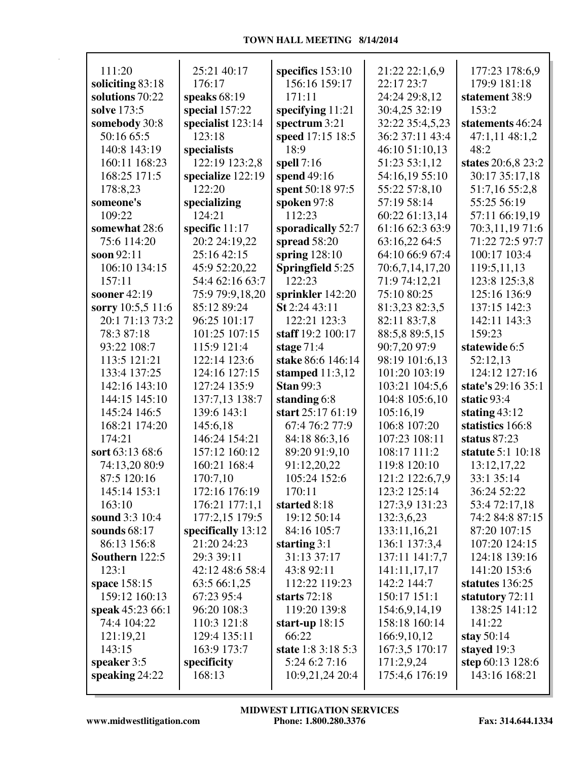111:20
**soliciting** 83:18
**solutions** 70:22
**solve** 173:5
**somebody** 30:8 50:16 65:5 140:8 143:19 160:11 168:23 168:25 171:5 178:8,23
**someone's** 109:22
**somewhat** 28:6 75:6 114:20
**soon** 92:11 106:10 134:15 157:11
**sooner** 42:19
**sorry** 10:5,5 11:6 20:1 71:13 73:2 78:3 87:18 93:22 108:7 113:5 121:21 133:4 137:25 142:16 143:10 144:15 145:10 145:24 146:5 168:21 174:20 174:21
**sort** 63:13 68:6 74:13,20 80:9 87:5 120:16 145:14 153:1 163:10
**sound** 3:3 10:4
**sounds** 68:17 86:13 156:8
**Southern** 122:5 123:1
**space** 158:15 159:12 160:13
**speak** 45:23 66:1 74:4 104:22 121:19,21 143:15
**speaker** 3:5
**speaking** 24:22
25:21 40:17 176:17
**speaks** 68:19
**special** 157:22
**specialist** 123:14 123:18
**specialists** 122:19 123:2,8
**specialize** 122:19 122:20
**specializing** 124:21
**specific** 11:17 20:2 24:19,22 25:16 42:15 45:9 52:20,22 54:4 62:16 63:7 75:9 79:9,18,20 85:12 89:24 96:25 101:17 101:25 107:15 115:9 121:4 122:14 123:6 124:16 127:15 127:24 135:9 137:7,13 138:7 139:6 143:1 145:6,18 146:24 154:21 157:12 160:12 160:21 168:4 170:7,10 172:16 176:19 176:21 177:1,1 177:2,15 179:5
**specifically** 13:12 21:20 24:23 29:3 39:11 42:12 48:6 58:4 63:5 66:1,25 67:23 95:4 96:20 108:3 110:3 121:8 129:4 135:11 163:9 173:7
**specificity** 168:13
**specifics** 153:10 156:16 159:17 171:11
**specifying** 11:21
**spectrum** 3:21
**speed** 17:15 18:5 18:9
**spell** 7:16
**spend** 49:16
**spent** 50:18 97:5
**spoken** 97:8 112:23
**sporadically** 52:7
**spread** 58:20
**spring** 128:10
**Springfield** 5:25 122:23
**sprinkler** 142:20
**St** 2:24 43:11 122:21 123:3
**staff** 19:2 100:17
**stage** 71:4
**stake** 86:6 146:14
**stamped** 11:3,12
**Stan** 99:3
**standing** 6:8
**start** 25:17 61:19 67:4 76:2 77:9 84:18 86:3,16 89:20 91:9,10 91:12,20,22 105:24 152:6 170:11
**started** 8:18 19:12 50:14 84:16 105:7
**starting** 3:1 31:13 37:17 43:8 92:11 112:22 119:23
**starts** 72:18 119:20 139:8
**start-up** 18:15 66:22
**state** 1:8 3:18 5:3 5:24 6:2 7:16 10:9,21,24 20:4
21:22 22:1,6,9 22:17 23:7 24:24 29:8,12 30:4,25 32:19 32:22 35:4,5,23 36:2 37:11 43:4 46:10 51:10,13 51:23 53:1,12 54:16,19 55:10 55:22 57:8,10 57:19 58:14 60:22 61:13,14 61:16 62:3 63:9 63:16,22 64:5 64:10 66:9 67:4 70:6,7,14,17,20 71:9 74:12,21 75:10 80:25 81:3,23 82:3,5 82:11 83:7,8 88:5,8 89:5,15 90:7,20 97:9 98:19 101:6,13 101:20 103:19 103:21 104:5,6 104:8 105:6,10 105:16,19 106:8 107:20 107:23 108:11 108:17 111:2 119:8 120:10 121:2 122:6,7,9 123:2 125:14 127:3,9 131:23 132:3,6,23 133:11,16,21 136:1 137:3,4 137:11 141:7,7 141:11,17,17 142:2 144:7 150:17 151:1 154:6,9,14,19 158:18 160:14 166:9,10,12 167:3,5 170:17 171:2,9,24 175:4,6 176:19
177:23 178:6,9 179:9 181:18
**statement** 38:9 153:2
**statements** 46:24 47:1,11 48:1,2 48:2
**states** 20:6,8 23:2 30:17 35:17,18 51:7,16 55:2,8 55:25 56:19 57:11 66:19,19 70:3,11,19 71:6 71:22 72:5 97:7 100:17 103:4 119:5,11,13 123:8 125:3,8 125:16 136:9 137:15 142:3 142:11 143:3 159:23
**statewide** 6:5 52:12,13 124:12 127:16
**state's** 29:16 35:1
**static** 93:4
**stating** 43:12
**statistics** 166:8
**status** 87:23
**statute** 5:1 10:18 13:12,17,22 33:1 35:14 36:24 52:22 53:4 72:17,18 74:2 84:8 87:15 87:20 107:15 107:20 124:15 124:18 139:16 141:20 153:6
**statutes** 136:25
**statutory** 72:11 138:25 141:12 141:22
**stay** 50:14
**stayed** 19:3
**step** 60:13 128:6 143:16 168:21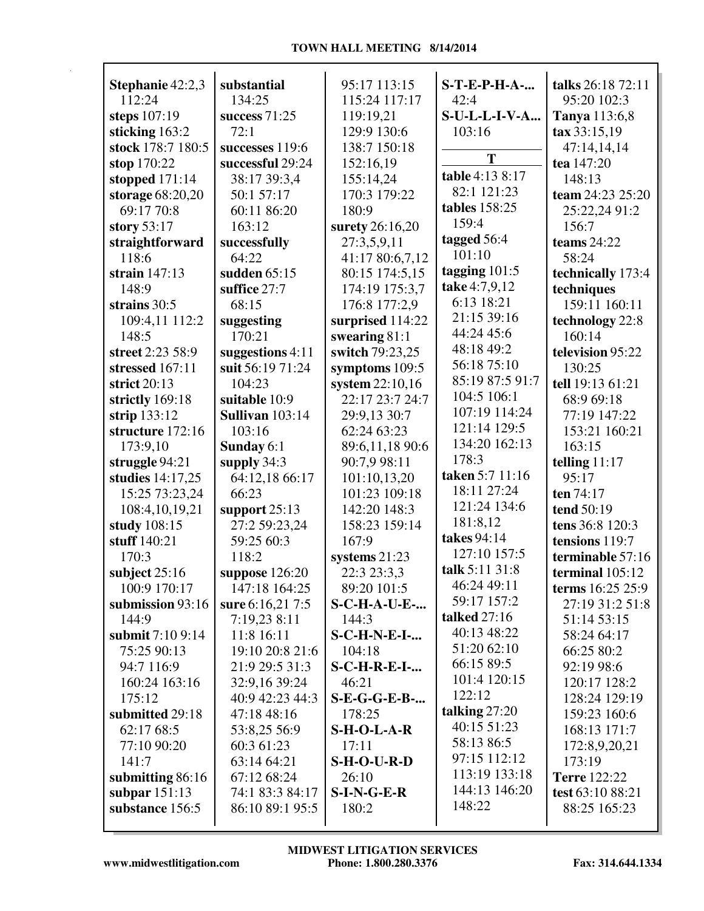**Stephanie** 42:2,3 112:24
**steps** 107:19
**sticking** 163:2
**stock** 178:7 180:5
**stop** 170:22
**stopped** 171:14
**storage** 68:20,20 69:17 70:8
**story** 53:17
**straightforward** 118:6
**strain** 147:13 148:9
**strains** 30:5 109:4,11 112:2 148:5
**street** 2:23 58:9
**stressed** 167:11
**strict** 20:13
**strictly** 169:18
**strip** 133:12
**structure** 172:16 173:9,10
**struggle** 94:21
**studies** 14:17,25 15:25 73:23,24 108:4,10,19,21
**study** 108:15
**stuff** 140:21 170:3
**subject** 25:16 100:9 170:17
**submission** 93:16 144:9
**submit** 7:10 9:14 75:25 90:13 94:7 116:9 160:24 163:16 175:12
**submitted** 29:18 62:17 68:5 77:10 90:20 141:7
**submitting** 86:16
**subpar** 151:13
**substance** 156:5
**substantial** 134:25
**success** 71:25 72:1
**successes** 119:6
**successful** 29:24 38:17 39:3,4 50:1 57:17 60:11 86:20 163:12
**successfully** 64:22
**sudden** 65:15
**suffice** 27:7 68:15
**suggesting** 170:21
**suggestions** 4:11
**suit** 56:19 71:24 104:23
**suitable** 10:9
**Sullivan** 103:14 103:16
**Sunday** 6:1
**supply** 34:3 64:12,18 66:17 66:23
**support** 25:13 27:2 59:23,24 59:25 60:3 118:2
**suppose** 126:20 147:18 164:25
**sure** 6:16,21 7:5 7:19,23 8:11 11:8 16:11 19:10 20:8 21:6 21:9 29:5 31:3 32:9,16 39:24 40:9 42:23 44:3 47:18 48:16 53:8,25 56:9 60:3 61:23 63:14 64:21 67:12 68:24 74:1 83:3 84:17 86:10 89:1 95:5 95:17 113:15 115:24 117:17 119:19,21 129:9 130:6 138:7 150:18 152:16,19 155:14,24 170:3 179:22 180:9
**surety** 26:16,20 27:3,5,9,11 41:17 80:6,7,12 80:15 174:5,15 174:19 175:3,7 176:8 177:2,9
**surprised** 114:22
**swearing** 81:1
**switch** 79:23,25
**symptoms** 109:5
**system** 22:10,16 22:17 23:7 24:7 29:9,13 30:7 62:24 63:23 89:6,11,18 90:6 90:7,9 98:11 101:10,13,20 101:23 109:18 142:20 148:3 158:23 159:14 167:9
**systems** 21:23 22:3 23:3,3 89:20 101:5
**S-C-H-A-U-E-...** 144:3
**S-C-H-N-E-I-...** 104:18
**S-C-H-R-E-I-...** 46:21
**S-E-G-G-E-B-...** 178:25
**S-H-O-L-A-R** 17:11
**S-H-O-U-R-D** 26:10
**S-I-N-G-E-R** 180:2
**S-T-E-P-H-A-...** 42:4
**S-U-L-L-I-V-A...** 103:16

## T

**table** 4:13 8:17 82:1 121:23
**tables** 158:25 159:4
**tagged** 56:4 101:10
**tagging** 101:5
**take** 4:7,9,12 6:13 18:21 21:15 39:16 44:24 45:6 48:18 49:2 56:18 75:10 85:19 87:5 91:7 104:5 106:1 107:19 114:24 121:14 129:5 134:20 162:13 178:3
**taken** 5:7 11:16 18:11 27:24 121:24 134:6 181:8,12
**takes** 94:14 127:10 157:5
**talk** 5:11 31:8 46:24 49:11 59:17 157:2
**talked** 27:16 40:13 48:22 51:20 62:10 66:15 89:5 101:4 120:15 122:12
**talking** 27:20 40:15 51:23 58:13 86:5 97:15 112:12 113:19 133:18 144:13 146:20 148:22
**talks** 26:18 72:11 95:20 102:3
**Tanya** 113:6,8
**tax** 33:15,19 47:14,14,14
**tea** 147:20 148:13
**team** 24:23 25:20 25:22,24 91:2 156:7
**teams** 24:22 58:24
**technically** 173:4
**techniques** 159:11 160:11
**technology** 22:8 160:14
**television** 95:22 130:25
**tell** 19:13 61:21 68:9 69:18 77:19 147:22 153:21 160:21 163:15
**telling** 11:17 95:17
**ten** 74:17
**tend** 50:19
**tens** 36:8 120:3
**tensions** 119:7
**terminable** 57:16
**terminal** 105:12
**terms** 16:25 25:9 27:19 31:2 51:8 51:14 53:15 58:24 64:17 66:25 80:2 92:19 98:6 120:17 128:2 128:24 129:19 159:23 160:6 168:13 171:7 172:8,9,20,21 173:19
**Terre** 122:22
**test** 63:10 88:21 88:25 165:23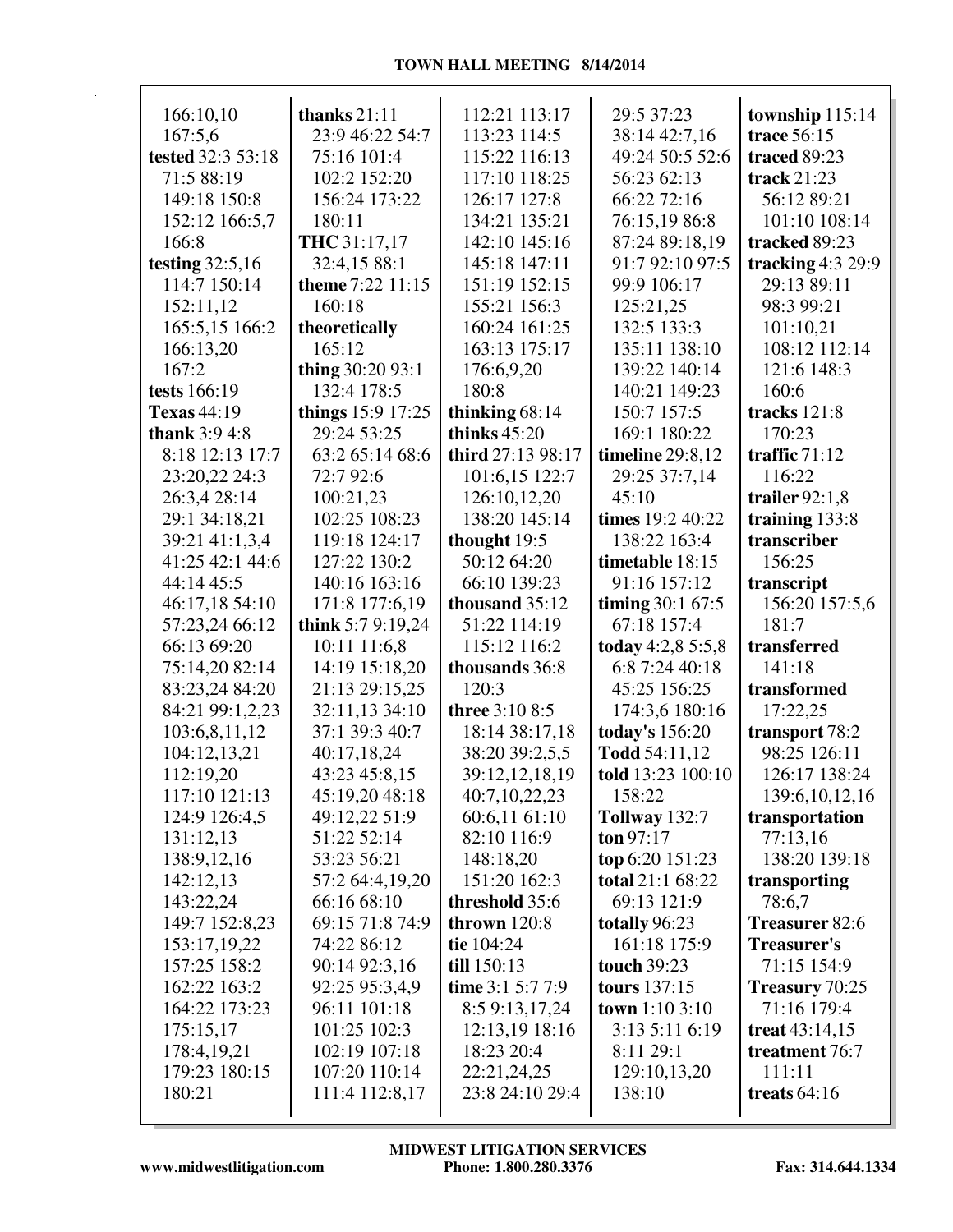166:10,10
167:5,6
**tested** 32:3 53:18
71:5 88:19
149:18 150:8
152:12 166:5,7
166:8
**testing** 32:5,16
114:7 150:14
152:11,12
165:5,15 166:2
166:13,20
167:2
**tests** 166:19
**Texas** 44:19
**thank** 3:9 4:8
8:18 12:13 17:7
23:20,22 24:3
26:3,4 28:14
29:1 34:18,21
39:21 41:1,3,4
41:25 42:1 44:6
44:14 45:5
46:17,18 54:10
57:23,24 66:12
66:13 69:20
75:14,20 82:14
83:23,24 84:20
84:21 99:1,2,23
103:6,8,11,12
104:12,13,21
112:19,20
117:10 121:13
124:9 126:4,5
131:12,13
138:9,12,16
142:12,13
143:22,24
149:7 152:8,23
153:17,19,22
157:25 158:2
162:22 163:2
164:22 173:23
175:15,17
178:4,19,21
179:23 180:15
180:21

**thanks** 21:11
23:9 46:22 54:7
75:16 101:4
102:2 152:20
156:24 173:22
180:11
**THC** 31:17,17
32:4,15 88:1
**theme** 7:22 11:15
160:18
**theoretically**
165:12
**thing** 30:20 93:1
132:4 178:5
**things** 15:9 17:25
29:24 53:25
63:2 65:14 68:6
72:7 92:6
100:21,23
102:25 108:23
119:18 124:17
127:22 130:2
140:16 163:16
171:8 177:6,19
**think** 5:7 9:19,24
10:11 11:6,8
14:19 15:18,20
21:13 29:15,25
32:11,13 34:10
37:1 39:3 40:7
40:17,18,24
43:23 45:8,15
45:19,20 48:18
49:12,22 51:9
51:22 52:14
53:23 56:21
57:2 64:4,19,20
66:16 68:10
69:15 71:8 74:9
74:22 86:12
90:14 92:3,16
92:25 95:3,4,9
96:11 101:18
101:25 102:3
102:19 107:18
107:20 110:14
111:4 112:8,17

112:21 113:17
113:23 114:5
115:22 116:13
117:10 118:25
126:17 127:8
134:21 135:21
142:10 145:16
145:18 147:11
151:19 152:15
155:21 156:3
160:24 161:25
163:13 175:17
176:6,9,20
180:8
**thinking** 68:14
**thinks** 45:20
**third** 27:13 98:17
101:6,15 122:7
126:10,12,20
138:20 145:14
**thought** 19:5
50:12 64:20
66:10 139:23
**thousand** 35:12
51:22 114:19
115:12 116:2
**thousands** 36:8
120:3
**three** 3:10 8:5
18:14 38:17,18
38:20 39:2,5,5
39:12,12,18,19
40:7,10,22,23
60:6,11 61:10
82:10 116:9
148:18,20
151:20 162:3
**threshold** 35:6
**thrown** 120:8
**tie** 104:24
**till** 150:13
**time** 3:1 5:7 7:9
8:5 9:13,17,24
12:13,19 18:16
18:23 20:4
22:21,24,25
23:8 24:10 29:4

29:5 37:23
38:14 42:7,16
49:24 50:5 52:6
56:23 62:13
66:22 72:16
76:15,19 86:8
87:24 89:18,19
91:7 92:10 97:5
99:9 106:17
125:21,25
132:5 133:3
135:11 138:10
139:22 140:14
140:21 149:23
150:7 157:5
169:1 180:22
**timeline** 29:8,12
29:25 37:7,14
45:10
**times** 19:2 40:22
138:22 163:4
**timetable** 18:15
91:16 157:12
**timing** 30:1 67:5
67:18 157:4
**today** 4:2,8 5:5,8
6:8 7:24 40:18
45:25 156:25
174:3,6 180:16
**today's** 156:20
**Todd** 54:11,12
**told** 13:23 100:10
158:22
**Tollway** 132:7
**ton** 97:17
**top** 6:20 151:23
**total** 21:1 68:22
69:13 121:9
**totally** 96:23
161:18 175:9
**touch** 39:23
**tours** 137:15
**town** 1:10 3:10
3:13 5:11 6:19
8:11 29:1
129:10,13,20
138:10

**township** 115:14
**trace** 56:15
**traced** 89:23
**track** 21:23
56:12 89:21
101:10 108:14
**tracked** 89:23
**tracking** 4:3 29:9
29:13 89:11
98:3 99:21
101:10,21
108:12 112:14
121:6 148:3
160:6
**tracks** 121:8
170:23
**traffic** 71:12
116:22
**trailer** 92:1,8
**training** 133:8
**transcriber**
156:25
**transcript**
156:20 157:5,6
181:7
**transferred**
141:18
**transformed**
17:22,25
**transport** 78:2
98:25 126:11
126:17 138:24
139:6,10,12,16
**transportation**
77:13,16
138:20 139:18
**transporting**
78:6,7
**Treasurer** 82:6
**Treasurer's**
71:15 154:9
**Treasury** 70:25
71:16 179:4
**treat** 43:14,15
**treatment** 76:7
111:11
**treats** 64:16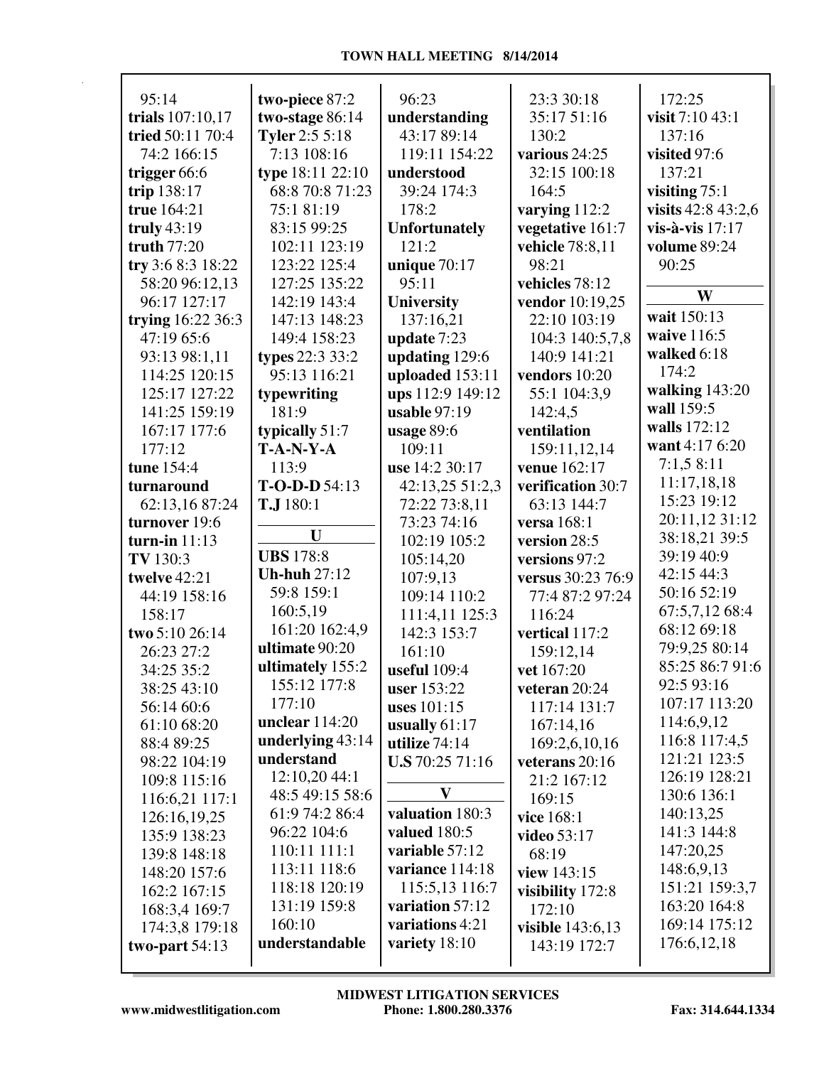95:14
**trials** 107:10,17
**tried** 50:11 70:4 74:2 166:15
**trigger** 66:6
**trip** 138:17
**true** 164:21
**truly** 43:19
**truth** 77:20
**try** 3:6 8:3 18:22 58:20 96:12,13 96:17 127:17
**trying** 16:22 36:3 47:19 65:6 93:13 98:1,11 114:25 120:15 125:17 127:22 141:25 159:19 167:17 177:6 177:12
**tune** 154:4
**turnaround** 62:13,16 87:24
**turnover** 19:6
**turn-in** 11:13
**TV** 130:3
**twelve** 42:21 44:19 158:16 158:17
**two** 5:10 26:14 26:23 27:2 34:25 35:2 38:25 43:10 56:14 60:6 61:10 68:20 88:4 89:25 98:22 104:19 109:8 115:16 116:6,21 117:1 126:16,19,25 135:9 138:23 139:8 148:18 148:20 157:6 162:2 167:15 168:3,4 169:7 174:3,8 179:18
**two-part** 54:13
**two-piece** 87:2
**two-stage** 86:14
**Tyler** 2:5 5:18 7:13 108:16
**type** 18:11 22:10 68:8 70:8 71:23 75:1 81:19 83:15 99:25 102:11 123:19 123:22 125:4 127:25 135:22 142:19 143:4 147:13 148:23 149:4 158:23
**types** 22:3 33:2 95:13 116:21
**typewriting** 181:9
**typically** 51:7
**T-A-N-Y-A** 113:9
**T-O-D-D** 54:13
**T.J** 180:1

## U

**UBS** 178:8
**Uh-huh** 27:12 59:8 159:1 160:5,19 161:20 162:4,9
**ultimate** 90:20
**ultimately** 155:2 155:12 177:8 177:10
**unclear** 114:20
**underlying** 43:14
**understand** 12:10,20 44:1 48:5 49:15 58:6 61:9 74:2 86:4 96:22 104:6 110:11 111:1 113:11 118:6 118:18 120:19 131:19 159:8 160:10
**understandable** 96:23
**understanding** 43:17 89:14 119:11 154:22
**understood** 39:24 174:3 178:2
**Unfortunately** 121:2
**unique** 70:17 95:11
**University** 137:16,21
**update** 7:23
**updating** 129:6
**uploaded** 153:11
**ups** 112:9 149:12
**usable** 97:19
**usage** 89:6 109:11
**use** 14:2 30:17 42:13,25 51:2,3 72:22 73:8,11 73:23 74:16 102:19 105:2 105:14,20 107:9,13 109:14 110:2 111:4,11 125:3 142:3 153:7 161:10
**useful** 109:4
**user** 153:22
**uses** 101:15
**usually** 61:17
**utilize** 74:14
**U.S** 70:25 71:16

## V

**valuation** 180:3
**valued** 180:5
**variable** 57:12
**variance** 114:18 115:5,13 116:7
**variation** 57:12
**variations** 4:21
**variety** 18:10 23:3 30:18 35:17 51:16 130:2
**various** 24:25 32:15 100:18 164:5
**varying** 112:2
**vegetative** 161:7
**vehicle** 78:8,11 98:21
**vehicles** 78:12
**vendor** 10:19,25 22:10 103:19 104:3 140:5,7,8 140:9 141:21
**vendors** 10:20 55:1 104:3,9 142:4,5
**ventilation** 159:11,12,14
**venue** 162:17
**verification** 30:7 63:13 144:7
**versa** 168:1
**version** 28:5
**versions** 97:2
**versus** 30:23 76:9 77:4 87:2 97:24 116:24
**vertical** 117:2 159:12,14
**vet** 167:20
**veteran** 20:24 117:14 131:7 167:14,16 169:2,6,10,16
**veterans** 20:16 21:2 167:12 169:15
**vice** 168:1
**video** 53:17 68:19
**view** 143:15
**visibility** 172:8 172:10
**visible** 143:6,13 143:19 172:7 172:25
**visit** 7:10 43:1 137:16
**visited** 97:6 137:21
**visiting** 75:1
**visits** 42:8 43:2,6
**vis-à-vis** 17:17
**volume** 89:24 90:25

## W

**wait** 150:13
**waive** 116:5
**walked** 6:18 174:2
**walking** 143:20
**wall** 159:5
**walls** 172:12
**want** 4:17 6:20 7:1,5 8:11 11:17,18,18 15:23 19:12 20:11,12 31:12 38:18,21 39:5 39:19 40:9 42:15 44:3 50:16 52:19 67:5,7,12 68:4 68:12 69:18 79:9,25 80:14 85:25 86:7 91:6 92:5 93:16 107:17 113:20 114:6,9,12 116:8 117:4,5 121:21 123:5 126:19 128:21 130:6 136:1 140:13,25 141:3 144:8 147:20,25 148:6,9,13 151:21 159:3,7 163:20 164:8 169:14 175:12 176:6,12,18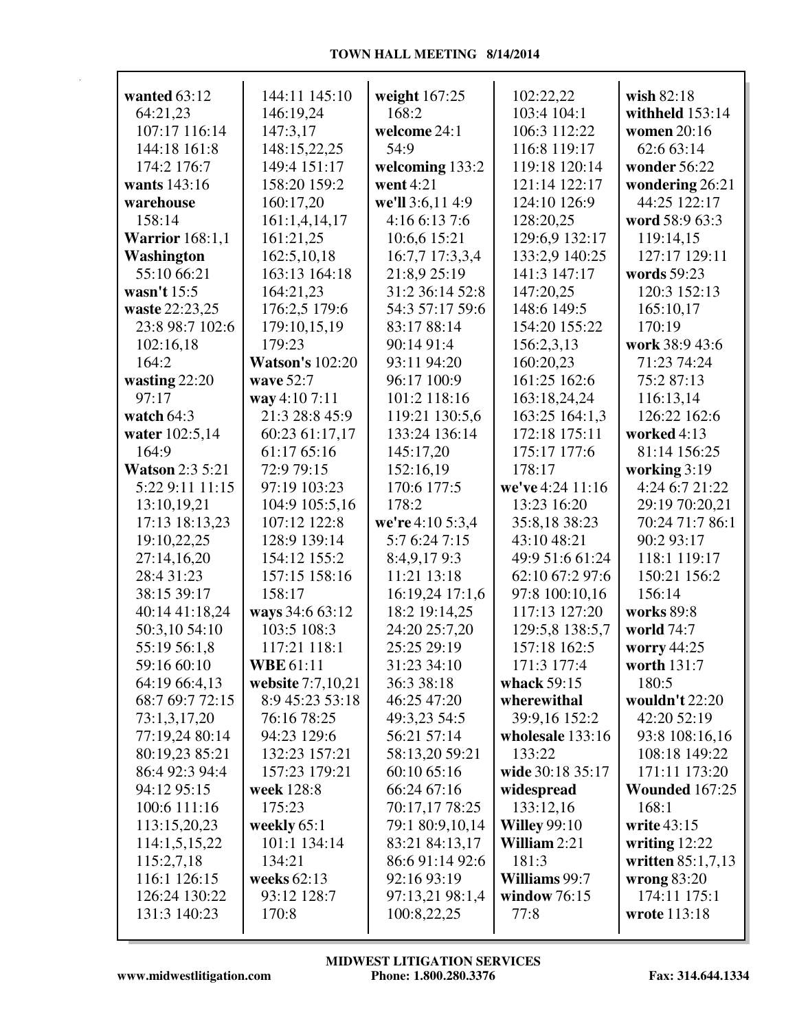**wanted** 63:12 64:21,23 107:17 116:14 144:18 161:8 174:2 176:7
**wants** 143:16
**warehouse** 158:14
**Warrior** 168:1,1
**Washington** 55:10 66:21
**wasn't** 15:5
**waste** 22:23,25 23:8 98:7 102:6 102:16,18 164:2
**wasting** 22:20 97:17
**watch** 64:3
**water** 102:5,14 164:9
**Watson** 2:3 5:21 5:22 9:11 11:15 13:10,19,21 17:13 18:13,23 19:10,22,25 27:14,16,20 28:4 31:23 38:15 39:17 40:14 41:18,24 50:3,10 54:10 55:19 56:1,8 59:16 60:10 64:19 66:4,13 68:7 69:7 72:15 73:1,3,17,20 77:19,24 80:14 80:19,23 85:21 86:4 92:3 94:4 94:12 95:15 100:6 111:16 113:15,20,23 114:1,5,15,22 115:2,7,18 116:1 126:15 126:24 130:22 131:3 140:23 144:11 145:10 146:19,24 147:3,17 148:15,22,25 149:4 151:17 158:20 159:2 160:17,20 161:1,4,14,17 161:21,25 162:5,10,18 163:13 164:18 164:21,23 176:2,5 179:6 179:10,15,19 179:23
**Watson's** 102:20
**wave** 52:7
**way** 4:10 7:11 21:3 28:8 45:9 60:23 61:17,17 61:17 65:16 72:9 79:15 97:19 103:23 104:9 105:5,16 107:12 122:8 128:9 139:14 154:12 155:2 157:15 158:16 158:17
**ways** 34:6 63:12 103:5 108:3 117:21 118:1
**WBE** 61:11
**website** 7:7,10,21 8:9 45:23 53:18 76:16 78:25 94:23 129:6 132:23 157:21 157:23 179:21
**week** 128:8 175:23
**weekly** 65:1 101:1 134:14 134:21
**weeks** 62:13 93:12 128:7 170:8
**weight** 167:25 168:2
**welcome** 24:1 54:9
**welcoming** 133:2
**went** 4:21
**we'll** 3:6,11 4:9 4:16 6:13 7:6 10:6,6 15:21 16:7,7 17:3,3,4 21:8,9 25:19 31:2 36:14 52:8 54:3 57:17 59:6 83:17 88:14 90:14 91:4 93:11 94:20 96:17 100:9 101:2 118:16 119:21 130:5,6 133:24 136:14 145:17,20 152:16,19 170:6 177:5 178:2
**we're** 4:10 5:3,4 5:7 6:24 7:15 8:4,9,17 9:3 11:21 13:18 16:19,24 17:1,6 18:2 19:14,25 24:20 25:7,20 25:25 29:19 31:23 34:10 36:3 38:18 46:25 47:20 49:3,23 54:5 56:21 57:14 58:13,20 59:21 60:10 65:16 66:24 67:16 70:17,17 78:25 79:1 80:9,10,14 83:21 84:13,17 86:6 91:14 92:6 92:16 93:19 97:13,21 98:1,4 100:8,22,25 102:22,22 103:4 104:1 106:3 112:22 116:8 119:17 119:18 120:14 121:14 122:17 124:10 126:9 128:20,25 129:6,9 132:17 133:2,9 140:25 141:3 147:17 147:20,25 148:6 149:5 154:20 155:22 156:2,3,13 160:20,23 161:25 162:6 163:18,24,24 163:25 164:1,3 172:18 175:11 175:17 177:6 178:17
**we've** 4:24 11:16 13:23 16:20 35:8,18 38:23 43:10 48:21 49:9 51:6 61:24 62:10 67:2 97:6 97:8 100:10,16 117:13 127:20 129:5,8 138:5,7 157:18 162:5 171:3 177:4
**whack** 59:15
**wherewithal** 39:9,16 152:2
**wholesale** 133:16 133:22
**wide** 30:18 35:17
**widespread** 133:12,16
**Willey** 99:10
**William** 2:21 181:3
**Williams** 99:7
**window** 76:15 77:8
**wish** 82:18
**withheld** 153:14
**women** 20:16 62:6 63:14
**wonder** 56:22
**wondering** 26:21 44:25 122:17
**word** 58:9 63:3 119:14,15 127:17 129:11
**words** 59:23 120:3 152:13 165:10,17 170:19
**work** 38:9 43:6 71:23 74:24 75:2 87:13 116:13,14 126:22 162:6
**worked** 4:13 81:14 156:25
**working** 3:19 4:24 6:7 21:22 29:19 70:20,21 70:24 71:7 86:1 90:2 93:17 118:1 119:17 150:21 156:2 156:14
**works** 89:8
**world** 74:7
**worry** 44:25
**worth** 131:7 180:5
**wouldn't** 22:20 42:20 52:19 93:8 108:16,16 108:18 149:22 171:11 173:20
**Wounded** 167:25 168:1
**write** 43:15
**writing** 12:22
**written** 85:1,7,13
**wrong** 83:20 174:11 175:1
**wrote** 113:18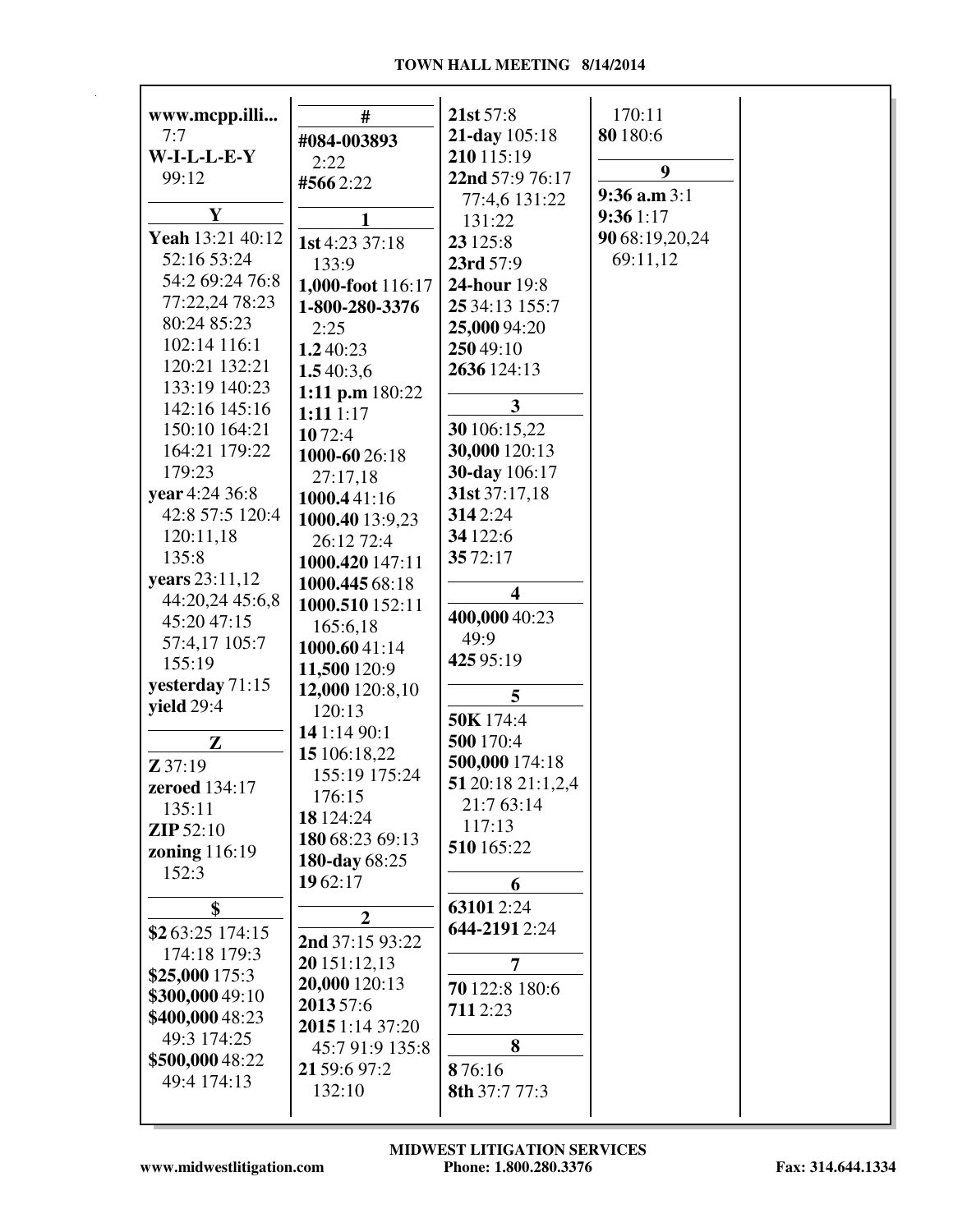**TOWN HALL MEETING 8/14/2014**

**www.mcpp.illi...** 7:7
**W-I-L-L-E-Y** 99:12

**Y**

**Yeah** 13:21 40:12 52:16 53:24 54:2 69:24 76:8 77:22,24 78:23 80:24 85:23 102:14 116:1 120:21 132:21 133:19 140:23 142:16 145:16 150:10 164:21 164:21 179:22 179:23
**year** 4:24 36:8 42:8 57:5 120:4 120:11,18 135:8
**years** 23:11,12 44:20,24 45:6,8 45:20 47:15 57:4,17 105:7 155:19
**yesterday** 71:15
**yield** 29:4

**Z**

**Z** 37:19
**zeroed** 134:17 135:11
**ZIP** 52:10
**zoning** 116:19 152:3

**$**

**$2** 63:25 174:15 174:18 179:3
**$25,000** 175:3
**$300,000** 49:10
**$400,000** 48:23 49:3 174:25
**$500,000** 48:22 49:4 174:13

**#**

**#084-003893** 2:22
**#566** 2:22

**1**

**1st** 4:23 37:18 133:9
**1,000-foot** 116:17
**1-800-280-3376** 2:25
**1.2** 40:23
**1.5** 40:3,6
**1:11 p.m** 180:22
**1:11** 1:17
**10** 72:4
**1000-60** 26:18 27:17,18
**1000.4** 41:16
**1000.40** 13:9,23 26:12 72:4
**1000.420** 147:11
**1000.445** 68:18
**1000.510** 152:11 165:6,18
**1000.60** 41:14
**11,500** 120:9
**12,000** 120:8,10 120:13
**14** 1:14 90:1
**15** 106:18,22 155:19 175:24 176:15
**18** 124:24
**180** 68:23 69:13
**180-day** 68:25
**19** 62:17

**2**

**2nd** 37:15 93:22
**20** 151:12,13
**20,000** 120:13
**2013** 57:6
**2015** 1:14 37:20 45:7 91:9 135:8
**21** 59:6 97:2 132:10
**21st** 57:8
**21-day** 105:18
**210** 115:19
**22nd** 57:9 76:17 77:4,6 131:22 131:22
**23** 125:8
**23rd** 57:9
**24-hour** 19:8
**25** 34:13 155:7
**25,000** 94:20
**250** 49:10
**2636** 124:13

**3**

**30** 106:15,22
**30,000** 120:13
**30-day** 106:17
**31st** 37:17,18
**314** 2:24
**34** 122:6
**35** 72:17

**4**

**400,000** 40:23 49:9
**425** 95:19

**5**

**50K** 174:4
**500** 170:4
**500,000** 174:18
**51** 20:18 21:1,2,4 21:7 63:14 117:13
**510** 165:22

**6**

**63101** 2:24
**644-2191** 2:24

**7**

**70** 122:8 180:6
**711** 2:23

**8**

**8** 76:16
**8th** 37:7 77:3 170:11
**80** 180:6

**9**

**9:36 a.m** 3:1
**9:36** 1:17
**90** 68:19,20,24 69:11,12

MIDWEST LITIGATION SERVICES
www.midwestlitigation.com Phone: 1.800.280.3376 Fax: 314.644.1334